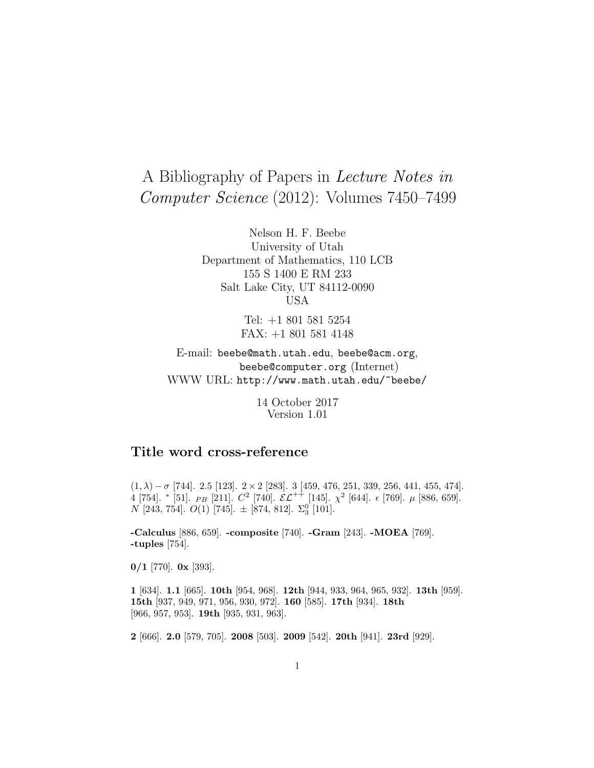# A Bibliography of Papers in *Lecture Notes in Computer Science* (2012): Volumes 7450–7499

Nelson H. F. Beebe
University of Utah
Department of Mathematics, 110 LCB
155 S 1400 E RM 233
Salt Lake City, UT 84112-0090
USA

Tel: +1 801 581 5254
FAX: +1 801 581 4148

E-mail: `beebe@math.utah.edu`, `beebe@acm.org`, `beebe@computer.org` (Internet)
WWW URL: `http://www.math.utah.edu/~beebe/`

14 October 2017
Version 1.01

## Title word cross-reference

$(1, \lambda) - \sigma$ [744]. 2.5 [123]. $2 \times 2$ [283]. 3 [459, 476, 251, 339, 256, 441, 455, 474]. 4 [754]. $^*$ [51]. $_{PB}$ [211]. $C^2$ [740]. $\mathcal{EL}^{++}$ [145]. $\chi^2$ [644]. $\epsilon$ [769]. $\mu$ [886, 659]. $N$ [243, 754]. $O(1)$ [745]. $\pm$ [874, 812]. $\Sigma_3^0$ [101].

**-Calculus** [886, 659]. **-composite** [740]. **-Gram** [243]. **-MOEA** [769]. **-tuples** [754].

**0/1** [770]. **0x** [393].

**1** [634]. **1.1** [665]. **10th** [954, 968]. **12th** [944, 933, 964, 965, 932]. **13th** [959]. **15th** [937, 949, 971, 956, 930, 972]. **160** [585]. **17th** [934]. **18th** [966, 957, 953]. **19th** [935, 931, 963].

**2** [666]. **2.0** [579, 705]. **2008** [503]. **2009** [542]. **20th** [941]. **23rd** [929].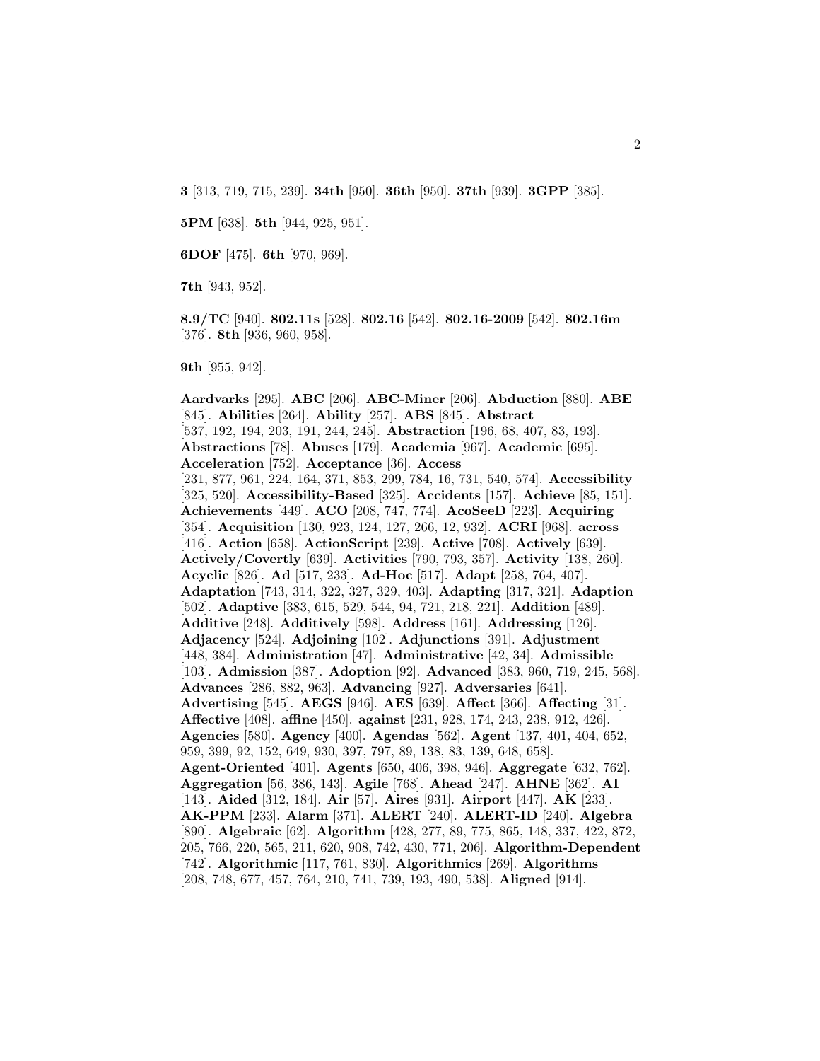**3** [313, 719, 715, 239]. **34th** [950]. **36th** [950]. **37th** [939]. **3GPP** [385].

**5PM** [638]. **5th** [944, 925, 951].

**6DOF** [475]. **6th** [970, 969].

**7th** [943, 952].

**8.9/TC** [940]. **802.11s** [528]. **802.16** [542]. **802.16-2009** [542]. **802.16m** [376]. **8th** [936, 960, 958].

**9th** [955, 942].

**Aardvarks** [295]. **ABC** [206]. **ABC-Miner** [206]. **Abduction** [880]. **ABE** [845]. **Abilities** [264]. **Ability** [257]. **ABS** [845]. **Abstract** [537, 192, 194, 203, 191, 244, 245]. **Abstraction** [196, 68, 407, 83, 193]. **Abstractions** [78]. **Abuses** [179]. **Academia** [967]. **Academic** [695]. **Acceleration** [752]. **Acceptance** [36]. **Access** [231, 877, 961, 224, 164, 371, 853, 299, 784, 16, 731, 540, 574]. **Accessibility** [325, 520]. **Accessibility-Based** [325]. **Accidents** [157]. **Achieve** [85, 151]. **Achievements** [449]. **ACO** [208, 747, 774]. **AcoSeeD** [223]. **Acquiring** [354]. **Acquisition** [130, 923, 124, 127, 266, 12, 932]. **ACRI** [968]. **across** [416]. **Action** [658]. **ActionScript** [239]. **Active** [708]. **Actively** [639]. **Actively/Covertly** [639]. **Activities** [790, 793, 357]. **Activity** [138, 260]. **Acyclic** [826]. **Ad** [517, 233]. **Ad-Hoc** [517]. **Adapt** [258, 764, 407]. **Adaptation** [743, 314, 322, 327, 329, 403]. **Adapting** [317, 321]. **Adaption** [502]. **Adaptive** [383, 615, 529, 544, 94, 721, 218, 221]. **Addition** [489]. **Additive** [248]. **Additively** [598]. **Address** [161]. **Addressing** [126]. **Adjacency** [524]. **Adjoining** [102]. **Adjunctions** [391]. **Adjustment** [448, 384]. **Administration** [47]. **Administrative** [42, 34]. **Admissible** [103]. **Admission** [387]. **Adoption** [92]. **Advanced** [383, 960, 719, 245, 568]. **Advances** [286, 882, 963]. **Advancing** [927]. **Adversaries** [641]. **Advertising** [545]. **AEGS** [946]. **AES** [639]. **Affect** [366]. **Affecting** [31]. **Affective** [408]. **affine** [450]. **against** [231, 928, 174, 243, 238, 912, 426]. **Agencies** [580]. **Agency** [400]. **Agendas** [562]. **Agent** [137, 401, 404, 652, 959, 399, 92, 152, 649, 930, 397, 797, 89, 138, 83, 139, 648, 658]. **Agent-Oriented** [401]. **Agents** [650, 406, 398, 946]. **Aggregate** [632, 762]. **Aggregation** [56, 386, 143]. **Agile** [768]. **Ahead** [247]. **AHNE** [362]. **AI** [143]. **Aided** [312, 184]. **Air** [57]. **Aires** [931]. **Airport** [447]. **AK** [233]. **AK-PPM** [233]. **Alarm** [371]. **ALERT** [240]. **ALERT-ID** [240]. **Algebra** [890]. **Algebraic** [62]. **Algorithm** [428, 277, 89, 775, 865, 148, 337, 422, 872, 205, 766, 220, 565, 211, 620, 908, 742, 430, 771, 206]. **Algorithm-Dependent** [742]. **Algorithmic** [117, 761, 830]. **Algorithmics** [269]. **Algorithms** [208, 748, 677, 457, 764, 210, 741, 739, 193, 490, 538]. **Aligned** [914].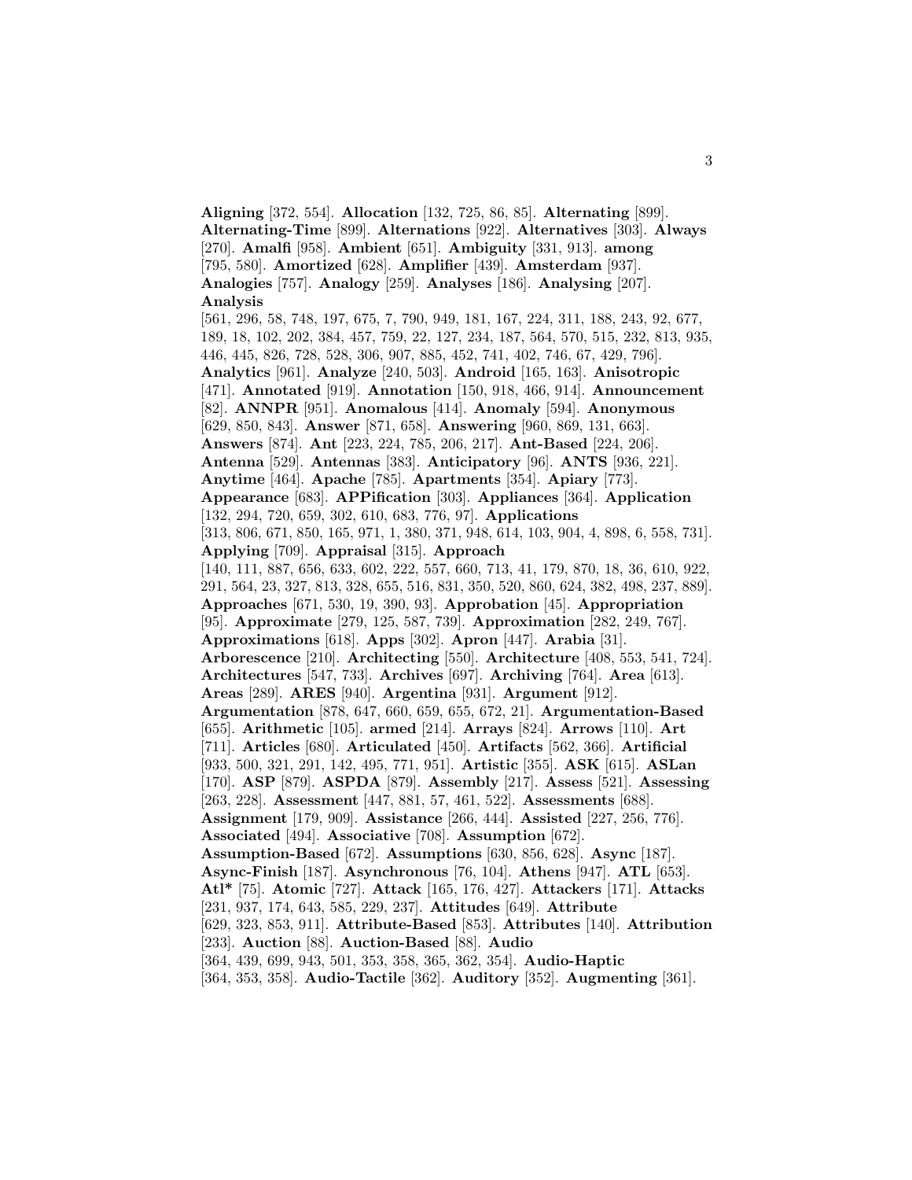**Aligning** [372, 554]. **Allocation** [132, 725, 86, 85]. **Alternating** [899]. **Alternating-Time** [899]. **Alternations** [922]. **Alternatives** [303]. **Always** [270]. **Amalfi** [958]. **Ambient** [651]. **Ambiguity** [331, 913]. **among** [795, 580]. **Amortized** [628]. **Amplifier** [439]. **Amsterdam** [937]. **Analogies** [757]. **Analogy** [259]. **Analyses** [186]. **Analysing** [207]. **Analysis** [561, 296, 58, 748, 197, 675, 7, 790, 949, 181, 167, 224, 311, 188, 243, 92, 677, 189, 18, 102, 202, 384, 457, 759, 22, 127, 234, 187, 564, 570, 515, 232, 813, 935, 446, 445, 826, 728, 528, 306, 907, 885, 452, 741, 402, 746, 67, 429, 796]. **Analytics** [961]. **Analyze** [240, 503]. **Android** [165, 163]. **Anisotropic** [471]. **Annotated** [919]. **Annotation** [150, 918, 466, 914]. **Announcement** [82]. **ANNPR** [951]. **Anomalous** [414]. **Anomaly** [594]. **Anonymous** [629, 850, 843]. **Answer** [871, 658]. **Answering** [960, 869, 131, 663]. **Answers** [874]. **Ant** [223, 224, 785, 206, 217]. **Ant-Based** [224, 206]. **Antenna** [529]. **Antennas** [383]. **Anticipatory** [96]. **ANTS** [936, 221]. **Anytime** [464]. **Apache** [785]. **Apartments** [354]. **Apiary** [773]. **Appearance** [683]. **APPification** [303]. **Appliances** [364]. **Application** [132, 294, 720, 659, 302, 610, 683, 776, 97]. **Applications** [313, 806, 671, 850, 165, 971, 1, 380, 371, 948, 614, 103, 904, 4, 898, 6, 558, 731]. **Applying** [709]. **Appraisal** [315]. **Approach** [140, 111, 887, 656, 633, 602, 222, 557, 660, 713, 41, 179, 870, 18, 36, 610, 922, 291, 564, 23, 327, 813, 328, 655, 516, 831, 350, 520, 860, 624, 382, 498, 237, 889]. **Approaches** [671, 530, 19, 390, 93]. **Approbation** [45]. **Appropriation** [95]. **Approximate** [279, 125, 587, 739]. **Approximation** [282, 249, 767]. **Approximations** [618]. **Apps** [302]. **Apron** [447]. **Arabia** [31]. **Arborescence** [210]. **Architecting** [550]. **Architecture** [408, 553, 541, 724]. **Architectures** [547, 733]. **Archives** [697]. **Archiving** [764]. **Area** [613]. **Areas** [289]. **ARES** [940]. **Argentina** [931]. **Argument** [912]. **Argumentation** [878, 647, 660, 659, 655, 672, 21]. **Argumentation-Based** [655]. **Arithmetic** [105]. **armed** [214]. **Arrays** [824]. **Arrows** [110]. **Art** [711]. **Articles** [680]. **Articulated** [450]. **Artifacts** [562, 366]. **Artificial** [933, 500, 321, 291, 142, 495, 771, 951]. **Artistic** [355]. **ASK** [615]. **ASLan** [170]. **ASP** [879]. **ASPDA** [879]. **Assembly** [217]. **Assess** [521]. **Assessing** [263, 228]. **Assessment** [447, 881, 57, 461, 522]. **Assessments** [688]. **Assignment** [179, 909]. **Assistance** [266, 444]. **Assisted** [227, 256, 776]. **Associated** [494]. **Associative** [708]. **Assumption** [672]. **Assumption-Based** [672]. **Assumptions** [630, 856, 628]. **Async** [187]. **Async-Finish** [187]. **Asynchronous** [76, 104]. **Athens** [947]. **ATL** [653]. **Atl*** [75]. **Atomic** [727]. **Attack** [165, 176, 427]. **Attackers** [171]. **Attacks** [231, 937, 174, 643, 585, 229, 237]. **Attitudes** [649]. **Attribute** [629, 323, 853, 911]. **Attribute-Based** [853]. **Attributes** [140]. **Attribution** [233]. **Auction** [88]. **Auction-Based** [88]. **Audio** [364, 439, 699, 943, 501, 353, 358, 365, 362, 354]. **Audio-Haptic** [364, 353, 358]. **Audio-Tactile** [362]. **Auditory** [352]. **Augmenting** [361].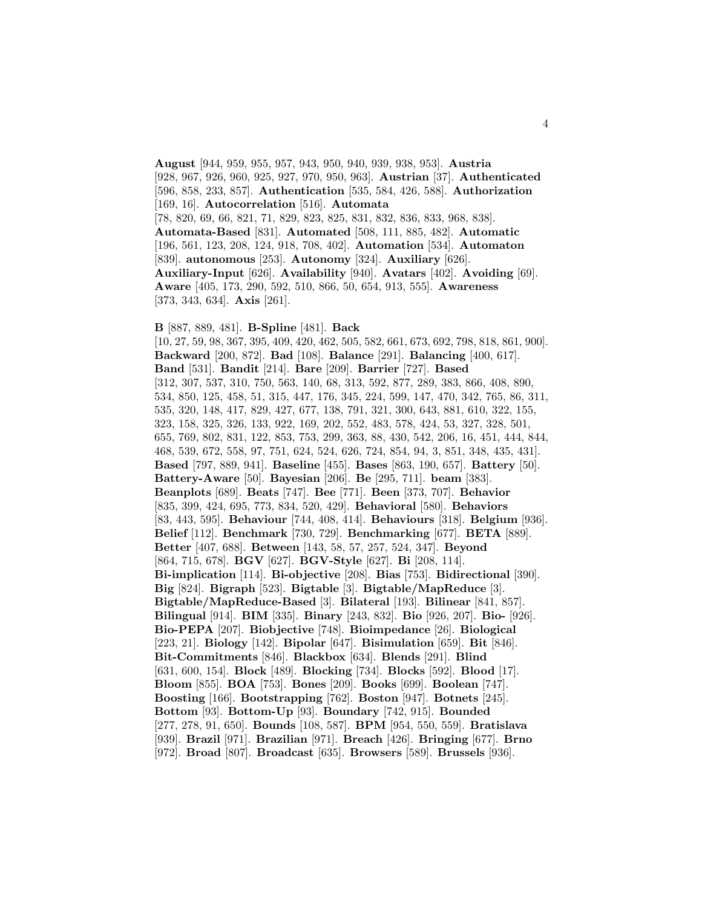**August** [944, 959, 955, 957, 943, 950, 940, 939, 938, 953]. **Austria** [928, 967, 926, 960, 925, 927, 970, 950, 963]. **Austrian** [37]. **Authenticated** [596, 858, 233, 857]. **Authentication** [535, 584, 426, 588]. **Authorization** [169, 16]. **Autocorrelation** [516]. **Automata** [78, 820, 69, 66, 821, 71, 829, 823, 825, 831, 832, 836, 833, 968, 838]. **Automata-Based** [831]. **Automated** [508, 111, 885, 482]. **Automatic** [196, 561, 123, 208, 124, 918, 708, 402]. **Automation** [534]. **Automaton** [839]. **autonomous** [253]. **Autonomy** [324]. **Auxiliary** [626]. **Auxiliary-Input** [626]. **Availability** [940]. **Avatars** [402]. **Avoiding** [69]. **Aware** [405, 173, 290, 592, 510, 866, 50, 654, 913, 555]. **Awareness** [373, 343, 634]. **Axis** [261].

**B** [887, 889, 481]. **B-Spline** [481]. **Back** [10, 27, 59, 98, 367, 395, 409, 420, 462, 505, 582, 661, 673, 692, 798, 818, 861, 900]. **Backward** [200, 872]. **Bad** [108]. **Balance** [291]. **Balancing** [400, 617]. **Band** [531]. **Bandit** [214]. **Bare** [209]. **Barrier** [727]. **Based** [312, 307, 537, 310, 750, 563, 140, 68, 313, 592, 877, 289, 383, 866, 408, 890, 534, 850, 125, 458, 51, 315, 447, 176, 345, 224, 599, 147, 470, 342, 765, 86, 311, 535, 320, 148, 417, 829, 427, 677, 138, 791, 321, 300, 643, 881, 610, 322, 155, 323, 158, 325, 326, 133, 922, 169, 202, 552, 483, 578, 424, 53, 327, 328, 501, 655, 769, 802, 831, 122, 853, 753, 299, 363, 88, 430, 542, 206, 16, 451, 444, 844, 468, 539, 672, 558, 97, 751, 624, 524, 626, 724, 854, 94, 3, 851, 348, 435, 431]. **Based** [797, 889, 941]. **Baseline** [455]. **Bases** [863, 190, 657]. **Battery** [50]. **Battery-Aware** [50]. **Bayesian** [206]. **Be** [295, 711]. **beam** [383]. **Beanplots** [689]. **Beats** [747]. **Bee** [771]. **Been** [373, 707]. **Behavior** [835, 399, 424, 695, 773, 834, 520, 429]. **Behavioral** [580]. **Behaviors** [83, 443, 595]. **Behaviour** [744, 408, 414]. **Behaviours** [318]. **Belgium** [936]. **Belief** [112]. **Benchmark** [730, 729]. **Benchmarking** [677]. **BETA** [889]. **Better** [407, 688]. **Between** [143, 58, 57, 257, 524, 347]. **Beyond** [864, 715, 678]. **BGV** [627]. **BGV-Style** [627]. **Bi** [208, 114]. **Bi-implication** [114]. **Bi-objective** [208]. **Bias** [753]. **Bidirectional** [390]. **Big** [824]. **Bigraph** [523]. **Bigtable** [3]. **Bigtable/MapReduce** [3]. **Bigtable/MapReduce-Based** [3]. **Bilateral** [193]. **Bilinear** [841, 857]. **Bilingual** [914]. **BIM** [335]. **Binary** [243, 832]. **Bio** [926, 207]. **Bio-** [926]. **Bio-PEPA** [207]. **Biobjective** [748]. **Bioimpedance** [26]. **Biological** [223, 21]. **Biology** [142]. **Bipolar** [647]. **Bisimulation** [659]. **Bit** [846]. **Bit-Commitments** [846]. **Blackbox** [634]. **Blends** [291]. **Blind** [631, 600, 154]. **Block** [489]. **Blocking** [734]. **Blocks** [592]. **Blood** [17]. **Bloom** [855]. **BOA** [753]. **Bones** [209]. **Books** [699]. **Boolean** [747]. **Boosting** [166]. **Bootstrapping** [762]. **Boston** [947]. **Botnets** [245]. **Bottom** [93]. **Bottom-Up** [93]. **Boundary** [742, 915]. **Bounded** [277, 278, 91, 650]. **Bounds** [108, 587]. **BPM** [954, 550, 559]. **Bratislava** [939]. **Brazil** [971]. **Brazilian** [971]. **Breach** [426]. **Bringing** [677]. **Brno** [972]. **Broad** [807]. **Broadcast** [635]. **Browsers** [589]. **Brussels** [936].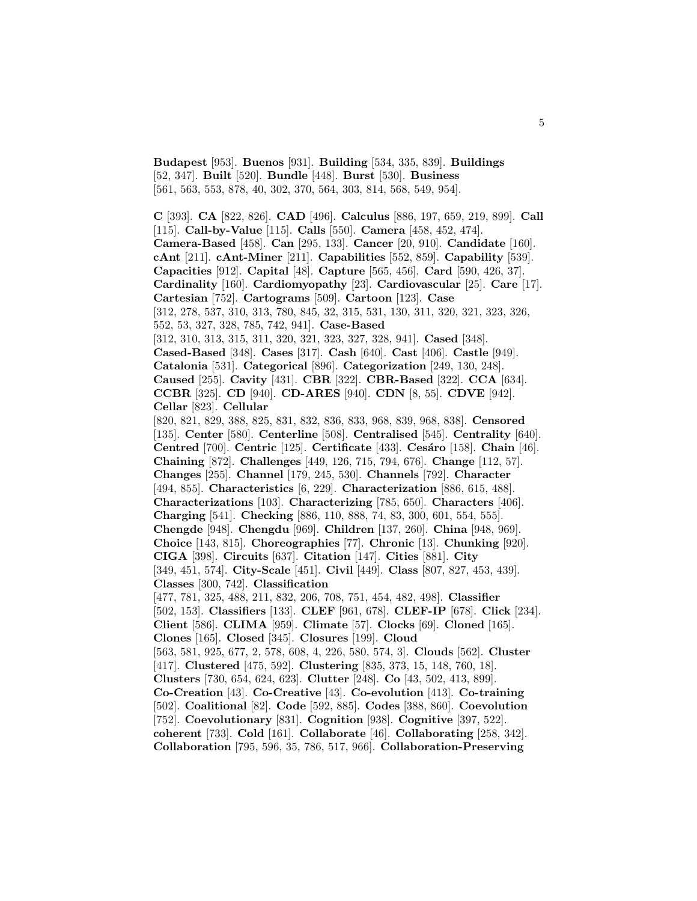**Budapest** [953]. **Buenos** [931]. **Building** [534, 335, 839]. **Buildings** [52, 347]. **Built** [520]. **Bundle** [448]. **Burst** [530]. **Business** [561, 563, 553, 878, 40, 302, 370, 564, 303, 814, 568, 549, 954].

**C** [393]. **CA** [822, 826]. **CAD** [496]. **Calculus** [886, 197, 659, 219, 899]. **Call** [115]. **Call-by-Value** [115]. **Calls** [550]. **Camera** [458, 452, 474]. **Camera-Based** [458]. **Can** [295, 133]. **Cancer** [20, 910]. **Candidate** [160]. **cAnt** [211]. **cAnt-Miner** [211]. **Capabilities** [552, 859]. **Capability** [539]. **Capacities** [912]. **Capital** [48]. **Capture** [565, 456]. **Card** [590, 426, 37]. **Cardinality** [160]. **Cardiomyopathy** [23]. **Cardiovascular** [25]. **Care** [17]. **Cartesian** [752]. **Cartograms** [509]. **Cartoon** [123]. **Case** [312, 278, 537, 310, 313, 780, 845, 32, 315, 531, 130, 311, 320, 321, 323, 326, 552, 53, 327, 328, 785, 742, 941]. **Case-Based** [312, 310, 313, 315, 311, 320, 321, 323, 327, 328, 941]. **Cased** [348]. **Cased-Based** [348]. **Cases** [317]. **Cash** [640]. **Cast** [406]. **Castle** [949]. **Catalonia** [531]. **Categorical** [896]. **Categorization** [249, 130, 248]. **Caused** [255]. **Cavity** [431]. **CBR** [322]. **CBR-Based** [322]. **CCA** [634]. **CCBR** [325]. **CD** [940]. **CD-ARES** [940]. **CDN** [8, 55]. **CDVE** [942]. **Cellar** [823]. **Cellular** [820, 821, 829, 388, 825, 831, 832, 836, 833, 968, 839, 968, 838]. **Censored** [135]. **Center** [580]. **Centerline** [508]. **Centralised** [545]. **Centrality** [640]. **Centred** [700]. **Centric** [125]. **Certificate** [433]. **Cesáro** [158]. **Chain** [46]. **Chaining** [872]. **Challenges** [449, 126, 715, 794, 676]. **Change** [112, 57]. **Changes** [255]. **Channel** [179, 245, 530]. **Channels** [792]. **Character** [494, 855]. **Characteristics** [6, 229]. **Characterization** [886, 615, 488]. **Characterizations** [103]. **Characterizing** [785, 650]. **Characters** [406]. **Charging** [541]. **Checking** [886, 110, 888, 74, 83, 300, 601, 554, 555]. **Chengde** [948]. **Chengdu** [969]. **Children** [137, 260]. **China** [948, 969]. **Choice** [143, 815]. **Choreographies** [77]. **Chronic** [13]. **Chunking** [920]. **CIGA** [398]. **Circuits** [637]. **Citation** [147]. **Cities** [881]. **City** [349, 451, 574]. **City-Scale** [451]. **Civil** [449]. **Class** [807, 827, 453, 439]. **Classes** [300, 742]. **Classification** [477, 781, 325, 488, 211, 832, 206, 708, 751, 454, 482, 498]. **Classifier** [502, 153]. **Classifiers** [133]. **CLEF** [961, 678]. **CLEF-IP** [678]. **Click** [234]. **Client** [586]. **CLIMA** [959]. **Climate** [57]. **Clocks** [69]. **Cloned** [165]. **Clones** [165]. **Closed** [345]. **Closures** [199]. **Cloud** [563, 581, 925, 677, 2, 578, 608, 4, 226, 580, 574, 3]. **Clouds** [562]. **Cluster** [417]. **Clustered** [475, 592]. **Clustering** [835, 373, 15, 148, 760, 18]. **Clusters** [730, 654, 624, 623]. **Clutter** [248]. **Co** [43, 502, 413, 899]. **Co-Creation** [43]. **Co-Creative** [43]. **Co-evolution** [413]. **Co-training** [502]. **Coalitional** [82]. **Code** [592, 885]. **Codes** [388, 860]. **Coevolution** [752]. **Coevolutionary** [831]. **Cognition** [938]. **Cognitive** [397, 522]. **coherent** [733]. **Cold** [161]. **Collaborate** [46]. **Collaborating** [258, 342]. **Collaboration** [795, 596, 35, 786, 517, 966]. **Collaboration-Preserving**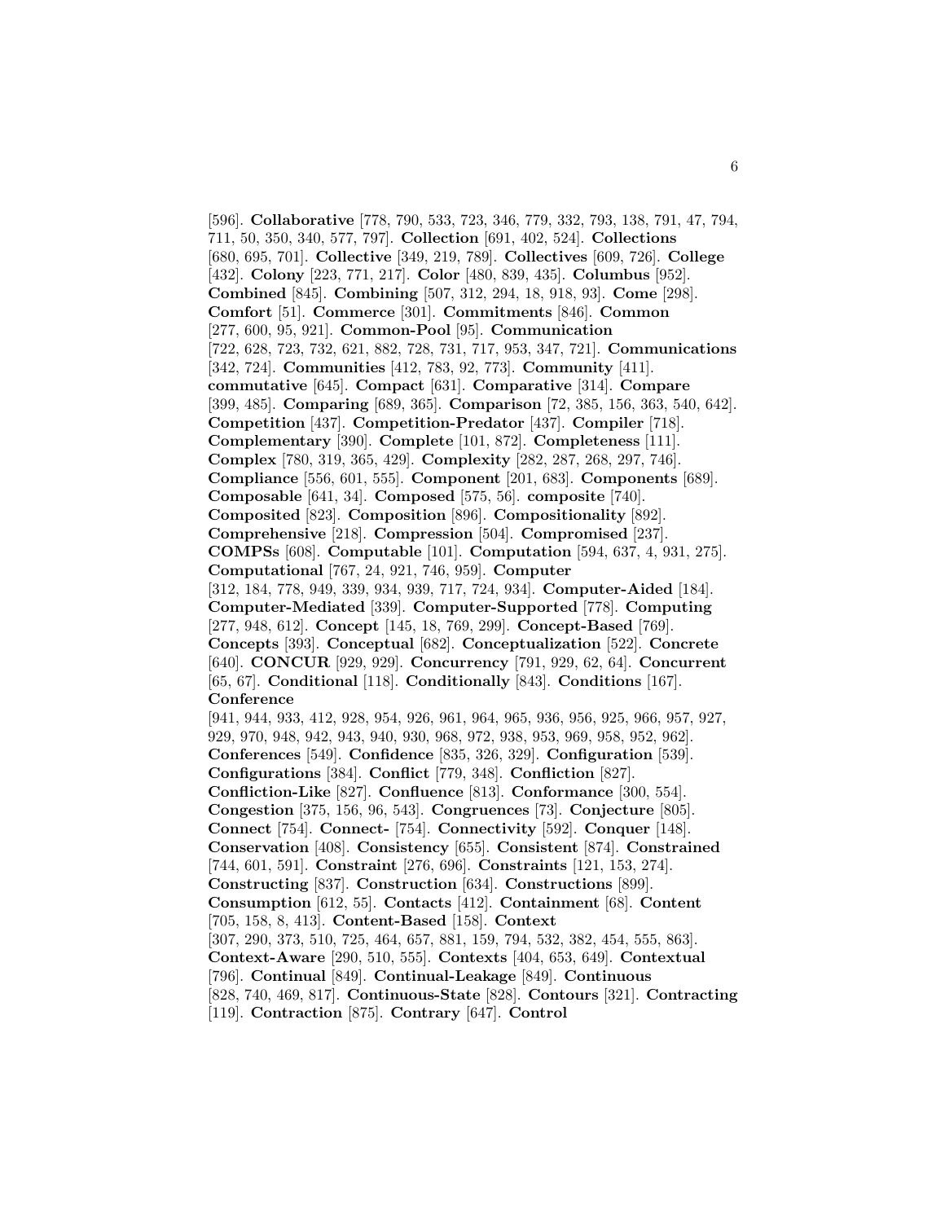[596]. **Collaborative** [778, 790, 533, 723, 346, 779, 332, 793, 138, 791, 47, 794, 711, 50, 350, 340, 577, 797]. **Collection** [691, 402, 524]. **Collections** [680, 695, 701]. **Collective** [349, 219, 789]. **Collectives** [609, 726]. **College** [432]. **Colony** [223, 771, 217]. **Color** [480, 839, 435]. **Columbus** [952]. **Combined** [845]. **Combining** [507, 312, 294, 18, 918, 93]. **Come** [298]. **Comfort** [51]. **Commerce** [301]. **Commitments** [846]. **Common** [277, 600, 95, 921]. **Common-Pool** [95]. **Communication** [722, 628, 723, 732, 621, 882, 728, 731, 717, 953, 347, 721]. **Communications** [342, 724]. **Communities** [412, 783, 92, 773]. **Community** [411]. **commutative** [645]. **Compact** [631]. **Comparative** [314]. **Compare** [399, 485]. **Comparing** [689, 365]. **Comparison** [72, 385, 156, 363, 540, 642]. **Competition** [437]. **Competition-Predator** [437]. **Compiler** [718]. **Complementary** [390]. **Complete** [101, 872]. **Completeness** [111]. **Complex** [780, 319, 365, 429]. **Complexity** [282, 287, 268, 297, 746]. **Compliance** [556, 601, 555]. **Component** [201, 683]. **Components** [689]. **Composable** [641, 34]. **Composed** [575, 56]. **composite** [740]. **Composited** [823]. **Composition** [896]. **Compositionality** [892]. **Comprehensive** [218]. **Compression** [504]. **Compromised** [237]. **COMPSs** [608]. **Computable** [101]. **Computation** [594, 637, 4, 931, 275]. **Computational** [767, 24, 921, 746, 959]. **Computer** [312, 184, 778, 949, 339, 934, 939, 717, 724, 934]. **Computer-Aided** [184]. **Computer-Mediated** [339]. **Computer-Supported** [778]. **Computing** [277, 948, 612]. **Concept** [145, 18, 769, 299]. **Concept-Based** [769]. **Concepts** [393]. **Conceptual** [682]. **Conceptualization** [522]. **Concrete** [640]. **CONCUR** [929, 929]. **Concurrency** [791, 929, 62, 64]. **Concurrent** [65, 67]. **Conditional** [118]. **Conditionally** [843]. **Conditions** [167]. **Conference** [941, 944, 933, 412, 928, 954, 926, 961, 964, 965, 936, 956, 925, 966, 957, 927, 929, 970, 948, 942, 943, 940, 930, 968, 972, 938, 953, 969, 958, 952, 962]. **Conferences** [549]. **Confidence** [835, 326, 329]. **Configuration** [539]. **Configurations** [384]. **Conflict** [779, 348]. **Confliction** [827]. **Confliction-Like** [827]. **Confluence** [813]. **Conformance** [300, 554]. **Congestion** [375, 156, 96, 543]. **Congruences** [73]. **Conjecture** [805]. **Connect** [754]. **Connect-** [754]. **Connectivity** [592]. **Conquer** [148]. **Conservation** [408]. **Consistency** [655]. **Consistent** [874]. **Constrained** [744, 601, 591]. **Constraint** [276, 696]. **Constraints** [121, 153, 274]. **Constructing** [837]. **Construction** [634]. **Constructions** [899]. **Consumption** [612, 55]. **Contacts** [412]. **Containment** [68]. **Content** [705, 158, 8, 413]. **Content-Based** [158]. **Context** [307, 290, 373, 510, 725, 464, 657, 881, 159, 794, 532, 382, 454, 555, 863]. **Context-Aware** [290, 510, 555]. **Contexts** [404, 653, 649]. **Contextual** [796]. **Continual** [849]. **Continual-Leakage** [849]. **Continuous** [828, 740, 469, 817]. **Continuous-State** [828]. **Contours** [321]. **Contracting** [119]. **Contraction** [875]. **Contrary** [647]. **Control**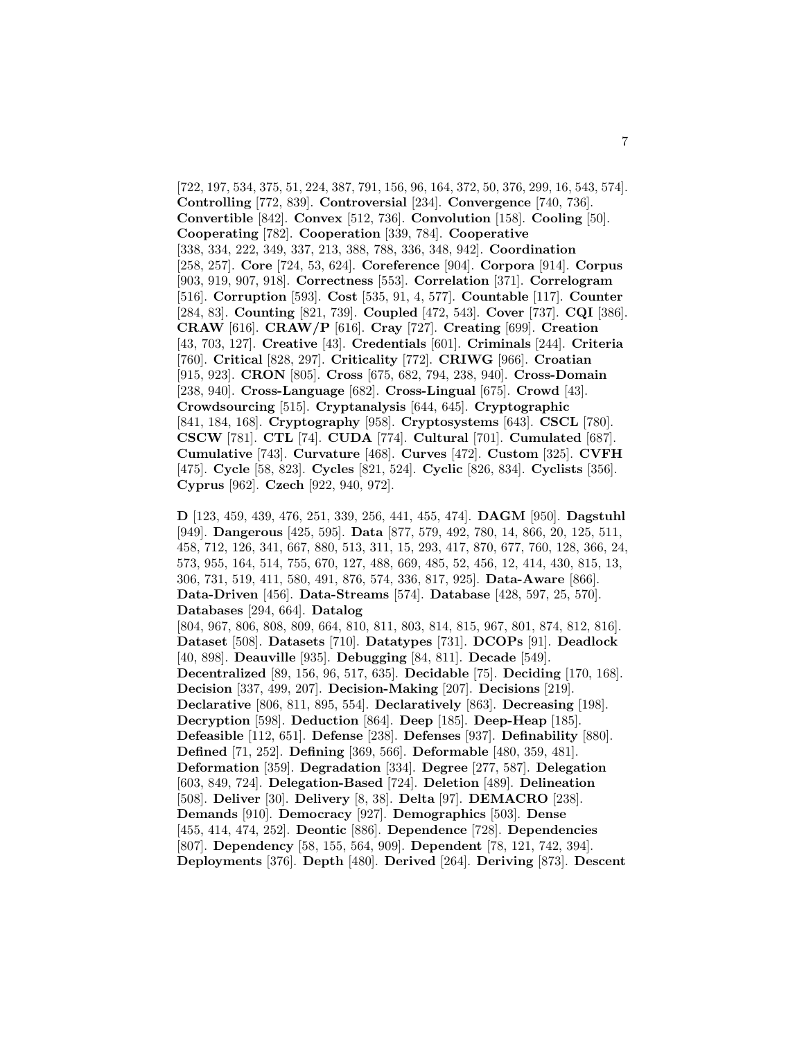[722, 197, 534, 375, 51, 224, 387, 791, 156, 96, 164, 372, 50, 376, 299, 16, 543, 574]. **Controlling** [772, 839]. **Controversial** [234]. **Convergence** [740, 736]. **Convertible** [842]. **Convex** [512, 736]. **Convolution** [158]. **Cooling** [50]. **Cooperating** [782]. **Cooperation** [339, 784]. **Cooperative** [338, 334, 222, 349, 337, 213, 388, 788, 336, 348, 942]. **Coordination** [258, 257]. **Core** [724, 53, 624]. **Coreference** [904]. **Corpora** [914]. **Corpus** [903, 919, 907, 918]. **Correctness** [553]. **Correlation** [371]. **Correlogram** [516]. **Corruption** [593]. **Cost** [535, 91, 4, 577]. **Countable** [117]. **Counter** [284, 83]. **Counting** [821, 739]. **Coupled** [472, 543]. **Cover** [737]. **CQI** [386]. **CRAW** [616]. **CRAW/P** [616]. **Cray** [727]. **Creating** [699]. **Creation** [43, 703, 127]. **Creative** [43]. **Credentials** [601]. **Criminals** [244]. **Criteria** [760]. **Critical** [828, 297]. **Criticality** [772]. **CRIWG** [966]. **Croatian** [915, 923]. **CRON** [805]. **Cross** [675, 682, 794, 238, 940]. **Cross-Domain** [238, 940]. **Cross-Language** [682]. **Cross-Lingual** [675]. **Crowd** [43]. **Crowdsourcing** [515]. **Cryptanalysis** [644, 645]. **Cryptographic** [841, 184, 168]. **Cryptography** [958]. **Cryptosystems** [643]. **CSCL** [780]. **CSCW** [781]. **CTL** [74]. **CUDA** [774]. **Cultural** [701]. **Cumulated** [687]. **Cumulative** [743]. **Curvature** [468]. **Curves** [472]. **Custom** [325]. **CVFH** [475]. **Cycle** [58, 823]. **Cycles** [821, 524]. **Cyclic** [826, 834]. **Cyclists** [356]. **Cyprus** [962]. **Czech** [922, 940, 972].

**D** [123, 459, 439, 476, 251, 339, 256, 441, 455, 474]. **DAGM** [950]. **Dagstuhl** [949]. **Dangerous** [425, 595]. **Data** [877, 579, 492, 780, 14, 866, 20, 125, 511, 458, 712, 126, 341, 667, 880, 513, 311, 15, 293, 417, 870, 677, 760, 128, 366, 24, 573, 955, 164, 514, 755, 670, 127, 488, 669, 485, 52, 456, 12, 414, 430, 815, 13, 306, 731, 519, 411, 580, 491, 876, 574, 336, 817, 925]. **Data-Aware** [866]. **Data-Driven** [456]. **Data-Streams** [574]. **Database** [428, 597, 25, 570]. **Databases** [294, 664]. **Datalog** [804, 967, 806, 808, 809, 664, 810, 811, 803, 814, 815, 967, 801, 874, 812, 816]. **Dataset** [508]. **Datasets** [710]. **Datatypes** [731]. **DCOPs** [91]. **Deadlock** [40, 898]. **Deauville** [935]. **Debugging** [84, 811]. **Decade** [549]. **Decentralized** [89, 156, 96, 517, 635]. **Decidable** [75]. **Deciding** [170, 168]. **Decision** [337, 499, 207]. **Decision-Making** [207]. **Decisions** [219]. **Declarative** [806, 811, 895, 554]. **Declaratively** [863]. **Decreasing** [198]. **Decryption** [598]. **Deduction** [864]. **Deep** [185]. **Deep-Heap** [185]. **Defeasible** [112, 651]. **Defense** [238]. **Defenses** [937]. **Definability** [880]. **Defined** [71, 252]. **Defining** [369, 566]. **Deformable** [480, 359, 481]. **Deformation** [359]. **Degradation** [334]. **Degree** [277, 587]. **Delegation** [603, 849, 724]. **Delegation-Based** [724]. **Deletion** [489]. **Delineation** [508]. **Deliver** [30]. **Delivery** [8, 38]. **Delta** [97]. **DEMACRO** [238]. **Demands** [910]. **Democracy** [927]. **Demographics** [503]. **Dense** [455, 414, 474, 252]. **Deontic** [886]. **Dependence** [728]. **Dependencies** [807]. **Dependency** [58, 155, 564, 909]. **Dependent** [78, 121, 742, 394]. **Deployments** [376]. **Depth** [480]. **Derived** [264]. **Deriving** [873]. **Descent**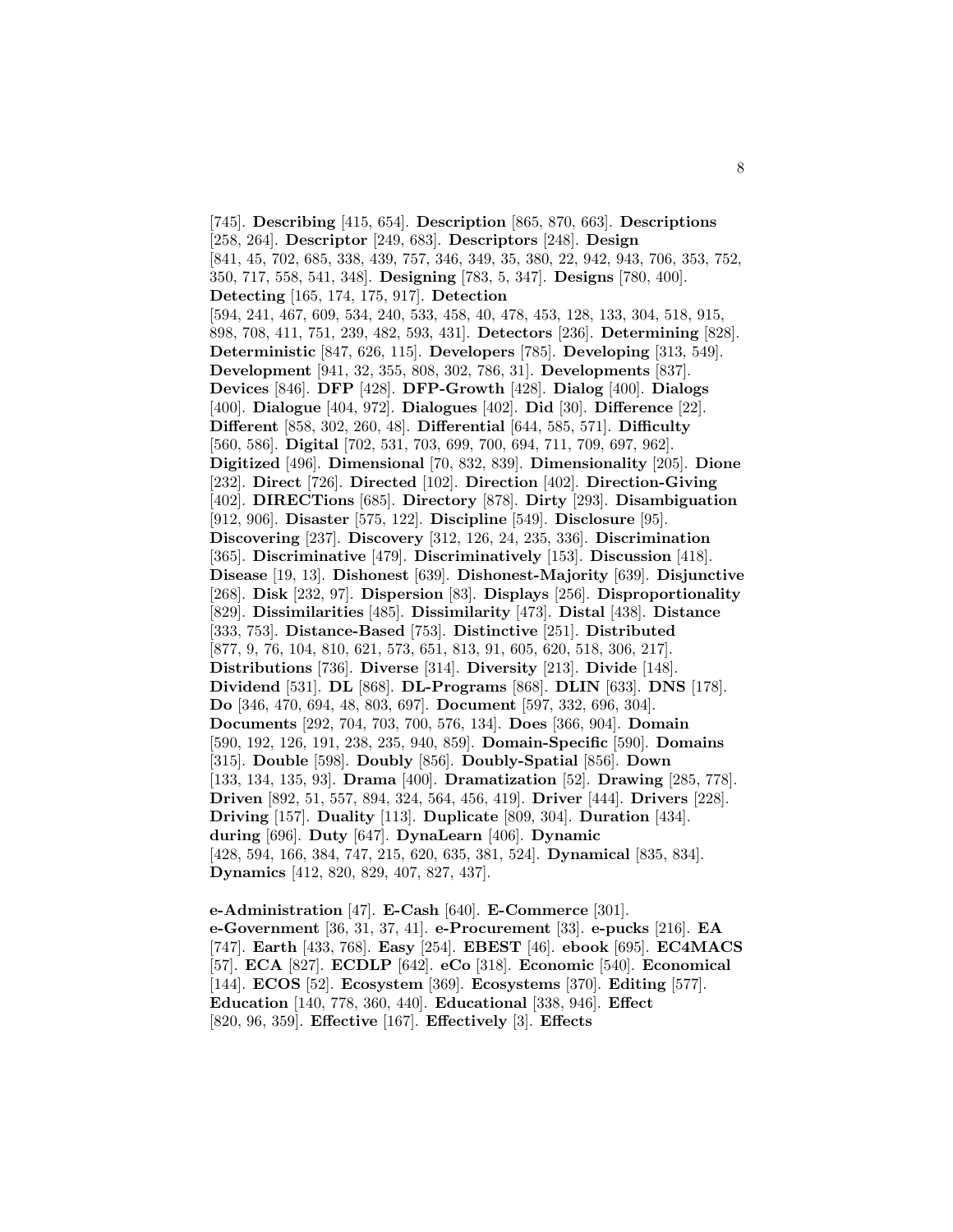[745]. **Describing** [415, 654]. **Description** [865, 870, 663]. **Descriptions** [258, 264]. **Descriptor** [249, 683]. **Descriptors** [248]. **Design** [841, 45, 702, 685, 338, 439, 757, 346, 349, 35, 380, 22, 942, 943, 706, 353, 752, 350, 717, 558, 541, 348]. **Designing** [783, 5, 347]. **Designs** [780, 400]. **Detecting** [165, 174, 175, 917]. **Detection** [594, 241, 467, 609, 534, 240, 533, 458, 40, 478, 453, 128, 133, 304, 518, 915, 898, 708, 411, 751, 239, 482, 593, 431]. **Detectors** [236]. **Determining** [828]. **Deterministic** [847, 626, 115]. **Developers** [785]. **Developing** [313, 549]. **Development** [941, 32, 355, 808, 302, 786, 31]. **Developments** [837]. **Devices** [846]. **DFP** [428]. **DFP-Growth** [428]. **Dialog** [400]. **Dialogs** [400]. **Dialogue** [404, 972]. **Dialogues** [402]. **Did** [30]. **Difference** [22]. **Different** [858, 302, 260, 48]. **Differential** [644, 585, 571]. **Difficulty** [560, 586]. **Digital** [702, 531, 703, 699, 700, 694, 711, 709, 697, 962]. **Digitized** [496]. **Dimensional** [70, 832, 839]. **Dimensionality** [205]. **Dione** [232]. **Direct** [726]. **Directed** [102]. **Direction** [402]. **Direction-Giving** [402]. **DIRECTions** [685]. **Directory** [878]. **Dirty** [293]. **Disambiguation** [912, 906]. **Disaster** [575, 122]. **Discipline** [549]. **Disclosure** [95]. **Discovering** [237]. **Discovery** [312, 126, 24, 235, 336]. **Discrimination** [365]. **Discriminative** [479]. **Discriminatively** [153]. **Discussion** [418]. **Disease** [19, 13]. **Dishonest** [639]. **Dishonest-Majority** [639]. **Disjunctive** [268]. **Disk** [232, 97]. **Dispersion** [83]. **Displays** [256]. **Disproportionality** [829]. **Dissimilarities** [485]. **Dissimilarity** [473]. **Distal** [438]. **Distance** [333, 753]. **Distance-Based** [753]. **Distinctive** [251]. **Distributed** [877, 9, 76, 104, 810, 621, 573, 651, 813, 91, 605, 620, 518, 306, 217]. **Distributions** [736]. **Diverse** [314]. **Diversity** [213]. **Divide** [148]. **Dividend** [531]. **DL** [868]. **DL-Programs** [868]. **DLIN** [633]. **DNS** [178]. **Do** [346, 470, 694, 48, 803, 697]. **Document** [597, 332, 696, 304]. **Documents** [292, 704, 703, 700, 576, 134]. **Does** [366, 904]. **Domain** [590, 192, 126, 191, 238, 235, 940, 859]. **Domain-Specific** [590]. **Domains** [315]. **Double** [598]. **Doubly** [856]. **Doubly-Spatial** [856]. **Down** [133, 134, 135, 93]. **Drama** [400]. **Dramatization** [52]. **Drawing** [285, 778]. **Driven** [892, 51, 557, 894, 324, 564, 456, 419]. **Driver** [444]. **Drivers** [228]. **Driving** [157]. **Duality** [113]. **Duplicate** [809, 304]. **Duration** [434]. **during** [696]. **Duty** [647]. **DynaLearn** [406]. **Dynamic** [428, 594, 166, 384, 747, 215, 620, 635, 381, 524]. **Dynamical** [835, 834]. **Dynamics** [412, 820, 829, 407, 827, 437].

**e-Administration** [47]. **E-Cash** [640]. **E-Commerce** [301]. **e-Government** [36, 31, 37, 41]. **e-Procurement** [33]. **e-pucks** [216]. **EA** [747]. **Earth** [433, 768]. **Easy** [254]. **EBEST** [46]. **ebook** [695]. **EC4MACS** [57]. **ECA** [827]. **ECDLP** [642]. **eCo** [318]. **Economic** [540]. **Economical** [144]. **ECOS** [52]. **Ecosystem** [369]. **Ecosystems** [370]. **Editing** [577]. **Education** [140, 778, 360, 440]. **Educational** [338, 946]. **Effect** [820, 96, 359]. **Effective** [167]. **Effectively** [3]. **Effects**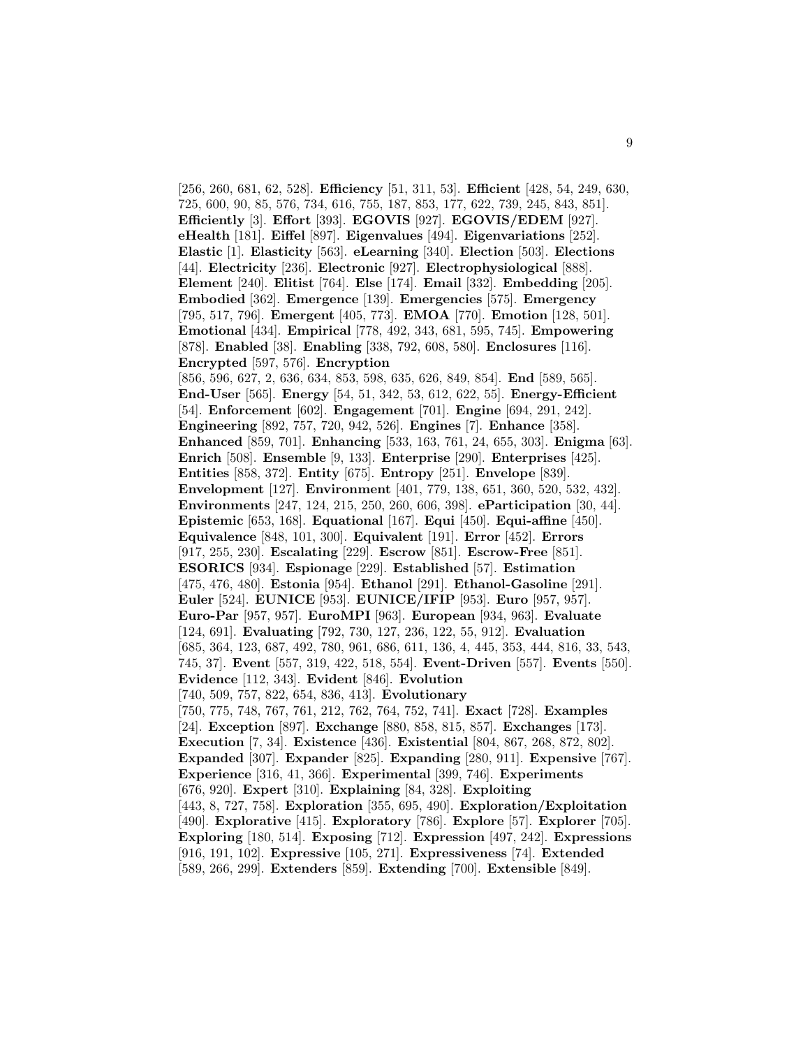[256, 260, 681, 62, 528]. **Efficiency** [51, 311, 53]. **Efficient** [428, 54, 249, 630, 725, 600, 90, 85, 576, 734, 616, 755, 187, 853, 177, 622, 739, 245, 843, 851]. **Efficiently** [3]. **Effort** [393]. **EGOVIS** [927]. **EGOVIS/EDEM** [927]. **eHealth** [181]. **Eiffel** [897]. **Eigenvalues** [494]. **Eigenvariations** [252]. **Elastic** [1]. **Elasticity** [563]. **eLearning** [340]. **Election** [503]. **Elections** [44]. **Electricity** [236]. **Electronic** [927]. **Electrophysiological** [888]. **Element** [240]. **Elitist** [764]. **Else** [174]. **Email** [332]. **Embedding** [205]. **Embodied** [362]. **Emergence** [139]. **Emergencies** [575]. **Emergency** [795, 517, 796]. **Emergent** [405, 773]. **EMOA** [770]. **Emotion** [128, 501]. **Emotional** [434]. **Empirical** [778, 492, 343, 681, 595, 745]. **Empowering** [878]. **Enabled** [38]. **Enabling** [338, 792, 608, 580]. **Enclosures** [116]. **Encrypted** [597, 576]. **Encryption** [856, 596, 627, 2, 636, 634, 853, 598, 635, 626, 849, 854]. **End** [589, 565]. **End-User** [565]. **Energy** [54, 51, 342, 53, 612, 622, 55]. **Energy-Efficient** [54]. **Enforcement** [602]. **Engagement** [701]. **Engine** [694, 291, 242]. **Engineering** [892, 757, 720, 942, 526]. **Engines** [7]. **Enhance** [358]. **Enhanced** [859, 701]. **Enhancing** [533, 163, 761, 24, 655, 303]. **Enigma** [63]. **Enrich** [508]. **Ensemble** [9, 133]. **Enterprise** [290]. **Enterprises** [425]. **Entities** [858, 372]. **Entity** [675]. **Entropy** [251]. **Envelope** [839]. **Envelopment** [127]. **Environment** [401, 779, 138, 651, 360, 520, 532, 432]. **Environments** [247, 124, 215, 250, 260, 606, 398]. **eParticipation** [30, 44]. **Epistemic** [653, 168]. **Equational** [167]. **Equi** [450]. **Equi-affine** [450]. **Equivalence** [848, 101, 300]. **Equivalent** [191]. **Error** [452]. **Errors** [917, 255, 230]. **Escalating** [229]. **Escrow** [851]. **Escrow-Free** [851]. **ESORICS** [934]. **Espionage** [229]. **Established** [57]. **Estimation** [475, 476, 480]. **Estonia** [954]. **Ethanol** [291]. **Ethanol-Gasoline** [291]. **Euler** [524]. **EUNICE** [953]. **EUNICE/IFIP** [953]. **Euro** [957, 957]. **Euro-Par** [957, 957]. **EuroMPI** [963]. **European** [934, 963]. **Evaluate** [124, 691]. **Evaluating** [792, 730, 127, 236, 122, 55, 912]. **Evaluation** [685, 364, 123, 687, 492, 780, 961, 686, 611, 136, 4, 445, 353, 444, 816, 33, 543, 745, 37]. **Event** [557, 319, 422, 518, 554]. **Event-Driven** [557]. **Events** [550]. **Evidence** [112, 343]. **Evident** [846]. **Evolution** [740, 509, 757, 822, 654, 836, 413]. **Evolutionary** [750, 775, 748, 767, 761, 212, 762, 764, 752, 741]. **Exact** [728]. **Examples** [24]. **Exception** [897]. **Exchange** [880, 858, 815, 857]. **Exchanges** [173]. **Execution** [7, 34]. **Existence** [436]. **Existential** [804, 867, 268, 872, 802]. **Expanded** [307]. **Expander** [825]. **Expanding** [280, 911]. **Expensive** [767]. **Experience** [316, 41, 366]. **Experimental** [399, 746]. **Experiments** [676, 920]. **Expert** [310]. **Explaining** [84, 328]. **Exploiting** [443, 8, 727, 758]. **Exploration** [355, 695, 490]. **Exploration/Exploitation** [490]. **Explorative** [415]. **Exploratory** [786]. **Explore** [57]. **Explorer** [705]. **Exploring** [180, 514]. **Exposing** [712]. **Expression** [497, 242]. **Expressions** [916, 191, 102]. **Expressive** [105, 271]. **Expressiveness** [74]. **Extended** [589, 266, 299]. **Extenders** [859]. **Extending** [700]. **Extensible** [849].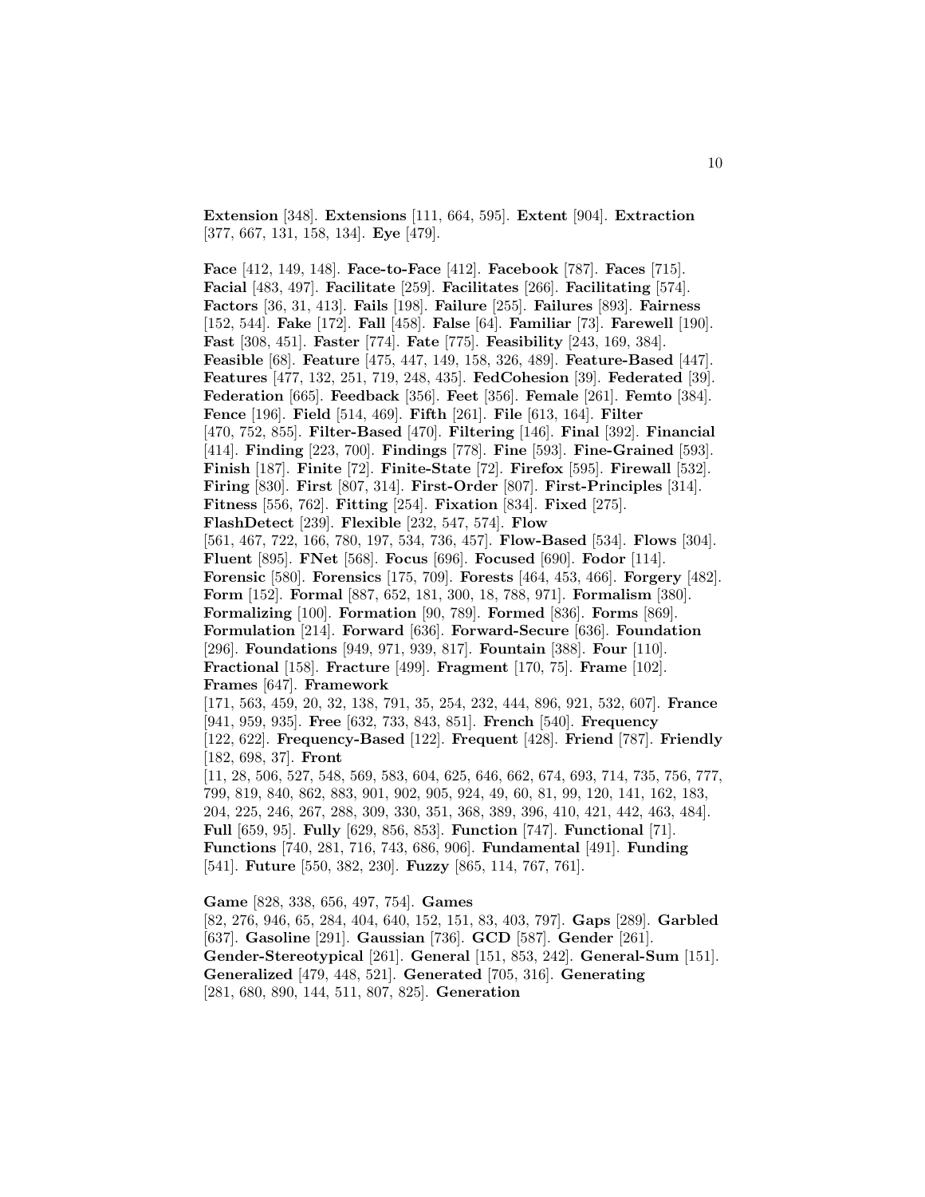**Extension** [348]. **Extensions** [111, 664, 595]. **Extent** [904]. **Extraction** [377, 667, 131, 158, 134]. **Eye** [479].

**Face** [412, 149, 148]. **Face-to-Face** [412]. **Facebook** [787]. **Faces** [715]. **Facial** [483, 497]. **Facilitate** [259]. **Facilitates** [266]. **Facilitating** [574]. **Factors** [36, 31, 413]. **Fails** [198]. **Failure** [255]. **Failures** [893]. **Fairness** [152, 544]. **Fake** [172]. **Fall** [458]. **False** [64]. **Familiar** [73]. **Farewell** [190]. **Fast** [308, 451]. **Faster** [774]. **Fate** [775]. **Feasibility** [243, 169, 384]. **Feasible** [68]. **Feature** [475, 447, 149, 158, 326, 489]. **Feature-Based** [447]. **Features** [477, 132, 251, 719, 248, 435]. **FedCohesion** [39]. **Federated** [39]. **Federation** [665]. **Feedback** [356]. **Feet** [356]. **Female** [261]. **Femto** [384]. **Fence** [196]. **Field** [514, 469]. **Fifth** [261]. **File** [613, 164]. **Filter** [470, 752, 855]. **Filter-Based** [470]. **Filtering** [146]. **Final** [392]. **Financial** [414]. **Finding** [223, 700]. **Findings** [778]. **Fine** [593]. **Fine-Grained** [593]. **Finish** [187]. **Finite** [72]. **Finite-State** [72]. **Firefox** [595]. **Firewall** [532]. **Firing** [830]. **First** [807, 314]. **First-Order** [807]. **First-Principles** [314]. **Fitness** [556, 762]. **Fitting** [254]. **Fixation** [834]. **Fixed** [275]. **FlashDetect** [239]. **Flexible** [232, 547, 574]. **Flow** [561, 467, 722, 166, 780, 197, 534, 736, 457]. **Flow-Based** [534]. **Flows** [304]. **Fluent** [895]. **FNet** [568]. **Focus** [696]. **Focused** [690]. **Fodor** [114]. **Forensic** [580]. **Forensics** [175, 709]. **Forests** [464, 453, 466]. **Forgery** [482]. **Form** [152]. **Formal** [887, 652, 181, 300, 18, 788, 971]. **Formalism** [380]. **Formalizing** [100]. **Formation** [90, 789]. **Formed** [836]. **Forms** [869]. **Formulation** [214]. **Forward** [636]. **Forward-Secure** [636]. **Foundation** [296]. **Foundations** [949, 971, 939, 817]. **Fountain** [388]. **Four** [110]. **Fractional** [158]. **Fracture** [499]. **Fragment** [170, 75]. **Frame** [102]. **Frames** [647]. **Framework** [171, 563, 459, 20, 32, 138, 791, 35, 254, 232, 444, 896, 921, 532, 607]. **France** [941, 959, 935]. **Free** [632, 733, 843, 851]. **French** [540]. **Frequency** [122, 622]. **Frequency-Based** [122]. **Frequent** [428]. **Friend** [787]. **Friendly** [182, 698, 37]. **Front** [11, 28, 506, 527, 548, 569, 583, 604, 625, 646, 662, 674, 693, 714, 735, 756, 777, 799, 819, 840, 862, 883, 901, 902, 905, 924, 49, 60, 81, 99, 120, 141, 162, 183, 204, 225, 246, 267, 288, 309, 330, 351, 368, 389, 396, 410, 421, 442, 463, 484]. **Full** [659, 95]. **Fully** [629, 856, 853]. **Function** [747]. **Functional** [71]. **Functions** [740, 281, 716, 743, 686, 906]. **Fundamental** [491]. **Funding** [541]. **Future** [550, 382, 230]. **Fuzzy** [865, 114, 767, 761].

**Game** [828, 338, 656, 497, 754]. **Games** [82, 276, 946, 65, 284, 404, 640, 152, 151, 83, 403, 797]. **Gaps** [289]. **Garbled** [637]. **Gasoline** [291]. **Gaussian** [736]. **GCD** [587]. **Gender** [261]. **Gender-Stereotypical** [261]. **General** [151, 853, 242]. **General-Sum** [151]. **Generalized** [479, 448, 521]. **Generated** [705, 316]. **Generating** [281, 680, 890, 144, 511, 807, 825]. **Generation**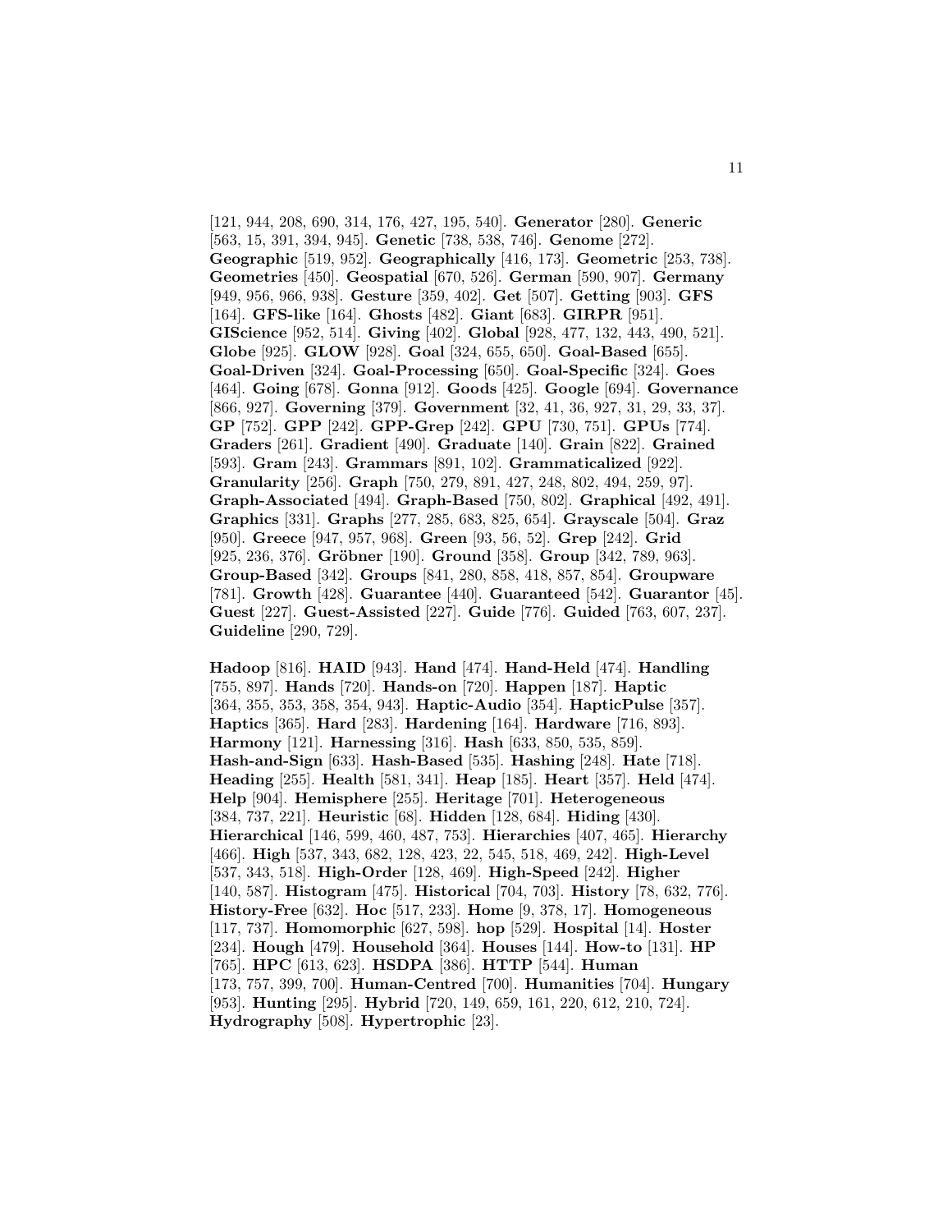[121, 944, 208, 690, 314, 176, 427, 195, 540]. **Generator** [280]. **Generic** [563, 15, 391, 394, 945]. **Genetic** [738, 538, 746]. **Genome** [272]. **Geographic** [519, 952]. **Geographically** [416, 173]. **Geometric** [253, 738]. **Geometries** [450]. **Geospatial** [670, 526]. **German** [590, 907]. **Germany** [949, 956, 966, 938]. **Gesture** [359, 402]. **Get** [507]. **Getting** [903]. **GFS** [164]. **GFS-like** [164]. **Ghosts** [482]. **Giant** [683]. **GIRPR** [951]. **GIScience** [952, 514]. **Giving** [402]. **Global** [928, 477, 132, 443, 490, 521]. **Globe** [925]. **GLOW** [928]. **Goal** [324, 655, 650]. **Goal-Based** [655]. **Goal-Driven** [324]. **Goal-Processing** [650]. **Goal-Specific** [324]. **Goes** [464]. **Going** [678]. **Gonna** [912]. **Goods** [425]. **Google** [694]. **Governance** [866, 927]. **Governing** [379]. **Government** [32, 41, 36, 927, 31, 29, 33, 37]. **GP** [752]. **GPP** [242]. **GPP-Grep** [242]. **GPU** [730, 751]. **GPUs** [774]. **Graders** [261]. **Gradient** [490]. **Graduate** [140]. **Grain** [822]. **Grained** [593]. **Gram** [243]. **Grammars** [891, 102]. **Grammaticalized** [922]. **Granularity** [256]. **Graph** [750, 279, 891, 427, 248, 802, 494, 259, 97]. **Graph-Associated** [494]. **Graph-Based** [750, 802]. **Graphical** [492, 491]. **Graphics** [331]. **Graphs** [277, 285, 683, 825, 654]. **Grayscale** [504]. **Graz** [950]. **Greece** [947, 957, 968]. **Green** [93, 56, 52]. **Grep** [242]. **Grid** [925, 236, 376]. **Gröbner** [190]. **Ground** [358]. **Group** [342, 789, 963]. **Group-Based** [342]. **Groups** [841, 280, 858, 418, 857, 854]. **Groupware** [781]. **Growth** [428]. **Guarantee** [440]. **Guaranteed** [542]. **Guarantor** [45]. **Guest** [227]. **Guest-Assisted** [227]. **Guide** [776]. **Guided** [763, 607, 237]. **Guideline** [290, 729].

**Hadoop** [816]. **HAID** [943]. **Hand** [474]. **Hand-Held** [474]. **Handling** [755, 897]. **Hands** [720]. **Hands-on** [720]. **Happen** [187]. **Haptic** [364, 355, 353, 358, 354, 943]. **Haptic-Audio** [354]. **HapticPulse** [357]. **Haptics** [365]. **Hard** [283]. **Hardening** [164]. **Hardware** [716, 893]. **Harmony** [121]. **Harnessing** [316]. **Hash** [633, 850, 535, 859]. **Hash-and-Sign** [633]. **Hash-Based** [535]. **Hashing** [248]. **Hate** [718]. **Heading** [255]. **Health** [581, 341]. **Heap** [185]. **Heart** [357]. **Held** [474]. **Help** [904]. **Hemisphere** [255]. **Heritage** [701]. **Heterogeneous** [384, 737, 221]. **Heuristic** [68]. **Hidden** [128, 684]. **Hiding** [430]. **Hierarchical** [146, 599, 460, 487, 753]. **Hierarchies** [407, 465]. **Hierarchy** [466]. **High** [537, 343, 682, 128, 423, 22, 545, 518, 469, 242]. **High-Level** [537, 343, 518]. **High-Order** [128, 469]. **High-Speed** [242]. **Higher** [140, 587]. **Histogram** [475]. **Historical** [704, 703]. **History** [78, 632, 776]. **History-Free** [632]. **Hoc** [517, 233]. **Home** [9, 378, 17]. **Homogeneous** [117, 737]. **Homomorphic** [627, 598]. **hop** [529]. **Hospital** [14]. **Hoster** [234]. **Hough** [479]. **Household** [364]. **Houses** [144]. **How-to** [131]. **HP** [765]. **HPC** [613, 623]. **HSDPA** [386]. **HTTP** [544]. **Human** [173, 757, 399, 700]. **Human-Centred** [700]. **Humanities** [704]. **Hungary** [953]. **Hunting** [295]. **Hybrid** [720, 149, 659, 161, 220, 612, 210, 724]. **Hydrography** [508]. **Hypertrophic** [23].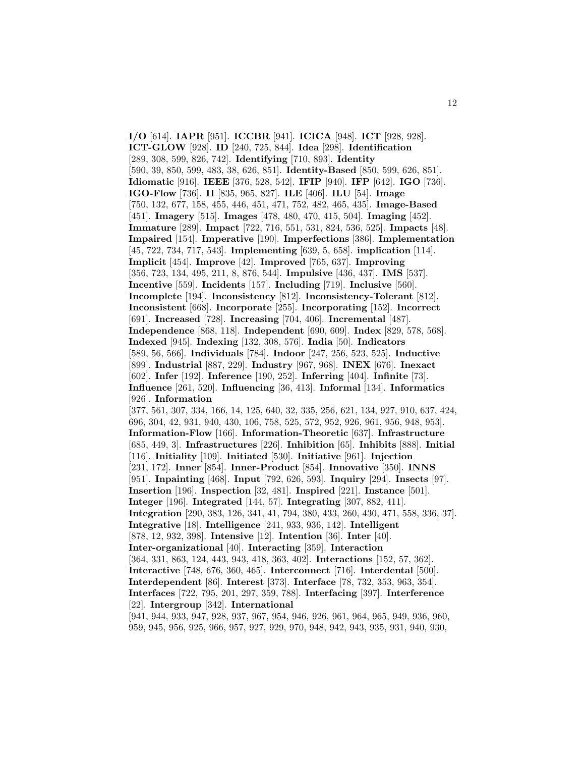**I/O** [614]. **IAPR** [951]. **ICCBR** [941]. **ICICA** [948]. **ICT** [928, 928]. **ICT-GLOW** [928]. **ID** [240, 725, 844]. **Idea** [298]. **Identification** [289, 308, 599, 826, 742]. **Identifying** [710, 893]. **Identity** [590, 39, 850, 599, 483, 38, 626, 851]. **Identity-Based** [850, 599, 626, 851]. **Idiomatic** [916]. **IEEE** [376, 528, 542]. **IFIP** [940]. **IFP** [642]. **IGO** [736]. **IGO-Flow** [736]. **II** [835, 965, 827]. **ILE** [406]. **ILU** [54]. **Image** [750, 132, 677, 158, 455, 446, 451, 471, 752, 482, 465, 435]. **Image-Based** [451]. **Imagery** [515]. **Images** [478, 480, 470, 415, 504]. **Imaging** [452]. **Immature** [289]. **Impact** [722, 716, 551, 531, 824, 536, 525]. **Impacts** [48]. **Impaired** [154]. **Imperative** [190]. **Imperfections** [386]. **Implementation** [45, 722, 734, 717, 543]. **Implementing** [639, 5, 658]. **implication** [114]. **Implicit** [454]. **Improve** [42]. **Improved** [765, 637]. **Improving** [356, 723, 134, 495, 211, 8, 876, 544]. **Impulsive** [436, 437]. **IMS** [537]. **Incentive** [559]. **Incidents** [157]. **Including** [719]. **Inclusive** [560]. **Incomplete** [194]. **Inconsistency** [812]. **Inconsistency-Tolerant** [812]. **Inconsistent** [668]. **Incorporate** [255]. **Incorporating** [152]. **Incorrect** [691]. **Increased** [728]. **Increasing** [704, 406]. **Incremental** [487]. **Independence** [868, 118]. **Independent** [690, 609]. **Index** [829, 578, 568]. **Indexed** [945]. **Indexing** [132, 308, 576]. **India** [50]. **Indicators** [589, 56, 566]. **Individuals** [784]. **Indoor** [247, 256, 523, 525]. **Inductive** [899]. **Industrial** [887, 229]. **Industry** [967, 968]. **INEX** [676]. **Inexact** [602]. **Infer** [192]. **Inference** [190, 252]. **Inferring** [404]. **Infinite** [73]. **Influence** [261, 520]. **Influencing** [36, 413]. **Informal** [134]. **Informatics** [926]. **Information** [377, 561, 307, 334, 166, 14, 125, 640, 32, 335, 256, 621, 134, 927, 910, 637, 424, 696, 304, 42, 931, 940, 430, 106, 758, 525, 572, 952, 926, 961, 956, 948, 953]. **Information-Flow** [166]. **Information-Theoretic** [637]. **Infrastructure** [685, 449, 3]. **Infrastructures** [226]. **Inhibition** [65]. **Inhibits** [888]. **Initial** [116]. **Initiality** [109]. **Initiated** [530]. **Initiative** [961]. **Injection** [231, 172]. **Inner** [854]. **Inner-Product** [854]. **Innovative** [350]. **INNS** [951]. **Inpainting** [468]. **Input** [792, 626, 593]. **Inquiry** [294]. **Insects** [97]. **Insertion** [196]. **Inspection** [32, 481]. **Inspired** [221]. **Instance** [501]. **Integer** [196]. **Integrated** [144, 57]. **Integrating** [307, 882, 411]. **Integration** [290, 383, 126, 341, 41, 794, 380, 433, 260, 430, 471, 558, 336, 37]. **Integrative** [18]. **Intelligence** [241, 933, 936, 142]. **Intelligent** [878, 12, 932, 398]. **Intensive** [12]. **Intention** [36]. **Inter** [40]. **Inter-organizational** [40]. **Interacting** [359]. **Interaction** [364, 331, 863, 124, 443, 943, 418, 363, 402]. **Interactions** [152, 57, 362]. **Interactive** [748, 676, 360, 465]. **Interconnect** [716]. **Interdental** [500]. **Interdependent** [86]. **Interest** [373]. **Interface** [78, 732, 353, 963, 354]. **Interfaces** [722, 795, 201, 297, 359, 788]. **Interfacing** [397]. **Interference** [22]. **Intergroup** [342]. **International** [941, 944, 933, 947, 928, 937, 967, 954, 946, 926, 961, 964, 965, 949, 936, 960, 959, 945, 956, 925, 966, 957, 927, 929, 970, 948, 942, 943, 935, 931, 940, 930,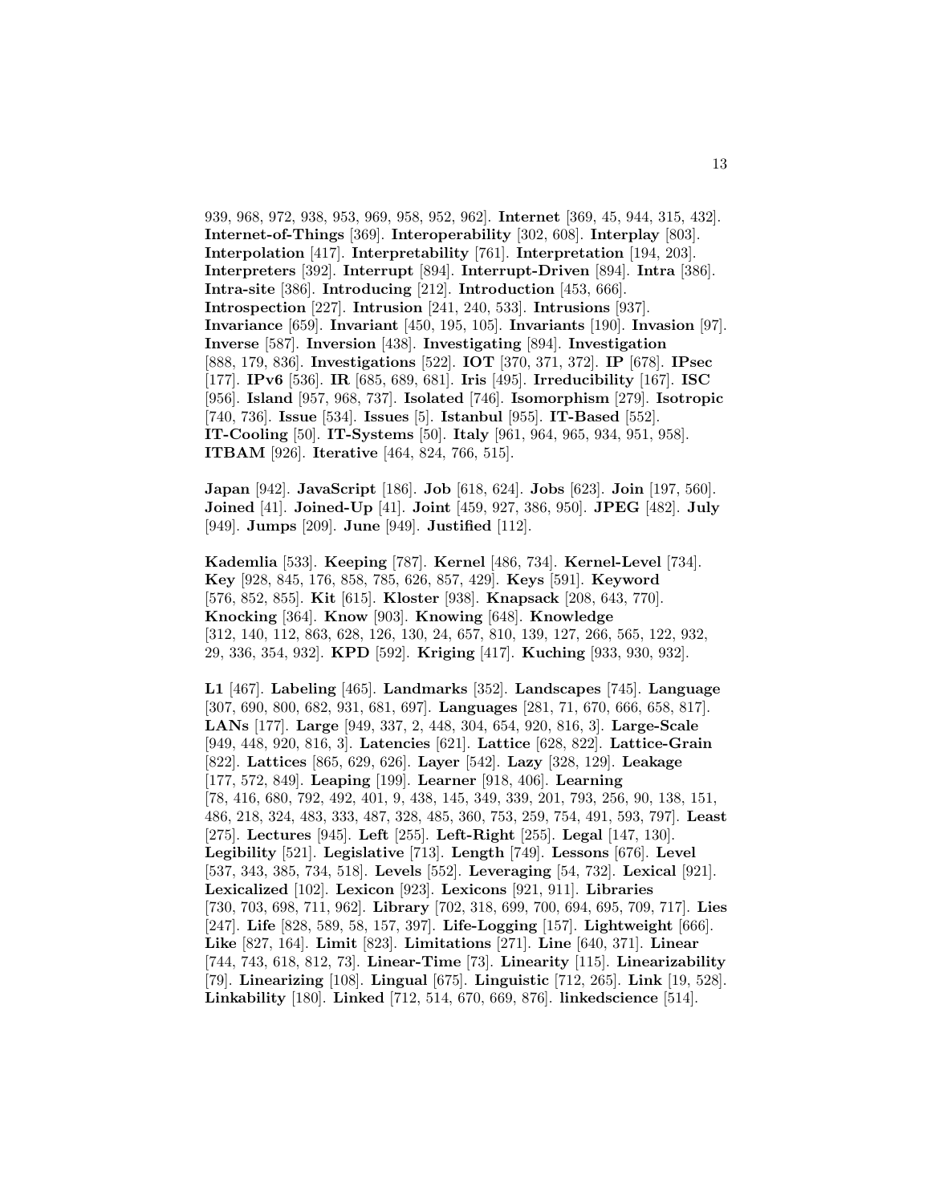939, 968, 972, 938, 953, 969, 958, 952, 962]. **Internet** [369, 45, 944, 315, 432]. **Internet-of-Things** [369]. **Interoperability** [302, 608]. **Interplay** [803]. **Interpolation** [417]. **Interpretability** [761]. **Interpretation** [194, 203]. **Interpreters** [392]. **Interrupt** [894]. **Interrupt-Driven** [894]. **Intra** [386]. **Intra-site** [386]. **Introducing** [212]. **Introduction** [453, 666]. **Introspection** [227]. **Intrusion** [241, 240, 533]. **Intrusions** [937]. **Invariance** [659]. **Invariant** [450, 195, 105]. **Invariants** [190]. **Invasion** [97]. **Inverse** [587]. **Inversion** [438]. **Investigating** [894]. **Investigation** [888, 179, 836]. **Investigations** [522]. **IOT** [370, 371, 372]. **IP** [678]. **IPsec** [177]. **IPv6** [536]. **IR** [685, 689, 681]. **Iris** [495]. **Irreducibility** [167]. **ISC** [956]. **Island** [957, 968, 737]. **Isolated** [746]. **Isomorphism** [279]. **Isotropic** [740, 736]. **Issue** [534]. **Issues** [5]. **Istanbul** [955]. **IT-Based** [552]. **IT-Cooling** [50]. **IT-Systems** [50]. **Italy** [961, 964, 965, 934, 951, 958]. **ITBAM** [926]. **Iterative** [464, 824, 766, 515].

**Japan** [942]. **JavaScript** [186]. **Job** [618, 624]. **Jobs** [623]. **Join** [197, 560]. **Joined** [41]. **Joined-Up** [41]. **Joint** [459, 927, 386, 950]. **JPEG** [482]. **July** [949]. **Jumps** [209]. **June** [949]. **Justified** [112].

**Kademlia** [533]. **Keeping** [787]. **Kernel** [486, 734]. **Kernel-Level** [734]. **Key** [928, 845, 176, 858, 785, 626, 857, 429]. **Keys** [591]. **Keyword** [576, 852, 855]. **Kit** [615]. **Kloster** [938]. **Knapsack** [208, 643, 770]. **Knocking** [364]. **Know** [903]. **Knowing** [648]. **Knowledge** [312, 140, 112, 863, 628, 126, 130, 24, 657, 810, 139, 127, 266, 565, 122, 932, 29, 336, 354, 932]. **KPD** [592]. **Kriging** [417]. **Kuching** [933, 930, 932].

**L1** [467]. **Labeling** [465]. **Landmarks** [352]. **Landscapes** [745]. **Language** [307, 690, 800, 682, 931, 681, 697]. **Languages** [281, 71, 670, 666, 658, 817]. **LANs** [177]. **Large** [949, 337, 2, 448, 304, 654, 920, 816, 3]. **Large-Scale** [949, 448, 920, 816, 3]. **Latencies** [621]. **Lattice** [628, 822]. **Lattice-Grain** [822]. **Lattices** [865, 629, 626]. **Layer** [542]. **Lazy** [328, 129]. **Leakage** [177, 572, 849]. **Leaping** [199]. **Learner** [918, 406]. **Learning** [78, 416, 680, 792, 492, 401, 9, 438, 145, 349, 339, 201, 793, 256, 90, 138, 151, 486, 218, 324, 483, 333, 487, 328, 485, 360, 753, 259, 754, 491, 593, 797]. **Least** [275]. **Lectures** [945]. **Left** [255]. **Left-Right** [255]. **Legal** [147, 130]. **Legibility** [521]. **Legislative** [713]. **Length** [749]. **Lessons** [676]. **Level** [537, 343, 385, 734, 518]. **Levels** [552]. **Leveraging** [54, 732]. **Lexical** [921]. **Lexicalized** [102]. **Lexicon** [923]. **Lexicons** [921, 911]. **Libraries** [730, 703, 698, 711, 962]. **Library** [702, 318, 699, 700, 694, 695, 709, 717]. **Lies** [247]. **Life** [828, 589, 58, 157, 397]. **Life-Logging** [157]. **Lightweight** [666]. **Like** [827, 164]. **Limit** [823]. **Limitations** [271]. **Line** [640, 371]. **Linear** [744, 743, 618, 812, 73]. **Linear-Time** [73]. **Linearity** [115]. **Linearizability** [79]. **Linearizing** [108]. **Lingual** [675]. **Linguistic** [712, 265]. **Link** [19, 528]. **Linkability** [180]. **Linked** [712, 514, 670, 669, 876]. **linkedscience** [514].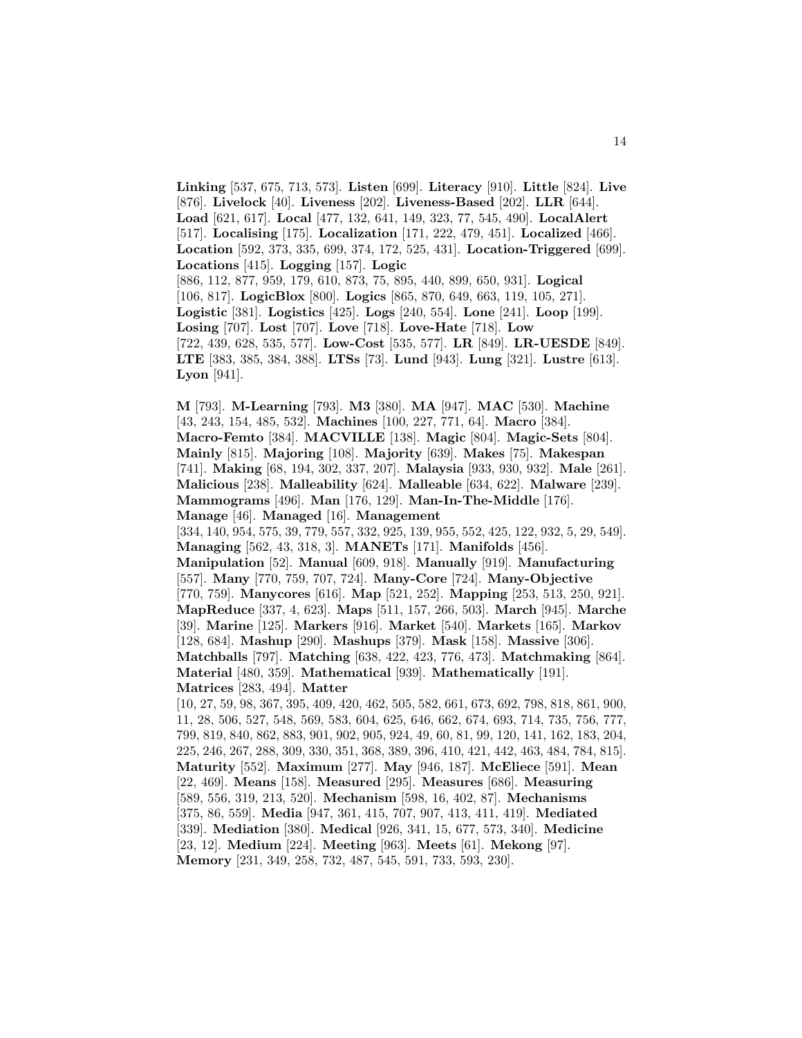**Linking** [537, 675, 713, 573]. **Listen** [699]. **Literacy** [910]. **Little** [824]. **Live** [876]. **Livelock** [40]. **Liveness** [202]. **Liveness-Based** [202]. **LLR** [644]. **Load** [621, 617]. **Local** [477, 132, 641, 149, 323, 77, 545, 490]. **LocalAlert** [517]. **Localising** [175]. **Localization** [171, 222, 479, 451]. **Localized** [466]. **Location** [592, 373, 335, 699, 374, 172, 525, 431]. **Location-Triggered** [699]. **Locations** [415]. **Logging** [157]. **Logic** [886, 112, 877, 959, 179, 610, 873, 75, 895, 440, 899, 650, 931]. **Logical** [106, 817]. **LogicBlox** [800]. **Logics** [865, 870, 649, 663, 119, 105, 271]. **Logistic** [381]. **Logistics** [425]. **Logs** [240, 554]. **Lone** [241]. **Loop** [199]. **Losing** [707]. **Lost** [707]. **Love** [718]. **Love-Hate** [718]. **Low** [722, 439, 628, 535, 577]. **Low-Cost** [535, 577]. **LR** [849]. **LR-UESDE** [849]. **LTE** [383, 385, 384, 388]. **LTSs** [73]. **Lund** [943]. **Lung** [321]. **Lustre** [613]. **Lyon** [941].

**M** [793]. **M-Learning** [793]. **M3** [380]. **MA** [947]. **MAC** [530]. **Machine** [43, 243, 154, 485, 532]. **Machines** [100, 227, 771, 64]. **Macro** [384]. **Macro-Femto** [384]. **MACVILLE** [138]. **Magic** [804]. **Magic-Sets** [804]. **Mainly** [815]. **Majoring** [108]. **Majority** [639]. **Makes** [75]. **Makespan** [741]. **Making** [68, 194, 302, 337, 207]. **Malaysia** [933, 930, 932]. **Male** [261]. **Malicious** [238]. **Malleability** [624]. **Malleable** [634, 622]. **Malware** [239]. **Mammograms** [496]. **Man** [176, 129]. **Man-In-The-Middle** [176]. **Manage** [46]. **Managed** [16]. **Management** [334, 140, 954, 575, 39, 779, 557, 332, 925, 139, 955, 552, 425, 122, 932, 5, 29, 549]. **Managing** [562, 43, 318, 3]. **MANETs** [171]. **Manifolds** [456]. **Manipulation** [52]. **Manual** [609, 918]. **Manually** [919]. **Manufacturing** [557]. **Many** [770, 759, 707, 724]. **Many-Core** [724]. **Many-Objective** [770, 759]. **Manycores** [616]. **Map** [521, 252]. **Mapping** [253, 513, 250, 921]. **MapReduce** [337, 4, 623]. **Maps** [511, 157, 266, 503]. **March** [945]. **Marche** [39]. **Marine** [125]. **Markers** [916]. **Market** [540]. **Markets** [165]. **Markov** [128, 684]. **Mashup** [290]. **Mashups** [379]. **Mask** [158]. **Massive** [306]. **Matchballs** [797]. **Matching** [638, 422, 423, 776, 473]. **Matchmaking** [864]. **Material** [480, 359]. **Mathematical** [939]. **Mathematically** [191]. **Matrices** [283, 494]. **Matter** [10, 27, 59, 98, 367, 395, 409, 420, 462, 505, 582, 661, 673, 692, 798, 818, 861, 900, 11, 28, 506, 527, 548, 569, 583, 604, 625, 646, 662, 674, 693, 714, 735, 756, 777, 799, 819, 840, 862, 883, 901, 902, 905, 924, 49, 60, 81, 99, 120, 141, 162, 183, 204, 225, 246, 267, 288, 309, 330, 351, 368, 389, 396, 410, 421, 442, 463, 484, 784, 815]. **Maturity** [552]. **Maximum** [277]. **May** [946, 187]. **McEliece** [591]. **Mean** [22, 469]. **Means** [158]. **Measured** [295]. **Measures** [686]. **Measuring** [589, 556, 319, 213, 520]. **Mechanism** [598, 16, 402, 87]. **Mechanisms** [375, 86, 559]. **Media** [947, 361, 415, 707, 907, 413, 411, 419]. **Mediated** [339]. **Mediation** [380]. **Medical** [926, 341, 15, 677, 573, 340]. **Medicine** [23, 12]. **Medium** [224]. **Meeting** [963]. **Meets** [61]. **Mekong** [97]. **Memory** [231, 349, 258, 732, 487, 545, 591, 733, 593, 230].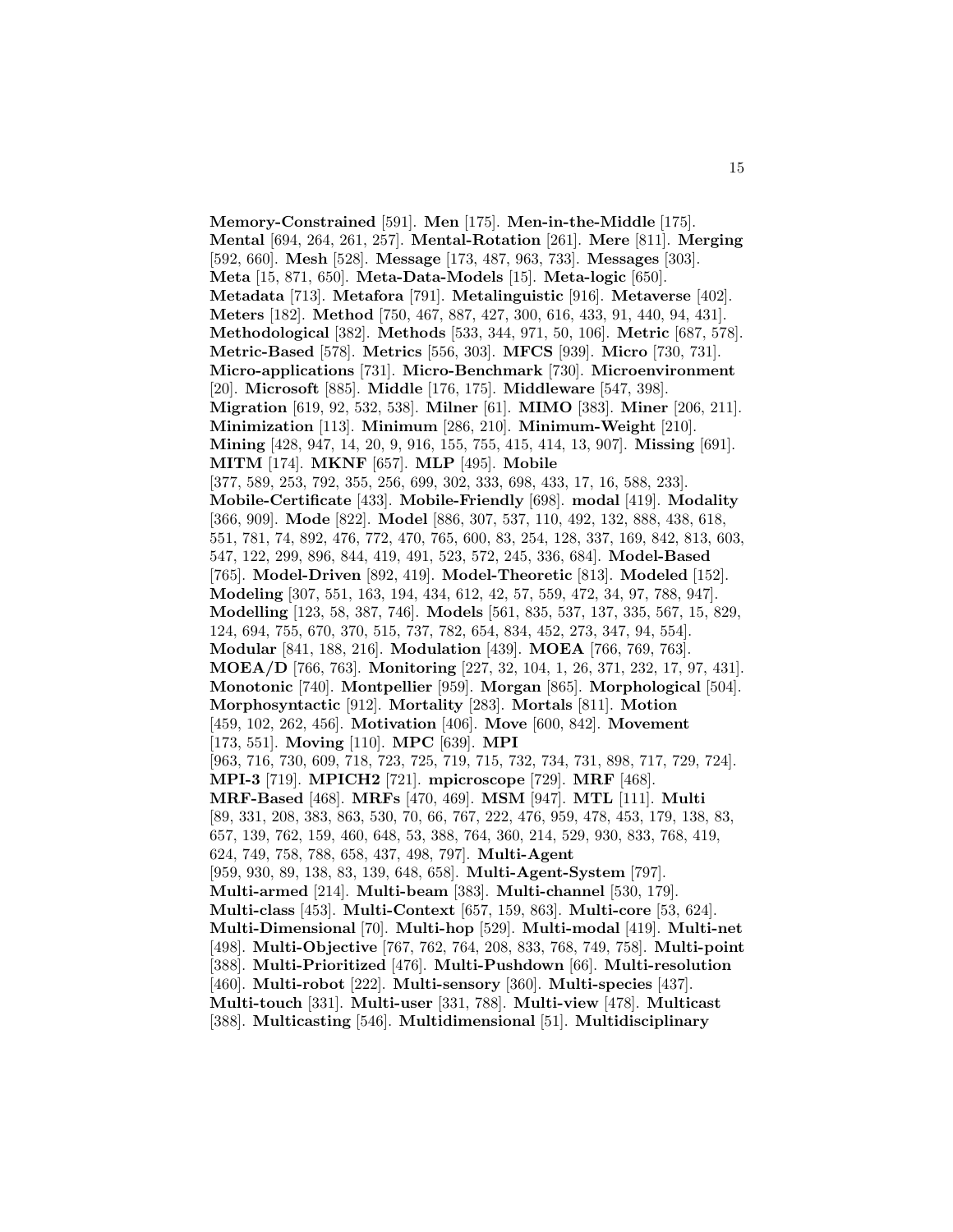**Memory-Constrained** [591]. **Men** [175]. **Men-in-the-Middle** [175]. **Mental** [694, 264, 261, 257]. **Mental-Rotation** [261]. **Mere** [811]. **Merging** [592, 660]. **Mesh** [528]. **Message** [173, 487, 963, 733]. **Messages** [303]. **Meta** [15, 871, 650]. **Meta-Data-Models** [15]. **Meta-logic** [650]. **Metadata** [713]. **Metafora** [791]. **Metalinguistic** [916]. **Metaverse** [402]. **Meters** [182]. **Method** [750, 467, 887, 427, 300, 616, 433, 91, 440, 94, 431]. **Methodological** [382]. **Methods** [533, 344, 971, 50, 106]. **Metric** [687, 578]. **Metric-Based** [578]. **Metrics** [556, 303]. **MFCS** [939]. **Micro** [730, 731]. **Micro-applications** [731]. **Micro-Benchmark** [730]. **Microenvironment** [20]. **Microsoft** [885]. **Middle** [176, 175]. **Middleware** [547, 398]. **Migration** [619, 92, 532, 538]. **Milner** [61]. **MIMO** [383]. **Miner** [206, 211]. **Minimization** [113]. **Minimum** [286, 210]. **Minimum-Weight** [210]. **Mining** [428, 947, 14, 20, 9, 916, 155, 755, 415, 414, 13, 907]. **Missing** [691]. **MITM** [174]. **MKNF** [657]. **MLP** [495]. **Mobile** [377, 589, 253, 792, 355, 256, 699, 302, 333, 698, 433, 17, 16, 588, 233]. **Mobile-Certificate** [433]. **Mobile-Friendly** [698]. **modal** [419]. **Modality** [366, 909]. **Mode** [822]. **Model** [886, 307, 537, 110, 492, 132, 888, 438, 618, 551, 781, 74, 892, 476, 772, 470, 765, 600, 83, 254, 128, 337, 169, 842, 813, 603, 547, 122, 299, 896, 844, 419, 491, 523, 572, 245, 336, 684]. **Model-Based** [765]. **Model-Driven** [892, 419]. **Model-Theoretic** [813]. **Modeled** [152]. **Modeling** [307, 551, 163, 194, 434, 612, 42, 57, 559, 472, 34, 97, 788, 947]. **Modelling** [123, 58, 387, 746]. **Models** [561, 835, 537, 137, 335, 567, 15, 829, 124, 694, 755, 670, 370, 515, 737, 782, 654, 834, 452, 273, 347, 94, 554]. **Modular** [841, 188, 216]. **Modulation** [439]. **MOEA** [766, 769, 763]. **MOEA/D** [766, 763]. **Monitoring** [227, 32, 104, 1, 26, 371, 232, 17, 97, 431]. **Monotonic** [740]. **Montpellier** [959]. **Morgan** [865]. **Morphological** [504]. **Morphosyntactic** [912]. **Mortality** [283]. **Mortals** [811]. **Motion** [459, 102, 262, 456]. **Motivation** [406]. **Move** [600, 842]. **Movement** [173, 551]. **Moving** [110]. **MPC** [639]. **MPI** [963, 716, 730, 609, 718, 723, 725, 719, 715, 732, 734, 731, 898, 717, 729, 724]. **MPI-3** [719]. **MPICH2** [721]. **mpicroscope** [729]. **MRF** [468]. **MRF-Based** [468]. **MRFs** [470, 469]. **MSM** [947]. **MTL** [111]. **Multi** [89, 331, 208, 383, 863, 530, 70, 66, 767, 222, 476, 959, 478, 453, 179, 138, 83, 657, 139, 762, 159, 460, 648, 53, 388, 764, 360, 214, 529, 930, 833, 768, 419, 624, 749, 758, 788, 658, 437, 498, 797]. **Multi-Agent** [959, 930, 89, 138, 83, 139, 648, 658]. **Multi-Agent-System** [797]. **Multi-armed** [214]. **Multi-beam** [383]. **Multi-channel** [530, 179]. **Multi-class** [453]. **Multi-Context** [657, 159, 863]. **Multi-core** [53, 624]. **Multi-Dimensional** [70]. **Multi-hop** [529]. **Multi-modal** [419]. **Multi-net** [498]. **Multi-Objective** [767, 762, 764, 208, 833, 768, 749, 758]. **Multi-point** [388]. **Multi-Prioritized** [476]. **Multi-Pushdown** [66]. **Multi-resolution** [460]. **Multi-robot** [222]. **Multi-sensory** [360]. **Multi-species** [437]. **Multi-touch** [331]. **Multi-user** [331, 788]. **Multi-view** [478]. **Multicast** [388]. **Multicasting** [546]. **Multidimensional** [51]. **Multidisciplinary**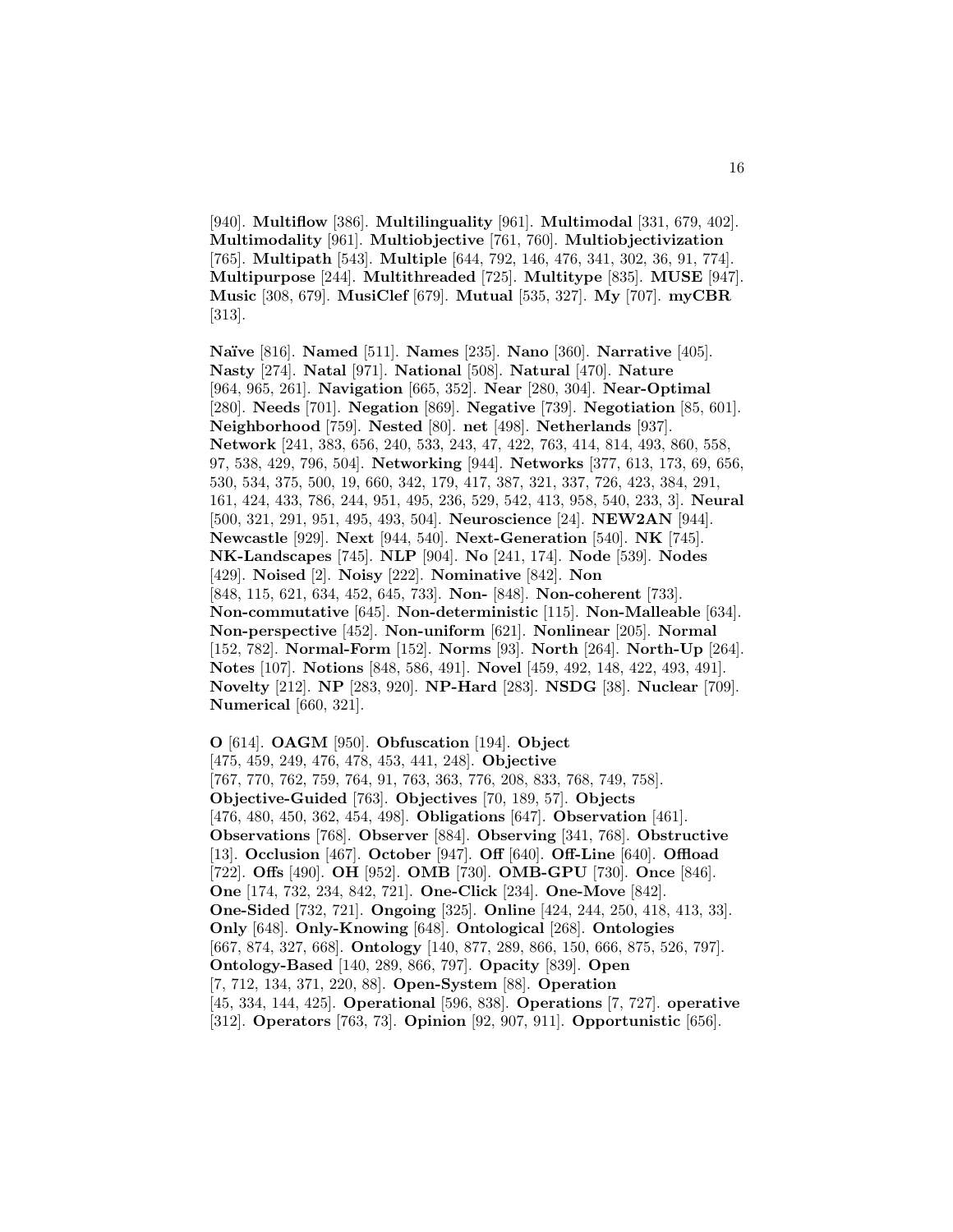[940]. **Multiflow** [386]. **Multilinguality** [961]. **Multimodal** [331, 679, 402]. **Multimodality** [961]. **Multiobjective** [761, 760]. **Multiobjectivization** [765]. **Multipath** [543]. **Multiple** [644, 792, 146, 476, 341, 302, 36, 91, 774]. **Multipurpose** [244]. **Multithreaded** [725]. **Multitype** [835]. **MUSE** [947]. **Music** [308, 679]. **MusiClef** [679]. **Mutual** [535, 327]. **My** [707]. **myCBR** [313].

**Naïve** [816]. **Named** [511]. **Names** [235]. **Nano** [360]. **Narrative** [405]. **Nasty** [274]. **Natal** [971]. **National** [508]. **Natural** [470]. **Nature** [964, 965, 261]. **Navigation** [665, 352]. **Near** [280, 304]. **Near-Optimal** [280]. **Needs** [701]. **Negation** [869]. **Negative** [739]. **Negotiation** [85, 601]. **Neighborhood** [759]. **Nested** [80]. **net** [498]. **Netherlands** [937]. **Network** [241, 383, 656, 240, 533, 243, 47, 422, 763, 414, 814, 493, 860, 558, 97, 538, 429, 796, 504]. **Networking** [944]. **Networks** [377, 613, 173, 69, 656, 530, 534, 375, 500, 19, 660, 342, 179, 417, 387, 321, 337, 726, 423, 384, 291, 161, 424, 433, 786, 244, 951, 495, 236, 529, 542, 413, 958, 540, 233, 3]. **Neural** [500, 321, 291, 951, 495, 493, 504]. **Neuroscience** [24]. **NEW2AN** [944]. **Newcastle** [929]. **Next** [944, 540]. **Next-Generation** [540]. **NK** [745]. **NK-Landscapes** [745]. **NLP** [904]. **No** [241, 174]. **Node** [539]. **Nodes** [429]. **Noised** [2]. **Noisy** [222]. **Nominative** [842]. **Non** [848, 115, 621, 634, 452, 645, 733]. **Non-** [848]. **Non-coherent** [733]. **Non-commutative** [645]. **Non-deterministic** [115]. **Non-Malleable** [634]. **Non-perspective** [452]. **Non-uniform** [621]. **Nonlinear** [205]. **Normal** [152, 782]. **Normal-Form** [152]. **Norms** [93]. **North** [264]. **North-Up** [264]. **Notes** [107]. **Notions** [848, 586, 491]. **Novel** [459, 492, 148, 422, 493, 491]. **Novelty** [212]. **NP** [283, 920]. **NP-Hard** [283]. **NSDG** [38]. **Nuclear** [709]. **Numerical** [660, 321].

**O** [614]. **OAGM** [950]. **Obfuscation** [194]. **Object** [475, 459, 249, 476, 478, 453, 441, 248]. **Objective** [767, 770, 762, 759, 764, 91, 763, 363, 776, 208, 833, 768, 749, 758]. **Objective-Guided** [763]. **Objectives** [70, 189, 57]. **Objects** [476, 480, 450, 362, 454, 498]. **Obligations** [647]. **Observation** [461]. **Observations** [768]. **Observer** [884]. **Observing** [341, 768]. **Obstructive** [13]. **Occlusion** [467]. **October** [947]. **Off** [640]. **Off-Line** [640]. **Offload** [722]. **Offs** [490]. **OH** [952]. **OMB** [730]. **OMB-GPU** [730]. **Once** [846]. **One** [174, 732, 234, 842, 721]. **One-Click** [234]. **One-Move** [842]. **One-Sided** [732, 721]. **Ongoing** [325]. **Online** [424, 244, 250, 418, 413, 33]. **Only** [648]. **Only-Knowing** [648]. **Ontological** [268]. **Ontologies** [667, 874, 327, 668]. **Ontology** [140, 877, 289, 866, 150, 666, 875, 526, 797]. **Ontology-Based** [140, 289, 866, 797]. **Opacity** [839]. **Open** [7, 712, 134, 371, 220, 88]. **Open-System** [88]. **Operation** [45, 334, 144, 425]. **Operational** [596, 838]. **Operations** [7, 727]. **operative** [312]. **Operators** [763, 73]. **Opinion** [92, 907, 911]. **Opportunistic** [656].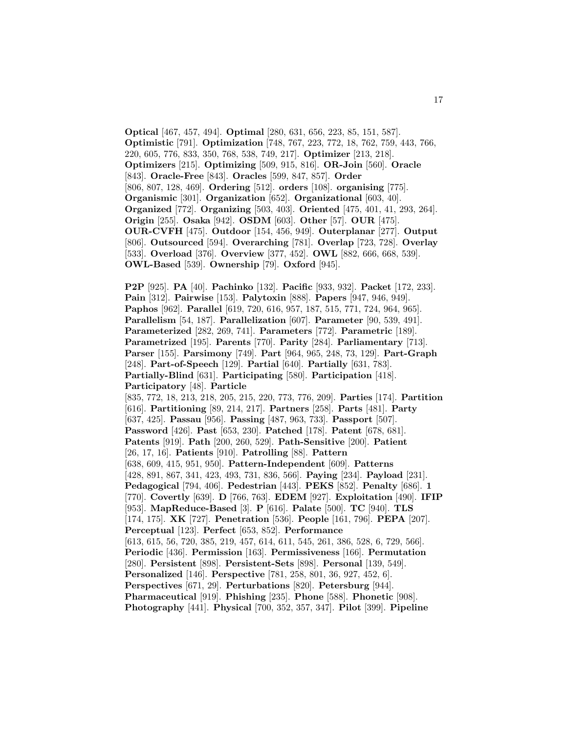**Optical** [467, 457, 494]. **Optimal** [280, 631, 656, 223, 85, 151, 587]. **Optimistic** [791]. **Optimization** [748, 767, 223, 772, 18, 762, 759, 443, 766, 220, 605, 776, 833, 350, 768, 538, 749, 217]. **Optimizer** [213, 218]. **Optimizers** [215]. **Optimizing** [509, 915, 816]. **OR-Join** [560]. **Oracle** [843]. **Oracle-Free** [843]. **Oracles** [599, 847, 857]. **Order** [806, 807, 128, 469]. **Ordering** [512]. **orders** [108]. **organising** [775]. **Organismic** [301]. **Organization** [652]. **Organizational** [603, 40]. **Organized** [772]. **Organizing** [503, 403]. **Oriented** [475, 401, 41, 293, 264]. **Origin** [255]. **Osaka** [942]. **OSDM** [603]. **Other** [57]. **OUR** [475]. **OUR-CVFH** [475]. **Outdoor** [154, 456, 949]. **Outerplanar** [277]. **Output** [806]. **Outsourced** [594]. **Overarching** [781]. **Overlap** [723, 728]. **Overlay** [533]. **Overload** [376]. **Overview** [377, 452]. **OWL** [882, 666, 668, 539]. **OWL-Based** [539]. **Ownership** [79]. **Oxford** [945].

**P2P** [925]. **PA** [40]. **Pachinko** [132]. **Pacific** [933, 932]. **Packet** [172, 233]. **Pain** [312]. **Pairwise** [153]. **Palytoxin** [888]. **Papers** [947, 946, 949]. **Paphos** [962]. **Parallel** [619, 720, 616, 957, 187, 515, 771, 724, 964, 965]. **Parallelism** [54, 187]. **Parallelization** [607]. **Parameter** [90, 539, 491]. **Parameterized** [282, 269, 741]. **Parameters** [772]. **Parametric** [189]. **Parametrized** [195]. **Parents** [770]. **Parity** [284]. **Parliamentary** [713]. **Parser** [155]. **Parsimony** [749]. **Part** [964, 965, 248, 73, 129]. **Part-Graph** [248]. **Part-of-Speech** [129]. **Partial** [640]. **Partially** [631, 783]. **Partially-Blind** [631]. **Participating** [580]. **Participation** [418]. **Participatory** [48]. **Particle** [835, 772, 18, 213, 218, 205, 215, 220, 773, 776, 209]. **Parties** [174]. **Partition** [616]. **Partitioning** [89, 214, 217]. **Partners** [258]. **Parts** [481]. **Party** [637, 425]. **Passau** [956]. **Passing** [487, 963, 733]. **Passport** [507]. **Password** [426]. **Past** [653, 230]. **Patched** [178]. **Patent** [678, 681]. **Patents** [919]. **Path** [200, 260, 529]. **Path-Sensitive** [200]. **Patient** [26, 17, 16]. **Patients** [910]. **Patrolling** [88]. **Pattern** [638, 609, 415, 951, 950]. **Pattern-Independent** [609]. **Patterns** [428, 891, 867, 341, 423, 493, 731, 836, 566]. **Paying** [234]. **Payload** [231]. **Pedagogical** [794, 406]. **Pedestrian** [443]. **PEKS** [852]. **Penalty** [686]. **1** [770]. **Covertly** [639]. **D** [766, 763]. **EDEM** [927]. **Exploitation** [490]. **IFIP** [953]. **MapReduce-Based** [3]. **P** [616]. **Palate** [500]. **TC** [940]. **TLS** [174, 175]. **XK** [727]. **Penetration** [536]. **People** [161, 796]. **PEPA** [207]. **Perceptual** [123]. **Perfect** [653, 852]. **Performance** [613, 615, 56, 720, 385, 219, 457, 614, 611, 545, 261, 386, 528, 6, 729, 566]. **Periodic** [436]. **Permission** [163]. **Permissiveness** [166]. **Permutation** [280]. **Persistent** [898]. **Persistent-Sets** [898]. **Personal** [139, 549]. **Personalized** [146]. **Perspective** [781, 258, 801, 36, 927, 452, 6]. **Perspectives** [671, 29]. **Perturbations** [820]. **Petersburg** [944]. **Pharmaceutical** [919]. **Phishing** [235]. **Phone** [588]. **Phonetic** [908]. **Photography** [441]. **Physical** [700, 352, 357, 347]. **Pilot** [399]. **Pipeline**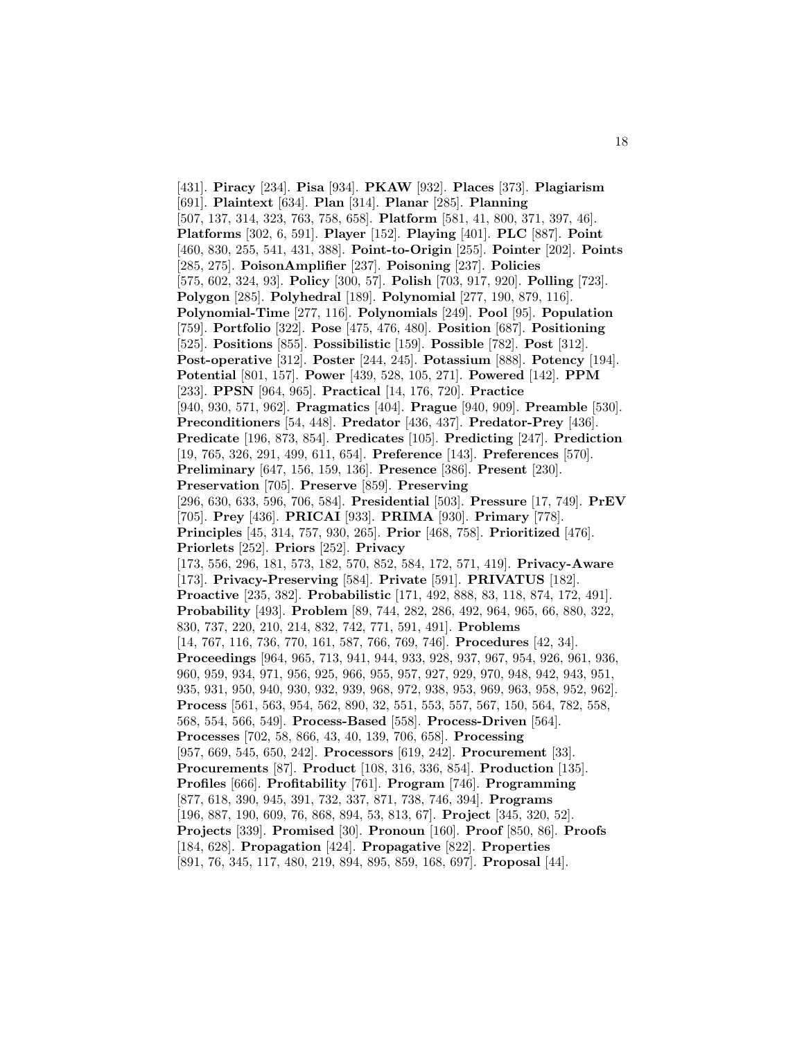[431]. **Piracy** [234]. **Pisa** [934]. **PKAW** [932]. **Places** [373]. **Plagiarism** [691]. **Plaintext** [634]. **Plan** [314]. **Planar** [285]. **Planning** [507, 137, 314, 323, 763, 758, 658]. **Platform** [581, 41, 800, 371, 397, 46]. **Platforms** [302, 6, 591]. **Player** [152]. **Playing** [401]. **PLC** [887]. **Point** [460, 830, 255, 541, 431, 388]. **Point-to-Origin** [255]. **Pointer** [202]. **Points** [285, 275]. **PoisonAmplifier** [237]. **Poisoning** [237]. **Policies** [575, 602, 324, 93]. **Policy** [300, 57]. **Polish** [703, 917, 920]. **Polling** [723]. **Polygon** [285]. **Polyhedral** [189]. **Polynomial** [277, 190, 879, 116]. **Polynomial-Time** [277, 116]. **Polynomials** [249]. **Pool** [95]. **Population** [759]. **Portfolio** [322]. **Pose** [475, 476, 480]. **Position** [687]. **Positioning** [525]. **Positions** [855]. **Possibilistic** [159]. **Possible** [782]. **Post** [312]. **Post-operative** [312]. **Poster** [244, 245]. **Potassium** [888]. **Potency** [194]. **Potential** [801, 157]. **Power** [439, 528, 105, 271]. **Powered** [142]. **PPM** [233]. **PPSN** [964, 965]. **Practical** [14, 176, 720]. **Practice** [940, 930, 571, 962]. **Pragmatics** [404]. **Prague** [940, 909]. **Preamble** [530]. **Preconditioners** [54, 448]. **Predator** [436, 437]. **Predator-Prey** [436]. **Predicate** [196, 873, 854]. **Predicates** [105]. **Predicting** [247]. **Prediction** [19, 765, 326, 291, 499, 611, 654]. **Preference** [143]. **Preferences** [570]. **Preliminary** [647, 156, 159, 136]. **Presence** [386]. **Present** [230]. **Preservation** [705]. **Preserve** [859]. **Preserving** [296, 630, 633, 596, 706, 584]. **Presidential** [503]. **Pressure** [17, 749]. **PrEV** [705]. **Prey** [436]. **PRICAI** [933]. **PRIMA** [930]. **Primary** [778]. **Principles** [45, 314, 757, 930, 265]. **Prior** [468, 758]. **Prioritized** [476]. **Priorlets** [252]. **Priors** [252]. **Privacy** [173, 556, 296, 181, 573, 182, 570, 852, 584, 172, 571, 419]. **Privacy-Aware** [173]. **Privacy-Preserving** [584]. **Private** [591]. **PRIVATUS** [182]. **Proactive** [235, 382]. **Probabilistic** [171, 492, 888, 83, 118, 874, 172, 491]. **Probability** [493]. **Problem** [89, 744, 282, 286, 492, 964, 965, 66, 880, 322, 830, 737, 220, 210, 214, 832, 742, 771, 591, 491]. **Problems** [14, 767, 116, 736, 770, 161, 587, 766, 769, 746]. **Procedures** [42, 34]. **Proceedings** [964, 965, 713, 941, 944, 933, 928, 937, 967, 954, 926, 961, 936, 960, 959, 934, 971, 956, 925, 966, 955, 957, 927, 929, 970, 948, 942, 943, 951, 935, 931, 950, 940, 930, 932, 939, 968, 972, 938, 953, 969, 963, 958, 952, 962]. **Process** [561, 563, 954, 562, 890, 32, 551, 553, 557, 567, 150, 564, 782, 558, 568, 554, 566, 549]. **Process-Based** [558]. **Process-Driven** [564]. **Processes** [702, 58, 866, 43, 40, 139, 706, 658]. **Processing** [957, 669, 545, 650, 242]. **Processors** [619, 242]. **Procurement** [33]. **Procurements** [87]. **Product** [108, 316, 336, 854]. **Production** [135]. **Profiles** [666]. **Profitability** [761]. **Program** [746]. **Programming** [877, 618, 390, 945, 391, 732, 337, 871, 738, 746, 394]. **Programs** [196, 887, 190, 609, 76, 868, 894, 53, 813, 67]. **Project** [345, 320, 52]. **Projects** [339]. **Promised** [30]. **Pronoun** [160]. **Proof** [850, 86]. **Proofs** [184, 628]. **Propagation** [424]. **Propagative** [822]. **Properties** [891, 76, 345, 117, 480, 219, 894, 895, 859, 168, 697]. **Proposal** [44].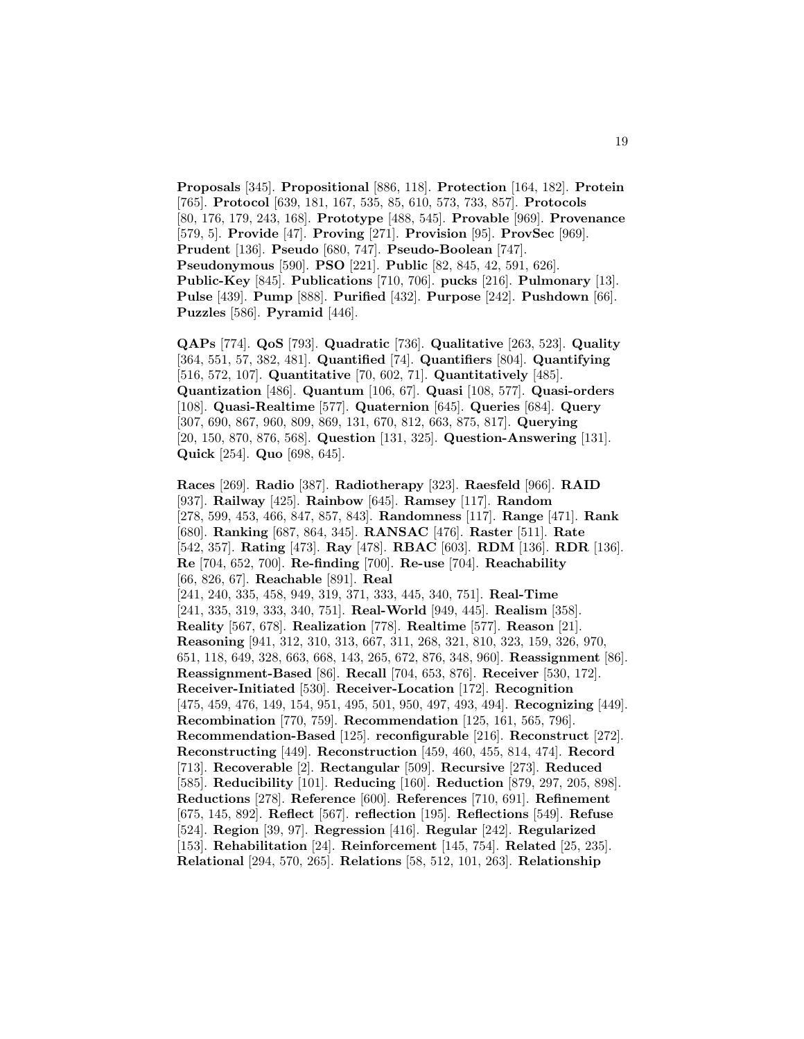**Proposals** [345]. **Propositional** [886, 118]. **Protection** [164, 182]. **Protein** [765]. **Protocol** [639, 181, 167, 535, 85, 610, 573, 733, 857]. **Protocols** [80, 176, 179, 243, 168]. **Prototype** [488, 545]. **Provable** [969]. **Provenance** [579, 5]. **Provide** [47]. **Proving** [271]. **Provision** [95]. **ProvSec** [969]. **Prudent** [136]. **Pseudo** [680, 747]. **Pseudo-Boolean** [747]. **Pseudonymous** [590]. **PSO** [221]. **Public** [82, 845, 42, 591, 626]. **Public-Key** [845]. **Publications** [710, 706]. **pucks** [216]. **Pulmonary** [13]. **Pulse** [439]. **Pump** [888]. **Purified** [432]. **Purpose** [242]. **Pushdown** [66]. **Puzzles** [586]. **Pyramid** [446].

**QAPs** [774]. **QoS** [793]. **Quadratic** [736]. **Qualitative** [263, 523]. **Quality** [364, 551, 57, 382, 481]. **Quantified** [74]. **Quantifiers** [804]. **Quantifying** [516, 572, 107]. **Quantitative** [70, 602, 71]. **Quantitatively** [485]. **Quantization** [486]. **Quantum** [106, 67]. **Quasi** [108, 577]. **Quasi-orders** [108]. **Quasi-Realtime** [577]. **Quaternion** [645]. **Queries** [684]. **Query** [307, 690, 867, 960, 809, 869, 131, 670, 812, 663, 875, 817]. **Querying** [20, 150, 870, 876, 568]. **Question** [131, 325]. **Question-Answering** [131]. **Quick** [254]. **Quo** [698, 645].

**Races** [269]. **Radio** [387]. **Radiotherapy** [323]. **Raesfeld** [966]. **RAID** [937]. **Railway** [425]. **Rainbow** [645]. **Ramsey** [117]. **Random** [278, 599, 453, 466, 847, 857, 843]. **Randomness** [117]. **Range** [471]. **Rank** [680]. **Ranking** [687, 864, 345]. **RANSAC** [476]. **Raster** [511]. **Rate** [542, 357]. **Rating** [473]. **Ray** [478]. **RBAC** [603]. **RDM** [136]. **RDR** [136]. **Re** [704, 652, 700]. **Re-finding** [700]. **Re-use** [704]. **Reachability** [66, 826, 67]. **Reachable** [891]. **Real** [241, 240, 335, 458, 949, 319, 371, 333, 445, 340, 751]. **Real-Time** [241, 335, 319, 333, 340, 751]. **Real-World** [949, 445]. **Realism** [358]. **Reality** [567, 678]. **Realization** [778]. **Realtime** [577]. **Reason** [21]. **Reasoning** [941, 312, 310, 313, 667, 311, 268, 321, 810, 323, 159, 326, 970, 651, 118, 649, 328, 663, 668, 143, 265, 672, 876, 348, 960]. **Reassignment** [86]. **Reassignment-Based** [86]. **Recall** [704, 653, 876]. **Receiver** [530, 172]. **Receiver-Initiated** [530]. **Receiver-Location** [172]. **Recognition** [475, 459, 476, 149, 154, 951, 495, 501, 950, 497, 493, 494]. **Recognizing** [449]. **Recombination** [770, 759]. **Recommendation** [125, 161, 565, 796]. **Recommendation-Based** [125]. **reconfigurable** [216]. **Reconstruct** [272]. **Reconstructing** [449]. **Reconstruction** [459, 460, 455, 814, 474]. **Record** [713]. **Recoverable** [2]. **Rectangular** [509]. **Recursive** [273]. **Reduced** [585]. **Reducibility** [101]. **Reducing** [160]. **Reduction** [879, 297, 205, 898]. **Reductions** [278]. **Reference** [600]. **References** [710, 691]. **Refinement** [675, 145, 892]. **Reflect** [567]. **reflection** [195]. **Reflections** [549]. **Refuse** [524]. **Region** [39, 97]. **Regression** [416]. **Regular** [242]. **Regularized** [153]. **Rehabilitation** [24]. **Reinforcement** [145, 754]. **Related** [25, 235]. **Relational** [294, 570, 265]. **Relations** [58, 512, 101, 263]. **Relationship**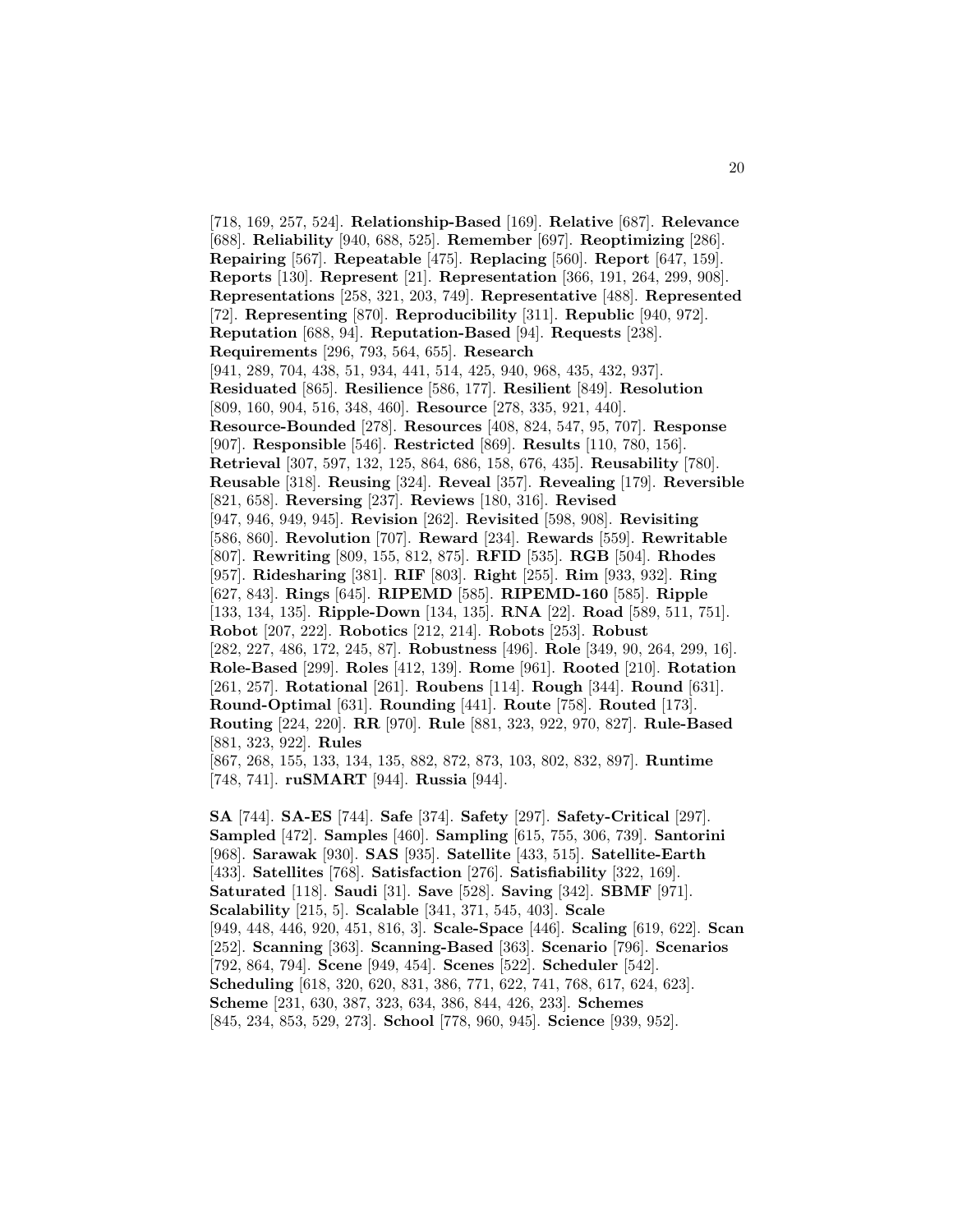[718, 169, 257, 524]. **Relationship-Based** [169]. **Relative** [687]. **Relevance** [688]. **Reliability** [940, 688, 525]. **Remember** [697]. **Reoptimizing** [286]. **Repairing** [567]. **Repeatable** [475]. **Replacing** [560]. **Report** [647, 159]. **Reports** [130]. **Represent** [21]. **Representation** [366, 191, 264, 299, 908]. **Representations** [258, 321, 203, 749]. **Representative** [488]. **Represented** [72]. **Representing** [870]. **Reproducibility** [311]. **Republic** [940, 972]. **Reputation** [688, 94]. **Reputation-Based** [94]. **Requests** [238]. **Requirements** [296, 793, 564, 655]. **Research** [941, 289, 704, 438, 51, 934, 441, 514, 425, 940, 968, 435, 432, 937]. **Residuated** [865]. **Resilience** [586, 177]. **Resilient** [849]. **Resolution** [809, 160, 904, 516, 348, 460]. **Resource** [278, 335, 921, 440]. **Resource-Bounded** [278]. **Resources** [408, 824, 547, 95, 707]. **Response** [907]. **Responsible** [546]. **Restricted** [869]. **Results** [110, 780, 156]. **Retrieval** [307, 597, 132, 125, 864, 686, 158, 676, 435]. **Reusability** [780]. **Reusable** [318]. **Reusing** [324]. **Reveal** [357]. **Revealing** [179]. **Reversible** [821, 658]. **Reversing** [237]. **Reviews** [180, 316]. **Revised** [947, 946, 949, 945]. **Revision** [262]. **Revisited** [598, 908]. **Revisiting** [586, 860]. **Revolution** [707]. **Reward** [234]. **Rewards** [559]. **Rewritable** [807]. **Rewriting** [809, 155, 812, 875]. **RFID** [535]. **RGB** [504]. **Rhodes** [957]. **Ridesharing** [381]. **RIF** [803]. **Right** [255]. **Rim** [933, 932]. **Ring** [627, 843]. **Rings** [645]. **RIPEMD** [585]. **RIPEMD-160** [585]. **Ripple** [133, 134, 135]. **Ripple-Down** [134, 135]. **RNA** [22]. **Road** [589, 511, 751]. **Robot** [207, 222]. **Robotics** [212, 214]. **Robots** [253]. **Robust** [282, 227, 486, 172, 245, 87]. **Robustness** [496]. **Role** [349, 90, 264, 299, 16]. **Role-Based** [299]. **Roles** [412, 139]. **Rome** [961]. **Rooted** [210]. **Rotation** [261, 257]. **Rotational** [261]. **Roubens** [114]. **Rough** [344]. **Round** [631]. **Round-Optimal** [631]. **Rounding** [441]. **Route** [758]. **Routed** [173]. **Routing** [224, 220]. **RR** [970]. **Rule** [881, 323, 922, 970, 827]. **Rule-Based** [881, 323, 922]. **Rules** [867, 268, 155, 133, 134, 135, 882, 872, 873, 103, 802, 832, 897]. **Runtime** [748, 741]. **ruSMART** [944]. **Russia** [944].

**SA** [744]. **SA-ES** [744]. **Safe** [374]. **Safety** [297]. **Safety-Critical** [297]. **Sampled** [472]. **Samples** [460]. **Sampling** [615, 755, 306, 739]. **Santorini** [968]. **Sarawak** [930]. **SAS** [935]. **Satellite** [433, 515]. **Satellite-Earth** [433]. **Satellites** [768]. **Satisfaction** [276]. **Satisfiability** [322, 169]. **Saturated** [118]. **Saudi** [31]. **Save** [528]. **Saving** [342]. **SBMF** [971]. **Scalability** [215, 5]. **Scalable** [341, 371, 545, 403]. **Scale** [949, 448, 446, 920, 451, 816, 3]. **Scale-Space** [446]. **Scaling** [619, 622]. **Scan** [252]. **Scanning** [363]. **Scanning-Based** [363]. **Scenario** [796]. **Scenarios** [792, 864, 794]. **Scene** [949, 454]. **Scenes** [522]. **Scheduler** [542]. **Scheduling** [618, 320, 620, 831, 386, 771, 622, 741, 768, 617, 624, 623]. **Scheme** [231, 630, 387, 323, 634, 386, 844, 426, 233]. **Schemes** [845, 234, 853, 529, 273]. **School** [778, 960, 945]. **Science** [939, 952].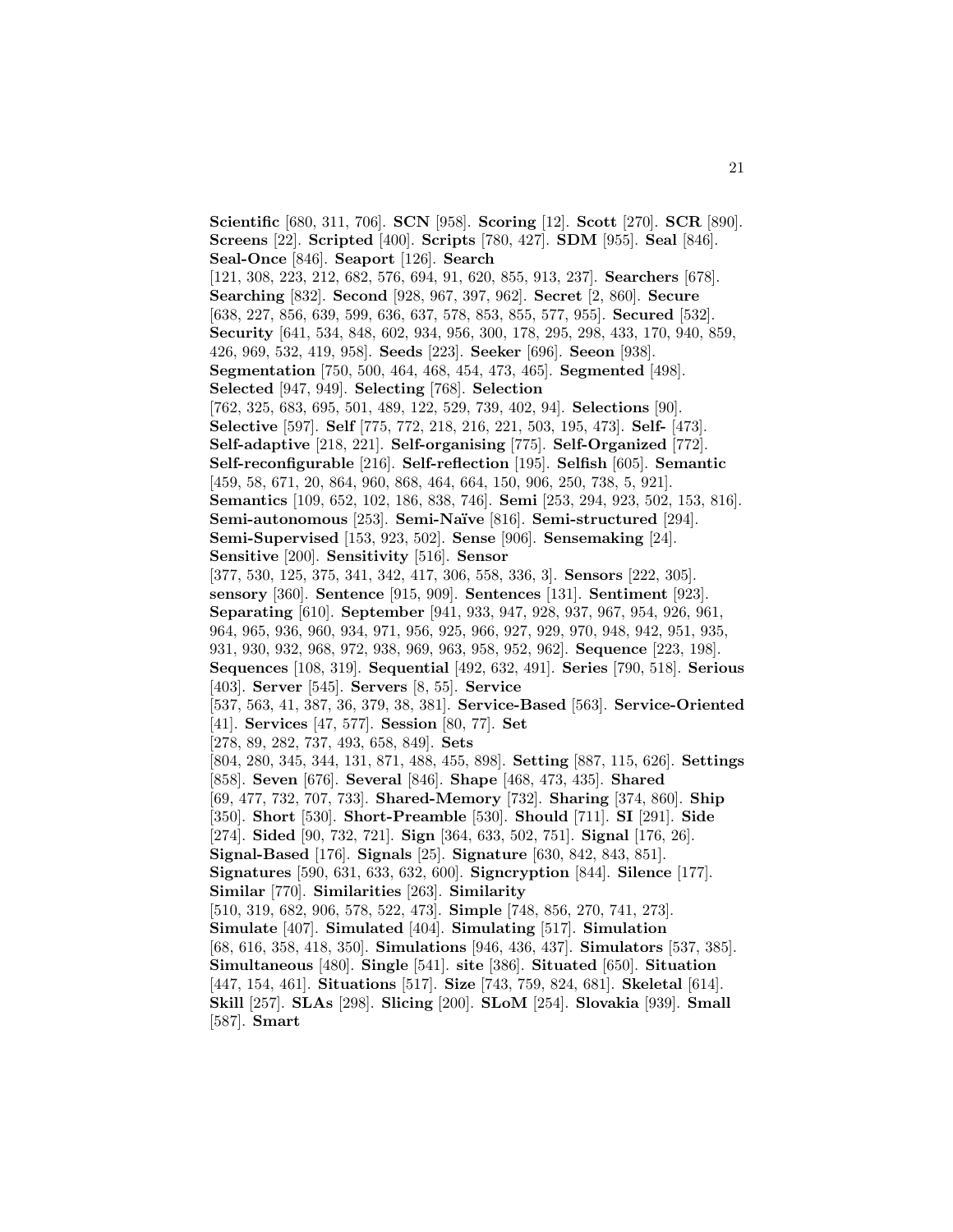**Scientific** [680, 311, 706]. **SCN** [958]. **Scoring** [12]. **Scott** [270]. **SCR** [890]. **Screens** [22]. **Scripted** [400]. **Scripts** [780, 427]. **SDM** [955]. **Seal** [846]. **Seal-Once** [846]. **Seaport** [126]. **Search** [121, 308, 223, 212, 682, 576, 694, 91, 620, 855, 913, 237]. **Searchers** [678]. **Searching** [832]. **Second** [928, 967, 397, 962]. **Secret** [2, 860]. **Secure** [638, 227, 856, 639, 599, 636, 637, 578, 853, 855, 577, 955]. **Secured** [532]. **Security** [641, 534, 848, 602, 934, 956, 300, 178, 295, 298, 433, 170, 940, 859, 426, 969, 532, 419, 958]. **Seeds** [223]. **Seeker** [696]. **Seeon** [938]. **Segmentation** [750, 500, 464, 468, 454, 473, 465]. **Segmented** [498]. **Selected** [947, 949]. **Selecting** [768]. **Selection** [762, 325, 683, 695, 501, 489, 122, 529, 739, 402, 94]. **Selections** [90]. **Selective** [597]. **Self** [775, 772, 218, 216, 221, 503, 195, 473]. **Self-** [473]. **Self-adaptive** [218, 221]. **Self-organising** [775]. **Self-Organized** [772]. **Self-reconfigurable** [216]. **Self-reflection** [195]. **Selfish** [605]. **Semantic** [459, 58, 671, 20, 864, 960, 868, 464, 664, 150, 906, 250, 738, 5, 921]. **Semantics** [109, 652, 102, 186, 838, 746]. **Semi** [253, 294, 923, 502, 153, 816]. **Semi-autonomous** [253]. **Semi-Naïve** [816]. **Semi-structured** [294]. **Semi-Supervised** [153, 923, 502]. **Sense** [906]. **Sensemaking** [24]. **Sensitive** [200]. **Sensitivity** [516]. **Sensor** [377, 530, 125, 375, 341, 342, 417, 306, 558, 336, 3]. **Sensors** [222, 305]. **sensory** [360]. **Sentence** [915, 909]. **Sentences** [131]. **Sentiment** [923]. **Separating** [610]. **September** [941, 933, 947, 928, 937, 967, 954, 926, 961, 964, 965, 936, 960, 934, 971, 956, 925, 966, 927, 929, 970, 948, 942, 951, 935, 931, 930, 932, 968, 972, 938, 969, 963, 958, 952, 962]. **Sequence** [223, 198]. **Sequences** [108, 319]. **Sequential** [492, 632, 491]. **Series** [790, 518]. **Serious** [403]. **Server** [545]. **Servers** [8, 55]. **Service** [537, 563, 41, 387, 36, 379, 38, 381]. **Service-Based** [563]. **Service-Oriented** [41]. **Services** [47, 577]. **Session** [80, 77]. **Set** [278, 89, 282, 737, 493, 658, 849]. **Sets** [804, 280, 345, 344, 131, 871, 488, 455, 898]. **Setting** [887, 115, 626]. **Settings** [858]. **Seven** [676]. **Several** [846]. **Shape** [468, 473, 435]. **Shared** [69, 477, 732, 707, 733]. **Shared-Memory** [732]. **Sharing** [374, 860]. **Ship** [350]. **Short** [530]. **Short-Preamble** [530]. **Should** [711]. **SI** [291]. **Side** [274]. **Sided** [90, 732, 721]. **Sign** [364, 633, 502, 751]. **Signal** [176, 26]. **Signal-Based** [176]. **Signals** [25]. **Signature** [630, 842, 843, 851]. **Signatures** [590, 631, 633, 632, 600]. **Signcryption** [844]. **Silence** [177]. **Similar** [770]. **Similarities** [263]. **Similarity** [510, 319, 682, 906, 578, 522, 473]. **Simple** [748, 856, 270, 741, 273]. **Simulate** [407]. **Simulated** [404]. **Simulating** [517]. **Simulation** [68, 616, 358, 418, 350]. **Simulations** [946, 436, 437]. **Simulators** [537, 385]. **Simultaneous** [480]. **Single** [541]. **site** [386]. **Situated** [650]. **Situation** [447, 154, 461]. **Situations** [517]. **Size** [743, 759, 824, 681]. **Skeletal** [614]. **Skill** [257]. **SLAs** [298]. **Slicing** [200]. **SLoM** [254]. **Slovakia** [939]. **Small** [587]. **Smart**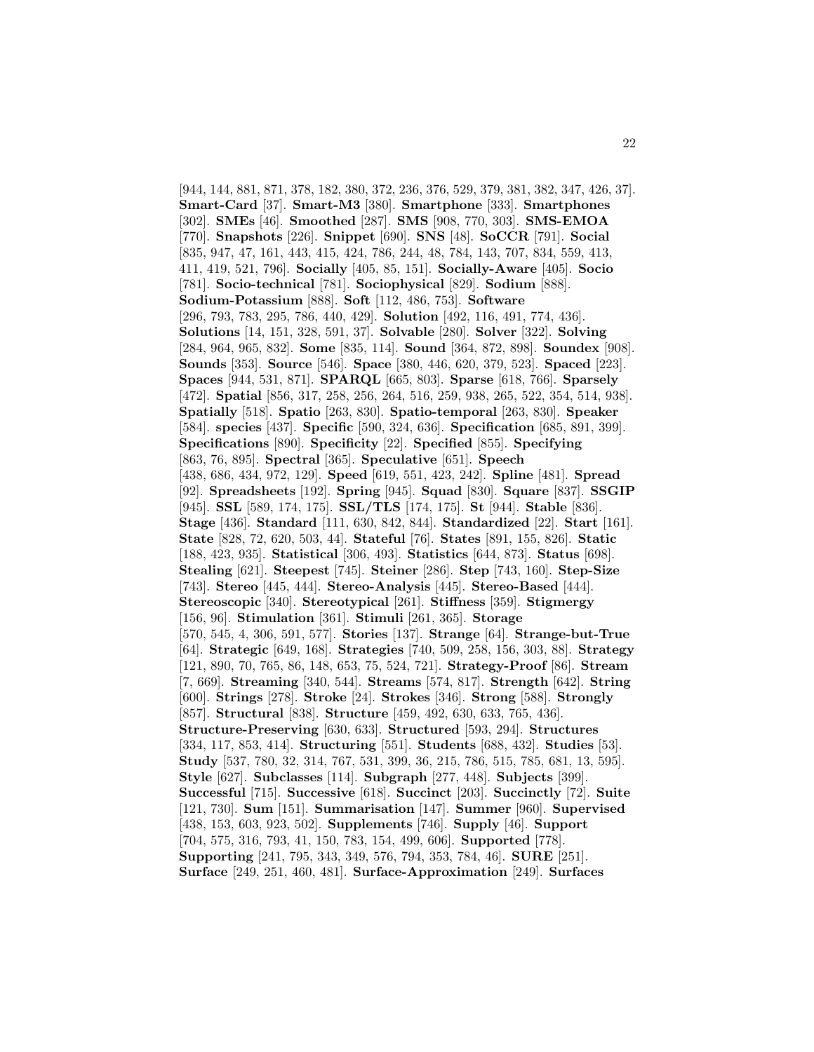[944, 144, 881, 871, 378, 182, 380, 372, 236, 376, 529, 379, 381, 382, 347, 426, 37]. **Smart-Card** [37]. **Smart-M3** [380]. **Smartphone** [333]. **Smartphones** [302]. **SMEs** [46]. **Smoothed** [287]. **SMS** [908, 770, 303]. **SMS-EMOA** [770]. **Snapshots** [226]. **Snippet** [690]. **SNS** [48]. **SoCCR** [791]. **Social** [835, 947, 47, 161, 443, 415, 424, 786, 244, 48, 784, 143, 707, 834, 559, 413, 411, 419, 521, 796]. **Socially** [405, 85, 151]. **Socially-Aware** [405]. **Socio** [781]. **Socio-technical** [781]. **Sociophysical** [829]. **Sodium** [888]. **Sodium-Potassium** [888]. **Soft** [112, 486, 753]. **Software** [296, 793, 783, 295, 786, 440, 429]. **Solution** [492, 116, 491, 774, 436]. **Solutions** [14, 151, 328, 591, 37]. **Solvable** [280]. **Solver** [322]. **Solving** [284, 964, 965, 832]. **Some** [835, 114]. **Sound** [364, 872, 898]. **Soundex** [908]. **Sounds** [353]. **Source** [546]. **Space** [380, 446, 620, 379, 523]. **Spaced** [223]. **Spaces** [944, 531, 871]. **SPARQL** [665, 803]. **Sparse** [618, 766]. **Sparsely** [472]. **Spatial** [856, 317, 258, 256, 264, 516, 259, 938, 265, 522, 354, 514, 938]. **Spatially** [518]. **Spatio** [263, 830]. **Spatio-temporal** [263, 830]. **Speaker** [584]. **species** [437]. **Specific** [590, 324, 636]. **Specification** [685, 891, 399]. **Specifications** [890]. **Specificity** [22]. **Specified** [855]. **Specifying** [863, 76, 895]. **Spectral** [365]. **Speculative** [651]. **Speech** [438, 686, 434, 972, 129]. **Speed** [619, 551, 423, 242]. **Spline** [481]. **Spread** [92]. **Spreadsheets** [192]. **Spring** [945]. **Squad** [830]. **Square** [837]. **SSGIP** [945]. **SSL** [589, 174, 175]. **SSL/TLS** [174, 175]. **St** [944]. **Stable** [836]. **Stage** [436]. **Standard** [111, 630, 842, 844]. **Standardized** [22]. **Start** [161]. **State** [828, 72, 620, 503, 44]. **Stateful** [76]. **States** [891, 155, 826]. **Static** [188, 423, 935]. **Statistical** [306, 493]. **Statistics** [644, 873]. **Status** [698]. **Stealing** [621]. **Steepest** [745]. **Steiner** [286]. **Step** [743, 160]. **Step-Size** [743]. **Stereo** [445, 444]. **Stereo-Analysis** [445]. **Stereo-Based** [444]. **Stereoscopic** [340]. **Stereotypical** [261]. **Stiffness** [359]. **Stigmergy** [156, 96]. **Stimulation** [361]. **Stimuli** [261, 365]. **Storage** [570, 545, 4, 306, 591, 577]. **Stories** [137]. **Strange** [64]. **Strange-but-True** [64]. **Strategic** [649, 168]. **Strategies** [740, 509, 258, 156, 303, 88]. **Strategy** [121, 890, 70, 765, 86, 148, 653, 75, 524, 721]. **Strategy-Proof** [86]. **Stream** [7, 669]. **Streaming** [340, 544]. **Streams** [574, 817]. **Strength** [642]. **String** [600]. **Strings** [278]. **Stroke** [24]. **Strokes** [346]. **Strong** [588]. **Strongly** [857]. **Structural** [838]. **Structure** [459, 492, 630, 633, 765, 436]. **Structure-Preserving** [630, 633]. **Structured** [593, 294]. **Structures** [334, 117, 853, 414]. **Structuring** [551]. **Students** [688, 432]. **Studies** [53]. **Study** [537, 780, 32, 314, 767, 531, 399, 36, 215, 786, 515, 785, 681, 13, 595]. **Style** [627]. **Subclasses** [114]. **Subgraph** [277, 448]. **Subjects** [399]. **Successful** [715]. **Successive** [618]. **Succinct** [203]. **Succinctly** [72]. **Suite** [121, 730]. **Sum** [151]. **Summarisation** [147]. **Summer** [960]. **Supervised** [438, 153, 603, 923, 502]. **Supplements** [746]. **Supply** [46]. **Support** [704, 575, 316, 793, 41, 150, 783, 154, 499, 606]. **Supported** [778]. **Supporting** [241, 795, 343, 349, 576, 794, 353, 784, 46]. **SURE** [251]. **Surface** [249, 251, 460, 481]. **Surface-Approximation** [249]. **Surfaces**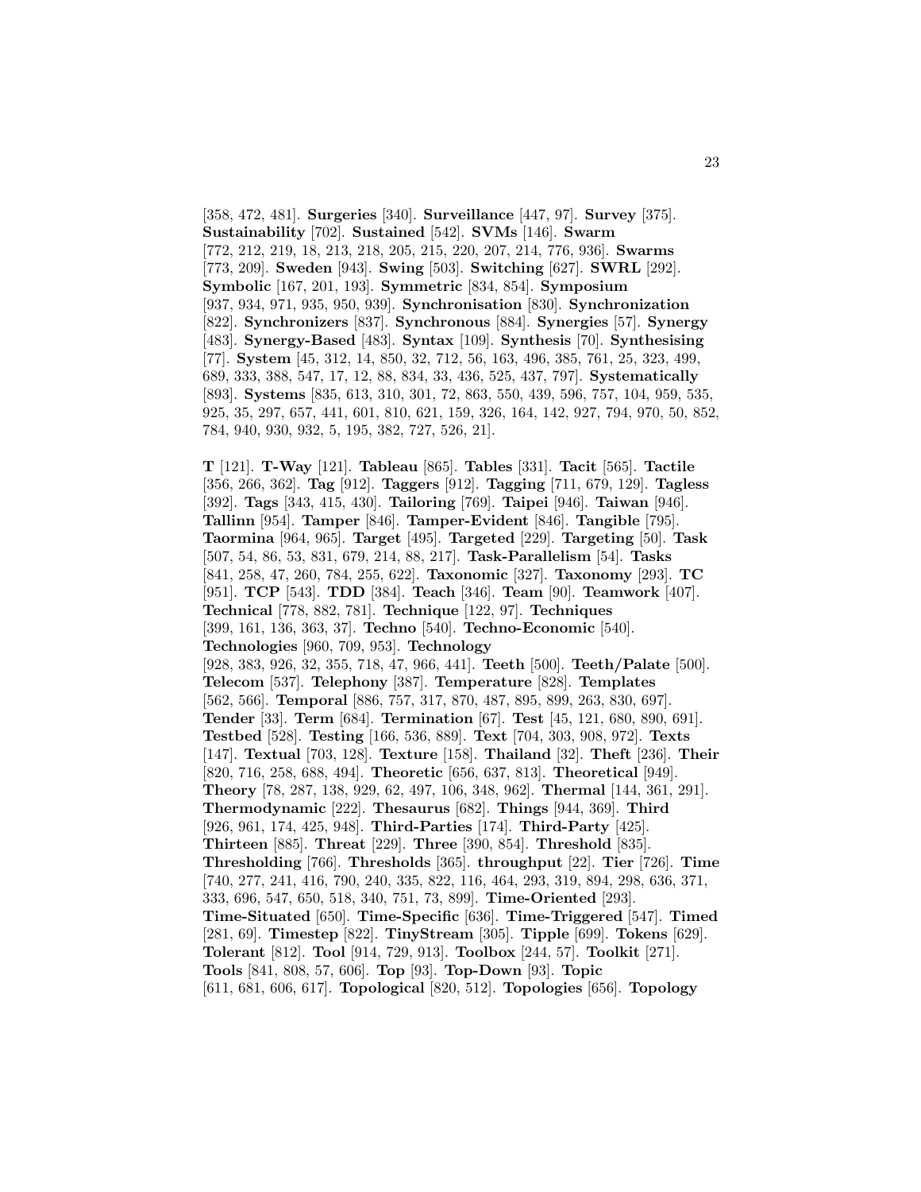[358, 472, 481]. **Surgeries** [340]. **Surveillance** [447, 97]. **Survey** [375]. **Sustainability** [702]. **Sustained** [542]. **SVMs** [146]. **Swarm** [772, 212, 219, 18, 213, 218, 205, 215, 220, 207, 214, 776, 936]. **Swarms** [773, 209]. **Sweden** [943]. **Swing** [503]. **Switching** [627]. **SWRL** [292]. **Symbolic** [167, 201, 193]. **Symmetric** [834, 854]. **Symposium** [937, 934, 971, 935, 950, 939]. **Synchronisation** [830]. **Synchronization** [822]. **Synchronizers** [837]. **Synchronous** [884]. **Synergies** [57]. **Synergy** [483]. **Synergy-Based** [483]. **Syntax** [109]. **Synthesis** [70]. **Synthesising** [77]. **System** [45, 312, 14, 850, 32, 712, 56, 163, 496, 385, 761, 25, 323, 499, 689, 333, 388, 547, 17, 12, 88, 834, 33, 436, 525, 437, 797]. **Systematically** [893]. **Systems** [835, 613, 310, 301, 72, 863, 550, 439, 596, 757, 104, 959, 535, 925, 35, 297, 657, 441, 601, 810, 621, 159, 326, 164, 142, 927, 794, 970, 50, 852, 784, 940, 930, 932, 5, 195, 382, 727, 526, 21].

**T** [121]. **T-Way** [121]. **Tableau** [865]. **Tables** [331]. **Tacit** [565]. **Tactile** [356, 266, 362]. **Tag** [912]. **Taggers** [912]. **Tagging** [711, 679, 129]. **Tagless** [392]. **Tags** [343, 415, 430]. **Tailoring** [769]. **Taipei** [946]. **Taiwan** [946]. **Tallinn** [954]. **Tamper** [846]. **Tamper-Evident** [846]. **Tangible** [795]. **Taormina** [964, 965]. **Target** [495]. **Targeted** [229]. **Targeting** [50]. **Task** [507, 54, 86, 53, 831, 679, 214, 88, 217]. **Task-Parallelism** [54]. **Tasks** [841, 258, 47, 260, 784, 255, 622]. **Taxonomic** [327]. **Taxonomy** [293]. **TC** [951]. **TCP** [543]. **TDD** [384]. **Teach** [346]. **Team** [90]. **Teamwork** [407]. **Technical** [778, 882, 781]. **Technique** [122, 97]. **Techniques** [399, 161, 136, 363, 37]. **Techno** [540]. **Techno-Economic** [540]. **Technologies** [960, 709, 953]. **Technology** [928, 383, 926, 32, 355, 718, 47, 966, 441]. **Teeth** [500]. **Teeth/Palate** [500]. **Telecom** [537]. **Telephony** [387]. **Temperature** [828]. **Templates** [562, 566]. **Temporal** [886, 757, 317, 870, 487, 895, 899, 263, 830, 697]. **Tender** [33]. **Term** [684]. **Termination** [67]. **Test** [45, 121, 680, 890, 691]. **Testbed** [528]. **Testing** [166, 536, 889]. **Text** [704, 303, 908, 972]. **Texts** [147]. **Textual** [703, 128]. **Texture** [158]. **Thailand** [32]. **Theft** [236]. **Their** [820, 716, 258, 688, 494]. **Theoretic** [656, 637, 813]. **Theoretical** [949]. **Theory** [78, 287, 138, 929, 62, 497, 106, 348, 962]. **Thermal** [144, 361, 291]. **Thermodynamic** [222]. **Thesaurus** [682]. **Things** [944, 369]. **Third** [926, 961, 174, 425, 948]. **Third-Parties** [174]. **Third-Party** [425]. **Thirteen** [885]. **Threat** [229]. **Three** [390, 854]. **Threshold** [835]. **Thresholding** [766]. **Thresholds** [365]. **throughput** [22]. **Tier** [726]. **Time** [740, 277, 241, 416, 790, 240, 335, 822, 116, 464, 293, 319, 894, 298, 636, 371, 333, 696, 547, 650, 518, 340, 751, 73, 899]. **Time-Oriented** [293]. **Time-Situated** [650]. **Time-Specific** [636]. **Time-Triggered** [547]. **Timed** [281, 69]. **Timestep** [822]. **TinyStream** [305]. **Tipple** [699]. **Tokens** [629]. **Tolerant** [812]. **Tool** [914, 729, 913]. **Toolbox** [244, 57]. **Toolkit** [271]. **Tools** [841, 808, 57, 606]. **Top** [93]. **Top-Down** [93]. **Topic** [611, 681, 606, 617]. **Topological** [820, 512]. **Topologies** [656]. **Topology**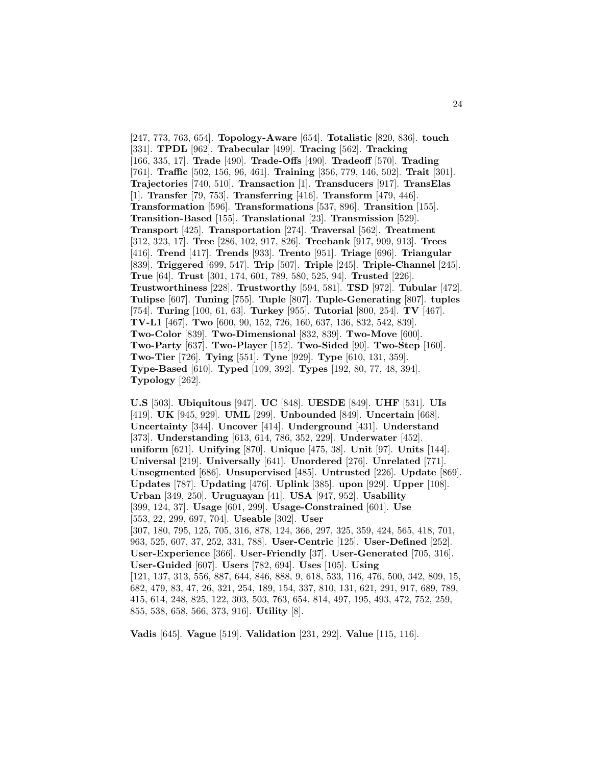[247, 773, 763, 654]. **Topology-Aware** [654]. **Totalistic** [820, 836]. **touch** [331]. **TPDL** [962]. **Trabecular** [499]. **Tracing** [562]. **Tracking** [166, 335, 17]. **Trade** [490]. **Trade-Offs** [490]. **Tradeoff** [570]. **Trading** [761]. **Traffic** [502, 156, 96, 461]. **Training** [356, 779, 146, 502]. **Trait** [301]. **Trajectories** [740, 510]. **Transaction** [1]. **Transducers** [917]. **TransElas** [1]. **Transfer** [79, 753]. **Transferring** [416]. **Transform** [479, 446]. **Transformation** [596]. **Transformations** [537, 896]. **Transition** [155]. **Transition-Based** [155]. **Translational** [23]. **Transmission** [529]. **Transport** [425]. **Transportation** [274]. **Traversal** [562]. **Treatment** [312, 323, 17]. **Tree** [286, 102, 917, 826]. **Treebank** [917, 909, 913]. **Trees** [416]. **Trend** [417]. **Trends** [933]. **Trento** [951]. **Triage** [696]. **Triangular** [839]. **Triggered** [699, 547]. **Trip** [507]. **Triple** [245]. **Triple-Channel** [245]. **True** [64]. **Trust** [301, 174, 601, 789, 580, 525, 94]. **Trusted** [226]. **Trustworthiness** [228]. **Trustworthy** [594, 581]. **TSD** [972]. **Tubular** [472]. **Tulipse** [607]. **Tuning** [755]. **Tuple** [807]. **Tuple-Generating** [807]. **tuples** [754]. **Turing** [100, 61, 63]. **Turkey** [955]. **Tutorial** [800, 254]. **TV** [467]. **TV-L1** [467]. **Two** [600, 90, 152, 726, 160, 637, 136, 832, 542, 839]. **Two-Color** [839]. **Two-Dimensional** [832, 839]. **Two-Move** [600]. **Two-Party** [637]. **Two-Player** [152]. **Two-Sided** [90]. **Two-Step** [160]. **Two-Tier** [726]. **Tying** [551]. **Tyne** [929]. **Type** [610, 131, 359]. **Type-Based** [610]. **Typed** [109, 392]. **Types** [192, 80, 77, 48, 394]. **Typology** [262].

**U.S** [503]. **Ubiquitous** [947]. **UC** [848]. **UESDE** [849]. **UHF** [531]. **UIs** [419]. **UK** [945, 929]. **UML** [299]. **Unbounded** [849]. **Uncertain** [668]. **Uncertainty** [344]. **Uncover** [414]. **Underground** [431]. **Understand** [373]. **Understanding** [613, 614, 786, 352, 229]. **Underwater** [452]. **uniform** [621]. **Unifying** [870]. **Unique** [475, 38]. **Unit** [97]. **Units** [144]. **Universal** [219]. **Universally** [641]. **Unordered** [276]. **Unrelated** [771]. **Unsegmented** [686]. **Unsupervised** [485]. **Untrusted** [226]. **Update** [869]. **Updates** [787]. **Updating** [476]. **Uplink** [385]. **upon** [929]. **Upper** [108]. **Urban** [349, 250]. **Uruguayan** [41]. **USA** [947, 952]. **Usability** [399, 124, 37]. **Usage** [601, 299]. **Usage-Constrained** [601]. **Use** [553, 22, 299, 697, 704]. **Useable** [302]. **User** [307, 180, 795, 125, 705, 316, 878, 124, 366, 297, 325, 359, 424, 565, 418, 701, 963, 525, 607, 37, 252, 331, 788]. **User-Centric** [125]. **User-Defined** [252]. **User-Experience** [366]. **User-Friendly** [37]. **User-Generated** [705, 316]. **User-Guided** [607]. **Users** [782, 694]. **Uses** [105]. **Using** [121, 137, 313, 556, 887, 644, 846, 888, 9, 618, 533, 116, 476, 500, 342, 809, 15, 682, 479, 83, 47, 26, 321, 254, 189, 154, 337, 810, 131, 621, 291, 917, 689, 789, 415, 614, 248, 825, 122, 303, 503, 763, 654, 814, 497, 195, 493, 472, 752, 259, 855, 538, 658, 566, 373, 916]. **Utility** [8].

**Vadis** [645]. **Vague** [519]. **Validation** [231, 292]. **Value** [115, 116].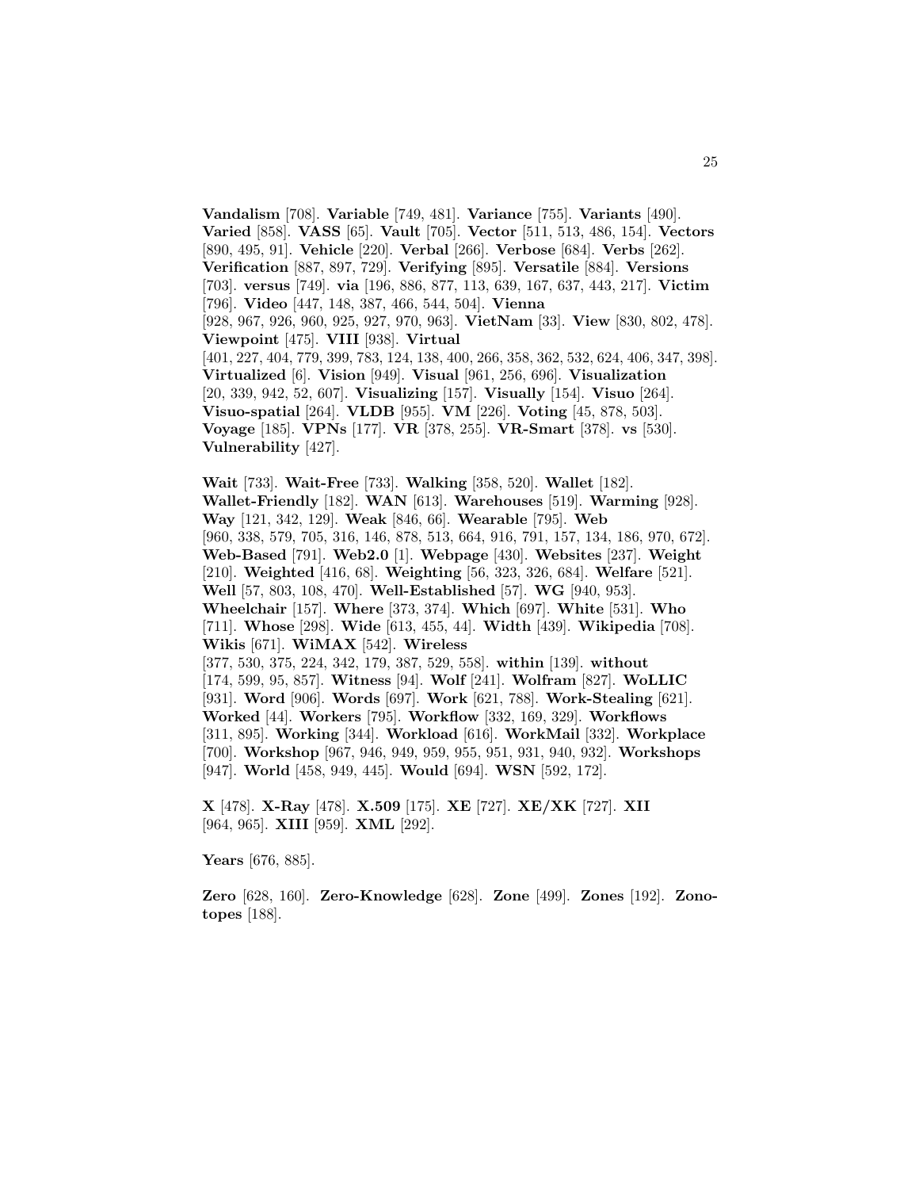**Vandalism** [708]. **Variable** [749, 481]. **Variance** [755]. **Variants** [490]. **Varied** [858]. **VASS** [65]. **Vault** [705]. **Vector** [511, 513, 486, 154]. **Vectors** [890, 495, 91]. **Vehicle** [220]. **Verbal** [266]. **Verbose** [684]. **Verbs** [262]. **Verification** [887, 897, 729]. **Verifying** [895]. **Versatile** [884]. **Versions** [703]. **versus** [749]. **via** [196, 886, 877, 113, 639, 167, 637, 443, 217]. **Victim** [796]. **Video** [447, 148, 387, 466, 544, 504]. **Vienna** [928, 967, 926, 960, 925, 927, 970, 963]. **VietNam** [33]. **View** [830, 802, 478]. **Viewpoint** [475]. **VIII** [938]. **Virtual** [401, 227, 404, 779, 399, 783, 124, 138, 400, 266, 358, 362, 532, 624, 406, 347, 398]. **Virtualized** [6]. **Vision** [949]. **Visual** [961, 256, 696]. **Visualization** [20, 339, 942, 52, 607]. **Visualizing** [157]. **Visually** [154]. **Visuo** [264]. **Visuo-spatial** [264]. **VLDB** [955]. **VM** [226]. **Voting** [45, 878, 503]. **Voyage** [185]. **VPNs** [177]. **VR** [378, 255]. **VR-Smart** [378]. **vs** [530]. **Vulnerability** [427].

**Wait** [733]. **Wait-Free** [733]. **Walking** [358, 520]. **Wallet** [182]. **Wallet-Friendly** [182]. **WAN** [613]. **Warehouses** [519]. **Warming** [928]. **Way** [121, 342, 129]. **Weak** [846, 66]. **Wearable** [795]. **Web** [960, 338, 579, 705, 316, 146, 878, 513, 664, 916, 791, 157, 134, 186, 970, 672]. **Web-Based** [791]. **Web2.0** [1]. **Webpage** [430]. **Websites** [237]. **Weight** [210]. **Weighted** [416, 68]. **Weighting** [56, 323, 326, 684]. **Welfare** [521]. **Well** [57, 803, 108, 470]. **Well-Established** [57]. **WG** [940, 953]. **Wheelchair** [157]. **Where** [373, 374]. **Which** [697]. **White** [531]. **Who** [711]. **Whose** [298]. **Wide** [613, 455, 44]. **Width** [439]. **Wikipedia** [708]. **Wikis** [671]. **WiMAX** [542]. **Wireless** [377, 530, 375, 224, 342, 179, 387, 529, 558]. **within** [139]. **without** [174, 599, 95, 857]. **Witness** [94]. **Wolf** [241]. **Wolfram** [827]. **WoLLIC** [931]. **Word** [906]. **Words** [697]. **Work** [621, 788]. **Work-Stealing** [621]. **Worked** [44]. **Workers** [795]. **Workflow** [332, 169, 329]. **Workflows** [311, 895]. **Working** [344]. **Workload** [616]. **WorkMail** [332]. **Workplace** [700]. **Workshop** [967, 946, 949, 959, 955, 951, 931, 940, 932]. **Workshops** [947]. **World** [458, 949, 445]. **Would** [694]. **WSN** [592, 172].

**X** [478]. **X-Ray** [478]. **X.509** [175]. **XE** [727]. **XE/XK** [727]. **XII** [964, 965]. **XIII** [959]. **XML** [292].

**Years** [676, 885].

**Zero** [628, 160]. **Zero-Knowledge** [628]. **Zone** [499]. **Zones** [192]. **Zonotopes** [188].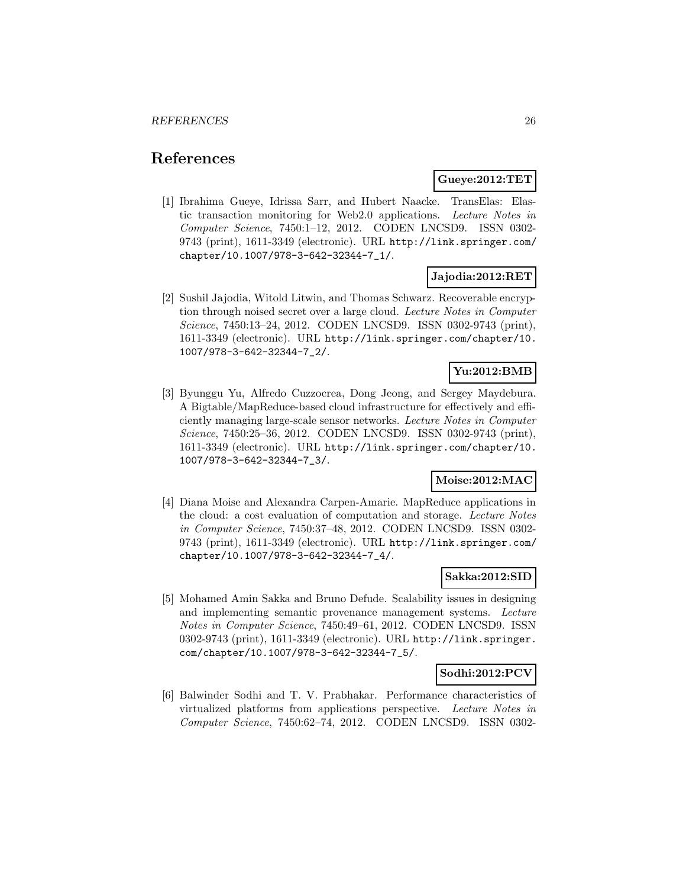# References

**Gueye:2012:TET**

[1] Ibrahima Gueye, Idrissa Sarr, and Hubert Naacke. TransElas: Elastic transaction monitoring for Web2.0 applications. *Lecture Notes in Computer Science*, 7450:1–12, 2012. CODEN LNCSD9. ISSN 0302-9743 (print), 1611-3349 (electronic). URL `http://link.springer.com/chapter/10.1007/978-3-642-32344-7_1/`.

**Jajodia:2012:RET**

[2] Sushil Jajodia, Witold Litwin, and Thomas Schwarz. Recoverable encryption through noised secret over a large cloud. *Lecture Notes in Computer Science*, 7450:13–24, 2012. CODEN LNCSD9. ISSN 0302-9743 (print), 1611-3349 (electronic). URL `http://link.springer.com/chapter/10.1007/978-3-642-32344-7_2/`.

**Yu:2012:BMB**

[3] Byunggu Yu, Alfredo Cuzzocrea, Dong Jeong, and Sergey Maydebura. A Bigtable/MapReduce-based cloud infrastructure for effectively and efficiently managing large-scale sensor networks. *Lecture Notes in Computer Science*, 7450:25–36, 2012. CODEN LNCSD9. ISSN 0302-9743 (print), 1611-3349 (electronic). URL `http://link.springer.com/chapter/10.1007/978-3-642-32344-7_3/`.

**Moise:2012:MAC**

[4] Diana Moise and Alexandra Carpen-Amarie. MapReduce applications in the cloud: a cost evaluation of computation and storage. *Lecture Notes in Computer Science*, 7450:37–48, 2012. CODEN LNCSD9. ISSN 0302-9743 (print), 1611-3349 (electronic). URL `http://link.springer.com/chapter/10.1007/978-3-642-32344-7_4/`.

**Sakka:2012:SID**

[5] Mohamed Amin Sakka and Bruno Defude. Scalability issues in designing and implementing semantic provenance management systems. *Lecture Notes in Computer Science*, 7450:49–61, 2012. CODEN LNCSD9. ISSN 0302-9743 (print), 1611-3349 (electronic). URL `http://link.springer.com/chapter/10.1007/978-3-642-32344-7_5/`.

**Sodhi:2012:PCV**

[6] Balwinder Sodhi and T. V. Prabhakar. Performance characteristics of virtualized platforms from applications perspective. *Lecture Notes in Computer Science*, 7450:62–74, 2012. CODEN LNCSD9. ISSN 0302-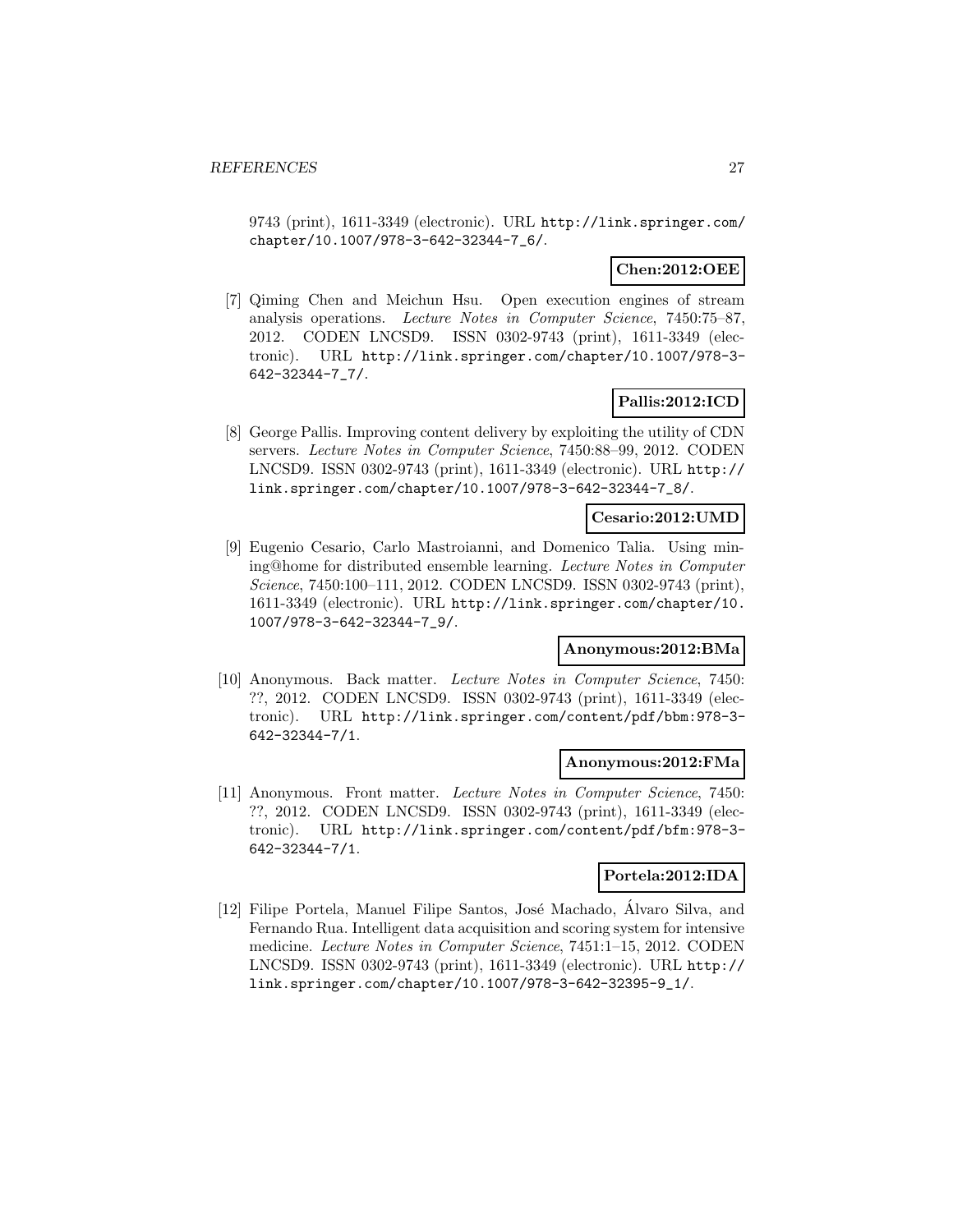9743 (print), 1611-3349 (electronic). URL http://link.springer.com/chapter/10.1007/978-3-642-32344-7_6/.

**Chen:2012:OEE**

[7] Qiming Chen and Meichun Hsu. Open execution engines of stream analysis operations. *Lecture Notes in Computer Science*, 7450:75–87, 2012. CODEN LNCSD9. ISSN 0302-9743 (print), 1611-3349 (electronic). URL http://link.springer.com/chapter/10.1007/978-3-642-32344-7_7/.

**Pallis:2012:ICD**

[8] George Pallis. Improving content delivery by exploiting the utility of CDN servers. *Lecture Notes in Computer Science*, 7450:88–99, 2012. CODEN LNCSD9. ISSN 0302-9743 (print), 1611-3349 (electronic). URL http://link.springer.com/chapter/10.1007/978-3-642-32344-7_8/.

**Cesario:2012:UMD**

[9] Eugenio Cesario, Carlo Mastroianni, and Domenico Talia. Using mining@home for distributed ensemble learning. *Lecture Notes in Computer Science*, 7450:100–111, 2012. CODEN LNCSD9. ISSN 0302-9743 (print), 1611-3349 (electronic). URL http://link.springer.com/chapter/10.1007/978-3-642-32344-7_9/.

**Anonymous:2012:BMa**

[10] Anonymous. Back matter. *Lecture Notes in Computer Science*, 7450: ??, 2012. CODEN LNCSD9. ISSN 0302-9743 (print), 1611-3349 (electronic). URL http://link.springer.com/content/pdf/bbm:978-3-642-32344-7/1.

**Anonymous:2012:FMa**

[11] Anonymous. Front matter. *Lecture Notes in Computer Science*, 7450: ??, 2012. CODEN LNCSD9. ISSN 0302-9743 (print), 1611-3349 (electronic). URL http://link.springer.com/content/pdf/bfm:978-3-642-32344-7/1.

**Portela:2012:IDA**

[12] Filipe Portela, Manuel Filipe Santos, José Machado, Álvaro Silva, and Fernando Rua. Intelligent data acquisition and scoring system for intensive medicine. *Lecture Notes in Computer Science*, 7451:1–15, 2012. CODEN LNCSD9. ISSN 0302-9743 (print), 1611-3349 (electronic). URL http://link.springer.com/chapter/10.1007/978-3-642-32395-9_1/.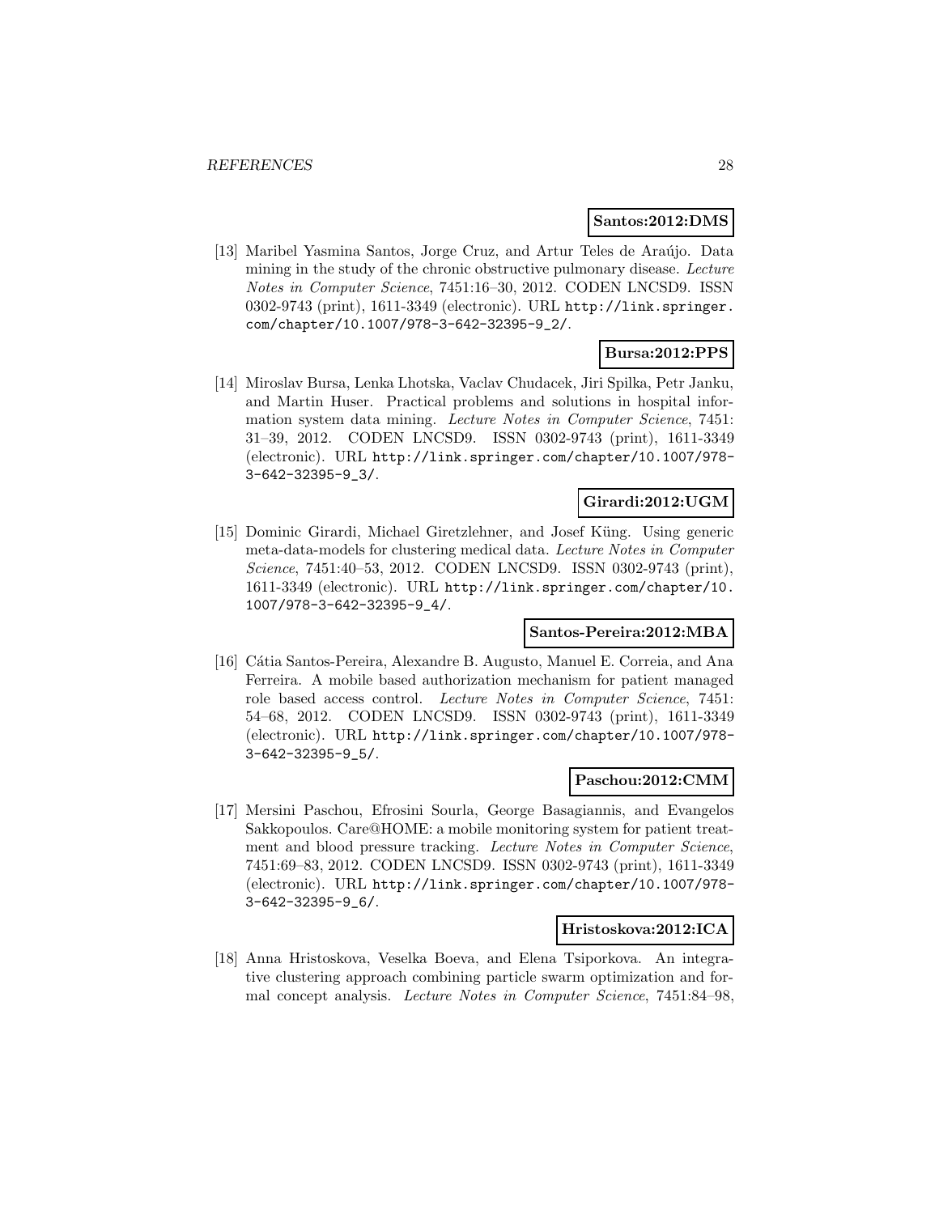**Santos:2012:DMS**

[13] Maribel Yasmina Santos, Jorge Cruz, and Artur Teles de Araújo. Data mining in the study of the chronic obstructive pulmonary disease. *Lecture Notes in Computer Science*, 7451:16–30, 2012. CODEN LNCSD9. ISSN 0302-9743 (print), 1611-3349 (electronic). URL `http://link.springer.com/chapter/10.1007/978-3-642-32395-9_2/`.

**Bursa:2012:PPS**

[14] Miroslav Bursa, Lenka Lhotska, Vaclav Chudacek, Jiri Spilka, Petr Janku, and Martin Huser. Practical problems and solutions in hospital information system data mining. *Lecture Notes in Computer Science*, 7451: 31–39, 2012. CODEN LNCSD9. ISSN 0302-9743 (print), 1611-3349 (electronic). URL `http://link.springer.com/chapter/10.1007/978-3-642-32395-9_3/`.

**Girardi:2012:UGM**

[15] Dominic Girardi, Michael Giretzlehner, and Josef Küng. Using generic meta-data-models for clustering medical data. *Lecture Notes in Computer Science*, 7451:40–53, 2012. CODEN LNCSD9. ISSN 0302-9743 (print), 1611-3349 (electronic). URL `http://link.springer.com/chapter/10.1007/978-3-642-32395-9_4/`.

**Santos-Pereira:2012:MBA**

[16] Cátia Santos-Pereira, Alexandre B. Augusto, Manuel E. Correia, and Ana Ferreira. A mobile based authorization mechanism for patient managed role based access control. *Lecture Notes in Computer Science*, 7451: 54–68, 2012. CODEN LNCSD9. ISSN 0302-9743 (print), 1611-3349 (electronic). URL `http://link.springer.com/chapter/10.1007/978-3-642-32395-9_5/`.

**Paschou:2012:CMM**

[17] Mersini Paschou, Efrosini Sourla, George Basagiannis, and Evangelos Sakkopoulos. Care@HOME: a mobile monitoring system for patient treatment and blood pressure tracking. *Lecture Notes in Computer Science*, 7451:69–83, 2012. CODEN LNCSD9. ISSN 0302-9743 (print), 1611-3349 (electronic). URL `http://link.springer.com/chapter/10.1007/978-3-642-32395-9_6/`.

**Hristoskova:2012:ICA**

[18] Anna Hristoskova, Veselka Boeva, and Elena Tsiporkova. An integrative clustering approach combining particle swarm optimization and formal concept analysis. *Lecture Notes in Computer Science*, 7451:84–98,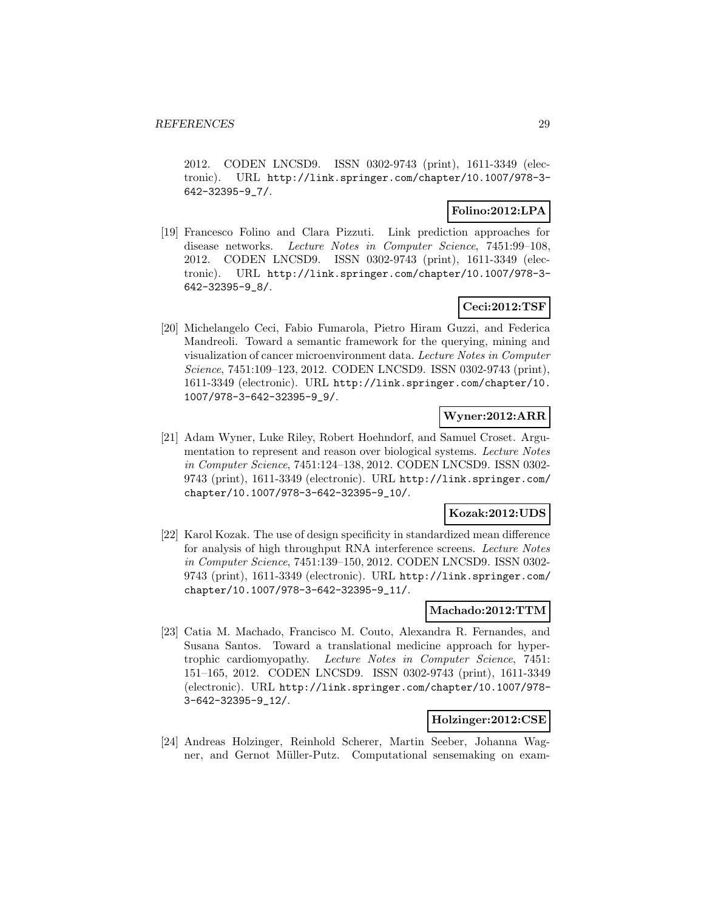2012. CODEN LNCSD9. ISSN 0302-9743 (print), 1611-3349 (electronic). URL http://link.springer.com/chapter/10.1007/978-3-642-32395-9_7/.

**Folino:2012:LPA**

[19] Francesco Folino and Clara Pizzuti. Link prediction approaches for disease networks. *Lecture Notes in Computer Science*, 7451:99–108, 2012. CODEN LNCSD9. ISSN 0302-9743 (print), 1611-3349 (electronic). URL http://link.springer.com/chapter/10.1007/978-3-642-32395-9_8/.

**Ceci:2012:TSF**

[20] Michelangelo Ceci, Fabio Fumarola, Pietro Hiram Guzzi, and Federica Mandreoli. Toward a semantic framework for the querying, mining and visualization of cancer microenvironment data. *Lecture Notes in Computer Science*, 7451:109–123, 2012. CODEN LNCSD9. ISSN 0302-9743 (print), 1611-3349 (electronic). URL http://link.springer.com/chapter/10.1007/978-3-642-32395-9_9/.

**Wyner:2012:ARR**

[21] Adam Wyner, Luke Riley, Robert Hoehndorf, and Samuel Croset. Argumentation to represent and reason over biological systems. *Lecture Notes in Computer Science*, 7451:124–138, 2012. CODEN LNCSD9. ISSN 0302-9743 (print), 1611-3349 (electronic). URL http://link.springer.com/chapter/10.1007/978-3-642-32395-9_10/.

**Kozak:2012:UDS**

[22] Karol Kozak. The use of design specificity in standardized mean difference for analysis of high throughput RNA interference screens. *Lecture Notes in Computer Science*, 7451:139–150, 2012. CODEN LNCSD9. ISSN 0302-9743 (print), 1611-3349 (electronic). URL http://link.springer.com/chapter/10.1007/978-3-642-32395-9_11/.

**Machado:2012:TTM**

[23] Catia M. Machado, Francisco M. Couto, Alexandra R. Fernandes, and Susana Santos. Toward a translational medicine approach for hypertrophic cardiomyopathy. *Lecture Notes in Computer Science*, 7451: 151–165, 2012. CODEN LNCSD9. ISSN 0302-9743 (print), 1611-3349 (electronic). URL http://link.springer.com/chapter/10.1007/978-3-642-32395-9_12/.

**Holzinger:2012:CSE**

[24] Andreas Holzinger, Reinhold Scherer, Martin Seeber, Johanna Wagner, and Gernot Müller-Putz. Computational sensemaking on exam-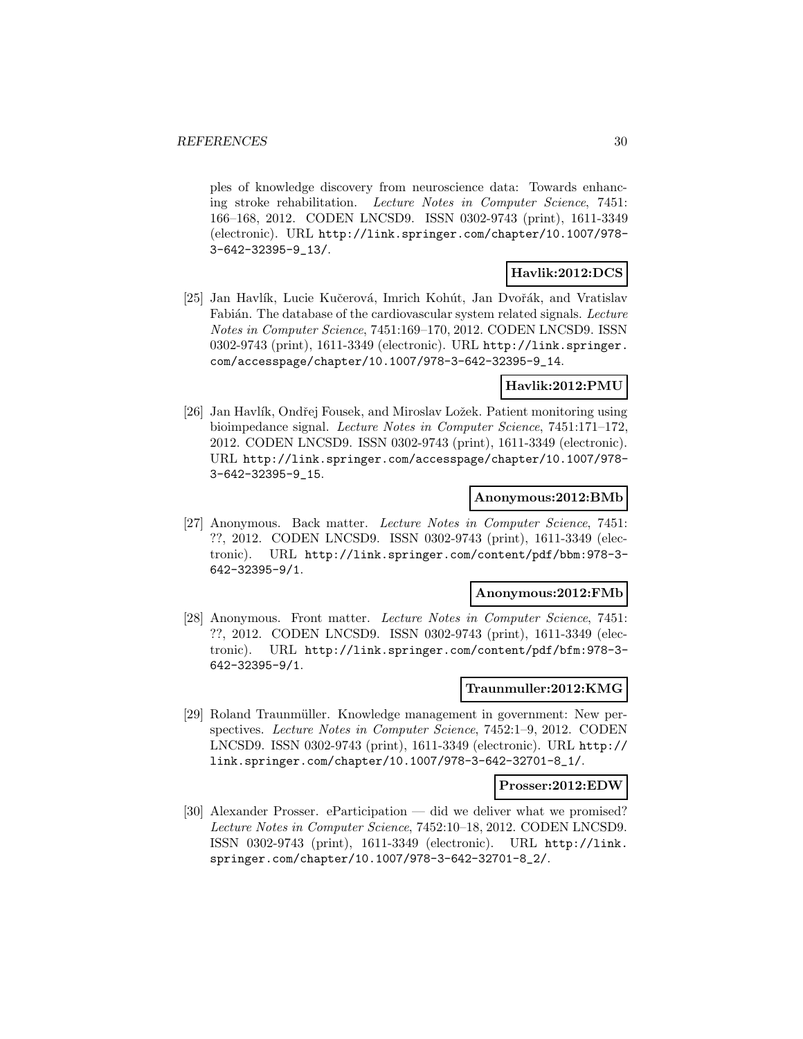ples of knowledge discovery from neuroscience data: Towards enhancing stroke rehabilitation. *Lecture Notes in Computer Science*, 7451: 166–168, 2012. CODEN LNCSD9. ISSN 0302-9743 (print), 1611-3349 (electronic). URL http://link.springer.com/chapter/10.1007/978-3-642-32395-9_13/.

**Havlik:2012:DCS**

[25] Jan Havlík, Lucie Kučerová, Imrich Kohút, Jan Dvořák, and Vratislav Fabián. The database of the cardiovascular system related signals. *Lecture Notes in Computer Science*, 7451:169–170, 2012. CODEN LNCSD9. ISSN 0302-9743 (print), 1611-3349 (electronic). URL http://link.springer.com/accesspage/chapter/10.1007/978-3-642-32395-9_14.

**Havlik:2012:PMU**

[26] Jan Havlík, Ondřej Fousek, and Miroslav Ložek. Patient monitoring using bioimpedance signal. *Lecture Notes in Computer Science*, 7451:171–172, 2012. CODEN LNCSD9. ISSN 0302-9743 (print), 1611-3349 (electronic). URL http://link.springer.com/accesspage/chapter/10.1007/978-3-642-32395-9_15.

**Anonymous:2012:BMb**

[27] Anonymous. Back matter. *Lecture Notes in Computer Science*, 7451: ??, 2012. CODEN LNCSD9. ISSN 0302-9743 (print), 1611-3349 (electronic). URL http://link.springer.com/content/pdf/bbm:978-3-642-32395-9/1.

**Anonymous:2012:FMb**

[28] Anonymous. Front matter. *Lecture Notes in Computer Science*, 7451: ??, 2012. CODEN LNCSD9. ISSN 0302-9743 (print), 1611-3349 (electronic). URL http://link.springer.com/content/pdf/bfm:978-3-642-32395-9/1.

**Traunmuller:2012:KMG**

[29] Roland Traunmüller. Knowledge management in government: New perspectives. *Lecture Notes in Computer Science*, 7452:1–9, 2012. CODEN LNCSD9. ISSN 0302-9743 (print), 1611-3349 (electronic). URL http://link.springer.com/chapter/10.1007/978-3-642-32701-8_1/.

**Prosser:2012:EDW**

[30] Alexander Prosser. eParticipation — did we deliver what we promised? *Lecture Notes in Computer Science*, 7452:10–18, 2012. CODEN LNCSD9. ISSN 0302-9743 (print), 1611-3349 (electronic). URL http://link.springer.com/chapter/10.1007/978-3-642-32701-8_2/.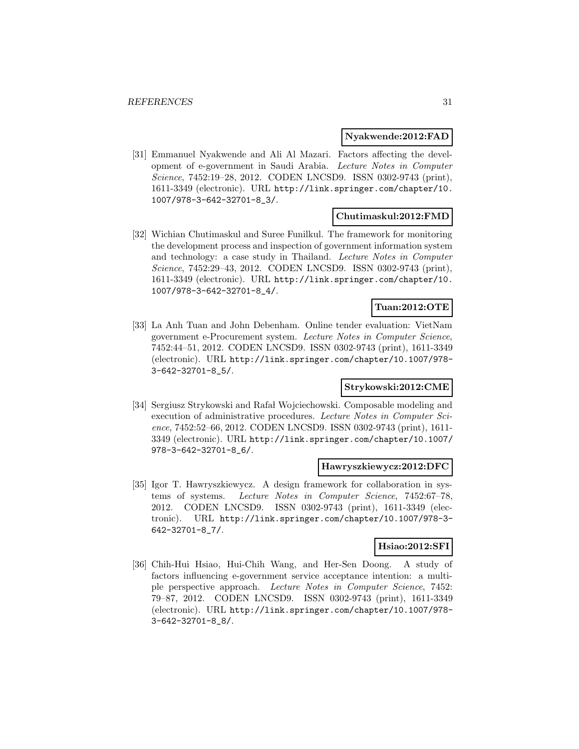**Nyakwende:2012:FAD**

[31] Emmanuel Nyakwende and Ali Al Mazari. Factors affecting the development of e-government in Saudi Arabia. *Lecture Notes in Computer Science*, 7452:19–28, 2012. CODEN LNCSD9. ISSN 0302-9743 (print), 1611-3349 (electronic). URL http://link.springer.com/chapter/10.1007/978-3-642-32701-8_3/.

**Chutimaskul:2012:FMD**

[32] Wichian Chutimaskul and Suree Funilkul. The framework for monitoring the development process and inspection of government information system and technology: a case study in Thailand. *Lecture Notes in Computer Science*, 7452:29–43, 2012. CODEN LNCSD9. ISSN 0302-9743 (print), 1611-3349 (electronic). URL http://link.springer.com/chapter/10.1007/978-3-642-32701-8_4/.

**Tuan:2012:OTE**

[33] La Anh Tuan and John Debenham. Online tender evaluation: VietNam government e-Procurement system. *Lecture Notes in Computer Science*, 7452:44–51, 2012. CODEN LNCSD9. ISSN 0302-9743 (print), 1611-3349 (electronic). URL http://link.springer.com/chapter/10.1007/978-3-642-32701-8_5/.

**Strykowski:2012:CME**

[34] Sergiusz Strykowski and Rafał Wojciechowski. Composable modeling and execution of administrative procedures. *Lecture Notes in Computer Science*, 7452:52–66, 2012. CODEN LNCSD9. ISSN 0302-9743 (print), 1611-3349 (electronic). URL http://link.springer.com/chapter/10.1007/978-3-642-32701-8_6/.

**Hawryszkiewycz:2012:DFC**

[35] Igor T. Hawryszkiewycz. A design framework for collaboration in systems of systems. *Lecture Notes in Computer Science*, 7452:67–78, 2012. CODEN LNCSD9. ISSN 0302-9743 (print), 1611-3349 (electronic). URL http://link.springer.com/chapter/10.1007/978-3-642-32701-8_7/.

**Hsiao:2012:SFI**

[36] Chih-Hui Hsiao, Hui-Chih Wang, and Her-Sen Doong. A study of factors influencing e-government service acceptance intention: a multiple perspective approach. *Lecture Notes in Computer Science*, 7452: 79–87, 2012. CODEN LNCSD9. ISSN 0302-9743 (print), 1611-3349 (electronic). URL http://link.springer.com/chapter/10.1007/978-3-642-32701-8_8/.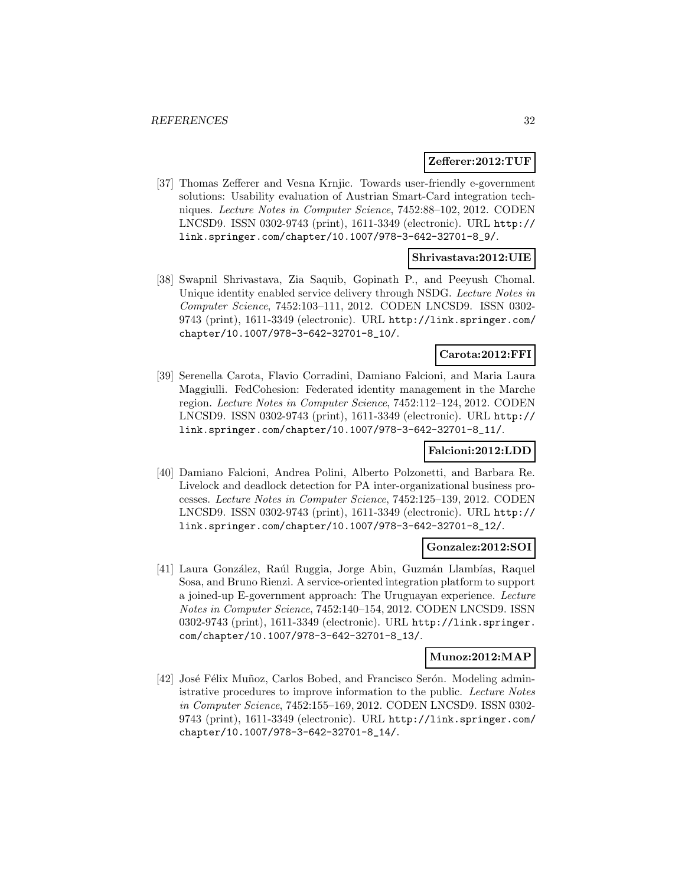**Zefferer:2012:TUF**

[37] Thomas Zefferer and Vesna Krnjic. Towards user-friendly e-government solutions: Usability evaluation of Austrian Smart-Card integration techniques. *Lecture Notes in Computer Science*, 7452:88–102, 2012. CODEN LNCSD9. ISSN 0302-9743 (print), 1611-3349 (electronic). URL http://link.springer.com/chapter/10.1007/978-3-642-32701-8_9/.

**Shrivastava:2012:UIE**

[38] Swapnil Shrivastava, Zia Saquib, Gopinath P., and Peeyush Chomal. Unique identity enabled service delivery through NSDG. *Lecture Notes in Computer Science*, 7452:103–111, 2012. CODEN LNCSD9. ISSN 0302-9743 (print), 1611-3349 (electronic). URL http://link.springer.com/chapter/10.1007/978-3-642-32701-8_10/.

**Carota:2012:FFI**

[39] Serenella Carota, Flavio Corradini, Damiano Falcioni, and Maria Laura Maggiulli. FedCohesion: Federated identity management in the Marche region. *Lecture Notes in Computer Science*, 7452:112–124, 2012. CODEN LNCSD9. ISSN 0302-9743 (print), 1611-3349 (electronic). URL http://link.springer.com/chapter/10.1007/978-3-642-32701-8_11/.

**Falcioni:2012:LDD**

[40] Damiano Falcioni, Andrea Polini, Alberto Polzonetti, and Barbara Re. Livelock and deadlock detection for PA inter-organizational business processes. *Lecture Notes in Computer Science*, 7452:125–139, 2012. CODEN LNCSD9. ISSN 0302-9743 (print), 1611-3349 (electronic). URL http://link.springer.com/chapter/10.1007/978-3-642-32701-8_12/.

**Gonzalez:2012:SOI**

[41] Laura González, Raúl Ruggia, Jorge Abin, Guzmán Llambías, Raquel Sosa, and Bruno Rienzi. A service-oriented integration platform to support a joined-up E-government approach: The Uruguayan experience. *Lecture Notes in Computer Science*, 7452:140–154, 2012. CODEN LNCSD9. ISSN 0302-9743 (print), 1611-3349 (electronic). URL http://link.springer.com/chapter/10.1007/978-3-642-32701-8_13/.

**Munoz:2012:MAP**

[42] José Félix Muñoz, Carlos Bobed, and Francisco Serón. Modeling administrative procedures to improve information to the public. *Lecture Notes in Computer Science*, 7452:155–169, 2012. CODEN LNCSD9. ISSN 0302-9743 (print), 1611-3349 (electronic). URL http://link.springer.com/chapter/10.1007/978-3-642-32701-8_14/.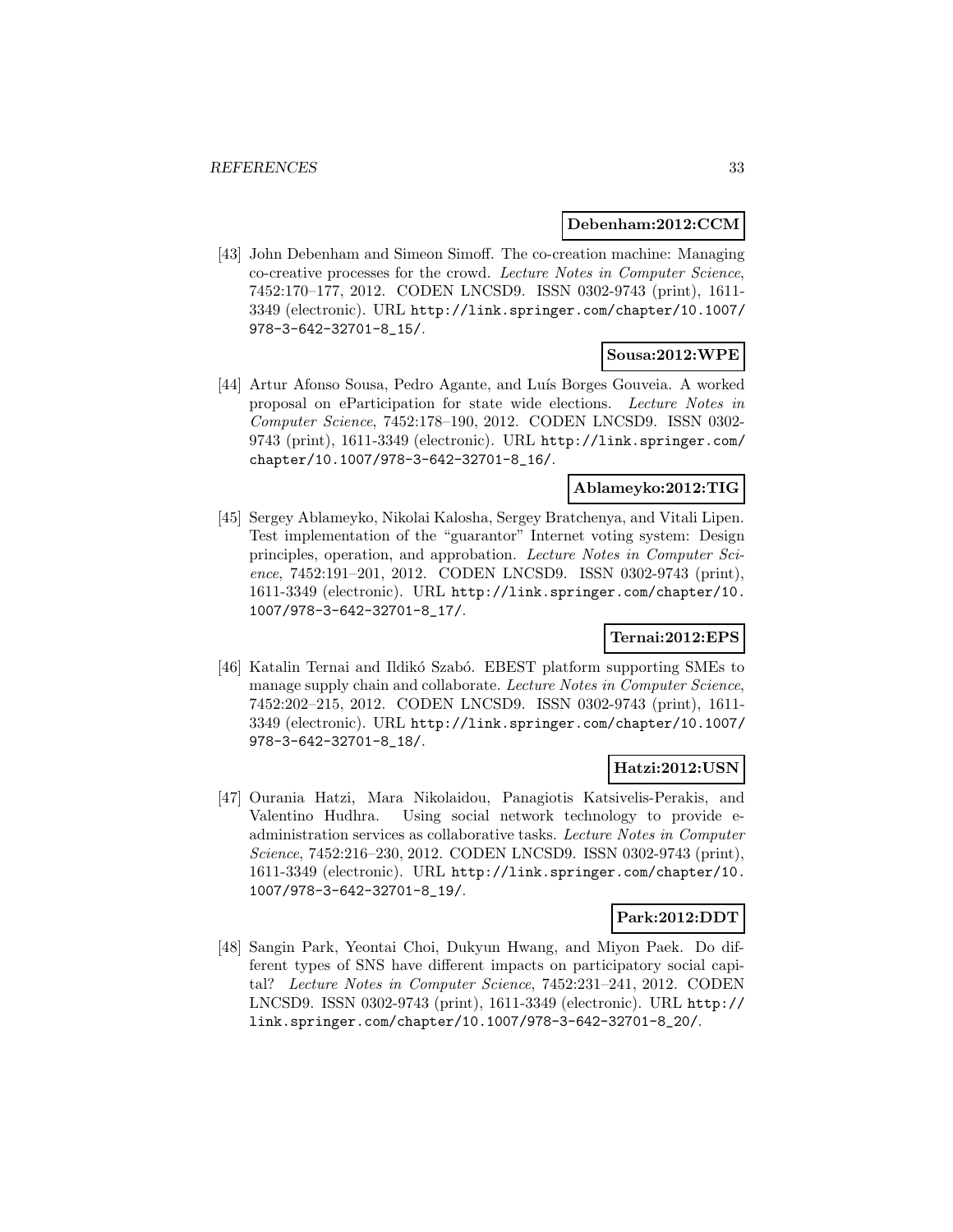**Debenham:2012:CCM**

[43] John Debenham and Simeon Simoff. The co-creation machine: Managing co-creative processes for the crowd. *Lecture Notes in Computer Science*, 7452:170–177, 2012. CODEN LNCSD9. ISSN 0302-9743 (print), 1611-3349 (electronic). URL http://link.springer.com/chapter/10.1007/978-3-642-32701-8_15/.

**Sousa:2012:WPE**

[44] Artur Afonso Sousa, Pedro Agante, and Luís Borges Gouveia. A worked proposal on eParticipation for state wide elections. *Lecture Notes in Computer Science*, 7452:178–190, 2012. CODEN LNCSD9. ISSN 0302-9743 (print), 1611-3349 (electronic). URL http://link.springer.com/chapter/10.1007/978-3-642-32701-8_16/.

**Ablameyko:2012:TIG**

[45] Sergey Ablameyko, Nikolai Kalosha, Sergey Bratchenya, and Vitali Lipen. Test implementation of the "guarantor" Internet voting system: Design principles, operation, and approbation. *Lecture Notes in Computer Science*, 7452:191–201, 2012. CODEN LNCSD9. ISSN 0302-9743 (print), 1611-3349 (electronic). URL http://link.springer.com/chapter/10.1007/978-3-642-32701-8_17/.

**Ternai:2012:EPS**

[46] Katalin Ternai and Ildikó Szabó. EBEST platform supporting SMEs to manage supply chain and collaborate. *Lecture Notes in Computer Science*, 7452:202–215, 2012. CODEN LNCSD9. ISSN 0302-9743 (print), 1611-3349 (electronic). URL http://link.springer.com/chapter/10.1007/978-3-642-32701-8_18/.

**Hatzi:2012:USN**

[47] Ourania Hatzi, Mara Nikolaidou, Panagiotis Katsivelis-Perakis, and Valentino Hudhra. Using social network technology to provide e-administration services as collaborative tasks. *Lecture Notes in Computer Science*, 7452:216–230, 2012. CODEN LNCSD9. ISSN 0302-9743 (print), 1611-3349 (electronic). URL http://link.springer.com/chapter/10.1007/978-3-642-32701-8_19/.

**Park:2012:DDT**

[48] Sangin Park, Yeontai Choi, Dukyun Hwang, and Miyon Paek. Do different types of SNS have different impacts on participatory social capital? *Lecture Notes in Computer Science*, 7452:231–241, 2012. CODEN LNCSD9. ISSN 0302-9743 (print), 1611-3349 (electronic). URL http://link.springer.com/chapter/10.1007/978-3-642-32701-8_20/.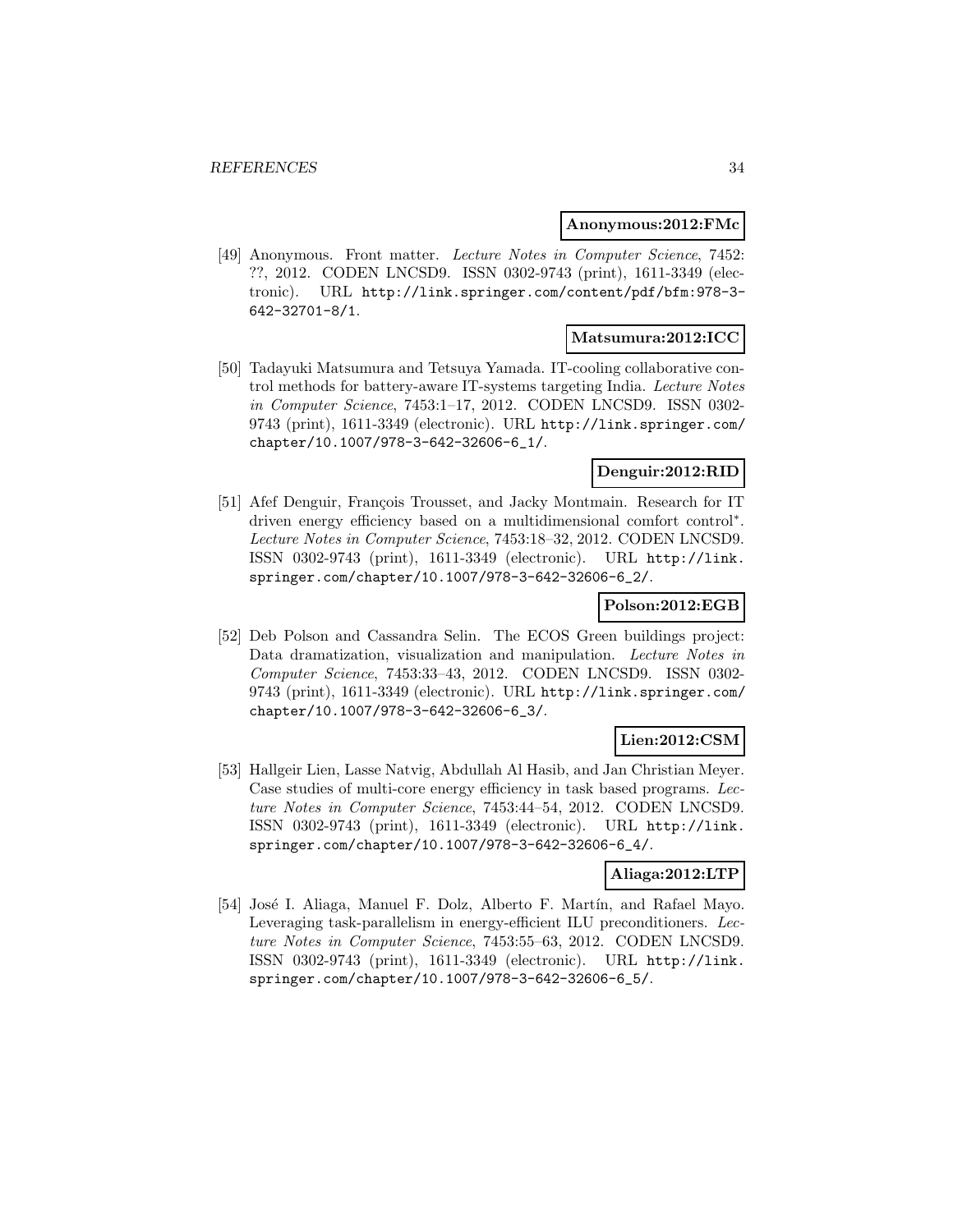**Anonymous:2012:FMc**

[49] Anonymous. Front matter. *Lecture Notes in Computer Science*, 7452: ??, 2012. CODEN LNCSD9. ISSN 0302-9743 (print), 1611-3349 (electronic). URL http://link.springer.com/content/pdf/bfm:978-3-642-32701-8/1.

**Matsumura:2012:ICC**

[50] Tadayuki Matsumura and Tetsuya Yamada. IT-cooling collaborative control methods for battery-aware IT-systems targeting India. *Lecture Notes in Computer Science*, 7453:1–17, 2012. CODEN LNCSD9. ISSN 0302-9743 (print), 1611-3349 (electronic). URL http://link.springer.com/chapter/10.1007/978-3-642-32606-6_1/.

**Denguir:2012:RID**

[51] Afef Denguir, François Trousset, and Jacky Montmain. Research for IT driven energy efficiency based on a multidimensional comfort control*. *Lecture Notes in Computer Science*, 7453:18–32, 2012. CODEN LNCSD9. ISSN 0302-9743 (print), 1611-3349 (electronic). URL http://link.springer.com/chapter/10.1007/978-3-642-32606-6_2/.

**Polson:2012:EGB**

[52] Deb Polson and Cassandra Selin. The ECOS Green buildings project: Data dramatization, visualization and manipulation. *Lecture Notes in Computer Science*, 7453:33–43, 2012. CODEN LNCSD9. ISSN 0302-9743 (print), 1611-3349 (electronic). URL http://link.springer.com/chapter/10.1007/978-3-642-32606-6_3/.

**Lien:2012:CSM**

[53] Hallgeir Lien, Lasse Natvig, Abdullah Al Hasib, and Jan Christian Meyer. Case studies of multi-core energy efficiency in task based programs. *Lecture Notes in Computer Science*, 7453:44–54, 2012. CODEN LNCSD9. ISSN 0302-9743 (print), 1611-3349 (electronic). URL http://link.springer.com/chapter/10.1007/978-3-642-32606-6_4/.

**Aliaga:2012:LTP**

[54] José I. Aliaga, Manuel F. Dolz, Alberto F. Martín, and Rafael Mayo. Leveraging task-parallelism in energy-efficient ILU preconditioners. *Lecture Notes in Computer Science*, 7453:55–63, 2012. CODEN LNCSD9. ISSN 0302-9743 (print), 1611-3349 (electronic). URL http://link.springer.com/chapter/10.1007/978-3-642-32606-6_5/.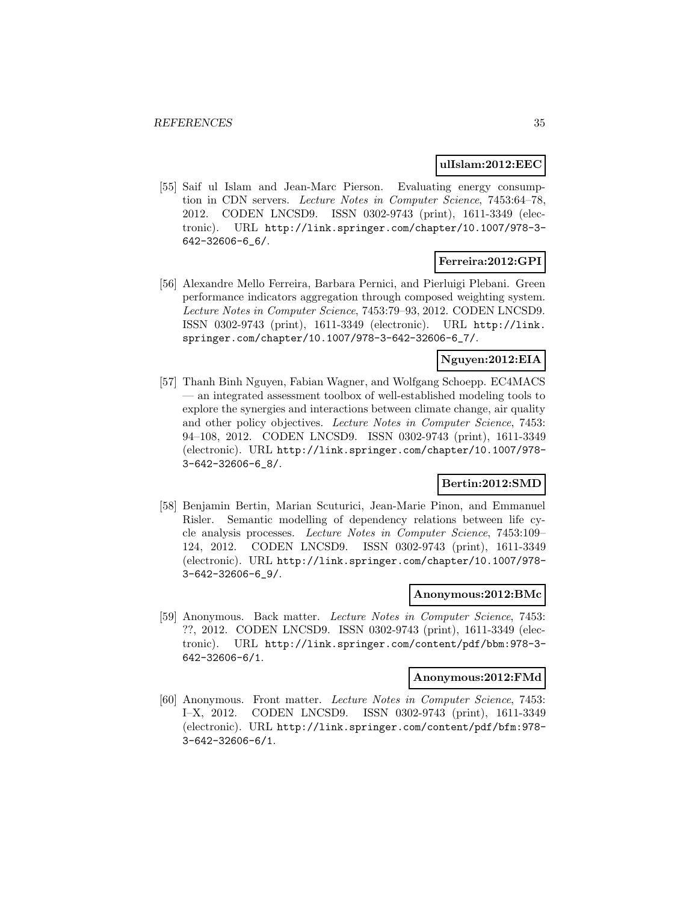**ulIslam:2012:EEC**

[55] Saif ul Islam and Jean-Marc Pierson. Evaluating energy consumption in CDN servers. *Lecture Notes in Computer Science*, 7453:64–78, 2012. CODEN LNCSD9. ISSN 0302-9743 (print), 1611-3349 (electronic). URL http://link.springer.com/chapter/10.1007/978-3-642-32606-6_6/.

**Ferreira:2012:GPI**

[56] Alexandre Mello Ferreira, Barbara Pernici, and Pierluigi Plebani. Green performance indicators aggregation through composed weighting system. *Lecture Notes in Computer Science*, 7453:79–93, 2012. CODEN LNCSD9. ISSN 0302-9743 (print), 1611-3349 (electronic). URL http://link.springer.com/chapter/10.1007/978-3-642-32606-6_7/.

**Nguyen:2012:EIA**

[57] Thanh Binh Nguyen, Fabian Wagner, and Wolfgang Schoepp. EC4MACS — an integrated assessment toolbox of well-established modeling tools to explore the synergies and interactions between climate change, air quality and other policy objectives. *Lecture Notes in Computer Science*, 7453: 94–108, 2012. CODEN LNCSD9. ISSN 0302-9743 (print), 1611-3349 (electronic). URL http://link.springer.com/chapter/10.1007/978-3-642-32606-6_8/.

**Bertin:2012:SMD**

[58] Benjamin Bertin, Marian Scuturici, Jean-Marie Pinon, and Emmanuel Risler. Semantic modelling of dependency relations between life cycle analysis processes. *Lecture Notes in Computer Science*, 7453:109–124, 2012. CODEN LNCSD9. ISSN 0302-9743 (print), 1611-3349 (electronic). URL http://link.springer.com/chapter/10.1007/978-3-642-32606-6_9/.

**Anonymous:2012:BMc**

[59] Anonymous. Back matter. *Lecture Notes in Computer Science*, 7453: ??, 2012. CODEN LNCSD9. ISSN 0302-9743 (print), 1611-3349 (electronic). URL http://link.springer.com/content/pdf/bbm:978-3-642-32606-6/1.

**Anonymous:2012:FMd**

[60] Anonymous. Front matter. *Lecture Notes in Computer Science*, 7453: I–X, 2012. CODEN LNCSD9. ISSN 0302-9743 (print), 1611-3349 (electronic). URL http://link.springer.com/content/pdf/bfm:978-3-642-32606-6/1.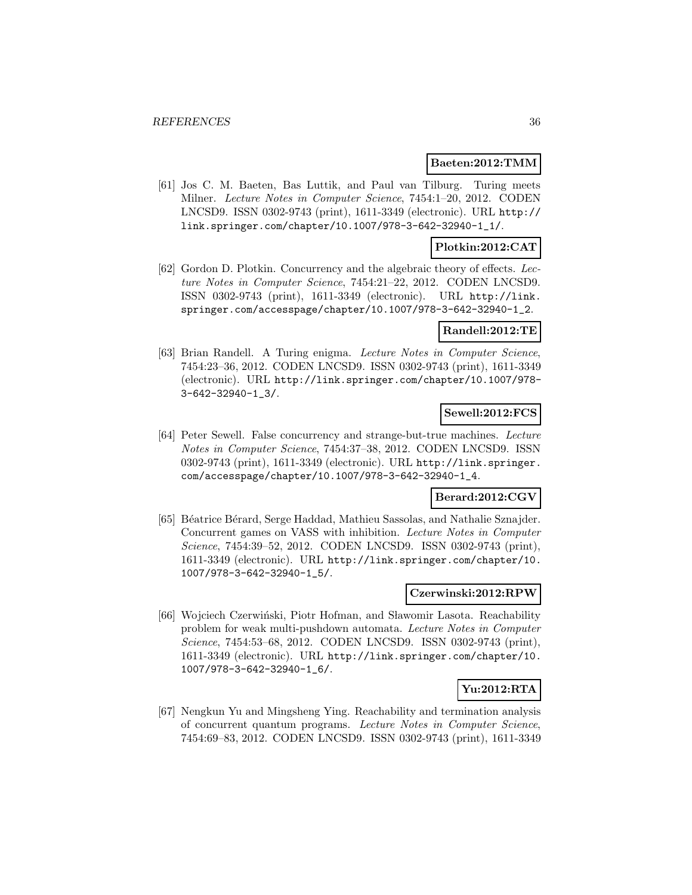**Baeten:2012:TMM**

[61] Jos C. M. Baeten, Bas Luttik, and Paul van Tilburg. Turing meets Milner. *Lecture Notes in Computer Science*, 7454:1–20, 2012. CODEN LNCSD9. ISSN 0302-9743 (print), 1611-3349 (electronic). URL http://link.springer.com/chapter/10.1007/978-3-642-32940-1_1/.

**Plotkin:2012:CAT**

[62] Gordon D. Plotkin. Concurrency and the algebraic theory of effects. *Lecture Notes in Computer Science*, 7454:21–22, 2012. CODEN LNCSD9. ISSN 0302-9743 (print), 1611-3349 (electronic). URL http://link.springer.com/accesspage/chapter/10.1007/978-3-642-32940-1_2.

**Randell:2012:TE**

[63] Brian Randell. A Turing enigma. *Lecture Notes in Computer Science*, 7454:23–36, 2012. CODEN LNCSD9. ISSN 0302-9743 (print), 1611-3349 (electronic). URL http://link.springer.com/chapter/10.1007/978-3-642-32940-1_3/.

**Sewell:2012:FCS**

[64] Peter Sewell. False concurrency and strange-but-true machines. *Lecture Notes in Computer Science*, 7454:37–38, 2012. CODEN LNCSD9. ISSN 0302-9743 (print), 1611-3349 (electronic). URL http://link.springer.com/accesspage/chapter/10.1007/978-3-642-32940-1_4.

**Berard:2012:CGV**

[65] Béatrice Bérard, Serge Haddad, Mathieu Sassolas, and Nathalie Sznajder. Concurrent games on VASS with inhibition. *Lecture Notes in Computer Science*, 7454:39–52, 2012. CODEN LNCSD9. ISSN 0302-9743 (print), 1611-3349 (electronic). URL http://link.springer.com/chapter/10.1007/978-3-642-32940-1_5/.

**Czerwinski:2012:RPW**

[66] Wojciech Czerwiński, Piotr Hofman, and Sławomir Lasota. Reachability problem for weak multi-pushdown automata. *Lecture Notes in Computer Science*, 7454:53–68, 2012. CODEN LNCSD9. ISSN 0302-9743 (print), 1611-3349 (electronic). URL http://link.springer.com/chapter/10.1007/978-3-642-32940-1_6/.

**Yu:2012:RTA**

[67] Nengkun Yu and Mingsheng Ying. Reachability and termination analysis of concurrent quantum programs. *Lecture Notes in Computer Science*, 7454:69–83, 2012. CODEN LNCSD9. ISSN 0302-9743 (print), 1611-3349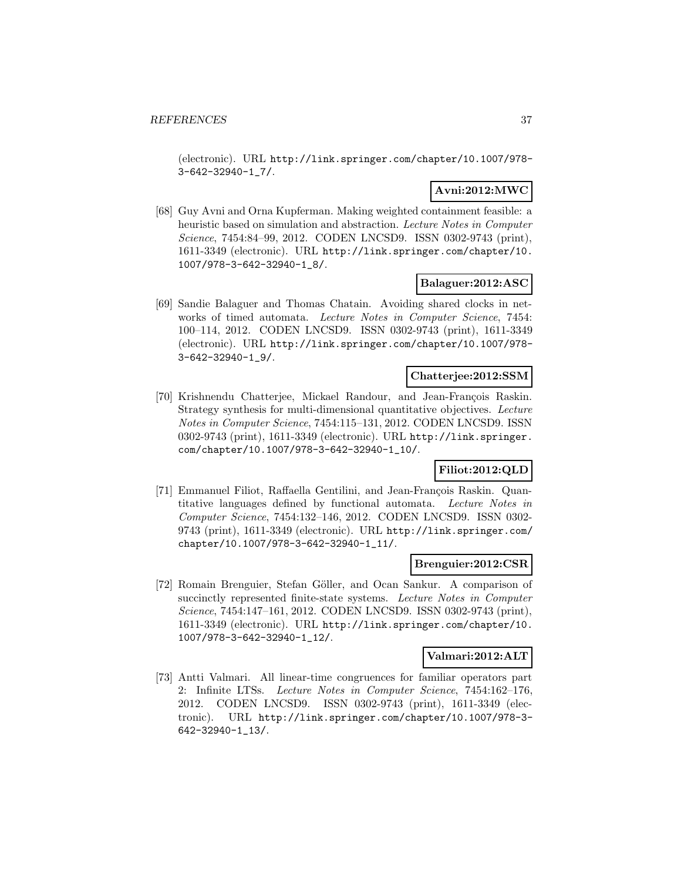(electronic). URL http://link.springer.com/chapter/10.1007/978-3-642-32940-1_7/.

**Avni:2012:MWC**

[68] Guy Avni and Orna Kupferman. Making weighted containment feasible: a heuristic based on simulation and abstraction. *Lecture Notes in Computer Science*, 7454:84–99, 2012. CODEN LNCSD9. ISSN 0302-9743 (print), 1611-3349 (electronic). URL http://link.springer.com/chapter/10.1007/978-3-642-32940-1_8/.

**Balaguer:2012:ASC**

[69] Sandie Balaguer and Thomas Chatain. Avoiding shared clocks in networks of timed automata. *Lecture Notes in Computer Science*, 7454: 100–114, 2012. CODEN LNCSD9. ISSN 0302-9743 (print), 1611-3349 (electronic). URL http://link.springer.com/chapter/10.1007/978-3-642-32940-1_9/.

**Chatterjee:2012:SSM**

[70] Krishnendu Chatterjee, Mickael Randour, and Jean-François Raskin. Strategy synthesis for multi-dimensional quantitative objectives. *Lecture Notes in Computer Science*, 7454:115–131, 2012. CODEN LNCSD9. ISSN 0302-9743 (print), 1611-3349 (electronic). URL http://link.springer.com/chapter/10.1007/978-3-642-32940-1_10/.

**Filiot:2012:QLD**

[71] Emmanuel Filiot, Raffaella Gentilini, and Jean-François Raskin. Quantitative languages defined by functional automata. *Lecture Notes in Computer Science*, 7454:132–146, 2012. CODEN LNCSD9. ISSN 0302-9743 (print), 1611-3349 (electronic). URL http://link.springer.com/chapter/10.1007/978-3-642-32940-1_11/.

**Brenguier:2012:CSR**

[72] Romain Brenguier, Stefan Göller, and Ocan Sankur. A comparison of succinctly represented finite-state systems. *Lecture Notes in Computer Science*, 7454:147–161, 2012. CODEN LNCSD9. ISSN 0302-9743 (print), 1611-3349 (electronic). URL http://link.springer.com/chapter/10.1007/978-3-642-32940-1_12/.

**Valmari:2012:ALT**

[73] Antti Valmari. All linear-time congruences for familiar operators part 2: Infinite LTSs. *Lecture Notes in Computer Science*, 7454:162–176, 2012. CODEN LNCSD9. ISSN 0302-9743 (print), 1611-3349 (electronic). URL http://link.springer.com/chapter/10.1007/978-3-642-32940-1_13/.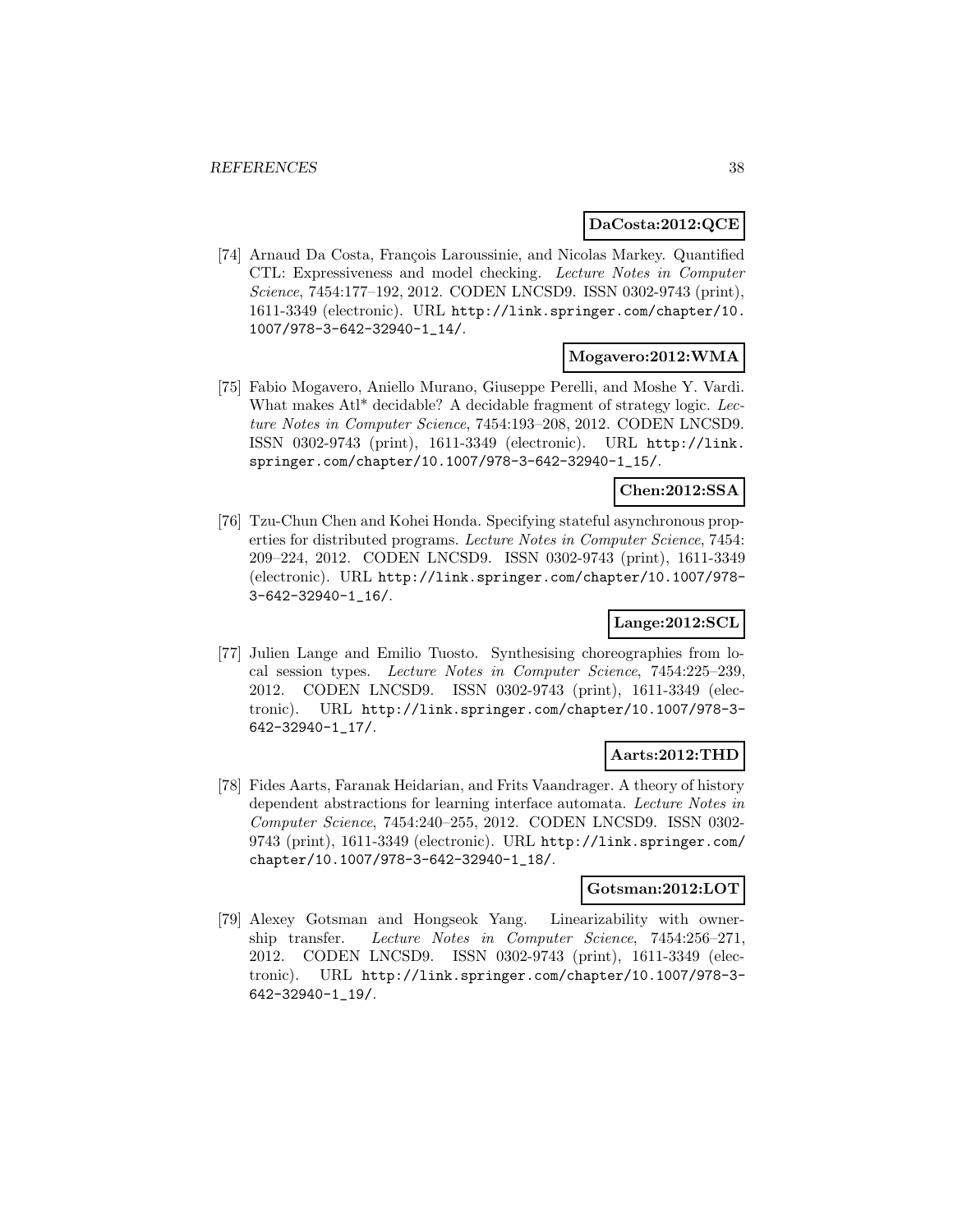**DaCosta:2012:QCE**

[74] Arnaud Da Costa, François Laroussinie, and Nicolas Markey. Quantified CTL: Expressiveness and model checking. *Lecture Notes in Computer Science*, 7454:177–192, 2012. CODEN LNCSD9. ISSN 0302-9743 (print), 1611-3349 (electronic). URL http://link.springer.com/chapter/10.1007/978-3-642-32940-1_14/.

**Mogavero:2012:WMA**

[75] Fabio Mogavero, Aniello Murano, Giuseppe Perelli, and Moshe Y. Vardi. What makes Atl* decidable? A decidable fragment of strategy logic. *Lecture Notes in Computer Science*, 7454:193–208, 2012. CODEN LNCSD9. ISSN 0302-9743 (print), 1611-3349 (electronic). URL http://link.springer.com/chapter/10.1007/978-3-642-32940-1_15/.

**Chen:2012:SSA**

[76] Tzu-Chun Chen and Kohei Honda. Specifying stateful asynchronous properties for distributed programs. *Lecture Notes in Computer Science*, 7454: 209–224, 2012. CODEN LNCSD9. ISSN 0302-9743 (print), 1611-3349 (electronic). URL http://link.springer.com/chapter/10.1007/978-3-642-32940-1_16/.

**Lange:2012:SCL**

[77] Julien Lange and Emilio Tuosto. Synthesising choreographies from local session types. *Lecture Notes in Computer Science*, 7454:225–239, 2012. CODEN LNCSD9. ISSN 0302-9743 (print), 1611-3349 (electronic). URL http://link.springer.com/chapter/10.1007/978-3-642-32940-1_17/.

**Aarts:2012:THD**

[78] Fides Aarts, Faranak Heidarian, and Frits Vaandrager. A theory of history dependent abstractions for learning interface automata. *Lecture Notes in Computer Science*, 7454:240–255, 2012. CODEN LNCSD9. ISSN 0302-9743 (print), 1611-3349 (electronic). URL http://link.springer.com/chapter/10.1007/978-3-642-32940-1_18/.

**Gotsman:2012:LOT**

[79] Alexey Gotsman and Hongseok Yang. Linearizability with ownership transfer. *Lecture Notes in Computer Science*, 7454:256–271, 2012. CODEN LNCSD9. ISSN 0302-9743 (print), 1611-3349 (electronic). URL http://link.springer.com/chapter/10.1007/978-3-642-32940-1_19/.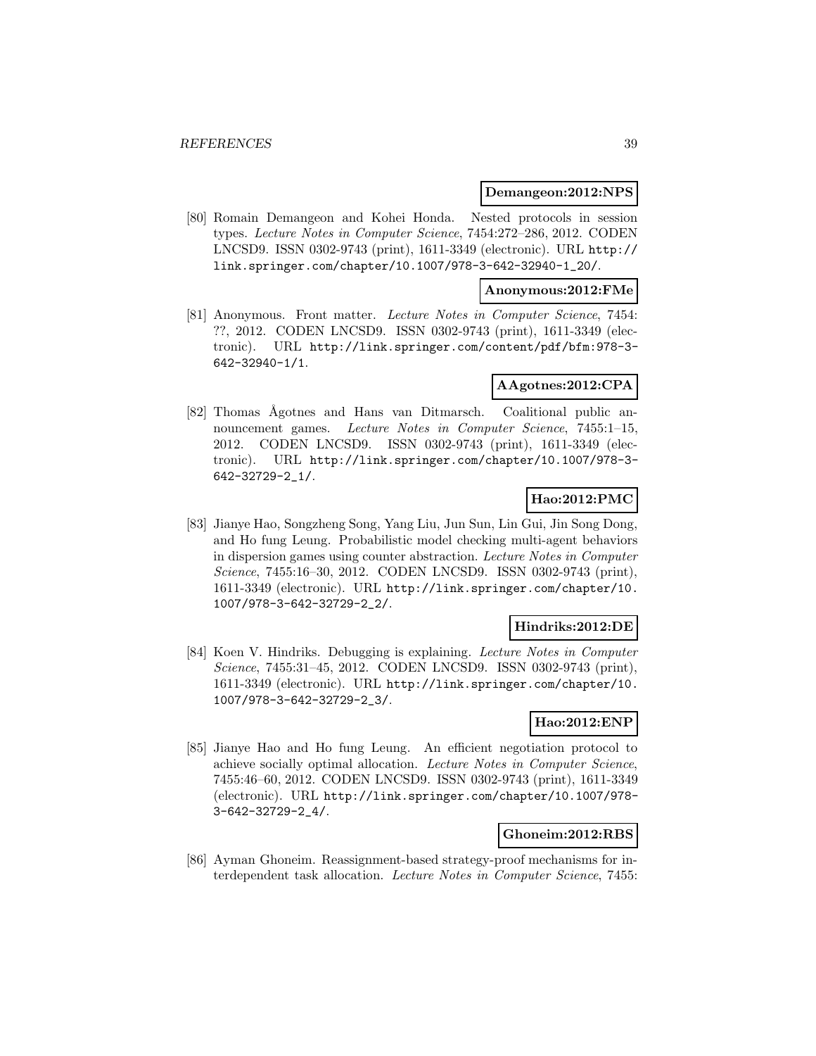**Demangeon:2012:NPS**

[80] Romain Demangeon and Kohei Honda. Nested protocols in session types. *Lecture Notes in Computer Science*, 7454:272–286, 2012. CODEN LNCSD9. ISSN 0302-9743 (print), 1611-3349 (electronic). URL `http://link.springer.com/chapter/10.1007/978-3-642-32940-1_20/`.

**Anonymous:2012:FMe**

[81] Anonymous. Front matter. *Lecture Notes in Computer Science*, 7454: ??, 2012. CODEN LNCSD9. ISSN 0302-9743 (print), 1611-3349 (electronic). URL `http://link.springer.com/content/pdf/bfm:978-3-642-32940-1/1`.

**AAgotnes:2012:CPA**

[82] Thomas Ågotnes and Hans van Ditmarsch. Coalitional public announcement games. *Lecture Notes in Computer Science*, 7455:1–15, 2012. CODEN LNCSD9. ISSN 0302-9743 (print), 1611-3349 (electronic). URL `http://link.springer.com/chapter/10.1007/978-3-642-32729-2_1/`.

**Hao:2012:PMC**

[83] Jianye Hao, Songzheng Song, Yang Liu, Jun Sun, Lin Gui, Jin Song Dong, and Ho fung Leung. Probabilistic model checking multi-agent behaviors in dispersion games using counter abstraction. *Lecture Notes in Computer Science*, 7455:16–30, 2012. CODEN LNCSD9. ISSN 0302-9743 (print), 1611-3349 (electronic). URL `http://link.springer.com/chapter/10.1007/978-3-642-32729-2_2/`.

**Hindriks:2012:DE**

[84] Koen V. Hindriks. Debugging is explaining. *Lecture Notes in Computer Science*, 7455:31–45, 2012. CODEN LNCSD9. ISSN 0302-9743 (print), 1611-3349 (electronic). URL `http://link.springer.com/chapter/10.1007/978-3-642-32729-2_3/`.

**Hao:2012:ENP**

[85] Jianye Hao and Ho fung Leung. An efficient negotiation protocol to achieve socially optimal allocation. *Lecture Notes in Computer Science*, 7455:46–60, 2012. CODEN LNCSD9. ISSN 0302-9743 (print), 1611-3349 (electronic). URL `http://link.springer.com/chapter/10.1007/978-3-642-32729-2_4/`.

**Ghoneim:2012:RBS**

[86] Ayman Ghoneim. Reassignment-based strategy-proof mechanisms for interdependent task allocation. *Lecture Notes in Computer Science*, 7455: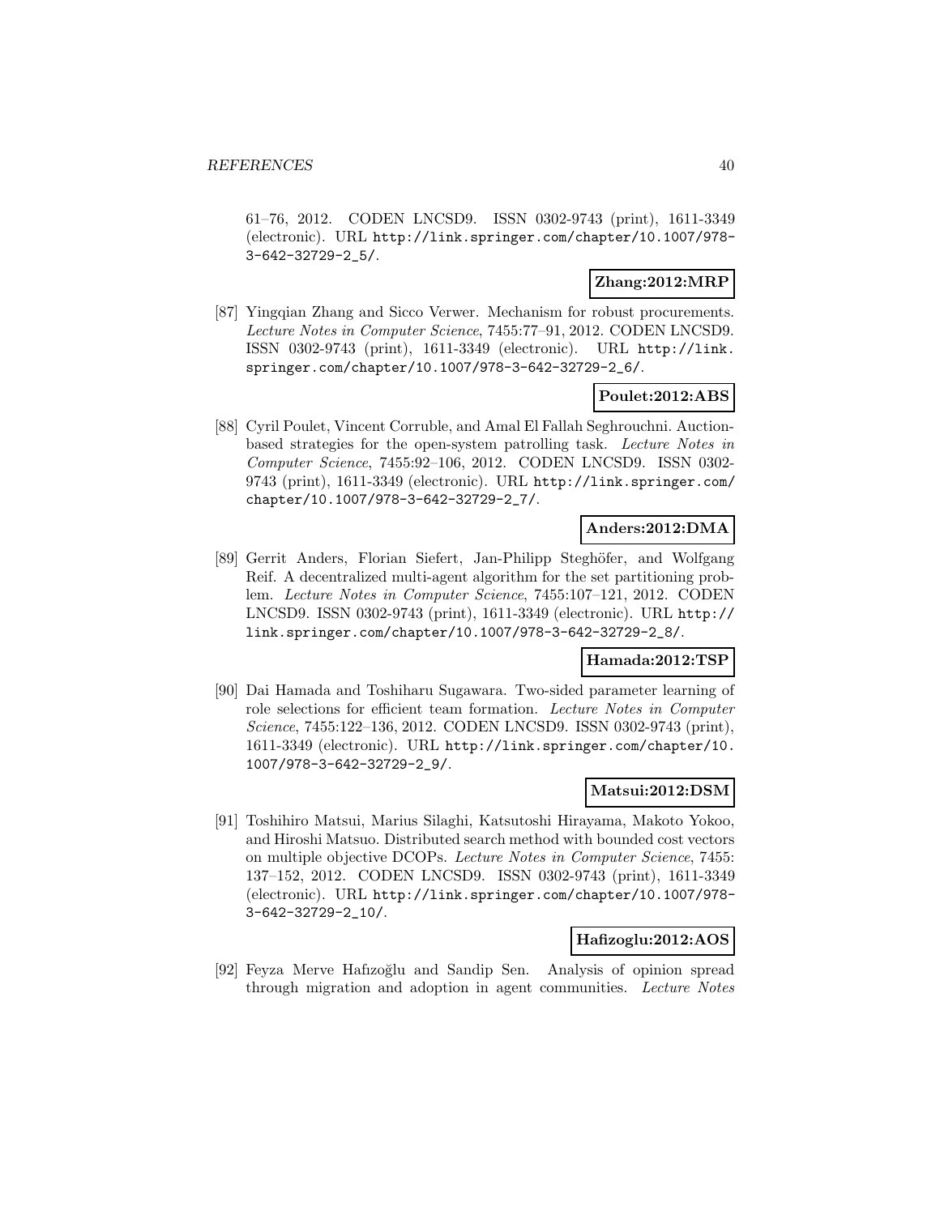61–76, 2012. CODEN LNCSD9. ISSN 0302-9743 (print), 1611-3349 (electronic). URL http://link.springer.com/chapter/10.1007/978-3-642-32729-2_5/.

**Zhang:2012:MRP**

[87] Yingqian Zhang and Sicco Verwer. Mechanism for robust procurements. *Lecture Notes in Computer Science*, 7455:77–91, 2012. CODEN LNCSD9. ISSN 0302-9743 (print), 1611-3349 (electronic). URL http://link.springer.com/chapter/10.1007/978-3-642-32729-2_6/.

**Poulet:2012:ABS**

[88] Cyril Poulet, Vincent Corruble, and Amal El Fallah Seghrouchni. Auction-based strategies for the open-system patrolling task. *Lecture Notes in Computer Science*, 7455:92–106, 2012. CODEN LNCSD9. ISSN 0302-9743 (print), 1611-3349 (electronic). URL http://link.springer.com/chapter/10.1007/978-3-642-32729-2_7/.

**Anders:2012:DMA**

[89] Gerrit Anders, Florian Siefert, Jan-Philipp Steghöfer, and Wolfgang Reif. A decentralized multi-agent algorithm for the set partitioning problem. *Lecture Notes in Computer Science*, 7455:107–121, 2012. CODEN LNCSD9. ISSN 0302-9743 (print), 1611-3349 (electronic). URL http://link.springer.com/chapter/10.1007/978-3-642-32729-2_8/.

**Hamada:2012:TSP**

[90] Dai Hamada and Toshiharu Sugawara. Two-sided parameter learning of role selections for efficient team formation. *Lecture Notes in Computer Science*, 7455:122–136, 2012. CODEN LNCSD9. ISSN 0302-9743 (print), 1611-3349 (electronic). URL http://link.springer.com/chapter/10.1007/978-3-642-32729-2_9/.

**Matsui:2012:DSM**

[91] Toshihiro Matsui, Marius Silaghi, Katsutoshi Hirayama, Makoto Yokoo, and Hiroshi Matsuo. Distributed search method with bounded cost vectors on multiple objective DCOPs. *Lecture Notes in Computer Science*, 7455:137–152, 2012. CODEN LNCSD9. ISSN 0302-9743 (print), 1611-3349 (electronic). URL http://link.springer.com/chapter/10.1007/978-3-642-32729-2_10/.

**Hafizoglu:2012:AOS**

[92] Feyza Merve Hafızoğlu and Sandip Sen. Analysis of opinion spread through migration and adoption in agent communities. *Lecture Notes*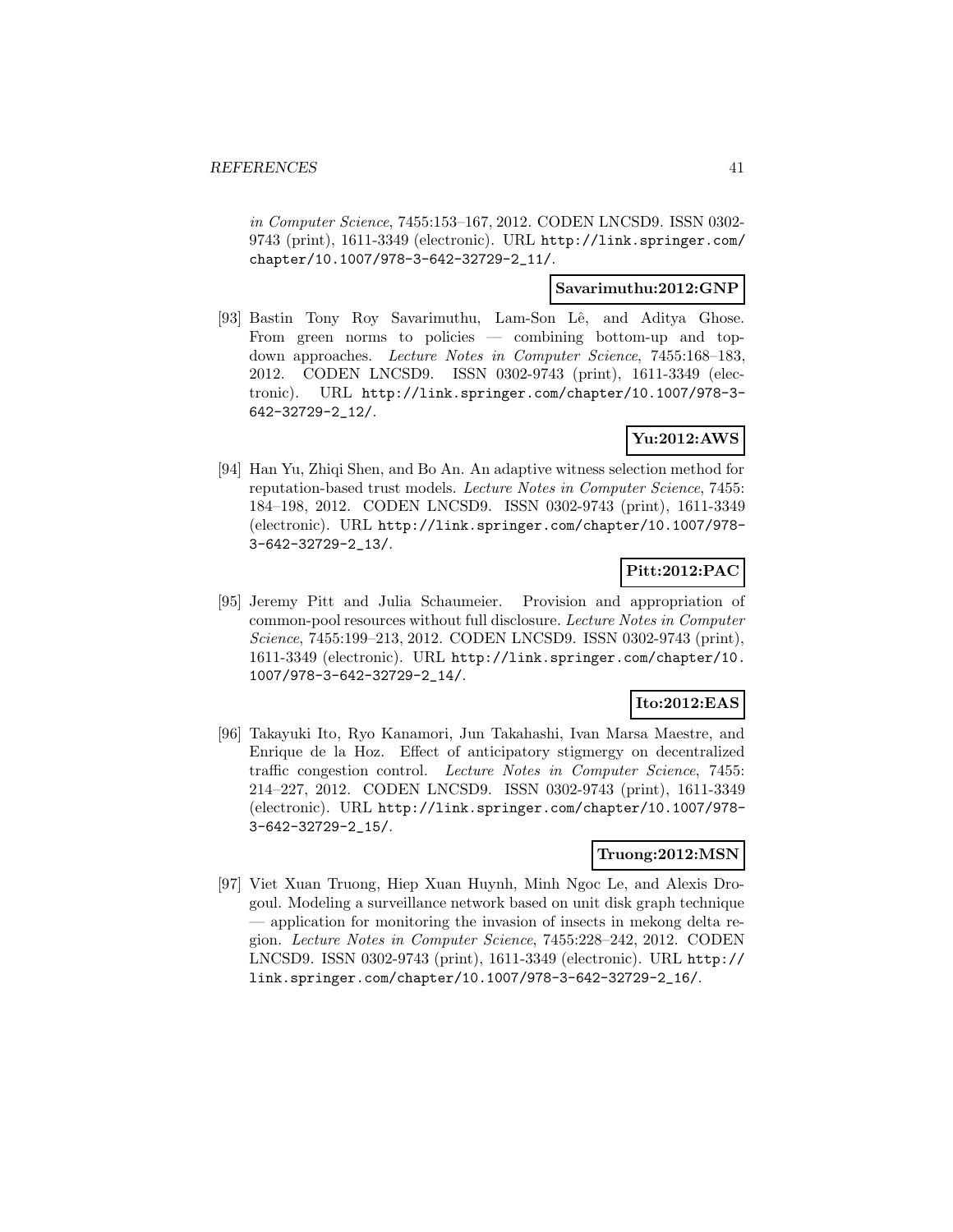*in Computer Science*, 7455:153–167, 2012. CODEN LNCSD9. ISSN 0302-9743 (print), 1611-3349 (electronic). URL http://link.springer.com/chapter/10.1007/978-3-642-32729-2_11/.

**Savarimuthu:2012:GNP**

[93] Bastin Tony Roy Savarimuthu, Lam-Son Lê, and Aditya Ghose. From green norms to policies — combining bottom-up and top-down approaches. *Lecture Notes in Computer Science*, 7455:168–183, 2012. CODEN LNCSD9. ISSN 0302-9743 (print), 1611-3349 (electronic). URL http://link.springer.com/chapter/10.1007/978-3-642-32729-2_12/.

**Yu:2012:AWS**

[94] Han Yu, Zhiqi Shen, and Bo An. An adaptive witness selection method for reputation-based trust models. *Lecture Notes in Computer Science*, 7455: 184–198, 2012. CODEN LNCSD9. ISSN 0302-9743 (print), 1611-3349 (electronic). URL http://link.springer.com/chapter/10.1007/978-3-642-32729-2_13/.

**Pitt:2012:PAC**

[95] Jeremy Pitt and Julia Schaumeier. Provision and appropriation of common-pool resources without full disclosure. *Lecture Notes in Computer Science*, 7455:199–213, 2012. CODEN LNCSD9. ISSN 0302-9743 (print), 1611-3349 (electronic). URL http://link.springer.com/chapter/10.1007/978-3-642-32729-2_14/.

**Ito:2012:EAS**

[96] Takayuki Ito, Ryo Kanamori, Jun Takahashi, Ivan Marsa Maestre, and Enrique de la Hoz. Effect of anticipatory stigmergy on decentralized traffic congestion control. *Lecture Notes in Computer Science*, 7455: 214–227, 2012. CODEN LNCSD9. ISSN 0302-9743 (print), 1611-3349 (electronic). URL http://link.springer.com/chapter/10.1007/978-3-642-32729-2_15/.

**Truong:2012:MSN**

[97] Viet Xuan Truong, Hiep Xuan Huynh, Minh Ngoc Le, and Alexis Drogoul. Modeling a surveillance network based on unit disk graph technique — application for monitoring the invasion of insects in mekong delta region. *Lecture Notes in Computer Science*, 7455:228–242, 2012. CODEN LNCSD9. ISSN 0302-9743 (print), 1611-3349 (electronic). URL http://link.springer.com/chapter/10.1007/978-3-642-32729-2_16/.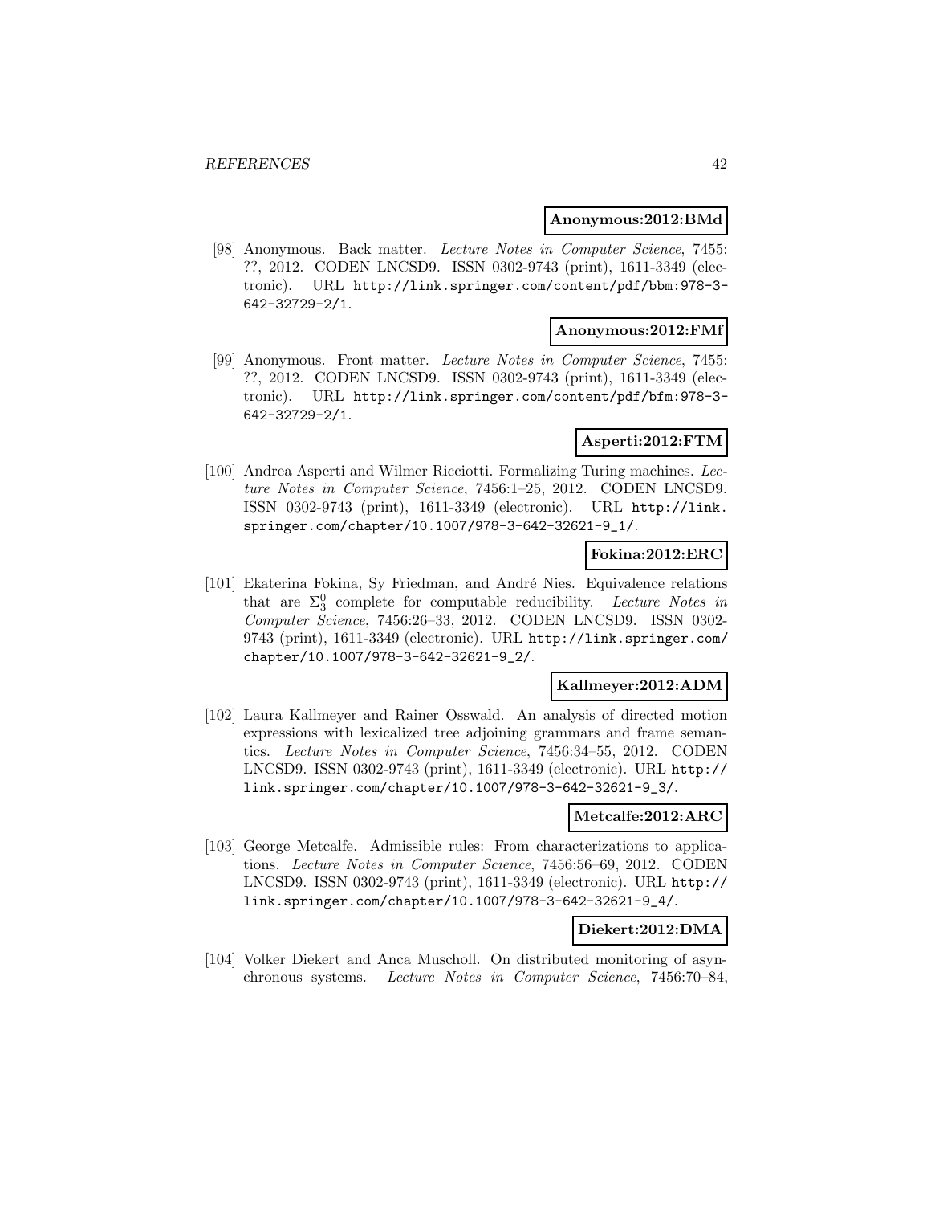**Anonymous:2012:BMd**

[98] Anonymous. Back matter. *Lecture Notes in Computer Science*, 7455: ??, 2012. CODEN LNCSD9. ISSN 0302-9743 (print), 1611-3349 (electronic). URL http://link.springer.com/content/pdf/bbm:978-3-642-32729-2/1.

**Anonymous:2012:FMf**

[99] Anonymous. Front matter. *Lecture Notes in Computer Science*, 7455: ??, 2012. CODEN LNCSD9. ISSN 0302-9743 (print), 1611-3349 (electronic). URL http://link.springer.com/content/pdf/bfm:978-3-642-32729-2/1.

**Asperti:2012:FTM**

[100] Andrea Asperti and Wilmer Ricciotti. Formalizing Turing machines. *Lecture Notes in Computer Science*, 7456:1–25, 2012. CODEN LNCSD9. ISSN 0302-9743 (print), 1611-3349 (electronic). URL http://link.springer.com/chapter/10.1007/978-3-642-32621-9_1/.

**Fokina:2012:ERC**

[101] Ekaterina Fokina, Sy Friedman, and André Nies. Equivalence relations that are $\Sigma^0_3$ complete for computable reducibility. *Lecture Notes in Computer Science*, 7456:26–33, 2012. CODEN LNCSD9. ISSN 0302-9743 (print), 1611-3349 (electronic). URL http://link.springer.com/chapter/10.1007/978-3-642-32621-9_2/.

**Kallmeyer:2012:ADM**

[102] Laura Kallmeyer and Rainer Osswald. An analysis of directed motion expressions with lexicalized tree adjoining grammars and frame semantics. *Lecture Notes in Computer Science*, 7456:34–55, 2012. CODEN LNCSD9. ISSN 0302-9743 (print), 1611-3349 (electronic). URL http://link.springer.com/chapter/10.1007/978-3-642-32621-9_3/.

**Metcalfe:2012:ARC**

[103] George Metcalfe. Admissible rules: From characterizations to applications. *Lecture Notes in Computer Science*, 7456:56–69, 2012. CODEN LNCSD9. ISSN 0302-9743 (print), 1611-3349 (electronic). URL http://link.springer.com/chapter/10.1007/978-3-642-32621-9_4/.

**Diekert:2012:DMA**

[104] Volker Diekert and Anca Muscholl. On distributed monitoring of asynchronous systems. *Lecture Notes in Computer Science*, 7456:70–84,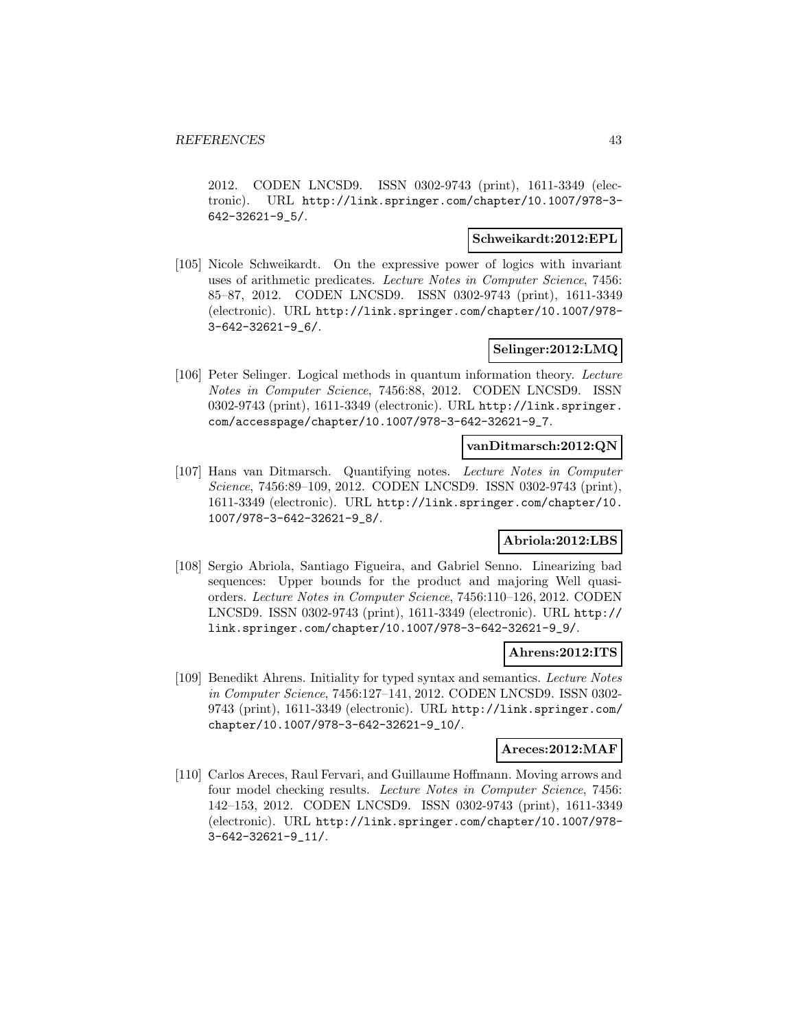2012. CODEN LNCSD9. ISSN 0302-9743 (print), 1611-3349 (electronic). URL http://link.springer.com/chapter/10.1007/978-3-642-32621-9_5/.

**Schweikardt:2012:EPL**

[105] Nicole Schweikardt. On the expressive power of logics with invariant uses of arithmetic predicates. *Lecture Notes in Computer Science*, 7456: 85–87, 2012. CODEN LNCSD9. ISSN 0302-9743 (print), 1611-3349 (electronic). URL http://link.springer.com/chapter/10.1007/978-3-642-32621-9_6/.

**Selinger:2012:LMQ**

[106] Peter Selinger. Logical methods in quantum information theory. *Lecture Notes in Computer Science*, 7456:88, 2012. CODEN LNCSD9. ISSN 0302-9743 (print), 1611-3349 (electronic). URL http://link.springer.com/accesspage/chapter/10.1007/978-3-642-32621-9_7.

**vanDitmarsch:2012:QN**

[107] Hans van Ditmarsch. Quantifying notes. *Lecture Notes in Computer Science*, 7456:89–109, 2012. CODEN LNCSD9. ISSN 0302-9743 (print), 1611-3349 (electronic). URL http://link.springer.com/chapter/10.1007/978-3-642-32621-9_8/.

**Abriola:2012:LBS**

[108] Sergio Abriola, Santiago Figueira, and Gabriel Senno. Linearizing bad sequences: Upper bounds for the product and majoring Well quasi-orders. *Lecture Notes in Computer Science*, 7456:110–126, 2012. CODEN LNCSD9. ISSN 0302-9743 (print), 1611-3349 (electronic). URL http://link.springer.com/chapter/10.1007/978-3-642-32621-9_9/.

**Ahrens:2012:ITS**

[109] Benedikt Ahrens. Initiality for typed syntax and semantics. *Lecture Notes in Computer Science*, 7456:127–141, 2012. CODEN LNCSD9. ISSN 0302-9743 (print), 1611-3349 (electronic). URL http://link.springer.com/chapter/10.1007/978-3-642-32621-9_10/.

**Areces:2012:MAF**

[110] Carlos Areces, Raul Fervari, and Guillaume Hoffmann. Moving arrows and four model checking results. *Lecture Notes in Computer Science*, 7456: 142–153, 2012. CODEN LNCSD9. ISSN 0302-9743 (print), 1611-3349 (electronic). URL http://link.springer.com/chapter/10.1007/978-3-642-32621-9_11/.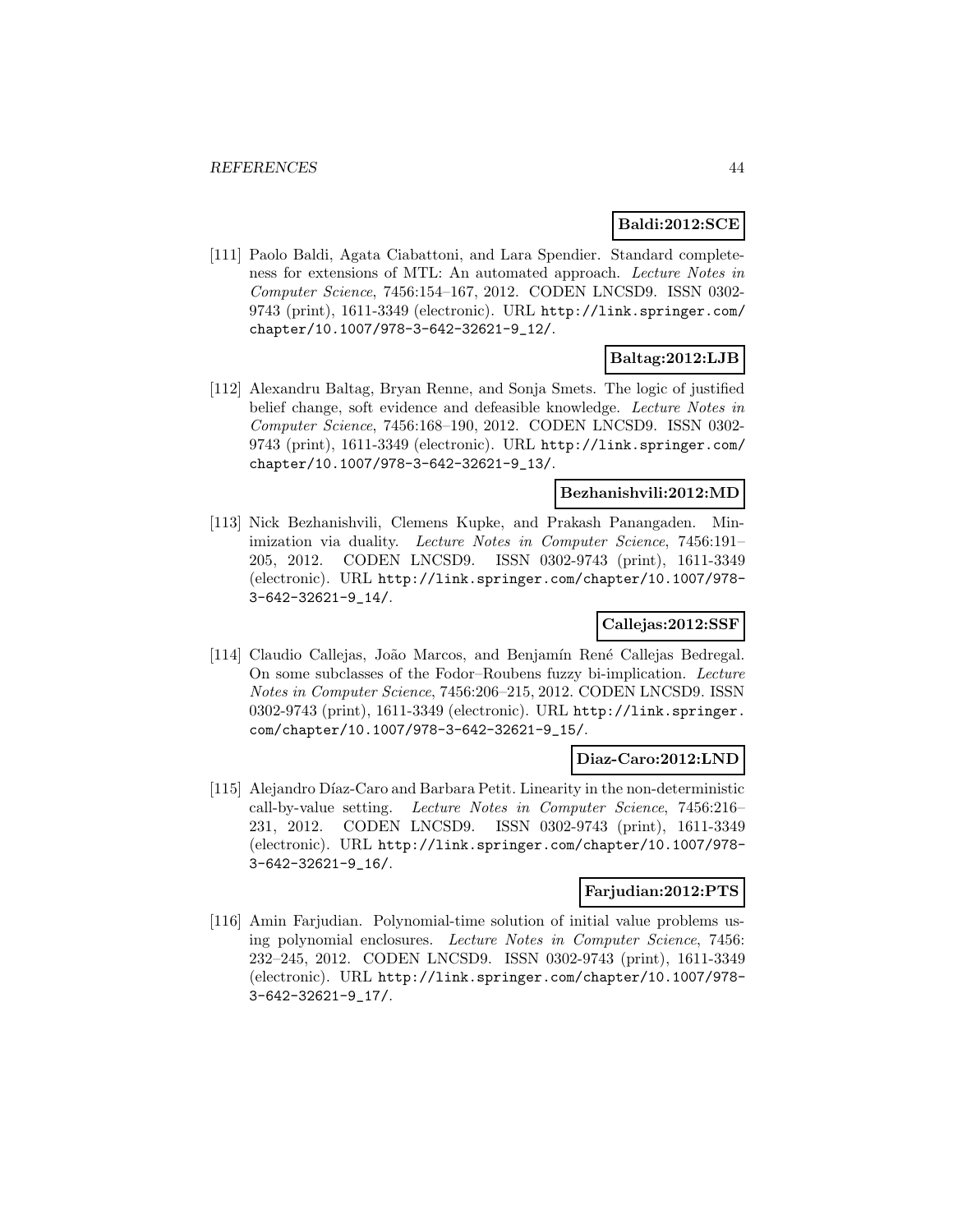**Baldi:2012:SCE**

[111] Paolo Baldi, Agata Ciabattoni, and Lara Spendier. Standard completeness for extensions of MTL: An automated approach. *Lecture Notes in Computer Science*, 7456:154–167, 2012. CODEN LNCSD9. ISSN 0302-9743 (print), 1611-3349 (electronic). URL `http://link.springer.com/chapter/10.1007/978-3-642-32621-9_12/`.

**Baltag:2012:LJB**

[112] Alexandru Baltag, Bryan Renne, and Sonja Smets. The logic of justified belief change, soft evidence and defeasible knowledge. *Lecture Notes in Computer Science*, 7456:168–190, 2012. CODEN LNCSD9. ISSN 0302-9743 (print), 1611-3349 (electronic). URL `http://link.springer.com/chapter/10.1007/978-3-642-32621-9_13/`.

**Bezhanishvili:2012:MD**

[113] Nick Bezhanishvili, Clemens Kupke, and Prakash Panangaden. Minimization via duality. *Lecture Notes in Computer Science*, 7456:191–205, 2012. CODEN LNCSD9. ISSN 0302-9743 (print), 1611-3349 (electronic). URL `http://link.springer.com/chapter/10.1007/978-3-642-32621-9_14/`.

**Callejas:2012:SSF**

[114] Claudio Callejas, João Marcos, and Benjamín René Callejas Bedregal. On some subclasses of the Fodor–Roubens fuzzy bi-implication. *Lecture Notes in Computer Science*, 7456:206–215, 2012. CODEN LNCSD9. ISSN 0302-9743 (print), 1611-3349 (electronic). URL `http://link.springer.com/chapter/10.1007/978-3-642-32621-9_15/`.

**Diaz-Caro:2012:LND**

[115] Alejandro Díaz-Caro and Barbara Petit. Linearity in the non-deterministic call-by-value setting. *Lecture Notes in Computer Science*, 7456:216–231, 2012. CODEN LNCSD9. ISSN 0302-9743 (print), 1611-3349 (electronic). URL `http://link.springer.com/chapter/10.1007/978-3-642-32621-9_16/`.

**Farjudian:2012:PTS**

[116] Amin Farjudian. Polynomial-time solution of initial value problems using polynomial enclosures. *Lecture Notes in Computer Science*, 7456: 232–245, 2012. CODEN LNCSD9. ISSN 0302-9743 (print), 1611-3349 (electronic). URL `http://link.springer.com/chapter/10.1007/978-3-642-32621-9_17/`.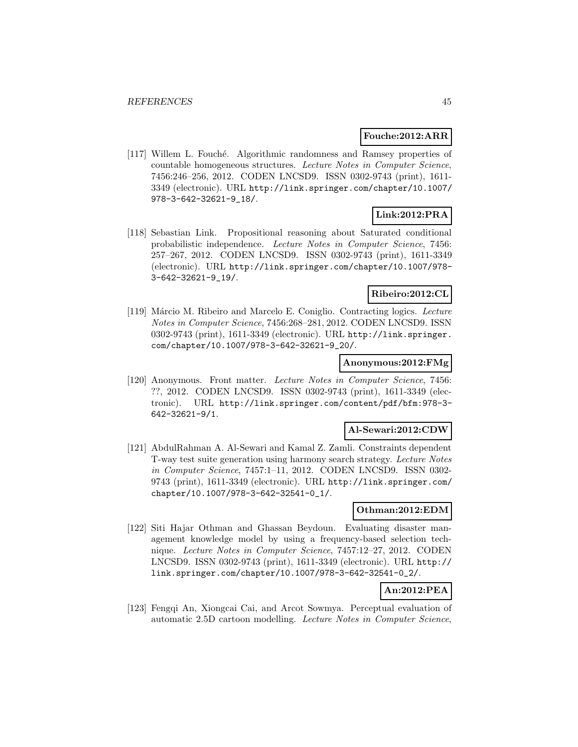**Fouche:2012:ARR**

[117] Willem L. Fouché. Algorithmic randomness and Ramsey properties of countable homogeneous structures. *Lecture Notes in Computer Science*, 7456:246–256, 2012. CODEN LNCSD9. ISSN 0302-9743 (print), 1611-3349 (electronic). URL http://link.springer.com/chapter/10.1007/978-3-642-32621-9_18/.

**Link:2012:PRA**

[118] Sebastian Link. Propositional reasoning about Saturated conditional probabilistic independence. *Lecture Notes in Computer Science*, 7456: 257–267, 2012. CODEN LNCSD9. ISSN 0302-9743 (print), 1611-3349 (electronic). URL http://link.springer.com/chapter/10.1007/978-3-642-32621-9_19/.

**Ribeiro:2012:CL**

[119] Márcio M. Ribeiro and Marcelo E. Coniglio. Contracting logics. *Lecture Notes in Computer Science*, 7456:268–281, 2012. CODEN LNCSD9. ISSN 0302-9743 (print), 1611-3349 (electronic). URL http://link.springer.com/chapter/10.1007/978-3-642-32621-9_20/.

**Anonymous:2012:FMg**

[120] Anonymous. Front matter. *Lecture Notes in Computer Science*, 7456: ??, 2012. CODEN LNCSD9. ISSN 0302-9743 (print), 1611-3349 (electronic). URL http://link.springer.com/content/pdf/bfm:978-3-642-32621-9/1.

**Al-Sewari:2012:CDW**

[121] AbdulRahman A. Al-Sewari and Kamal Z. Zamli. Constraints dependent T-way test suite generation using harmony search strategy. *Lecture Notes in Computer Science*, 7457:1–11, 2012. CODEN LNCSD9. ISSN 0302-9743 (print), 1611-3349 (electronic). URL http://link.springer.com/chapter/10.1007/978-3-642-32541-0_1/.

**Othman:2012:EDM**

[122] Siti Hajar Othman and Ghassan Beydoun. Evaluating disaster management knowledge model by using a frequency-based selection technique. *Lecture Notes in Computer Science*, 7457:12–27, 2012. CODEN LNCSD9. ISSN 0302-9743 (print), 1611-3349 (electronic). URL http://link.springer.com/chapter/10.1007/978-3-642-32541-0_2/.

**An:2012:PEA**

[123] Fengqi An, Xiongcai Cai, and Arcot Sowmya. Perceptual evaluation of automatic 2.5D cartoon modelling. *Lecture Notes in Computer Science*,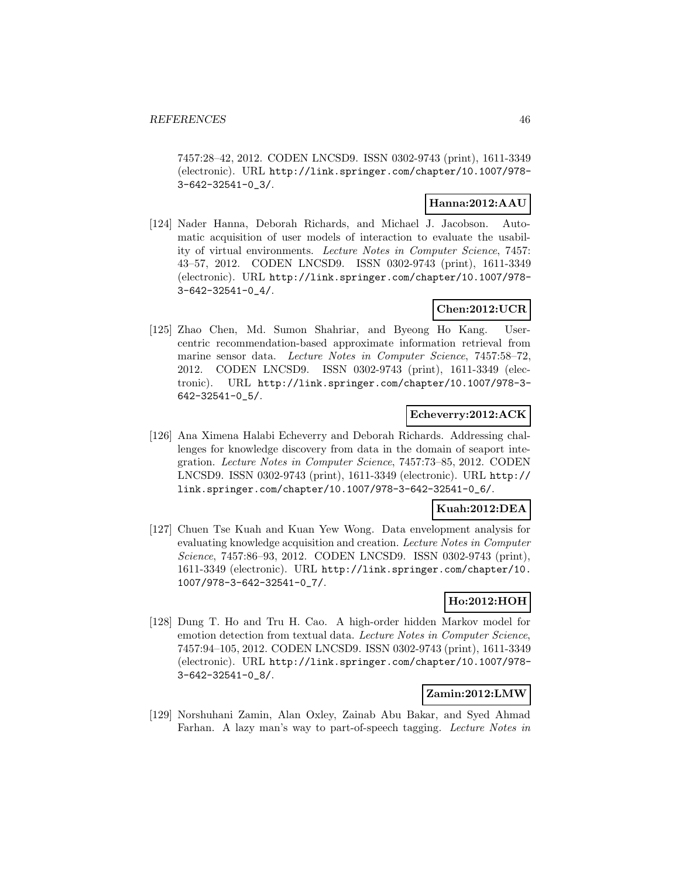7457:28–42, 2012. CODEN LNCSD9. ISSN 0302-9743 (print), 1611-3349 (electronic). URL http://link.springer.com/chapter/10.1007/978-3-642-32541-0_3/.

**Hanna:2012:AAU**

[124] Nader Hanna, Deborah Richards, and Michael J. Jacobson. Automatic acquisition of user models of interaction to evaluate the usability of virtual environments. *Lecture Notes in Computer Science*, 7457: 43–57, 2012. CODEN LNCSD9. ISSN 0302-9743 (print), 1611-3349 (electronic). URL http://link.springer.com/chapter/10.1007/978-3-642-32541-0_4/.

**Chen:2012:UCR**

[125] Zhao Chen, Md. Sumon Shahriar, and Byeong Ho Kang. User-centric recommendation-based approximate information retrieval from marine sensor data. *Lecture Notes in Computer Science*, 7457:58–72, 2012. CODEN LNCSD9. ISSN 0302-9743 (print), 1611-3349 (electronic). URL http://link.springer.com/chapter/10.1007/978-3-642-32541-0_5/.

**Echeverry:2012:ACK**

[126] Ana Ximena Halabi Echeverry and Deborah Richards. Addressing challenges for knowledge discovery from data in the domain of seaport integration. *Lecture Notes in Computer Science*, 7457:73–85, 2012. CODEN LNCSD9. ISSN 0302-9743 (print), 1611-3349 (electronic). URL http://link.springer.com/chapter/10.1007/978-3-642-32541-0_6/.

**Kuah:2012:DEA**

[127] Chuen Tse Kuah and Kuan Yew Wong. Data envelopment analysis for evaluating knowledge acquisition and creation. *Lecture Notes in Computer Science*, 7457:86–93, 2012. CODEN LNCSD9. ISSN 0302-9743 (print), 1611-3349 (electronic). URL http://link.springer.com/chapter/10.1007/978-3-642-32541-0_7/.

**Ho:2012:HOH**

[128] Dung T. Ho and Tru H. Cao. A high-order hidden Markov model for emotion detection from textual data. *Lecture Notes in Computer Science*, 7457:94–105, 2012. CODEN LNCSD9. ISSN 0302-9743 (print), 1611-3349 (electronic). URL http://link.springer.com/chapter/10.1007/978-3-642-32541-0_8/.

**Zamin:2012:LMW**

[129] Norshuhani Zamin, Alan Oxley, Zainab Abu Bakar, and Syed Ahmad Farhan. A lazy man's way to part-of-speech tagging. *Lecture Notes in*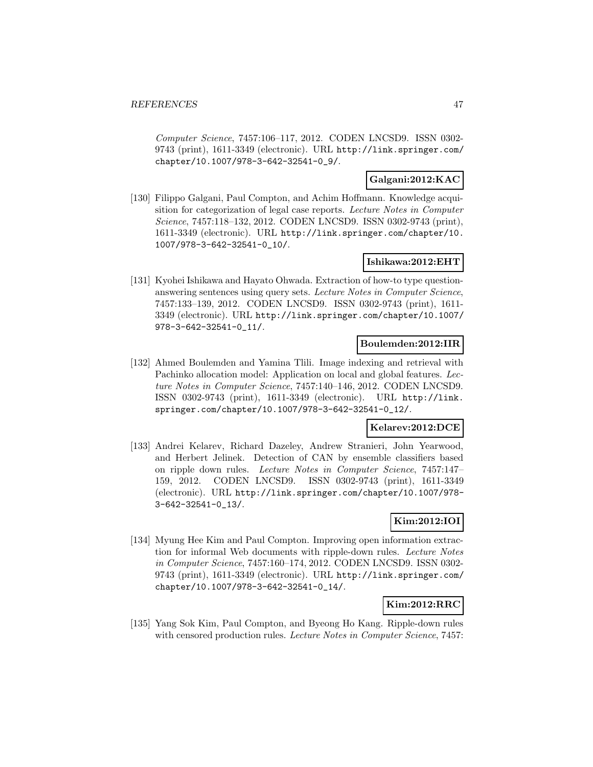*Computer Science*, 7457:106–117, 2012. CODEN LNCSD9. ISSN 0302-9743 (print), 1611-3349 (electronic). URL http://link.springer.com/chapter/10.1007/978-3-642-32541-0_9/.

**Galgani:2012:KAC**

[130] Filippo Galgani, Paul Compton, and Achim Hoffmann. Knowledge acquisition for categorization of legal case reports. *Lecture Notes in Computer Science*, 7457:118–132, 2012. CODEN LNCSD9. ISSN 0302-9743 (print), 1611-3349 (electronic). URL http://link.springer.com/chapter/10.1007/978-3-642-32541-0_10/.

**Ishikawa:2012:EHT**

[131] Kyohei Ishikawa and Hayato Ohwada. Extraction of how-to type question-answering sentences using query sets. *Lecture Notes in Computer Science*, 7457:133–139, 2012. CODEN LNCSD9. ISSN 0302-9743 (print), 1611-3349 (electronic). URL http://link.springer.com/chapter/10.1007/978-3-642-32541-0_11/.

**Boulemden:2012:IIR**

[132] Ahmed Boulemden and Yamina Tlili. Image indexing and retrieval with Pachinko allocation model: Application on local and global features. *Lecture Notes in Computer Science*, 7457:140–146, 2012. CODEN LNCSD9. ISSN 0302-9743 (print), 1611-3349 (electronic). URL http://link.springer.com/chapter/10.1007/978-3-642-32541-0_12/.

**Kelarev:2012:DCE**

[133] Andrei Kelarev, Richard Dazeley, Andrew Stranieri, John Yearwood, and Herbert Jelinek. Detection of CAN by ensemble classifiers based on ripple down rules. *Lecture Notes in Computer Science*, 7457:147–159, 2012. CODEN LNCSD9. ISSN 0302-9743 (print), 1611-3349 (electronic). URL http://link.springer.com/chapter/10.1007/978-3-642-32541-0_13/.

**Kim:2012:IOI**

[134] Myung Hee Kim and Paul Compton. Improving open information extraction for informal Web documents with ripple-down rules. *Lecture Notes in Computer Science*, 7457:160–174, 2012. CODEN LNCSD9. ISSN 0302-9743 (print), 1611-3349 (electronic). URL http://link.springer.com/chapter/10.1007/978-3-642-32541-0_14/.

**Kim:2012:RRC**

[135] Yang Sok Kim, Paul Compton, and Byeong Ho Kang. Ripple-down rules with censored production rules. *Lecture Notes in Computer Science*, 7457: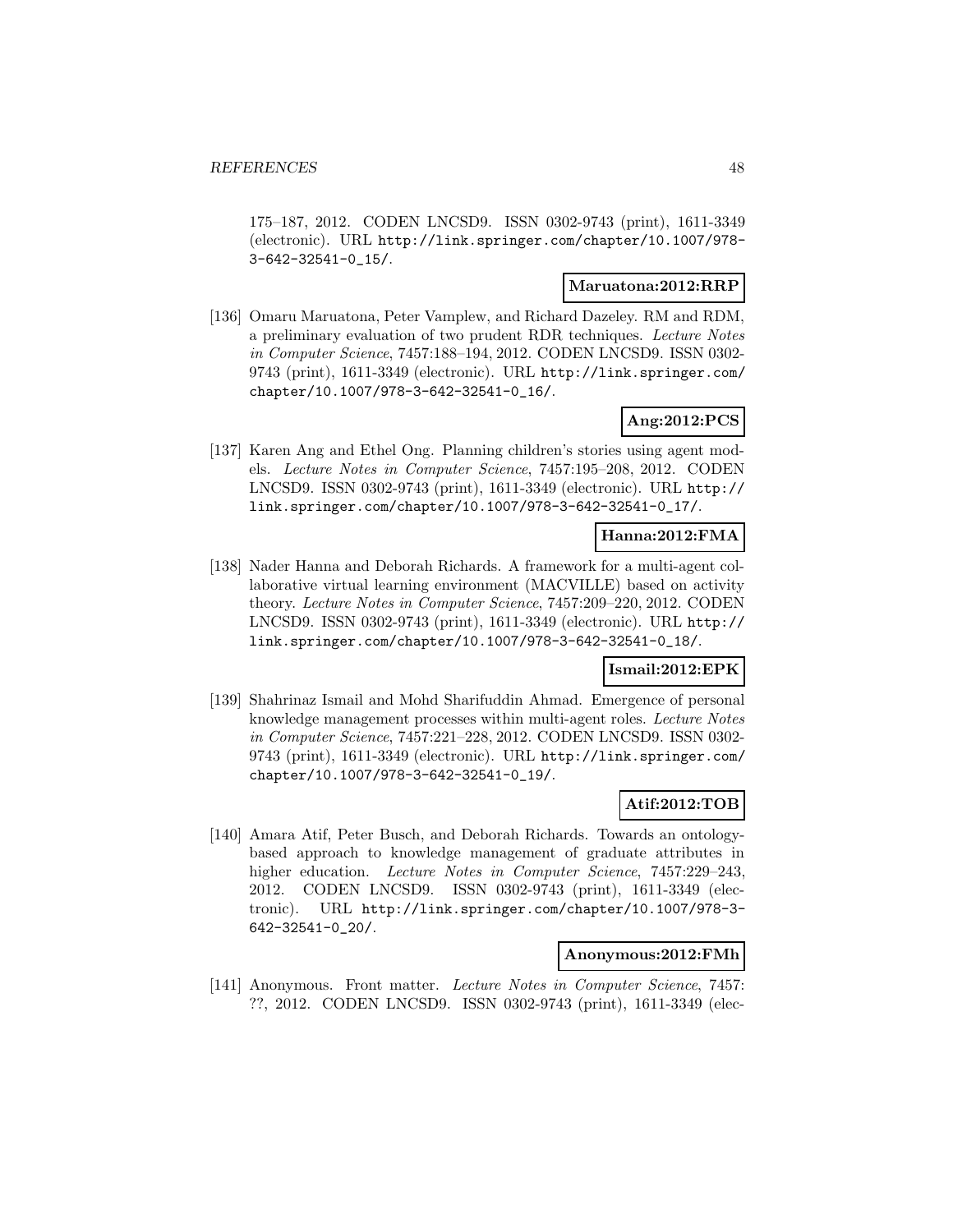175–187, 2012. CODEN LNCSD9. ISSN 0302-9743 (print), 1611-3349 (electronic). URL http://link.springer.com/chapter/10.1007/978-3-642-32541-0_15/.

**Maruatona:2012:RRP**

[136] Omaru Maruatona, Peter Vamplew, and Richard Dazeley. RM and RDM, a preliminary evaluation of two prudent RDR techniques. *Lecture Notes in Computer Science*, 7457:188–194, 2012. CODEN LNCSD9. ISSN 0302-9743 (print), 1611-3349 (electronic). URL http://link.springer.com/chapter/10.1007/978-3-642-32541-0_16/.

**Ang:2012:PCS**

[137] Karen Ang and Ethel Ong. Planning children's stories using agent models. *Lecture Notes in Computer Science*, 7457:195–208, 2012. CODEN LNCSD9. ISSN 0302-9743 (print), 1611-3349 (electronic). URL http://link.springer.com/chapter/10.1007/978-3-642-32541-0_17/.

**Hanna:2012:FMA**

[138] Nader Hanna and Deborah Richards. A framework for a multi-agent collaborative virtual learning environment (MACVILLE) based on activity theory. *Lecture Notes in Computer Science*, 7457:209–220, 2012. CODEN LNCSD9. ISSN 0302-9743 (print), 1611-3349 (electronic). URL http://link.springer.com/chapter/10.1007/978-3-642-32541-0_18/.

**Ismail:2012:EPK**

[139] Shahrinaz Ismail and Mohd Sharifuddin Ahmad. Emergence of personal knowledge management processes within multi-agent roles. *Lecture Notes in Computer Science*, 7457:221–228, 2012. CODEN LNCSD9. ISSN 0302-9743 (print), 1611-3349 (electronic). URL http://link.springer.com/chapter/10.1007/978-3-642-32541-0_19/.

**Atif:2012:TOB**

[140] Amara Atif, Peter Busch, and Deborah Richards. Towards an ontology-based approach to knowledge management of graduate attributes in higher education. *Lecture Notes in Computer Science*, 7457:229–243, 2012. CODEN LNCSD9. ISSN 0302-9743 (print), 1611-3349 (electronic). URL http://link.springer.com/chapter/10.1007/978-3-642-32541-0_20/.

**Anonymous:2012:FMh**

[141] Anonymous. Front matter. *Lecture Notes in Computer Science*, 7457: ??, 2012. CODEN LNCSD9. ISSN 0302-9743 (print), 1611-3349 (elec-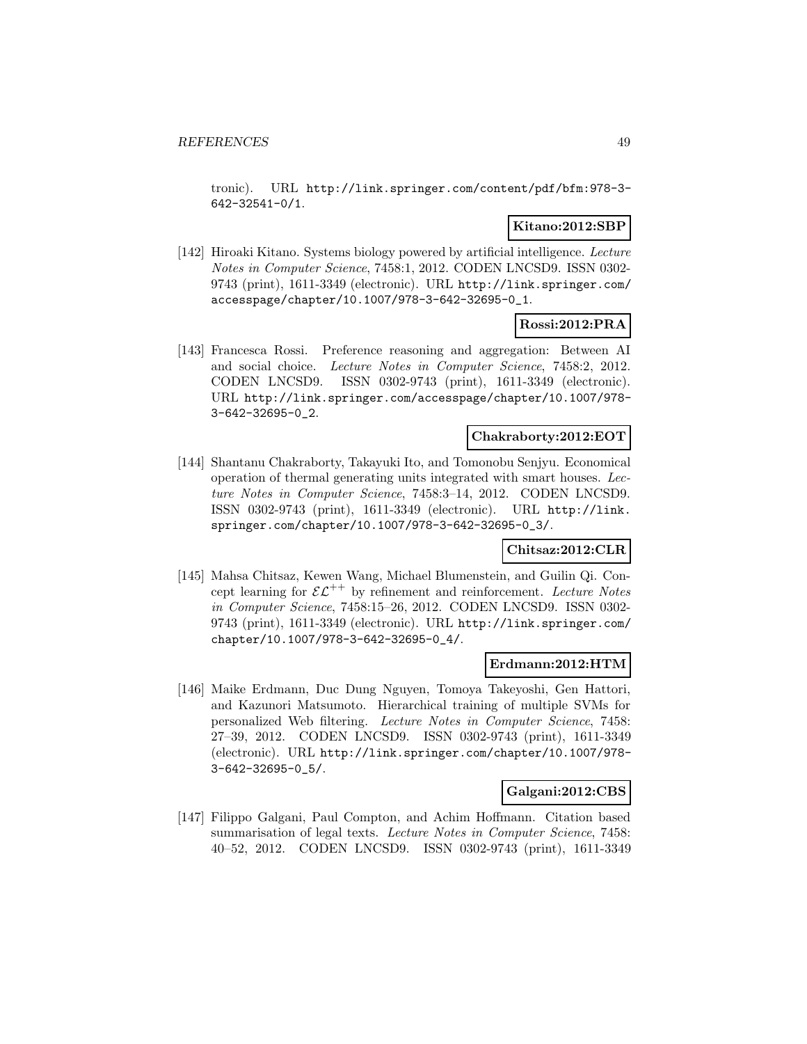tronic). URL http://link.springer.com/content/pdf/bfm:978-3-642-32541-0/1.

**Kitano:2012:SBP**

[142] Hiroaki Kitano. Systems biology powered by artificial intelligence. *Lecture Notes in Computer Science*, 7458:1, 2012. CODEN LNCSD9. ISSN 0302-9743 (print), 1611-3349 (electronic). URL http://link.springer.com/accesspage/chapter/10.1007/978-3-642-32695-0_1.

**Rossi:2012:PRA**

[143] Francesca Rossi. Preference reasoning and aggregation: Between AI and social choice. *Lecture Notes in Computer Science*, 7458:2, 2012. CODEN LNCSD9. ISSN 0302-9743 (print), 1611-3349 (electronic). URL http://link.springer.com/accesspage/chapter/10.1007/978-3-642-32695-0_2.

**Chakraborty:2012:EOT**

[144] Shantanu Chakraborty, Takayuki Ito, and Tomonobu Senjyu. Economical operation of thermal generating units integrated with smart houses. *Lecture Notes in Computer Science*, 7458:3–14, 2012. CODEN LNCSD9. ISSN 0302-9743 (print), 1611-3349 (electronic). URL http://link.springer.com/chapter/10.1007/978-3-642-32695-0_3/.

**Chitsaz:2012:CLR**

[145] Mahsa Chitsaz, Kewen Wang, Michael Blumenstein, and Guilin Qi. Concept learning for $\mathcal{EL}^{++}$ by refinement and reinforcement. *Lecture Notes in Computer Science*, 7458:15–26, 2012. CODEN LNCSD9. ISSN 0302-9743 (print), 1611-3349 (electronic). URL http://link.springer.com/chapter/10.1007/978-3-642-32695-0_4/.

**Erdmann:2012:HTM**

[146] Maike Erdmann, Duc Dung Nguyen, Tomoya Takeyoshi, Gen Hattori, and Kazunori Matsumoto. Hierarchical training of multiple SVMs for personalized Web filtering. *Lecture Notes in Computer Science*, 7458: 27–39, 2012. CODEN LNCSD9. ISSN 0302-9743 (print), 1611-3349 (electronic). URL http://link.springer.com/chapter/10.1007/978-3-642-32695-0_5/.

**Galgani:2012:CBS**

[147] Filippo Galgani, Paul Compton, and Achim Hoffmann. Citation based summarisation of legal texts. *Lecture Notes in Computer Science*, 7458: 40–52, 2012. CODEN LNCSD9. ISSN 0302-9743 (print), 1611-3349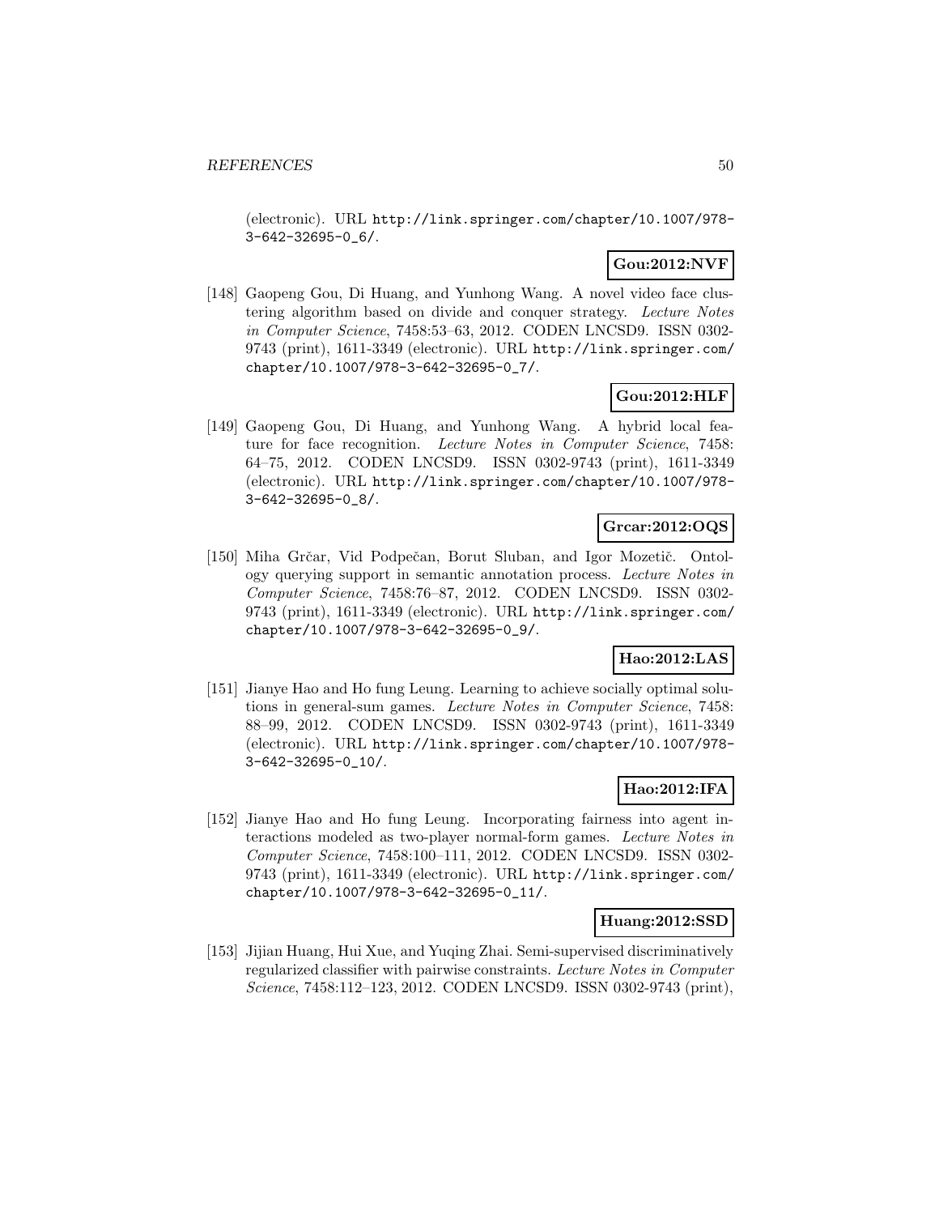(electronic). URL http://link.springer.com/chapter/10.1007/978-3-642-32695-0_6/.

**Gou:2012:NVF**

[148] Gaopeng Gou, Di Huang, and Yunhong Wang. A novel video face clustering algorithm based on divide and conquer strategy. *Lecture Notes in Computer Science*, 7458:53–63, 2012. CODEN LNCSD9. ISSN 0302-9743 (print), 1611-3349 (electronic). URL http://link.springer.com/chapter/10.1007/978-3-642-32695-0_7/.

**Gou:2012:HLF**

[149] Gaopeng Gou, Di Huang, and Yunhong Wang. A hybrid local feature for face recognition. *Lecture Notes in Computer Science*, 7458: 64–75, 2012. CODEN LNCSD9. ISSN 0302-9743 (print), 1611-3349 (electronic). URL http://link.springer.com/chapter/10.1007/978-3-642-32695-0_8/.

**Grcar:2012:OQS**

[150] Miha Grčar, Vid Podpečan, Borut Sluban, and Igor Mozetič. Ontology querying support in semantic annotation process. *Lecture Notes in Computer Science*, 7458:76–87, 2012. CODEN LNCSD9. ISSN 0302-9743 (print), 1611-3349 (electronic). URL http://link.springer.com/chapter/10.1007/978-3-642-32695-0_9/.

**Hao:2012:LAS**

[151] Jianye Hao and Ho fung Leung. Learning to achieve socially optimal solutions in general-sum games. *Lecture Notes in Computer Science*, 7458: 88–99, 2012. CODEN LNCSD9. ISSN 0302-9743 (print), 1611-3349 (electronic). URL http://link.springer.com/chapter/10.1007/978-3-642-32695-0_10/.

**Hao:2012:IFA**

[152] Jianye Hao and Ho fung Leung. Incorporating fairness into agent interactions modeled as two-player normal-form games. *Lecture Notes in Computer Science*, 7458:100–111, 2012. CODEN LNCSD9. ISSN 0302-9743 (print), 1611-3349 (electronic). URL http://link.springer.com/chapter/10.1007/978-3-642-32695-0_11/.

**Huang:2012:SSD**

[153] Jijian Huang, Hui Xue, and Yuqing Zhai. Semi-supervised discriminatively regularized classifier with pairwise constraints. *Lecture Notes in Computer Science*, 7458:112–123, 2012. CODEN LNCSD9. ISSN 0302-9743 (print),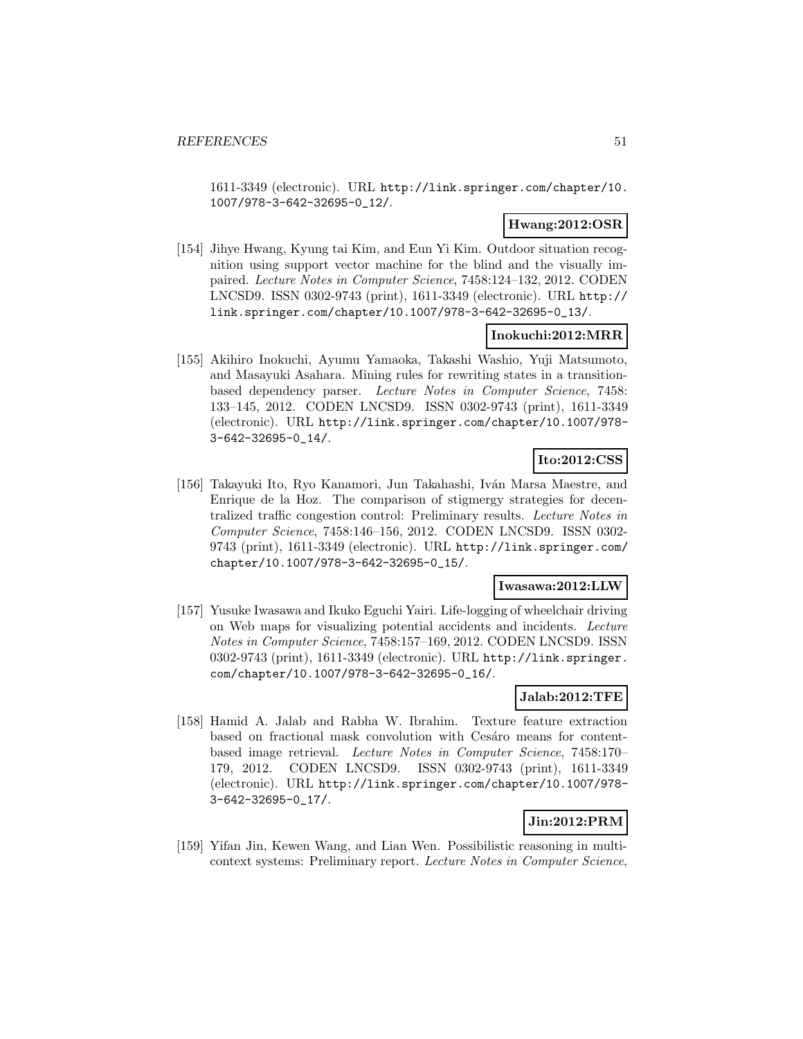1611-3349 (electronic). URL http://link.springer.com/chapter/10.1007/978-3-642-32695-0_12/.

**Hwang:2012:OSR**

[154] Jihye Hwang, Kyung tai Kim, and Eun Yi Kim. Outdoor situation recognition using support vector machine for the blind and the visually impaired. *Lecture Notes in Computer Science*, 7458:124–132, 2012. CODEN LNCSD9. ISSN 0302-9743 (print), 1611-3349 (electronic). URL http://link.springer.com/chapter/10.1007/978-3-642-32695-0_13/.

**Inokuchi:2012:MRR**

[155] Akihiro Inokuchi, Ayumu Yamaoka, Takashi Washio, Yuji Matsumoto, and Masayuki Asahara. Mining rules for rewriting states in a transition-based dependency parser. *Lecture Notes in Computer Science*, 7458: 133–145, 2012. CODEN LNCSD9. ISSN 0302-9743 (print), 1611-3349 (electronic). URL http://link.springer.com/chapter/10.1007/978-3-642-32695-0_14/.

**Ito:2012:CSS**

[156] Takayuki Ito, Ryo Kanamori, Jun Takahashi, Iván Marsa Maestre, and Enrique de la Hoz. The comparison of stigmergy strategies for decentralized traffic congestion control: Preliminary results. *Lecture Notes in Computer Science*, 7458:146–156, 2012. CODEN LNCSD9. ISSN 0302-9743 (print), 1611-3349 (electronic). URL http://link.springer.com/chapter/10.1007/978-3-642-32695-0_15/.

**Iwasawa:2012:LLW**

[157] Yusuke Iwasawa and Ikuko Eguchi Yairi. Life-logging of wheelchair driving on Web maps for visualizing potential accidents and incidents. *Lecture Notes in Computer Science*, 7458:157–169, 2012. CODEN LNCSD9. ISSN 0302-9743 (print), 1611-3349 (electronic). URL http://link.springer.com/chapter/10.1007/978-3-642-32695-0_16/.

**Jalab:2012:TFE**

[158] Hamid A. Jalab and Rabha W. Ibrahim. Texture feature extraction based on fractional mask convolution with Cesáro means for content-based image retrieval. *Lecture Notes in Computer Science*, 7458:170–179, 2012. CODEN LNCSD9. ISSN 0302-9743 (print), 1611-3349 (electronic). URL http://link.springer.com/chapter/10.1007/978-3-642-32695-0_17/.

**Jin:2012:PRM**

[159] Yifan Jin, Kewen Wang, and Lian Wen. Possibilistic reasoning in multi-context systems: Preliminary report. *Lecture Notes in Computer Science*,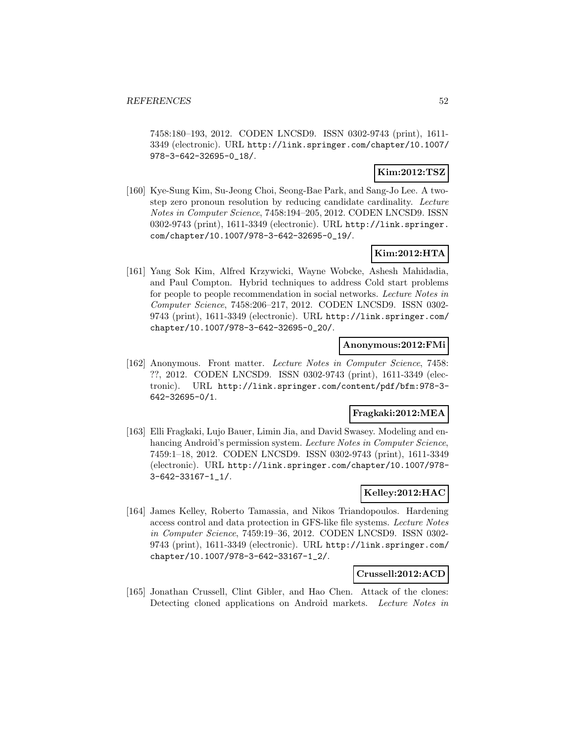7458:180–193, 2012. CODEN LNCSD9. ISSN 0302-9743 (print), 1611-3349 (electronic). URL http://link.springer.com/chapter/10.1007/978-3-642-32695-0_18/.

**Kim:2012:TSZ**

[160] Kye-Sung Kim, Su-Jeong Choi, Seong-Bae Park, and Sang-Jo Lee. A two-step zero pronoun resolution by reducing candidate cardinality. *Lecture Notes in Computer Science*, 7458:194–205, 2012. CODEN LNCSD9. ISSN 0302-9743 (print), 1611-3349 (electronic). URL http://link.springer.com/chapter/10.1007/978-3-642-32695-0_19/.

**Kim:2012:HTA**

[161] Yang Sok Kim, Alfred Krzywicki, Wayne Wobcke, Ashesh Mahidadia, and Paul Compton. Hybrid techniques to address Cold start problems for people to people recommendation in social networks. *Lecture Notes in Computer Science*, 7458:206–217, 2012. CODEN LNCSD9. ISSN 0302-9743 (print), 1611-3349 (electronic). URL http://link.springer.com/chapter/10.1007/978-3-642-32695-0_20/.

**Anonymous:2012:FMi**

[162] Anonymous. Front matter. *Lecture Notes in Computer Science*, 7458: ??, 2012. CODEN LNCSD9. ISSN 0302-9743 (print), 1611-3349 (electronic). URL http://link.springer.com/content/pdf/bfm:978-3-642-32695-0/1.

**Fragkaki:2012:MEA**

[163] Elli Fragkaki, Lujo Bauer, Limin Jia, and David Swasey. Modeling and enhancing Android's permission system. *Lecture Notes in Computer Science*, 7459:1–18, 2012. CODEN LNCSD9. ISSN 0302-9743 (print), 1611-3349 (electronic). URL http://link.springer.com/chapter/10.1007/978-3-642-33167-1_1/.

**Kelley:2012:HAC**

[164] James Kelley, Roberto Tamassia, and Nikos Triandopoulos. Hardening access control and data protection in GFS-like file systems. *Lecture Notes in Computer Science*, 7459:19–36, 2012. CODEN LNCSD9. ISSN 0302-9743 (print), 1611-3349 (electronic). URL http://link.springer.com/chapter/10.1007/978-3-642-33167-1_2/.

**Crussell:2012:ACD**

[165] Jonathan Crussell, Clint Gibler, and Hao Chen. Attack of the clones: Detecting cloned applications on Android markets. *Lecture Notes in*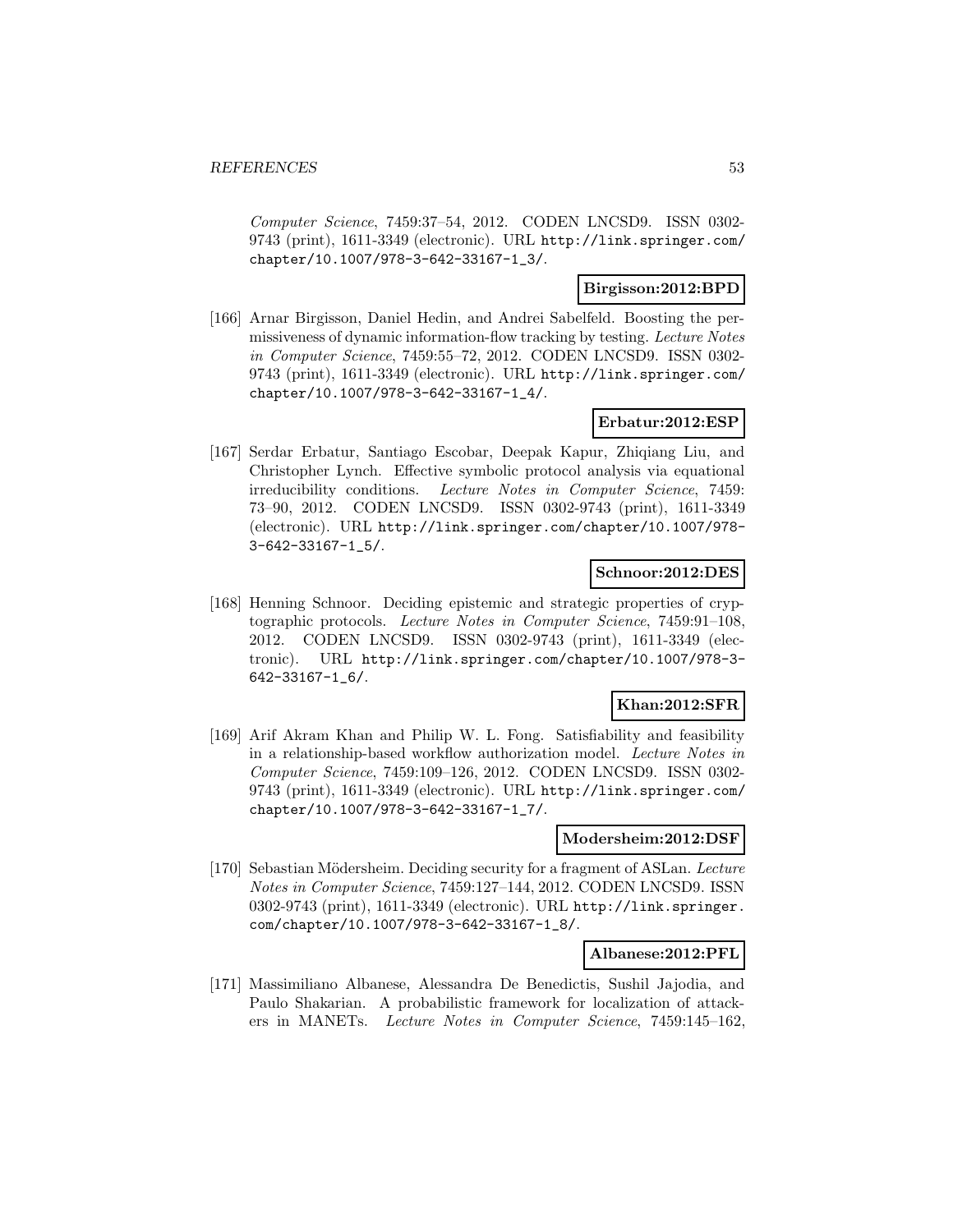*Computer Science*, 7459:37–54, 2012. CODEN LNCSD9. ISSN 0302-9743 (print), 1611-3349 (electronic). URL http://link.springer.com/chapter/10.1007/978-3-642-33167-1_3/.

**Birgisson:2012:BPD**

[166] Arnar Birgisson, Daniel Hedin, and Andrei Sabelfeld. Boosting the permissiveness of dynamic information-flow tracking by testing. *Lecture Notes in Computer Science*, 7459:55–72, 2012. CODEN LNCSD9. ISSN 0302-9743 (print), 1611-3349 (electronic). URL http://link.springer.com/chapter/10.1007/978-3-642-33167-1_4/.

**Erbatur:2012:ESP**

[167] Serdar Erbatur, Santiago Escobar, Deepak Kapur, Zhiqiang Liu, and Christopher Lynch. Effective symbolic protocol analysis via equational irreducibility conditions. *Lecture Notes in Computer Science*, 7459: 73–90, 2012. CODEN LNCSD9. ISSN 0302-9743 (print), 1611-3349 (electronic). URL http://link.springer.com/chapter/10.1007/978-3-642-33167-1_5/.

**Schnoor:2012:DES**

[168] Henning Schnoor. Deciding epistemic and strategic properties of cryptographic protocols. *Lecture Notes in Computer Science*, 7459:91–108, 2012. CODEN LNCSD9. ISSN 0302-9743 (print), 1611-3349 (electronic). URL http://link.springer.com/chapter/10.1007/978-3-642-33167-1_6/.

**Khan:2012:SFR**

[169] Arif Akram Khan and Philip W. L. Fong. Satisfiability and feasibility in a relationship-based workflow authorization model. *Lecture Notes in Computer Science*, 7459:109–126, 2012. CODEN LNCSD9. ISSN 0302-9743 (print), 1611-3349 (electronic). URL http://link.springer.com/chapter/10.1007/978-3-642-33167-1_7/.

**Modersheim:2012:DSF**

[170] Sebastian Mödersheim. Deciding security for a fragment of ASLan. *Lecture Notes in Computer Science*, 7459:127–144, 2012. CODEN LNCSD9. ISSN 0302-9743 (print), 1611-3349 (electronic). URL http://link.springer.com/chapter/10.1007/978-3-642-33167-1_8/.

**Albanese:2012:PFL**

[171] Massimiliano Albanese, Alessandra De Benedictis, Sushil Jajodia, and Paulo Shakarian. A probabilistic framework for localization of attackers in MANETs. *Lecture Notes in Computer Science*, 7459:145–162,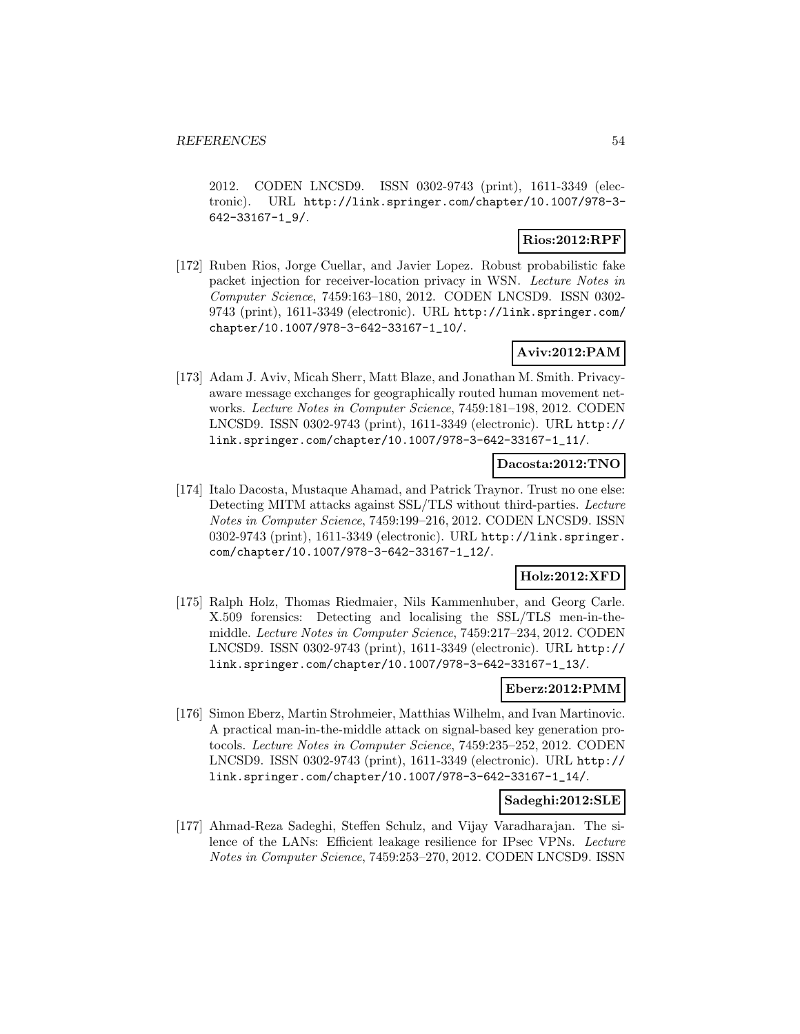2012. CODEN LNCSD9. ISSN 0302-9743 (print), 1611-3349 (electronic). URL http://link.springer.com/chapter/10.1007/978-3-642-33167-1_9/.

**Rios:2012:RPF**

[172] Ruben Rios, Jorge Cuellar, and Javier Lopez. Robust probabilistic fake packet injection for receiver-location privacy in WSN. *Lecture Notes in Computer Science*, 7459:163–180, 2012. CODEN LNCSD9. ISSN 0302-9743 (print), 1611-3349 (electronic). URL http://link.springer.com/chapter/10.1007/978-3-642-33167-1_10/.

**Aviv:2012:PAM**

[173] Adam J. Aviv, Micah Sherr, Matt Blaze, and Jonathan M. Smith. Privacy-aware message exchanges for geographically routed human movement networks. *Lecture Notes in Computer Science*, 7459:181–198, 2012. CODEN LNCSD9. ISSN 0302-9743 (print), 1611-3349 (electronic). URL http://link.springer.com/chapter/10.1007/978-3-642-33167-1_11/.

**Dacosta:2012:TNO**

[174] Italo Dacosta, Mustaque Ahamad, and Patrick Traynor. Trust no one else: Detecting MITM attacks against SSL/TLS without third-parties. *Lecture Notes in Computer Science*, 7459:199–216, 2012. CODEN LNCSD9. ISSN 0302-9743 (print), 1611-3349 (electronic). URL http://link.springer.com/chapter/10.1007/978-3-642-33167-1_12/.

**Holz:2012:XFD**

[175] Ralph Holz, Thomas Riedmaier, Nils Kammenhuber, and Georg Carle. X.509 forensics: Detecting and localising the SSL/TLS men-in-the-middle. *Lecture Notes in Computer Science*, 7459:217–234, 2012. CODEN LNCSD9. ISSN 0302-9743 (print), 1611-3349 (electronic). URL http://link.springer.com/chapter/10.1007/978-3-642-33167-1_13/.

**Eberz:2012:PMM**

[176] Simon Eberz, Martin Strohmeier, Matthias Wilhelm, and Ivan Martinovic. A practical man-in-the-middle attack on signal-based key generation protocols. *Lecture Notes in Computer Science*, 7459:235–252, 2012. CODEN LNCSD9. ISSN 0302-9743 (print), 1611-3349 (electronic). URL http://link.springer.com/chapter/10.1007/978-3-642-33167-1_14/.

**Sadeghi:2012:SLE**

[177] Ahmad-Reza Sadeghi, Steffen Schulz, and Vijay Varadharajan. The silence of the LANs: Efficient leakage resilience for IPsec VPNs. *Lecture Notes in Computer Science*, 7459:253–270, 2012. CODEN LNCSD9. ISSN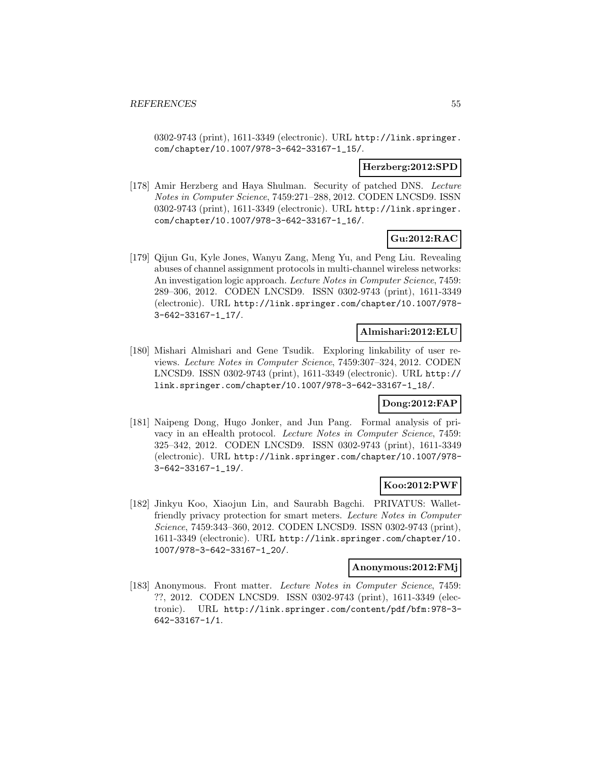0302-9743 (print), 1611-3349 (electronic). URL http://link.springer.com/chapter/10.1007/978-3-642-33167-1_15/.

**Herzberg:2012:SPD**

[178] Amir Herzberg and Haya Shulman. Security of patched DNS. *Lecture Notes in Computer Science*, 7459:271–288, 2012. CODEN LNCSD9. ISSN 0302-9743 (print), 1611-3349 (electronic). URL http://link.springer.com/chapter/10.1007/978-3-642-33167-1_16/.

**Gu:2012:RAC**

[179] Qijun Gu, Kyle Jones, Wanyu Zang, Meng Yu, and Peng Liu. Revealing abuses of channel assignment protocols in multi-channel wireless networks: An investigation logic approach. *Lecture Notes in Computer Science*, 7459: 289–306, 2012. CODEN LNCSD9. ISSN 0302-9743 (print), 1611-3349 (electronic). URL http://link.springer.com/chapter/10.1007/978-3-642-33167-1_17/.

**Almishari:2012:ELU**

[180] Mishari Almishari and Gene Tsudik. Exploring linkability of user reviews. *Lecture Notes in Computer Science*, 7459:307–324, 2012. CODEN LNCSD9. ISSN 0302-9743 (print), 1611-3349 (electronic). URL http://link.springer.com/chapter/10.1007/978-3-642-33167-1_18/.

**Dong:2012:FAP**

[181] Naipeng Dong, Hugo Jonker, and Jun Pang. Formal analysis of privacy in an eHealth protocol. *Lecture Notes in Computer Science*, 7459: 325–342, 2012. CODEN LNCSD9. ISSN 0302-9743 (print), 1611-3349 (electronic). URL http://link.springer.com/chapter/10.1007/978-3-642-33167-1_19/.

**Koo:2012:PWF**

[182] Jinkyu Koo, Xiaojun Lin, and Saurabh Bagchi. PRIVATUS: Wallet-friendly privacy protection for smart meters. *Lecture Notes in Computer Science*, 7459:343–360, 2012. CODEN LNCSD9. ISSN 0302-9743 (print), 1611-3349 (electronic). URL http://link.springer.com/chapter/10.1007/978-3-642-33167-1_20/.

**Anonymous:2012:FMj**

[183] Anonymous. Front matter. *Lecture Notes in Computer Science*, 7459: ??, 2012. CODEN LNCSD9. ISSN 0302-9743 (print), 1611-3349 (electronic). URL http://link.springer.com/content/pdf/bfm:978-3-642-33167-1/1.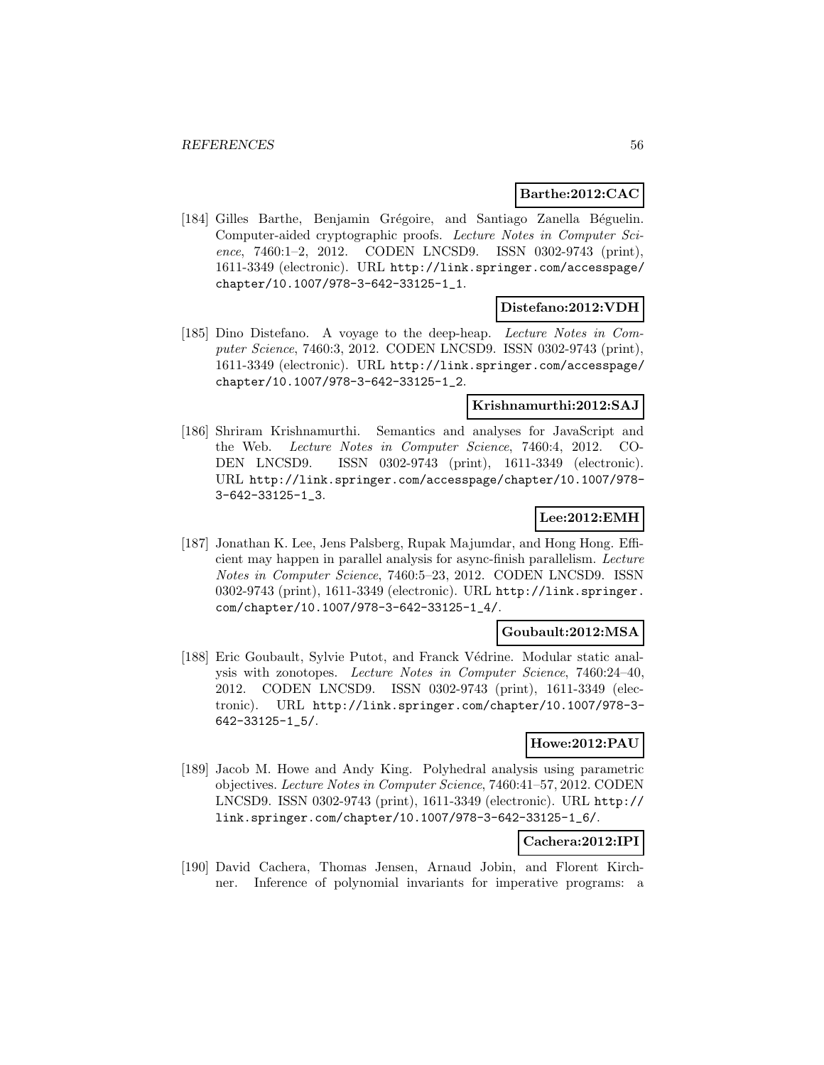**Barthe:2012:CAC**

[184] Gilles Barthe, Benjamin Grégoire, and Santiago Zanella Béguelin. Computer-aided cryptographic proofs. *Lecture Notes in Computer Science*, 7460:1–2, 2012. CODEN LNCSD9. ISSN 0302-9743 (print), 1611-3349 (electronic). URL `http://link.springer.com/accesspage/chapter/10.1007/978-3-642-33125-1_1`.

**Distefano:2012:VDH**

[185] Dino Distefano. A voyage to the deep-heap. *Lecture Notes in Computer Science*, 7460:3, 2012. CODEN LNCSD9. ISSN 0302-9743 (print), 1611-3349 (electronic). URL `http://link.springer.com/accesspage/chapter/10.1007/978-3-642-33125-1_2`.

**Krishnamurthi:2012:SAJ**

[186] Shriram Krishnamurthi. Semantics and analyses for JavaScript and the Web. *Lecture Notes in Computer Science*, 7460:4, 2012. CODEN LNCSD9. ISSN 0302-9743 (print), 1611-3349 (electronic). URL `http://link.springer.com/accesspage/chapter/10.1007/978-3-642-33125-1_3`.

**Lee:2012:EMH**

[187] Jonathan K. Lee, Jens Palsberg, Rupak Majumdar, and Hong Hong. Efficient may happen in parallel analysis for async-finish parallelism. *Lecture Notes in Computer Science*, 7460:5–23, 2012. CODEN LNCSD9. ISSN 0302-9743 (print), 1611-3349 (electronic). URL `http://link.springer.com/chapter/10.1007/978-3-642-33125-1_4/`.

**Goubault:2012:MSA**

[188] Eric Goubault, Sylvie Putot, and Franck Védrine. Modular static analysis with zonotopes. *Lecture Notes in Computer Science*, 7460:24–40, 2012. CODEN LNCSD9. ISSN 0302-9743 (print), 1611-3349 (electronic). URL `http://link.springer.com/chapter/10.1007/978-3-642-33125-1_5/`.

**Howe:2012:PAU**

[189] Jacob M. Howe and Andy King. Polyhedral analysis using parametric objectives. *Lecture Notes in Computer Science*, 7460:41–57, 2012. CODEN LNCSD9. ISSN 0302-9743 (print), 1611-3349 (electronic). URL `http://link.springer.com/chapter/10.1007/978-3-642-33125-1_6/`.

**Cachera:2012:IPI**

[190] David Cachera, Thomas Jensen, Arnaud Jobin, and Florent Kirchner. Inference of polynomial invariants for imperative programs: a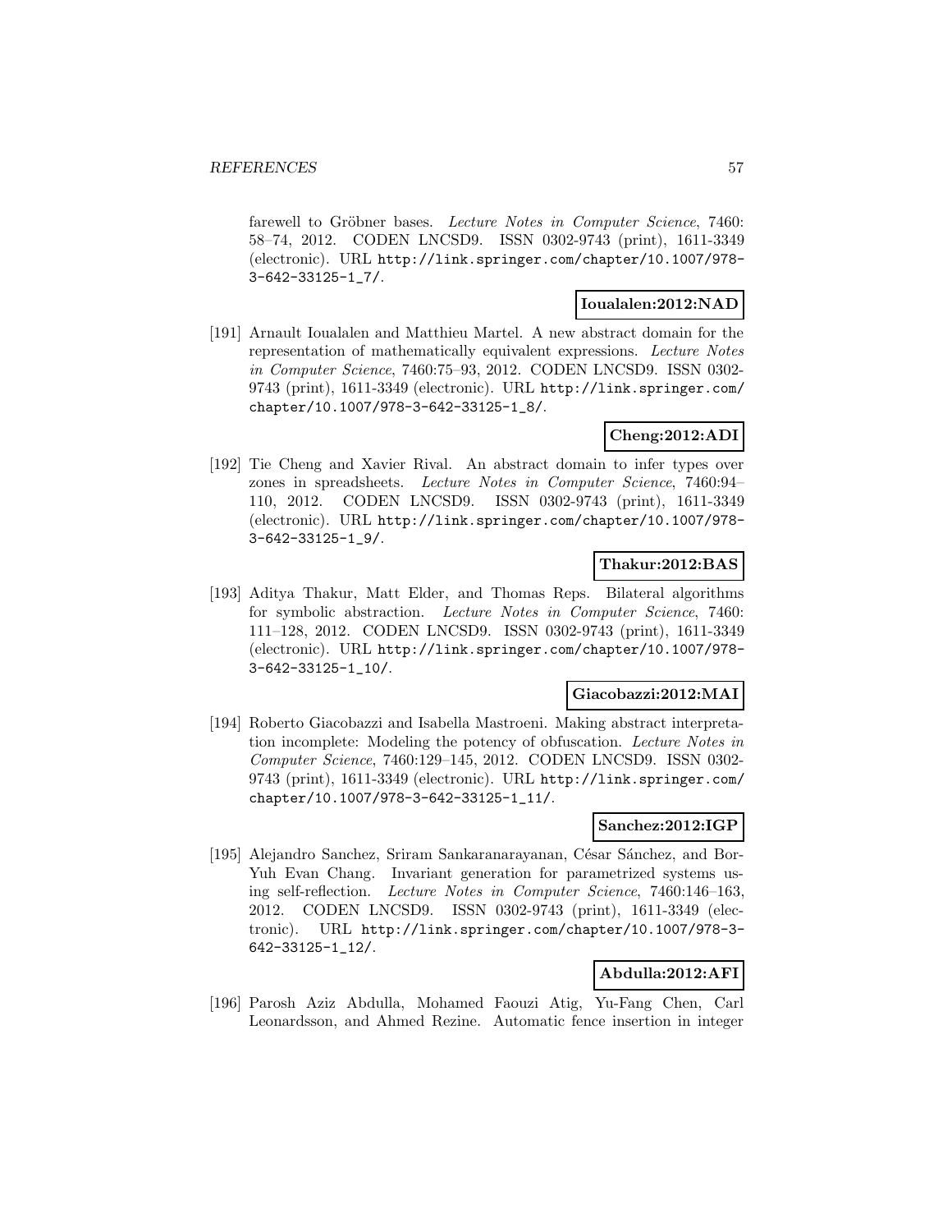farewell to Gröbner bases. *Lecture Notes in Computer Science*, 7460: 58–74, 2012. CODEN LNCSD9. ISSN 0302-9743 (print), 1611-3349 (electronic). URL http://link.springer.com/chapter/10.1007/978-3-642-33125-1_7/.

**Ioualalen:2012:NAD**

[191] Arnault Ioualalen and Matthieu Martel. A new abstract domain for the representation of mathematically equivalent expressions. *Lecture Notes in Computer Science*, 7460:75–93, 2012. CODEN LNCSD9. ISSN 0302-9743 (print), 1611-3349 (electronic). URL http://link.springer.com/chapter/10.1007/978-3-642-33125-1_8/.

**Cheng:2012:ADI**

[192] Tie Cheng and Xavier Rival. An abstract domain to infer types over zones in spreadsheets. *Lecture Notes in Computer Science*, 7460:94–110, 2012. CODEN LNCSD9. ISSN 0302-9743 (print), 1611-3349 (electronic). URL http://link.springer.com/chapter/10.1007/978-3-642-33125-1_9/.

**Thakur:2012:BAS**

[193] Aditya Thakur, Matt Elder, and Thomas Reps. Bilateral algorithms for symbolic abstraction. *Lecture Notes in Computer Science*, 7460: 111–128, 2012. CODEN LNCSD9. ISSN 0302-9743 (print), 1611-3349 (electronic). URL http://link.springer.com/chapter/10.1007/978-3-642-33125-1_10/.

**Giacobazzi:2012:MAI**

[194] Roberto Giacobazzi and Isabella Mastroeni. Making abstract interpretation incomplete: Modeling the potency of obfuscation. *Lecture Notes in Computer Science*, 7460:129–145, 2012. CODEN LNCSD9. ISSN 0302-9743 (print), 1611-3349 (electronic). URL http://link.springer.com/chapter/10.1007/978-3-642-33125-1_11/.

**Sanchez:2012:IGP**

[195] Alejandro Sanchez, Sriram Sankaranarayanan, César Sánchez, and Bor-Yuh Evan Chang. Invariant generation for parametrized systems using self-reflection. *Lecture Notes in Computer Science*, 7460:146–163, 2012. CODEN LNCSD9. ISSN 0302-9743 (print), 1611-3349 (electronic). URL http://link.springer.com/chapter/10.1007/978-3-642-33125-1_12/.

**Abdulla:2012:AFI**

[196] Parosh Aziz Abdulla, Mohamed Faouzi Atig, Yu-Fang Chen, Carl Leonardsson, and Ahmed Rezine. Automatic fence insertion in integer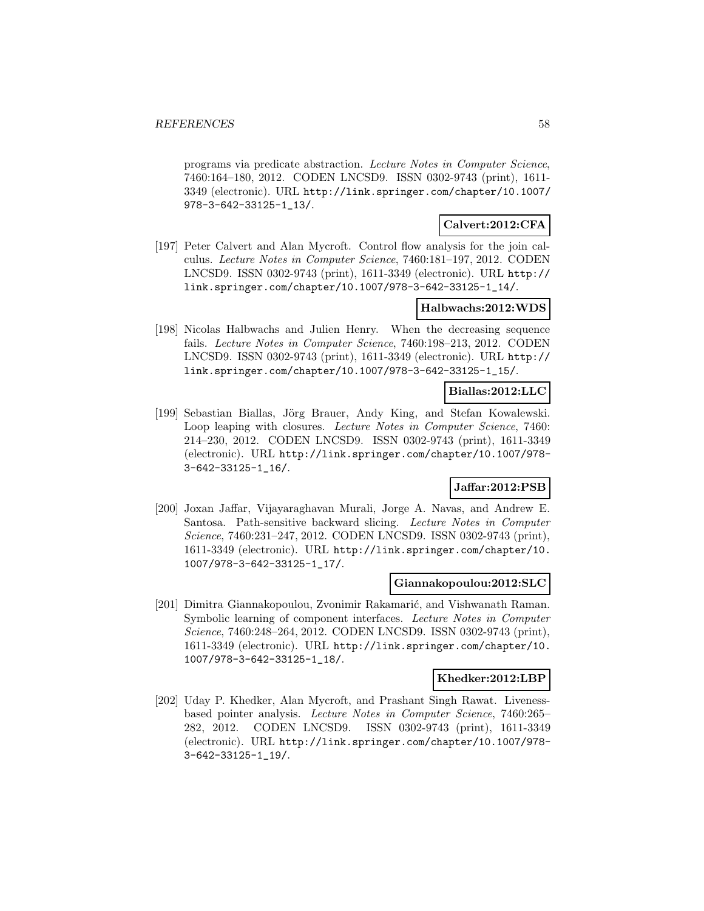programs via predicate abstraction. *Lecture Notes in Computer Science*, 7460:164–180, 2012. CODEN LNCSD9. ISSN 0302-9743 (print), 1611-3349 (electronic). URL http://link.springer.com/chapter/10.1007/978-3-642-33125-1_13/.

**Calvert:2012:CFA**

[197] Peter Calvert and Alan Mycroft. Control flow analysis for the join calculus. *Lecture Notes in Computer Science*, 7460:181–197, 2012. CODEN LNCSD9. ISSN 0302-9743 (print), 1611-3349 (electronic). URL http://link.springer.com/chapter/10.1007/978-3-642-33125-1_14/.

**Halbwachs:2012:WDS**

[198] Nicolas Halbwachs and Julien Henry. When the decreasing sequence fails. *Lecture Notes in Computer Science*, 7460:198–213, 2012. CODEN LNCSD9. ISSN 0302-9743 (print), 1611-3349 (electronic). URL http://link.springer.com/chapter/10.1007/978-3-642-33125-1_15/.

**Biallas:2012:LLC**

[199] Sebastian Biallas, Jörg Brauer, Andy King, and Stefan Kowalewski. Loop leaping with closures. *Lecture Notes in Computer Science*, 7460:214–230, 2012. CODEN LNCSD9. ISSN 0302-9743 (print), 1611-3349 (electronic). URL http://link.springer.com/chapter/10.1007/978-3-642-33125-1_16/.

**Jaffar:2012:PSB**

[200] Joxan Jaffar, Vijayaraghavan Murali, Jorge A. Navas, and Andrew E. Santosa. Path-sensitive backward slicing. *Lecture Notes in Computer Science*, 7460:231–247, 2012. CODEN LNCSD9. ISSN 0302-9743 (print), 1611-3349 (electronic). URL http://link.springer.com/chapter/10.1007/978-3-642-33125-1_17/.

**Giannakopoulou:2012:SLC**

[201] Dimitra Giannakopoulou, Zvonimir Rakamarić, and Vishwanath Raman. Symbolic learning of component interfaces. *Lecture Notes in Computer Science*, 7460:248–264, 2012. CODEN LNCSD9. ISSN 0302-9743 (print), 1611-3349 (electronic). URL http://link.springer.com/chapter/10.1007/978-3-642-33125-1_18/.

**Khedker:2012:LBP**

[202] Uday P. Khedker, Alan Mycroft, and Prashant Singh Rawat. Liveness-based pointer analysis. *Lecture Notes in Computer Science*, 7460:265–282, 2012. CODEN LNCSD9. ISSN 0302-9743 (print), 1611-3349 (electronic). URL http://link.springer.com/chapter/10.1007/978-3-642-33125-1_19/.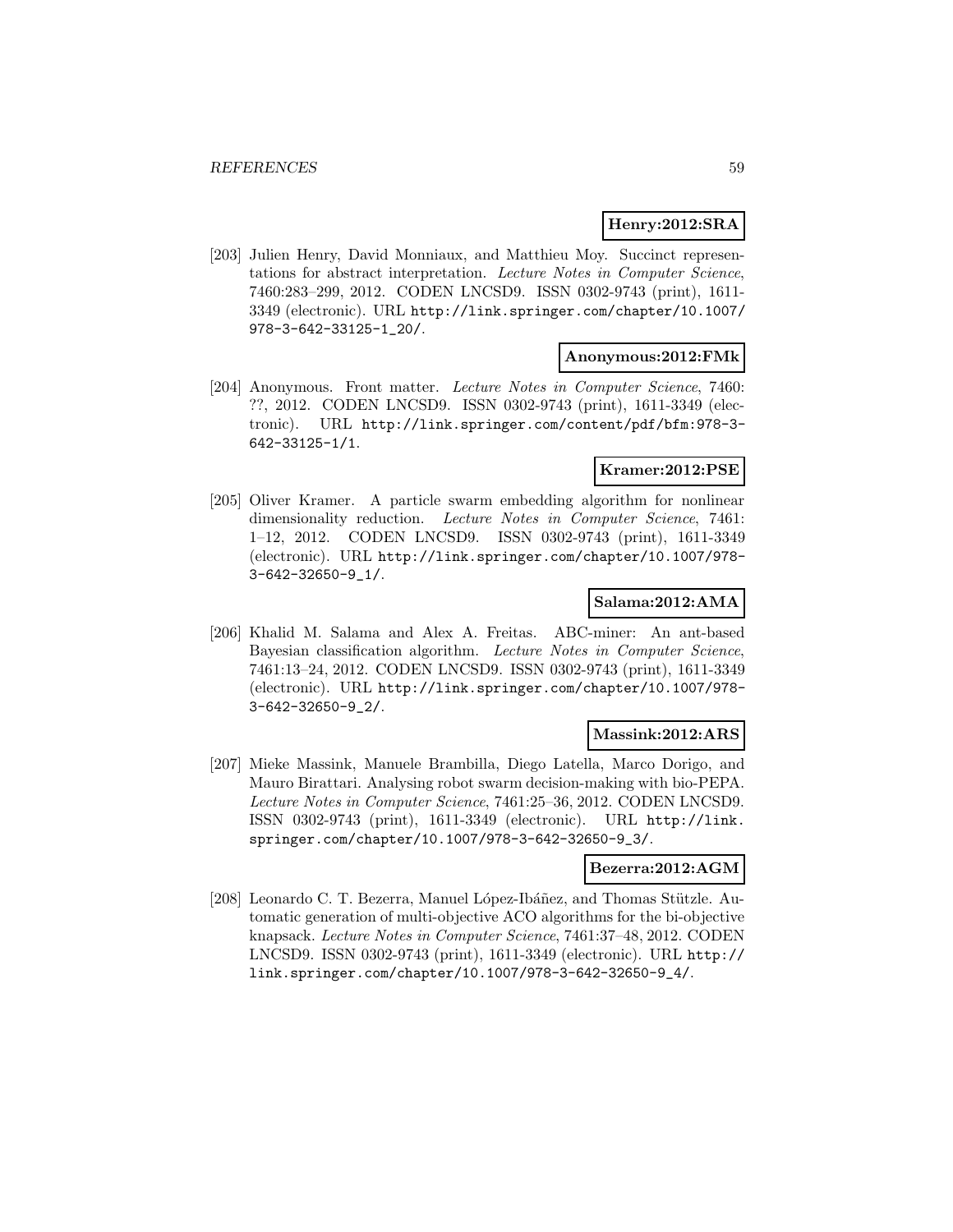**Henry:2012:SRA**

[203] Julien Henry, David Monniaux, and Matthieu Moy. Succinct representations for abstract interpretation. *Lecture Notes in Computer Science*, 7460:283–299, 2012. CODEN LNCSD9. ISSN 0302-9743 (print), 1611-3349 (electronic). URL http://link.springer.com/chapter/10.1007/978-3-642-33125-1_20/.

**Anonymous:2012:FMk**

[204] Anonymous. Front matter. *Lecture Notes in Computer Science*, 7460: ??, 2012. CODEN LNCSD9. ISSN 0302-9743 (print), 1611-3349 (electronic). URL http://link.springer.com/content/pdf/bfm:978-3-642-33125-1/1.

**Kramer:2012:PSE**

[205] Oliver Kramer. A particle swarm embedding algorithm for nonlinear dimensionality reduction. *Lecture Notes in Computer Science*, 7461: 1–12, 2012. CODEN LNCSD9. ISSN 0302-9743 (print), 1611-3349 (electronic). URL http://link.springer.com/chapter/10.1007/978-3-642-32650-9_1/.

**Salama:2012:AMA**

[206] Khalid M. Salama and Alex A. Freitas. ABC-miner: An ant-based Bayesian classification algorithm. *Lecture Notes in Computer Science*, 7461:13–24, 2012. CODEN LNCSD9. ISSN 0302-9743 (print), 1611-3349 (electronic). URL http://link.springer.com/chapter/10.1007/978-3-642-32650-9_2/.

**Massink:2012:ARS**

[207] Mieke Massink, Manuele Brambilla, Diego Latella, Marco Dorigo, and Mauro Birattari. Analysing robot swarm decision-making with bio-PEPA. *Lecture Notes in Computer Science*, 7461:25–36, 2012. CODEN LNCSD9. ISSN 0302-9743 (print), 1611-3349 (electronic). URL http://link.springer.com/chapter/10.1007/978-3-642-32650-9_3/.

**Bezerra:2012:AGM**

[208] Leonardo C. T. Bezerra, Manuel López-Ibáñez, and Thomas Stützle. Automatic generation of multi-objective ACO algorithms for the bi-objective knapsack. *Lecture Notes in Computer Science*, 7461:37–48, 2012. CODEN LNCSD9. ISSN 0302-9743 (print), 1611-3349 (electronic). URL http://link.springer.com/chapter/10.1007/978-3-642-32650-9_4/.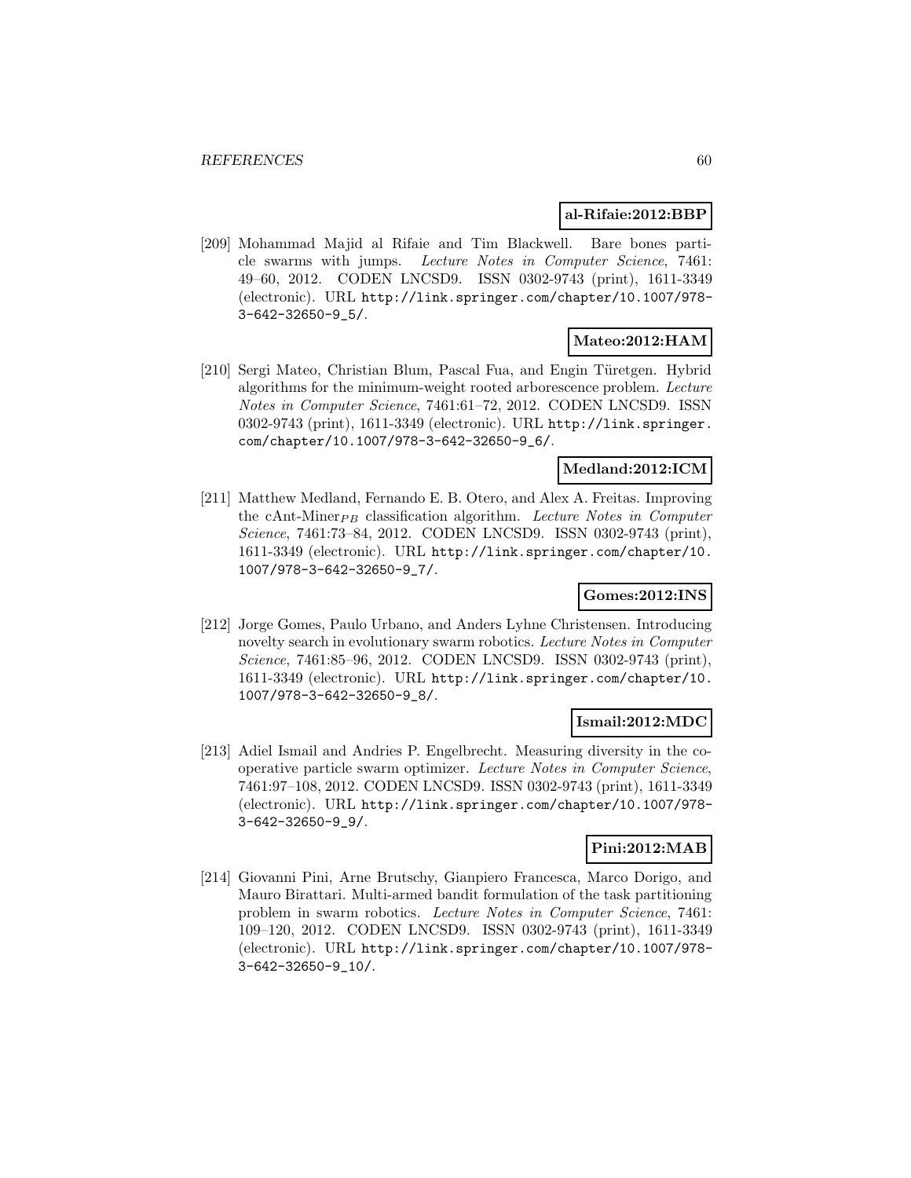**al-Rifaie:2012:BBP**

[209] Mohammad Majid al Rifaie and Tim Blackwell. Bare bones particle swarms with jumps. *Lecture Notes in Computer Science*, 7461: 49–60, 2012. CODEN LNCSD9. ISSN 0302-9743 (print), 1611-3349 (electronic). URL http://link.springer.com/chapter/10.1007/978-3-642-32650-9_5/.

**Mateo:2012:HAM**

[210] Sergi Mateo, Christian Blum, Pascal Fua, and Engin Türetgen. Hybrid algorithms for the minimum-weight rooted arborescence problem. *Lecture Notes in Computer Science*, 7461:61–72, 2012. CODEN LNCSD9. ISSN 0302-9743 (print), 1611-3349 (electronic). URL http://link.springer.com/chapter/10.1007/978-3-642-32650-9_6/.

**Medland:2012:ICM**

[211] Matthew Medland, Fernando E. B. Otero, and Alex A. Freitas. Improving the cAnt-Miner$_{PB}$ classification algorithm. *Lecture Notes in Computer Science*, 7461:73–84, 2012. CODEN LNCSD9. ISSN 0302-9743 (print), 1611-3349 (electronic). URL http://link.springer.com/chapter/10.1007/978-3-642-32650-9_7/.

**Gomes:2012:INS**

[212] Jorge Gomes, Paulo Urbano, and Anders Lyhne Christensen. Introducing novelty search in evolutionary swarm robotics. *Lecture Notes in Computer Science*, 7461:85–96, 2012. CODEN LNCSD9. ISSN 0302-9743 (print), 1611-3349 (electronic). URL http://link.springer.com/chapter/10.1007/978-3-642-32650-9_8/.

**Ismail:2012:MDC**

[213] Adiel Ismail and Andries P. Engelbrecht. Measuring diversity in the cooperative particle swarm optimizer. *Lecture Notes in Computer Science*, 7461:97–108, 2012. CODEN LNCSD9. ISSN 0302-9743 (print), 1611-3349 (electronic). URL http://link.springer.com/chapter/10.1007/978-3-642-32650-9_9/.

**Pini:2012:MAB**

[214] Giovanni Pini, Arne Brutschy, Gianpiero Francesca, Marco Dorigo, and Mauro Birattari. Multi-armed bandit formulation of the task partitioning problem in swarm robotics. *Lecture Notes in Computer Science*, 7461: 109–120, 2012. CODEN LNCSD9. ISSN 0302-9743 (print), 1611-3349 (electronic). URL http://link.springer.com/chapter/10.1007/978-3-642-32650-9_10/.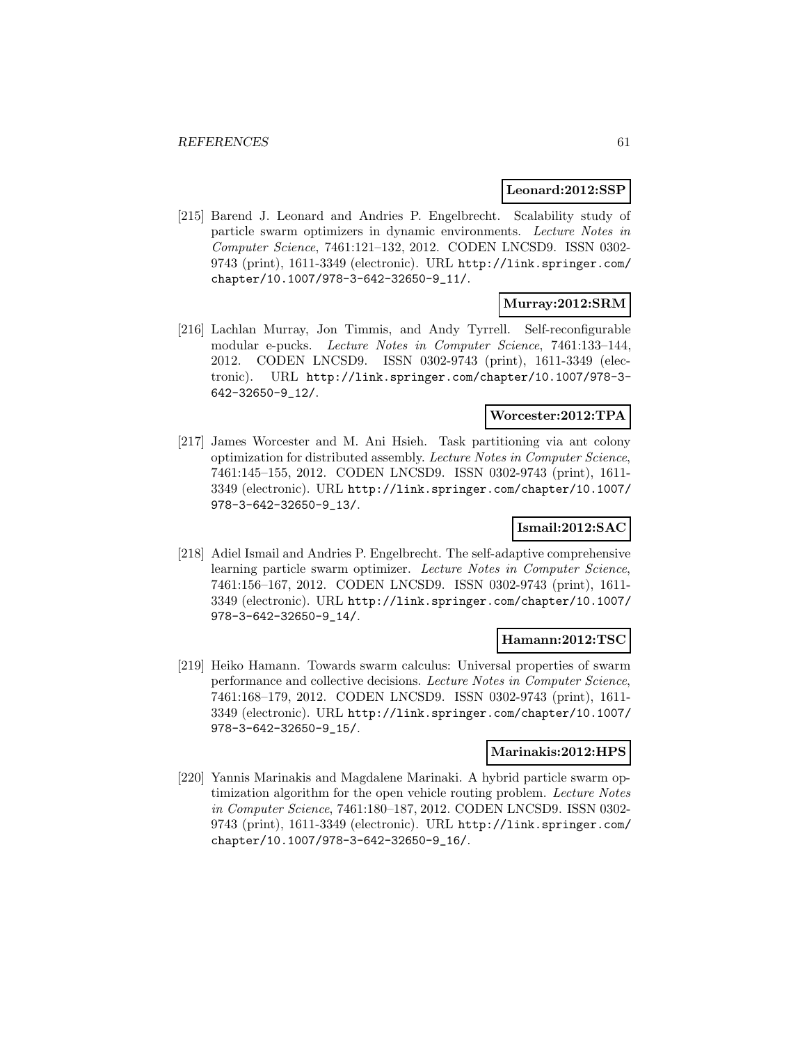**Leonard:2012:SSP**

[215] Barend J. Leonard and Andries P. Engelbrecht. Scalability study of particle swarm optimizers in dynamic environments. *Lecture Notes in Computer Science*, 7461:121–132, 2012. CODEN LNCSD9. ISSN 0302-9743 (print), 1611-3349 (electronic). URL http://link.springer.com/chapter/10.1007/978-3-642-32650-9_11/.

**Murray:2012:SRM**

[216] Lachlan Murray, Jon Timmis, and Andy Tyrrell. Self-reconfigurable modular e-pucks. *Lecture Notes in Computer Science*, 7461:133–144, 2012. CODEN LNCSD9. ISSN 0302-9743 (print), 1611-3349 (electronic). URL http://link.springer.com/chapter/10.1007/978-3-642-32650-9_12/.

**Worcester:2012:TPA**

[217] James Worcester and M. Ani Hsieh. Task partitioning via ant colony optimization for distributed assembly. *Lecture Notes in Computer Science*, 7461:145–155, 2012. CODEN LNCSD9. ISSN 0302-9743 (print), 1611-3349 (electronic). URL http://link.springer.com/chapter/10.1007/978-3-642-32650-9_13/.

**Ismail:2012:SAC**

[218] Adiel Ismail and Andries P. Engelbrecht. The self-adaptive comprehensive learning particle swarm optimizer. *Lecture Notes in Computer Science*, 7461:156–167, 2012. CODEN LNCSD9. ISSN 0302-9743 (print), 1611-3349 (electronic). URL http://link.springer.com/chapter/10.1007/978-3-642-32650-9_14/.

**Hamann:2012:TSC**

[219] Heiko Hamann. Towards swarm calculus: Universal properties of swarm performance and collective decisions. *Lecture Notes in Computer Science*, 7461:168–179, 2012. CODEN LNCSD9. ISSN 0302-9743 (print), 1611-3349 (electronic). URL http://link.springer.com/chapter/10.1007/978-3-642-32650-9_15/.

**Marinakis:2012:HPS**

[220] Yannis Marinakis and Magdalene Marinaki. A hybrid particle swarm optimization algorithm for the open vehicle routing problem. *Lecture Notes in Computer Science*, 7461:180–187, 2012. CODEN LNCSD9. ISSN 0302-9743 (print), 1611-3349 (electronic). URL http://link.springer.com/chapter/10.1007/978-3-642-32650-9_16/.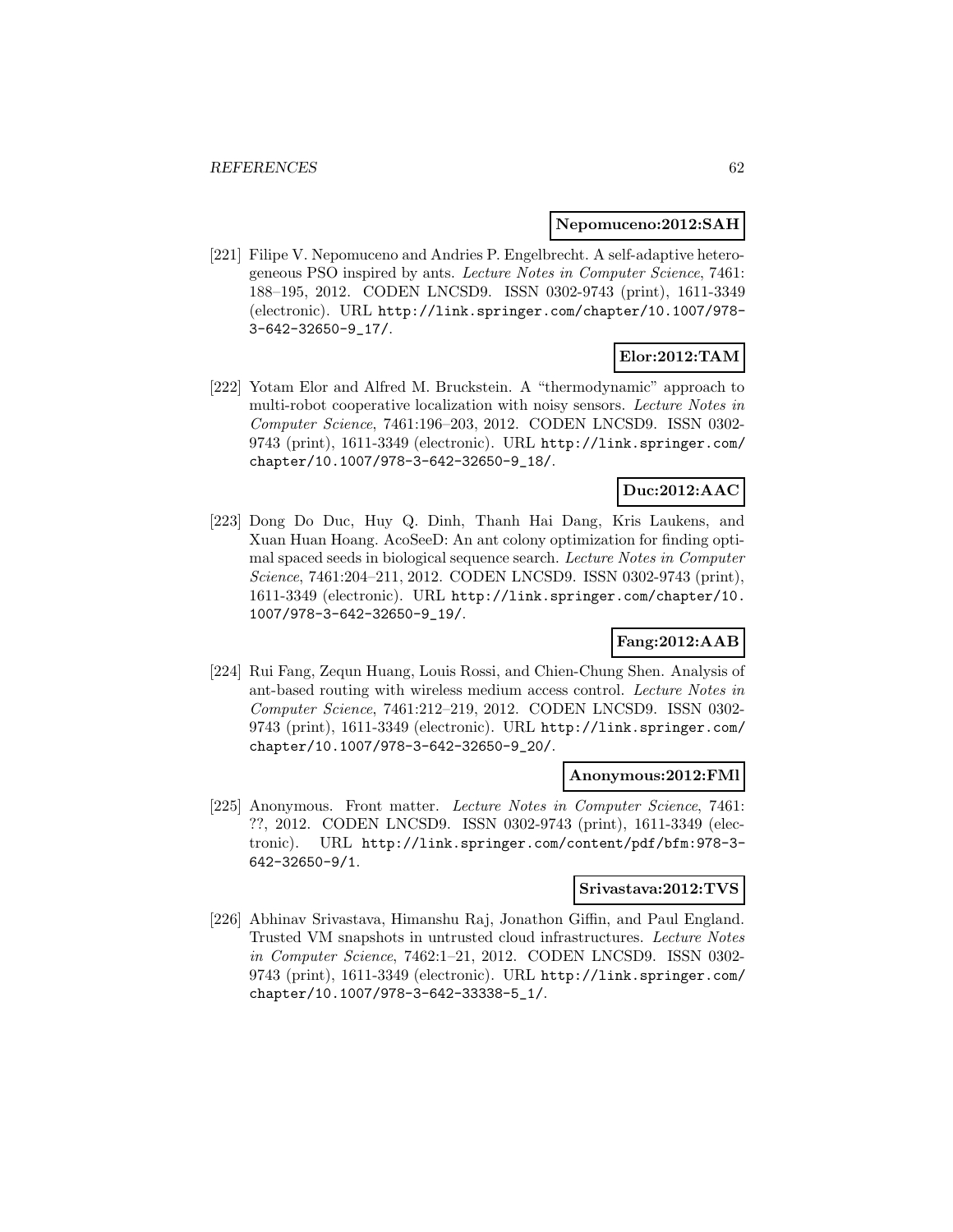**Nepomuceno:2012:SAH**

[221] Filipe V. Nepomuceno and Andries P. Engelbrecht. A self-adaptive heterogeneous PSO inspired by ants. *Lecture Notes in Computer Science*, 7461: 188–195, 2012. CODEN LNCSD9. ISSN 0302-9743 (print), 1611-3349 (electronic). URL `http://link.springer.com/chapter/10.1007/978-3-642-32650-9_17/`.

**Elor:2012:TAM**

[222] Yotam Elor and Alfred M. Bruckstein. A "thermodynamic" approach to multi-robot cooperative localization with noisy sensors. *Lecture Notes in Computer Science*, 7461:196–203, 2012. CODEN LNCSD9. ISSN 0302-9743 (print), 1611-3349 (electronic). URL `http://link.springer.com/chapter/10.1007/978-3-642-32650-9_18/`.

**Duc:2012:AAC**

[223] Dong Do Duc, Huy Q. Dinh, Thanh Hai Dang, Kris Laukens, and Xuan Huan Hoang. AcoSeeD: An ant colony optimization for finding optimal spaced seeds in biological sequence search. *Lecture Notes in Computer Science*, 7461:204–211, 2012. CODEN LNCSD9. ISSN 0302-9743 (print), 1611-3349 (electronic). URL `http://link.springer.com/chapter/10.1007/978-3-642-32650-9_19/`.

**Fang:2012:AAB**

[224] Rui Fang, Zequn Huang, Louis Rossi, and Chien-Chung Shen. Analysis of ant-based routing with wireless medium access control. *Lecture Notes in Computer Science*, 7461:212–219, 2012. CODEN LNCSD9. ISSN 0302-9743 (print), 1611-3349 (electronic). URL `http://link.springer.com/chapter/10.1007/978-3-642-32650-9_20/`.

**Anonymous:2012:FMl**

[225] Anonymous. Front matter. *Lecture Notes in Computer Science*, 7461: ??, 2012. CODEN LNCSD9. ISSN 0302-9743 (print), 1611-3349 (electronic). URL `http://link.springer.com/content/pdf/bfm:978-3-642-32650-9/1`.

**Srivastava:2012:TVS**

[226] Abhinav Srivastava, Himanshu Raj, Jonathon Giffin, and Paul England. Trusted VM snapshots in untrusted cloud infrastructures. *Lecture Notes in Computer Science*, 7462:1–21, 2012. CODEN LNCSD9. ISSN 0302-9743 (print), 1611-3349 (electronic). URL `http://link.springer.com/chapter/10.1007/978-3-642-33338-5_1/`.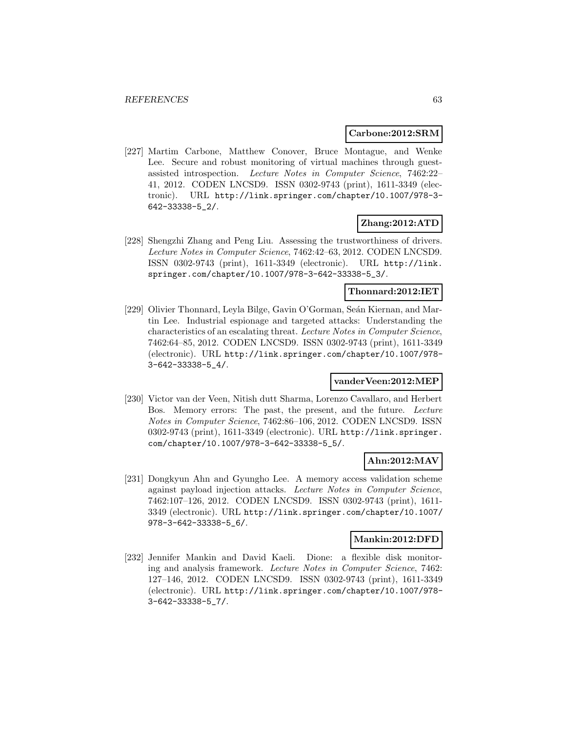**Carbone:2012:SRM**

[227] Martim Carbone, Matthew Conover, Bruce Montague, and Wenke Lee. Secure and robust monitoring of virtual machines through guest-assisted introspection. *Lecture Notes in Computer Science*, 7462:22–41, 2012. CODEN LNCSD9. ISSN 0302-9743 (print), 1611-3349 (electronic). URL http://link.springer.com/chapter/10.1007/978-3-642-33338-5_2/.

**Zhang:2012:ATD**

[228] Shengzhi Zhang and Peng Liu. Assessing the trustworthiness of drivers. *Lecture Notes in Computer Science*, 7462:42–63, 2012. CODEN LNCSD9. ISSN 0302-9743 (print), 1611-3349 (electronic). URL http://link.springer.com/chapter/10.1007/978-3-642-33338-5_3/.

**Thonnard:2012:IET**

[229] Olivier Thonnard, Leyla Bilge, Gavin O'Gorman, Seán Kiernan, and Martin Lee. Industrial espionage and targeted attacks: Understanding the characteristics of an escalating threat. *Lecture Notes in Computer Science*, 7462:64–85, 2012. CODEN LNCSD9. ISSN 0302-9743 (print), 1611-3349 (electronic). URL http://link.springer.com/chapter/10.1007/978-3-642-33338-5_4/.

**vanderVeen:2012:MEP**

[230] Victor van der Veen, Nitish dutt Sharma, Lorenzo Cavallaro, and Herbert Bos. Memory errors: The past, the present, and the future. *Lecture Notes in Computer Science*, 7462:86–106, 2012. CODEN LNCSD9. ISSN 0302-9743 (print), 1611-3349 (electronic). URL http://link.springer.com/chapter/10.1007/978-3-642-33338-5_5/.

**Ahn:2012:MAV**

[231] Dongkyun Ahn and Gyungho Lee. A memory access validation scheme against payload injection attacks. *Lecture Notes in Computer Science*, 7462:107–126, 2012. CODEN LNCSD9. ISSN 0302-9743 (print), 1611-3349 (electronic). URL http://link.springer.com/chapter/10.1007/978-3-642-33338-5_6/.

**Mankin:2012:DFD**

[232] Jennifer Mankin and David Kaeli. Dione: a flexible disk monitoring and analysis framework. *Lecture Notes in Computer Science*, 7462:127–146, 2012. CODEN LNCSD9. ISSN 0302-9743 (print), 1611-3349 (electronic). URL http://link.springer.com/chapter/10.1007/978-3-642-33338-5_7/.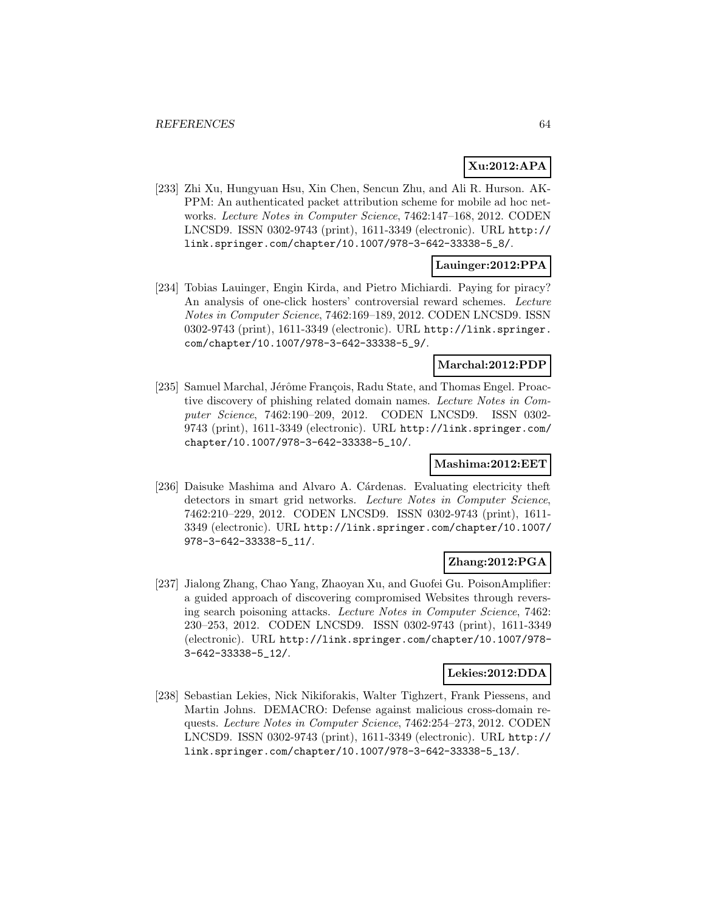**Xu:2012:APA**

[233] Zhi Xu, Hungyuan Hsu, Xin Chen, Sencun Zhu, and Ali R. Hurson. AK-PPM: An authenticated packet attribution scheme for mobile ad hoc networks. *Lecture Notes in Computer Science*, 7462:147–168, 2012. CODEN LNCSD9. ISSN 0302-9743 (print), 1611-3349 (electronic). URL `http://link.springer.com/chapter/10.1007/978-3-642-33338-5_8/`.

**Lauinger:2012:PPA**

[234] Tobias Lauinger, Engin Kirda, and Pietro Michiardi. Paying for piracy? An analysis of one-click hosters' controversial reward schemes. *Lecture Notes in Computer Science*, 7462:169–189, 2012. CODEN LNCSD9. ISSN 0302-9743 (print), 1611-3349 (electronic). URL `http://link.springer.com/chapter/10.1007/978-3-642-33338-5_9/`.

**Marchal:2012:PDP**

[235] Samuel Marchal, Jérôme François, Radu State, and Thomas Engel. Proactive discovery of phishing related domain names. *Lecture Notes in Computer Science*, 7462:190–209, 2012. CODEN LNCSD9. ISSN 0302-9743 (print), 1611-3349 (electronic). URL `http://link.springer.com/chapter/10.1007/978-3-642-33338-5_10/`.

**Mashima:2012:EET**

[236] Daisuke Mashima and Alvaro A. Cárdenas. Evaluating electricity theft detectors in smart grid networks. *Lecture Notes in Computer Science*, 7462:210–229, 2012. CODEN LNCSD9. ISSN 0302-9743 (print), 1611-3349 (electronic). URL `http://link.springer.com/chapter/10.1007/978-3-642-33338-5_11/`.

**Zhang:2012:PGA**

[237] Jialong Zhang, Chao Yang, Zhaoyan Xu, and Guofei Gu. PoisonAmplifier: a guided approach of discovering compromised Websites through reversing search poisoning attacks. *Lecture Notes in Computer Science*, 7462: 230–253, 2012. CODEN LNCSD9. ISSN 0302-9743 (print), 1611-3349 (electronic). URL `http://link.springer.com/chapter/10.1007/978-3-642-33338-5_12/`.

**Lekies:2012:DDA**

[238] Sebastian Lekies, Nick Nikiforakis, Walter Tighzert, Frank Piessens, and Martin Johns. DEMACRO: Defense against malicious cross-domain requests. *Lecture Notes in Computer Science*, 7462:254–273, 2012. CODEN LNCSD9. ISSN 0302-9743 (print), 1611-3349 (electronic). URL `http://link.springer.com/chapter/10.1007/978-3-642-33338-5_13/`.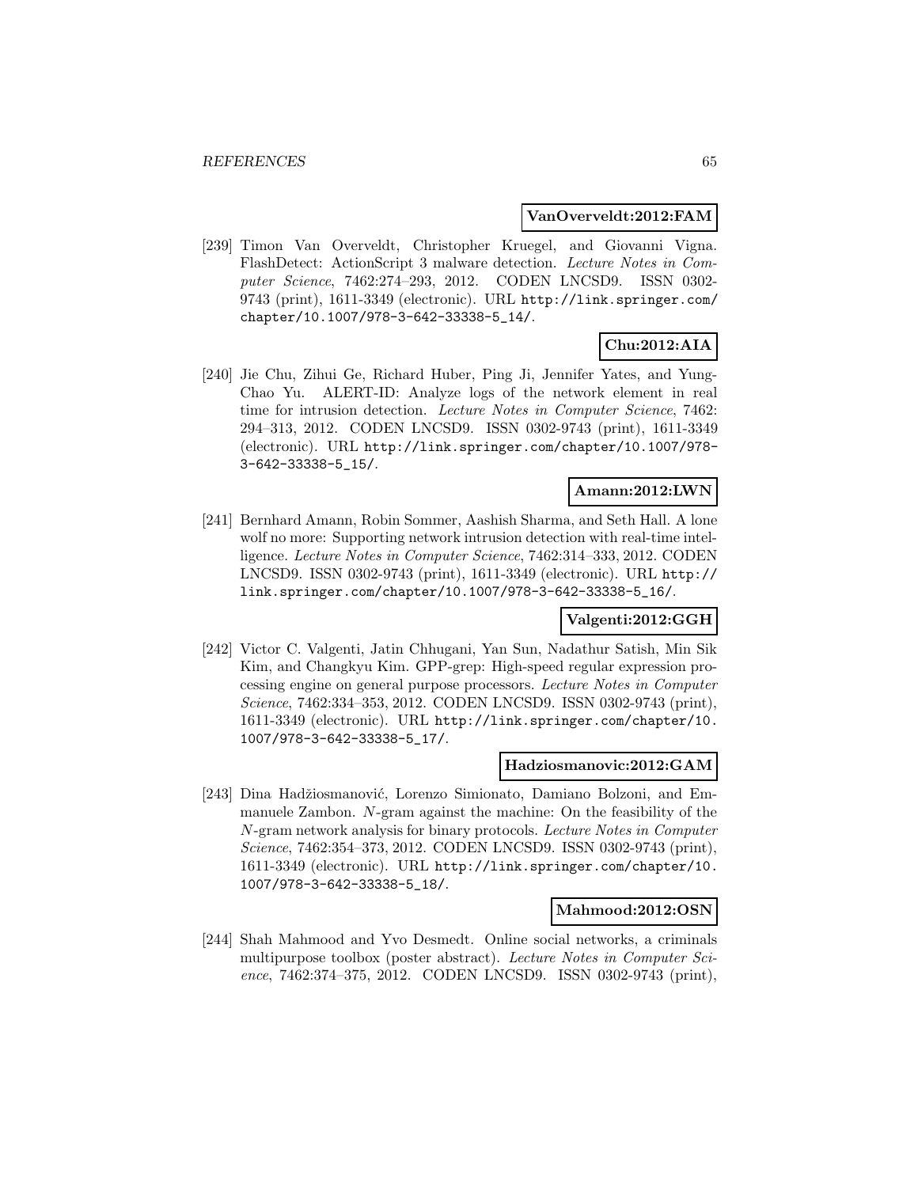**VanOverveldt:2012:FAM**

[239] Timon Van Overveldt, Christopher Kruegel, and Giovanni Vigna. FlashDetect: ActionScript 3 malware detection. *Lecture Notes in Computer Science*, 7462:274–293, 2012. CODEN LNCSD9. ISSN 0302-9743 (print), 1611-3349 (electronic). URL `http://link.springer.com/chapter/10.1007/978-3-642-33338-5_14/`.

**Chu:2012:AIA**

[240] Jie Chu, Zihui Ge, Richard Huber, Ping Ji, Jennifer Yates, and Yung-Chao Yu. ALERT-ID: Analyze logs of the network element in real time for intrusion detection. *Lecture Notes in Computer Science*, 7462: 294–313, 2012. CODEN LNCSD9. ISSN 0302-9743 (print), 1611-3349 (electronic). URL `http://link.springer.com/chapter/10.1007/978-3-642-33338-5_15/`.

**Amann:2012:LWN**

[241] Bernhard Amann, Robin Sommer, Aashish Sharma, and Seth Hall. A lone wolf no more: Supporting network intrusion detection with real-time intelligence. *Lecture Notes in Computer Science*, 7462:314–333, 2012. CODEN LNCSD9. ISSN 0302-9743 (print), 1611-3349 (electronic). URL `http://link.springer.com/chapter/10.1007/978-3-642-33338-5_16/`.

**Valgenti:2012:GGH**

[242] Victor C. Valgenti, Jatin Chhugani, Yan Sun, Nadathur Satish, Min Sik Kim, and Changkyu Kim. GPP-grep: High-speed regular expression processing engine on general purpose processors. *Lecture Notes in Computer Science*, 7462:334–353, 2012. CODEN LNCSD9. ISSN 0302-9743 (print), 1611-3349 (electronic). URL `http://link.springer.com/chapter/10.1007/978-3-642-33338-5_17/`.

**Hadziosmanovic:2012:GAM**

[243] Dina Hadžiosmanović, Lorenzo Simionato, Damiano Bolzoni, and Emmanuele Zambon. $N$-gram against the machine: On the feasibility of the $N$-gram network analysis for binary protocols. *Lecture Notes in Computer Science*, 7462:354–373, 2012. CODEN LNCSD9. ISSN 0302-9743 (print), 1611-3349 (electronic). URL `http://link.springer.com/chapter/10.1007/978-3-642-33338-5_18/`.

**Mahmood:2012:OSN**

[244] Shah Mahmood and Yvo Desmedt. Online social networks, a criminals multipurpose toolbox (poster abstract). *Lecture Notes in Computer Science*, 7462:374–375, 2012. CODEN LNCSD9. ISSN 0302-9743 (print),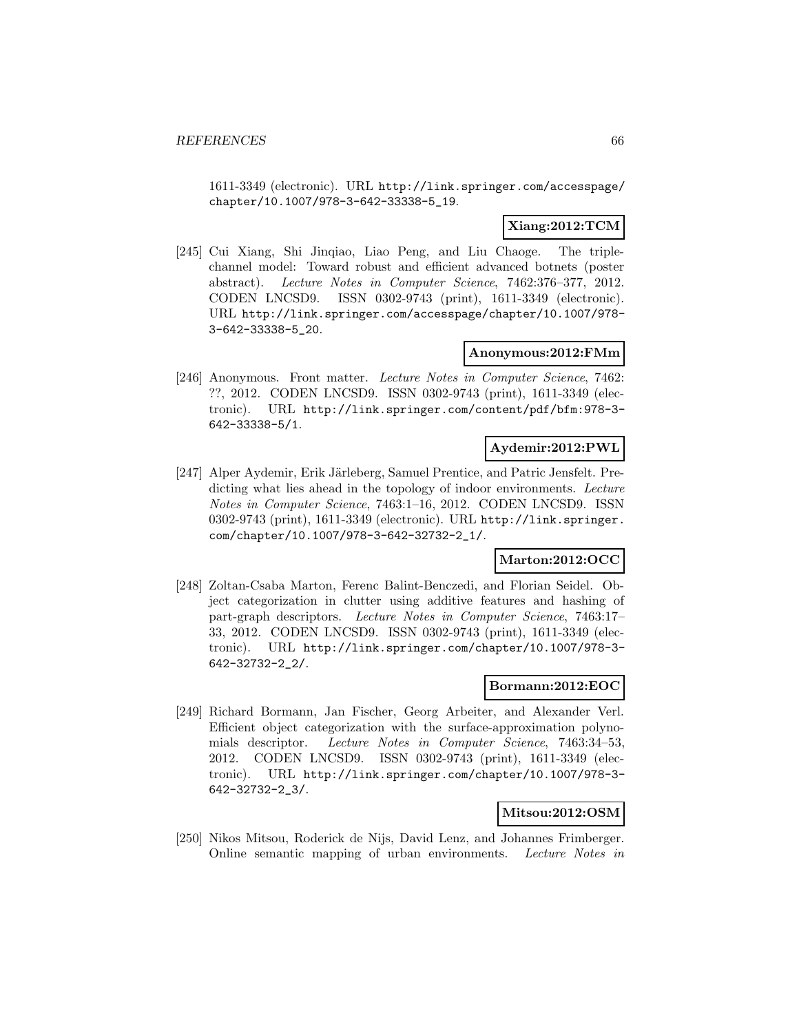1611-3349 (electronic). URL http://link.springer.com/accesspage/chapter/10.1007/978-3-642-33338-5_19.

**Xiang:2012:TCM**

[245] Cui Xiang, Shi Jinqiao, Liao Peng, and Liu Chaoge. The triple-channel model: Toward robust and efficient advanced botnets (poster abstract). *Lecture Notes in Computer Science*, 7462:376–377, 2012. CODEN LNCSD9. ISSN 0302-9743 (print), 1611-3349 (electronic). URL http://link.springer.com/accesspage/chapter/10.1007/978-3-642-33338-5_20.

**Anonymous:2012:FMm**

[246] Anonymous. Front matter. *Lecture Notes in Computer Science*, 7462: ??, 2012. CODEN LNCSD9. ISSN 0302-9743 (print), 1611-3349 (electronic). URL http://link.springer.com/content/pdf/bfm:978-3-642-33338-5/1.

**Aydemir:2012:PWL**

[247] Alper Aydemir, Erik Järleberg, Samuel Prentice, and Patric Jensfelt. Predicting what lies ahead in the topology of indoor environments. *Lecture Notes in Computer Science*, 7463:1–16, 2012. CODEN LNCSD9. ISSN 0302-9743 (print), 1611-3349 (electronic). URL http://link.springer.com/chapter/10.1007/978-3-642-32732-2_1/.

**Marton:2012:OCC**

[248] Zoltan-Csaba Marton, Ferenc Balint-Benczedi, and Florian Seidel. Object categorization in clutter using additive features and hashing of part-graph descriptors. *Lecture Notes in Computer Science*, 7463:17–33, 2012. CODEN LNCSD9. ISSN 0302-9743 (print), 1611-3349 (electronic). URL http://link.springer.com/chapter/10.1007/978-3-642-32732-2_2/.

**Bormann:2012:EOC**

[249] Richard Bormann, Jan Fischer, Georg Arbeiter, and Alexander Verl. Efficient object categorization with the surface-approximation polynomials descriptor. *Lecture Notes in Computer Science*, 7463:34–53, 2012. CODEN LNCSD9. ISSN 0302-9743 (print), 1611-3349 (electronic). URL http://link.springer.com/chapter/10.1007/978-3-642-32732-2_3/.

**Mitsou:2012:OSM**

[250] Nikos Mitsou, Roderick de Nijs, David Lenz, and Johannes Frimberger. Online semantic mapping of urban environments. *Lecture Notes in*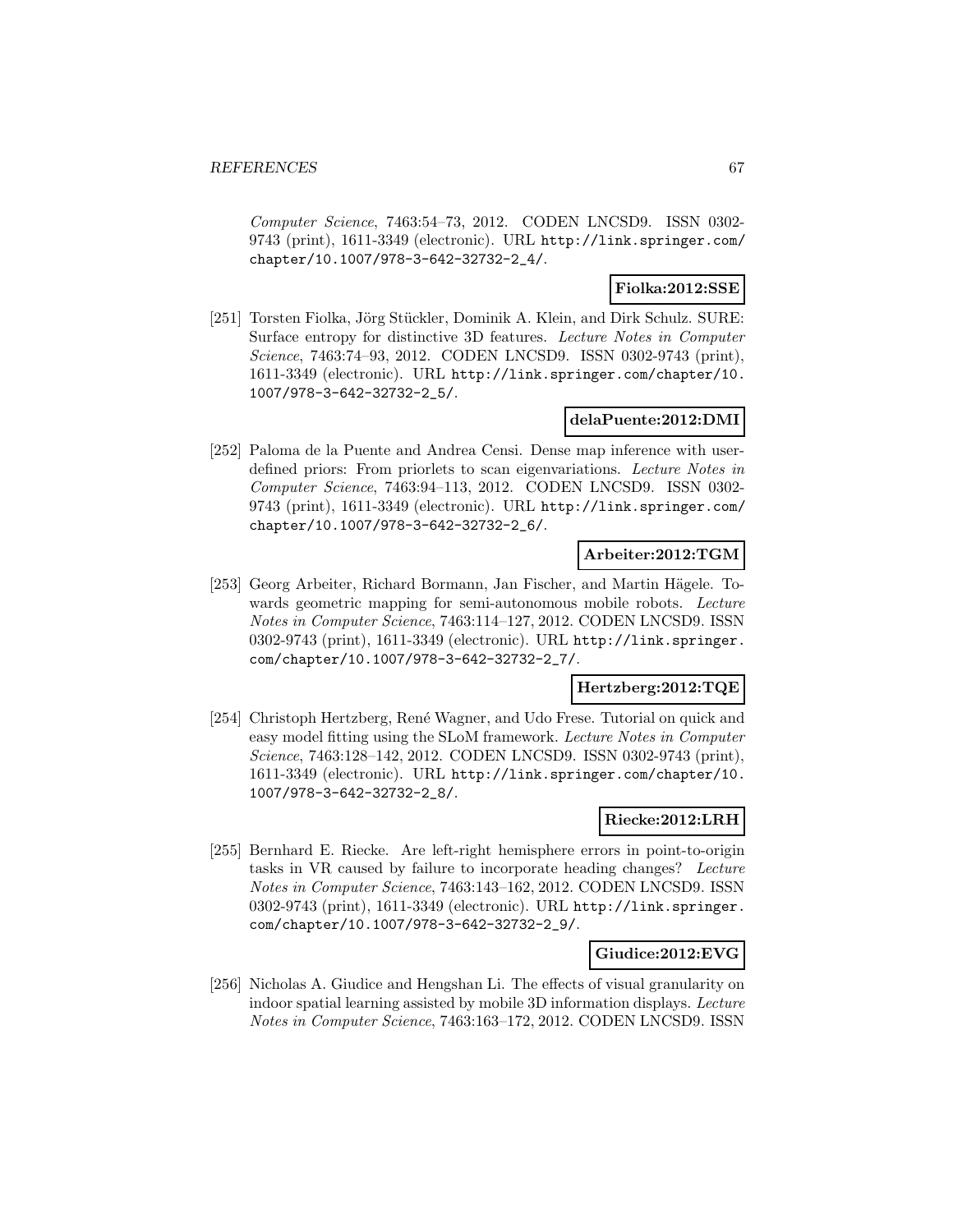*Computer Science*, 7463:54–73, 2012. CODEN LNCSD9. ISSN 0302-9743 (print), 1611-3349 (electronic). URL http://link.springer.com/chapter/10.1007/978-3-642-32732-2_4/.

**Fiolka:2012:SSE**

[251] Torsten Fiolka, Jörg Stückler, Dominik A. Klein, and Dirk Schulz. SURE: Surface entropy for distinctive 3D features. *Lecture Notes in Computer Science*, 7463:74–93, 2012. CODEN LNCSD9. ISSN 0302-9743 (print), 1611-3349 (electronic). URL http://link.springer.com/chapter/10.1007/978-3-642-32732-2_5/.

**delaPuente:2012:DMI**

[252] Paloma de la Puente and Andrea Censi. Dense map inference with user-defined priors: From priorlets to scan eigenvariations. *Lecture Notes in Computer Science*, 7463:94–113, 2012. CODEN LNCSD9. ISSN 0302-9743 (print), 1611-3349 (electronic). URL http://link.springer.com/chapter/10.1007/978-3-642-32732-2_6/.

**Arbeiter:2012:TGM**

[253] Georg Arbeiter, Richard Bormann, Jan Fischer, and Martin Hägele. Towards geometric mapping for semi-autonomous mobile robots. *Lecture Notes in Computer Science*, 7463:114–127, 2012. CODEN LNCSD9. ISSN 0302-9743 (print), 1611-3349 (electronic). URL http://link.springer.com/chapter/10.1007/978-3-642-32732-2_7/.

**Hertzberg:2012:TQE**

[254] Christoph Hertzberg, René Wagner, and Udo Frese. Tutorial on quick and easy model fitting using the SLoM framework. *Lecture Notes in Computer Science*, 7463:128–142, 2012. CODEN LNCSD9. ISSN 0302-9743 (print), 1611-3349 (electronic). URL http://link.springer.com/chapter/10.1007/978-3-642-32732-2_8/.

**Riecke:2012:LRH**

[255] Bernhard E. Riecke. Are left-right hemisphere errors in point-to-origin tasks in VR caused by failure to incorporate heading changes? *Lecture Notes in Computer Science*, 7463:143–162, 2012. CODEN LNCSD9. ISSN 0302-9743 (print), 1611-3349 (electronic). URL http://link.springer.com/chapter/10.1007/978-3-642-32732-2_9/.

**Giudice:2012:EVG**

[256] Nicholas A. Giudice and Hengshan Li. The effects of visual granularity on indoor spatial learning assisted by mobile 3D information displays. *Lecture Notes in Computer Science*, 7463:163–172, 2012. CODEN LNCSD9. ISSN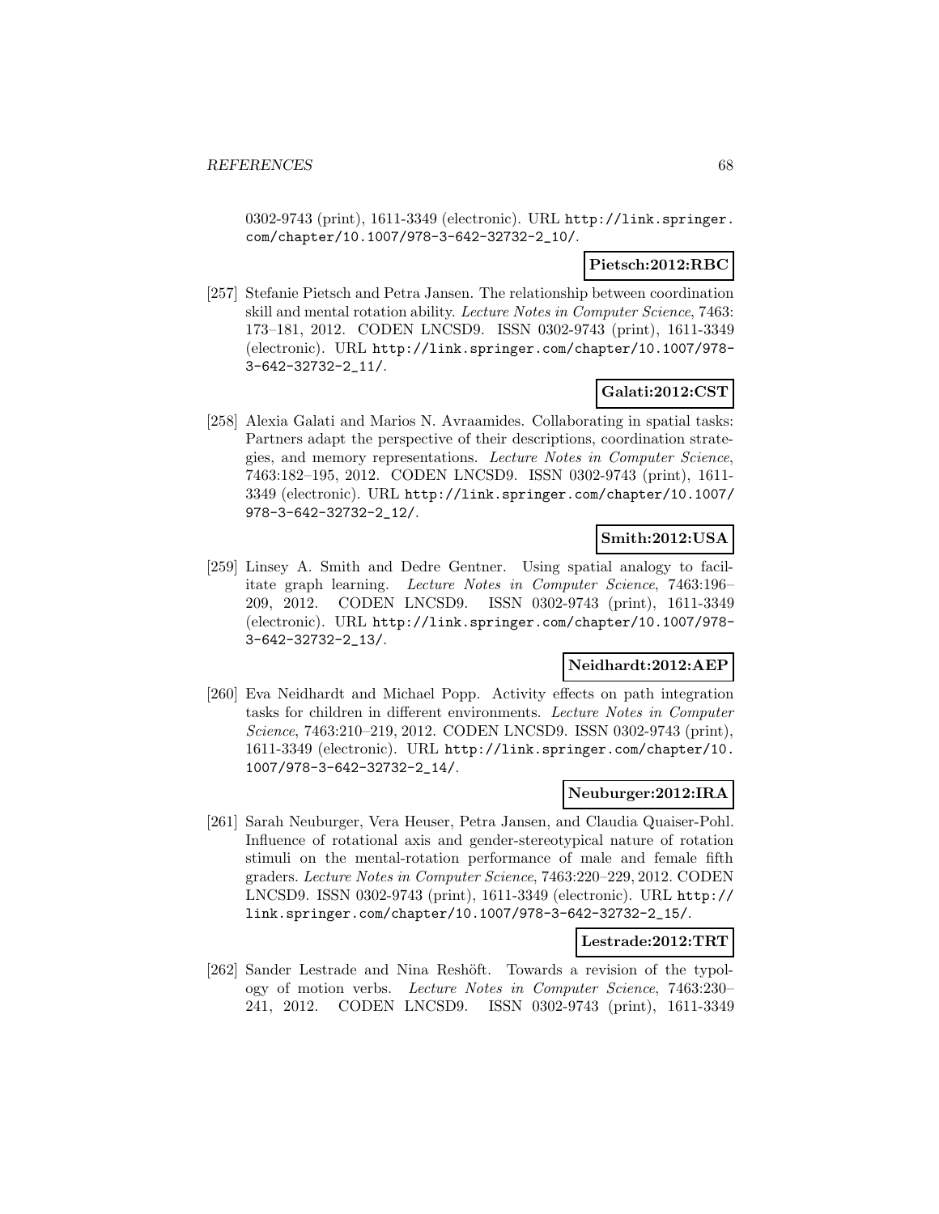0302-9743 (print), 1611-3349 (electronic). URL http://link.springer.com/chapter/10.1007/978-3-642-32732-2_10/.

**Pietsch:2012:RBC**

[257] Stefanie Pietsch and Petra Jansen. The relationship between coordination skill and mental rotation ability. *Lecture Notes in Computer Science*, 7463: 173–181, 2012. CODEN LNCSD9. ISSN 0302-9743 (print), 1611-3349 (electronic). URL http://link.springer.com/chapter/10.1007/978-3-642-32732-2_11/.

**Galati:2012:CST**

[258] Alexia Galati and Marios N. Avraamides. Collaborating in spatial tasks: Partners adapt the perspective of their descriptions, coordination strategies, and memory representations. *Lecture Notes in Computer Science*, 7463:182–195, 2012. CODEN LNCSD9. ISSN 0302-9743 (print), 1611-3349 (electronic). URL http://link.springer.com/chapter/10.1007/978-3-642-32732-2_12/.

**Smith:2012:USA**

[259] Linsey A. Smith and Dedre Gentner. Using spatial analogy to facilitate graph learning. *Lecture Notes in Computer Science*, 7463:196–209, 2012. CODEN LNCSD9. ISSN 0302-9743 (print), 1611-3349 (electronic). URL http://link.springer.com/chapter/10.1007/978-3-642-32732-2_13/.

**Neidhardt:2012:AEP**

[260] Eva Neidhardt and Michael Popp. Activity effects on path integration tasks for children in different environments. *Lecture Notes in Computer Science*, 7463:210–219, 2012. CODEN LNCSD9. ISSN 0302-9743 (print), 1611-3349 (electronic). URL http://link.springer.com/chapter/10.1007/978-3-642-32732-2_14/.

**Neuburger:2012:IRA**

[261] Sarah Neuburger, Vera Heuser, Petra Jansen, and Claudia Quaiser-Pohl. Influence of rotational axis and gender-stereotypical nature of rotation stimuli on the mental-rotation performance of male and female fifth graders. *Lecture Notes in Computer Science*, 7463:220–229, 2012. CODEN LNCSD9. ISSN 0302-9743 (print), 1611-3349 (electronic). URL http://link.springer.com/chapter/10.1007/978-3-642-32732-2_15/.

**Lestrade:2012:TRT**

[262] Sander Lestrade and Nina Reshöft. Towards a revision of the typology of motion verbs. *Lecture Notes in Computer Science*, 7463:230–241, 2012. CODEN LNCSD9. ISSN 0302-9743 (print), 1611-3349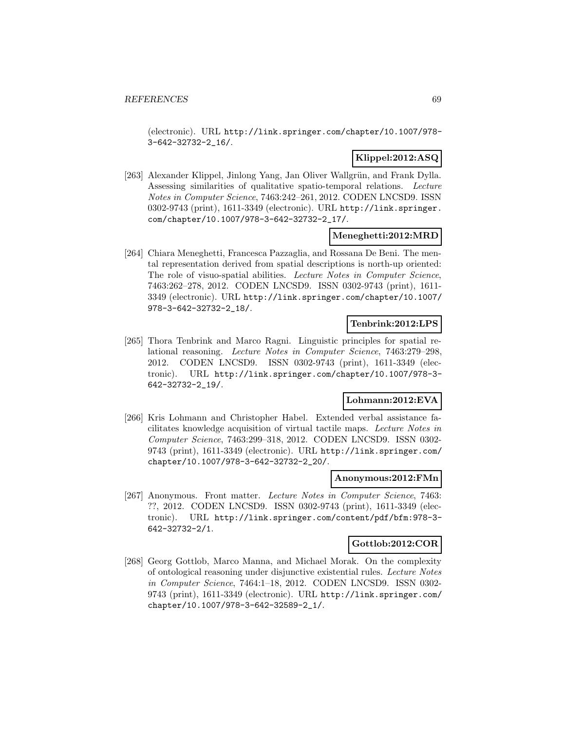(electronic). URL http://link.springer.com/chapter/10.1007/978-3-642-32732-2_16/.

**Klippel:2012:ASQ**

[263] Alexander Klippel, Jinlong Yang, Jan Oliver Wallgrün, and Frank Dylla. Assessing similarities of qualitative spatio-temporal relations. *Lecture Notes in Computer Science*, 7463:242–261, 2012. CODEN LNCSD9. ISSN 0302-9743 (print), 1611-3349 (electronic). URL http://link.springer.com/chapter/10.1007/978-3-642-32732-2_17/.

**Meneghetti:2012:MRD**

[264] Chiara Meneghetti, Francesca Pazzaglia, and Rossana De Beni. The mental representation derived from spatial descriptions is north-up oriented: The role of visuo-spatial abilities. *Lecture Notes in Computer Science*, 7463:262–278, 2012. CODEN LNCSD9. ISSN 0302-9743 (print), 1611-3349 (electronic). URL http://link.springer.com/chapter/10.1007/978-3-642-32732-2_18/.

**Tenbrink:2012:LPS**

[265] Thora Tenbrink and Marco Ragni. Linguistic principles for spatial relational reasoning. *Lecture Notes in Computer Science*, 7463:279–298, 2012. CODEN LNCSD9. ISSN 0302-9743 (print), 1611-3349 (electronic). URL http://link.springer.com/chapter/10.1007/978-3-642-32732-2_19/.

**Lohmann:2012:EVA**

[266] Kris Lohmann and Christopher Habel. Extended verbal assistance facilitates knowledge acquisition of virtual tactile maps. *Lecture Notes in Computer Science*, 7463:299–318, 2012. CODEN LNCSD9. ISSN 0302-9743 (print), 1611-3349 (electronic). URL http://link.springer.com/chapter/10.1007/978-3-642-32732-2_20/.

**Anonymous:2012:FMn**

[267] Anonymous. Front matter. *Lecture Notes in Computer Science*, 7463: ??, 2012. CODEN LNCSD9. ISSN 0302-9743 (print), 1611-3349 (electronic). URL http://link.springer.com/content/pdf/bfm:978-3-642-32732-2/1.

**Gottlob:2012:COR**

[268] Georg Gottlob, Marco Manna, and Michael Morak. On the complexity of ontological reasoning under disjunctive existential rules. *Lecture Notes in Computer Science*, 7464:1–18, 2012. CODEN LNCSD9. ISSN 0302-9743 (print), 1611-3349 (electronic). URL http://link.springer.com/chapter/10.1007/978-3-642-32589-2_1/.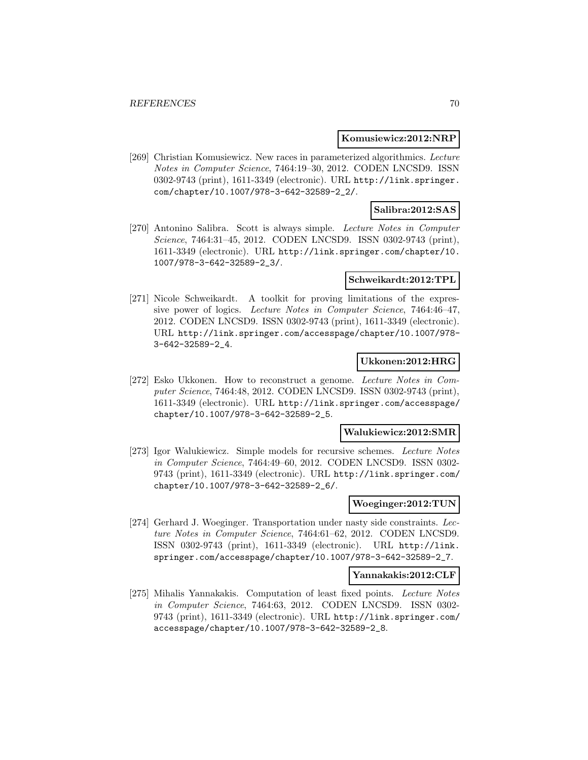**Komusiewicz:2012:NRP**

[269] Christian Komusiewicz. New races in parameterized algorithmics. *Lecture Notes in Computer Science*, 7464:19–30, 2012. CODEN LNCSD9. ISSN 0302-9743 (print), 1611-3349 (electronic). URL http://link.springer.com/chapter/10.1007/978-3-642-32589-2_2/.

**Salibra:2012:SAS**

[270] Antonino Salibra. Scott is always simple. *Lecture Notes in Computer Science*, 7464:31–45, 2012. CODEN LNCSD9. ISSN 0302-9743 (print), 1611-3349 (electronic). URL http://link.springer.com/chapter/10.1007/978-3-642-32589-2_3/.

**Schweikardt:2012:TPL**

[271] Nicole Schweikardt. A toolkit for proving limitations of the expressive power of logics. *Lecture Notes in Computer Science*, 7464:46–47, 2012. CODEN LNCSD9. ISSN 0302-9743 (print), 1611-3349 (electronic). URL http://link.springer.com/accesspage/chapter/10.1007/978-3-642-32589-2_4.

**Ukkonen:2012:HRG**

[272] Esko Ukkonen. How to reconstruct a genome. *Lecture Notes in Computer Science*, 7464:48, 2012. CODEN LNCSD9. ISSN 0302-9743 (print), 1611-3349 (electronic). URL http://link.springer.com/accesspage/chapter/10.1007/978-3-642-32589-2_5.

**Walukiewicz:2012:SMR**

[273] Igor Walukiewicz. Simple models for recursive schemes. *Lecture Notes in Computer Science*, 7464:49–60, 2012. CODEN LNCSD9. ISSN 0302-9743 (print), 1611-3349 (electronic). URL http://link.springer.com/chapter/10.1007/978-3-642-32589-2_6/.

**Woeginger:2012:TUN**

[274] Gerhard J. Woeginger. Transportation under nasty side constraints. *Lecture Notes in Computer Science*, 7464:61–62, 2012. CODEN LNCSD9. ISSN 0302-9743 (print), 1611-3349 (electronic). URL http://link.springer.com/accesspage/chapter/10.1007/978-3-642-32589-2_7.

**Yannakakis:2012:CLF**

[275] Mihalis Yannakakis. Computation of least fixed points. *Lecture Notes in Computer Science*, 7464:63, 2012. CODEN LNCSD9. ISSN 0302-9743 (print), 1611-3349 (electronic). URL http://link.springer.com/accesspage/chapter/10.1007/978-3-642-32589-2_8.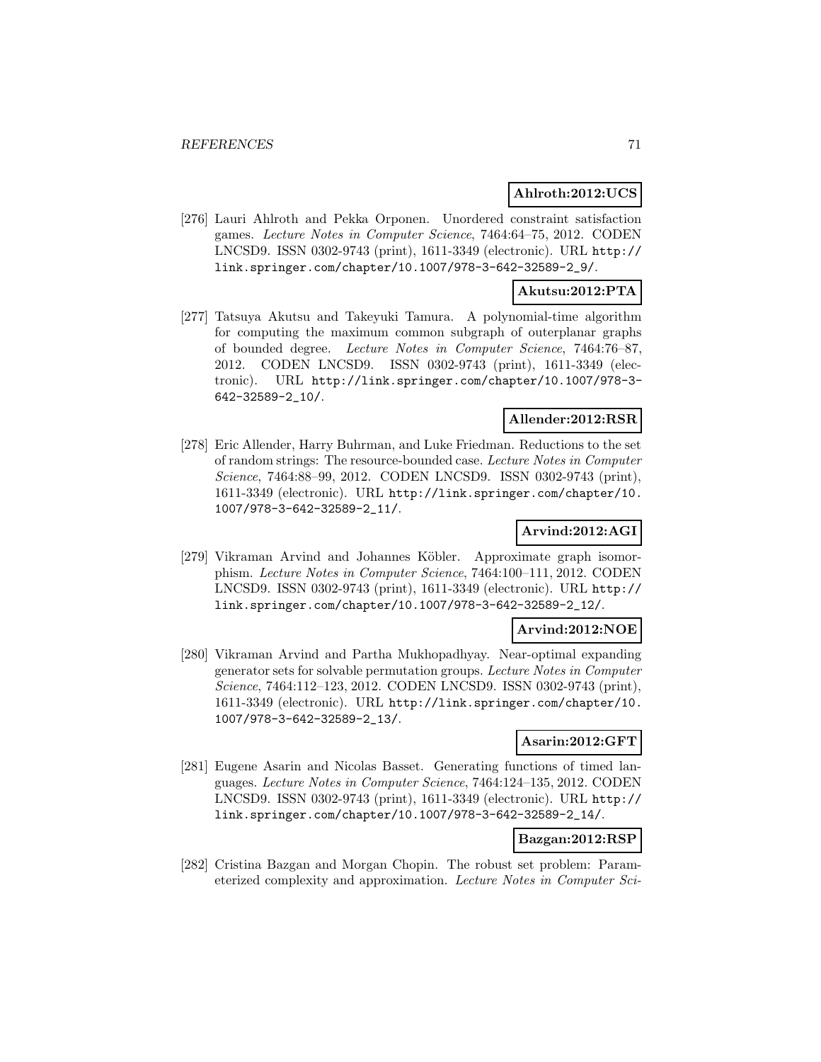**Ahlroth:2012:UCS**

[276] Lauri Ahlroth and Pekka Orponen. Unordered constraint satisfaction games. *Lecture Notes in Computer Science*, 7464:64–75, 2012. CODEN LNCSD9. ISSN 0302-9743 (print), 1611-3349 (electronic). URL http://link.springer.com/chapter/10.1007/978-3-642-32589-2_9/.

**Akutsu:2012:PTA**

[277] Tatsuya Akutsu and Takeyuki Tamura. A polynomial-time algorithm for computing the maximum common subgraph of outerplanar graphs of bounded degree. *Lecture Notes in Computer Science*, 7464:76–87, 2012. CODEN LNCSD9. ISSN 0302-9743 (print), 1611-3349 (electronic). URL http://link.springer.com/chapter/10.1007/978-3-642-32589-2_10/.

**Allender:2012:RSR**

[278] Eric Allender, Harry Buhrman, and Luke Friedman. Reductions to the set of random strings: The resource-bounded case. *Lecture Notes in Computer Science*, 7464:88–99, 2012. CODEN LNCSD9. ISSN 0302-9743 (print), 1611-3349 (electronic). URL http://link.springer.com/chapter/10.1007/978-3-642-32589-2_11/.

**Arvind:2012:AGI**

[279] Vikraman Arvind and Johannes Köbler. Approximate graph isomorphism. *Lecture Notes in Computer Science*, 7464:100–111, 2012. CODEN LNCSD9. ISSN 0302-9743 (print), 1611-3349 (electronic). URL http://link.springer.com/chapter/10.1007/978-3-642-32589-2_12/.

**Arvind:2012:NOE**

[280] Vikraman Arvind and Partha Mukhopadhyay. Near-optimal expanding generator sets for solvable permutation groups. *Lecture Notes in Computer Science*, 7464:112–123, 2012. CODEN LNCSD9. ISSN 0302-9743 (print), 1611-3349 (electronic). URL http://link.springer.com/chapter/10.1007/978-3-642-32589-2_13/.

**Asarin:2012:GFT**

[281] Eugene Asarin and Nicolas Basset. Generating functions of timed languages. *Lecture Notes in Computer Science*, 7464:124–135, 2012. CODEN LNCSD9. ISSN 0302-9743 (print), 1611-3349 (electronic). URL http://link.springer.com/chapter/10.1007/978-3-642-32589-2_14/.

**Bazgan:2012:RSP**

[282] Cristina Bazgan and Morgan Chopin. The robust set problem: Parameterized complexity and approximation. *Lecture Notes in Computer Sci-*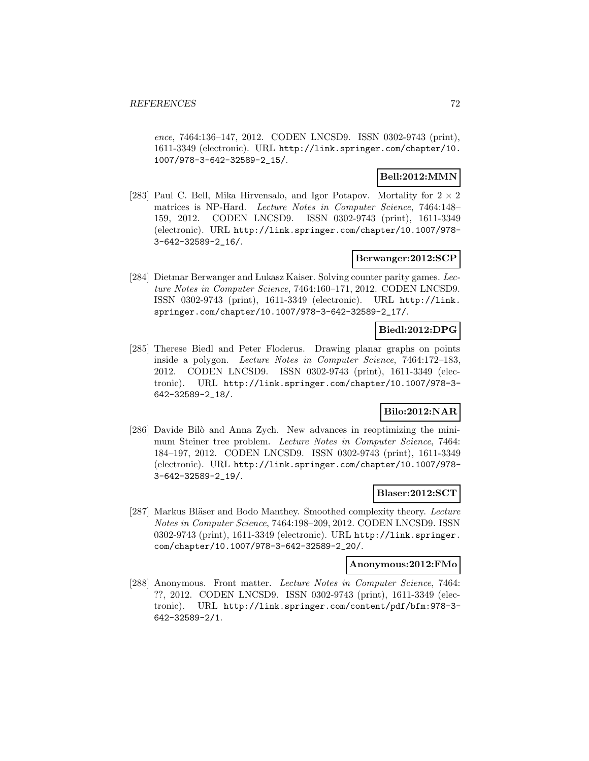*ence*, 7464:136–147, 2012. CODEN LNCSD9. ISSN 0302-9743 (print), 1611-3349 (electronic). URL http://link.springer.com/chapter/10.1007/978-3-642-32589-2_15/.

**Bell:2012:MMN**

[283] Paul C. Bell, Mika Hirvensalo, and Igor Potapov. Mortality for $2 \times 2$ matrices is NP-Hard. *Lecture Notes in Computer Science*, 7464:148–159, 2012. CODEN LNCSD9. ISSN 0302-9743 (print), 1611-3349 (electronic). URL http://link.springer.com/chapter/10.1007/978-3-642-32589-2_16/.

**Berwanger:2012:SCP**

[284] Dietmar Berwanger and Łukasz Kaiser. Solving counter parity games. *Lecture Notes in Computer Science*, 7464:160–171, 2012. CODEN LNCSD9. ISSN 0302-9743 (print), 1611-3349 (electronic). URL http://link.springer.com/chapter/10.1007/978-3-642-32589-2_17/.

**Biedl:2012:DPG**

[285] Therese Biedl and Peter Floderus. Drawing planar graphs on points inside a polygon. *Lecture Notes in Computer Science*, 7464:172–183, 2012. CODEN LNCSD9. ISSN 0302-9743 (print), 1611-3349 (electronic). URL http://link.springer.com/chapter/10.1007/978-3-642-32589-2_18/.

**Bilo:2012:NAR**

[286] Davide Bilò and Anna Zych. New advances in reoptimizing the minimum Steiner tree problem. *Lecture Notes in Computer Science*, 7464:184–197, 2012. CODEN LNCSD9. ISSN 0302-9743 (print), 1611-3349 (electronic). URL http://link.springer.com/chapter/10.1007/978-3-642-32589-2_19/.

**Blaser:2012:SCT**

[287] Markus Bläser and Bodo Manthey. Smoothed complexity theory. *Lecture Notes in Computer Science*, 7464:198–209, 2012. CODEN LNCSD9. ISSN 0302-9743 (print), 1611-3349 (electronic). URL http://link.springer.com/chapter/10.1007/978-3-642-32589-2_20/.

**Anonymous:2012:FMo**

[288] Anonymous. Front matter. *Lecture Notes in Computer Science*, 7464:??, 2012. CODEN LNCSD9. ISSN 0302-9743 (print), 1611-3349 (electronic). URL http://link.springer.com/content/pdf/bfm:978-3-642-32589-2/1.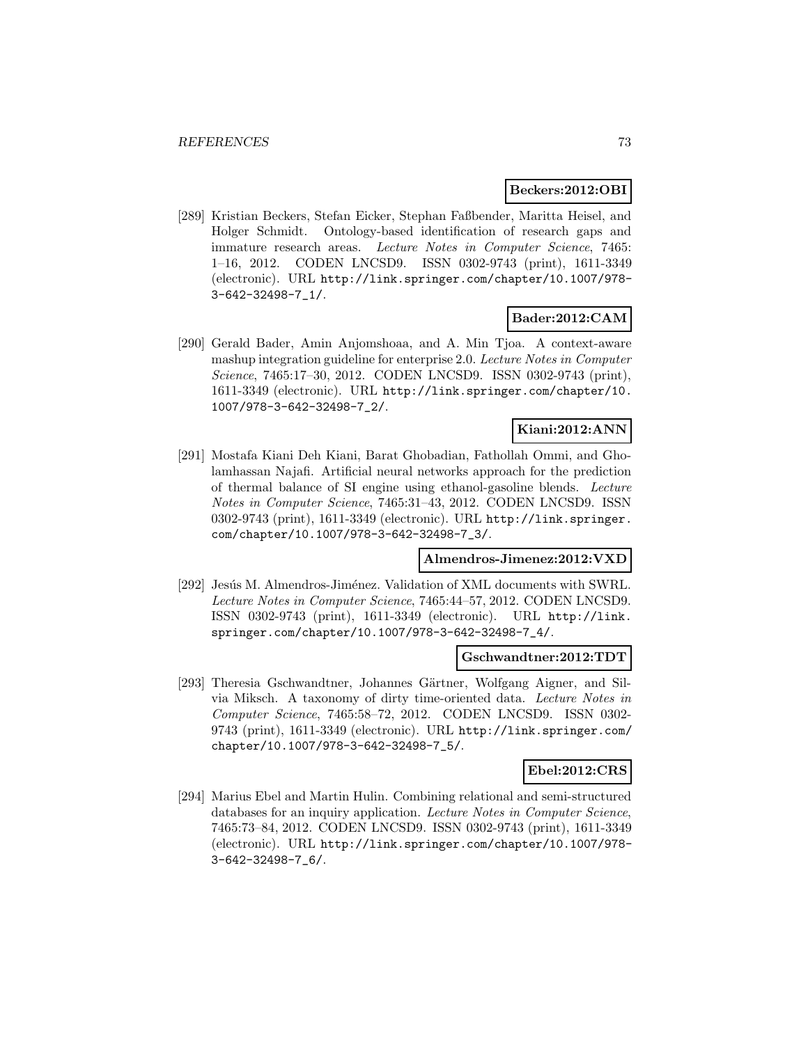**Beckers:2012:OBI**

[289] Kristian Beckers, Stefan Eicker, Stephan Faßbender, Maritta Heisel, and Holger Schmidt. Ontology-based identification of research gaps and immature research areas. *Lecture Notes in Computer Science*, 7465: 1–16, 2012. CODEN LNCSD9. ISSN 0302-9743 (print), 1611-3349 (electronic). URL http://link.springer.com/chapter/10.1007/978-3-642-32498-7_1/.

**Bader:2012:CAM**

[290] Gerald Bader, Amin Anjomshoaa, and A. Min Tjoa. A context-aware mashup integration guideline for enterprise 2.0. *Lecture Notes in Computer Science*, 7465:17–30, 2012. CODEN LNCSD9. ISSN 0302-9743 (print), 1611-3349 (electronic). URL http://link.springer.com/chapter/10.1007/978-3-642-32498-7_2/.

**Kiani:2012:ANN**

[291] Mostafa Kiani Deh Kiani, Barat Ghobadian, Fathollah Ommi, and Gholamhassan Najafi. Artificial neural networks approach for the prediction of thermal balance of SI engine using ethanol-gasoline blends. *Lecture Notes in Computer Science*, 7465:31–43, 2012. CODEN LNCSD9. ISSN 0302-9743 (print), 1611-3349 (electronic). URL http://link.springer.com/chapter/10.1007/978-3-642-32498-7_3/.

**Almendros-Jimenez:2012:VXD**

[292] Jesús M. Almendros-Jiménez. Validation of XML documents with SWRL. *Lecture Notes in Computer Science*, 7465:44–57, 2012. CODEN LNCSD9. ISSN 0302-9743 (print), 1611-3349 (electronic). URL http://link.springer.com/chapter/10.1007/978-3-642-32498-7_4/.

**Gschwandtner:2012:TDT**

[293] Theresia Gschwandtner, Johannes Gärtner, Wolfgang Aigner, and Silvia Miksch. A taxonomy of dirty time-oriented data. *Lecture Notes in Computer Science*, 7465:58–72, 2012. CODEN LNCSD9. ISSN 0302-9743 (print), 1611-3349 (electronic). URL http://link.springer.com/chapter/10.1007/978-3-642-32498-7_5/.

**Ebel:2012:CRS**

[294] Marius Ebel and Martin Hulin. Combining relational and semi-structured databases for an inquiry application. *Lecture Notes in Computer Science*, 7465:73–84, 2012. CODEN LNCSD9. ISSN 0302-9743 (print), 1611-3349 (electronic). URL http://link.springer.com/chapter/10.1007/978-3-642-32498-7_6/.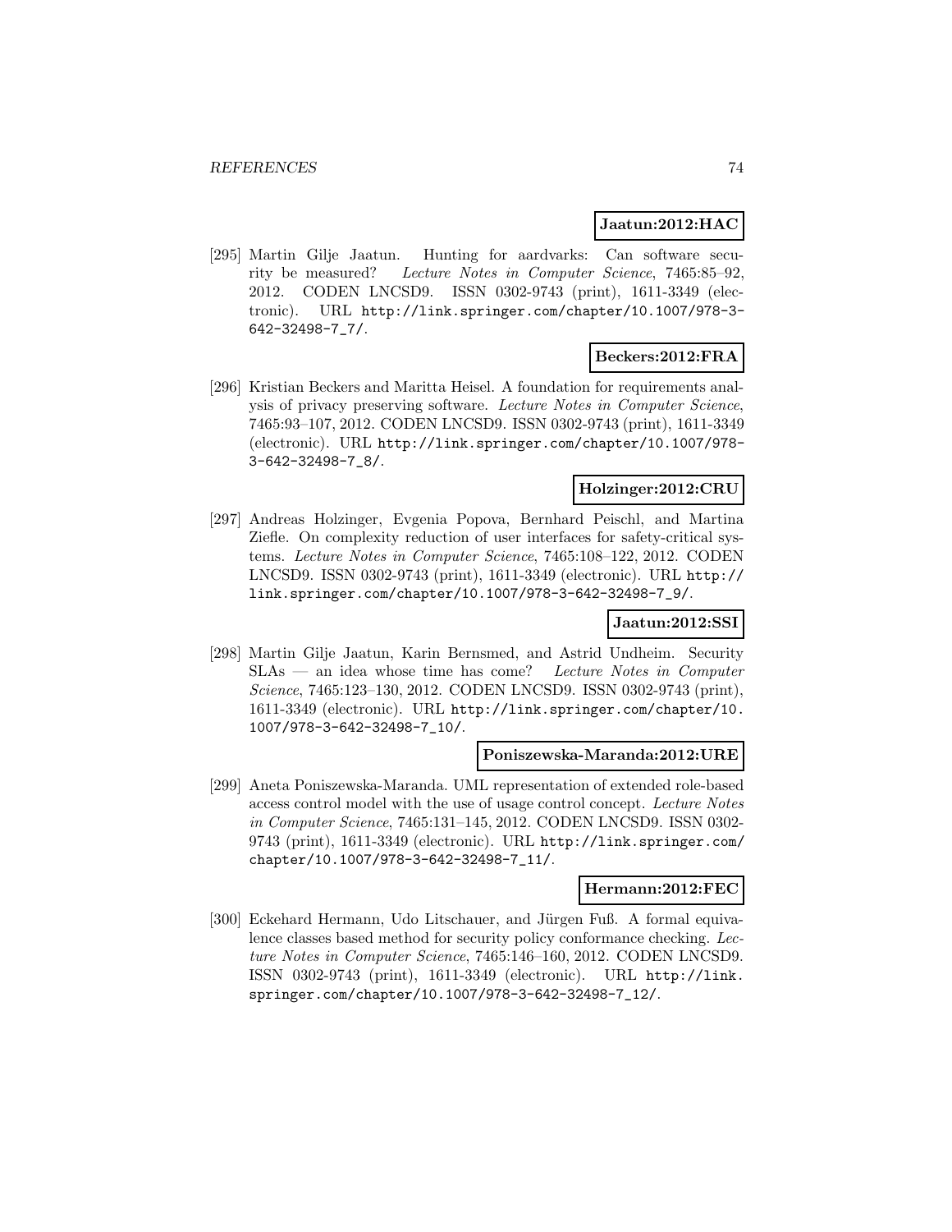**Jaatun:2012:HAC**

[295] Martin Gilje Jaatun. Hunting for aardvarks: Can software security be measured? *Lecture Notes in Computer Science*, 7465:85–92, 2012. CODEN LNCSD9. ISSN 0302-9743 (print), 1611-3349 (electronic). URL http://link.springer.com/chapter/10.1007/978-3-642-32498-7_7/.

**Beckers:2012:FRA**

[296] Kristian Beckers and Maritta Heisel. A foundation for requirements analysis of privacy preserving software. *Lecture Notes in Computer Science*, 7465:93–107, 2012. CODEN LNCSD9. ISSN 0302-9743 (print), 1611-3349 (electronic). URL http://link.springer.com/chapter/10.1007/978-3-642-32498-7_8/.

**Holzinger:2012:CRU**

[297] Andreas Holzinger, Evgenia Popova, Bernhard Peischl, and Martina Ziefle. On complexity reduction of user interfaces for safety-critical systems. *Lecture Notes in Computer Science*, 7465:108–122, 2012. CODEN LNCSD9. ISSN 0302-9743 (print), 1611-3349 (electronic). URL http://link.springer.com/chapter/10.1007/978-3-642-32498-7_9/.

**Jaatun:2012:SSI**

[298] Martin Gilje Jaatun, Karin Bernsmed, and Astrid Undheim. Security SLAs — an idea whose time has come? *Lecture Notes in Computer Science*, 7465:123–130, 2012. CODEN LNCSD9. ISSN 0302-9743 (print), 1611-3349 (electronic). URL http://link.springer.com/chapter/10.1007/978-3-642-32498-7_10/.

**Poniszewska-Maranda:2012:URE**

[299] Aneta Poniszewska-Maranda. UML representation of extended role-based access control model with the use of usage control concept. *Lecture Notes in Computer Science*, 7465:131–145, 2012. CODEN LNCSD9. ISSN 0302-9743 (print), 1611-3349 (electronic). URL http://link.springer.com/chapter/10.1007/978-3-642-32498-7_11/.

**Hermann:2012:FEC**

[300] Eckehard Hermann, Udo Litschauer, and Jürgen Fuß. A formal equivalence classes based method for security policy conformance checking. *Lecture Notes in Computer Science*, 7465:146–160, 2012. CODEN LNCSD9. ISSN 0302-9743 (print), 1611-3349 (electronic). URL http://link.springer.com/chapter/10.1007/978-3-642-32498-7_12/.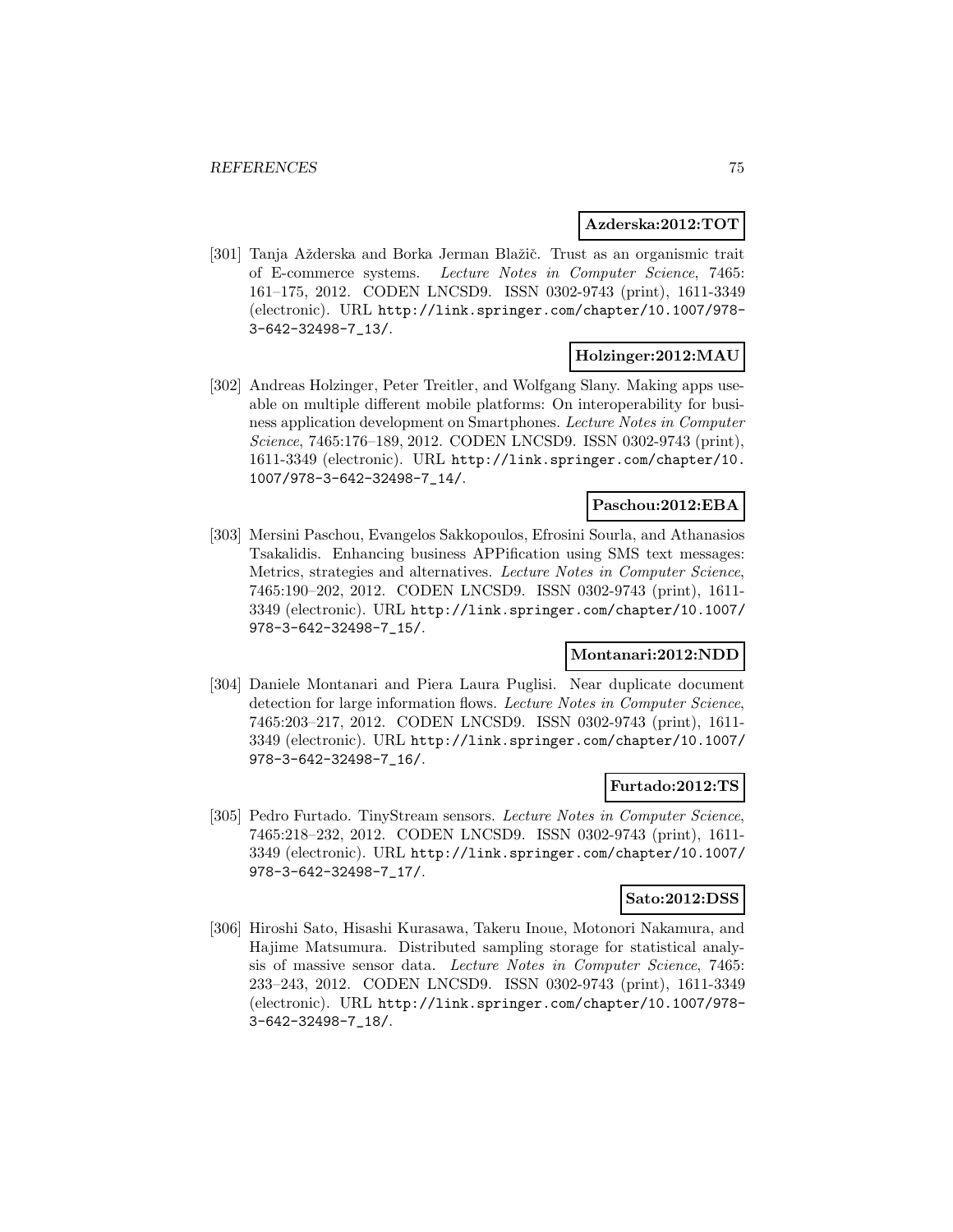**Azderska:2012:TOT**

[301] Tanja Aždersk­a and Borka Jerman Blažič. Trust as an organismic trait of E-commerce systems. *Lecture Notes in Computer Science*, 7465: 161–175, 2012. CODEN LNCSD9. ISSN 0302-9743 (print), 1611-3349 (electronic). URL http://link.springer.com/chapter/10.1007/978-3-642-32498-7_13/.

**Holzinger:2012:MAU**

[302] Andreas Holzinger, Peter Treitler, and Wolfgang Slany. Making apps useable on multiple different mobile platforms: On interoperability for business application development on Smartphones. *Lecture Notes in Computer Science*, 7465:176–189, 2012. CODEN LNCSD9. ISSN 0302-9743 (print), 1611-3349 (electronic). URL http://link.springer.com/chapter/10.1007/978-3-642-32498-7_14/.

**Paschou:2012:EBA**

[303] Mersini Paschou, Evangelos Sakkopoulos, Efrosini Sourla, and Athanasios Tsakalidis. Enhancing business APPification using SMS text messages: Metrics, strategies and alternatives. *Lecture Notes in Computer Science*, 7465:190–202, 2012. CODEN LNCSD9. ISSN 0302-9743 (print), 1611-3349 (electronic). URL http://link.springer.com/chapter/10.1007/978-3-642-32498-7_15/.

**Montanari:2012:NDD**

[304] Daniele Montanari and Piera Laura Puglisi. Near duplicate document detection for large information flows. *Lecture Notes in Computer Science*, 7465:203–217, 2012. CODEN LNCSD9. ISSN 0302-9743 (print), 1611-3349 (electronic). URL http://link.springer.com/chapter/10.1007/978-3-642-32498-7_16/.

**Furtado:2012:TS**

[305] Pedro Furtado. TinyStream sensors. *Lecture Notes in Computer Science*, 7465:218–232, 2012. CODEN LNCSD9. ISSN 0302-9743 (print), 1611-3349 (electronic). URL http://link.springer.com/chapter/10.1007/978-3-642-32498-7_17/.

**Sato:2012:DSS**

[306] Hiroshi Sato, Hisashi Kurasawa, Takeru Inoue, Motonori Nakamura, and Hajime Matsumura. Distributed sampling storage for statistical analysis of massive sensor data. *Lecture Notes in Computer Science*, 7465: 233–243, 2012. CODEN LNCSD9. ISSN 0302-9743 (print), 1611-3349 (electronic). URL http://link.springer.com/chapter/10.1007/978-3-642-32498-7_18/.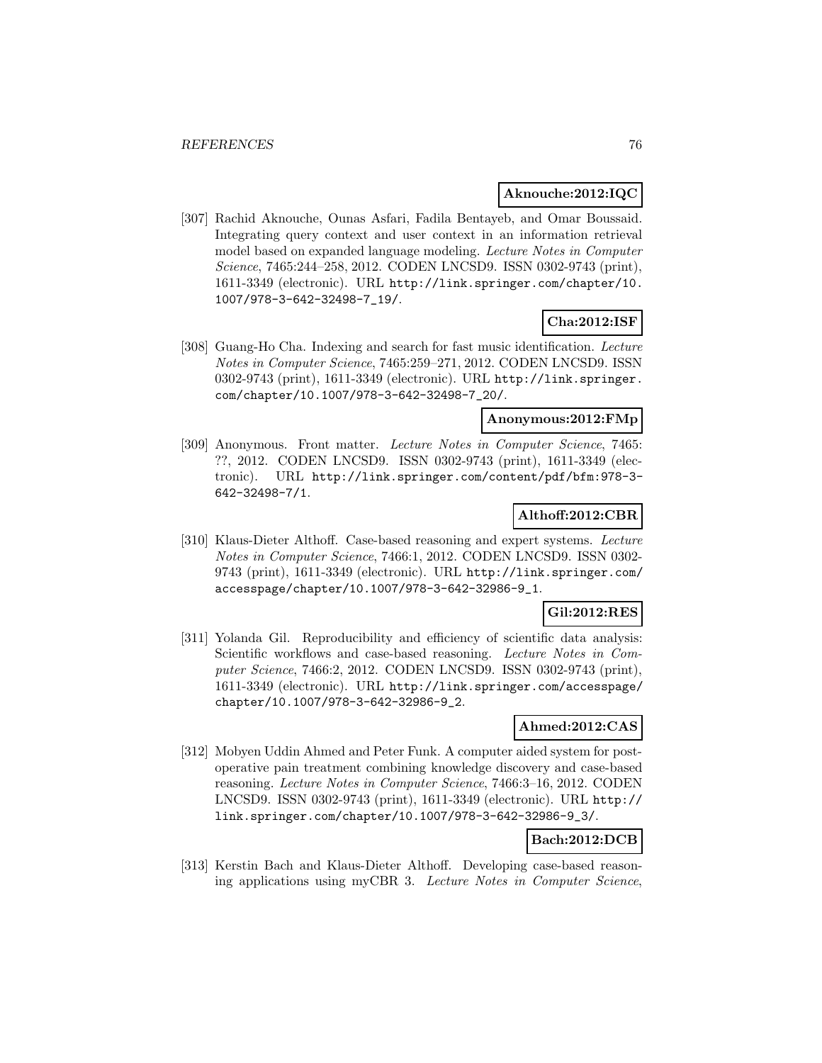**Aknouche:2012:IQC**

[307] Rachid Aknouche, Ounas Asfari, Fadila Bentayeb, and Omar Boussaid. Integrating query context and user context in an information retrieval model based on expanded language modeling. *Lecture Notes in Computer Science*, 7465:244–258, 2012. CODEN LNCSD9. ISSN 0302-9743 (print), 1611-3349 (electronic). URL http://link.springer.com/chapter/10.1007/978-3-642-32498-7_19/.

**Cha:2012:ISF**

[308] Guang-Ho Cha. Indexing and search for fast music identification. *Lecture Notes in Computer Science*, 7465:259–271, 2012. CODEN LNCSD9. ISSN 0302-9743 (print), 1611-3349 (electronic). URL http://link.springer.com/chapter/10.1007/978-3-642-32498-7_20/.

**Anonymous:2012:FMp**

[309] Anonymous. Front matter. *Lecture Notes in Computer Science*, 7465: ??, 2012. CODEN LNCSD9. ISSN 0302-9743 (print), 1611-3349 (electronic). URL http://link.springer.com/content/pdf/bfm:978-3-642-32498-7/1.

**Althoff:2012:CBR**

[310] Klaus-Dieter Althoff. Case-based reasoning and expert systems. *Lecture Notes in Computer Science*, 7466:1, 2012. CODEN LNCSD9. ISSN 0302-9743 (print), 1611-3349 (electronic). URL http://link.springer.com/accesspage/chapter/10.1007/978-3-642-32986-9_1.

**Gil:2012:RES**

[311] Yolanda Gil. Reproducibility and efficiency of scientific data analysis: Scientific workflows and case-based reasoning. *Lecture Notes in Computer Science*, 7466:2, 2012. CODEN LNCSD9. ISSN 0302-9743 (print), 1611-3349 (electronic). URL http://link.springer.com/accesspage/chapter/10.1007/978-3-642-32986-9_2.

**Ahmed:2012:CAS**

[312] Mobyen Uddin Ahmed and Peter Funk. A computer aided system for post-operative pain treatment combining knowledge discovery and case-based reasoning. *Lecture Notes in Computer Science*, 7466:3–16, 2012. CODEN LNCSD9. ISSN 0302-9743 (print), 1611-3349 (electronic). URL http://link.springer.com/chapter/10.1007/978-3-642-32986-9_3/.

**Bach:2012:DCB**

[313] Kerstin Bach and Klaus-Dieter Althoff. Developing case-based reasoning applications using myCBR 3. *Lecture Notes in Computer Science*,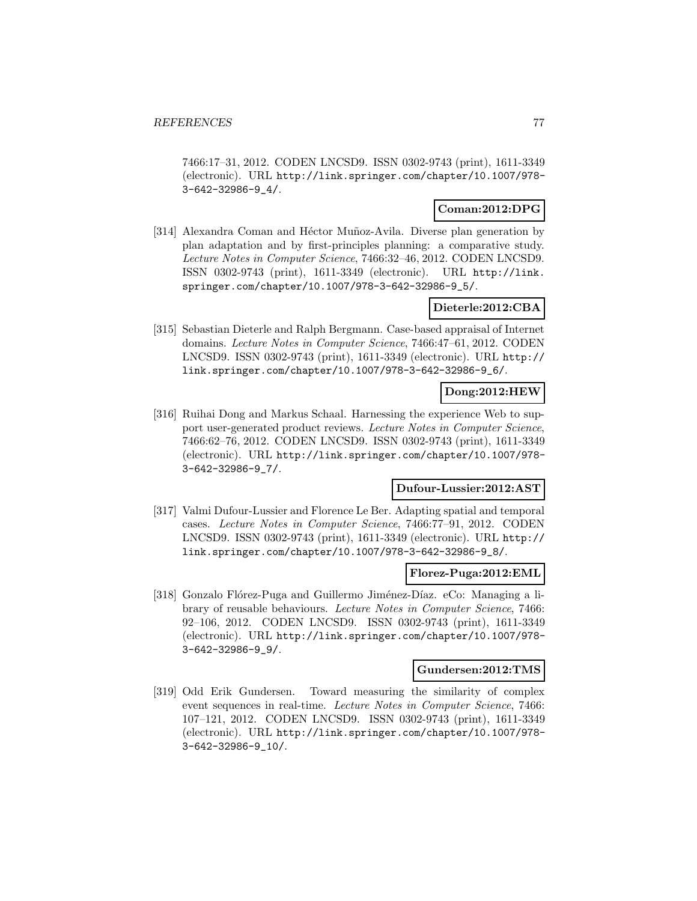7466:17–31, 2012. CODEN LNCSD9. ISSN 0302-9743 (print), 1611-3349 (electronic). URL http://link.springer.com/chapter/10.1007/978-3-642-32986-9_4/.

**Coman:2012:DPG**

[314] Alexandra Coman and Héctor Muñoz-Avila. Diverse plan generation by plan adaptation and by first-principles planning: a comparative study. *Lecture Notes in Computer Science*, 7466:32–46, 2012. CODEN LNCSD9. ISSN 0302-9743 (print), 1611-3349 (electronic). URL http://link.springer.com/chapter/10.1007/978-3-642-32986-9_5/.

**Dieterle:2012:CBA**

[315] Sebastian Dieterle and Ralph Bergmann. Case-based appraisal of Internet domains. *Lecture Notes in Computer Science*, 7466:47–61, 2012. CODEN LNCSD9. ISSN 0302-9743 (print), 1611-3349 (electronic). URL http://link.springer.com/chapter/10.1007/978-3-642-32986-9_6/.

**Dong:2012:HEW**

[316] Ruihai Dong and Markus Schaal. Harnessing the experience Web to support user-generated product reviews. *Lecture Notes in Computer Science*, 7466:62–76, 2012. CODEN LNCSD9. ISSN 0302-9743 (print), 1611-3349 (electronic). URL http://link.springer.com/chapter/10.1007/978-3-642-32986-9_7/.

**Dufour-Lussier:2012:AST**

[317] Valmi Dufour-Lussier and Florence Le Ber. Adapting spatial and temporal cases. *Lecture Notes in Computer Science*, 7466:77–91, 2012. CODEN LNCSD9. ISSN 0302-9743 (print), 1611-3349 (electronic). URL http://link.springer.com/chapter/10.1007/978-3-642-32986-9_8/.

**Florez-Puga:2012:EML**

[318] Gonzalo Flórez-Puga and Guillermo Jiménez-Díaz. eCo: Managing a library of reusable behaviours. *Lecture Notes in Computer Science*, 7466:92–106, 2012. CODEN LNCSD9. ISSN 0302-9743 (print), 1611-3349 (electronic). URL http://link.springer.com/chapter/10.1007/978-3-642-32986-9_9/.

**Gundersen:2012:TMS**

[319] Odd Erik Gundersen. Toward measuring the similarity of complex event sequences in real-time. *Lecture Notes in Computer Science*, 7466:107–121, 2012. CODEN LNCSD9. ISSN 0302-9743 (print), 1611-3349 (electronic). URL http://link.springer.com/chapter/10.1007/978-3-642-32986-9_10/.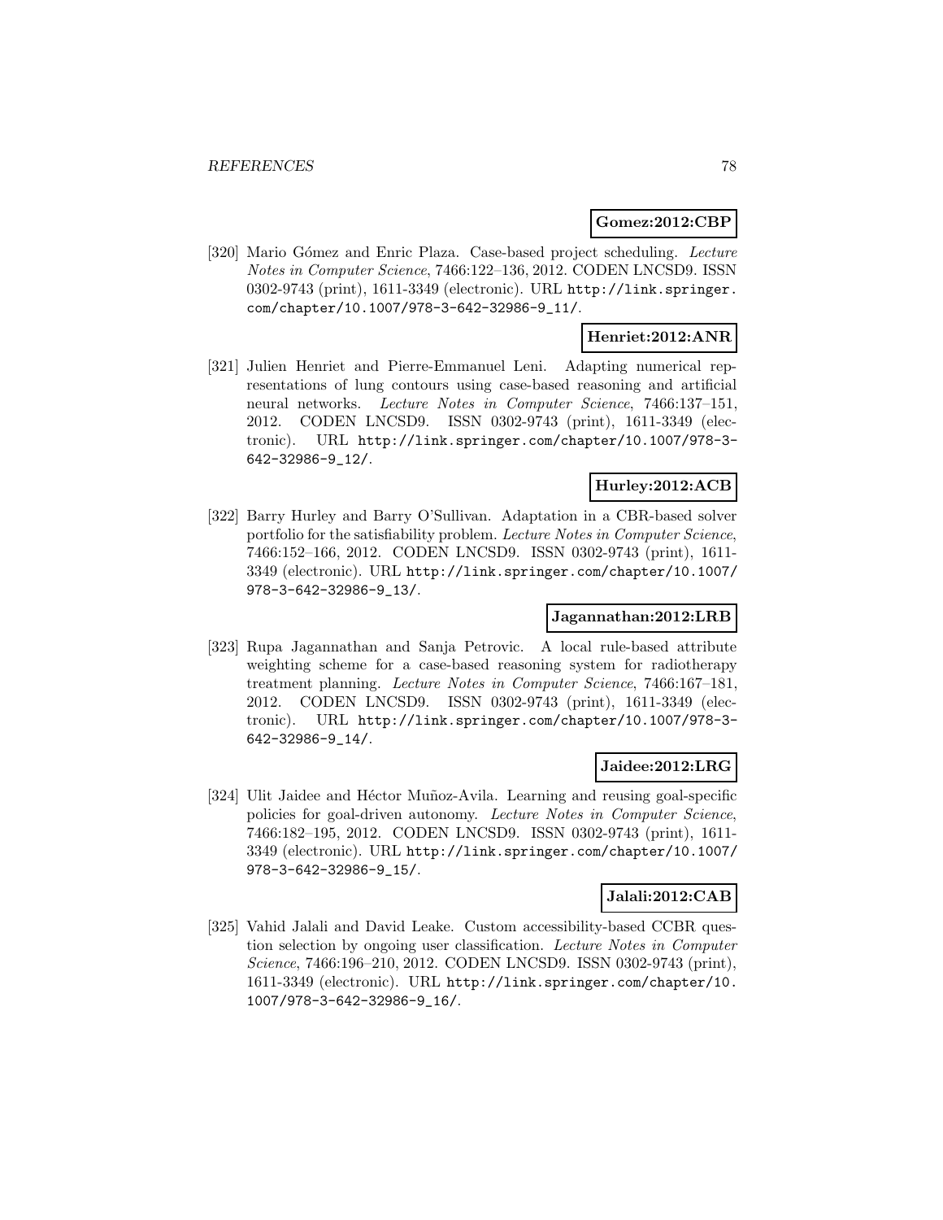**Gomez:2012:CBP**

[320] Mario Gómez and Enric Plaza. Case-based project scheduling. *Lecture Notes in Computer Science*, 7466:122–136, 2012. CODEN LNCSD9. ISSN 0302-9743 (print), 1611-3349 (electronic). URL http://link.springer.com/chapter/10.1007/978-3-642-32986-9_11/.

**Henriet:2012:ANR**

[321] Julien Henriet and Pierre-Emmanuel Leni. Adapting numerical representations of lung contours using case-based reasoning and artificial neural networks. *Lecture Notes in Computer Science*, 7466:137–151, 2012. CODEN LNCSD9. ISSN 0302-9743 (print), 1611-3349 (electronic). URL http://link.springer.com/chapter/10.1007/978-3-642-32986-9_12/.

**Hurley:2012:ACB**

[322] Barry Hurley and Barry O'Sullivan. Adaptation in a CBR-based solver portfolio for the satisfiability problem. *Lecture Notes in Computer Science*, 7466:152–166, 2012. CODEN LNCSD9. ISSN 0302-9743 (print), 1611-3349 (electronic). URL http://link.springer.com/chapter/10.1007/978-3-642-32986-9_13/.

**Jagannathan:2012:LRB**

[323] Rupa Jagannathan and Sanja Petrovic. A local rule-based attribute weighting scheme for a case-based reasoning system for radiotherapy treatment planning. *Lecture Notes in Computer Science*, 7466:167–181, 2012. CODEN LNCSD9. ISSN 0302-9743 (print), 1611-3349 (electronic). URL http://link.springer.com/chapter/10.1007/978-3-642-32986-9_14/.

**Jaidee:2012:LRG**

[324] Ulit Jaidee and Héctor Muñoz-Avila. Learning and reusing goal-specific policies for goal-driven autonomy. *Lecture Notes in Computer Science*, 7466:182–195, 2012. CODEN LNCSD9. ISSN 0302-9743 (print), 1611-3349 (electronic). URL http://link.springer.com/chapter/10.1007/978-3-642-32986-9_15/.

**Jalali:2012:CAB**

[325] Vahid Jalali and David Leake. Custom accessibility-based CCBR question selection by ongoing user classification. *Lecture Notes in Computer Science*, 7466:196–210, 2012. CODEN LNCSD9. ISSN 0302-9743 (print), 1611-3349 (electronic). URL http://link.springer.com/chapter/10.1007/978-3-642-32986-9_16/.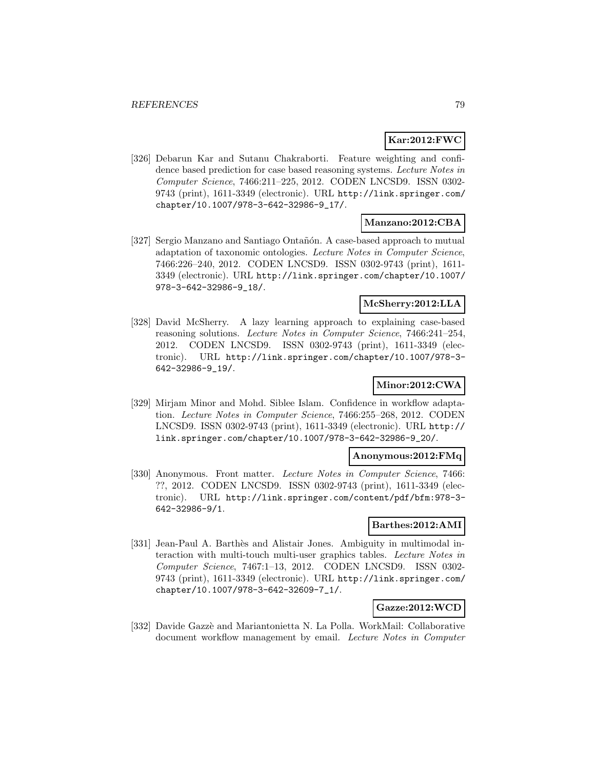**Kar:2012:FWC**

[326] Debarun Kar and Sutanu Chakraborti. Feature weighting and confidence based prediction for case based reasoning systems. *Lecture Notes in Computer Science*, 7466:211–225, 2012. CODEN LNCSD9. ISSN 0302-9743 (print), 1611-3349 (electronic). URL http://link.springer.com/chapter/10.1007/978-3-642-32986-9_17/.

**Manzano:2012:CBA**

[327] Sergio Manzano and Santiago Ontañón. A case-based approach to mutual adaptation of taxonomic ontologies. *Lecture Notes in Computer Science*, 7466:226–240, 2012. CODEN LNCSD9. ISSN 0302-9743 (print), 1611-3349 (electronic). URL http://link.springer.com/chapter/10.1007/978-3-642-32986-9_18/.

**McSherry:2012:LLA**

[328] David McSherry. A lazy learning approach to explaining case-based reasoning solutions. *Lecture Notes in Computer Science*, 7466:241–254, 2012. CODEN LNCSD9. ISSN 0302-9743 (print), 1611-3349 (electronic). URL http://link.springer.com/chapter/10.1007/978-3-642-32986-9_19/.

**Minor:2012:CWA**

[329] Mirjam Minor and Mohd. Siblee Islam. Confidence in workflow adaptation. *Lecture Notes in Computer Science*, 7466:255–268, 2012. CODEN LNCSD9. ISSN 0302-9743 (print), 1611-3349 (electronic). URL http://link.springer.com/chapter/10.1007/978-3-642-32986-9_20/.

**Anonymous:2012:FMq**

[330] Anonymous. Front matter. *Lecture Notes in Computer Science*, 7466: ??, 2012. CODEN LNCSD9. ISSN 0302-9743 (print), 1611-3349 (electronic). URL http://link.springer.com/content/pdf/bfm:978-3-642-32986-9/1.

**Barthes:2012:AMI**

[331] Jean-Paul A. Barthès and Alistair Jones. Ambiguity in multimodal interaction with multi-touch multi-user graphics tables. *Lecture Notes in Computer Science*, 7467:1–13, 2012. CODEN LNCSD9. ISSN 0302-9743 (print), 1611-3349 (electronic). URL http://link.springer.com/chapter/10.1007/978-3-642-32609-7_1/.

**Gazze:2012:WCD**

[332] Davide Gazzè and Mariantonietta N. La Polla. WorkMail: Collaborative document workflow management by email. *Lecture Notes in Computer*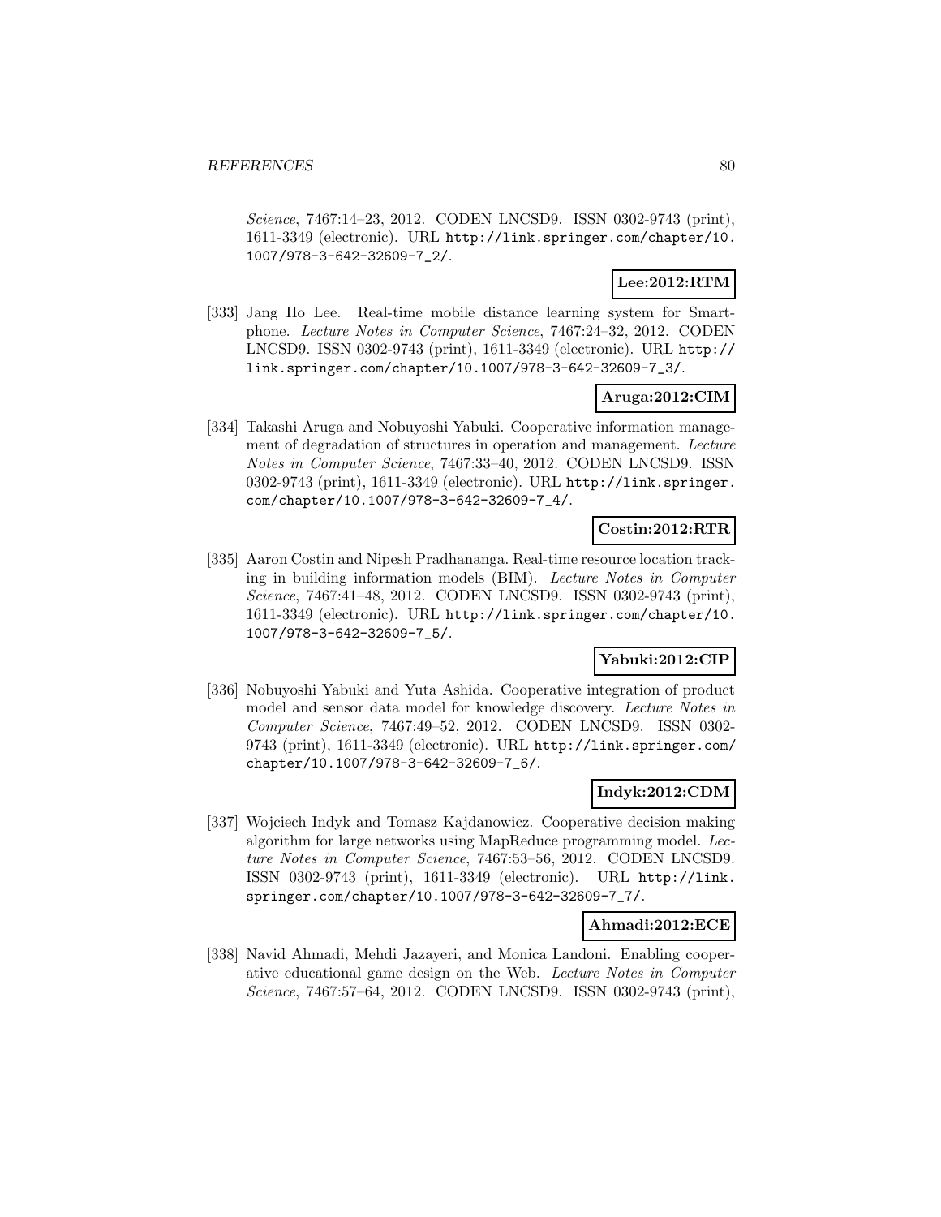*Science*, 7467:14–23, 2012. CODEN LNCSD9. ISSN 0302-9743 (print), 1611-3349 (electronic). URL http://link.springer.com/chapter/10.1007/978-3-642-32609-7_2/.

**Lee:2012:RTM**

[333] Jang Ho Lee. Real-time mobile distance learning system for Smartphone. *Lecture Notes in Computer Science*, 7467:24–32, 2012. CODEN LNCSD9. ISSN 0302-9743 (print), 1611-3349 (electronic). URL http://link.springer.com/chapter/10.1007/978-3-642-32609-7_3/.

**Aruga:2012:CIM**

[334] Takashi Aruga and Nobuyoshi Yabuki. Cooperative information management of degradation of structures in operation and management. *Lecture Notes in Computer Science*, 7467:33–40, 2012. CODEN LNCSD9. ISSN 0302-9743 (print), 1611-3349 (electronic). URL http://link.springer.com/chapter/10.1007/978-3-642-32609-7_4/.

**Costin:2012:RTR**

[335] Aaron Costin and Nipesh Pradhananga. Real-time resource location tracking in building information models (BIM). *Lecture Notes in Computer Science*, 7467:41–48, 2012. CODEN LNCSD9. ISSN 0302-9743 (print), 1611-3349 (electronic). URL http://link.springer.com/chapter/10.1007/978-3-642-32609-7_5/.

**Yabuki:2012:CIP**

[336] Nobuyoshi Yabuki and Yuta Ashida. Cooperative integration of product model and sensor data model for knowledge discovery. *Lecture Notes in Computer Science*, 7467:49–52, 2012. CODEN LNCSD9. ISSN 0302-9743 (print), 1611-3349 (electronic). URL http://link.springer.com/chapter/10.1007/978-3-642-32609-7_6/.

**Indyk:2012:CDM**

[337] Wojciech Indyk and Tomasz Kajdanowicz. Cooperative decision making algorithm for large networks using MapReduce programming model. *Lecture Notes in Computer Science*, 7467:53–56, 2012. CODEN LNCSD9. ISSN 0302-9743 (print), 1611-3349 (electronic). URL http://link.springer.com/chapter/10.1007/978-3-642-32609-7_7/.

**Ahmadi:2012:ECE**

[338] Navid Ahmadi, Mehdi Jazayeri, and Monica Landoni. Enabling cooperative educational game design on the Web. *Lecture Notes in Computer Science*, 7467:57–64, 2012. CODEN LNCSD9. ISSN 0302-9743 (print),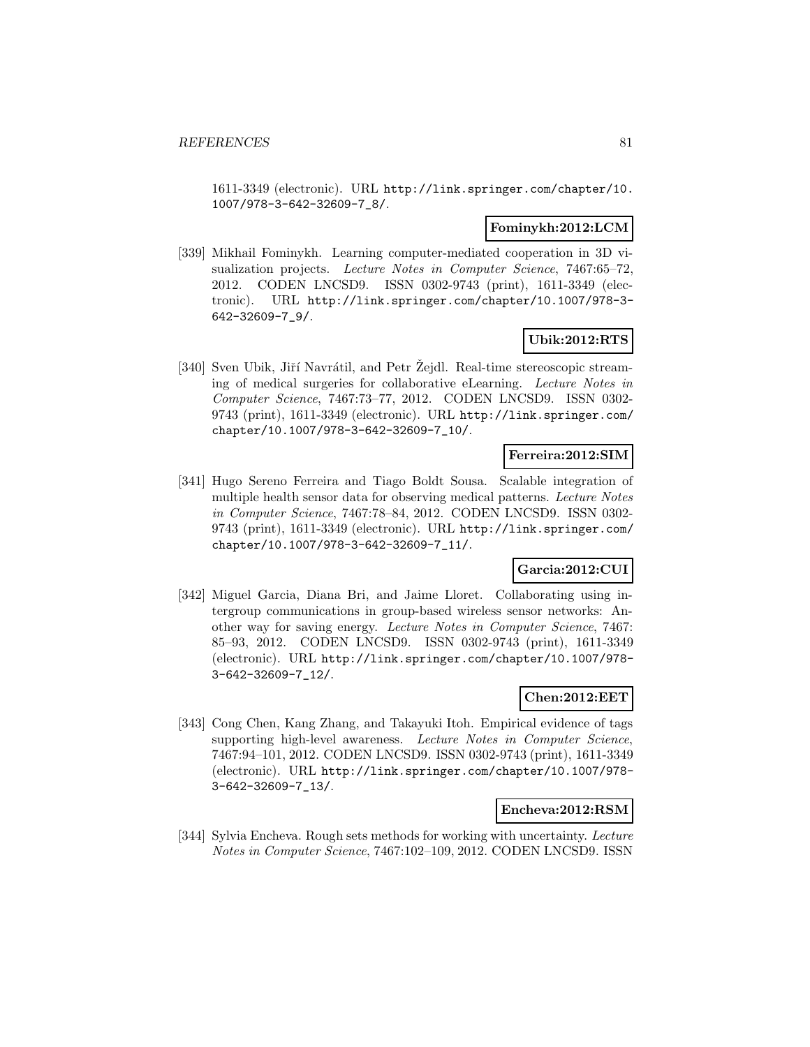1611-3349 (electronic). URL http://link.springer.com/chapter/10.1007/978-3-642-32609-7_8/.

**Fominykh:2012:LCM**

[339] Mikhail Fominykh. Learning computer-mediated cooperation in 3D visualization projects. *Lecture Notes in Computer Science*, 7467:65–72, 2012. CODEN LNCSD9. ISSN 0302-9743 (print), 1611-3349 (electronic). URL http://link.springer.com/chapter/10.1007/978-3-642-32609-7_9/.

**Ubik:2012:RTS**

[340] Sven Ubik, Jiří Navrátil, and Petr Žejdl. Real-time stereoscopic streaming of medical surgeries for collaborative eLearning. *Lecture Notes in Computer Science*, 7467:73–77, 2012. CODEN LNCSD9. ISSN 0302-9743 (print), 1611-3349 (electronic). URL http://link.springer.com/chapter/10.1007/978-3-642-32609-7_10/.

**Ferreira:2012:SIM**

[341] Hugo Sereno Ferreira and Tiago Boldt Sousa. Scalable integration of multiple health sensor data for observing medical patterns. *Lecture Notes in Computer Science*, 7467:78–84, 2012. CODEN LNCSD9. ISSN 0302-9743 (print), 1611-3349 (electronic). URL http://link.springer.com/chapter/10.1007/978-3-642-32609-7_11/.

**Garcia:2012:CUI**

[342] Miguel Garcia, Diana Bri, and Jaime Lloret. Collaborating using intergroup communications in group-based wireless sensor networks: Another way for saving energy. *Lecture Notes in Computer Science*, 7467:85–93, 2012. CODEN LNCSD9. ISSN 0302-9743 (print), 1611-3349 (electronic). URL http://link.springer.com/chapter/10.1007/978-3-642-32609-7_12/.

**Chen:2012:EET**

[343] Cong Chen, Kang Zhang, and Takayuki Itoh. Empirical evidence of tags supporting high-level awareness. *Lecture Notes in Computer Science*, 7467:94–101, 2012. CODEN LNCSD9. ISSN 0302-9743 (print), 1611-3349 (electronic). URL http://link.springer.com/chapter/10.1007/978-3-642-32609-7_13/.

**Encheva:2012:RSM**

[344] Sylvia Encheva. Rough sets methods for working with uncertainty. *Lecture Notes in Computer Science*, 7467:102–109, 2012. CODEN LNCSD9. ISSN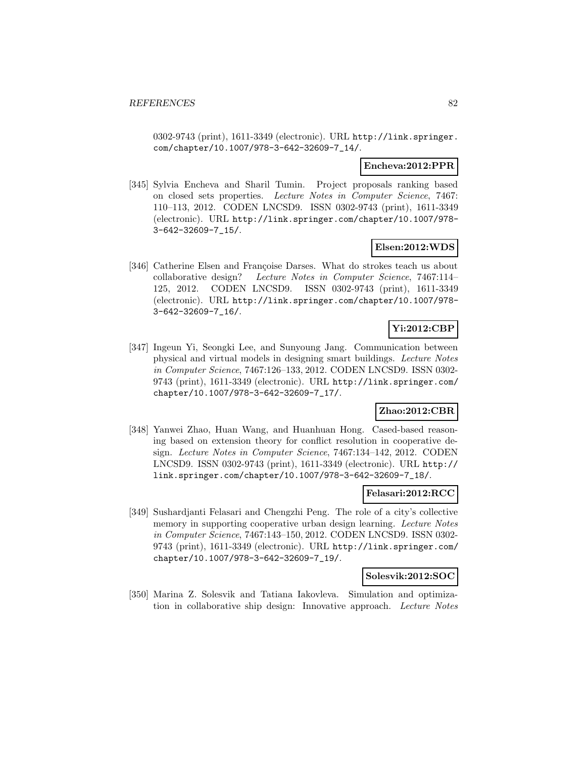0302-9743 (print), 1611-3349 (electronic). URL http://link.springer.com/chapter/10.1007/978-3-642-32609-7_14/.

**Encheva:2012:PPR**

[345] Sylvia Encheva and Sharil Tumin. Project proposals ranking based on closed sets properties. *Lecture Notes in Computer Science*, 7467: 110–113, 2012. CODEN LNCSD9. ISSN 0302-9743 (print), 1611-3349 (electronic). URL http://link.springer.com/chapter/10.1007/978-3-642-32609-7_15/.

**Elsen:2012:WDS**

[346] Catherine Elsen and Françoise Darses. What do strokes teach us about collaborative design? *Lecture Notes in Computer Science*, 7467:114–125, 2012. CODEN LNCSD9. ISSN 0302-9743 (print), 1611-3349 (electronic). URL http://link.springer.com/chapter/10.1007/978-3-642-32609-7_16/.

**Yi:2012:CBP**

[347] Ingeun Yi, Seongki Lee, and Sunyoung Jang. Communication between physical and virtual models in designing smart buildings. *Lecture Notes in Computer Science*, 7467:126–133, 2012. CODEN LNCSD9. ISSN 0302-9743 (print), 1611-3349 (electronic). URL http://link.springer.com/chapter/10.1007/978-3-642-32609-7_17/.

**Zhao:2012:CBR**

[348] Yanwei Zhao, Huan Wang, and Huanhuan Hong. Cased-based reasoning based on extension theory for conflict resolution in cooperative design. *Lecture Notes in Computer Science*, 7467:134–142, 2012. CODEN LNCSD9. ISSN 0302-9743 (print), 1611-3349 (electronic). URL http://link.springer.com/chapter/10.1007/978-3-642-32609-7_18/.

**Felasari:2012:RCC**

[349] Sushardjanti Felasari and Chengzhi Peng. The role of a city's collective memory in supporting cooperative urban design learning. *Lecture Notes in Computer Science*, 7467:143–150, 2012. CODEN LNCSD9. ISSN 0302-9743 (print), 1611-3349 (electronic). URL http://link.springer.com/chapter/10.1007/978-3-642-32609-7_19/.

**Solesvik:2012:SOC**

[350] Marina Z. Solesvik and Tatiana Iakovleva. Simulation and optimization in collaborative ship design: Innovative approach. *Lecture Notes*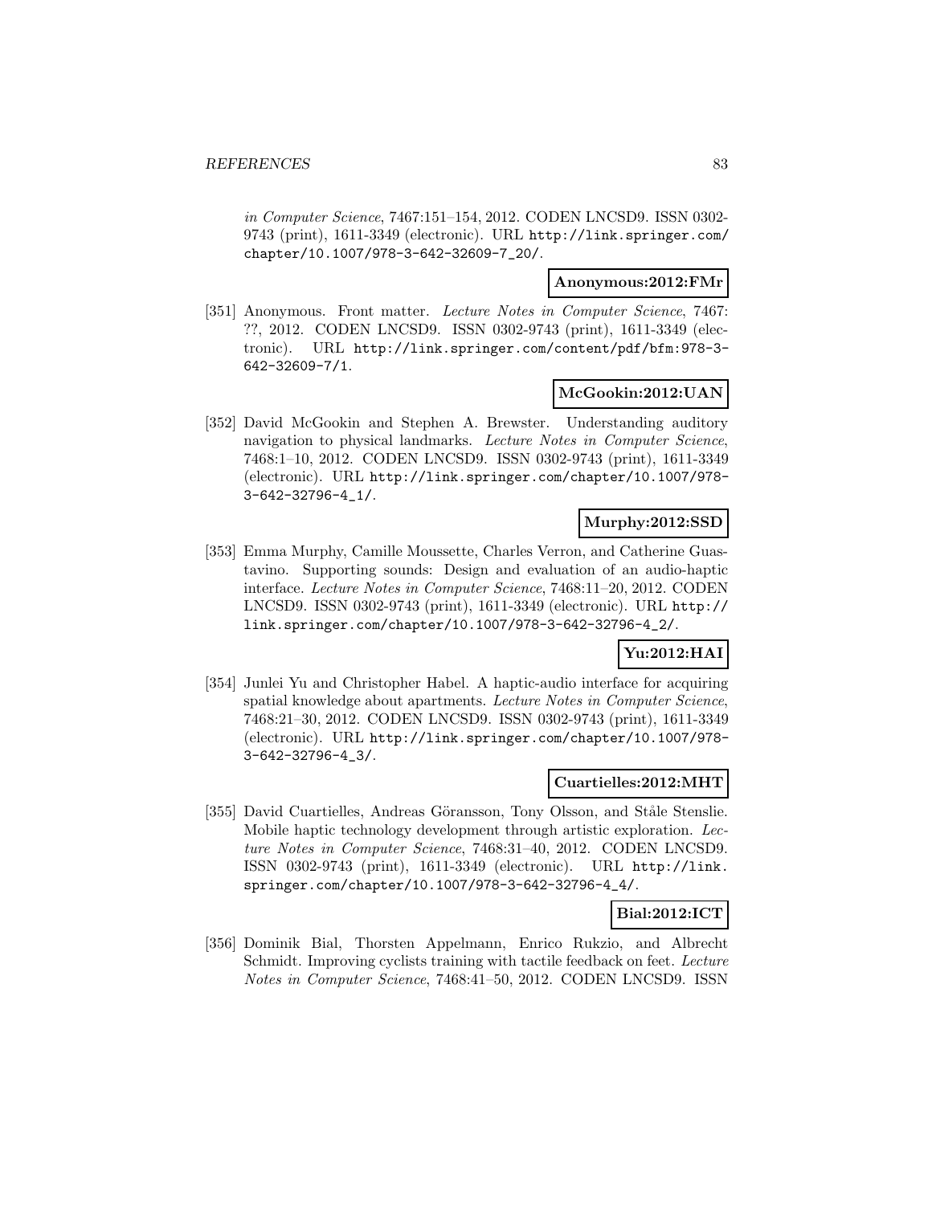*in Computer Science*, 7467:151–154, 2012. CODEN LNCSD9. ISSN 0302-9743 (print), 1611-3349 (electronic). URL http://link.springer.com/chapter/10.1007/978-3-642-32609-7_20/.

**Anonymous:2012:FMr**

[351] Anonymous. Front matter. *Lecture Notes in Computer Science*, 7467: ??, 2012. CODEN LNCSD9. ISSN 0302-9743 (print), 1611-3349 (electronic). URL http://link.springer.com/content/pdf/bfm:978-3-642-32609-7/1.

**McGookin:2012:UAN**

[352] David McGookin and Stephen A. Brewster. Understanding auditory navigation to physical landmarks. *Lecture Notes in Computer Science*, 7468:1–10, 2012. CODEN LNCSD9. ISSN 0302-9743 (print), 1611-3349 (electronic). URL http://link.springer.com/chapter/10.1007/978-3-642-32796-4_1/.

**Murphy:2012:SSD**

[353] Emma Murphy, Camille Moussette, Charles Verron, and Catherine Guastavino. Supporting sounds: Design and evaluation of an audio-haptic interface. *Lecture Notes in Computer Science*, 7468:11–20, 2012. CODEN LNCSD9. ISSN 0302-9743 (print), 1611-3349 (electronic). URL http://link.springer.com/chapter/10.1007/978-3-642-32796-4_2/.

**Yu:2012:HAI**

[354] Junlei Yu and Christopher Habel. A haptic-audio interface for acquiring spatial knowledge about apartments. *Lecture Notes in Computer Science*, 7468:21–30, 2012. CODEN LNCSD9. ISSN 0302-9743 (print), 1611-3349 (electronic). URL http://link.springer.com/chapter/10.1007/978-3-642-32796-4_3/.

**Cuartielles:2012:MHT**

[355] David Cuartielles, Andreas Göransson, Tony Olsson, and Ståle Stenslie. Mobile haptic technology development through artistic exploration. *Lecture Notes in Computer Science*, 7468:31–40, 2012. CODEN LNCSD9. ISSN 0302-9743 (print), 1611-3349 (electronic). URL http://link.springer.com/chapter/10.1007/978-3-642-32796-4_4/.

**Bial:2012:ICT**

[356] Dominik Bial, Thorsten Appelmann, Enrico Rukzio, and Albrecht Schmidt. Improving cyclists training with tactile feedback on feet. *Lecture Notes in Computer Science*, 7468:41–50, 2012. CODEN LNCSD9. ISSN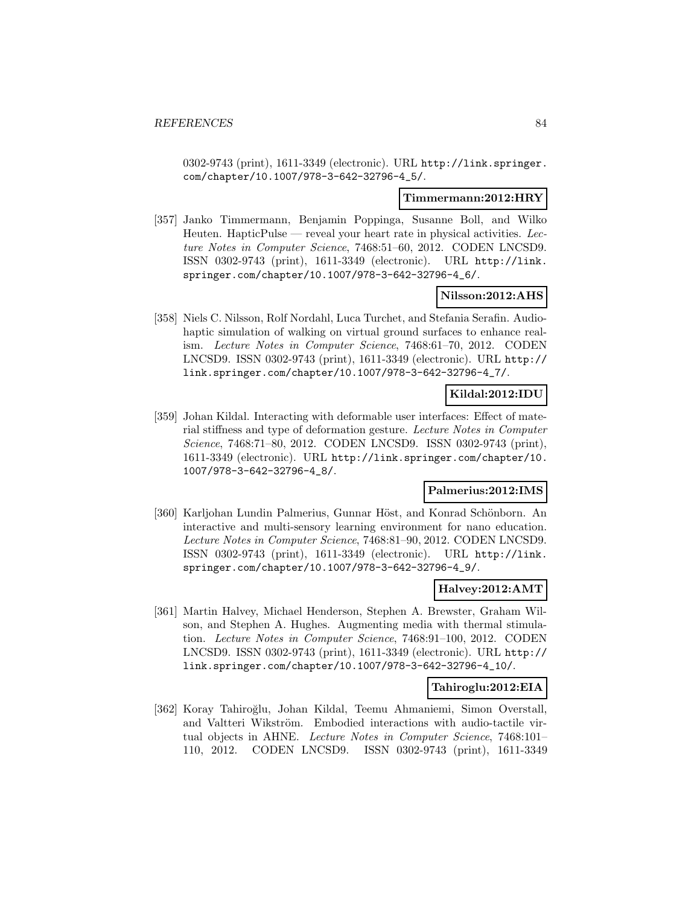0302-9743 (print), 1611-3349 (electronic). URL http://link.springer.com/chapter/10.1007/978-3-642-32796-4_5/.

**Timmermann:2012:HRY**

[357] Janko Timmermann, Benjamin Poppinga, Susanne Boll, and Wilko Heuten. HapticPulse — reveal your heart rate in physical activities. *Lecture Notes in Computer Science*, 7468:51–60, 2012. CODEN LNCSD9. ISSN 0302-9743 (print), 1611-3349 (electronic). URL http://link.springer.com/chapter/10.1007/978-3-642-32796-4_6/.

**Nilsson:2012:AHS**

[358] Niels C. Nilsson, Rolf Nordahl, Luca Turchet, and Stefania Serafin. Audio-haptic simulation of walking on virtual ground surfaces to enhance realism. *Lecture Notes in Computer Science*, 7468:61–70, 2012. CODEN LNCSD9. ISSN 0302-9743 (print), 1611-3349 (electronic). URL http://link.springer.com/chapter/10.1007/978-3-642-32796-4_7/.

**Kildal:2012:IDU**

[359] Johan Kildal. Interacting with deformable user interfaces: Effect of material stiffness and type of deformation gesture. *Lecture Notes in Computer Science*, 7468:71–80, 2012. CODEN LNCSD9. ISSN 0302-9743 (print), 1611-3349 (electronic). URL http://link.springer.com/chapter/10.1007/978-3-642-32796-4_8/.

**Palmerius:2012:IMS**

[360] Karljohan Lundin Palmerius, Gunnar Höst, and Konrad Schönborn. An interactive and multi-sensory learning environment for nano education. *Lecture Notes in Computer Science*, 7468:81–90, 2012. CODEN LNCSD9. ISSN 0302-9743 (print), 1611-3349 (electronic). URL http://link.springer.com/chapter/10.1007/978-3-642-32796-4_9/.

**Halvey:2012:AMT**

[361] Martin Halvey, Michael Henderson, Stephen A. Brewster, Graham Wilson, and Stephen A. Hughes. Augmenting media with thermal stimulation. *Lecture Notes in Computer Science*, 7468:91–100, 2012. CODEN LNCSD9. ISSN 0302-9743 (print), 1611-3349 (electronic). URL http://link.springer.com/chapter/10.1007/978-3-642-32796-4_10/.

**Tahiroglu:2012:EIA**

[362] Koray Tahiroğlu, Johan Kildal, Teemu Ahmaniemi, Simon Overstall, and Valtteri Wikström. Embodied interactions with audio-tactile virtual objects in AHNE. *Lecture Notes in Computer Science*, 7468:101–110, 2012. CODEN LNCSD9. ISSN 0302-9743 (print), 1611-3349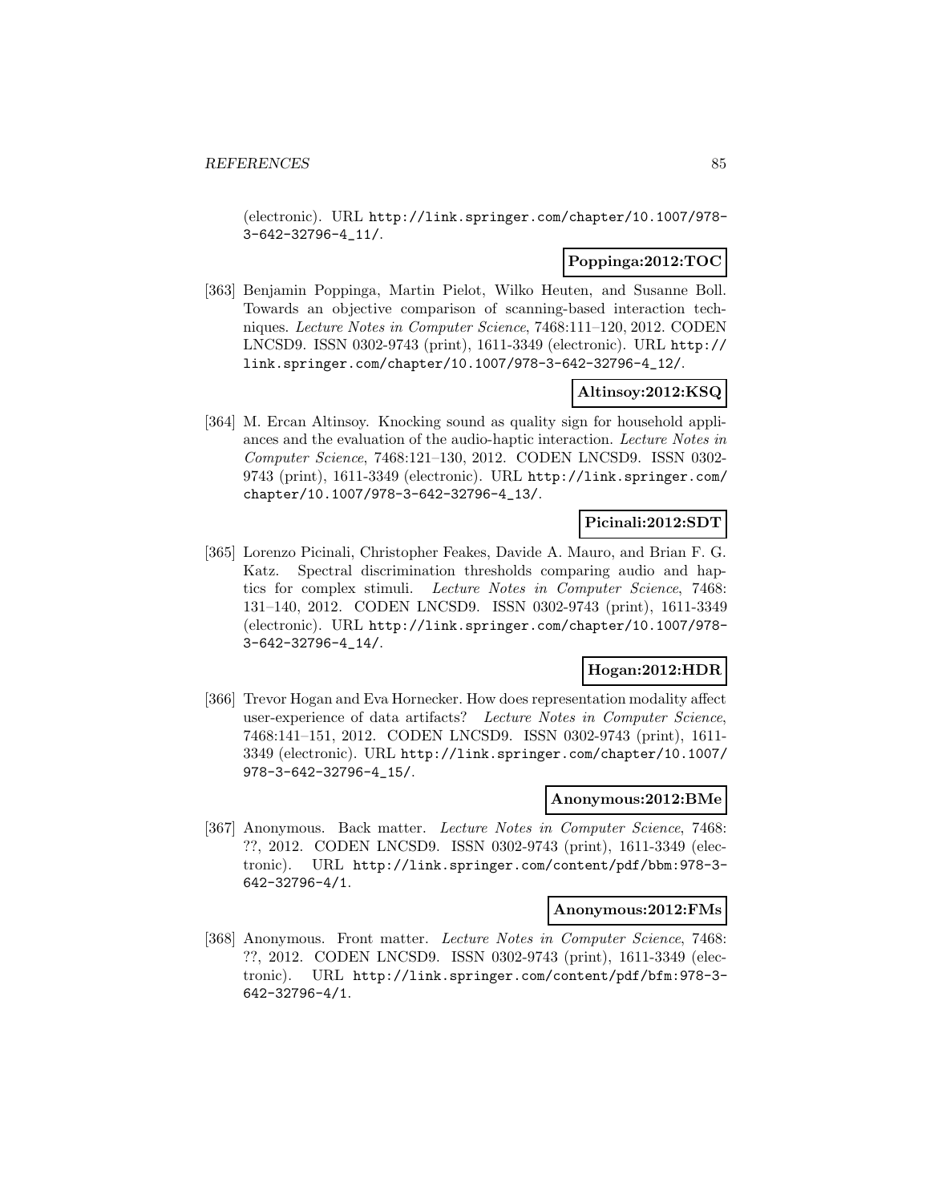(electronic). URL http://link.springer.com/chapter/10.1007/978-3-642-32796-4_11/.

**Poppinga:2012:TOC**

[363] Benjamin Poppinga, Martin Pielot, Wilko Heuten, and Susanne Boll. Towards an objective comparison of scanning-based interaction techniques. *Lecture Notes in Computer Science*, 7468:111–120, 2012. CODEN LNCSD9. ISSN 0302-9743 (print), 1611-3349 (electronic). URL http://link.springer.com/chapter/10.1007/978-3-642-32796-4_12/.

**Altinsoy:2012:KSQ**

[364] M. Ercan Altinsoy. Knocking sound as quality sign for household appliances and the evaluation of the audio-haptic interaction. *Lecture Notes in Computer Science*, 7468:121–130, 2012. CODEN LNCSD9. ISSN 0302-9743 (print), 1611-3349 (electronic). URL http://link.springer.com/chapter/10.1007/978-3-642-32796-4_13/.

**Picinali:2012:SDT**

[365] Lorenzo Picinali, Christopher Feakes, Davide A. Mauro, and Brian F. G. Katz. Spectral discrimination thresholds comparing audio and haptics for complex stimuli. *Lecture Notes in Computer Science*, 7468: 131–140, 2012. CODEN LNCSD9. ISSN 0302-9743 (print), 1611-3349 (electronic). URL http://link.springer.com/chapter/10.1007/978-3-642-32796-4_14/.

**Hogan:2012:HDR**

[366] Trevor Hogan and Eva Hornecker. How does representation modality affect user-experience of data artifacts? *Lecture Notes in Computer Science*, 7468:141–151, 2012. CODEN LNCSD9. ISSN 0302-9743 (print), 1611-3349 (electronic). URL http://link.springer.com/chapter/10.1007/978-3-642-32796-4_15/.

**Anonymous:2012:BMe**

[367] Anonymous. Back matter. *Lecture Notes in Computer Science*, 7468: ??, 2012. CODEN LNCSD9. ISSN 0302-9743 (print), 1611-3349 (electronic). URL http://link.springer.com/content/pdf/bbm:978-3-642-32796-4/1.

**Anonymous:2012:FMs**

[368] Anonymous. Front matter. *Lecture Notes in Computer Science*, 7468: ??, 2012. CODEN LNCSD9. ISSN 0302-9743 (print), 1611-3349 (electronic). URL http://link.springer.com/content/pdf/bfm:978-3-642-32796-4/1.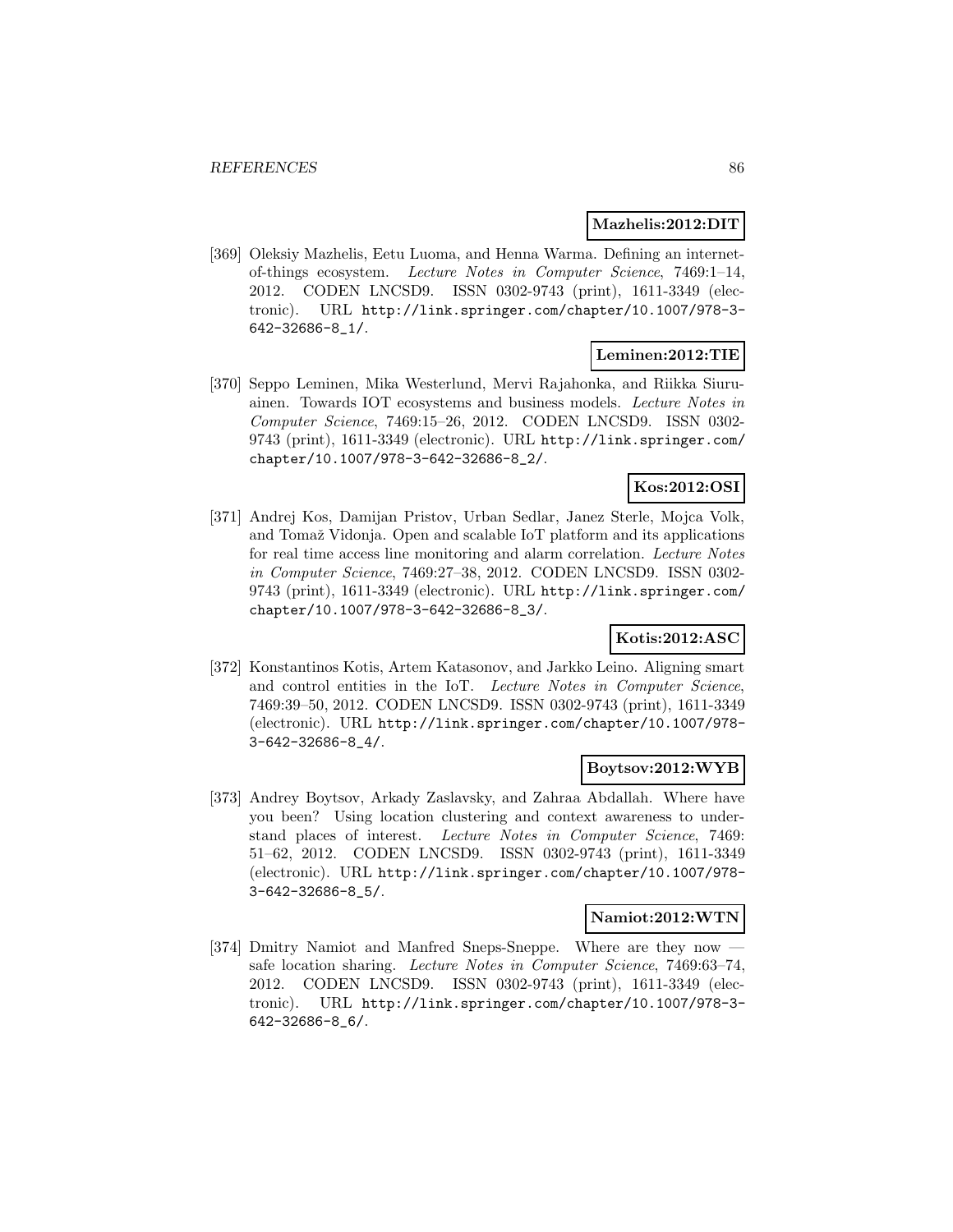**Mazhelis:2012:DIT**

[369] Oleksiy Mazhelis, Eetu Luoma, and Henna Warma. Defining an internet-of-things ecosystem. *Lecture Notes in Computer Science*, 7469:1–14, 2012. CODEN LNCSD9. ISSN 0302-9743 (print), 1611-3349 (electronic). URL http://link.springer.com/chapter/10.1007/978-3-642-32686-8_1/.

**Leminen:2012:TIE**

[370] Seppo Leminen, Mika Westerlund, Mervi Rajahonka, and Riikka Siuruainen. Towards IOT ecosystems and business models. *Lecture Notes in Computer Science*, 7469:15–26, 2012. CODEN LNCSD9. ISSN 0302-9743 (print), 1611-3349 (electronic). URL http://link.springer.com/chapter/10.1007/978-3-642-32686-8_2/.

**Kos:2012:OSI**

[371] Andrej Kos, Damijan Pristov, Urban Sedlar, Janez Sterle, Mojca Volk, and Tomaž Vidonja. Open and scalable IoT platform and its applications for real time access line monitoring and alarm correlation. *Lecture Notes in Computer Science*, 7469:27–38, 2012. CODEN LNCSD9. ISSN 0302-9743 (print), 1611-3349 (electronic). URL http://link.springer.com/chapter/10.1007/978-3-642-32686-8_3/.

**Kotis:2012:ASC**

[372] Konstantinos Kotis, Artem Katasonov, and Jarkko Leino. Aligning smart and control entities in the IoT. *Lecture Notes in Computer Science*, 7469:39–50, 2012. CODEN LNCSD9. ISSN 0302-9743 (print), 1611-3349 (electronic). URL http://link.springer.com/chapter/10.1007/978-3-642-32686-8_4/.

**Boytsov:2012:WYB**

[373] Andrey Boytsov, Arkady Zaslavsky, and Zahraa Abdallah. Where have you been? Using location clustering and context awareness to understand places of interest. *Lecture Notes in Computer Science*, 7469:51–62, 2012. CODEN LNCSD9. ISSN 0302-9743 (print), 1611-3349 (electronic). URL http://link.springer.com/chapter/10.1007/978-3-642-32686-8_5/.

**Namiot:2012:WTN**

[374] Dmitry Namiot and Manfred Sneps-Sneppe. Where are they now — safe location sharing. *Lecture Notes in Computer Science*, 7469:63–74, 2012. CODEN LNCSD9. ISSN 0302-9743 (print), 1611-3349 (electronic). URL http://link.springer.com/chapter/10.1007/978-3-642-32686-8_6/.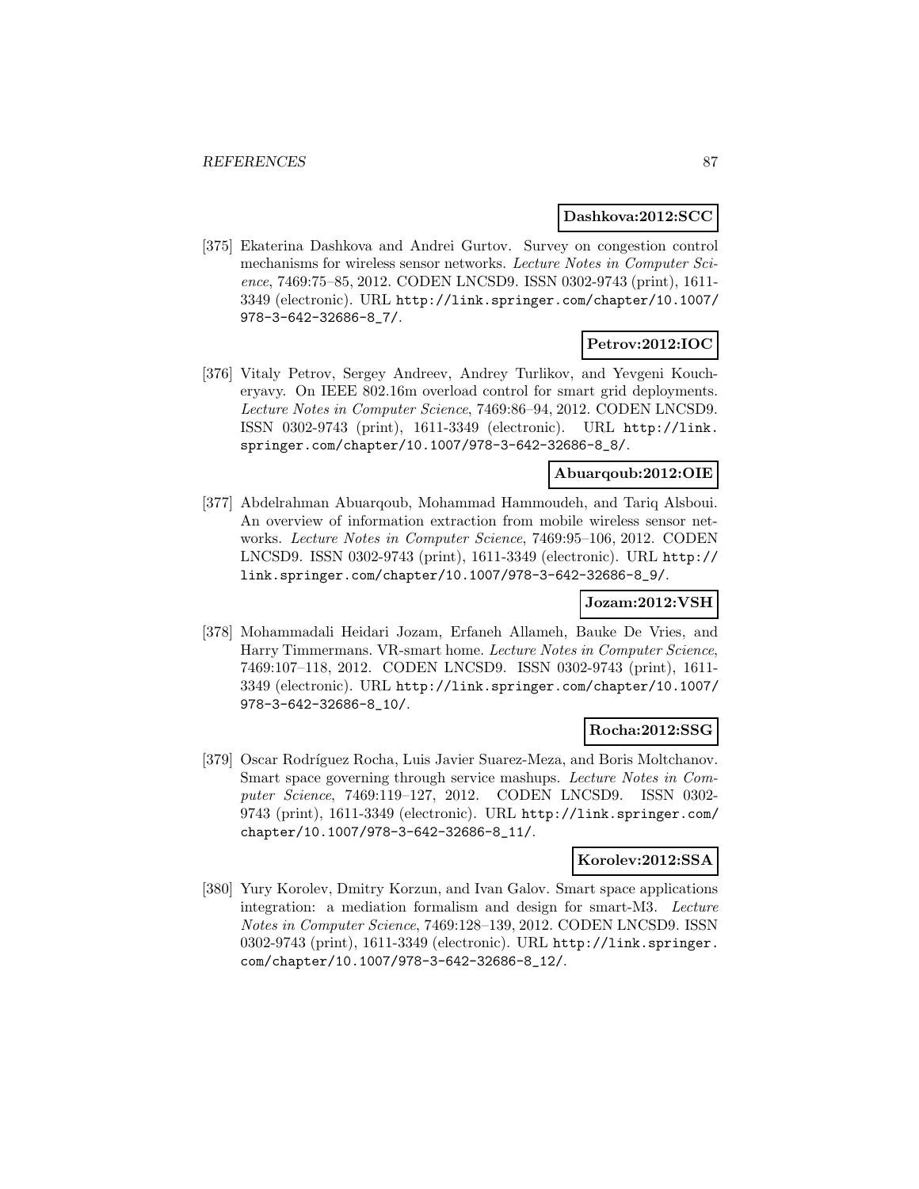**Dashkova:2012:SCC**

[375] Ekaterina Dashkova and Andrei Gurtov. Survey on congestion control mechanisms for wireless sensor networks. *Lecture Notes in Computer Science*, 7469:75–85, 2012. CODEN LNCSD9. ISSN 0302-9743 (print), 1611-3349 (electronic). URL http://link.springer.com/chapter/10.1007/978-3-642-32686-8_7/.

**Petrov:2012:IOC**

[376] Vitaly Petrov, Sergey Andreev, Andrey Turlikov, and Yevgeni Koucheryavy. On IEEE 802.16m overload control for smart grid deployments. *Lecture Notes in Computer Science*, 7469:86–94, 2012. CODEN LNCSD9. ISSN 0302-9743 (print), 1611-3349 (electronic). URL http://link.springer.com/chapter/10.1007/978-3-642-32686-8_8/.

**Abuarqoub:2012:OIE**

[377] Abdelrahman Abuarqoub, Mohammad Hammoudeh, and Tariq Alsboui. An overview of information extraction from mobile wireless sensor networks. *Lecture Notes in Computer Science*, 7469:95–106, 2012. CODEN LNCSD9. ISSN 0302-9743 (print), 1611-3349 (electronic). URL http://link.springer.com/chapter/10.1007/978-3-642-32686-8_9/.

**Jozam:2012:VSH**

[378] Mohammadali Heidari Jozam, Erfaneh Allameh, Bauke De Vries, and Harry Timmermans. VR-smart home. *Lecture Notes in Computer Science*, 7469:107–118, 2012. CODEN LNCSD9. ISSN 0302-9743 (print), 1611-3349 (electronic). URL http://link.springer.com/chapter/10.1007/978-3-642-32686-8_10/.

**Rocha:2012:SSG**

[379] Oscar Rodríguez Rocha, Luis Javier Suarez-Meza, and Boris Moltchanov. Smart space governing through service mashups. *Lecture Notes in Computer Science*, 7469:119–127, 2012. CODEN LNCSD9. ISSN 0302-9743 (print), 1611-3349 (electronic). URL http://link.springer.com/chapter/10.1007/978-3-642-32686-8_11/.

**Korolev:2012:SSA**

[380] Yury Korolev, Dmitry Korzun, and Ivan Galov. Smart space applications integration: a mediation formalism and design for smart-M3. *Lecture Notes in Computer Science*, 7469:128–139, 2012. CODEN LNCSD9. ISSN 0302-9743 (print), 1611-3349 (electronic). URL http://link.springer.com/chapter/10.1007/978-3-642-32686-8_12/.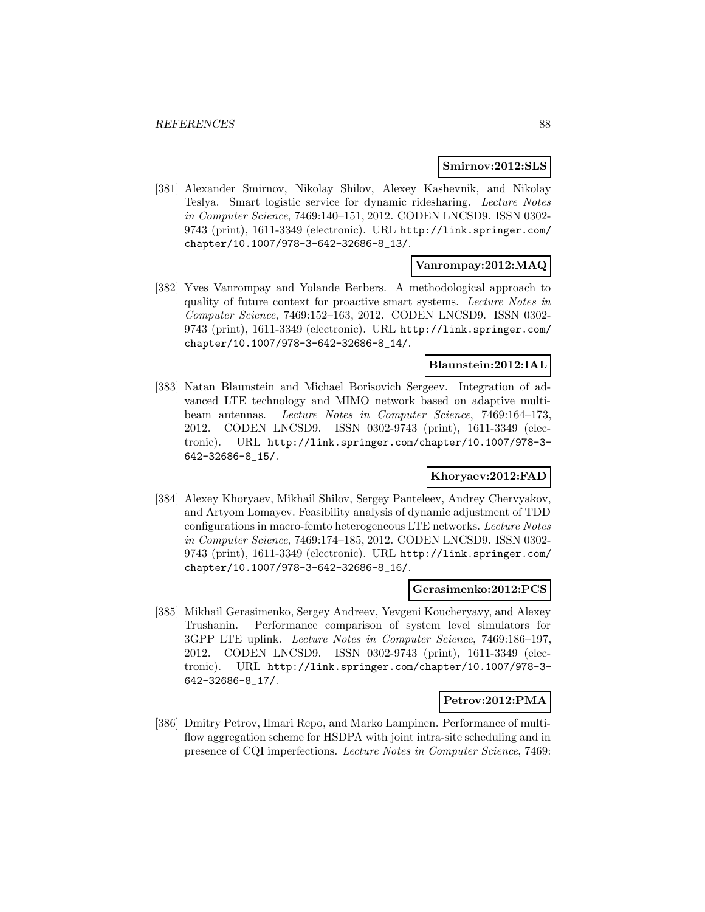**Smirnov:2012:SLS**

[381] Alexander Smirnov, Nikolay Shilov, Alexey Kashevnik, and Nikolay Teslya. Smart logistic service for dynamic ridesharing. *Lecture Notes in Computer Science*, 7469:140–151, 2012. CODEN LNCSD9. ISSN 0302-9743 (print), 1611-3349 (electronic). URL http://link.springer.com/chapter/10.1007/978-3-642-32686-8_13/.

**Vanrompay:2012:MAQ**

[382] Yves Vanrompay and Yolande Berbers. A methodological approach to quality of future context for proactive smart systems. *Lecture Notes in Computer Science*, 7469:152–163, 2012. CODEN LNCSD9. ISSN 0302-9743 (print), 1611-3349 (electronic). URL http://link.springer.com/chapter/10.1007/978-3-642-32686-8_14/.

**Blaunstein:2012:IAL**

[383] Natan Blaunstein and Michael Borisovich Sergeev. Integration of advanced LTE technology and MIMO network based on adaptive multibeam antennas. *Lecture Notes in Computer Science*, 7469:164–173, 2012. CODEN LNCSD9. ISSN 0302-9743 (print), 1611-3349 (electronic). URL http://link.springer.com/chapter/10.1007/978-3-642-32686-8_15/.

**Khoryaev:2012:FAD**

[384] Alexey Khoryaev, Mikhail Shilov, Sergey Panteleev, Andrey Chervyakov, and Artyom Lomayev. Feasibility analysis of dynamic adjustment of TDD configurations in macro-femto heterogeneous LTE networks. *Lecture Notes in Computer Science*, 7469:174–185, 2012. CODEN LNCSD9. ISSN 0302-9743 (print), 1611-3349 (electronic). URL http://link.springer.com/chapter/10.1007/978-3-642-32686-8_16/.

**Gerasimenko:2012:PCS**

[385] Mikhail Gerasimenko, Sergey Andreev, Yevgeni Koucheryavy, and Alexey Trushanin. Performance comparison of system level simulators for 3GPP LTE uplink. *Lecture Notes in Computer Science*, 7469:186–197, 2012. CODEN LNCSD9. ISSN 0302-9743 (print), 1611-3349 (electronic). URL http://link.springer.com/chapter/10.1007/978-3-642-32686-8_17/.

**Petrov:2012:PMA**

[386] Dmitry Petrov, Ilmari Repo, and Marko Lampinen. Performance of multiflow aggregation scheme for HSDPA with joint intra-site scheduling and in presence of CQI imperfections. *Lecture Notes in Computer Science*, 7469: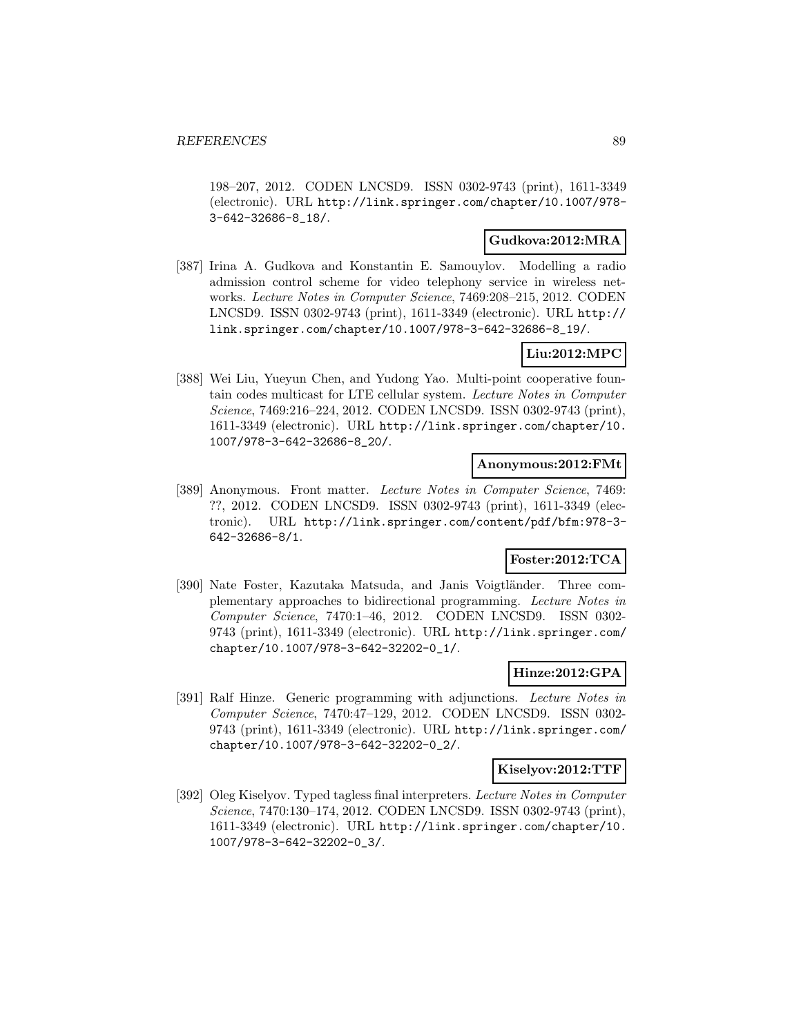198–207, 2012. CODEN LNCSD9. ISSN 0302-9743 (print), 1611-3349 (electronic). URL http://link.springer.com/chapter/10.1007/978-3-642-32686-8_18/.

**Gudkova:2012:MRA**

[387] Irina A. Gudkova and Konstantin E. Samouylov. Modelling a radio admission control scheme for video telephony service in wireless networks. *Lecture Notes in Computer Science*, 7469:208–215, 2012. CODEN LNCSD9. ISSN 0302-9743 (print), 1611-3349 (electronic). URL http://link.springer.com/chapter/10.1007/978-3-642-32686-8_19/.

**Liu:2012:MPC**

[388] Wei Liu, Yueyun Chen, and Yudong Yao. Multi-point cooperative fountain codes multicast for LTE cellular system. *Lecture Notes in Computer Science*, 7469:216–224, 2012. CODEN LNCSD9. ISSN 0302-9743 (print), 1611-3349 (electronic). URL http://link.springer.com/chapter/10.1007/978-3-642-32686-8_20/.

**Anonymous:2012:FMt**

[389] Anonymous. Front matter. *Lecture Notes in Computer Science*, 7469: ??, 2012. CODEN LNCSD9. ISSN 0302-9743 (print), 1611-3349 (electronic). URL http://link.springer.com/content/pdf/bfm:978-3-642-32686-8/1.

**Foster:2012:TCA**

[390] Nate Foster, Kazutaka Matsuda, and Janis Voigtländer. Three complementary approaches to bidirectional programming. *Lecture Notes in Computer Science*, 7470:1–46, 2012. CODEN LNCSD9. ISSN 0302-9743 (print), 1611-3349 (electronic). URL http://link.springer.com/chapter/10.1007/978-3-642-32202-0_1/.

**Hinze:2012:GPA**

[391] Ralf Hinze. Generic programming with adjunctions. *Lecture Notes in Computer Science*, 7470:47–129, 2012. CODEN LNCSD9. ISSN 0302-9743 (print), 1611-3349 (electronic). URL http://link.springer.com/chapter/10.1007/978-3-642-32202-0_2/.

**Kiselyov:2012:TTF**

[392] Oleg Kiselyov. Typed tagless final interpreters. *Lecture Notes in Computer Science*, 7470:130–174, 2012. CODEN LNCSD9. ISSN 0302-9743 (print), 1611-3349 (electronic). URL http://link.springer.com/chapter/10.1007/978-3-642-32202-0_3/.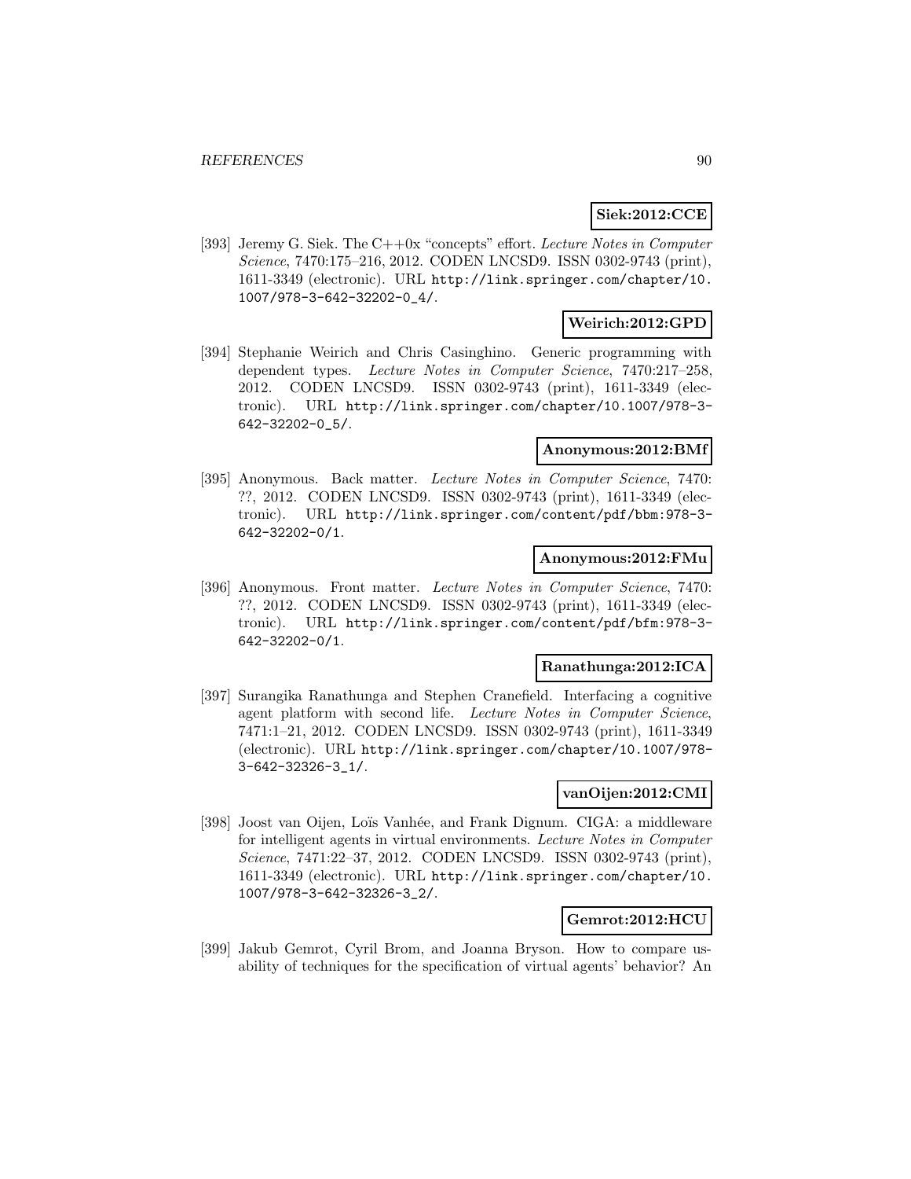**Siek:2012:CCE**

[393] Jeremy G. Siek. The C++0x "concepts" effort. *Lecture Notes in Computer Science*, 7470:175–216, 2012. CODEN LNCSD9. ISSN 0302-9743 (print), 1611-3349 (electronic). URL http://link.springer.com/chapter/10.1007/978-3-642-32202-0_4/.

**Weirich:2012:GPD**

[394] Stephanie Weirich and Chris Casinghino. Generic programming with dependent types. *Lecture Notes in Computer Science*, 7470:217–258, 2012. CODEN LNCSD9. ISSN 0302-9743 (print), 1611-3349 (electronic). URL http://link.springer.com/chapter/10.1007/978-3-642-32202-0_5/.

**Anonymous:2012:BMf**

[395] Anonymous. Back matter. *Lecture Notes in Computer Science*, 7470: ??, 2012. CODEN LNCSD9. ISSN 0302-9743 (print), 1611-3349 (electronic). URL http://link.springer.com/content/pdf/bbm:978-3-642-32202-0/1.

**Anonymous:2012:FMu**

[396] Anonymous. Front matter. *Lecture Notes in Computer Science*, 7470: ??, 2012. CODEN LNCSD9. ISSN 0302-9743 (print), 1611-3349 (electronic). URL http://link.springer.com/content/pdf/bfm:978-3-642-32202-0/1.

**Ranathunga:2012:ICA**

[397] Surangika Ranathunga and Stephen Cranefield. Interfacing a cognitive agent platform with second life. *Lecture Notes in Computer Science*, 7471:1–21, 2012. CODEN LNCSD9. ISSN 0302-9743 (print), 1611-3349 (electronic). URL http://link.springer.com/chapter/10.1007/978-3-642-32326-3_1/.

**vanOijen:2012:CMI**

[398] Joost van Oijen, Loïs Vanhée, and Frank Dignum. CIGA: a middleware for intelligent agents in virtual environments. *Lecture Notes in Computer Science*, 7471:22–37, 2012. CODEN LNCSD9. ISSN 0302-9743 (print), 1611-3349 (electronic). URL http://link.springer.com/chapter/10.1007/978-3-642-32326-3_2/.

**Gemrot:2012:HCU**

[399] Jakub Gemrot, Cyril Brom, and Joanna Bryson. How to compare usability of techniques for the specification of virtual agents' behavior? An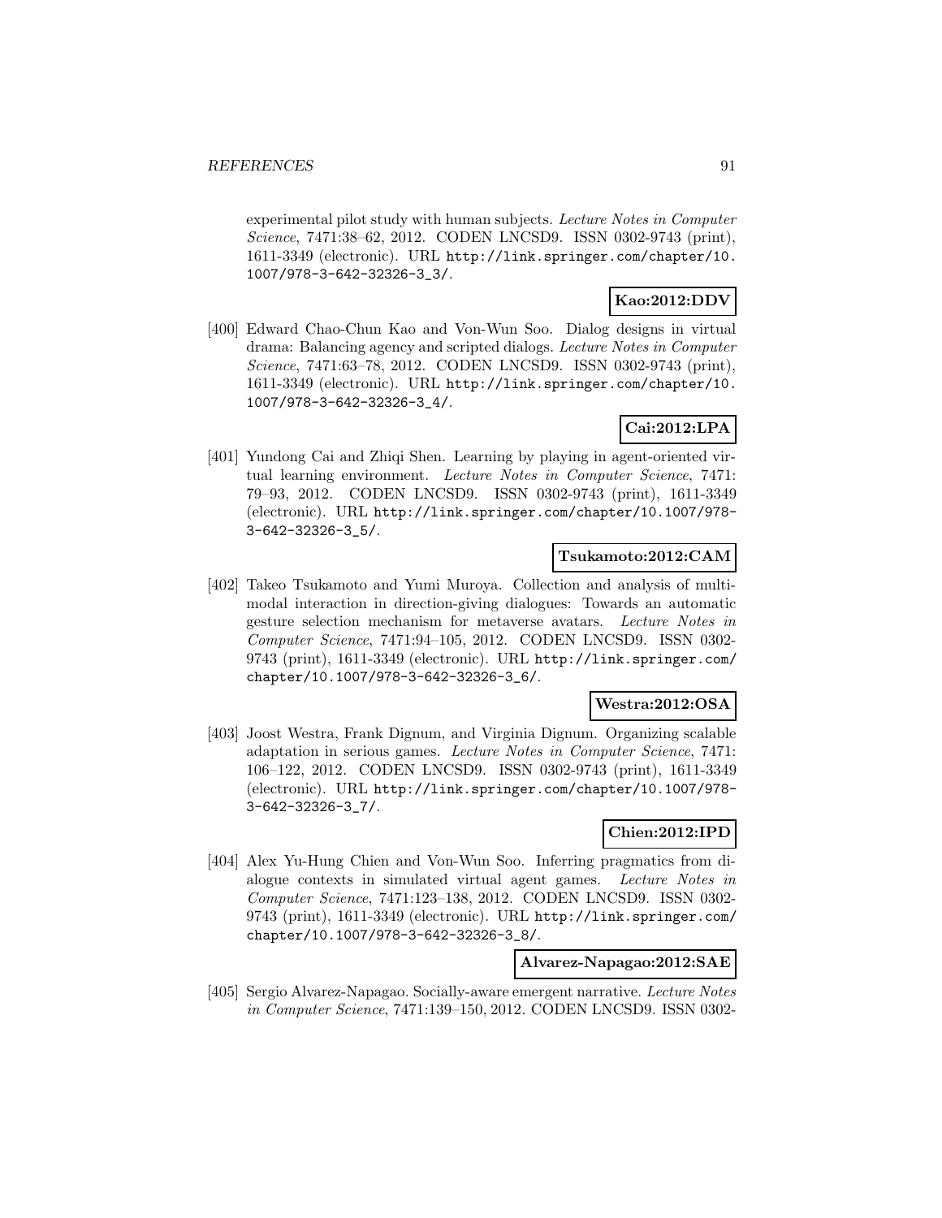experimental pilot study with human subjects. *Lecture Notes in Computer Science*, 7471:38–62, 2012. CODEN LNCSD9. ISSN 0302-9743 (print), 1611-3349 (electronic). URL http://link.springer.com/chapter/10.1007/978-3-642-32326-3_3/.

**Kao:2012:DDV**

[400] Edward Chao-Chun Kao and Von-Wun Soo. Dialog designs in virtual drama: Balancing agency and scripted dialogs. *Lecture Notes in Computer Science*, 7471:63–78, 2012. CODEN LNCSD9. ISSN 0302-9743 (print), 1611-3349 (electronic). URL http://link.springer.com/chapter/10.1007/978-3-642-32326-3_4/.

**Cai:2012:LPA**

[401] Yundong Cai and Zhiqi Shen. Learning by playing in agent-oriented virtual learning environment. *Lecture Notes in Computer Science*, 7471: 79–93, 2012. CODEN LNCSD9. ISSN 0302-9743 (print), 1611-3349 (electronic). URL http://link.springer.com/chapter/10.1007/978-3-642-32326-3_5/.

**Tsukamoto:2012:CAM**

[402] Takeo Tsukamoto and Yumi Muroya. Collection and analysis of multimodal interaction in direction-giving dialogues: Towards an automatic gesture selection mechanism for metaverse avatars. *Lecture Notes in Computer Science*, 7471:94–105, 2012. CODEN LNCSD9. ISSN 0302-9743 (print), 1611-3349 (electronic). URL http://link.springer.com/chapter/10.1007/978-3-642-32326-3_6/.

**Westra:2012:OSA**

[403] Joost Westra, Frank Dignum, and Virginia Dignum. Organizing scalable adaptation in serious games. *Lecture Notes in Computer Science*, 7471: 106–122, 2012. CODEN LNCSD9. ISSN 0302-9743 (print), 1611-3349 (electronic). URL http://link.springer.com/chapter/10.1007/978-3-642-32326-3_7/.

**Chien:2012:IPD**

[404] Alex Yu-Hung Chien and Von-Wun Soo. Inferring pragmatics from dialogue contexts in simulated virtual agent games. *Lecture Notes in Computer Science*, 7471:123–138, 2012. CODEN LNCSD9. ISSN 0302-9743 (print), 1611-3349 (electronic). URL http://link.springer.com/chapter/10.1007/978-3-642-32326-3_8/.

**Alvarez-Napagao:2012:SAE**

[405] Sergio Alvarez-Napagao. Socially-aware emergent narrative. *Lecture Notes in Computer Science*, 7471:139–150, 2012. CODEN LNCSD9. ISSN 0302-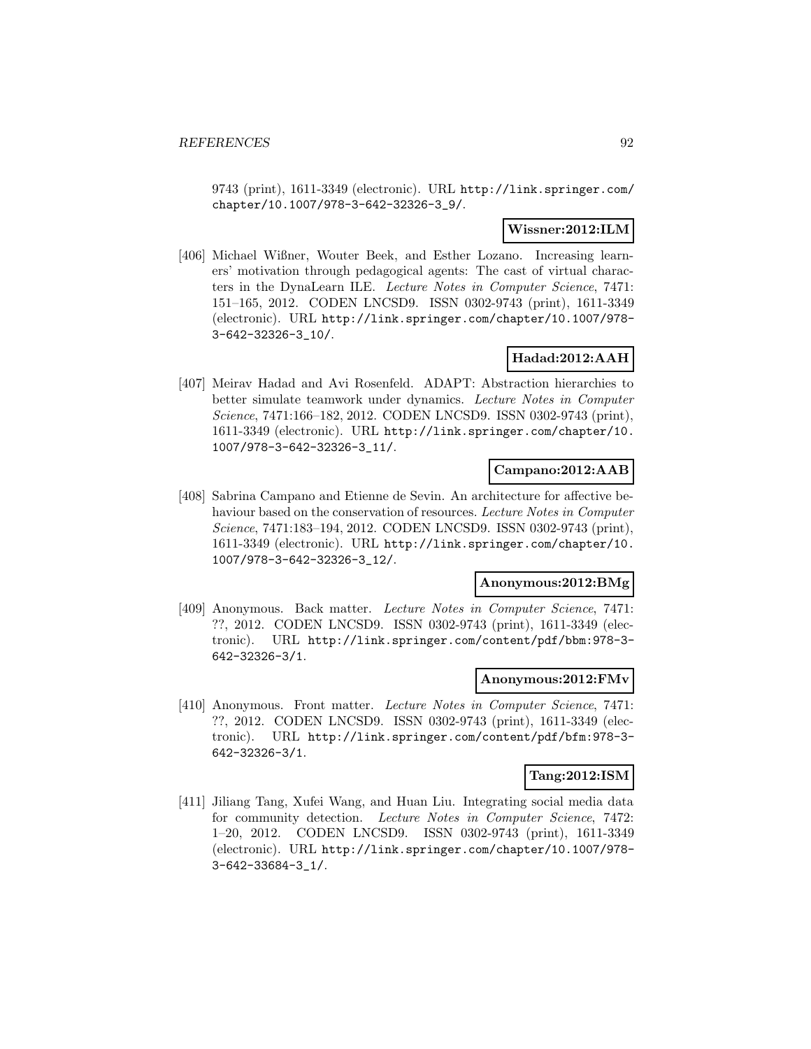9743 (print), 1611-3349 (electronic). URL http://link.springer.com/chapter/10.1007/978-3-642-32326-3_9/.

**Wissner:2012:ILM**

[406] Michael Wißner, Wouter Beek, and Esther Lozano. Increasing learners' motivation through pedagogical agents: The cast of virtual characters in the DynaLearn ILE. *Lecture Notes in Computer Science*, 7471: 151–165, 2012. CODEN LNCSD9. ISSN 0302-9743 (print), 1611-3349 (electronic). URL http://link.springer.com/chapter/10.1007/978-3-642-32326-3_10/.

**Hadad:2012:AAH**

[407] Meirav Hadad and Avi Rosenfeld. ADAPT: Abstraction hierarchies to better simulate teamwork under dynamics. *Lecture Notes in Computer Science*, 7471:166–182, 2012. CODEN LNCSD9. ISSN 0302-9743 (print), 1611-3349 (electronic). URL http://link.springer.com/chapter/10.1007/978-3-642-32326-3_11/.

**Campano:2012:AAB**

[408] Sabrina Campano and Etienne de Sevin. An architecture for affective behaviour based on the conservation of resources. *Lecture Notes in Computer Science*, 7471:183–194, 2012. CODEN LNCSD9. ISSN 0302-9743 (print), 1611-3349 (electronic). URL http://link.springer.com/chapter/10.1007/978-3-642-32326-3_12/.

**Anonymous:2012:BMg**

[409] Anonymous. Back matter. *Lecture Notes in Computer Science*, 7471: ??, 2012. CODEN LNCSD9. ISSN 0302-9743 (print), 1611-3349 (electronic). URL http://link.springer.com/content/pdf/bbm:978-3-642-32326-3/1.

**Anonymous:2012:FMv**

[410] Anonymous. Front matter. *Lecture Notes in Computer Science*, 7471: ??, 2012. CODEN LNCSD9. ISSN 0302-9743 (print), 1611-3349 (electronic). URL http://link.springer.com/content/pdf/bfm:978-3-642-32326-3/1.

**Tang:2012:ISM**

[411] Jiliang Tang, Xufei Wang, and Huan Liu. Integrating social media data for community detection. *Lecture Notes in Computer Science*, 7472: 1–20, 2012. CODEN LNCSD9. ISSN 0302-9743 (print), 1611-3349 (electronic). URL http://link.springer.com/chapter/10.1007/978-3-642-33684-3_1/.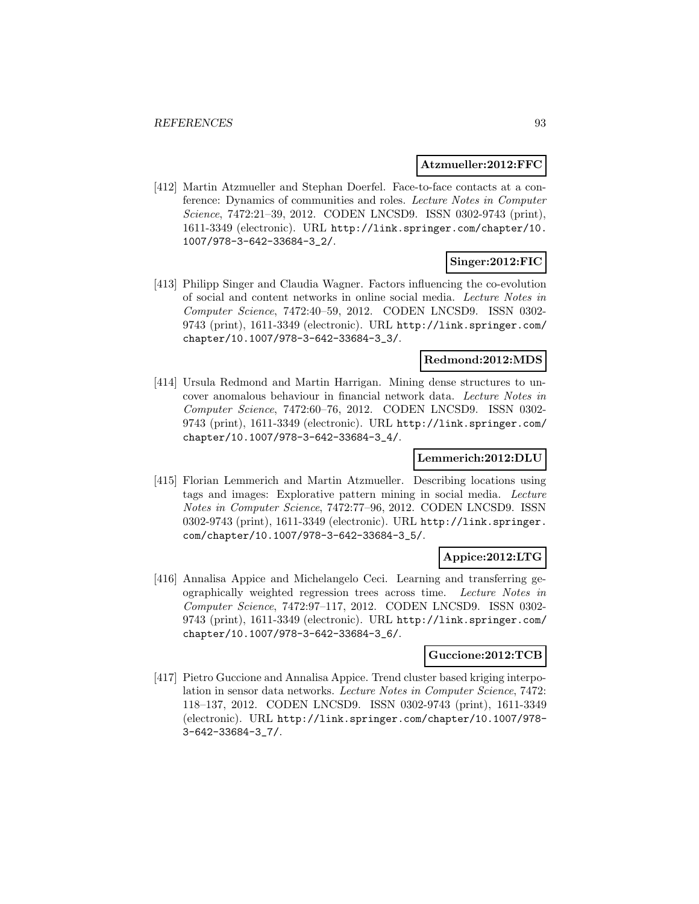**Atzmueller:2012:FFC**

[412] Martin Atzmueller and Stephan Doerfel. Face-to-face contacts at a conference: Dynamics of communities and roles. *Lecture Notes in Computer Science*, 7472:21–39, 2012. CODEN LNCSD9. ISSN 0302-9743 (print), 1611-3349 (electronic). URL http://link.springer.com/chapter/10.1007/978-3-642-33684-3_2/.

**Singer:2012:FIC**

[413] Philipp Singer and Claudia Wagner. Factors influencing the co-evolution of social and content networks in online social media. *Lecture Notes in Computer Science*, 7472:40–59, 2012. CODEN LNCSD9. ISSN 0302-9743 (print), 1611-3349 (electronic). URL http://link.springer.com/chapter/10.1007/978-3-642-33684-3_3/.

**Redmond:2012:MDS**

[414] Ursula Redmond and Martin Harrigan. Mining dense structures to uncover anomalous behaviour in financial network data. *Lecture Notes in Computer Science*, 7472:60–76, 2012. CODEN LNCSD9. ISSN 0302-9743 (print), 1611-3349 (electronic). URL http://link.springer.com/chapter/10.1007/978-3-642-33684-3_4/.

**Lemmerich:2012:DLU**

[415] Florian Lemmerich and Martin Atzmueller. Describing locations using tags and images: Explorative pattern mining in social media. *Lecture Notes in Computer Science*, 7472:77–96, 2012. CODEN LNCSD9. ISSN 0302-9743 (print), 1611-3349 (electronic). URL http://link.springer.com/chapter/10.1007/978-3-642-33684-3_5/.

**Appice:2012:LTG**

[416] Annalisa Appice and Michelangelo Ceci. Learning and transferring geographically weighted regression trees across time. *Lecture Notes in Computer Science*, 7472:97–117, 2012. CODEN LNCSD9. ISSN 0302-9743 (print), 1611-3349 (electronic). URL http://link.springer.com/chapter/10.1007/978-3-642-33684-3_6/.

**Guccione:2012:TCB**

[417] Pietro Guccione and Annalisa Appice. Trend cluster based kriging interpolation in sensor data networks. *Lecture Notes in Computer Science*, 7472:118–137, 2012. CODEN LNCSD9. ISSN 0302-9743 (print), 1611-3349 (electronic). URL http://link.springer.com/chapter/10.1007/978-3-642-33684-3_7/.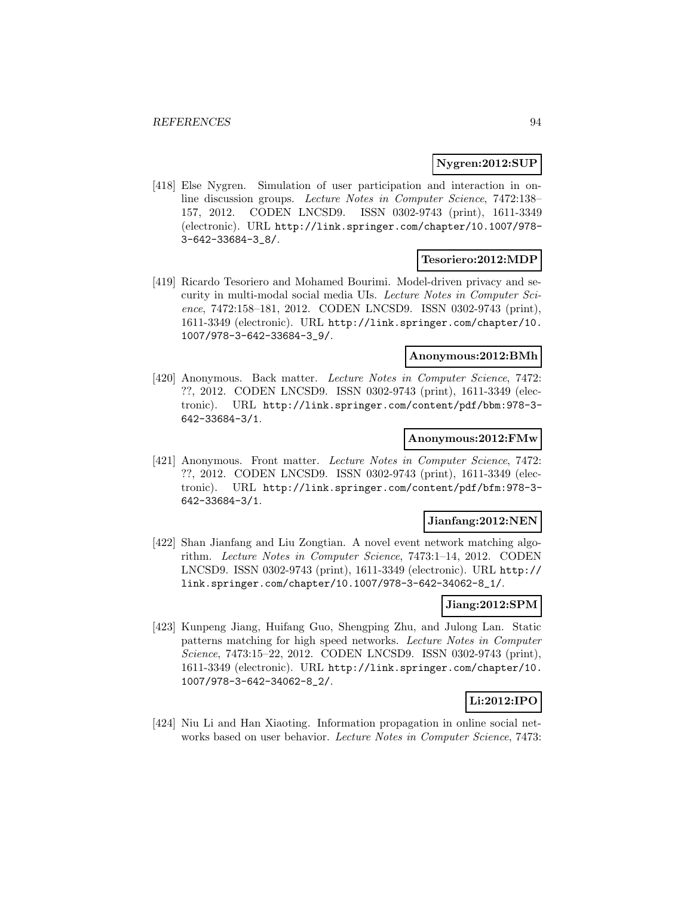**Nygren:2012:SUP**

[418] Else Nygren. Simulation of user participation and interaction in online discussion groups. *Lecture Notes in Computer Science*, 7472:138–157, 2012. CODEN LNCSD9. ISSN 0302-9743 (print), 1611-3349 (electronic). URL http://link.springer.com/chapter/10.1007/978-3-642-33684-3_8/.

**Tesoriero:2012:MDP**

[419] Ricardo Tesoriero and Mohamed Bourimi. Model-driven privacy and security in multi-modal social media UIs. *Lecture Notes in Computer Science*, 7472:158–181, 2012. CODEN LNCSD9. ISSN 0302-9743 (print), 1611-3349 (electronic). URL http://link.springer.com/chapter/10.1007/978-3-642-33684-3_9/.

**Anonymous:2012:BMh**

[420] Anonymous. Back matter. *Lecture Notes in Computer Science*, 7472: ??, 2012. CODEN LNCSD9. ISSN 0302-9743 (print), 1611-3349 (electronic). URL http://link.springer.com/content/pdf/bbm:978-3-642-33684-3/1.

**Anonymous:2012:FMw**

[421] Anonymous. Front matter. *Lecture Notes in Computer Science*, 7472: ??, 2012. CODEN LNCSD9. ISSN 0302-9743 (print), 1611-3349 (electronic). URL http://link.springer.com/content/pdf/bfm:978-3-642-33684-3/1.

**Jianfang:2012:NEN**

[422] Shan Jianfang and Liu Zongtian. A novel event network matching algorithm. *Lecture Notes in Computer Science*, 7473:1–14, 2012. CODEN LNCSD9. ISSN 0302-9743 (print), 1611-3349 (electronic). URL http://link.springer.com/chapter/10.1007/978-3-642-34062-8_1/.

**Jiang:2012:SPM**

[423] Kunpeng Jiang, Huifang Guo, Shengping Zhu, and Julong Lan. Static patterns matching for high speed networks. *Lecture Notes in Computer Science*, 7473:15–22, 2012. CODEN LNCSD9. ISSN 0302-9743 (print), 1611-3349 (electronic). URL http://link.springer.com/chapter/10.1007/978-3-642-34062-8_2/.

**Li:2012:IPO**

[424] Niu Li and Han Xiaoting. Information propagation in online social networks based on user behavior. *Lecture Notes in Computer Science*, 7473: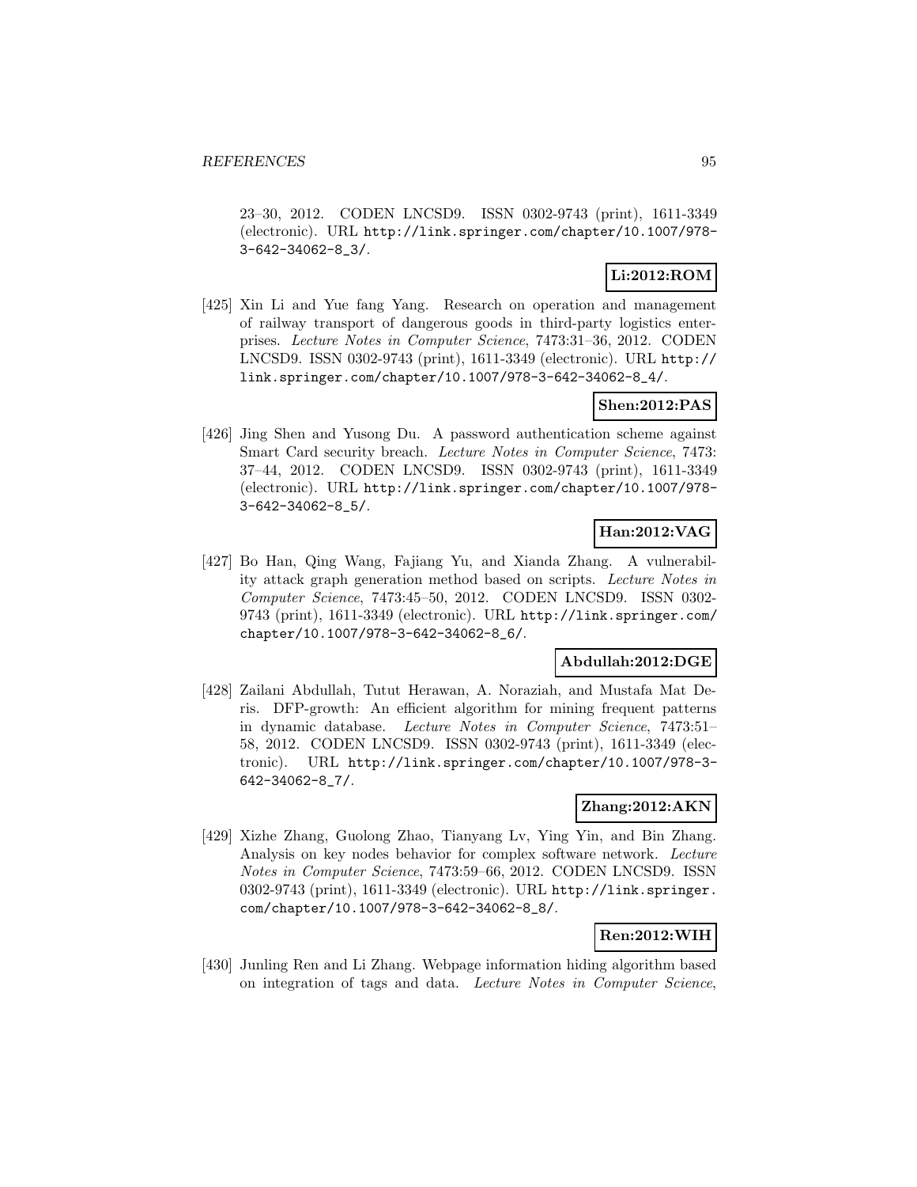23–30, 2012. CODEN LNCSD9. ISSN 0302-9743 (print), 1611-3349 (electronic). URL http://link.springer.com/chapter/10.1007/978-3-642-34062-8_3/.

**Li:2012:ROM**

[425] Xin Li and Yue fang Yang. Research on operation and management of railway transport of dangerous goods in third-party logistics enterprises. *Lecture Notes in Computer Science*, 7473:31–36, 2012. CODEN LNCSD9. ISSN 0302-9743 (print), 1611-3349 (electronic). URL http://link.springer.com/chapter/10.1007/978-3-642-34062-8_4/.

**Shen:2012:PAS**

[426] Jing Shen and Yusong Du. A password authentication scheme against Smart Card security breach. *Lecture Notes in Computer Science*, 7473: 37–44, 2012. CODEN LNCSD9. ISSN 0302-9743 (print), 1611-3349 (electronic). URL http://link.springer.com/chapter/10.1007/978-3-642-34062-8_5/.

**Han:2012:VAG**

[427] Bo Han, Qing Wang, Fajiang Yu, and Xianda Zhang. A vulnerability attack graph generation method based on scripts. *Lecture Notes in Computer Science*, 7473:45–50, 2012. CODEN LNCSD9. ISSN 0302-9743 (print), 1611-3349 (electronic). URL http://link.springer.com/chapter/10.1007/978-3-642-34062-8_6/.

**Abdullah:2012:DGE**

[428] Zailani Abdullah, Tutut Herawan, A. Noraziah, and Mustafa Mat Deris. DFP-growth: An efficient algorithm for mining frequent patterns in dynamic database. *Lecture Notes in Computer Science*, 7473:51–58, 2012. CODEN LNCSD9. ISSN 0302-9743 (print), 1611-3349 (electronic). URL http://link.springer.com/chapter/10.1007/978-3-642-34062-8_7/.

**Zhang:2012:AKN**

[429] Xizhe Zhang, Guolong Zhao, Tianyang Lv, Ying Yin, and Bin Zhang. Analysis on key nodes behavior for complex software network. *Lecture Notes in Computer Science*, 7473:59–66, 2012. CODEN LNCSD9. ISSN 0302-9743 (print), 1611-3349 (electronic). URL http://link.springer.com/chapter/10.1007/978-3-642-34062-8_8/.

**Ren:2012:WIH**

[430] Junling Ren and Li Zhang. Webpage information hiding algorithm based on integration of tags and data. *Lecture Notes in Computer Science*,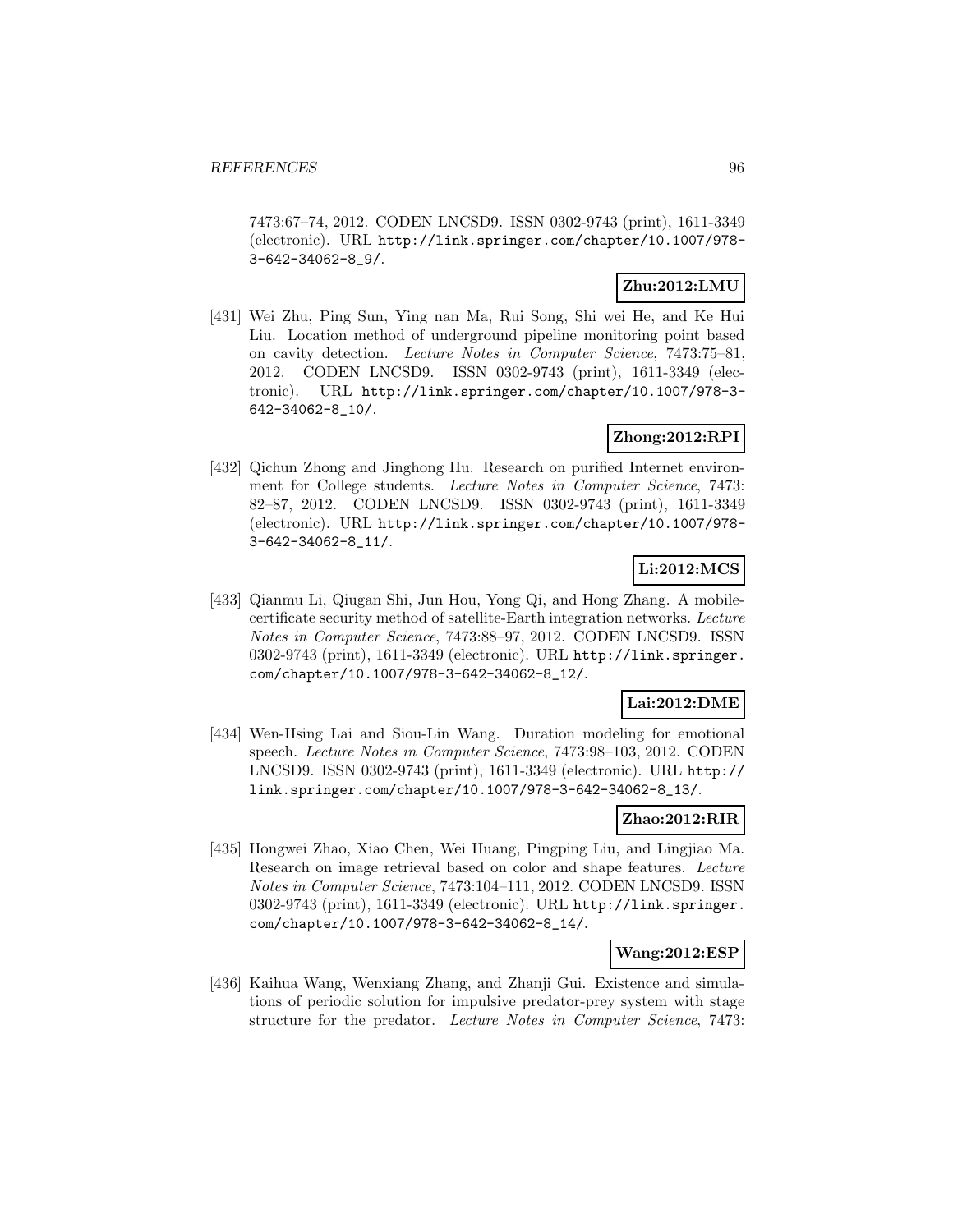7473:67–74, 2012. CODEN LNCSD9. ISSN 0302-9743 (print), 1611-3349 (electronic). URL http://link.springer.com/chapter/10.1007/978-3-642-34062-8_9/.

**Zhu:2012:LMU**

[431] Wei Zhu, Ping Sun, Ying nan Ma, Rui Song, Shi wei He, and Ke Hui Liu. Location method of underground pipeline monitoring point based on cavity detection. *Lecture Notes in Computer Science*, 7473:75–81, 2012. CODEN LNCSD9. ISSN 0302-9743 (print), 1611-3349 (electronic). URL http://link.springer.com/chapter/10.1007/978-3-642-34062-8_10/.

**Zhong:2012:RPI**

[432] Qichun Zhong and Jinghong Hu. Research on purified Internet environment for College students. *Lecture Notes in Computer Science*, 7473: 82–87, 2012. CODEN LNCSD9. ISSN 0302-9743 (print), 1611-3349 (electronic). URL http://link.springer.com/chapter/10.1007/978-3-642-34062-8_11/.

**Li:2012:MCS**

[433] Qianmu Li, Qiugan Shi, Jun Hou, Yong Qi, and Hong Zhang. A mobile-certificate security method of satellite-Earth integration networks. *Lecture Notes in Computer Science*, 7473:88–97, 2012. CODEN LNCSD9. ISSN 0302-9743 (print), 1611-3349 (electronic). URL http://link.springer.com/chapter/10.1007/978-3-642-34062-8_12/.

**Lai:2012:DME**

[434] Wen-Hsing Lai and Siou-Lin Wang. Duration modeling for emotional speech. *Lecture Notes in Computer Science*, 7473:98–103, 2012. CODEN LNCSD9. ISSN 0302-9743 (print), 1611-3349 (electronic). URL http://link.springer.com/chapter/10.1007/978-3-642-34062-8_13/.

**Zhao:2012:RIR**

[435] Hongwei Zhao, Xiao Chen, Wei Huang, Pingping Liu, and Lingjiao Ma. Research on image retrieval based on color and shape features. *Lecture Notes in Computer Science*, 7473:104–111, 2012. CODEN LNCSD9. ISSN 0302-9743 (print), 1611-3349 (electronic). URL http://link.springer.com/chapter/10.1007/978-3-642-34062-8_14/.

**Wang:2012:ESP**

[436] Kaihua Wang, Wenxiang Zhang, and Zhanji Gui. Existence and simulations of periodic solution for impulsive predator-prey system with stage structure for the predator. *Lecture Notes in Computer Science*, 7473: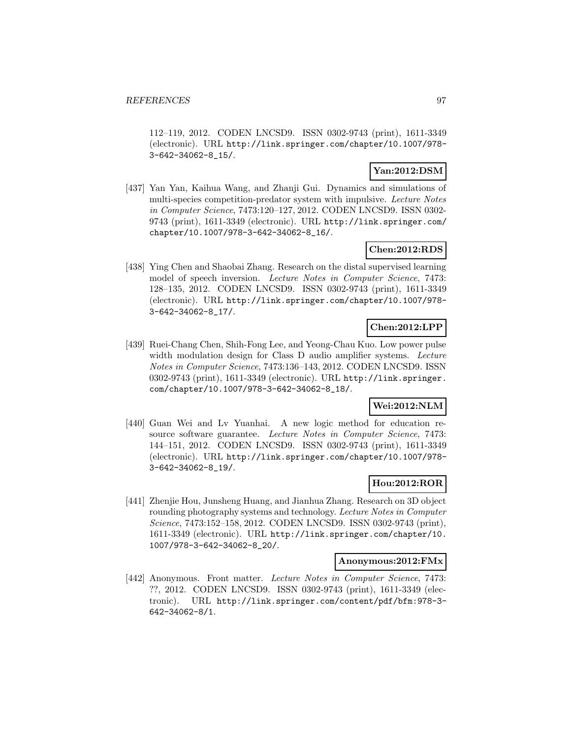112–119, 2012. CODEN LNCSD9. ISSN 0302-9743 (print), 1611-3349 (electronic). URL http://link.springer.com/chapter/10.1007/978-3-642-34062-8_15/.

**Yan:2012:DSM**

[437] Yan Yan, Kaihua Wang, and Zhanji Gui. Dynamics and simulations of multi-species competition-predator system with impulsive. *Lecture Notes in Computer Science*, 7473:120–127, 2012. CODEN LNCSD9. ISSN 0302-9743 (print), 1611-3349 (electronic). URL http://link.springer.com/chapter/10.1007/978-3-642-34062-8_16/.

**Chen:2012:RDS**

[438] Ying Chen and Shaobai Zhang. Research on the distal supervised learning model of speech inversion. *Lecture Notes in Computer Science*, 7473: 128–135, 2012. CODEN LNCSD9. ISSN 0302-9743 (print), 1611-3349 (electronic). URL http://link.springer.com/chapter/10.1007/978-3-642-34062-8_17/.

**Chen:2012:LPP**

[439] Ruei-Chang Chen, Shih-Fong Lee, and Yeong-Chau Kuo. Low power pulse width modulation design for Class D audio amplifier systems. *Lecture Notes in Computer Science*, 7473:136–143, 2012. CODEN LNCSD9. ISSN 0302-9743 (print), 1611-3349 (electronic). URL http://link.springer.com/chapter/10.1007/978-3-642-34062-8_18/.

**Wei:2012:NLM**

[440] Guan Wei and Lv Yuanhai. A new logic method for education resource software guarantee. *Lecture Notes in Computer Science*, 7473: 144–151, 2012. CODEN LNCSD9. ISSN 0302-9743 (print), 1611-3349 (electronic). URL http://link.springer.com/chapter/10.1007/978-3-642-34062-8_19/.

**Hou:2012:ROR**

[441] Zhenjie Hou, Junsheng Huang, and Jianhua Zhang. Research on 3D object rounding photography systems and technology. *Lecture Notes in Computer Science*, 7473:152–158, 2012. CODEN LNCSD9. ISSN 0302-9743 (print), 1611-3349 (electronic). URL http://link.springer.com/chapter/10.1007/978-3-642-34062-8_20/.

**Anonymous:2012:FMx**

[442] Anonymous. Front matter. *Lecture Notes in Computer Science*, 7473: ??, 2012. CODEN LNCSD9. ISSN 0302-9743 (print), 1611-3349 (electronic). URL http://link.springer.com/content/pdf/bfm:978-3-642-34062-8/1.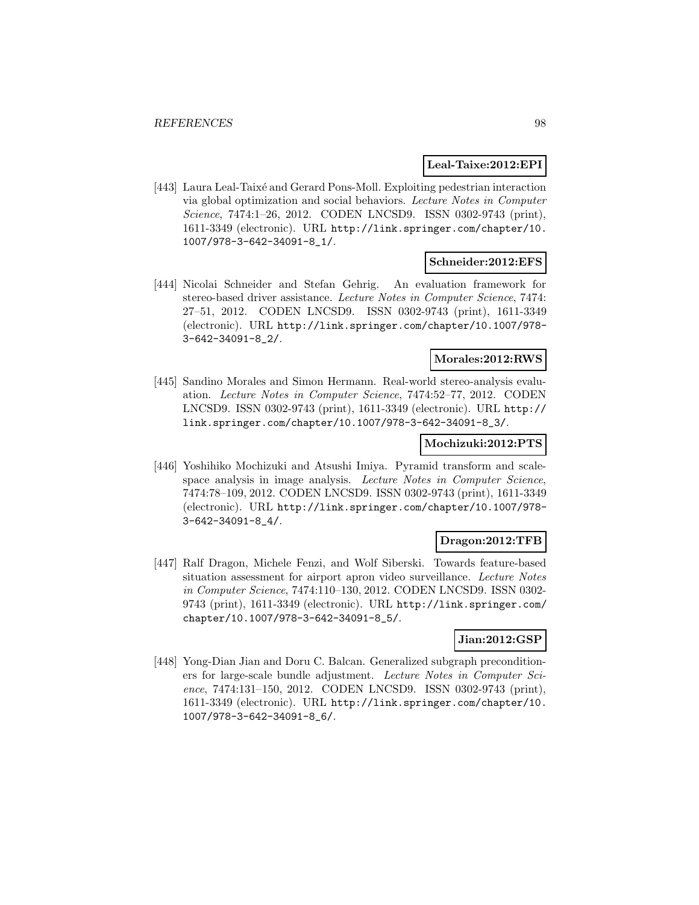**Leal-Taixe:2012:EPI**

[443] Laura Leal-Taixé and Gerard Pons-Moll. Exploiting pedestrian interaction via global optimization and social behaviors. *Lecture Notes in Computer Science*, 7474:1–26, 2012. CODEN LNCSD9. ISSN 0302-9743 (print), 1611-3349 (electronic). URL http://link.springer.com/chapter/10.1007/978-3-642-34091-8_1/.

**Schneider:2012:EFS**

[444] Nicolai Schneider and Stefan Gehrig. An evaluation framework for stereo-based driver assistance. *Lecture Notes in Computer Science*, 7474: 27–51, 2012. CODEN LNCSD9. ISSN 0302-9743 (print), 1611-3349 (electronic). URL http://link.springer.com/chapter/10.1007/978-3-642-34091-8_2/.

**Morales:2012:RWS**

[445] Sandino Morales and Simon Hermann. Real-world stereo-analysis evaluation. *Lecture Notes in Computer Science*, 7474:52–77, 2012. CODEN LNCSD9. ISSN 0302-9743 (print), 1611-3349 (electronic). URL http://link.springer.com/chapter/10.1007/978-3-642-34091-8_3/.

**Mochizuki:2012:PTS**

[446] Yoshihiko Mochizuki and Atsushi Imiya. Pyramid transform and scale-space analysis in image analysis. *Lecture Notes in Computer Science*, 7474:78–109, 2012. CODEN LNCSD9. ISSN 0302-9743 (print), 1611-3349 (electronic). URL http://link.springer.com/chapter/10.1007/978-3-642-34091-8_4/.

**Dragon:2012:TFB**

[447] Ralf Dragon, Michele Fenzi, and Wolf Siberski. Towards feature-based situation assessment for airport apron video surveillance. *Lecture Notes in Computer Science*, 7474:110–130, 2012. CODEN LNCSD9. ISSN 0302-9743 (print), 1611-3349 (electronic). URL http://link.springer.com/chapter/10.1007/978-3-642-34091-8_5/.

**Jian:2012:GSP**

[448] Yong-Dian Jian and Doru C. Balcan. Generalized subgraph preconditioners for large-scale bundle adjustment. *Lecture Notes in Computer Science*, 7474:131–150, 2012. CODEN LNCSD9. ISSN 0302-9743 (print), 1611-3349 (electronic). URL http://link.springer.com/chapter/10.1007/978-3-642-34091-8_6/.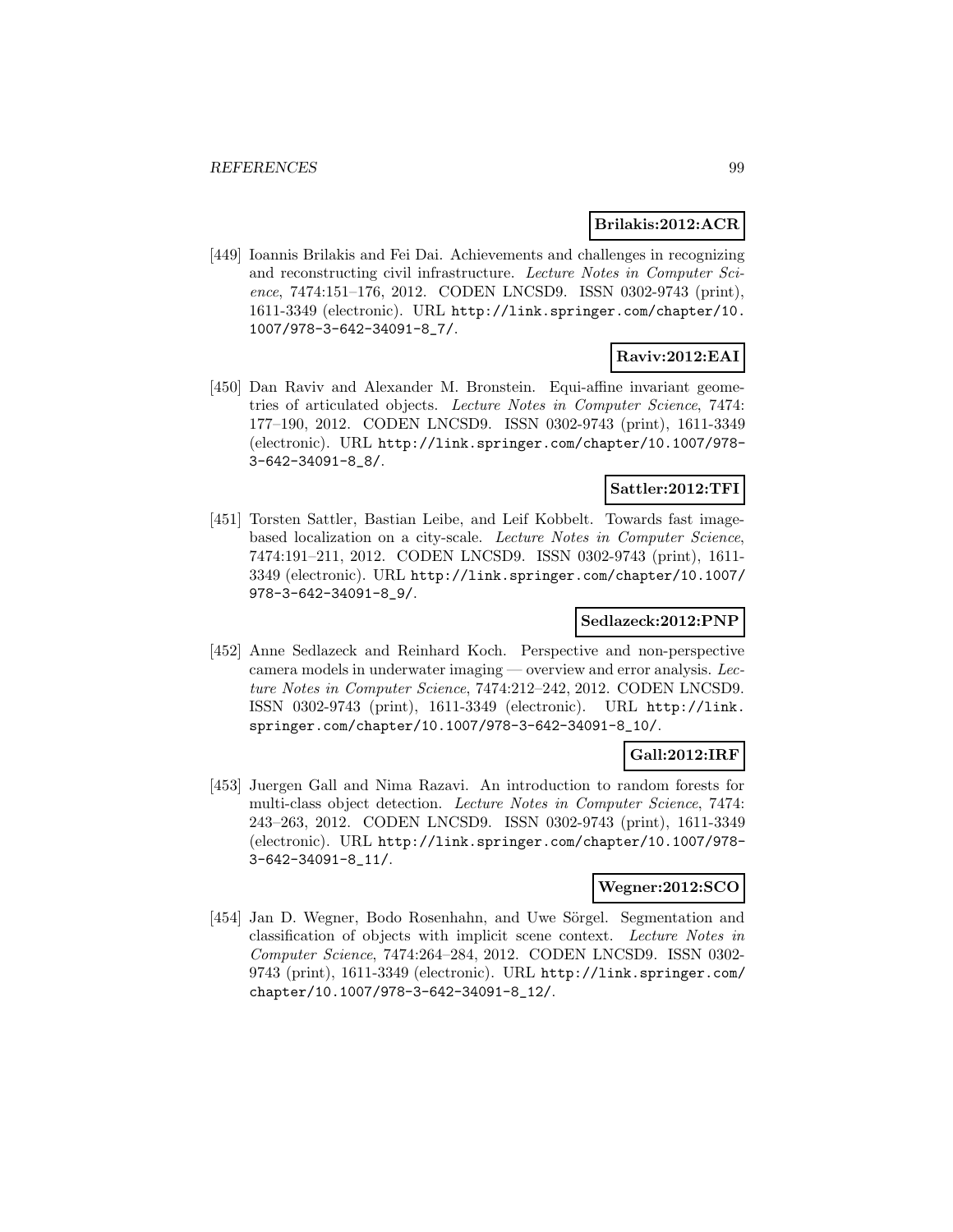**Brilakis:2012:ACR**

[449] Ioannis Brilakis and Fei Dai. Achievements and challenges in recognizing and reconstructing civil infrastructure. *Lecture Notes in Computer Science*, 7474:151–176, 2012. CODEN LNCSD9. ISSN 0302-9743 (print), 1611-3349 (electronic). URL http://link.springer.com/chapter/10.1007/978-3-642-34091-8_7/.

**Raviv:2012:EAI**

[450] Dan Raviv and Alexander M. Bronstein. Equi-affine invariant geometries of articulated objects. *Lecture Notes in Computer Science*, 7474:177–190, 2012. CODEN LNCSD9. ISSN 0302-9743 (print), 1611-3349 (electronic). URL http://link.springer.com/chapter/10.1007/978-3-642-34091-8_8/.

**Sattler:2012:TFI**

[451] Torsten Sattler, Bastian Leibe, and Leif Kobbelt. Towards fast image-based localization on a city-scale. *Lecture Notes in Computer Science*, 7474:191–211, 2012. CODEN LNCSD9. ISSN 0302-9743 (print), 1611-3349 (electronic). URL http://link.springer.com/chapter/10.1007/978-3-642-34091-8_9/.

**Sedlazeck:2012:PNP**

[452] Anne Sedlazeck and Reinhard Koch. Perspective and non-perspective camera models in underwater imaging — overview and error analysis. *Lecture Notes in Computer Science*, 7474:212–242, 2012. CODEN LNCSD9. ISSN 0302-9743 (print), 1611-3349 (electronic). URL http://link.springer.com/chapter/10.1007/978-3-642-34091-8_10/.

**Gall:2012:IRF**

[453] Juergen Gall and Nima Razavi. An introduction to random forests for multi-class object detection. *Lecture Notes in Computer Science*, 7474:243–263, 2012. CODEN LNCSD9. ISSN 0302-9743 (print), 1611-3349 (electronic). URL http://link.springer.com/chapter/10.1007/978-3-642-34091-8_11/.

**Wegner:2012:SCO**

[454] Jan D. Wegner, Bodo Rosenhahn, and Uwe Sörgel. Segmentation and classification of objects with implicit scene context. *Lecture Notes in Computer Science*, 7474:264–284, 2012. CODEN LNCSD9. ISSN 0302-9743 (print), 1611-3349 (electronic). URL http://link.springer.com/chapter/10.1007/978-3-642-34091-8_12/.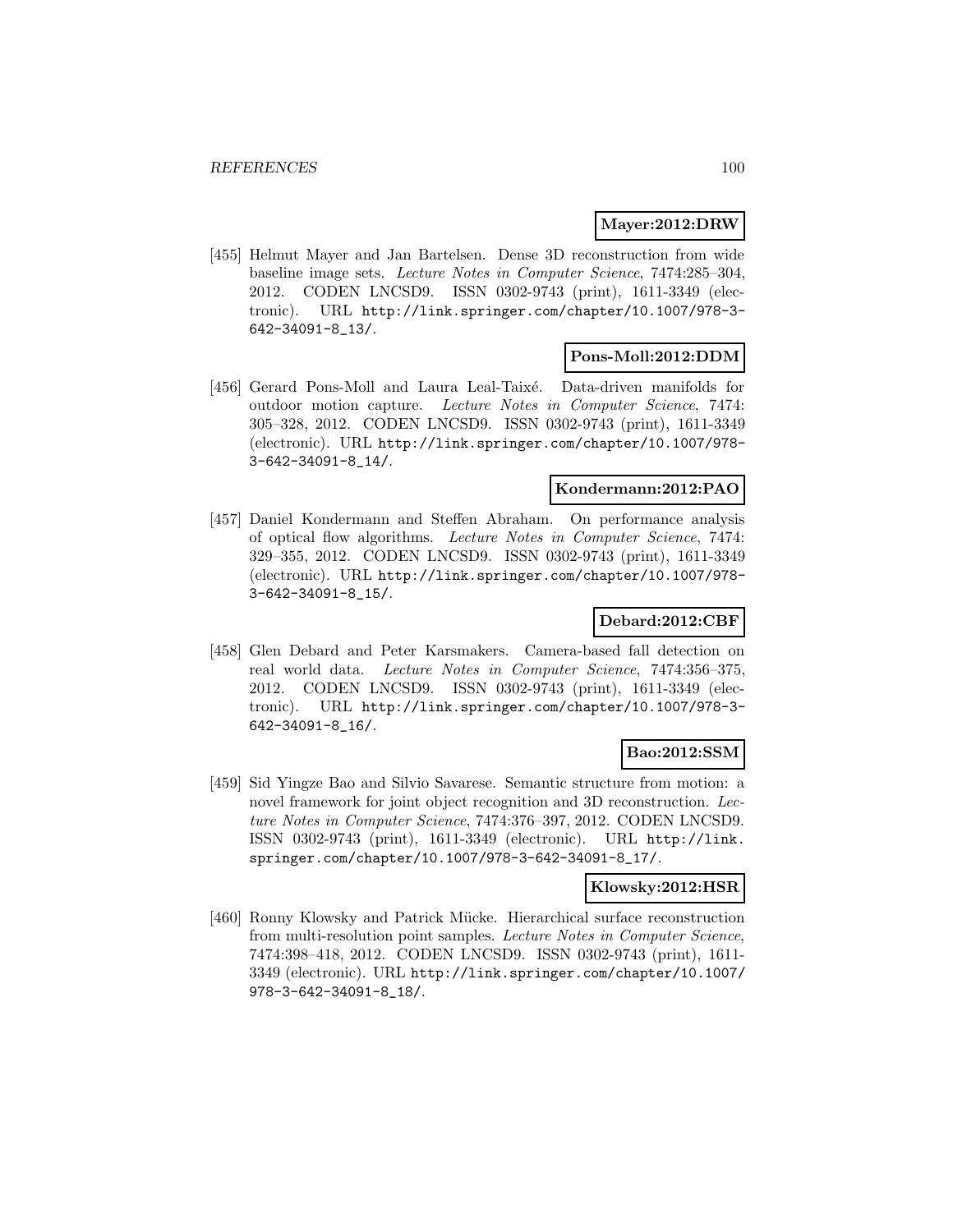**Mayer:2012:DRW**

[455] Helmut Mayer and Jan Bartelsen. Dense 3D reconstruction from wide baseline image sets. *Lecture Notes in Computer Science*, 7474:285–304, 2012. CODEN LNCSD9. ISSN 0302-9743 (print), 1611-3349 (electronic). URL http://link.springer.com/chapter/10.1007/978-3-642-34091-8_13/.

**Pons-Moll:2012:DDM**

[456] Gerard Pons-Moll and Laura Leal-Taixé. Data-driven manifolds for outdoor motion capture. *Lecture Notes in Computer Science*, 7474: 305–328, 2012. CODEN LNCSD9. ISSN 0302-9743 (print), 1611-3349 (electronic). URL http://link.springer.com/chapter/10.1007/978-3-642-34091-8_14/.

**Kondermann:2012:PAO**

[457] Daniel Kondermann and Steffen Abraham. On performance analysis of optical flow algorithms. *Lecture Notes in Computer Science*, 7474: 329–355, 2012. CODEN LNCSD9. ISSN 0302-9743 (print), 1611-3349 (electronic). URL http://link.springer.com/chapter/10.1007/978-3-642-34091-8_15/.

**Debard:2012:CBF**

[458] Glen Debard and Peter Karsmakers. Camera-based fall detection on real world data. *Lecture Notes in Computer Science*, 7474:356–375, 2012. CODEN LNCSD9. ISSN 0302-9743 (print), 1611-3349 (electronic). URL http://link.springer.com/chapter/10.1007/978-3-642-34091-8_16/.

**Bao:2012:SSM**

[459] Sid Yingze Bao and Silvio Savarese. Semantic structure from motion: a novel framework for joint object recognition and 3D reconstruction. *Lecture Notes in Computer Science*, 7474:376–397, 2012. CODEN LNCSD9. ISSN 0302-9743 (print), 1611-3349 (electronic). URL http://link.springer.com/chapter/10.1007/978-3-642-34091-8_17/.

**Klowsky:2012:HSR**

[460] Ronny Klowsky and Patrick Mücke. Hierarchical surface reconstruction from multi-resolution point samples. *Lecture Notes in Computer Science*, 7474:398–418, 2012. CODEN LNCSD9. ISSN 0302-9743 (print), 1611-3349 (electronic). URL http://link.springer.com/chapter/10.1007/978-3-642-34091-8_18/.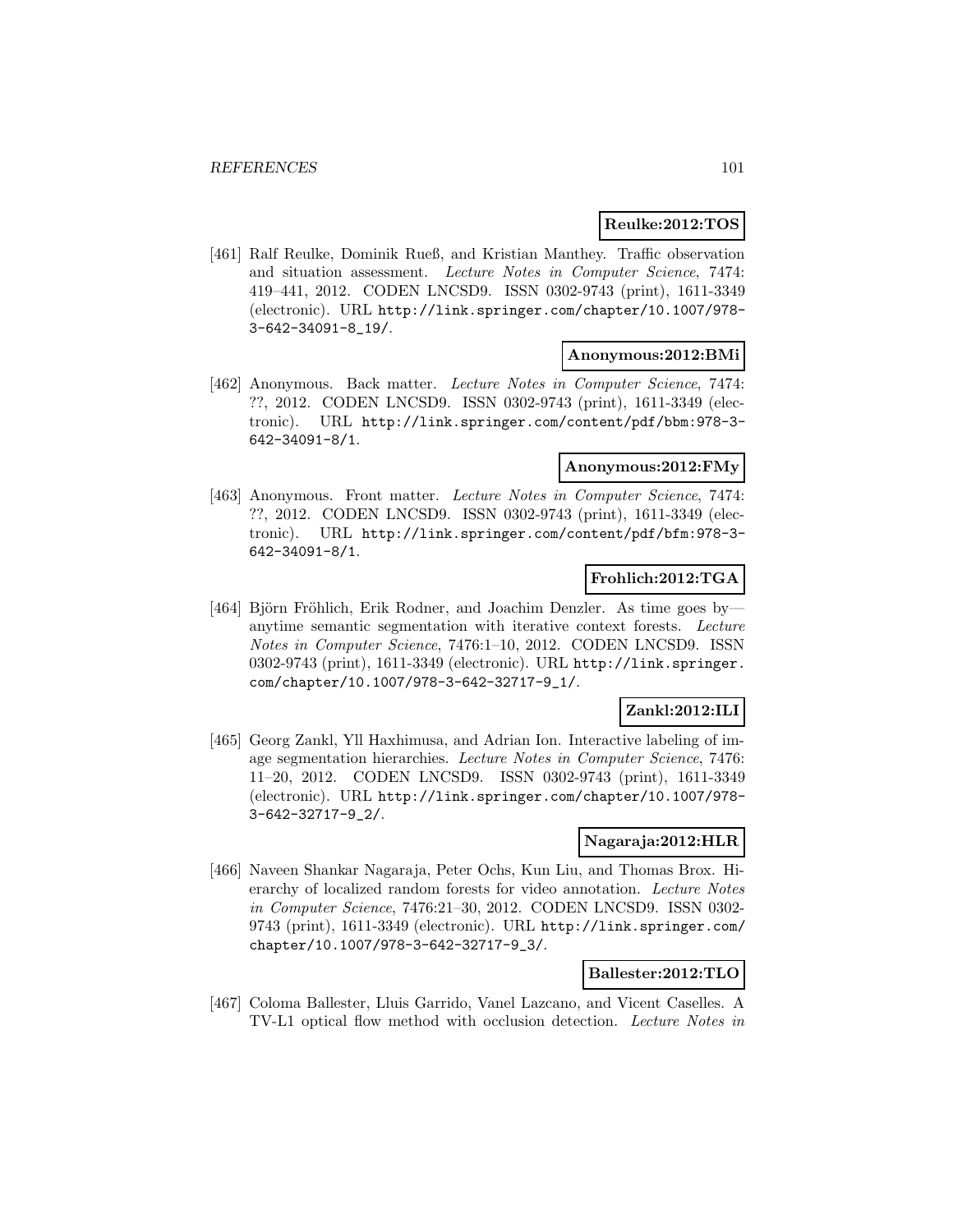**Reulke:2012:TOS**

[461] Ralf Reulke, Dominik Rueß, and Kristian Manthey. Traffic observation and situation assessment. *Lecture Notes in Computer Science*, 7474: 419–441, 2012. CODEN LNCSD9. ISSN 0302-9743 (print), 1611-3349 (electronic). URL http://link.springer.com/chapter/10.1007/978-3-642-34091-8_19/.

**Anonymous:2012:BMi**

[462] Anonymous. Back matter. *Lecture Notes in Computer Science*, 7474: ??, 2012. CODEN LNCSD9. ISSN 0302-9743 (print), 1611-3349 (electronic). URL http://link.springer.com/content/pdf/bbm:978-3-642-34091-8/1.

**Anonymous:2012:FMy**

[463] Anonymous. Front matter. *Lecture Notes in Computer Science*, 7474: ??, 2012. CODEN LNCSD9. ISSN 0302-9743 (print), 1611-3349 (electronic). URL http://link.springer.com/content/pdf/bfm:978-3-642-34091-8/1.

**Frohlich:2012:TGA**

[464] Björn Fröhlich, Erik Rodner, and Joachim Denzler. As time goes by—anytime semantic segmentation with iterative context forests. *Lecture Notes in Computer Science*, 7476:1–10, 2012. CODEN LNCSD9. ISSN 0302-9743 (print), 1611-3349 (electronic). URL http://link.springer.com/chapter/10.1007/978-3-642-32717-9_1/.

**Zankl:2012:ILI**

[465] Georg Zankl, Yll Haxhimusa, and Adrian Ion. Interactive labeling of image segmentation hierarchies. *Lecture Notes in Computer Science*, 7476: 11–20, 2012. CODEN LNCSD9. ISSN 0302-9743 (print), 1611-3349 (electronic). URL http://link.springer.com/chapter/10.1007/978-3-642-32717-9_2/.

**Nagaraja:2012:HLR**

[466] Naveen Shankar Nagaraja, Peter Ochs, Kun Liu, and Thomas Brox. Hierarchy of localized random forests for video annotation. *Lecture Notes in Computer Science*, 7476:21–30, 2012. CODEN LNCSD9. ISSN 0302-9743 (print), 1611-3349 (electronic). URL http://link.springer.com/chapter/10.1007/978-3-642-32717-9_3/.

**Ballester:2012:TLO**

[467] Coloma Ballester, Lluis Garrido, Vanel Lazcano, and Vicent Caselles. A TV-L1 optical flow method with occlusion detection. *Lecture Notes in*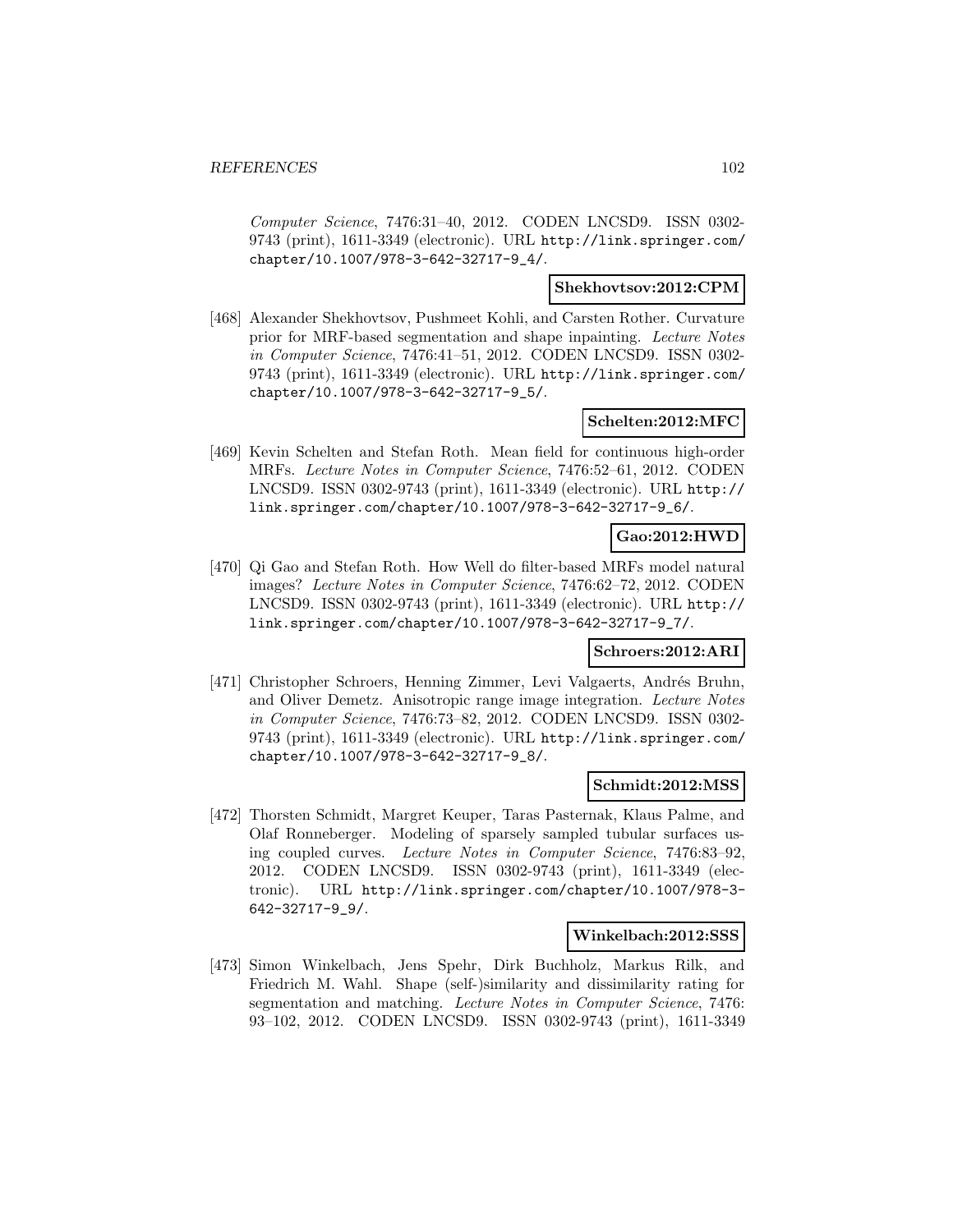*Computer Science*, 7476:31–40, 2012. CODEN LNCSD9. ISSN 0302-9743 (print), 1611-3349 (electronic). URL http://link.springer.com/chapter/10.1007/978-3-642-32717-9_4/.

**Shekhovtsov:2012:CPM**

[468] Alexander Shekhovtsov, Pushmeet Kohli, and Carsten Rother. Curvature prior for MRF-based segmentation and shape inpainting. *Lecture Notes in Computer Science*, 7476:41–51, 2012. CODEN LNCSD9. ISSN 0302-9743 (print), 1611-3349 (electronic). URL http://link.springer.com/chapter/10.1007/978-3-642-32717-9_5/.

**Schelten:2012:MFC**

[469] Kevin Schelten and Stefan Roth. Mean field for continuous high-order MRFs. *Lecture Notes in Computer Science*, 7476:52–61, 2012. CODEN LNCSD9. ISSN 0302-9743 (print), 1611-3349 (electronic). URL http://link.springer.com/chapter/10.1007/978-3-642-32717-9_6/.

**Gao:2012:HWD**

[470] Qi Gao and Stefan Roth. How Well do filter-based MRFs model natural images? *Lecture Notes in Computer Science*, 7476:62–72, 2012. CODEN LNCSD9. ISSN 0302-9743 (print), 1611-3349 (electronic). URL http://link.springer.com/chapter/10.1007/978-3-642-32717-9_7/.

**Schroers:2012:ARI**

[471] Christopher Schroers, Henning Zimmer, Levi Valgaerts, Andrés Bruhn, and Oliver Demetz. Anisotropic range image integration. *Lecture Notes in Computer Science*, 7476:73–82, 2012. CODEN LNCSD9. ISSN 0302-9743 (print), 1611-3349 (electronic). URL http://link.springer.com/chapter/10.1007/978-3-642-32717-9_8/.

**Schmidt:2012:MSS**

[472] Thorsten Schmidt, Margret Keuper, Taras Pasternak, Klaus Palme, and Olaf Ronneberger. Modeling of sparsely sampled tubular surfaces using coupled curves. *Lecture Notes in Computer Science*, 7476:83–92, 2012. CODEN LNCSD9. ISSN 0302-9743 (print), 1611-3349 (electronic). URL http://link.springer.com/chapter/10.1007/978-3-642-32717-9_9/.

**Winkelbach:2012:SSS**

[473] Simon Winkelbach, Jens Spehr, Dirk Buchholz, Markus Rilk, and Friedrich M. Wahl. Shape (self-)similarity and dissimilarity rating for segmentation and matching. *Lecture Notes in Computer Science*, 7476:93–102, 2012. CODEN LNCSD9. ISSN 0302-9743 (print), 1611-3349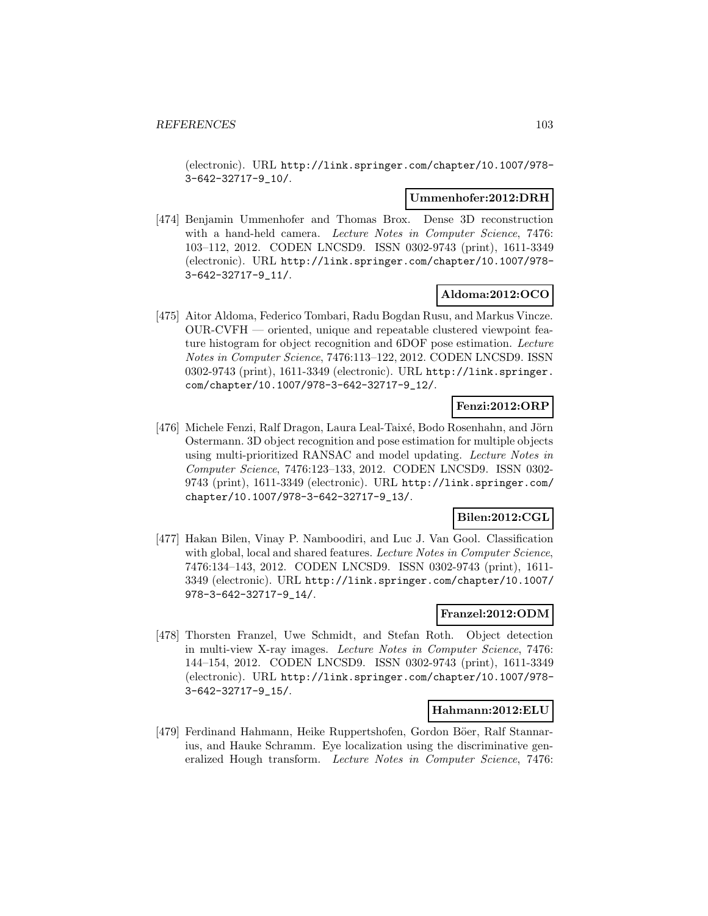(electronic). URL http://link.springer.com/chapter/10.1007/978-3-642-32717-9_10/.

**Ummenhofer:2012:DRH**

[474] Benjamin Ummenhofer and Thomas Brox. Dense 3D reconstruction with a hand-held camera. *Lecture Notes in Computer Science*, 7476: 103–112, 2012. CODEN LNCSD9. ISSN 0302-9743 (print), 1611-3349 (electronic). URL http://link.springer.com/chapter/10.1007/978-3-642-32717-9_11/.

**Aldoma:2012:OCO**

[475] Aitor Aldoma, Federico Tombari, Radu Bogdan Rusu, and Markus Vincze. OUR-CVFH — oriented, unique and repeatable clustered viewpoint feature histogram for object recognition and 6DOF pose estimation. *Lecture Notes in Computer Science*, 7476:113–122, 2012. CODEN LNCSD9. ISSN 0302-9743 (print), 1611-3349 (electronic). URL http://link.springer.com/chapter/10.1007/978-3-642-32717-9_12/.

**Fenzi:2012:ORP**

[476] Michele Fenzi, Ralf Dragon, Laura Leal-Taixé, Bodo Rosenhahn, and Jörn Ostermann. 3D object recognition and pose estimation for multiple objects using multi-prioritized RANSAC and model updating. *Lecture Notes in Computer Science*, 7476:123–133, 2012. CODEN LNCSD9. ISSN 0302-9743 (print), 1611-3349 (electronic). URL http://link.springer.com/chapter/10.1007/978-3-642-32717-9_13/.

**Bilen:2012:CGL**

[477] Hakan Bilen, Vinay P. Namboodiri, and Luc J. Van Gool. Classification with global, local and shared features. *Lecture Notes in Computer Science*, 7476:134–143, 2012. CODEN LNCSD9. ISSN 0302-9743 (print), 1611-3349 (electronic). URL http://link.springer.com/chapter/10.1007/978-3-642-32717-9_14/.

**Franzel:2012:ODM**

[478] Thorsten Franzel, Uwe Schmidt, and Stefan Roth. Object detection in multi-view X-ray images. *Lecture Notes in Computer Science*, 7476: 144–154, 2012. CODEN LNCSD9. ISSN 0302-9743 (print), 1611-3349 (electronic). URL http://link.springer.com/chapter/10.1007/978-3-642-32717-9_15/.

**Hahmann:2012:ELU**

[479] Ferdinand Hahmann, Heike Ruppertshofen, Gordon Böer, Ralf Stannarius, and Hauke Schramm. Eye localization using the discriminative generalized Hough transform. *Lecture Notes in Computer Science*, 7476: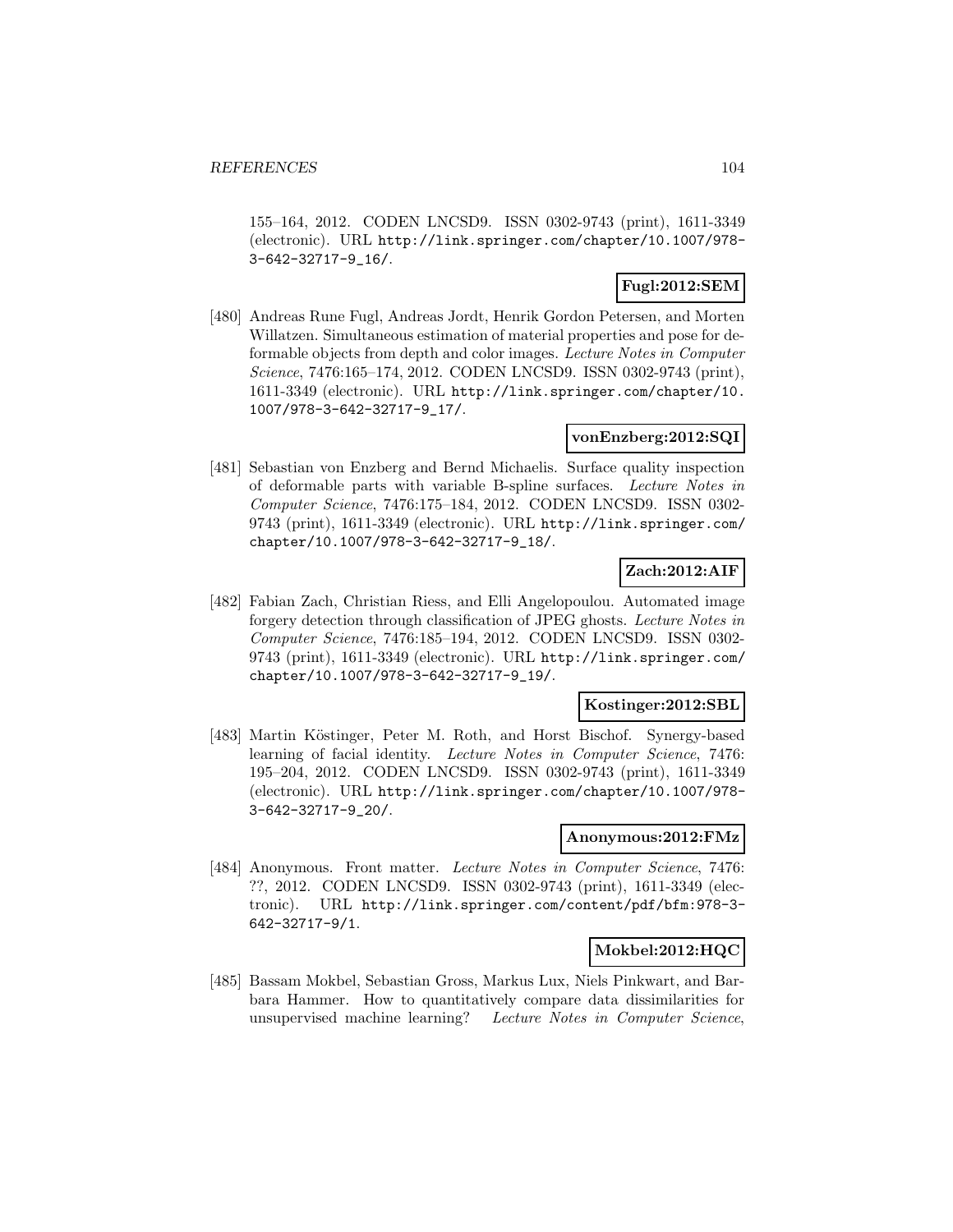155–164, 2012. CODEN LNCSD9. ISSN 0302-9743 (print), 1611-3349 (electronic). URL http://link.springer.com/chapter/10.1007/978-3-642-32717-9_16/.

**Fugl:2012:SEM**

[480] Andreas Rune Fugl, Andreas Jordt, Henrik Gordon Petersen, and Morten Willatzen. Simultaneous estimation of material properties and pose for deformable objects from depth and color images. *Lecture Notes in Computer Science*, 7476:165–174, 2012. CODEN LNCSD9. ISSN 0302-9743 (print), 1611-3349 (electronic). URL http://link.springer.com/chapter/10.1007/978-3-642-32717-9_17/.

**vonEnzberg:2012:SQI**

[481] Sebastian von Enzberg and Bernd Michaelis. Surface quality inspection of deformable parts with variable B-spline surfaces. *Lecture Notes in Computer Science*, 7476:175–184, 2012. CODEN LNCSD9. ISSN 0302-9743 (print), 1611-3349 (electronic). URL http://link.springer.com/chapter/10.1007/978-3-642-32717-9_18/.

**Zach:2012:AIF**

[482] Fabian Zach, Christian Riess, and Elli Angelopoulou. Automated image forgery detection through classification of JPEG ghosts. *Lecture Notes in Computer Science*, 7476:185–194, 2012. CODEN LNCSD9. ISSN 0302-9743 (print), 1611-3349 (electronic). URL http://link.springer.com/chapter/10.1007/978-3-642-32717-9_19/.

**Kostinger:2012:SBL**

[483] Martin Köstinger, Peter M. Roth, and Horst Bischof. Synergy-based learning of facial identity. *Lecture Notes in Computer Science*, 7476: 195–204, 2012. CODEN LNCSD9. ISSN 0302-9743 (print), 1611-3349 (electronic). URL http://link.springer.com/chapter/10.1007/978-3-642-32717-9_20/.

**Anonymous:2012:FMz**

[484] Anonymous. Front matter. *Lecture Notes in Computer Science*, 7476: ??, 2012. CODEN LNCSD9. ISSN 0302-9743 (print), 1611-3349 (electronic). URL http://link.springer.com/content/pdf/bfm:978-3-642-32717-9/1.

**Mokbel:2012:HQC**

[485] Bassam Mokbel, Sebastian Gross, Markus Lux, Niels Pinkwart, and Barbara Hammer. How to quantitatively compare data dissimilarities for unsupervised machine learning? *Lecture Notes in Computer Science*,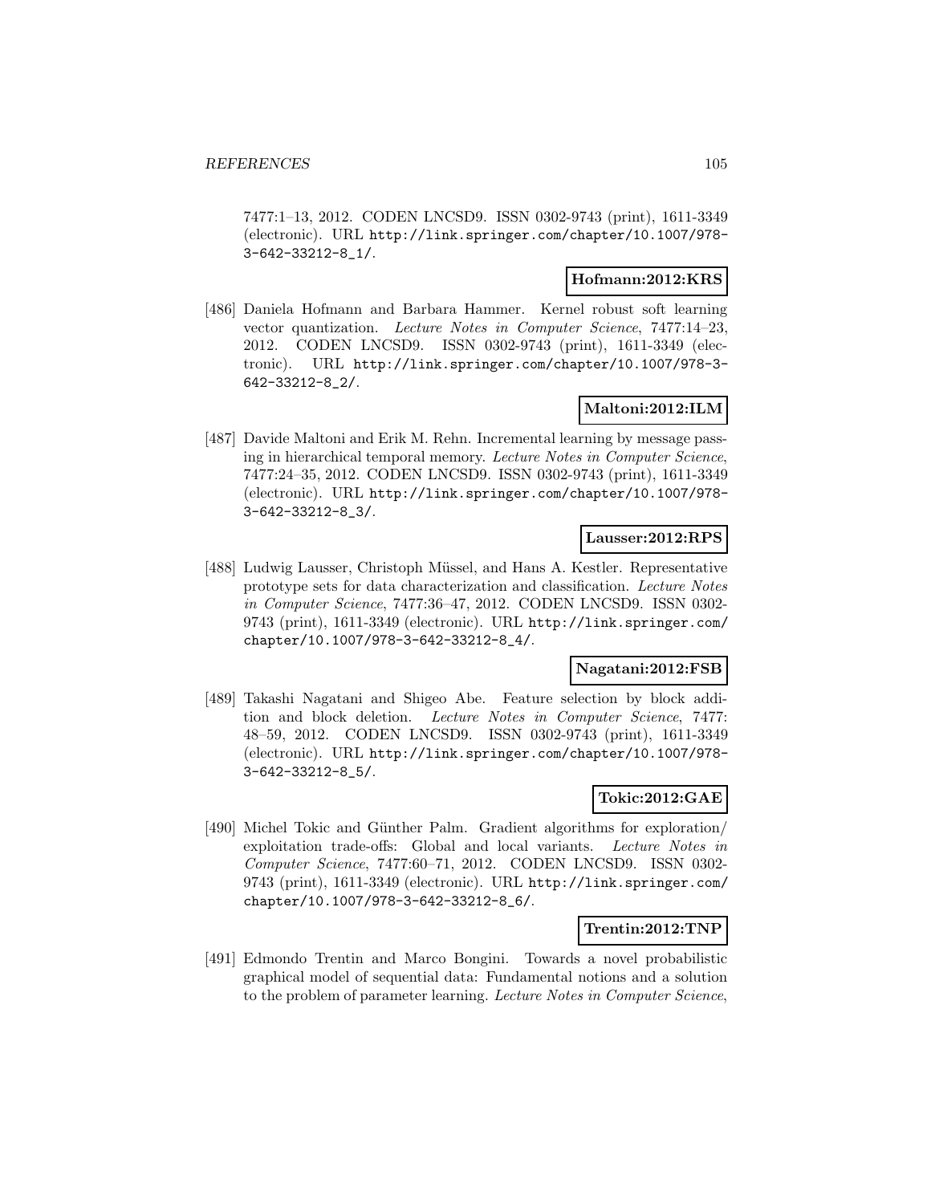7477:1–13, 2012. CODEN LNCSD9. ISSN 0302-9743 (print), 1611-3349 (electronic). URL http://link.springer.com/chapter/10.1007/978-3-642-33212-8_1/.

**Hofmann:2012:KRS**

[486] Daniela Hofmann and Barbara Hammer. Kernel robust soft learning vector quantization. *Lecture Notes in Computer Science*, 7477:14–23, 2012. CODEN LNCSD9. ISSN 0302-9743 (print), 1611-3349 (electronic). URL http://link.springer.com/chapter/10.1007/978-3-642-33212-8_2/.

**Maltoni:2012:ILM**

[487] Davide Maltoni and Erik M. Rehn. Incremental learning by message passing in hierarchical temporal memory. *Lecture Notes in Computer Science*, 7477:24–35, 2012. CODEN LNCSD9. ISSN 0302-9743 (print), 1611-3349 (electronic). URL http://link.springer.com/chapter/10.1007/978-3-642-33212-8_3/.

**Lausser:2012:RPS**

[488] Ludwig Lausser, Christoph Müssel, and Hans A. Kestler. Representative prototype sets for data characterization and classification. *Lecture Notes in Computer Science*, 7477:36–47, 2012. CODEN LNCSD9. ISSN 0302-9743 (print), 1611-3349 (electronic). URL http://link.springer.com/chapter/10.1007/978-3-642-33212-8_4/.

**Nagatani:2012:FSB**

[489] Takashi Nagatani and Shigeo Abe. Feature selection by block addition and block deletion. *Lecture Notes in Computer Science*, 7477:48–59, 2012. CODEN LNCSD9. ISSN 0302-9743 (print), 1611-3349 (electronic). URL http://link.springer.com/chapter/10.1007/978-3-642-33212-8_5/.

**Tokic:2012:GAE**

[490] Michel Tokic and Günther Palm. Gradient algorithms for exploration/exploitation trade-offs: Global and local variants. *Lecture Notes in Computer Science*, 7477:60–71, 2012. CODEN LNCSD9. ISSN 0302-9743 (print), 1611-3349 (electronic). URL http://link.springer.com/chapter/10.1007/978-3-642-33212-8_6/.

**Trentin:2012:TNP**

[491] Edmondo Trentin and Marco Bongini. Towards a novel probabilistic graphical model of sequential data: Fundamental notions and a solution to the problem of parameter learning. *Lecture Notes in Computer Science*,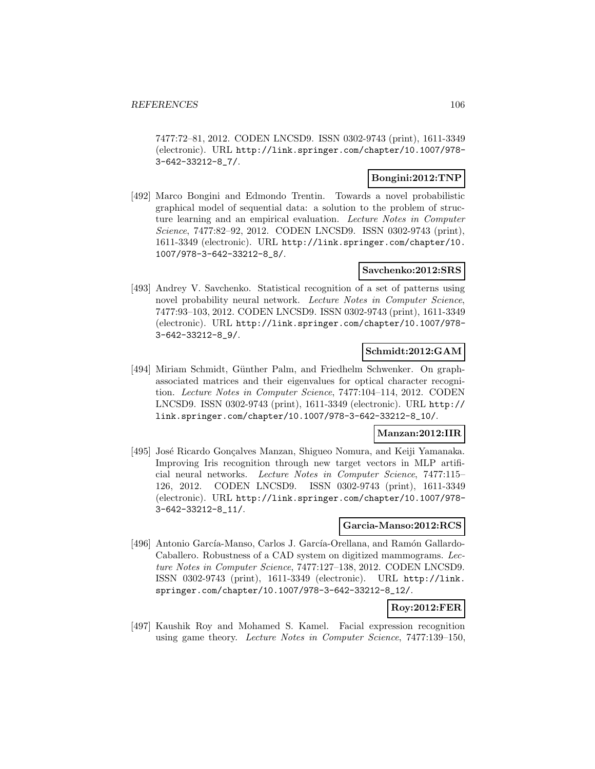7477:72–81, 2012. CODEN LNCSD9. ISSN 0302-9743 (print), 1611-3349 (electronic). URL http://link.springer.com/chapter/10.1007/978-3-642-33212-8_7/.

**Bongini:2012:TNP**

[492] Marco Bongini and Edmondo Trentin. Towards a novel probabilistic graphical model of sequential data: a solution to the problem of structure learning and an empirical evaluation. *Lecture Notes in Computer Science*, 7477:82–92, 2012. CODEN LNCSD9. ISSN 0302-9743 (print), 1611-3349 (electronic). URL http://link.springer.com/chapter/10.1007/978-3-642-33212-8_8/.

**Savchenko:2012:SRS**

[493] Andrey V. Savchenko. Statistical recognition of a set of patterns using novel probability neural network. *Lecture Notes in Computer Science*, 7477:93–103, 2012. CODEN LNCSD9. ISSN 0302-9743 (print), 1611-3349 (electronic). URL http://link.springer.com/chapter/10.1007/978-3-642-33212-8_9/.

**Schmidt:2012:GAM**

[494] Miriam Schmidt, Günther Palm, and Friedhelm Schwenker. On graph-associated matrices and their eigenvalues for optical character recognition. *Lecture Notes in Computer Science*, 7477:104–114, 2012. CODEN LNCSD9. ISSN 0302-9743 (print), 1611-3349 (electronic). URL http://link.springer.com/chapter/10.1007/978-3-642-33212-8_10/.

**Manzan:2012:IIR**

[495] José Ricardo Gonçalves Manzan, Shigueo Nomura, and Keiji Yamanaka. Improving Iris recognition through new target vectors in MLP artificial neural networks. *Lecture Notes in Computer Science*, 7477:115–126, 2012. CODEN LNCSD9. ISSN 0302-9743 (print), 1611-3349 (electronic). URL http://link.springer.com/chapter/10.1007/978-3-642-33212-8_11/.

**Garcia-Manso:2012:RCS**

[496] Antonio García-Manso, Carlos J. García-Orellana, and Ramón Gallardo-Caballero. Robustness of a CAD system on digitized mammograms. *Lecture Notes in Computer Science*, 7477:127–138, 2012. CODEN LNCSD9. ISSN 0302-9743 (print), 1611-3349 (electronic). URL http://link.springer.com/chapter/10.1007/978-3-642-33212-8_12/.

**Roy:2012:FER**

[497] Kaushik Roy and Mohamed S. Kamel. Facial expression recognition using game theory. *Lecture Notes in Computer Science*, 7477:139–150,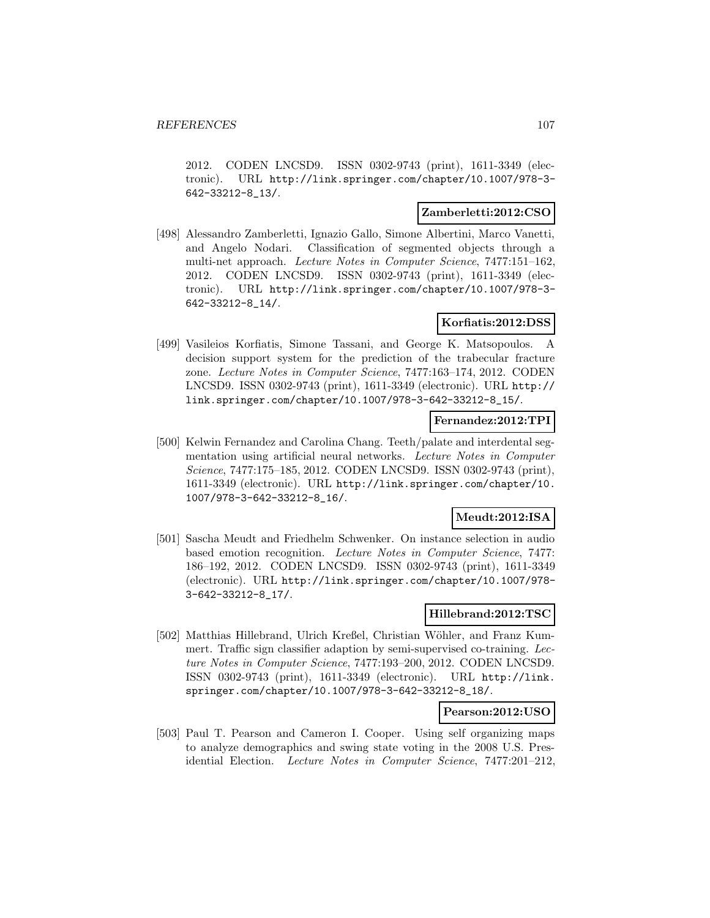2012. CODEN LNCSD9. ISSN 0302-9743 (print), 1611-3349 (electronic). URL http://link.springer.com/chapter/10.1007/978-3-642-33212-8_13/.

**Zamberletti:2012:CSO**

[498] Alessandro Zamberletti, Ignazio Gallo, Simone Albertini, Marco Vanetti, and Angelo Nodari. Classification of segmented objects through a multi-net approach. *Lecture Notes in Computer Science*, 7477:151–162, 2012. CODEN LNCSD9. ISSN 0302-9743 (print), 1611-3349 (electronic). URL http://link.springer.com/chapter/10.1007/978-3-642-33212-8_14/.

**Korfiatis:2012:DSS**

[499] Vasileios Korfiatis, Simone Tassani, and George K. Matsopoulos. A decision support system for the prediction of the trabecular fracture zone. *Lecture Notes in Computer Science*, 7477:163–174, 2012. CODEN LNCSD9. ISSN 0302-9743 (print), 1611-3349 (electronic). URL http://link.springer.com/chapter/10.1007/978-3-642-33212-8_15/.

**Fernandez:2012:TPI**

[500] Kelwin Fernandez and Carolina Chang. Teeth/palate and interdental segmentation using artificial neural networks. *Lecture Notes in Computer Science*, 7477:175–185, 2012. CODEN LNCSD9. ISSN 0302-9743 (print), 1611-3349 (electronic). URL http://link.springer.com/chapter/10.1007/978-3-642-33212-8_16/.

**Meudt:2012:ISA**

[501] Sascha Meudt and Friedhelm Schwenker. On instance selection in audio based emotion recognition. *Lecture Notes in Computer Science*, 7477:186–192, 2012. CODEN LNCSD9. ISSN 0302-9743 (print), 1611-3349 (electronic). URL http://link.springer.com/chapter/10.1007/978-3-642-33212-8_17/.

**Hillebrand:2012:TSC**

[502] Matthias Hillebrand, Ulrich Kreßel, Christian Wöhler, and Franz Kummert. Traffic sign classifier adaption by semi-supervised co-training. *Lecture Notes in Computer Science*, 7477:193–200, 2012. CODEN LNCSD9. ISSN 0302-9743 (print), 1611-3349 (electronic). URL http://link.springer.com/chapter/10.1007/978-3-642-33212-8_18/.

**Pearson:2012:USO**

[503] Paul T. Pearson and Cameron I. Cooper. Using self organizing maps to analyze demographics and swing state voting in the 2008 U.S. Presidential Election. *Lecture Notes in Computer Science*, 7477:201–212,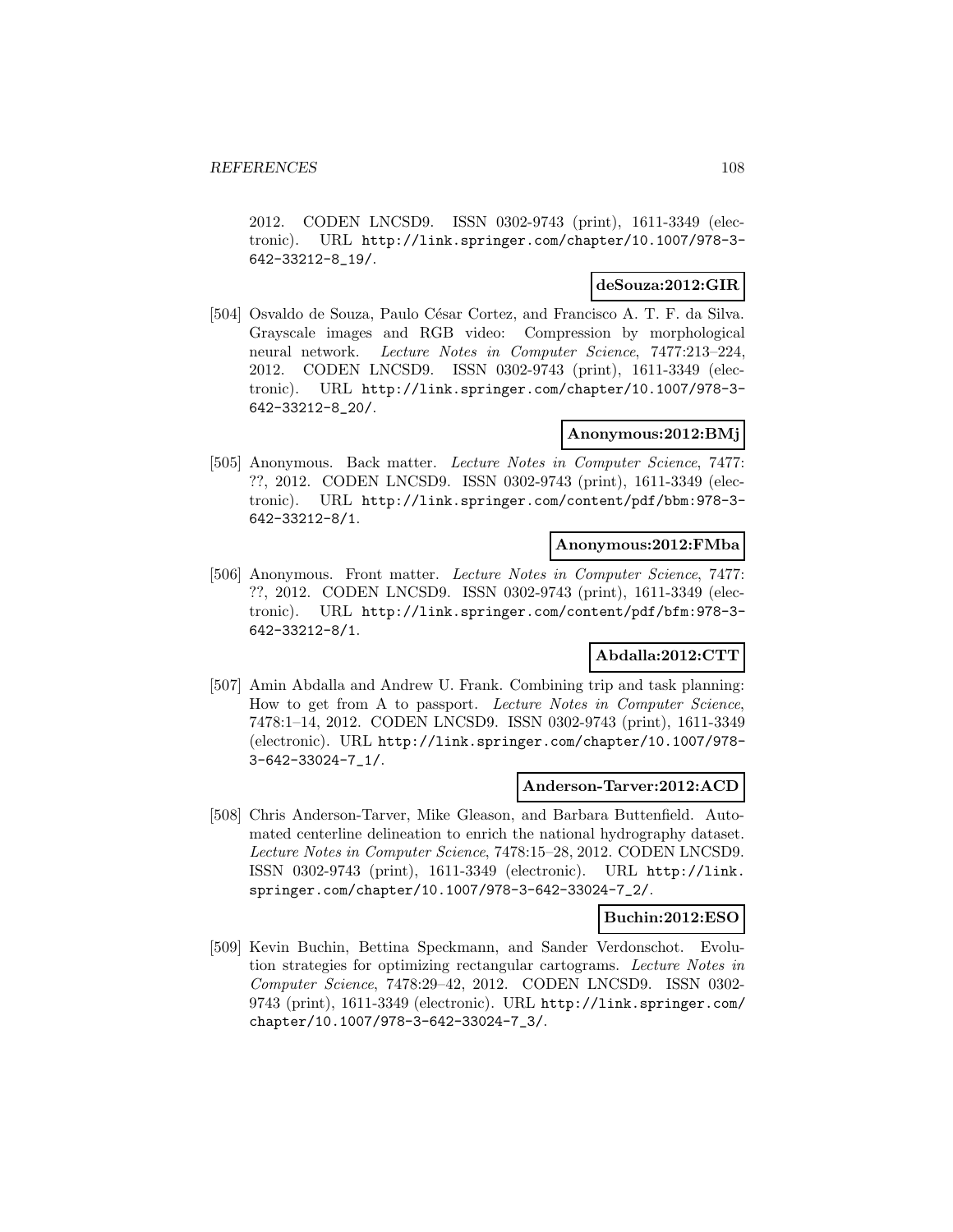2012. CODEN LNCSD9. ISSN 0302-9743 (print), 1611-3349 (electronic). URL http://link.springer.com/chapter/10.1007/978-3-642-33212-8_19/.

**deSouza:2012:GIR**

[504] Osvaldo de Souza, Paulo César Cortez, and Francisco A. T. F. da Silva. Grayscale images and RGB video: Compression by morphological neural network. *Lecture Notes in Computer Science*, 7477:213–224, 2012. CODEN LNCSD9. ISSN 0302-9743 (print), 1611-3349 (electronic). URL http://link.springer.com/chapter/10.1007/978-3-642-33212-8_20/.

**Anonymous:2012:BMj**

[505] Anonymous. Back matter. *Lecture Notes in Computer Science*, 7477: ??, 2012. CODEN LNCSD9. ISSN 0302-9743 (print), 1611-3349 (electronic). URL http://link.springer.com/content/pdf/bbm:978-3-642-33212-8/1.

**Anonymous:2012:FMba**

[506] Anonymous. Front matter. *Lecture Notes in Computer Science*, 7477: ??, 2012. CODEN LNCSD9. ISSN 0302-9743 (print), 1611-3349 (electronic). URL http://link.springer.com/content/pdf/bfm:978-3-642-33212-8/1.

**Abdalla:2012:CTT**

[507] Amin Abdalla and Andrew U. Frank. Combining trip and task planning: How to get from A to passport. *Lecture Notes in Computer Science*, 7478:1–14, 2012. CODEN LNCSD9. ISSN 0302-9743 (print), 1611-3349 (electronic). URL http://link.springer.com/chapter/10.1007/978-3-642-33024-7_1/.

**Anderson-Tarver:2012:ACD**

[508] Chris Anderson-Tarver, Mike Gleason, and Barbara Buttenfield. Automated centerline delineation to enrich the national hydrography dataset. *Lecture Notes in Computer Science*, 7478:15–28, 2012. CODEN LNCSD9. ISSN 0302-9743 (print), 1611-3349 (electronic). URL http://link.springer.com/chapter/10.1007/978-3-642-33024-7_2/.

**Buchin:2012:ESO**

[509] Kevin Buchin, Bettina Speckmann, and Sander Verdonschot. Evolution strategies for optimizing rectangular cartograms. *Lecture Notes in Computer Science*, 7478:29–42, 2012. CODEN LNCSD9. ISSN 0302-9743 (print), 1611-3349 (electronic). URL http://link.springer.com/chapter/10.1007/978-3-642-33024-7_3/.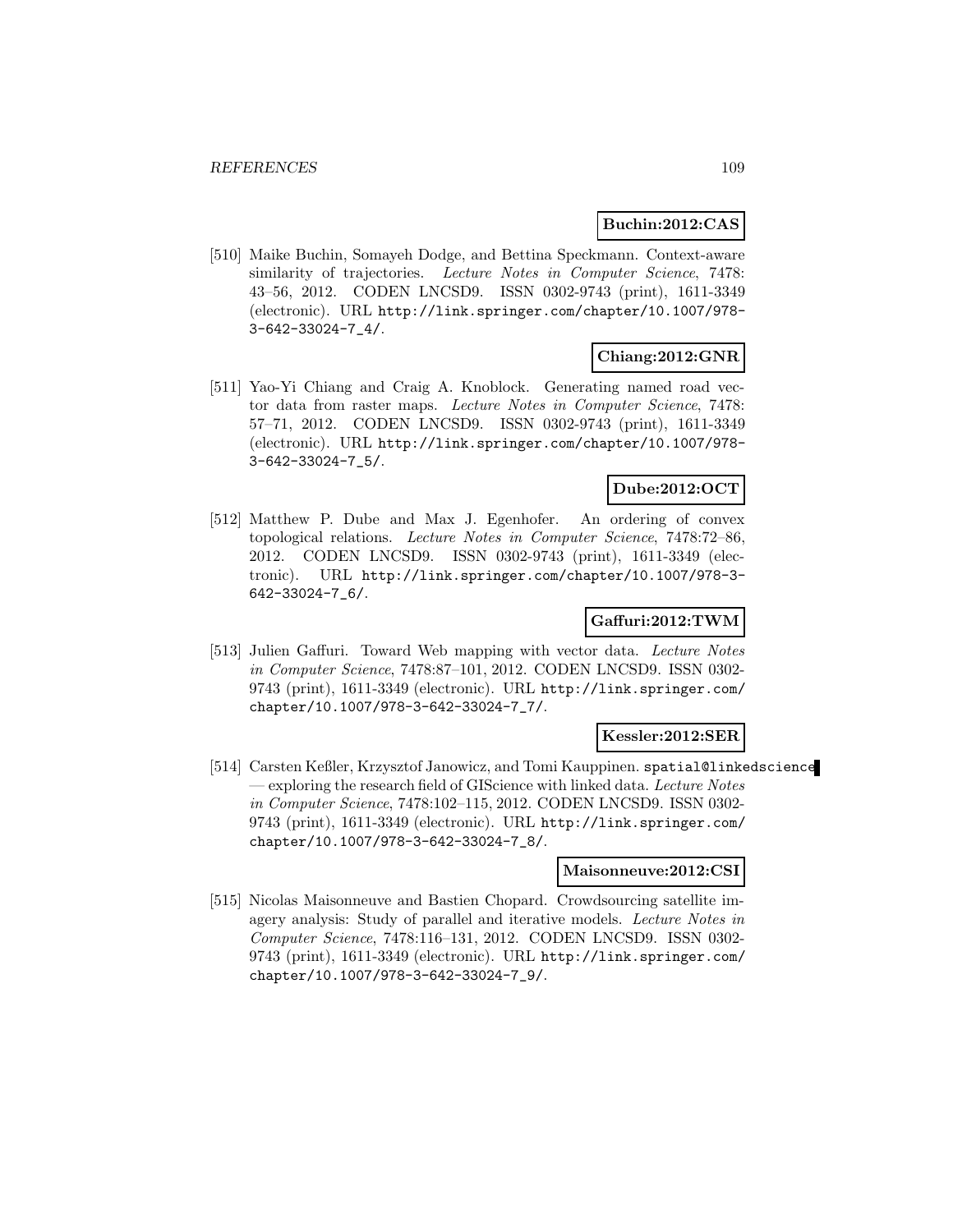**Buchin:2012:CAS**

[510] Maike Buchin, Somayeh Dodge, and Bettina Speckmann. Context-aware similarity of trajectories. *Lecture Notes in Computer Science*, 7478: 43–56, 2012. CODEN LNCSD9. ISSN 0302-9743 (print), 1611-3349 (electronic). URL `http://link.springer.com/chapter/10.1007/978-3-642-33024-7_4/`.

**Chiang:2012:GNR**

[511] Yao-Yi Chiang and Craig A. Knoblock. Generating named road vector data from raster maps. *Lecture Notes in Computer Science*, 7478: 57–71, 2012. CODEN LNCSD9. ISSN 0302-9743 (print), 1611-3349 (electronic). URL `http://link.springer.com/chapter/10.1007/978-3-642-33024-7_5/`.

**Dube:2012:OCT**

[512] Matthew P. Dube and Max J. Egenhofer. An ordering of convex topological relations. *Lecture Notes in Computer Science*, 7478:72–86, 2012. CODEN LNCSD9. ISSN 0302-9743 (print), 1611-3349 (electronic). URL `http://link.springer.com/chapter/10.1007/978-3-642-33024-7_6/`.

**Gaffuri:2012:TWM**

[513] Julien Gaffuri. Toward Web mapping with vector data. *Lecture Notes in Computer Science*, 7478:87–101, 2012. CODEN LNCSD9. ISSN 0302-9743 (print), 1611-3349 (electronic). URL `http://link.springer.com/chapter/10.1007/978-3-642-33024-7_7/`.

**Kessler:2012:SER**

[514] Carsten Keßler, Krzysztof Janowicz, and Tomi Kauppinen. `spatial@linkedscience` — exploring the research field of GIScience with linked data. *Lecture Notes in Computer Science*, 7478:102–115, 2012. CODEN LNCSD9. ISSN 0302-9743 (print), 1611-3349 (electronic). URL `http://link.springer.com/chapter/10.1007/978-3-642-33024-7_8/`.

**Maisonneuve:2012:CSI**

[515] Nicolas Maisonneuve and Bastien Chopard. Crowdsourcing satellite imagery analysis: Study of parallel and iterative models. *Lecture Notes in Computer Science*, 7478:116–131, 2012. CODEN LNCSD9. ISSN 0302-9743 (print), 1611-3349 (electronic). URL `http://link.springer.com/chapter/10.1007/978-3-642-33024-7_9/`.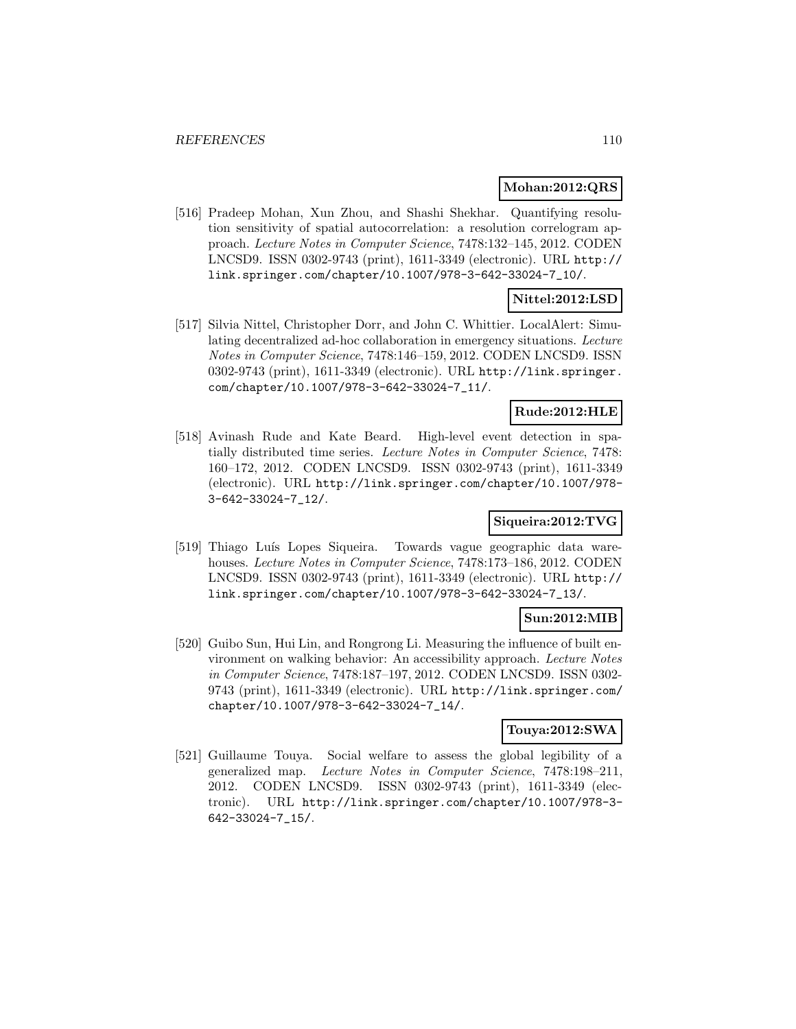**Mohan:2012:QRS**

[516] Pradeep Mohan, Xun Zhou, and Shashi Shekhar. Quantifying resolution sensitivity of spatial autocorrelation: a resolution correlogram approach. *Lecture Notes in Computer Science*, 7478:132–145, 2012. CODEN LNCSD9. ISSN 0302-9743 (print), 1611-3349 (electronic). URL http://link.springer.com/chapter/10.1007/978-3-642-33024-7_10/.

**Nittel:2012:LSD**

[517] Silvia Nittel, Christopher Dorr, and John C. Whittier. LocalAlert: Simulating decentralized ad-hoc collaboration in emergency situations. *Lecture Notes in Computer Science*, 7478:146–159, 2012. CODEN LNCSD9. ISSN 0302-9743 (print), 1611-3349 (electronic). URL http://link.springer.com/chapter/10.1007/978-3-642-33024-7_11/.

**Rude:2012:HLE**

[518] Avinash Rude and Kate Beard. High-level event detection in spatially distributed time series. *Lecture Notes in Computer Science*, 7478: 160–172, 2012. CODEN LNCSD9. ISSN 0302-9743 (print), 1611-3349 (electronic). URL http://link.springer.com/chapter/10.1007/978-3-642-33024-7_12/.

**Siqueira:2012:TVG**

[519] Thiago Luís Lopes Siqueira. Towards vague geographic data warehouses. *Lecture Notes in Computer Science*, 7478:173–186, 2012. CODEN LNCSD9. ISSN 0302-9743 (print), 1611-3349 (electronic). URL http://link.springer.com/chapter/10.1007/978-3-642-33024-7_13/.

**Sun:2012:MIB**

[520] Guibo Sun, Hui Lin, and Rongrong Li. Measuring the influence of built environment on walking behavior: An accessibility approach. *Lecture Notes in Computer Science*, 7478:187–197, 2012. CODEN LNCSD9. ISSN 0302-9743 (print), 1611-3349 (electronic). URL http://link.springer.com/chapter/10.1007/978-3-642-33024-7_14/.

**Touya:2012:SWA**

[521] Guillaume Touya. Social welfare to assess the global legibility of a generalized map. *Lecture Notes in Computer Science*, 7478:198–211, 2012. CODEN LNCSD9. ISSN 0302-9743 (print), 1611-3349 (electronic). URL http://link.springer.com/chapter/10.1007/978-3-642-33024-7_15/.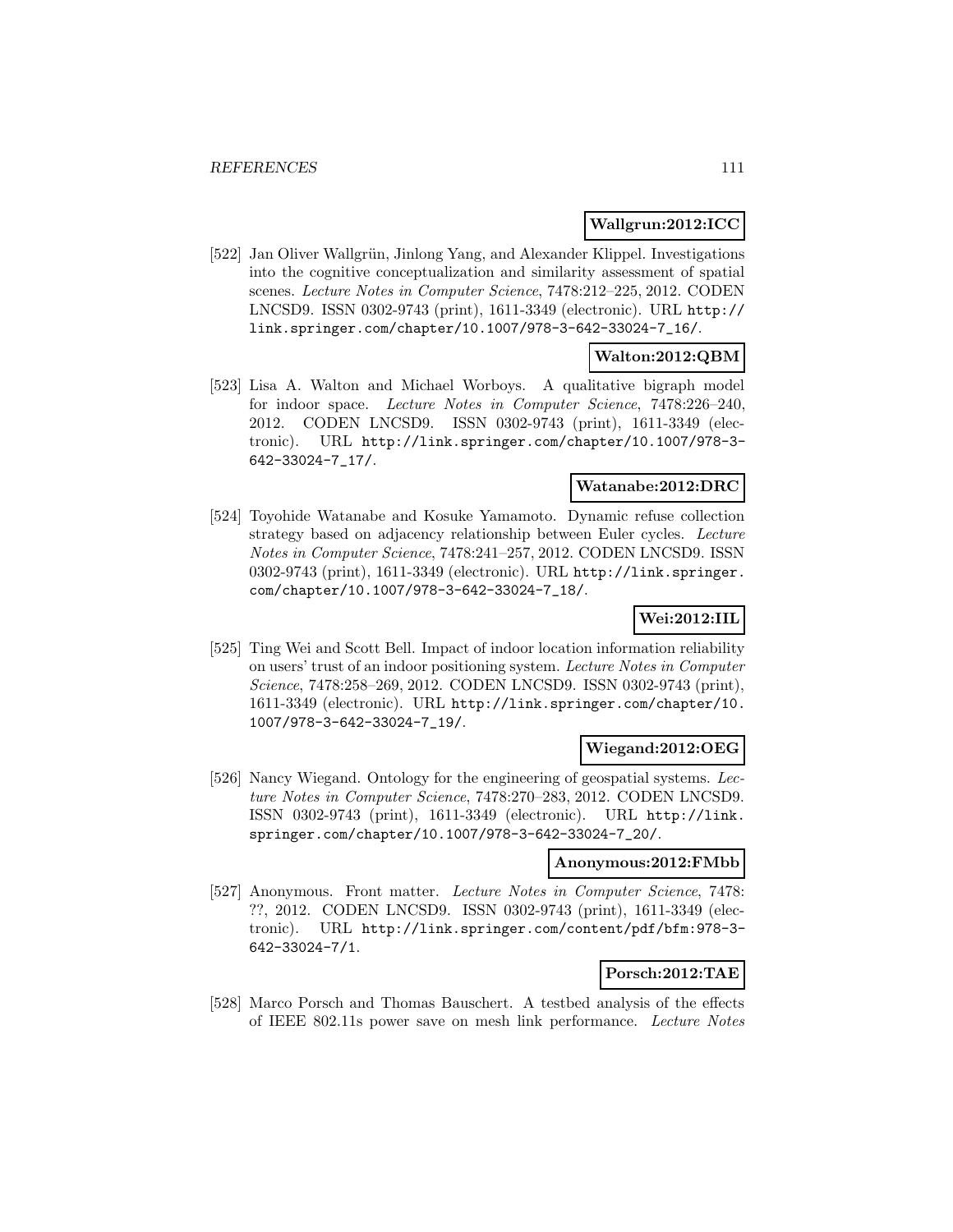**Wallgrun:2012:ICC**

[522] Jan Oliver Wallgrün, Jinlong Yang, and Alexander Klippel. Investigations into the cognitive conceptualization and similarity assessment of spatial scenes. *Lecture Notes in Computer Science*, 7478:212–225, 2012. CODEN LNCSD9. ISSN 0302-9743 (print), 1611-3349 (electronic). URL `http://link.springer.com/chapter/10.1007/978-3-642-33024-7_16/`.

**Walton:2012:QBM**

[523] Lisa A. Walton and Michael Worboys. A qualitative bigraph model for indoor space. *Lecture Notes in Computer Science*, 7478:226–240, 2012. CODEN LNCSD9. ISSN 0302-9743 (print), 1611-3349 (electronic). URL `http://link.springer.com/chapter/10.1007/978-3-642-33024-7_17/`.

**Watanabe:2012:DRC**

[524] Toyohide Watanabe and Kosuke Yamamoto. Dynamic refuse collection strategy based on adjacency relationship between Euler cycles. *Lecture Notes in Computer Science*, 7478:241–257, 2012. CODEN LNCSD9. ISSN 0302-9743 (print), 1611-3349 (electronic). URL `http://link.springer.com/chapter/10.1007/978-3-642-33024-7_18/`.

**Wei:2012:IIL**

[525] Ting Wei and Scott Bell. Impact of indoor location information reliability on users' trust of an indoor positioning system. *Lecture Notes in Computer Science*, 7478:258–269, 2012. CODEN LNCSD9. ISSN 0302-9743 (print), 1611-3349 (electronic). URL `http://link.springer.com/chapter/10.1007/978-3-642-33024-7_19/`.

**Wiegand:2012:OEG**

[526] Nancy Wiegand. Ontology for the engineering of geospatial systems. *Lecture Notes in Computer Science*, 7478:270–283, 2012. CODEN LNCSD9. ISSN 0302-9743 (print), 1611-3349 (electronic). URL `http://link.springer.com/chapter/10.1007/978-3-642-33024-7_20/`.

**Anonymous:2012:FMbb**

[527] Anonymous. Front matter. *Lecture Notes in Computer Science*, 7478:??, 2012. CODEN LNCSD9. ISSN 0302-9743 (print), 1611-3349 (electronic). URL `http://link.springer.com/content/pdf/bfm:978-3-642-33024-7/1`.

**Porsch:2012:TAE**

[528] Marco Porsch and Thomas Bauschert. A testbed analysis of the effects of IEEE 802.11s power save on mesh link performance. *Lecture Notes*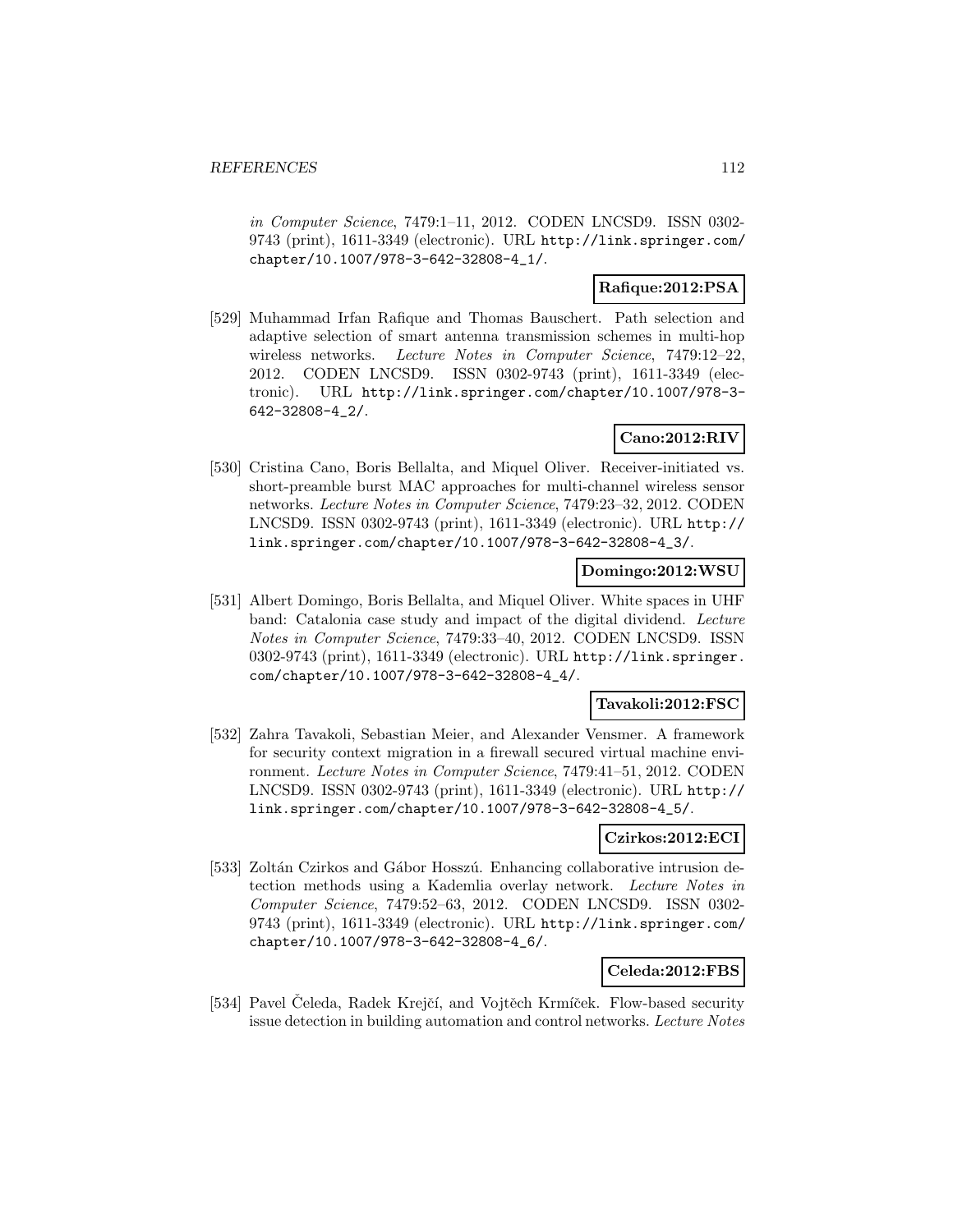*in Computer Science*, 7479:1–11, 2012. CODEN LNCSD9. ISSN 0302-9743 (print), 1611-3349 (electronic). URL http://link.springer.com/chapter/10.1007/978-3-642-32808-4_1/.

**Rafique:2012:PSA**

[529] Muhammad Irfan Rafique and Thomas Bauschert. Path selection and adaptive selection of smart antenna transmission schemes in multi-hop wireless networks. *Lecture Notes in Computer Science*, 7479:12–22, 2012. CODEN LNCSD9. ISSN 0302-9743 (print), 1611-3349 (electronic). URL http://link.springer.com/chapter/10.1007/978-3-642-32808-4_2/.

**Cano:2012:RIV**

[530] Cristina Cano, Boris Bellalta, and Miquel Oliver. Receiver-initiated vs. short-preamble burst MAC approaches for multi-channel wireless sensor networks. *Lecture Notes in Computer Science*, 7479:23–32, 2012. CODEN LNCSD9. ISSN 0302-9743 (print), 1611-3349 (electronic). URL http://link.springer.com/chapter/10.1007/978-3-642-32808-4_3/.

**Domingo:2012:WSU**

[531] Albert Domingo, Boris Bellalta, and Miquel Oliver. White spaces in UHF band: Catalonia case study and impact of the digital dividend. *Lecture Notes in Computer Science*, 7479:33–40, 2012. CODEN LNCSD9. ISSN 0302-9743 (print), 1611-3349 (electronic). URL http://link.springer.com/chapter/10.1007/978-3-642-32808-4_4/.

**Tavakoli:2012:FSC**

[532] Zahra Tavakoli, Sebastian Meier, and Alexander Vensmer. A framework for security context migration in a firewall secured virtual machine environment. *Lecture Notes in Computer Science*, 7479:41–51, 2012. CODEN LNCSD9. ISSN 0302-9743 (print), 1611-3349 (electronic). URL http://link.springer.com/chapter/10.1007/978-3-642-32808-4_5/.

**Czirkos:2012:ECI**

[533] Zoltán Czirkos and Gábor Hosszú. Enhancing collaborative intrusion detection methods using a Kademlia overlay network. *Lecture Notes in Computer Science*, 7479:52–63, 2012. CODEN LNCSD9. ISSN 0302-9743 (print), 1611-3349 (electronic). URL http://link.springer.com/chapter/10.1007/978-3-642-32808-4_6/.

**Celeda:2012:FBS**

[534] Pavel Čeleda, Radek Krejčí, and Vojtěch Krmíček. Flow-based security issue detection in building automation and control networks. *Lecture Notes*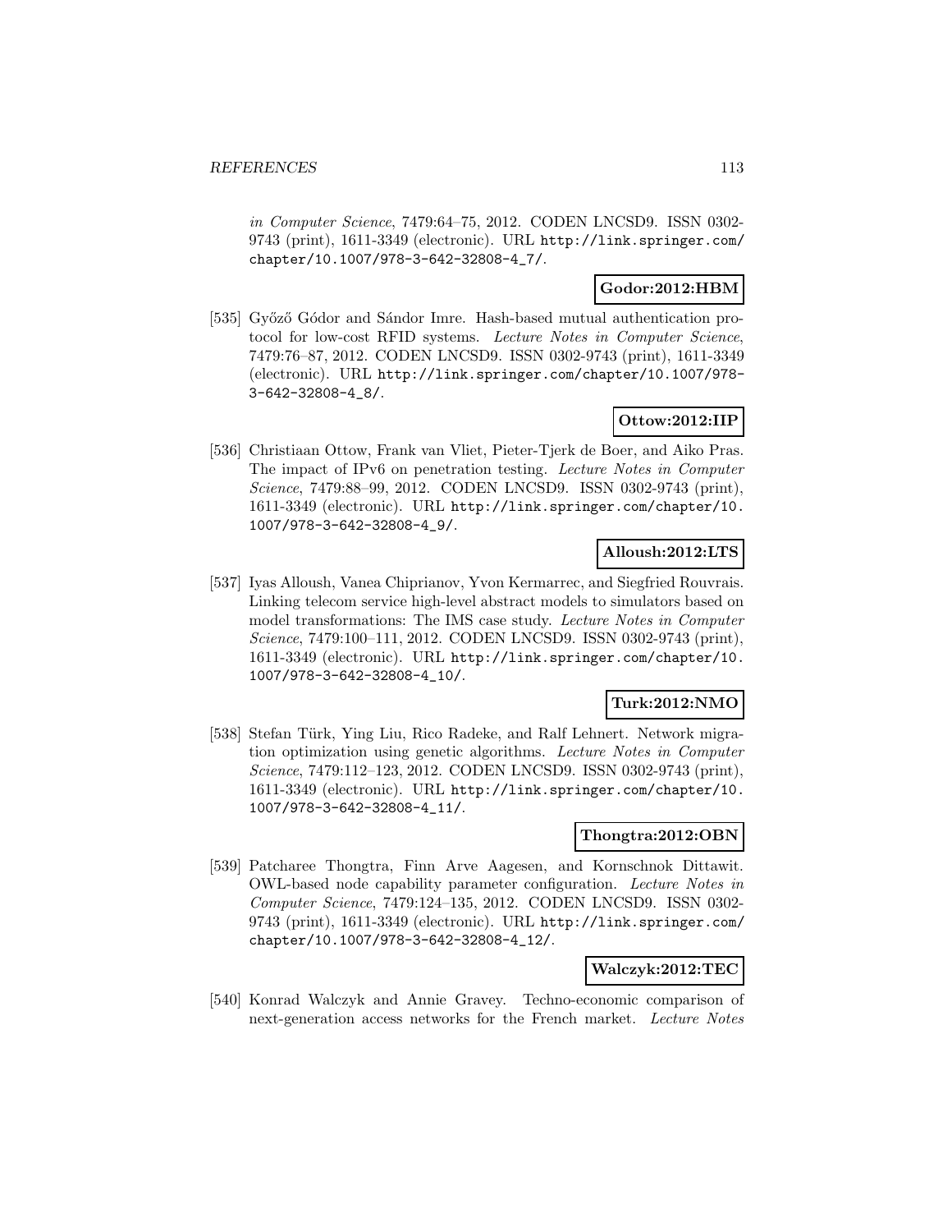*in Computer Science*, 7479:64–75, 2012. CODEN LNCSD9. ISSN 0302-9743 (print), 1611-3349 (electronic). URL http://link.springer.com/chapter/10.1007/978-3-642-32808-4_7/.

**Godor:2012:HBM**

[535] Győző Gódor and Sándor Imre. Hash-based mutual authentication protocol for low-cost RFID systems. *Lecture Notes in Computer Science*, 7479:76–87, 2012. CODEN LNCSD9. ISSN 0302-9743 (print), 1611-3349 (electronic). URL http://link.springer.com/chapter/10.1007/978-3-642-32808-4_8/.

**Ottow:2012:IIP**

[536] Christiaan Ottow, Frank van Vliet, Pieter-Tjerk de Boer, and Aiko Pras. The impact of IPv6 on penetration testing. *Lecture Notes in Computer Science*, 7479:88–99, 2012. CODEN LNCSD9. ISSN 0302-9743 (print), 1611-3349 (electronic). URL http://link.springer.com/chapter/10.1007/978-3-642-32808-4_9/.

**Alloush:2012:LTS**

[537] Iyas Alloush, Vanea Chiprianov, Yvon Kermarrec, and Siegfried Rouvrais. Linking telecom service high-level abstract models to simulators based on model transformations: The IMS case study. *Lecture Notes in Computer Science*, 7479:100–111, 2012. CODEN LNCSD9. ISSN 0302-9743 (print), 1611-3349 (electronic). URL http://link.springer.com/chapter/10.1007/978-3-642-32808-4_10/.

**Turk:2012:NMO**

[538] Stefan Türk, Ying Liu, Rico Radeke, and Ralf Lehnert. Network migration optimization using genetic algorithms. *Lecture Notes in Computer Science*, 7479:112–123, 2012. CODEN LNCSD9. ISSN 0302-9743 (print), 1611-3349 (electronic). URL http://link.springer.com/chapter/10.1007/978-3-642-32808-4_11/.

**Thongtra:2012:OBN**

[539] Patcharee Thongtra, Finn Arve Aagesen, and Kornschnok Dittawit. OWL-based node capability parameter configuration. *Lecture Notes in Computer Science*, 7479:124–135, 2012. CODEN LNCSD9. ISSN 0302-9743 (print), 1611-3349 (electronic). URL http://link.springer.com/chapter/10.1007/978-3-642-32808-4_12/.

**Walczyk:2012:TEC**

[540] Konrad Walczyk and Annie Gravey. Techno-economic comparison of next-generation access networks for the French market. *Lecture Notes*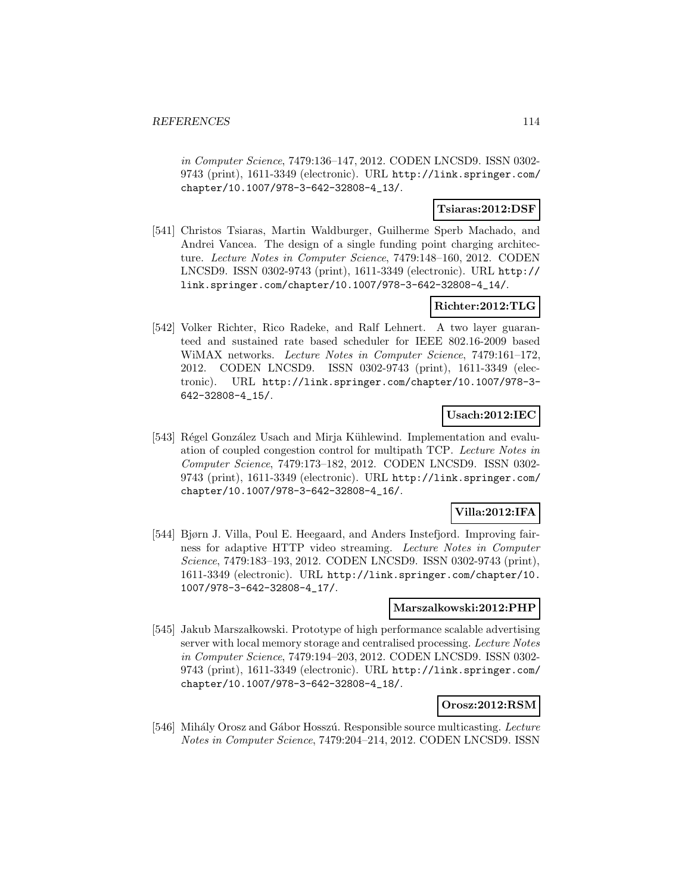*in Computer Science*, 7479:136–147, 2012. CODEN LNCSD9. ISSN 0302-9743 (print), 1611-3349 (electronic). URL http://link.springer.com/chapter/10.1007/978-3-642-32808-4_13/.

**Tsiaras:2012:DSF**

[541] Christos Tsiaras, Martin Waldburger, Guilherme Sperb Machado, and Andrei Vancea. The design of a single funding point charging architecture. *Lecture Notes in Computer Science*, 7479:148–160, 2012. CODEN LNCSD9. ISSN 0302-9743 (print), 1611-3349 (electronic). URL http://link.springer.com/chapter/10.1007/978-3-642-32808-4_14/.

**Richter:2012:TLG**

[542] Volker Richter, Rico Radeke, and Ralf Lehnert. A two layer guaranteed and sustained rate based scheduler for IEEE 802.16-2009 based WiMAX networks. *Lecture Notes in Computer Science*, 7479:161–172, 2012. CODEN LNCSD9. ISSN 0302-9743 (print), 1611-3349 (electronic). URL http://link.springer.com/chapter/10.1007/978-3-642-32808-4_15/.

**Usach:2012:IEC**

[543] Régel González Usach and Mirja Kühlewind. Implementation and evaluation of coupled congestion control for multipath TCP. *Lecture Notes in Computer Science*, 7479:173–182, 2012. CODEN LNCSD9. ISSN 0302-9743 (print), 1611-3349 (electronic). URL http://link.springer.com/chapter/10.1007/978-3-642-32808-4_16/.

**Villa:2012:IFA**

[544] Bjørn J. Villa, Poul E. Heegaard, and Anders Instefjord. Improving fairness for adaptive HTTP video streaming. *Lecture Notes in Computer Science*, 7479:183–193, 2012. CODEN LNCSD9. ISSN 0302-9743 (print), 1611-3349 (electronic). URL http://link.springer.com/chapter/10.1007/978-3-642-32808-4_17/.

**Marszalkowski:2012:PHP**

[545] Jakub Marszałkowski. Prototype of high performance scalable advertising server with local memory storage and centralised processing. *Lecture Notes in Computer Science*, 7479:194–203, 2012. CODEN LNCSD9. ISSN 0302-9743 (print), 1611-3349 (electronic). URL http://link.springer.com/chapter/10.1007/978-3-642-32808-4_18/.

**Orosz:2012:RSM**

[546] Mihály Orosz and Gábor Hosszú. Responsible source multicasting. *Lecture Notes in Computer Science*, 7479:204–214, 2012. CODEN LNCSD9. ISSN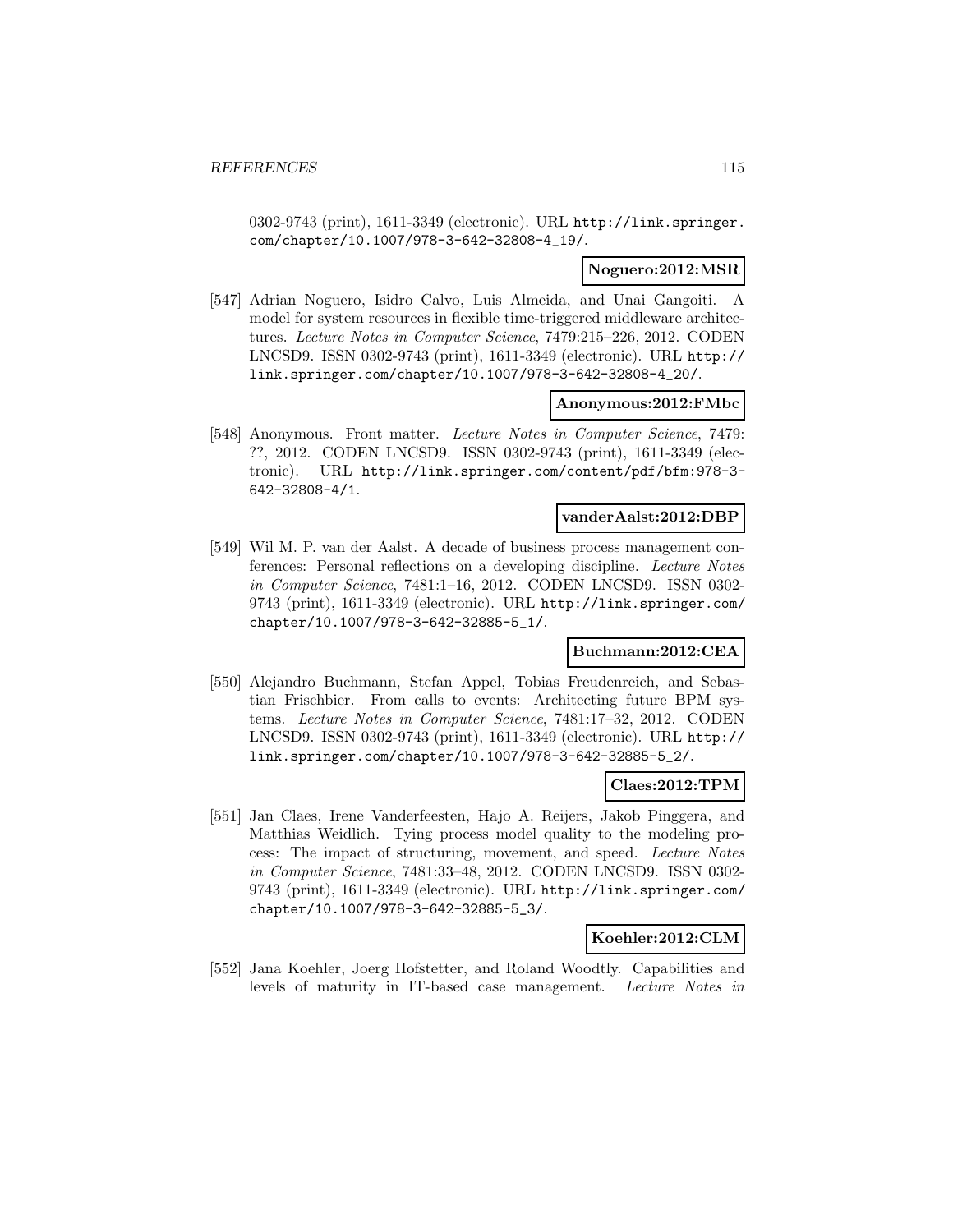0302-9743 (print), 1611-3349 (electronic). URL http://link.springer.com/chapter/10.1007/978-3-642-32808-4_19/.

**Noguero:2012:MSR**

[547] Adrian Noguero, Isidro Calvo, Luis Almeida, and Unai Gangoiti. A model for system resources in flexible time-triggered middleware architectures. *Lecture Notes in Computer Science*, 7479:215–226, 2012. CODEN LNCSD9. ISSN 0302-9743 (print), 1611-3349 (electronic). URL http://link.springer.com/chapter/10.1007/978-3-642-32808-4_20/.

**Anonymous:2012:FMbc**

[548] Anonymous. Front matter. *Lecture Notes in Computer Science*, 7479: ??, 2012. CODEN LNCSD9. ISSN 0302-9743 (print), 1611-3349 (electronic). URL http://link.springer.com/content/pdf/bfm:978-3-642-32808-4/1.

**vanderAalst:2012:DBP**

[549] Wil M. P. van der Aalst. A decade of business process management conferences: Personal reflections on a developing discipline. *Lecture Notes in Computer Science*, 7481:1–16, 2012. CODEN LNCSD9. ISSN 0302-9743 (print), 1611-3349 (electronic). URL http://link.springer.com/chapter/10.1007/978-3-642-32885-5_1/.

**Buchmann:2012:CEA**

[550] Alejandro Buchmann, Stefan Appel, Tobias Freudenreich, and Sebastian Frischbier. From calls to events: Architecting future BPM systems. *Lecture Notes in Computer Science*, 7481:17–32, 2012. CODEN LNCSD9. ISSN 0302-9743 (print), 1611-3349 (electronic). URL http://link.springer.com/chapter/10.1007/978-3-642-32885-5_2/.

**Claes:2012:TPM**

[551] Jan Claes, Irene Vanderfeesten, Hajo A. Reijers, Jakob Pinggera, and Matthias Weidlich. Tying process model quality to the modeling process: The impact of structuring, movement, and speed. *Lecture Notes in Computer Science*, 7481:33–48, 2012. CODEN LNCSD9. ISSN 0302-9743 (print), 1611-3349 (electronic). URL http://link.springer.com/chapter/10.1007/978-3-642-32885-5_3/.

**Koehler:2012:CLM**

[552] Jana Koehler, Joerg Hofstetter, and Roland Woodtly. Capabilities and levels of maturity in IT-based case management. *Lecture Notes in*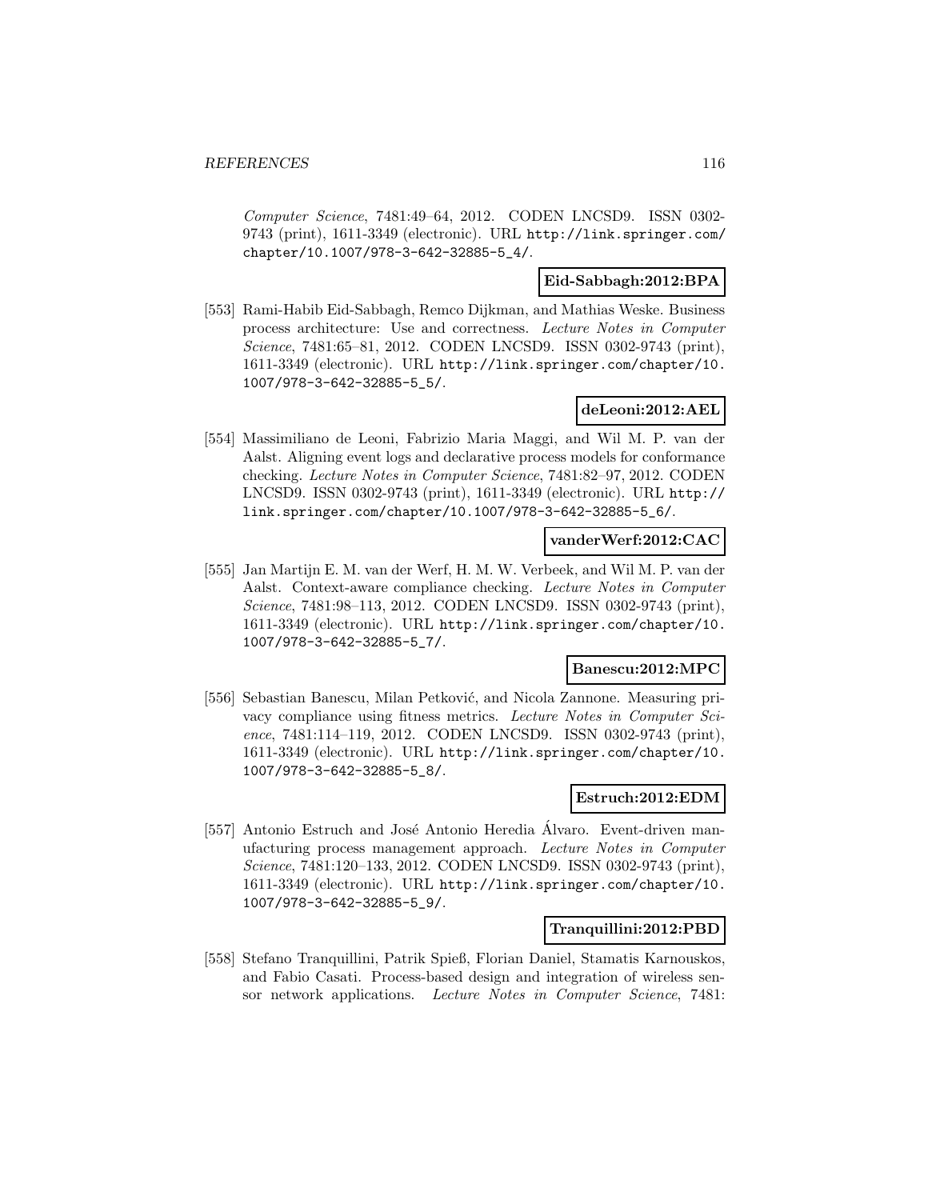*Computer Science*, 7481:49–64, 2012. CODEN LNCSD9. ISSN 0302-9743 (print), 1611-3349 (electronic). URL http://link.springer.com/chapter/10.1007/978-3-642-32885-5_4/.

**Eid-Sabbagh:2012:BPA**

[553] Rami-Habib Eid-Sabbagh, Remco Dijkman, and Mathias Weske. Business process architecture: Use and correctness. *Lecture Notes in Computer Science*, 7481:65–81, 2012. CODEN LNCSD9. ISSN 0302-9743 (print), 1611-3349 (electronic). URL http://link.springer.com/chapter/10.1007/978-3-642-32885-5_5/.

**deLeoni:2012:AEL**

[554] Massimiliano de Leoni, Fabrizio Maria Maggi, and Wil M. P. van der Aalst. Aligning event logs and declarative process models for conformance checking. *Lecture Notes in Computer Science*, 7481:82–97, 2012. CODEN LNCSD9. ISSN 0302-9743 (print), 1611-3349 (electronic). URL http://link.springer.com/chapter/10.1007/978-3-642-32885-5_6/.

**vanderWerf:2012:CAC**

[555] Jan Martijn E. M. van der Werf, H. M. W. Verbeek, and Wil M. P. van der Aalst. Context-aware compliance checking. *Lecture Notes in Computer Science*, 7481:98–113, 2012. CODEN LNCSD9. ISSN 0302-9743 (print), 1611-3349 (electronic). URL http://link.springer.com/chapter/10.1007/978-3-642-32885-5_7/.

**Banescu:2012:MPC**

[556] Sebastian Banescu, Milan Petković, and Nicola Zannone. Measuring privacy compliance using fitness metrics. *Lecture Notes in Computer Science*, 7481:114–119, 2012. CODEN LNCSD9. ISSN 0302-9743 (print), 1611-3349 (electronic). URL http://link.springer.com/chapter/10.1007/978-3-642-32885-5_8/.

**Estruch:2012:EDM**

[557] Antonio Estruch and José Antonio Heredia Álvaro. Event-driven manufacturing process management approach. *Lecture Notes in Computer Science*, 7481:120–133, 2012. CODEN LNCSD9. ISSN 0302-9743 (print), 1611-3349 (electronic). URL http://link.springer.com/chapter/10.1007/978-3-642-32885-5_9/.

**Tranquillini:2012:PBD**

[558] Stefano Tranquillini, Patrik Spieß, Florian Daniel, Stamatis Karnouskos, and Fabio Casati. Process-based design and integration of wireless sensor network applications. *Lecture Notes in Computer Science*, 7481: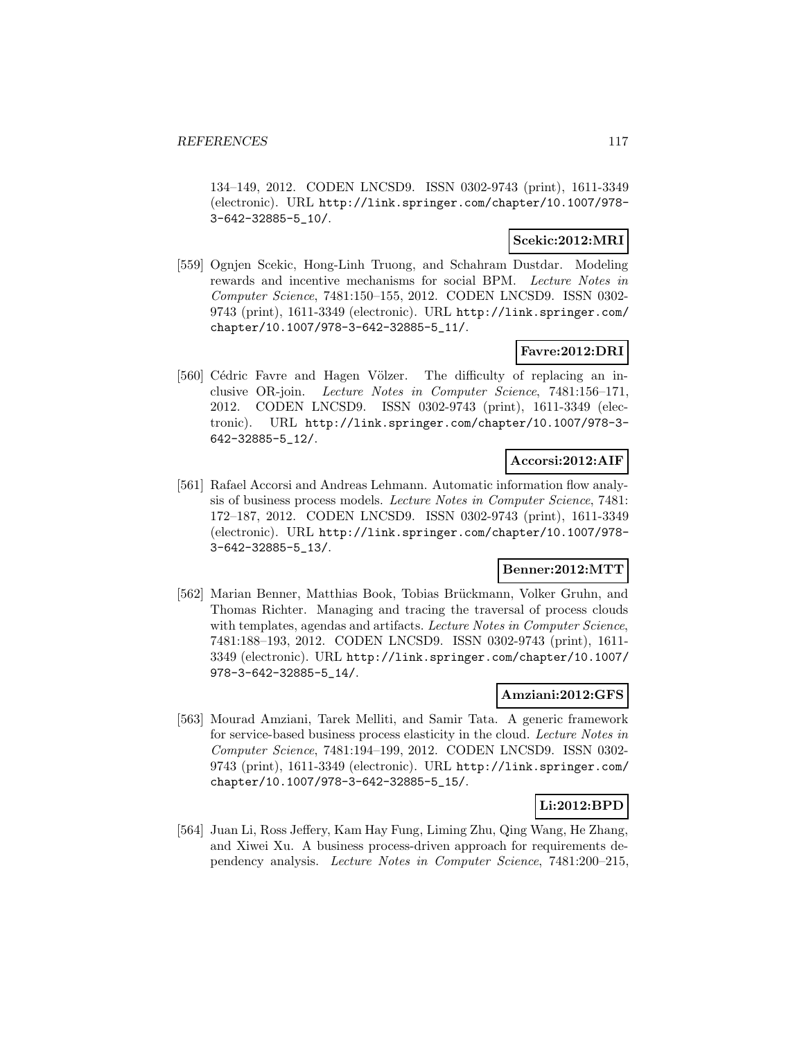134–149, 2012. CODEN LNCSD9. ISSN 0302-9743 (print), 1611-3349 (electronic). URL http://link.springer.com/chapter/10.1007/978-3-642-32885-5_10/.

**Scekic:2012:MRI**

[559] Ognjen Scekic, Hong-Linh Truong, and Schahram Dustdar. Modeling rewards and incentive mechanisms for social BPM. *Lecture Notes in Computer Science*, 7481:150–155, 2012. CODEN LNCSD9. ISSN 0302-9743 (print), 1611-3349 (electronic). URL http://link.springer.com/chapter/10.1007/978-3-642-32885-5_11/.

**Favre:2012:DRI**

[560] Cédric Favre and Hagen Völzer. The difficulty of replacing an inclusive OR-join. *Lecture Notes in Computer Science*, 7481:156–171, 2012. CODEN LNCSD9. ISSN 0302-9743 (print), 1611-3349 (electronic). URL http://link.springer.com/chapter/10.1007/978-3-642-32885-5_12/.

**Accorsi:2012:AIF**

[561] Rafael Accorsi and Andreas Lehmann. Automatic information flow analysis of business process models. *Lecture Notes in Computer Science*, 7481: 172–187, 2012. CODEN LNCSD9. ISSN 0302-9743 (print), 1611-3349 (electronic). URL http://link.springer.com/chapter/10.1007/978-3-642-32885-5_13/.

**Benner:2012:MTT**

[562] Marian Benner, Matthias Book, Tobias Brückmann, Volker Gruhn, and Thomas Richter. Managing and tracing the traversal of process clouds with templates, agendas and artifacts. *Lecture Notes in Computer Science*, 7481:188–193, 2012. CODEN LNCSD9. ISSN 0302-9743 (print), 1611-3349 (electronic). URL http://link.springer.com/chapter/10.1007/978-3-642-32885-5_14/.

**Amziani:2012:GFS**

[563] Mourad Amziani, Tarek Melliti, and Samir Tata. A generic framework for service-based business process elasticity in the cloud. *Lecture Notes in Computer Science*, 7481:194–199, 2012. CODEN LNCSD9. ISSN 0302-9743 (print), 1611-3349 (electronic). URL http://link.springer.com/chapter/10.1007/978-3-642-32885-5_15/.

**Li:2012:BPD**

[564] Juan Li, Ross Jeffery, Kam Hay Fung, Liming Zhu, Qing Wang, He Zhang, and Xiwei Xu. A business process-driven approach for requirements dependency analysis. *Lecture Notes in Computer Science*, 7481:200–215,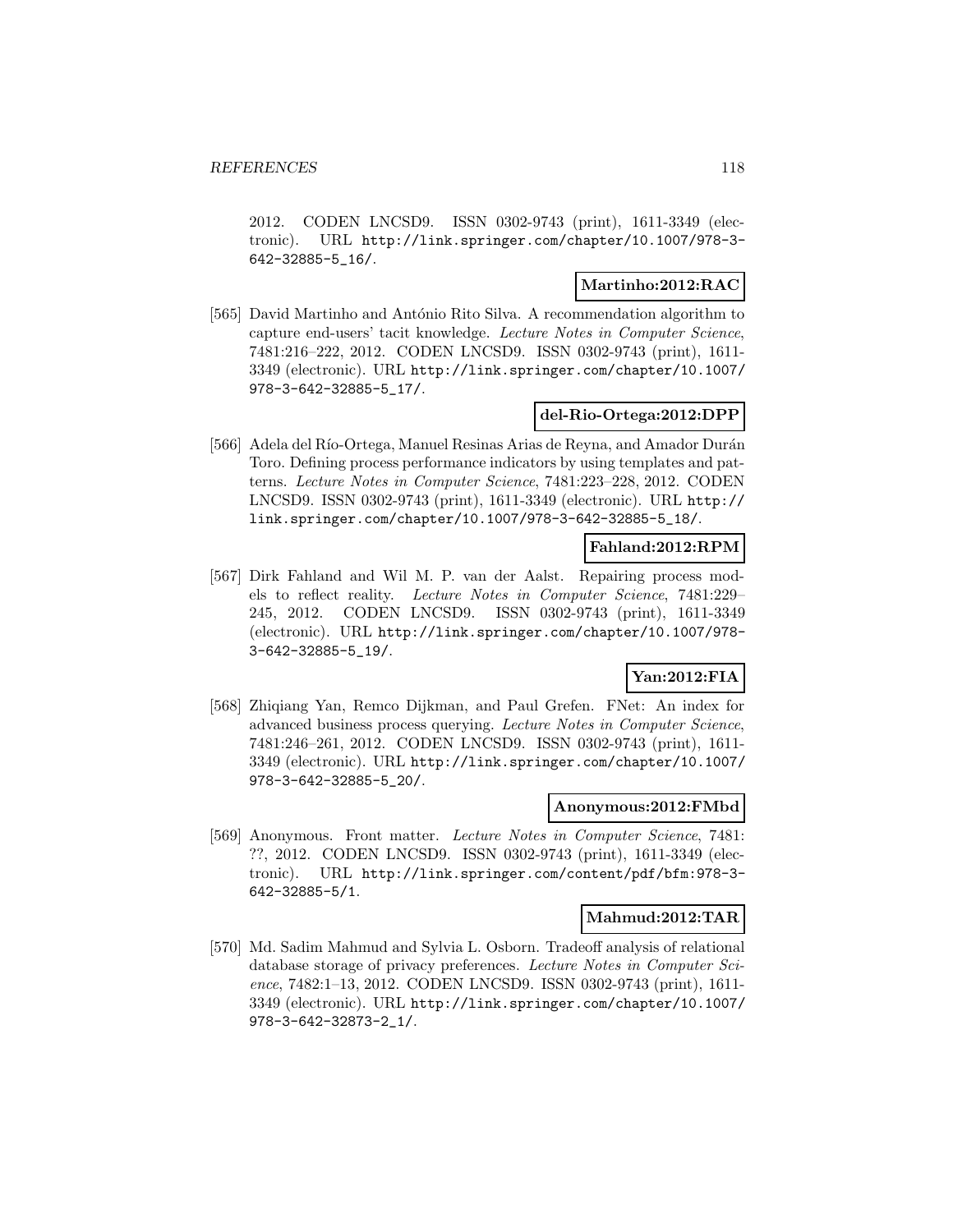2012. CODEN LNCSD9. ISSN 0302-9743 (print), 1611-3349 (electronic). URL http://link.springer.com/chapter/10.1007/978-3-642-32885-5_16/.

**Martinho:2012:RAC**

[565] David Martinho and António Rito Silva. A recommendation algorithm to capture end-users' tacit knowledge. *Lecture Notes in Computer Science*, 7481:216–222, 2012. CODEN LNCSD9. ISSN 0302-9743 (print), 1611-3349 (electronic). URL http://link.springer.com/chapter/10.1007/978-3-642-32885-5_17/.

**del-Rio-Ortega:2012:DPP**

[566] Adela del Río-Ortega, Manuel Resinas Arias de Reyna, and Amador Durán Toro. Defining process performance indicators by using templates and patterns. *Lecture Notes in Computer Science*, 7481:223–228, 2012. CODEN LNCSD9. ISSN 0302-9743 (print), 1611-3349 (electronic). URL http://link.springer.com/chapter/10.1007/978-3-642-32885-5_18/.

**Fahland:2012:RPM**

[567] Dirk Fahland and Wil M. P. van der Aalst. Repairing process models to reflect reality. *Lecture Notes in Computer Science*, 7481:229–245, 2012. CODEN LNCSD9. ISSN 0302-9743 (print), 1611-3349 (electronic). URL http://link.springer.com/chapter/10.1007/978-3-642-32885-5_19/.

**Yan:2012:FIA**

[568] Zhiqiang Yan, Remco Dijkman, and Paul Grefen. FNet: An index for advanced business process querying. *Lecture Notes in Computer Science*, 7481:246–261, 2012. CODEN LNCSD9. ISSN 0302-9743 (print), 1611-3349 (electronic). URL http://link.springer.com/chapter/10.1007/978-3-642-32885-5_20/.

**Anonymous:2012:FMbd**

[569] Anonymous. Front matter. *Lecture Notes in Computer Science*, 7481: ??, 2012. CODEN LNCSD9. ISSN 0302-9743 (print), 1611-3349 (electronic). URL http://link.springer.com/content/pdf/bfm:978-3-642-32885-5/1.

**Mahmud:2012:TAR**

[570] Md. Sadim Mahmud and Sylvia L. Osborn. Tradeoff analysis of relational database storage of privacy preferences. *Lecture Notes in Computer Science*, 7482:1–13, 2012. CODEN LNCSD9. ISSN 0302-9743 (print), 1611-3349 (electronic). URL http://link.springer.com/chapter/10.1007/978-3-642-32873-2_1/.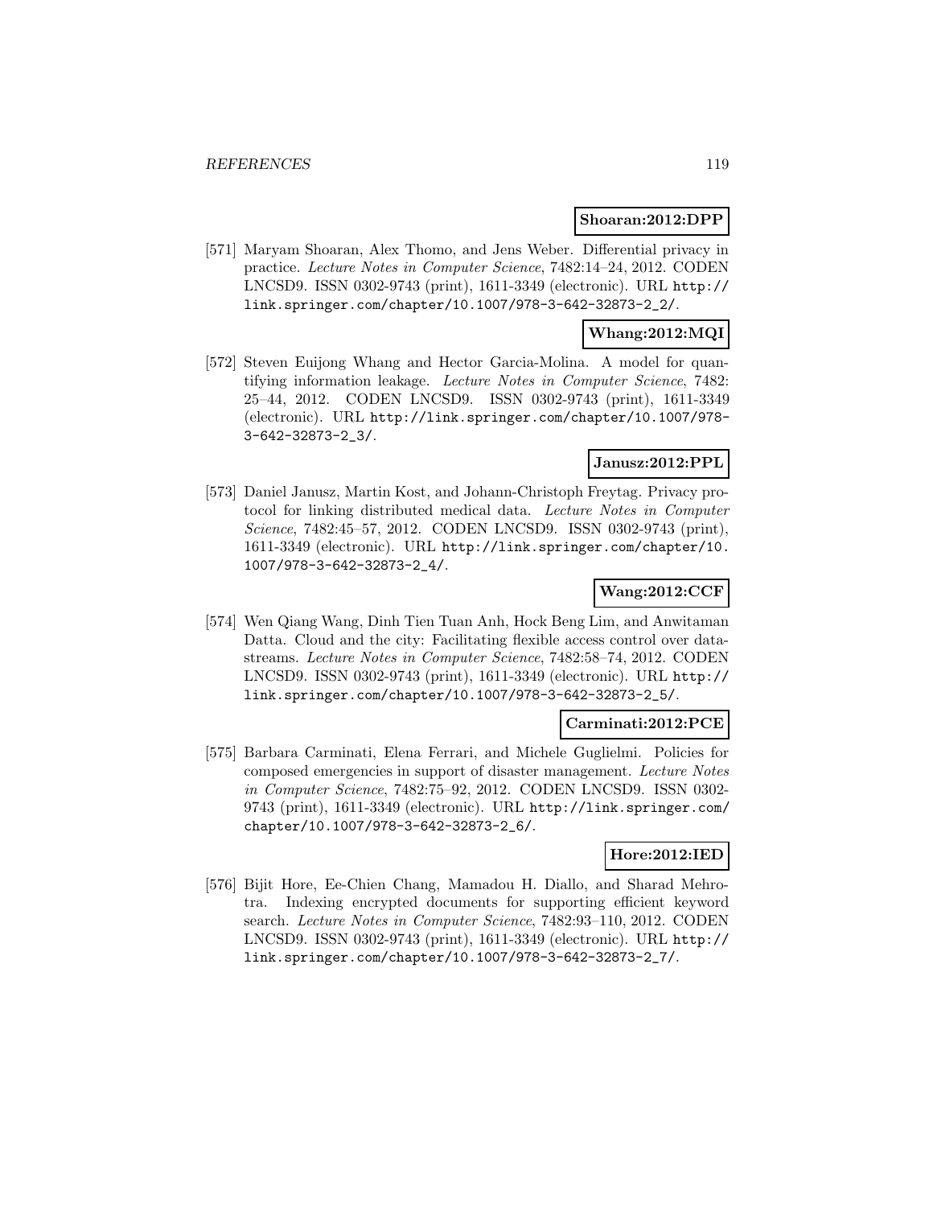**Shoaran:2012:DPP**

[571] Maryam Shoaran, Alex Thomo, and Jens Weber. Differential privacy in practice. *Lecture Notes in Computer Science*, 7482:14–24, 2012. CODEN LNCSD9. ISSN 0302-9743 (print), 1611-3349 (electronic). URL http://link.springer.com/chapter/10.1007/978-3-642-32873-2_2/.

**Whang:2012:MQI**

[572] Steven Euijong Whang and Hector Garcia-Molina. A model for quantifying information leakage. *Lecture Notes in Computer Science*, 7482: 25–44, 2012. CODEN LNCSD9. ISSN 0302-9743 (print), 1611-3349 (electronic). URL http://link.springer.com/chapter/10.1007/978-3-642-32873-2_3/.

**Janusz:2012:PPL**

[573] Daniel Janusz, Martin Kost, and Johann-Christoph Freytag. Privacy protocol for linking distributed medical data. *Lecture Notes in Computer Science*, 7482:45–57, 2012. CODEN LNCSD9. ISSN 0302-9743 (print), 1611-3349 (electronic). URL http://link.springer.com/chapter/10.1007/978-3-642-32873-2_4/.

**Wang:2012:CCF**

[574] Wen Qiang Wang, Dinh Tien Tuan Anh, Hock Beng Lim, and Anwitaman Datta. Cloud and the city: Facilitating flexible access control over datastreams. *Lecture Notes in Computer Science*, 7482:58–74, 2012. CODEN LNCSD9. ISSN 0302-9743 (print), 1611-3349 (electronic). URL http://link.springer.com/chapter/10.1007/978-3-642-32873-2_5/.

**Carminati:2012:PCE**

[575] Barbara Carminati, Elena Ferrari, and Michele Guglielmi. Policies for composed emergencies in support of disaster management. *Lecture Notes in Computer Science*, 7482:75–92, 2012. CODEN LNCSD9. ISSN 0302-9743 (print), 1611-3349 (electronic). URL http://link.springer.com/chapter/10.1007/978-3-642-32873-2_6/.

**Hore:2012:IED**

[576] Bijit Hore, Ee-Chien Chang, Mamadou H. Diallo, and Sharad Mehrotra. Indexing encrypted documents for supporting efficient keyword search. *Lecture Notes in Computer Science*, 7482:93–110, 2012. CODEN LNCSD9. ISSN 0302-9743 (print), 1611-3349 (electronic). URL http://link.springer.com/chapter/10.1007/978-3-642-32873-2_7/.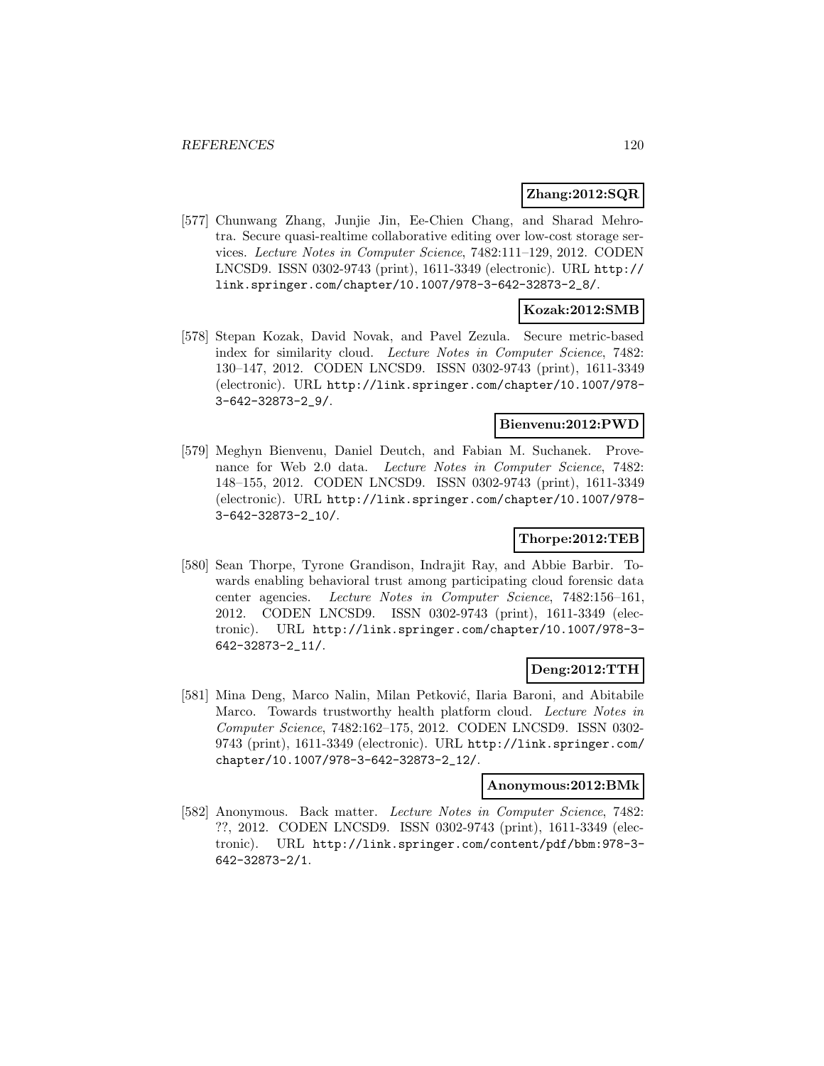**Zhang:2012:SQR**

[577] Chunwang Zhang, Junjie Jin, Ee-Chien Chang, and Sharad Mehrotra. Secure quasi-realtime collaborative editing over low-cost storage services. *Lecture Notes in Computer Science*, 7482:111–129, 2012. CODEN LNCSD9. ISSN 0302-9743 (print), 1611-3349 (electronic). URL http://link.springer.com/chapter/10.1007/978-3-642-32873-2_8/.

**Kozak:2012:SMB**

[578] Stepan Kozak, David Novak, and Pavel Zezula. Secure metric-based index for similarity cloud. *Lecture Notes in Computer Science*, 7482: 130–147, 2012. CODEN LNCSD9. ISSN 0302-9743 (print), 1611-3349 (electronic). URL http://link.springer.com/chapter/10.1007/978-3-642-32873-2_9/.

**Bienvenu:2012:PWD**

[579] Meghyn Bienvenu, Daniel Deutch, and Fabian M. Suchanek. Provenance for Web 2.0 data. *Lecture Notes in Computer Science*, 7482: 148–155, 2012. CODEN LNCSD9. ISSN 0302-9743 (print), 1611-3349 (electronic). URL http://link.springer.com/chapter/10.1007/978-3-642-32873-2_10/.

**Thorpe:2012:TEB**

[580] Sean Thorpe, Tyrone Grandison, Indrajit Ray, and Abbie Barbir. Towards enabling behavioral trust among participating cloud forensic data center agencies. *Lecture Notes in Computer Science*, 7482:156–161, 2012. CODEN LNCSD9. ISSN 0302-9743 (print), 1611-3349 (electronic). URL http://link.springer.com/chapter/10.1007/978-3-642-32873-2_11/.

**Deng:2012:TTH**

[581] Mina Deng, Marco Nalin, Milan Petković, Ilaria Baroni, and Abitabile Marco. Towards trustworthy health platform cloud. *Lecture Notes in Computer Science*, 7482:162–175, 2012. CODEN LNCSD9. ISSN 0302-9743 (print), 1611-3349 (electronic). URL http://link.springer.com/chapter/10.1007/978-3-642-32873-2_12/.

**Anonymous:2012:BMk**

[582] Anonymous. Back matter. *Lecture Notes in Computer Science*, 7482: ??, 2012. CODEN LNCSD9. ISSN 0302-9743 (print), 1611-3349 (electronic). URL http://link.springer.com/content/pdf/bbm:978-3-642-32873-2/1.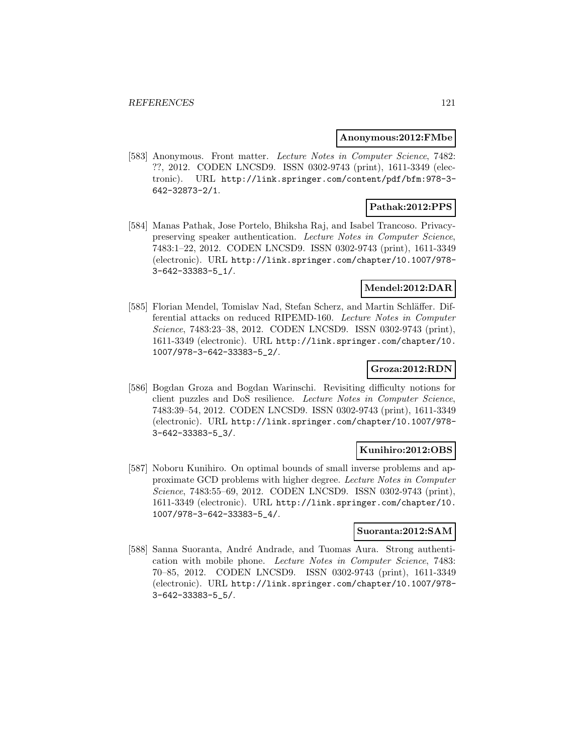**Anonymous:2012:FMbe**

[583] Anonymous. Front matter. *Lecture Notes in Computer Science*, 7482: ??, 2012. CODEN LNCSD9. ISSN 0302-9743 (print), 1611-3349 (electronic). URL http://link.springer.com/content/pdf/bfm:978-3-642-32873-2/1.

**Pathak:2012:PPS**

[584] Manas Pathak, Jose Portelo, Bhiksha Raj, and Isabel Trancoso. Privacy-preserving speaker authentication. *Lecture Notes in Computer Science*, 7483:1–22, 2012. CODEN LNCSD9. ISSN 0302-9743 (print), 1611-3349 (electronic). URL http://link.springer.com/chapter/10.1007/978-3-642-33383-5_1/.

**Mendel:2012:DAR**

[585] Florian Mendel, Tomislav Nad, Stefan Scherz, and Martin Schläffer. Differential attacks on reduced RIPEMD-160. *Lecture Notes in Computer Science*, 7483:23–38, 2012. CODEN LNCSD9. ISSN 0302-9743 (print), 1611-3349 (electronic). URL http://link.springer.com/chapter/10.1007/978-3-642-33383-5_2/.

**Groza:2012:RDN**

[586] Bogdan Groza and Bogdan Warinschi. Revisiting difficulty notions for client puzzles and DoS resilience. *Lecture Notes in Computer Science*, 7483:39–54, 2012. CODEN LNCSD9. ISSN 0302-9743 (print), 1611-3349 (electronic). URL http://link.springer.com/chapter/10.1007/978-3-642-33383-5_3/.

**Kunihiro:2012:OBS**

[587] Noboru Kunihiro. On optimal bounds of small inverse problems and approximate GCD problems with higher degree. *Lecture Notes in Computer Science*, 7483:55–69, 2012. CODEN LNCSD9. ISSN 0302-9743 (print), 1611-3349 (electronic). URL http://link.springer.com/chapter/10.1007/978-3-642-33383-5_4/.

**Suoranta:2012:SAM**

[588] Sanna Suoranta, André Andrade, and Tuomas Aura. Strong authentication with mobile phone. *Lecture Notes in Computer Science*, 7483: 70–85, 2012. CODEN LNCSD9. ISSN 0302-9743 (print), 1611-3349 (electronic). URL http://link.springer.com/chapter/10.1007/978-3-642-33383-5_5/.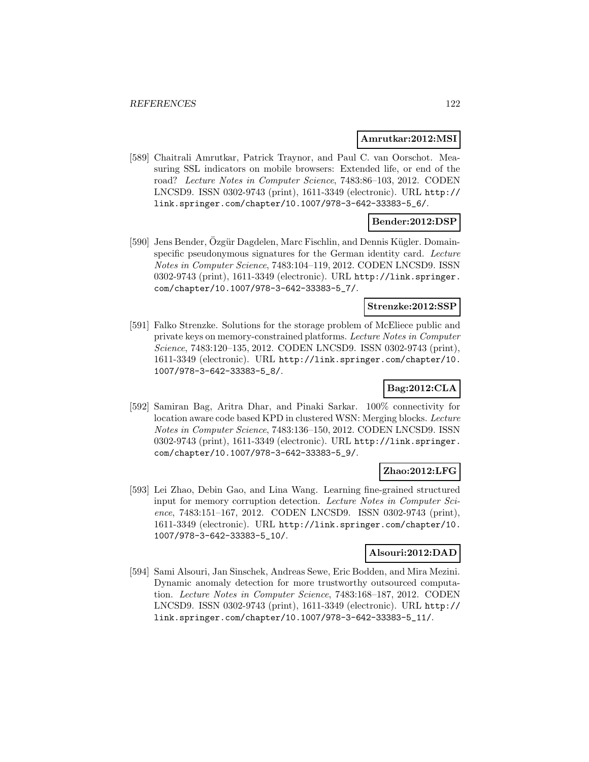**Amrutkar:2012:MSI**

[589] Chaitrali Amrutkar, Patrick Traynor, and Paul C. van Oorschot. Measuring SSL indicators on mobile browsers: Extended life, or end of the road? *Lecture Notes in Computer Science*, 7483:86–103, 2012. CODEN LNCSD9. ISSN 0302-9743 (print), 1611-3349 (electronic). URL http://link.springer.com/chapter/10.1007/978-3-642-33383-5_6/.

**Bender:2012:DSP**

[590] Jens Bender, Özgür Dagdelen, Marc Fischlin, and Dennis Kügler. Domain-specific pseudonymous signatures for the German identity card. *Lecture Notes in Computer Science*, 7483:104–119, 2012. CODEN LNCSD9. ISSN 0302-9743 (print), 1611-3349 (electronic). URL http://link.springer.com/chapter/10.1007/978-3-642-33383-5_7/.

**Strenzke:2012:SSP**

[591] Falko Strenzke. Solutions for the storage problem of McEliece public and private keys on memory-constrained platforms. *Lecture Notes in Computer Science*, 7483:120–135, 2012. CODEN LNCSD9. ISSN 0302-9743 (print), 1611-3349 (electronic). URL http://link.springer.com/chapter/10.1007/978-3-642-33383-5_8/.

**Bag:2012:CLA**

[592] Samiran Bag, Aritra Dhar, and Pinaki Sarkar. 100% connectivity for location aware code based KPD in clustered WSN: Merging blocks. *Lecture Notes in Computer Science*, 7483:136–150, 2012. CODEN LNCSD9. ISSN 0302-9743 (print), 1611-3349 (electronic). URL http://link.springer.com/chapter/10.1007/978-3-642-33383-5_9/.

**Zhao:2012:LFG**

[593] Lei Zhao, Debin Gao, and Lina Wang. Learning fine-grained structured input for memory corruption detection. *Lecture Notes in Computer Science*, 7483:151–167, 2012. CODEN LNCSD9. ISSN 0302-9743 (print), 1611-3349 (electronic). URL http://link.springer.com/chapter/10.1007/978-3-642-33383-5_10/.

**Alsouri:2012:DAD**

[594] Sami Alsouri, Jan Sinschek, Andreas Sewe, Eric Bodden, and Mira Mezini. Dynamic anomaly detection for more trustworthy outsourced computation. *Lecture Notes in Computer Science*, 7483:168–187, 2012. CODEN LNCSD9. ISSN 0302-9743 (print), 1611-3349 (electronic). URL http://link.springer.com/chapter/10.1007/978-3-642-33383-5_11/.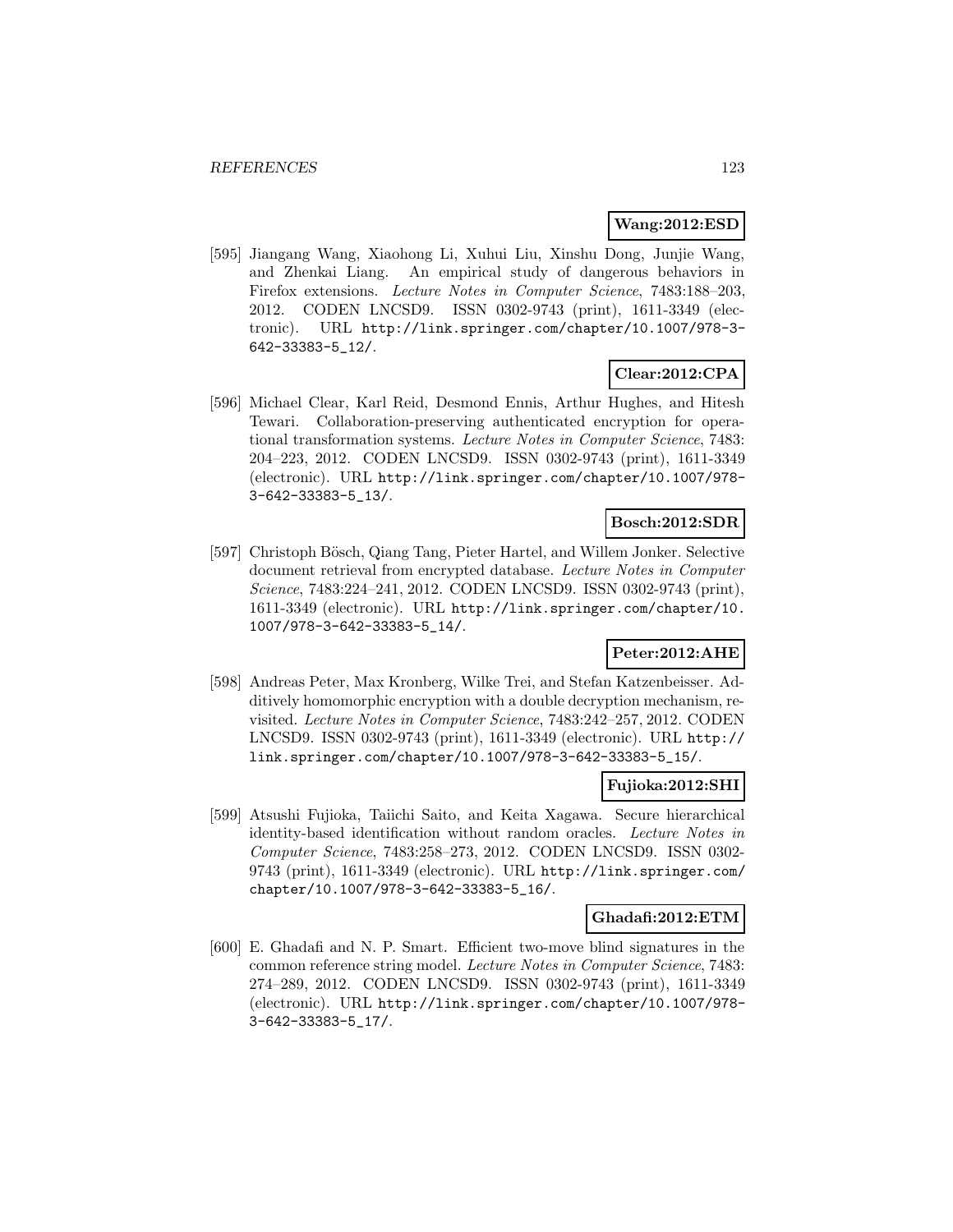**Wang:2012:ESD**

[595] Jiangang Wang, Xiaohong Li, Xuhui Liu, Xinshu Dong, Junjie Wang, and Zhenkai Liang. An empirical study of dangerous behaviors in Firefox extensions. *Lecture Notes in Computer Science*, 7483:188–203, 2012. CODEN LNCSD9. ISSN 0302-9743 (print), 1611-3349 (electronic). URL http://link.springer.com/chapter/10.1007/978-3-642-33383-5_12/.

**Clear:2012:CPA**

[596] Michael Clear, Karl Reid, Desmond Ennis, Arthur Hughes, and Hitesh Tewari. Collaboration-preserving authenticated encryption for operational transformation systems. *Lecture Notes in Computer Science*, 7483: 204–223, 2012. CODEN LNCSD9. ISSN 0302-9743 (print), 1611-3349 (electronic). URL http://link.springer.com/chapter/10.1007/978-3-642-33383-5_13/.

**Bosch:2012:SDR**

[597] Christoph Bösch, Qiang Tang, Pieter Hartel, and Willem Jonker. Selective document retrieval from encrypted database. *Lecture Notes in Computer Science*, 7483:224–241, 2012. CODEN LNCSD9. ISSN 0302-9743 (print), 1611-3349 (electronic). URL http://link.springer.com/chapter/10.1007/978-3-642-33383-5_14/.

**Peter:2012:AHE**

[598] Andreas Peter, Max Kronberg, Wilke Trei, and Stefan Katzenbeisser. Additively homomorphic encryption with a double decryption mechanism, revisited. *Lecture Notes in Computer Science*, 7483:242–257, 2012. CODEN LNCSD9. ISSN 0302-9743 (print), 1611-3349 (electronic). URL http://link.springer.com/chapter/10.1007/978-3-642-33383-5_15/.

**Fujioka:2012:SHI**

[599] Atsushi Fujioka, Taiichi Saito, and Keita Xagawa. Secure hierarchical identity-based identification without random oracles. *Lecture Notes in Computer Science*, 7483:258–273, 2012. CODEN LNCSD9. ISSN 0302-9743 (print), 1611-3349 (electronic). URL http://link.springer.com/chapter/10.1007/978-3-642-33383-5_16/.

**Ghadafi:2012:ETM**

[600] E. Ghadafi and N. P. Smart. Efficient two-move blind signatures in the common reference string model. *Lecture Notes in Computer Science*, 7483: 274–289, 2012. CODEN LNCSD9. ISSN 0302-9743 (print), 1611-3349 (electronic). URL http://link.springer.com/chapter/10.1007/978-3-642-33383-5_17/.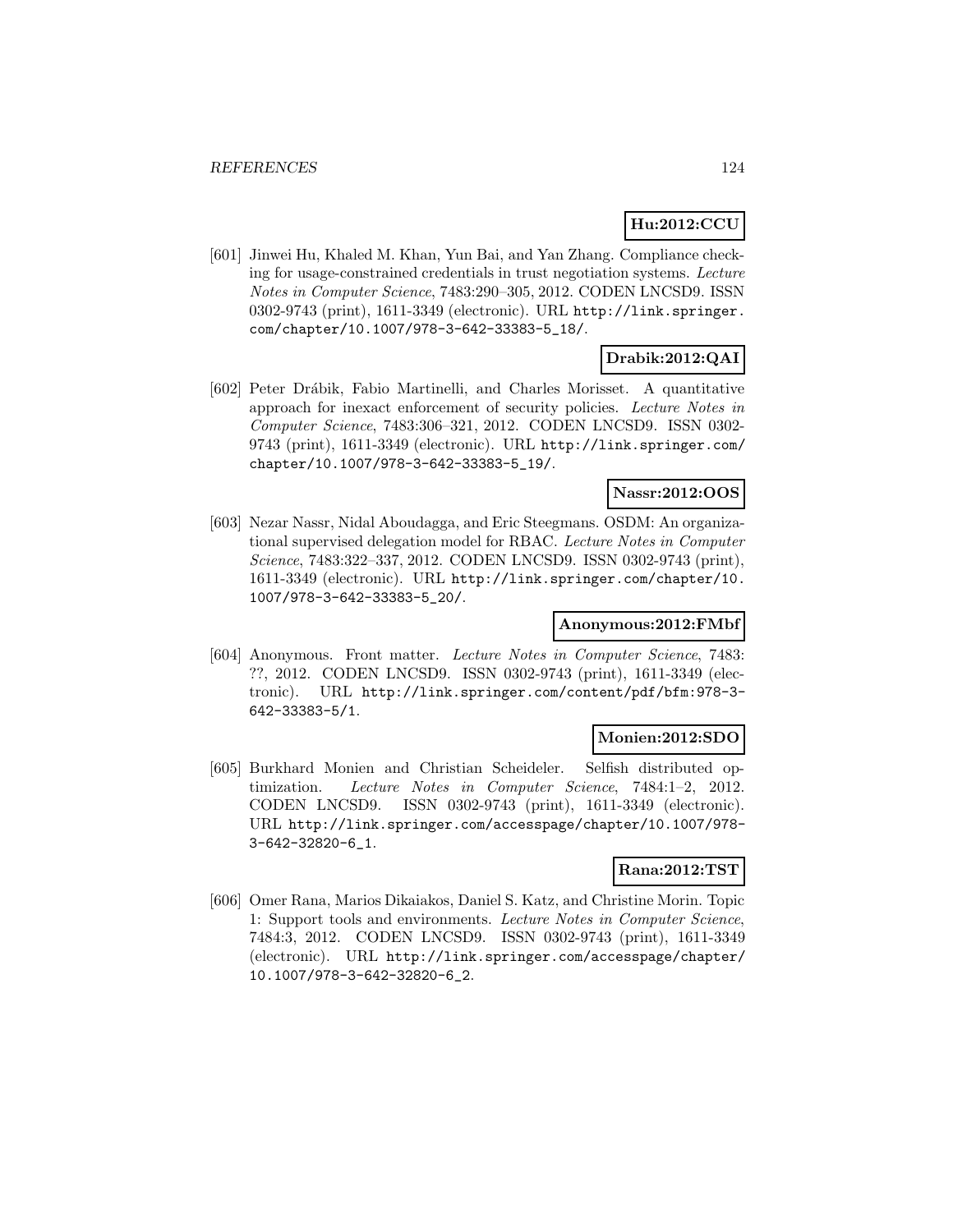**Hu:2012:CCU**

[601] Jinwei Hu, Khaled M. Khan, Yun Bai, and Yan Zhang. Compliance checking for usage-constrained credentials in trust negotiation systems. *Lecture Notes in Computer Science*, 7483:290–305, 2012. CODEN LNCSD9. ISSN 0302-9743 (print), 1611-3349 (electronic). URL http://link.springer.com/chapter/10.1007/978-3-642-33383-5_18/.

**Drabik:2012:QAI**

[602] Peter Drábik, Fabio Martinelli, and Charles Morisset. A quantitative approach for inexact enforcement of security policies. *Lecture Notes in Computer Science*, 7483:306–321, 2012. CODEN LNCSD9. ISSN 0302-9743 (print), 1611-3349 (electronic). URL http://link.springer.com/chapter/10.1007/978-3-642-33383-5_19/.

**Nassr:2012:OOS**

[603] Nezar Nassr, Nidal Aboudagga, and Eric Steegmans. OSDM: An organizational supervised delegation model for RBAC. *Lecture Notes in Computer Science*, 7483:322–337, 2012. CODEN LNCSD9. ISSN 0302-9743 (print), 1611-3349 (electronic). URL http://link.springer.com/chapter/10.1007/978-3-642-33383-5_20/.

**Anonymous:2012:FMbf**

[604] Anonymous. Front matter. *Lecture Notes in Computer Science*, 7483: ??, 2012. CODEN LNCSD9. ISSN 0302-9743 (print), 1611-3349 (electronic). URL http://link.springer.com/content/pdf/bfm:978-3-642-33383-5/1.

**Monien:2012:SDO**

[605] Burkhard Monien and Christian Scheideler. Selfish distributed optimization. *Lecture Notes in Computer Science*, 7484:1–2, 2012. CODEN LNCSD9. ISSN 0302-9743 (print), 1611-3349 (electronic). URL http://link.springer.com/accesspage/chapter/10.1007/978-3-642-32820-6_1.

**Rana:2012:TST**

[606] Omer Rana, Marios Dikaiakos, Daniel S. Katz, and Christine Morin. Topic 1: Support tools and environments. *Lecture Notes in Computer Science*, 7484:3, 2012. CODEN LNCSD9. ISSN 0302-9743 (print), 1611-3349 (electronic). URL http://link.springer.com/accesspage/chapter/10.1007/978-3-642-32820-6_2.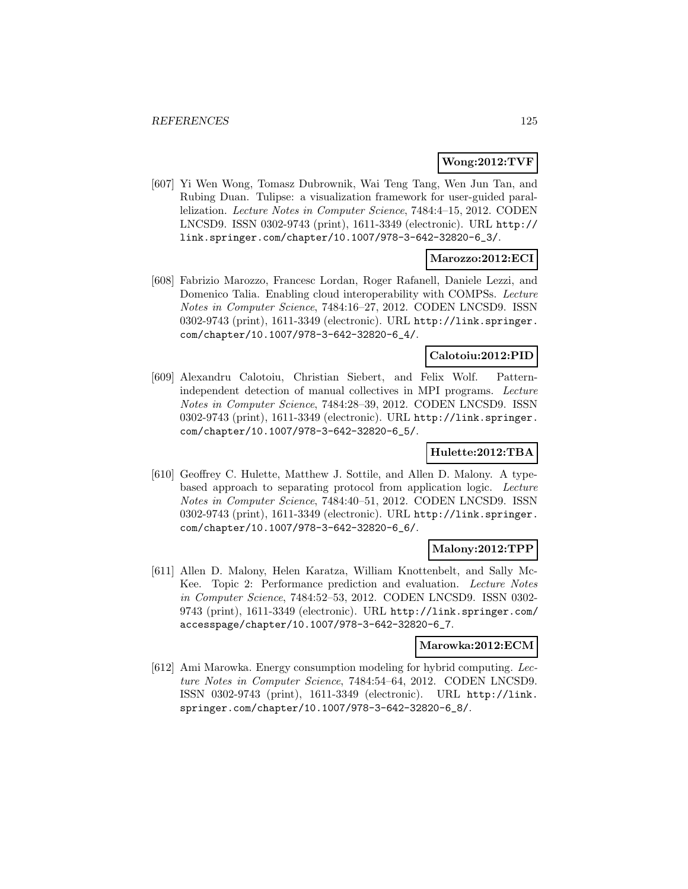**Wong:2012:TVF**

[607] Yi Wen Wong, Tomasz Dubrownik, Wai Teng Tang, Wen Jun Tan, and Rubing Duan. Tulipse: a visualization framework for user-guided parallelization. *Lecture Notes in Computer Science*, 7484:4–15, 2012. CODEN LNCSD9. ISSN 0302-9743 (print), 1611-3349 (electronic). URL http://link.springer.com/chapter/10.1007/978-3-642-32820-6_3/.

**Marozzo:2012:ECI**

[608] Fabrizio Marozzo, Francesc Lordan, Roger Rafanell, Daniele Lezzi, and Domenico Talia. Enabling cloud interoperability with COMPSs. *Lecture Notes in Computer Science*, 7484:16–27, 2012. CODEN LNCSD9. ISSN 0302-9743 (print), 1611-3349 (electronic). URL http://link.springer.com/chapter/10.1007/978-3-642-32820-6_4/.

**Calotoiu:2012:PID**

[609] Alexandru Calotoiu, Christian Siebert, and Felix Wolf. Pattern-independent detection of manual collectives in MPI programs. *Lecture Notes in Computer Science*, 7484:28–39, 2012. CODEN LNCSD9. ISSN 0302-9743 (print), 1611-3349 (electronic). URL http://link.springer.com/chapter/10.1007/978-3-642-32820-6_5/.

**Hulette:2012:TBA**

[610] Geoffrey C. Hulette, Matthew J. Sottile, and Allen D. Malony. A type-based approach to separating protocol from application logic. *Lecture Notes in Computer Science*, 7484:40–51, 2012. CODEN LNCSD9. ISSN 0302-9743 (print), 1611-3349 (electronic). URL http://link.springer.com/chapter/10.1007/978-3-642-32820-6_6/.

**Malony:2012:TPP**

[611] Allen D. Malony, Helen Karatza, William Knottenbelt, and Sally McKee. Topic 2: Performance prediction and evaluation. *Lecture Notes in Computer Science*, 7484:52–53, 2012. CODEN LNCSD9. ISSN 0302-9743 (print), 1611-3349 (electronic). URL http://link.springer.com/accesspage/chapter/10.1007/978-3-642-32820-6_7.

**Marowka:2012:ECM**

[612] Ami Marowka. Energy consumption modeling for hybrid computing. *Lecture Notes in Computer Science*, 7484:54–64, 2012. CODEN LNCSD9. ISSN 0302-9743 (print), 1611-3349 (electronic). URL http://link.springer.com/chapter/10.1007/978-3-642-32820-6_8/.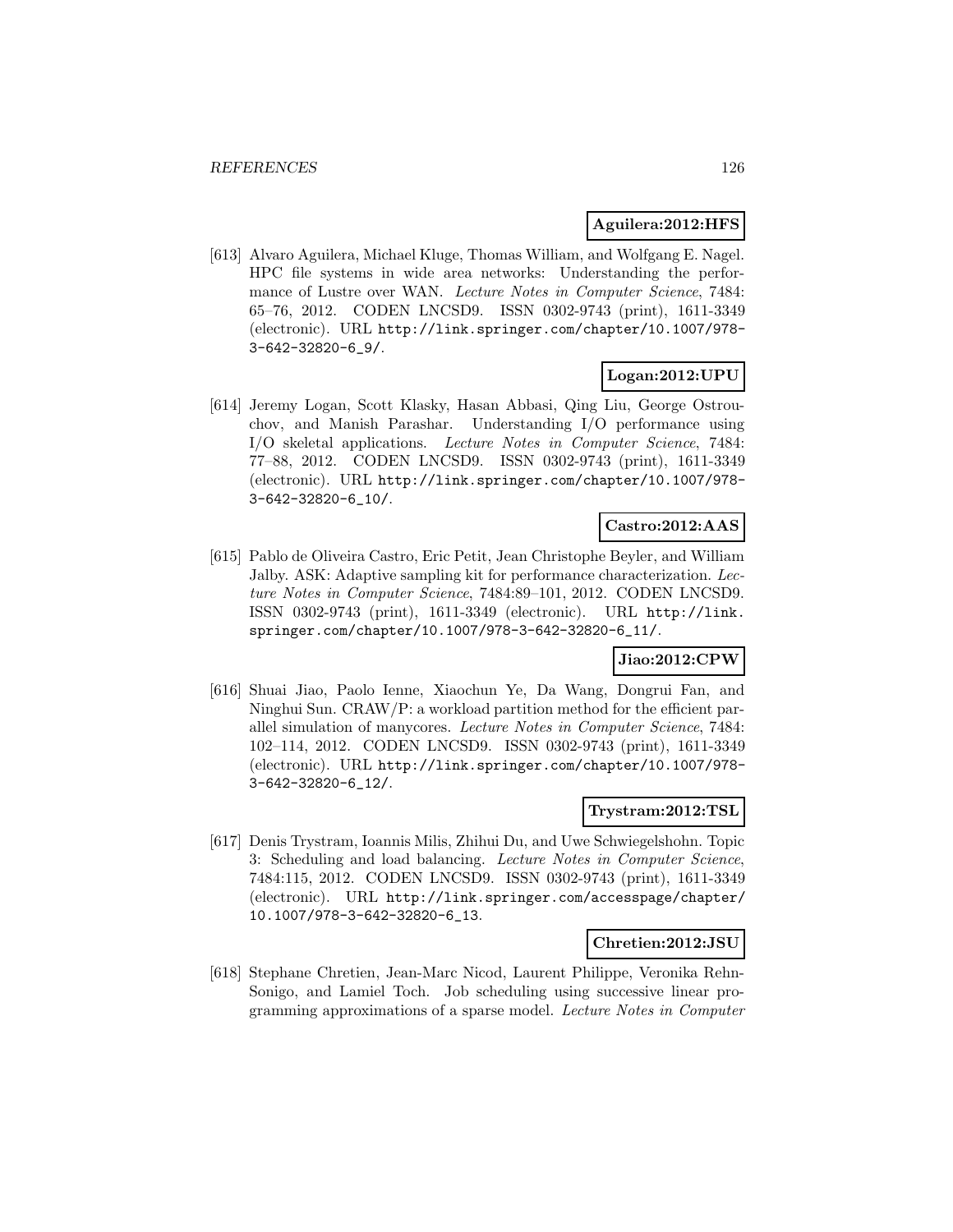**Aguilera:2012:HFS**

[613] Alvaro Aguilera, Michael Kluge, Thomas William, and Wolfgang E. Nagel. HPC file systems in wide area networks: Understanding the performance of Lustre over WAN. *Lecture Notes in Computer Science*, 7484: 65–76, 2012. CODEN LNCSD9. ISSN 0302-9743 (print), 1611-3349 (electronic). URL http://link.springer.com/chapter/10.1007/978-3-642-32820-6_9/.

**Logan:2012:UPU**

[614] Jeremy Logan, Scott Klasky, Hasan Abbasi, Qing Liu, George Ostrouchov, and Manish Parashar. Understanding I/O performance using I/O skeletal applications. *Lecture Notes in Computer Science*, 7484: 77–88, 2012. CODEN LNCSD9. ISSN 0302-9743 (print), 1611-3349 (electronic). URL http://link.springer.com/chapter/10.1007/978-3-642-32820-6_10/.

**Castro:2012:AAS**

[615] Pablo de Oliveira Castro, Eric Petit, Jean Christophe Beyler, and William Jalby. ASK: Adaptive sampling kit for performance characterization. *Lecture Notes in Computer Science*, 7484:89–101, 2012. CODEN LNCSD9. ISSN 0302-9743 (print), 1611-3349 (electronic). URL http://link.springer.com/chapter/10.1007/978-3-642-32820-6_11/.

**Jiao:2012:CPW**

[616] Shuai Jiao, Paolo Ienne, Xiaochun Ye, Da Wang, Dongrui Fan, and Ninghui Sun. CRAW/P: a workload partition method for the efficient parallel simulation of manycores. *Lecture Notes in Computer Science*, 7484: 102–114, 2012. CODEN LNCSD9. ISSN 0302-9743 (print), 1611-3349 (electronic). URL http://link.springer.com/chapter/10.1007/978-3-642-32820-6_12/.

**Trystram:2012:TSL**

[617] Denis Trystram, Ioannis Milis, Zhihui Du, and Uwe Schwiegelshohn. Topic 3: Scheduling and load balancing. *Lecture Notes in Computer Science*, 7484:115, 2012. CODEN LNCSD9. ISSN 0302-9743 (print), 1611-3349 (electronic). URL http://link.springer.com/accesspage/chapter/10.1007/978-3-642-32820-6_13.

**Chretien:2012:JSU**

[618] Stephane Chretien, Jean-Marc Nicod, Laurent Philippe, Veronika Rehn-Sonigo, and Lamiel Toch. Job scheduling using successive linear programming approximations of a sparse model. *Lecture Notes in Computer*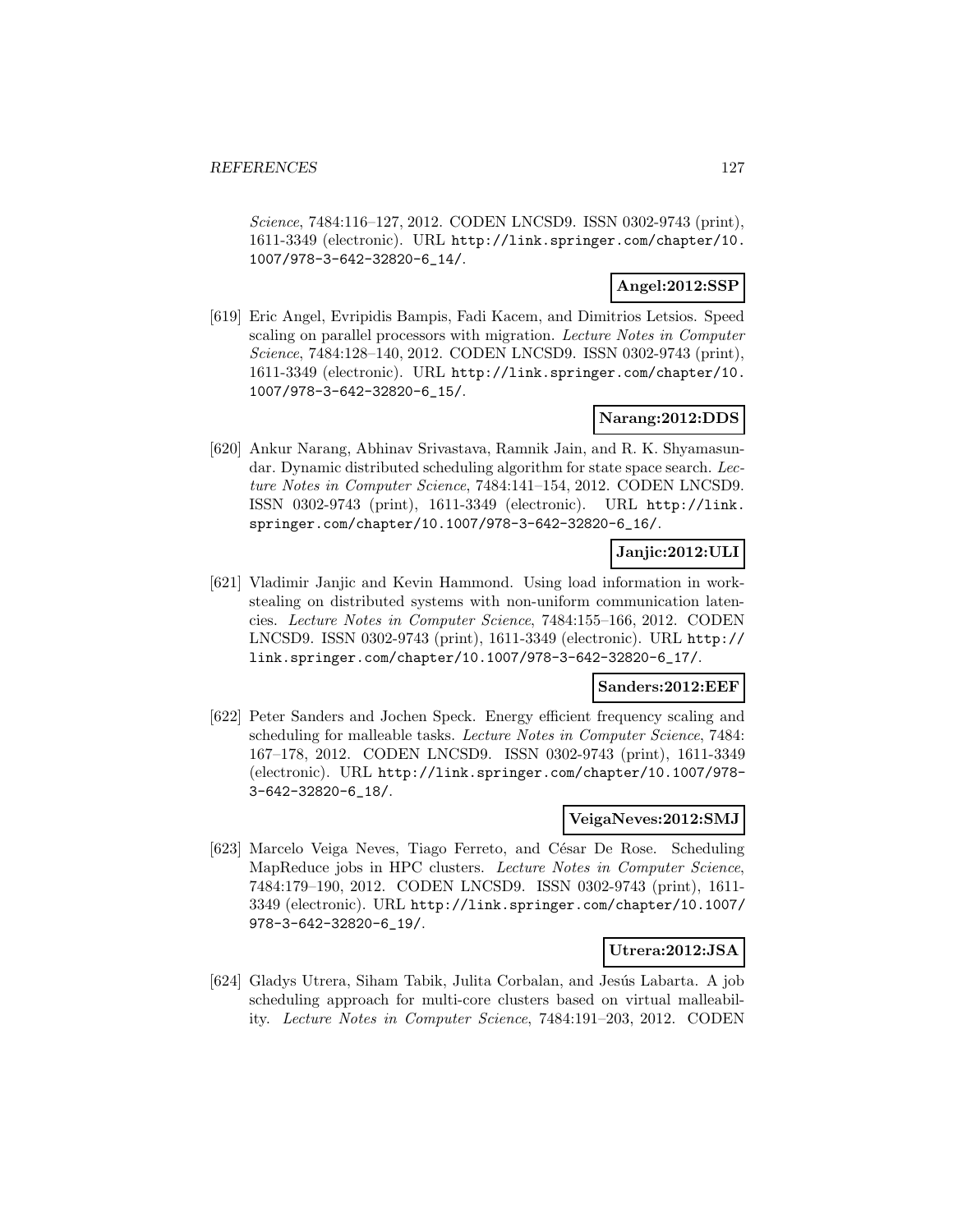*Science*, 7484:116–127, 2012. CODEN LNCSD9. ISSN 0302-9743 (print), 1611-3349 (electronic). URL http://link.springer.com/chapter/10.1007/978-3-642-32820-6_14/.

**Angel:2012:SSP**

[619] Eric Angel, Evripidis Bampis, Fadi Kacem, and Dimitrios Letsios. Speed scaling on parallel processors with migration. *Lecture Notes in Computer Science*, 7484:128–140, 2012. CODEN LNCSD9. ISSN 0302-9743 (print), 1611-3349 (electronic). URL http://link.springer.com/chapter/10.1007/978-3-642-32820-6_15/.

**Narang:2012:DDS**

[620] Ankur Narang, Abhinav Srivastava, Ramnik Jain, and R. K. Shyamasundar. Dynamic distributed scheduling algorithm for state space search. *Lecture Notes in Computer Science*, 7484:141–154, 2012. CODEN LNCSD9. ISSN 0302-9743 (print), 1611-3349 (electronic). URL http://link.springer.com/chapter/10.1007/978-3-642-32820-6_16/.

**Janjic:2012:ULI**

[621] Vladimir Janjic and Kevin Hammond. Using load information in work-stealing on distributed systems with non-uniform communication latencies. *Lecture Notes in Computer Science*, 7484:155–166, 2012. CODEN LNCSD9. ISSN 0302-9743 (print), 1611-3349 (electronic). URL http://link.springer.com/chapter/10.1007/978-3-642-32820-6_17/.

**Sanders:2012:EEF**

[622] Peter Sanders and Jochen Speck. Energy efficient frequency scaling and scheduling for malleable tasks. *Lecture Notes in Computer Science*, 7484: 167–178, 2012. CODEN LNCSD9. ISSN 0302-9743 (print), 1611-3349 (electronic). URL http://link.springer.com/chapter/10.1007/978-3-642-32820-6_18/.

**VeigaNeves:2012:SMJ**

[623] Marcelo Veiga Neves, Tiago Ferreto, and César De Rose. Scheduling MapReduce jobs in HPC clusters. *Lecture Notes in Computer Science*, 7484:179–190, 2012. CODEN LNCSD9. ISSN 0302-9743 (print), 1611-3349 (electronic). URL http://link.springer.com/chapter/10.1007/978-3-642-32820-6_19/.

**Utrera:2012:JSA**

[624] Gladys Utrera, Siham Tabik, Julita Corbalan, and Jesús Labarta. A job scheduling approach for multi-core clusters based on virtual malleability. *Lecture Notes in Computer Science*, 7484:191–203, 2012. CODEN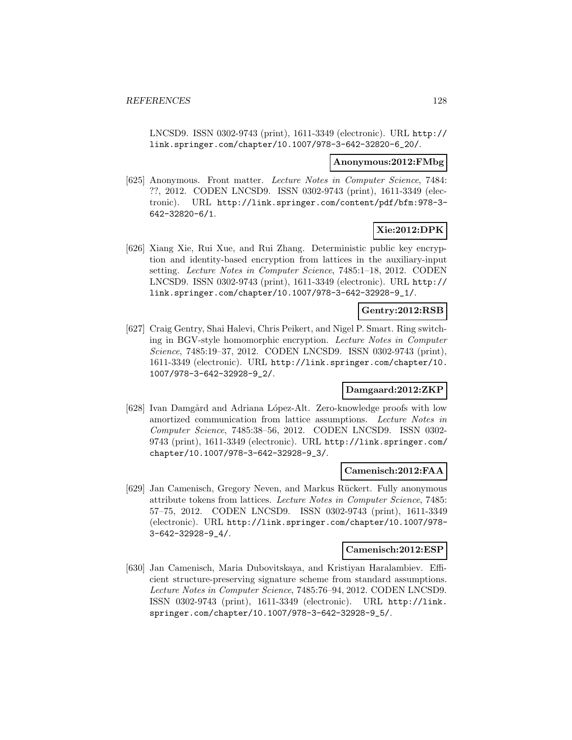LNCSD9. ISSN 0302-9743 (print), 1611-3349 (electronic). URL http://link.springer.com/chapter/10.1007/978-3-642-32820-6_20/.

**Anonymous:2012:FMbg**

[625] Anonymous. Front matter. *Lecture Notes in Computer Science*, 7484: ??, 2012. CODEN LNCSD9. ISSN 0302-9743 (print), 1611-3349 (electronic). URL http://link.springer.com/content/pdf/bfm:978-3-642-32820-6/1.

**Xie:2012:DPK**

[626] Xiang Xie, Rui Xue, and Rui Zhang. Deterministic public key encryption and identity-based encryption from lattices in the auxiliary-input setting. *Lecture Notes in Computer Science*, 7485:1–18, 2012. CODEN LNCSD9. ISSN 0302-9743 (print), 1611-3349 (electronic). URL http://link.springer.com/chapter/10.1007/978-3-642-32928-9_1/.

**Gentry:2012:RSB**

[627] Craig Gentry, Shai Halevi, Chris Peikert, and Nigel P. Smart. Ring switching in BGV-style homomorphic encryption. *Lecture Notes in Computer Science*, 7485:19–37, 2012. CODEN LNCSD9. ISSN 0302-9743 (print), 1611-3349 (electronic). URL http://link.springer.com/chapter/10.1007/978-3-642-32928-9_2/.

**Damgaard:2012:ZKP**

[628] Ivan Damgård and Adriana López-Alt. Zero-knowledge proofs with low amortized communication from lattice assumptions. *Lecture Notes in Computer Science*, 7485:38–56, 2012. CODEN LNCSD9. ISSN 0302-9743 (print), 1611-3349 (electronic). URL http://link.springer.com/chapter/10.1007/978-3-642-32928-9_3/.

**Camenisch:2012:FAA**

[629] Jan Camenisch, Gregory Neven, and Markus Rückert. Fully anonymous attribute tokens from lattices. *Lecture Notes in Computer Science*, 7485: 57–75, 2012. CODEN LNCSD9. ISSN 0302-9743 (print), 1611-3349 (electronic). URL http://link.springer.com/chapter/10.1007/978-3-642-32928-9_4/.

**Camenisch:2012:ESP**

[630] Jan Camenisch, Maria Dubovitskaya, and Kristiyan Haralambiev. Efficient structure-preserving signature scheme from standard assumptions. *Lecture Notes in Computer Science*, 7485:76–94, 2012. CODEN LNCSD9. ISSN 0302-9743 (print), 1611-3349 (electronic). URL http://link.springer.com/chapter/10.1007/978-3-642-32928-9_5/.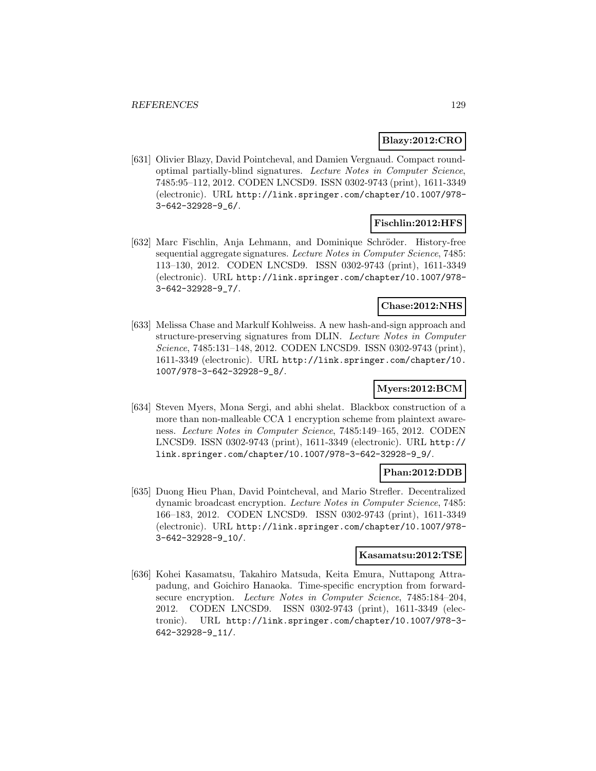**Blazy:2012:CRO**

[631] Olivier Blazy, David Pointcheval, and Damien Vergnaud. Compact round-optimal partially-blind signatures. *Lecture Notes in Computer Science*, 7485:95–112, 2012. CODEN LNCSD9. ISSN 0302-9743 (print), 1611-3349 (electronic). URL http://link.springer.com/chapter/10.1007/978-3-642-32928-9_6/.

**Fischlin:2012:HFS**

[632] Marc Fischlin, Anja Lehmann, and Dominique Schröder. History-free sequential aggregate signatures. *Lecture Notes in Computer Science*, 7485: 113–130, 2012. CODEN LNCSD9. ISSN 0302-9743 (print), 1611-3349 (electronic). URL http://link.springer.com/chapter/10.1007/978-3-642-32928-9_7/.

**Chase:2012:NHS**

[633] Melissa Chase and Markulf Kohlweiss. A new hash-and-sign approach and structure-preserving signatures from DLIN. *Lecture Notes in Computer Science*, 7485:131–148, 2012. CODEN LNCSD9. ISSN 0302-9743 (print), 1611-3349 (electronic). URL http://link.springer.com/chapter/10.1007/978-3-642-32928-9_8/.

**Myers:2012:BCM**

[634] Steven Myers, Mona Sergi, and abhi shelat. Blackbox construction of a more than non-malleable CCA 1 encryption scheme from plaintext awareness. *Lecture Notes in Computer Science*, 7485:149–165, 2012. CODEN LNCSD9. ISSN 0302-9743 (print), 1611-3349 (electronic). URL http://link.springer.com/chapter/10.1007/978-3-642-32928-9_9/.

**Phan:2012:DDB**

[635] Duong Hieu Phan, David Pointcheval, and Mario Strefler. Decentralized dynamic broadcast encryption. *Lecture Notes in Computer Science*, 7485: 166–183, 2012. CODEN LNCSD9. ISSN 0302-9743 (print), 1611-3349 (electronic). URL http://link.springer.com/chapter/10.1007/978-3-642-32928-9_10/.

**Kasamatsu:2012:TSE**

[636] Kohei Kasamatsu, Takahiro Matsuda, Keita Emura, Nuttapong Attrapadung, and Goichiro Hanaoka. Time-specific encryption from forward-secure encryption. *Lecture Notes in Computer Science*, 7485:184–204, 2012. CODEN LNCSD9. ISSN 0302-9743 (print), 1611-3349 (electronic). URL http://link.springer.com/chapter/10.1007/978-3-642-32928-9_11/.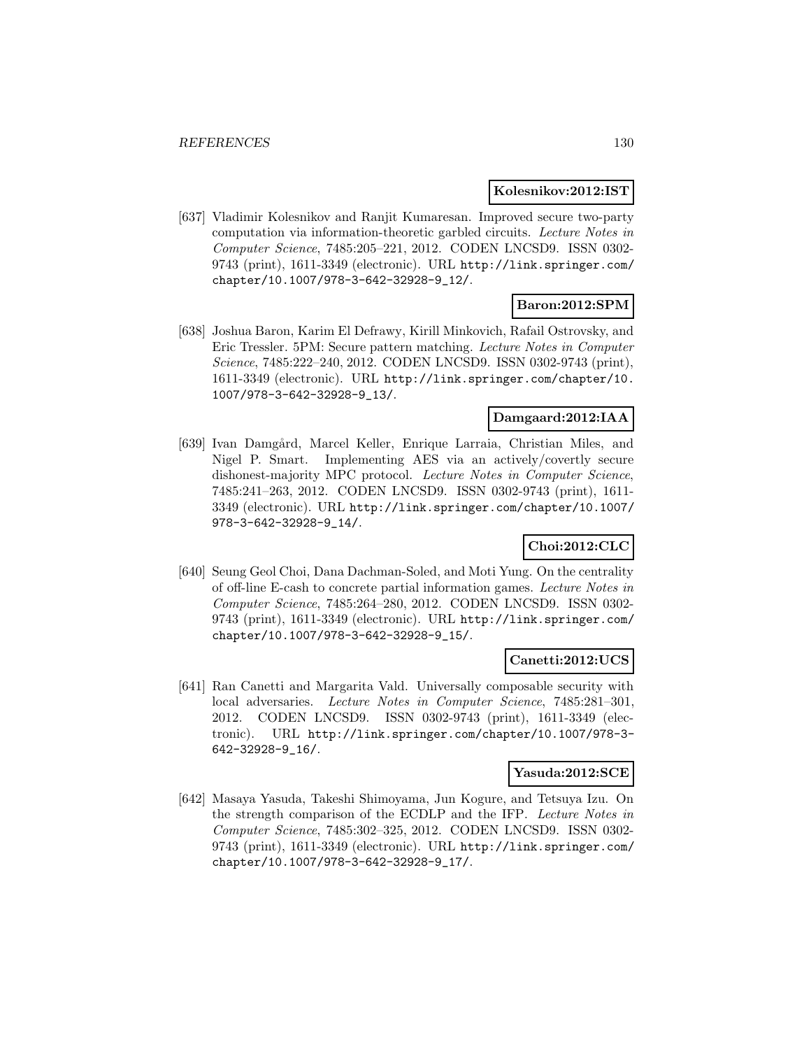**Kolesnikov:2012:IST**

[637] Vladimir Kolesnikov and Ranjit Kumaresan. Improved secure two-party computation via information-theoretic garbled circuits. *Lecture Notes in Computer Science*, 7485:205–221, 2012. CODEN LNCSD9. ISSN 0302-9743 (print), 1611-3349 (electronic). URL http://link.springer.com/chapter/10.1007/978-3-642-32928-9_12/.

**Baron:2012:SPM**

[638] Joshua Baron, Karim El Defrawy, Kirill Minkovich, Rafail Ostrovsky, and Eric Tressler. 5PM: Secure pattern matching. *Lecture Notes in Computer Science*, 7485:222–240, 2012. CODEN LNCSD9. ISSN 0302-9743 (print), 1611-3349 (electronic). URL http://link.springer.com/chapter/10.1007/978-3-642-32928-9_13/.

**Damgaard:2012:IAA**

[639] Ivan Damgård, Marcel Keller, Enrique Larraia, Christian Miles, and Nigel P. Smart. Implementing AES via an actively/covertly secure dishonest-majority MPC protocol. *Lecture Notes in Computer Science*, 7485:241–263, 2012. CODEN LNCSD9. ISSN 0302-9743 (print), 1611-3349 (electronic). URL http://link.springer.com/chapter/10.1007/978-3-642-32928-9_14/.

**Choi:2012:CLC**

[640] Seung Geol Choi, Dana Dachman-Soled, and Moti Yung. On the centrality of off-line E-cash to concrete partial information games. *Lecture Notes in Computer Science*, 7485:264–280, 2012. CODEN LNCSD9. ISSN 0302-9743 (print), 1611-3349 (electronic). URL http://link.springer.com/chapter/10.1007/978-3-642-32928-9_15/.

**Canetti:2012:UCS**

[641] Ran Canetti and Margarita Vald. Universally composable security with local adversaries. *Lecture Notes in Computer Science*, 7485:281–301, 2012. CODEN LNCSD9. ISSN 0302-9743 (print), 1611-3349 (electronic). URL http://link.springer.com/chapter/10.1007/978-3-642-32928-9_16/.

**Yasuda:2012:SCE**

[642] Masaya Yasuda, Takeshi Shimoyama, Jun Kogure, and Tetsuya Izu. On the strength comparison of the ECDLP and the IFP. *Lecture Notes in Computer Science*, 7485:302–325, 2012. CODEN LNCSD9. ISSN 0302-9743 (print), 1611-3349 (electronic). URL http://link.springer.com/chapter/10.1007/978-3-642-32928-9_17/.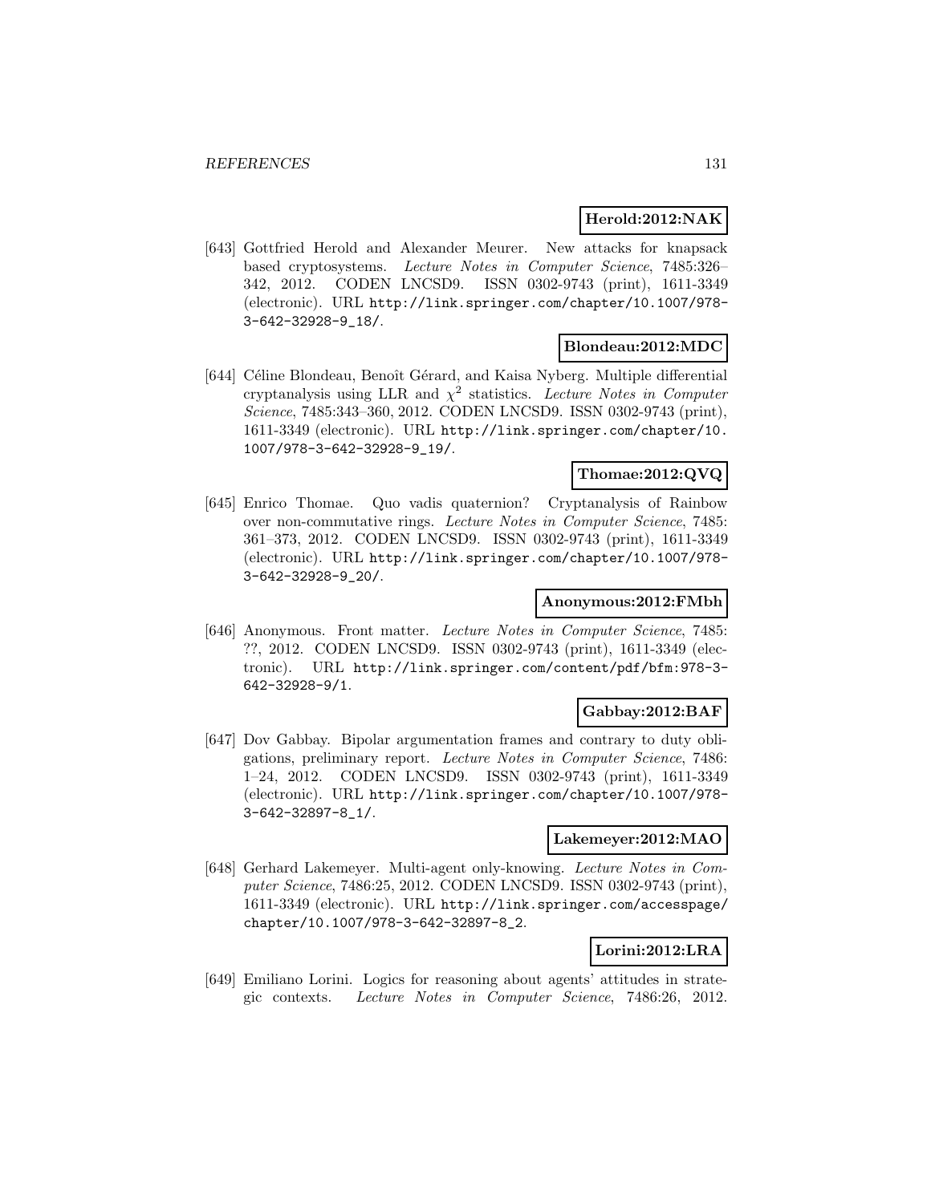**Herold:2012:NAK**

[643] Gottfried Herold and Alexander Meurer. New attacks for knapsack based cryptosystems. *Lecture Notes in Computer Science*, 7485:326–342, 2012. CODEN LNCSD9. ISSN 0302-9743 (print), 1611-3349 (electronic). URL http://link.springer.com/chapter/10.1007/978-3-642-32928-9_18/.

**Blondeau:2012:MDC**

[644] Céline Blondeau, Benoît Gérard, and Kaisa Nyberg. Multiple differential cryptanalysis using LLR and $\chi^2$ statistics. *Lecture Notes in Computer Science*, 7485:343–360, 2012. CODEN LNCSD9. ISSN 0302-9743 (print), 1611-3349 (electronic). URL http://link.springer.com/chapter/10.1007/978-3-642-32928-9_19/.

**Thomae:2012:QVQ**

[645] Enrico Thomae. Quo vadis quaternion? Cryptanalysis of Rainbow over non-commutative rings. *Lecture Notes in Computer Science*, 7485:361–373, 2012. CODEN LNCSD9. ISSN 0302-9743 (print), 1611-3349 (electronic). URL http://link.springer.com/chapter/10.1007/978-3-642-32928-9_20/.

**Anonymous:2012:FMbh**

[646] Anonymous. Front matter. *Lecture Notes in Computer Science*, 7485:??, 2012. CODEN LNCSD9. ISSN 0302-9743 (print), 1611-3349 (electronic). URL http://link.springer.com/content/pdf/bfm:978-3-642-32928-9/1.

**Gabbay:2012:BAF**

[647] Dov Gabbay. Bipolar argumentation frames and contrary to duty obligations, preliminary report. *Lecture Notes in Computer Science*, 7486:1–24, 2012. CODEN LNCSD9. ISSN 0302-9743 (print), 1611-3349 (electronic). URL http://link.springer.com/chapter/10.1007/978-3-642-32897-8_1/.

**Lakemeyer:2012:MAO**

[648] Gerhard Lakemeyer. Multi-agent only-knowing. *Lecture Notes in Computer Science*, 7486:25, 2012. CODEN LNCSD9. ISSN 0302-9743 (print), 1611-3349 (electronic). URL http://link.springer.com/accesspage/chapter/10.1007/978-3-642-32897-8_2.

**Lorini:2012:LRA**

[649] Emiliano Lorini. Logics for reasoning about agents' attitudes in strategic contexts. *Lecture Notes in Computer Science*, 7486:26, 2012.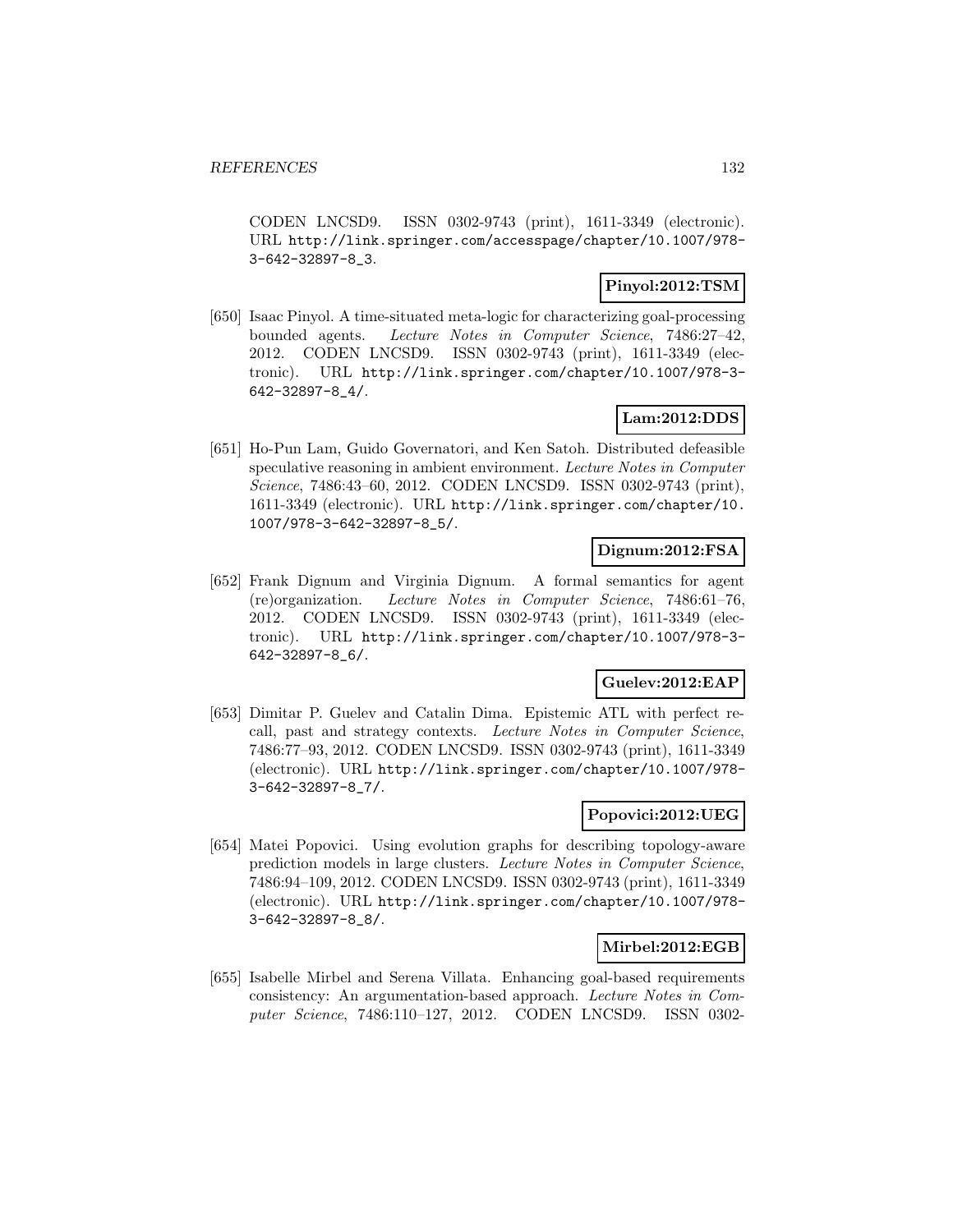CODEN LNCSD9. ISSN 0302-9743 (print), 1611-3349 (electronic). URL http://link.springer.com/accesspage/chapter/10.1007/978-3-642-32897-8_3.

**Pinyol:2012:TSM**

[650] Isaac Pinyol. A time-situated meta-logic for characterizing goal-processing bounded agents. *Lecture Notes in Computer Science*, 7486:27–42, 2012. CODEN LNCSD9. ISSN 0302-9743 (print), 1611-3349 (electronic). URL http://link.springer.com/chapter/10.1007/978-3-642-32897-8_4/.

**Lam:2012:DDS**

[651] Ho-Pun Lam, Guido Governatori, and Ken Satoh. Distributed defeasible speculative reasoning in ambient environment. *Lecture Notes in Computer Science*, 7486:43–60, 2012. CODEN LNCSD9. ISSN 0302-9743 (print), 1611-3349 (electronic). URL http://link.springer.com/chapter/10.1007/978-3-642-32897-8_5/.

**Dignum:2012:FSA**

[652] Frank Dignum and Virginia Dignum. A formal semantics for agent (re)organization. *Lecture Notes in Computer Science*, 7486:61–76, 2012. CODEN LNCSD9. ISSN 0302-9743 (print), 1611-3349 (electronic). URL http://link.springer.com/chapter/10.1007/978-3-642-32897-8_6/.

**Guelev:2012:EAP**

[653] Dimitar P. Guelev and Catalin Dima. Epistemic ATL with perfect recall, past and strategy contexts. *Lecture Notes in Computer Science*, 7486:77–93, 2012. CODEN LNCSD9. ISSN 0302-9743 (print), 1611-3349 (electronic). URL http://link.springer.com/chapter/10.1007/978-3-642-32897-8_7/.

**Popovici:2012:UEG**

[654] Matei Popovici. Using evolution graphs for describing topology-aware prediction models in large clusters. *Lecture Notes in Computer Science*, 7486:94–109, 2012. CODEN LNCSD9. ISSN 0302-9743 (print), 1611-3349 (electronic). URL http://link.springer.com/chapter/10.1007/978-3-642-32897-8_8/.

**Mirbel:2012:EGB**

[655] Isabelle Mirbel and Serena Villata. Enhancing goal-based requirements consistency: An argumentation-based approach. *Lecture Notes in Computer Science*, 7486:110–127, 2012. CODEN LNCSD9. ISSN 0302-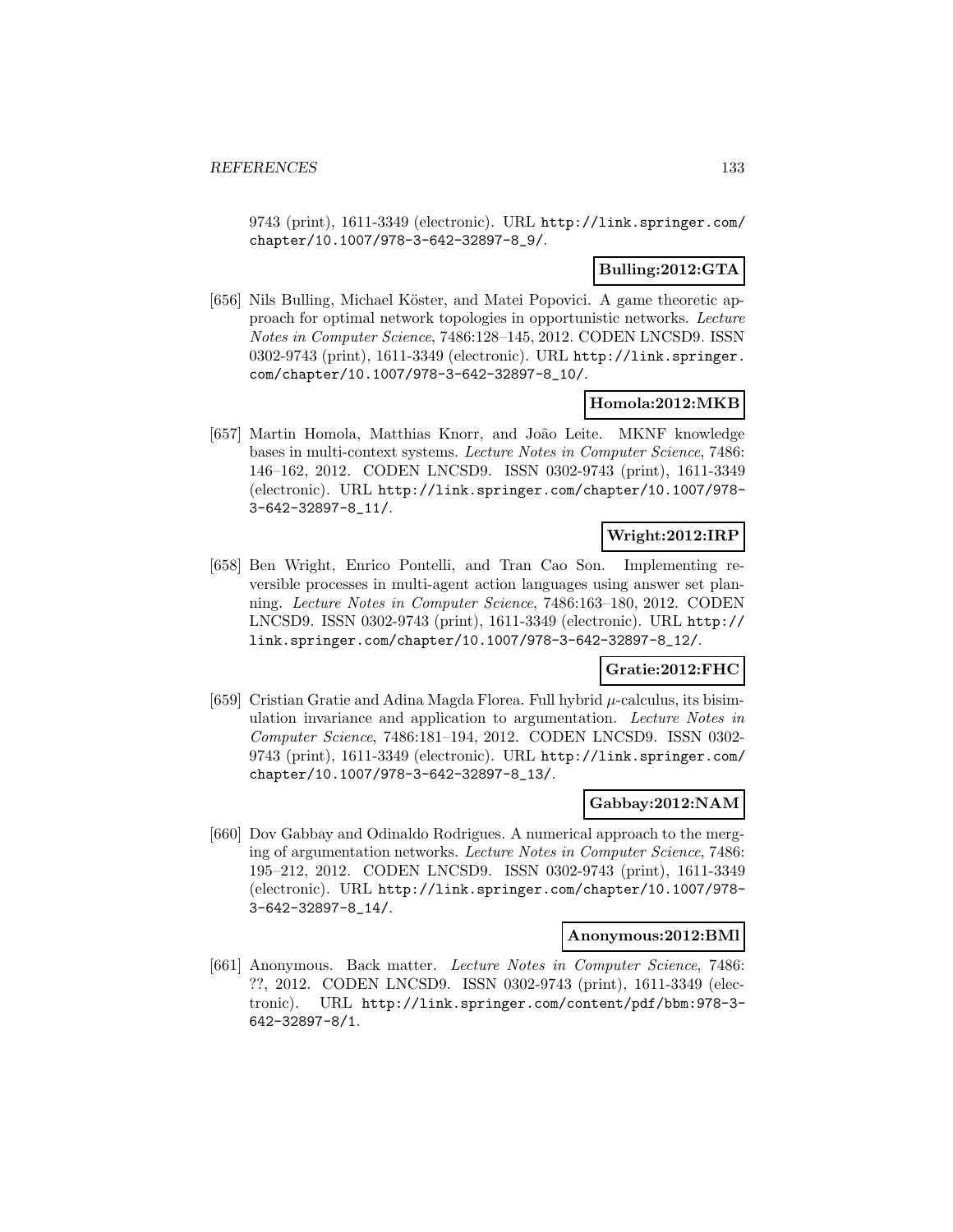9743 (print), 1611-3349 (electronic). URL http://link.springer.com/chapter/10.1007/978-3-642-32897-8_9/.

**Bulling:2012:GTA**

[656] Nils Bulling, Michael Köster, and Matei Popovici. A game theoretic approach for optimal network topologies in opportunistic networks. *Lecture Notes in Computer Science*, 7486:128–145, 2012. CODEN LNCSD9. ISSN 0302-9743 (print), 1611-3349 (electronic). URL http://link.springer.com/chapter/10.1007/978-3-642-32897-8_10/.

**Homola:2012:MKB**

[657] Martin Homola, Matthias Knorr, and João Leite. MKNF knowledge bases in multi-context systems. *Lecture Notes in Computer Science*, 7486: 146–162, 2012. CODEN LNCSD9. ISSN 0302-9743 (print), 1611-3349 (electronic). URL http://link.springer.com/chapter/10.1007/978-3-642-32897-8_11/.

**Wright:2012:IRP**

[658] Ben Wright, Enrico Pontelli, and Tran Cao Son. Implementing reversible processes in multi-agent action languages using answer set planning. *Lecture Notes in Computer Science*, 7486:163–180, 2012. CODEN LNCSD9. ISSN 0302-9743 (print), 1611-3349 (electronic). URL http://link.springer.com/chapter/10.1007/978-3-642-32897-8_12/.

**Gratie:2012:FHC**

[659] Cristian Gratie and Adina Magda Florea. Full hybrid $\mu$-calculus, its bisimulation invariance and application to argumentation. *Lecture Notes in Computer Science*, 7486:181–194, 2012. CODEN LNCSD9. ISSN 0302-9743 (print), 1611-3349 (electronic). URL http://link.springer.com/chapter/10.1007/978-3-642-32897-8_13/.

**Gabbay:2012:NAM**

[660] Dov Gabbay and Odinaldo Rodrigues. A numerical approach to the merging of argumentation networks. *Lecture Notes in Computer Science*, 7486: 195–212, 2012. CODEN LNCSD9. ISSN 0302-9743 (print), 1611-3349 (electronic). URL http://link.springer.com/chapter/10.1007/978-3-642-32897-8_14/.

**Anonymous:2012:BMl**

[661] Anonymous. Back matter. *Lecture Notes in Computer Science*, 7486: ??, 2012. CODEN LNCSD9. ISSN 0302-9743 (print), 1611-3349 (electronic). URL http://link.springer.com/content/pdf/bbm:978-3-642-32897-8/1.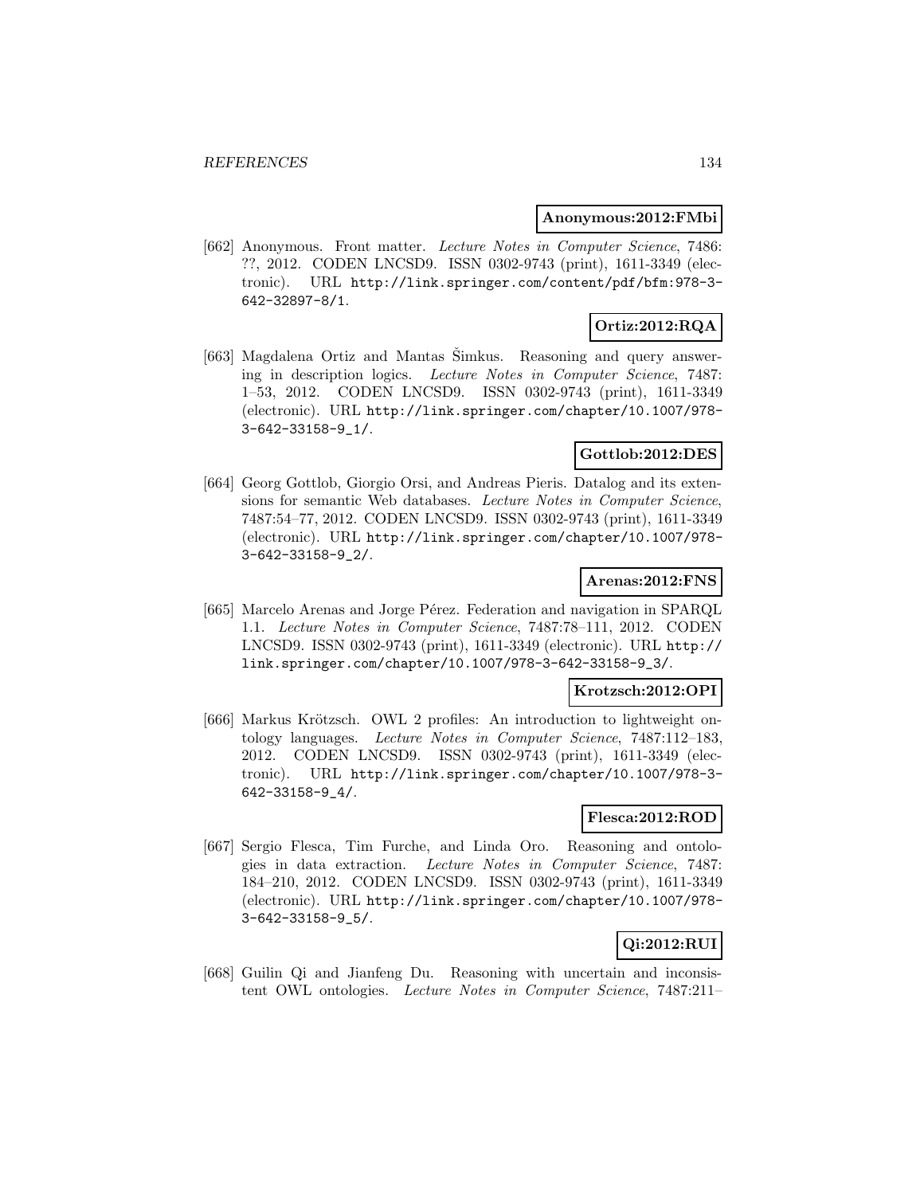**Anonymous:2012:FMbi**

[662] Anonymous. Front matter. *Lecture Notes in Computer Science*, 7486: ??, 2012. CODEN LNCSD9. ISSN 0302-9743 (print), 1611-3349 (electronic). URL http://link.springer.com/content/pdf/bfm:978-3-642-32897-8/1.

**Ortiz:2012:RQA**

[663] Magdalena Ortiz and Mantas Šimkus. Reasoning and query answering in description logics. *Lecture Notes in Computer Science*, 7487: 1–53, 2012. CODEN LNCSD9. ISSN 0302-9743 (print), 1611-3349 (electronic). URL http://link.springer.com/chapter/10.1007/978-3-642-33158-9_1/.

**Gottlob:2012:DES**

[664] Georg Gottlob, Giorgio Orsi, and Andreas Pieris. Datalog and its extensions for semantic Web databases. *Lecture Notes in Computer Science*, 7487:54–77, 2012. CODEN LNCSD9. ISSN 0302-9743 (print), 1611-3349 (electronic). URL http://link.springer.com/chapter/10.1007/978-3-642-33158-9_2/.

**Arenas:2012:FNS**

[665] Marcelo Arenas and Jorge Pérez. Federation and navigation in SPARQL 1.1. *Lecture Notes in Computer Science*, 7487:78–111, 2012. CODEN LNCSD9. ISSN 0302-9743 (print), 1611-3349 (electronic). URL http://link.springer.com/chapter/10.1007/978-3-642-33158-9_3/.

**Krotzsch:2012:OPI**

[666] Markus Krötzsch. OWL 2 profiles: An introduction to lightweight ontology languages. *Lecture Notes in Computer Science*, 7487:112–183, 2012. CODEN LNCSD9. ISSN 0302-9743 (print), 1611-3349 (electronic). URL http://link.springer.com/chapter/10.1007/978-3-642-33158-9_4/.

**Flesca:2012:ROD**

[667] Sergio Flesca, Tim Furche, and Linda Oro. Reasoning and ontologies in data extraction. *Lecture Notes in Computer Science*, 7487: 184–210, 2012. CODEN LNCSD9. ISSN 0302-9743 (print), 1611-3349 (electronic). URL http://link.springer.com/chapter/10.1007/978-3-642-33158-9_5/.

**Qi:2012:RUI**

[668] Guilin Qi and Jianfeng Du. Reasoning with uncertain and inconsistent OWL ontologies. *Lecture Notes in Computer Science*, 7487:211–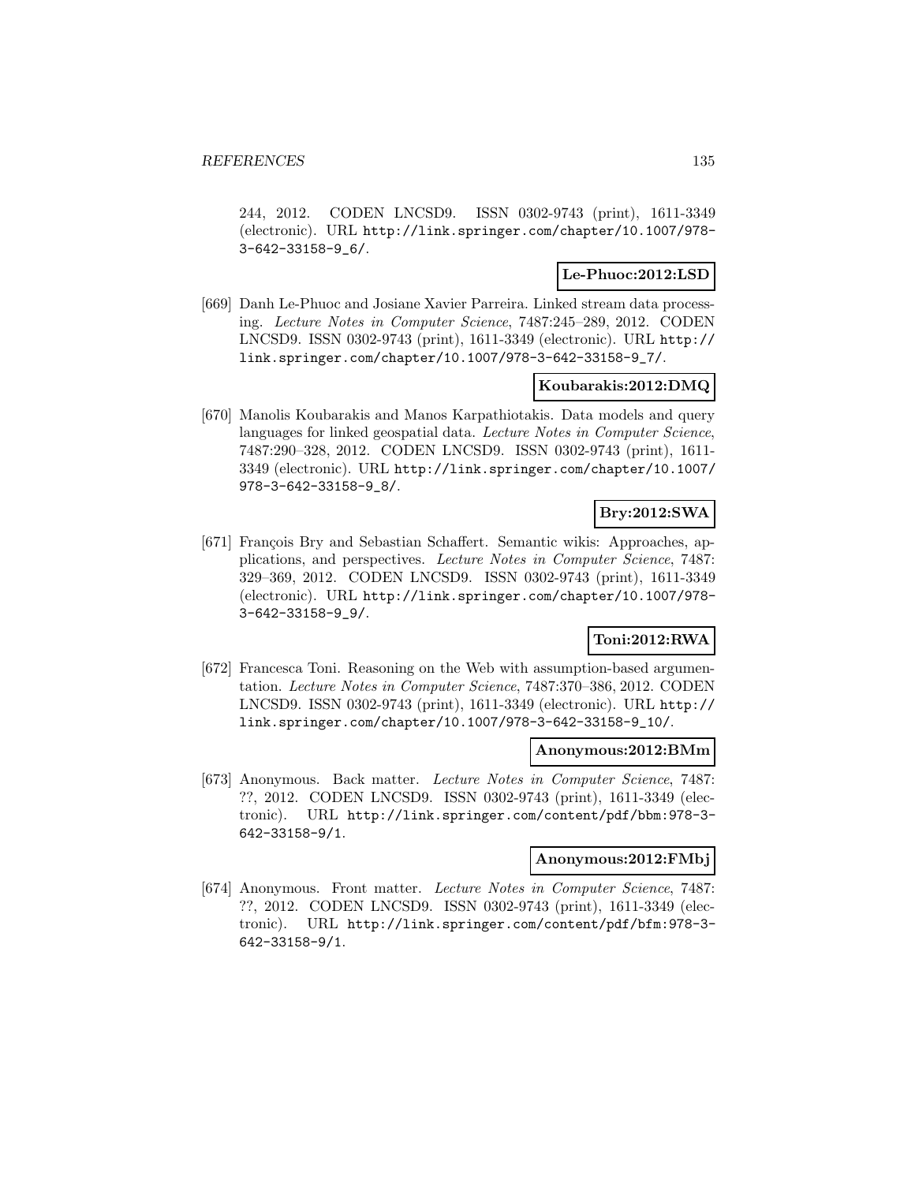244, 2012. CODEN LNCSD9. ISSN 0302-9743 (print), 1611-3349 (electronic). URL http://link.springer.com/chapter/10.1007/978-3-642-33158-9_6/.

**Le-Phuoc:2012:LSD**

[669] Danh Le-Phuoc and Josiane Xavier Parreira. Linked stream data processing. *Lecture Notes in Computer Science*, 7487:245–289, 2012. CODEN LNCSD9. ISSN 0302-9743 (print), 1611-3349 (electronic). URL http://link.springer.com/chapter/10.1007/978-3-642-33158-9_7/.

**Koubarakis:2012:DMQ**

[670] Manolis Koubarakis and Manos Karpathiotakis. Data models and query languages for linked geospatial data. *Lecture Notes in Computer Science*, 7487:290–328, 2012. CODEN LNCSD9. ISSN 0302-9743 (print), 1611-3349 (electronic). URL http://link.springer.com/chapter/10.1007/978-3-642-33158-9_8/.

**Bry:2012:SWA**

[671] François Bry and Sebastian Schaffert. Semantic wikis: Approaches, applications, and perspectives. *Lecture Notes in Computer Science*, 7487:329–369, 2012. CODEN LNCSD9. ISSN 0302-9743 (print), 1611-3349 (electronic). URL http://link.springer.com/chapter/10.1007/978-3-642-33158-9_9/.

**Toni:2012:RWA**

[672] Francesca Toni. Reasoning on the Web with assumption-based argumentation. *Lecture Notes in Computer Science*, 7487:370–386, 2012. CODEN LNCSD9. ISSN 0302-9743 (print), 1611-3349 (electronic). URL http://link.springer.com/chapter/10.1007/978-3-642-33158-9_10/.

**Anonymous:2012:BMm**

[673] Anonymous. Back matter. *Lecture Notes in Computer Science*, 7487: ??, 2012. CODEN LNCSD9. ISSN 0302-9743 (print), 1611-3349 (electronic). URL http://link.springer.com/content/pdf/bbm:978-3-642-33158-9/1.

**Anonymous:2012:FMbj**

[674] Anonymous. Front matter. *Lecture Notes in Computer Science*, 7487: ??, 2012. CODEN LNCSD9. ISSN 0302-9743 (print), 1611-3349 (electronic). URL http://link.springer.com/content/pdf/bfm:978-3-642-33158-9/1.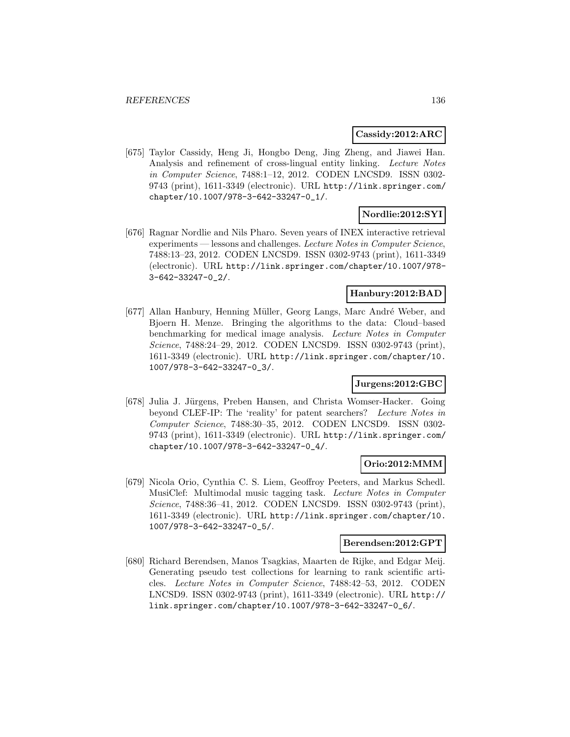**Cassidy:2012:ARC**

[675] Taylor Cassidy, Heng Ji, Hongbo Deng, Jing Zheng, and Jiawei Han. Analysis and refinement of cross-lingual entity linking. *Lecture Notes in Computer Science*, 7488:1–12, 2012. CODEN LNCSD9. ISSN 0302-9743 (print), 1611-3349 (electronic). URL http://link.springer.com/chapter/10.1007/978-3-642-33247-0_1/.

**Nordlie:2012:SYI**

[676] Ragnar Nordlie and Nils Pharo. Seven years of INEX interactive retrieval experiments — lessons and challenges. *Lecture Notes in Computer Science*, 7488:13–23, 2012. CODEN LNCSD9. ISSN 0302-9743 (print), 1611-3349 (electronic). URL http://link.springer.com/chapter/10.1007/978-3-642-33247-0_2/.

**Hanbury:2012:BAD**

[677] Allan Hanbury, Henning Müller, Georg Langs, Marc André Weber, and Bjoern H. Menze. Bringing the algorithms to the data: Cloud–based benchmarking for medical image analysis. *Lecture Notes in Computer Science*, 7488:24–29, 2012. CODEN LNCSD9. ISSN 0302-9743 (print), 1611-3349 (electronic). URL http://link.springer.com/chapter/10.1007/978-3-642-33247-0_3/.

**Jurgens:2012:GBC**

[678] Julia J. Jürgens, Preben Hansen, and Christa Womser-Hacker. Going beyond CLEF-IP: The 'reality' for patent searchers? *Lecture Notes in Computer Science*, 7488:30–35, 2012. CODEN LNCSD9. ISSN 0302-9743 (print), 1611-3349 (electronic). URL http://link.springer.com/chapter/10.1007/978-3-642-33247-0_4/.

**Orio:2012:MMM**

[679] Nicola Orio, Cynthia C. S. Liem, Geoffroy Peeters, and Markus Schedl. MusiClef: Multimodal music tagging task. *Lecture Notes in Computer Science*, 7488:36–41, 2012. CODEN LNCSD9. ISSN 0302-9743 (print), 1611-3349 (electronic). URL http://link.springer.com/chapter/10.1007/978-3-642-33247-0_5/.

**Berendsen:2012:GPT**

[680] Richard Berendsen, Manos Tsagkias, Maarten de Rijke, and Edgar Meij. Generating pseudo test collections for learning to rank scientific articles. *Lecture Notes in Computer Science*, 7488:42–53, 2012. CODEN LNCSD9. ISSN 0302-9743 (print), 1611-3349 (electronic). URL http://link.springer.com/chapter/10.1007/978-3-642-33247-0_6/.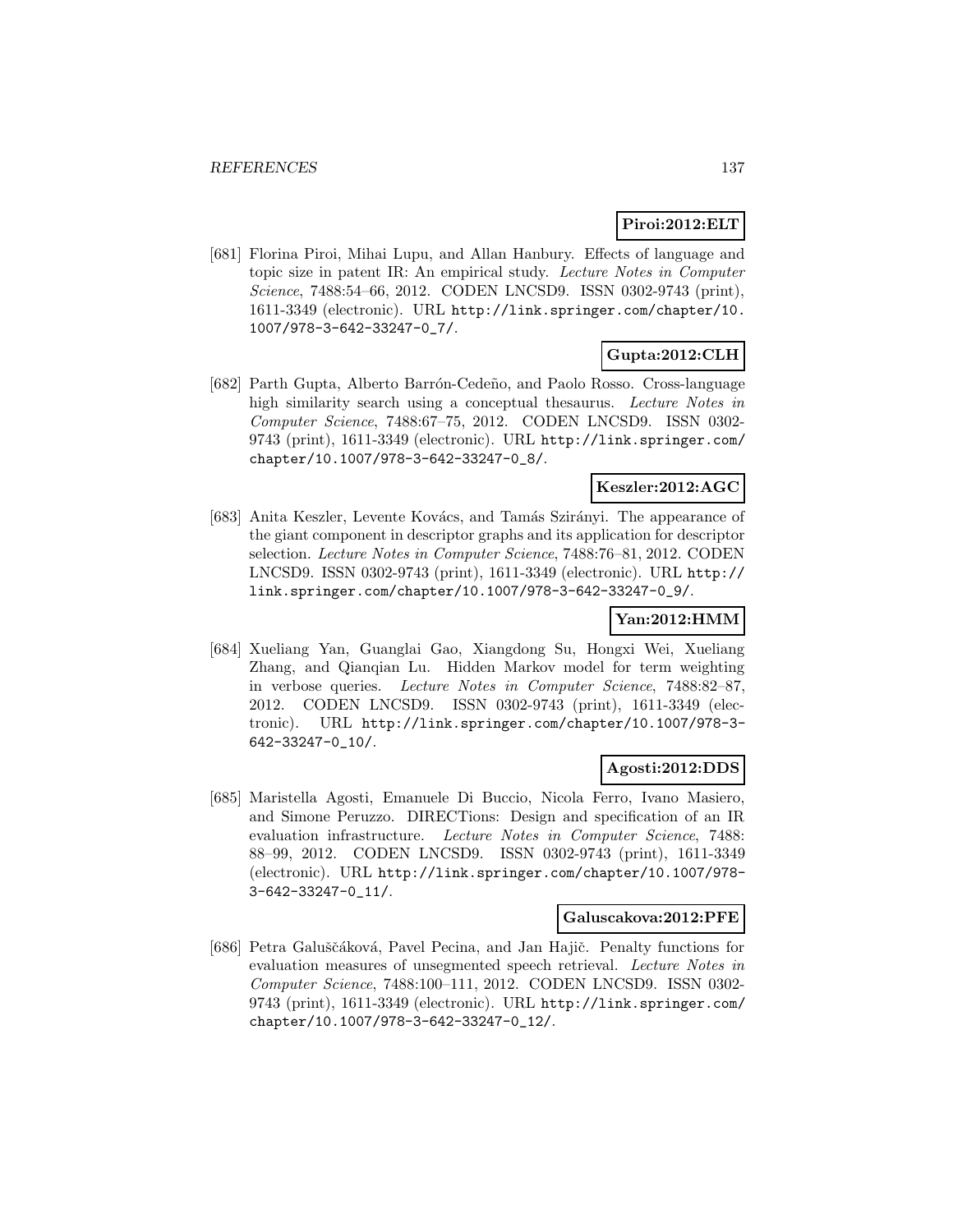**Piroi:2012:ELT**

[681] Florina Piroi, Mihai Lupu, and Allan Hanbury. Effects of language and topic size in patent IR: An empirical study. *Lecture Notes in Computer Science*, 7488:54–66, 2012. CODEN LNCSD9. ISSN 0302-9743 (print), 1611-3349 (electronic). URL http://link.springer.com/chapter/10.1007/978-3-642-33247-0_7/.

**Gupta:2012:CLH**

[682] Parth Gupta, Alberto Barrón-Cedeño, and Paolo Rosso. Cross-language high similarity search using a conceptual thesaurus. *Lecture Notes in Computer Science*, 7488:67–75, 2012. CODEN LNCSD9. ISSN 0302-9743 (print), 1611-3349 (electronic). URL http://link.springer.com/chapter/10.1007/978-3-642-33247-0_8/.

**Keszler:2012:AGC**

[683] Anita Keszler, Levente Kovács, and Tamás Szirányi. The appearance of the giant component in descriptor graphs and its application for descriptor selection. *Lecture Notes in Computer Science*, 7488:76–81, 2012. CODEN LNCSD9. ISSN 0302-9743 (print), 1611-3349 (electronic). URL http://link.springer.com/chapter/10.1007/978-3-642-33247-0_9/.

**Yan:2012:HMM**

[684] Xueliang Yan, Guanglai Gao, Xiangdong Su, Hongxi Wei, Xueliang Zhang, and Qianqian Lu. Hidden Markov model for term weighting in verbose queries. *Lecture Notes in Computer Science*, 7488:82–87, 2012. CODEN LNCSD9. ISSN 0302-9743 (print), 1611-3349 (electronic). URL http://link.springer.com/chapter/10.1007/978-3-642-33247-0_10/.

**Agosti:2012:DDS**

[685] Maristella Agosti, Emanuele Di Buccio, Nicola Ferro, Ivano Masiero, and Simone Peruzzo. DIRECTions: Design and specification of an IR evaluation infrastructure. *Lecture Notes in Computer Science*, 7488:88–99, 2012. CODEN LNCSD9. ISSN 0302-9743 (print), 1611-3349 (electronic). URL http://link.springer.com/chapter/10.1007/978-3-642-33247-0_11/.

**Galuscakova:2012:PFE**

[686] Petra Galuščáková, Pavel Pecina, and Jan Hajič. Penalty functions for evaluation measures of unsegmented speech retrieval. *Lecture Notes in Computer Science*, 7488:100–111, 2012. CODEN LNCSD9. ISSN 0302-9743 (print), 1611-3349 (electronic). URL http://link.springer.com/chapter/10.1007/978-3-642-33247-0_12/.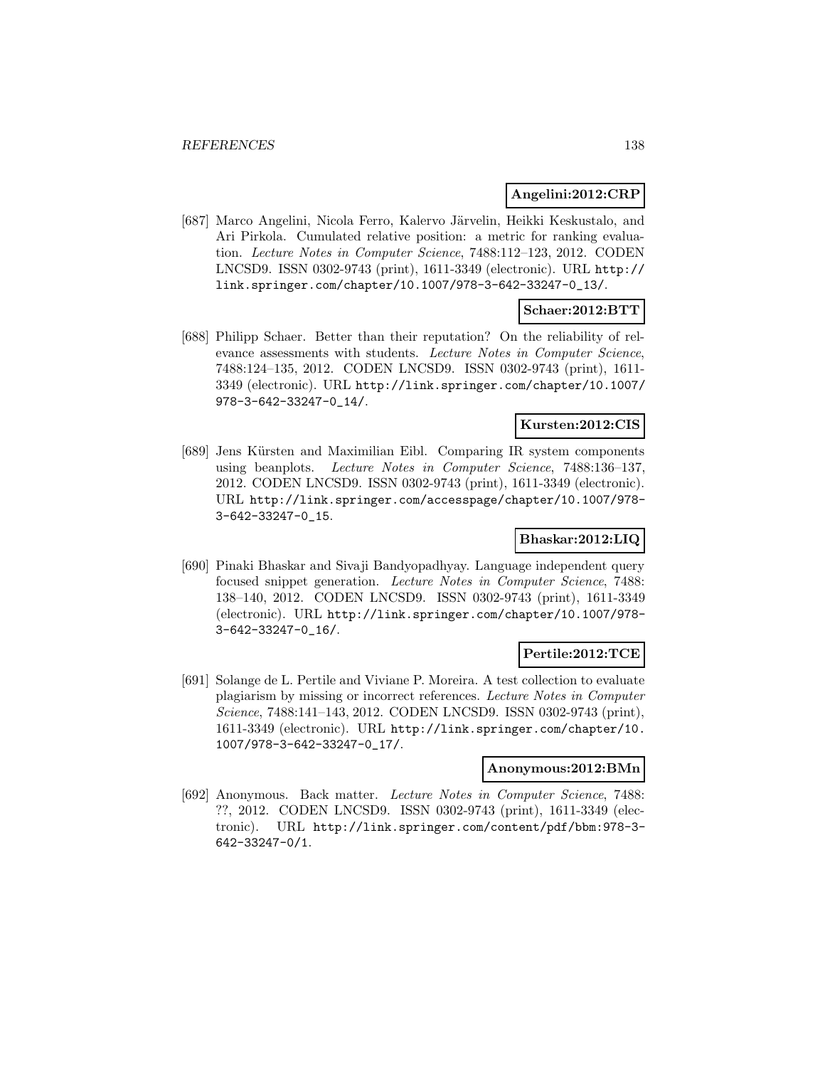**Angelini:2012:CRP**

[687] Marco Angelini, Nicola Ferro, Kalervo Järvelin, Heikki Keskustalo, and Ari Pirkola. Cumulated relative position: a metric for ranking evaluation. *Lecture Notes in Computer Science*, 7488:112–123, 2012. CODEN LNCSD9. ISSN 0302-9743 (print), 1611-3349 (electronic). URL http://link.springer.com/chapter/10.1007/978-3-642-33247-0_13/.

**Schaer:2012:BTT**

[688] Philipp Schaer. Better than their reputation? On the reliability of relevance assessments with students. *Lecture Notes in Computer Science*, 7488:124–135, 2012. CODEN LNCSD9. ISSN 0302-9743 (print), 1611-3349 (electronic). URL http://link.springer.com/chapter/10.1007/978-3-642-33247-0_14/.

**Kursten:2012:CIS**

[689] Jens Kürsten and Maximilian Eibl. Comparing IR system components using beanplots. *Lecture Notes in Computer Science*, 7488:136–137, 2012. CODEN LNCSD9. ISSN 0302-9743 (print), 1611-3349 (electronic). URL http://link.springer.com/accesspage/chapter/10.1007/978-3-642-33247-0_15.

**Bhaskar:2012:LIQ**

[690] Pinaki Bhaskar and Sivaji Bandyopadhyay. Language independent query focused snippet generation. *Lecture Notes in Computer Science*, 7488: 138–140, 2012. CODEN LNCSD9. ISSN 0302-9743 (print), 1611-3349 (electronic). URL http://link.springer.com/chapter/10.1007/978-3-642-33247-0_16/.

**Pertile:2012:TCE**

[691] Solange de L. Pertile and Viviane P. Moreira. A test collection to evaluate plagiarism by missing or incorrect references. *Lecture Notes in Computer Science*, 7488:141–143, 2012. CODEN LNCSD9. ISSN 0302-9743 (print), 1611-3349 (electronic). URL http://link.springer.com/chapter/10.1007/978-3-642-33247-0_17/.

**Anonymous:2012:BMn**

[692] Anonymous. Back matter. *Lecture Notes in Computer Science*, 7488: ??, 2012. CODEN LNCSD9. ISSN 0302-9743 (print), 1611-3349 (electronic). URL http://link.springer.com/content/pdf/bbm:978-3-642-33247-0/1.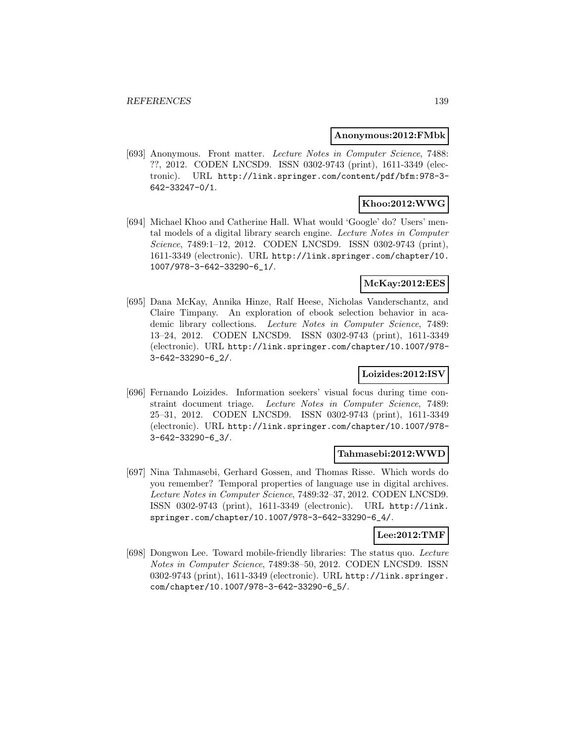**Anonymous:2012:FMbk**

[693] Anonymous. Front matter. *Lecture Notes in Computer Science*, 7488: ??, 2012. CODEN LNCSD9. ISSN 0302-9743 (print), 1611-3349 (electronic). URL http://link.springer.com/content/pdf/bfm:978-3-642-33247-0/1.

**Khoo:2012:WWG**

[694] Michael Khoo and Catherine Hall. What would 'Google' do? Users' mental models of a digital library search engine. *Lecture Notes in Computer Science*, 7489:1–12, 2012. CODEN LNCSD9. ISSN 0302-9743 (print), 1611-3349 (electronic). URL http://link.springer.com/chapter/10.1007/978-3-642-33290-6_1/.

**McKay:2012:EES**

[695] Dana McKay, Annika Hinze, Ralf Heese, Nicholas Vanderschantz, and Claire Timpany. An exploration of ebook selection behavior in academic library collections. *Lecture Notes in Computer Science*, 7489: 13–24, 2012. CODEN LNCSD9. ISSN 0302-9743 (print), 1611-3349 (electronic). URL http://link.springer.com/chapter/10.1007/978-3-642-33290-6_2/.

**Loizides:2012:ISV**

[696] Fernando Loizides. Information seekers' visual focus during time constraint document triage. *Lecture Notes in Computer Science*, 7489: 25–31, 2012. CODEN LNCSD9. ISSN 0302-9743 (print), 1611-3349 (electronic). URL http://link.springer.com/chapter/10.1007/978-3-642-33290-6_3/.

**Tahmasebi:2012:WWD**

[697] Nina Tahmasebi, Gerhard Gossen, and Thomas Risse. Which words do you remember? Temporal properties of language use in digital archives. *Lecture Notes in Computer Science*, 7489:32–37, 2012. CODEN LNCSD9. ISSN 0302-9743 (print), 1611-3349 (electronic). URL http://link.springer.com/chapter/10.1007/978-3-642-33290-6_4/.

**Lee:2012:TMF**

[698] Dongwon Lee. Toward mobile-friendly libraries: The status quo. *Lecture Notes in Computer Science*, 7489:38–50, 2012. CODEN LNCSD9. ISSN 0302-9743 (print), 1611-3349 (electronic). URL http://link.springer.com/chapter/10.1007/978-3-642-33290-6_5/.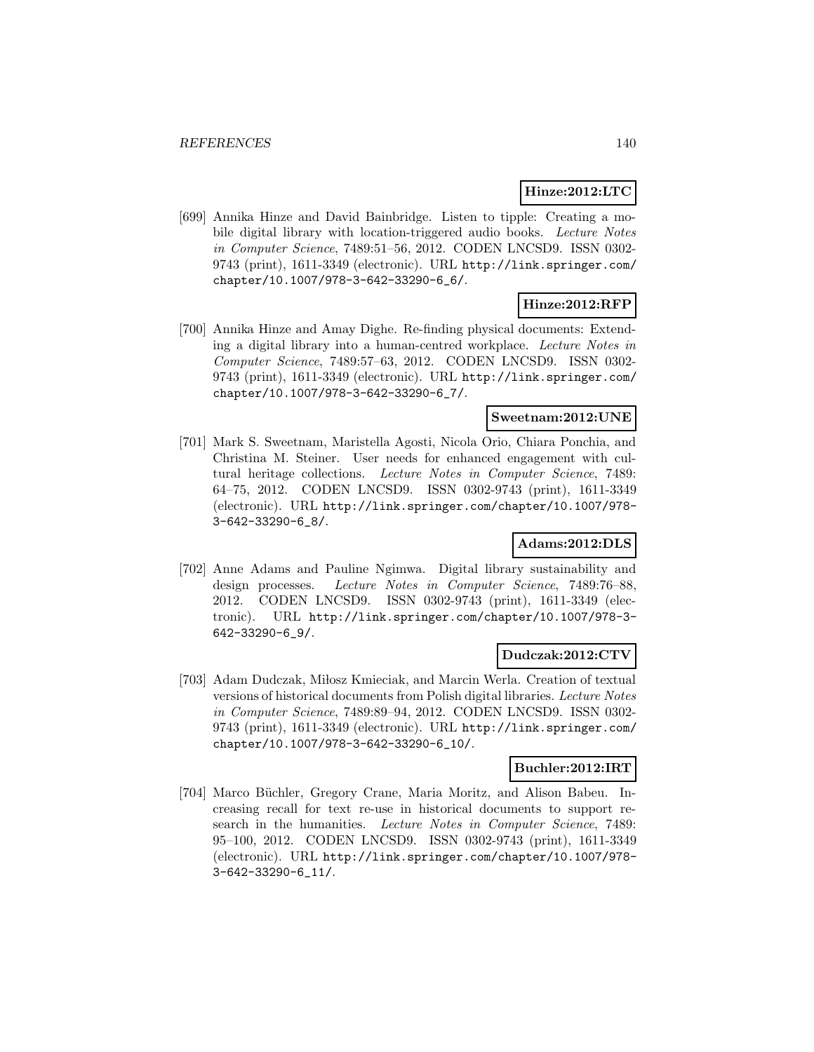**Hinze:2012:LTC**

[699] Annika Hinze and David Bainbridge. Listen to tipple: Creating a mobile digital library with location-triggered audio books. *Lecture Notes in Computer Science*, 7489:51–56, 2012. CODEN LNCSD9. ISSN 0302-9743 (print), 1611-3349 (electronic). URL http://link.springer.com/chapter/10.1007/978-3-642-33290-6_6/.

**Hinze:2012:RFP**

[700] Annika Hinze and Amay Dighe. Re-finding physical documents: Extending a digital library into a human-centred workplace. *Lecture Notes in Computer Science*, 7489:57–63, 2012. CODEN LNCSD9. ISSN 0302-9743 (print), 1611-3349 (electronic). URL http://link.springer.com/chapter/10.1007/978-3-642-33290-6_7/.

**Sweetnam:2012:UNE**

[701] Mark S. Sweetnam, Maristella Agosti, Nicola Orio, Chiara Ponchia, and Christina M. Steiner. User needs for enhanced engagement with cultural heritage collections. *Lecture Notes in Computer Science*, 7489: 64–75, 2012. CODEN LNCSD9. ISSN 0302-9743 (print), 1611-3349 (electronic). URL http://link.springer.com/chapter/10.1007/978-3-642-33290-6_8/.

**Adams:2012:DLS**

[702] Anne Adams and Pauline Ngimwa. Digital library sustainability and design processes. *Lecture Notes in Computer Science*, 7489:76–88, 2012. CODEN LNCSD9. ISSN 0302-9743 (print), 1611-3349 (electronic). URL http://link.springer.com/chapter/10.1007/978-3-642-33290-6_9/.

**Dudczak:2012:CTV**

[703] Adam Dudczak, Miłosz Kmieciak, and Marcin Werla. Creation of textual versions of historical documents from Polish digital libraries. *Lecture Notes in Computer Science*, 7489:89–94, 2012. CODEN LNCSD9. ISSN 0302-9743 (print), 1611-3349 (electronic). URL http://link.springer.com/chapter/10.1007/978-3-642-33290-6_10/.

**Buchler:2012:IRT**

[704] Marco Büchler, Gregory Crane, Maria Moritz, and Alison Babeu. Increasing recall for text re-use in historical documents to support research in the humanities. *Lecture Notes in Computer Science*, 7489: 95–100, 2012. CODEN LNCSD9. ISSN 0302-9743 (print), 1611-3349 (electronic). URL http://link.springer.com/chapter/10.1007/978-3-642-33290-6_11/.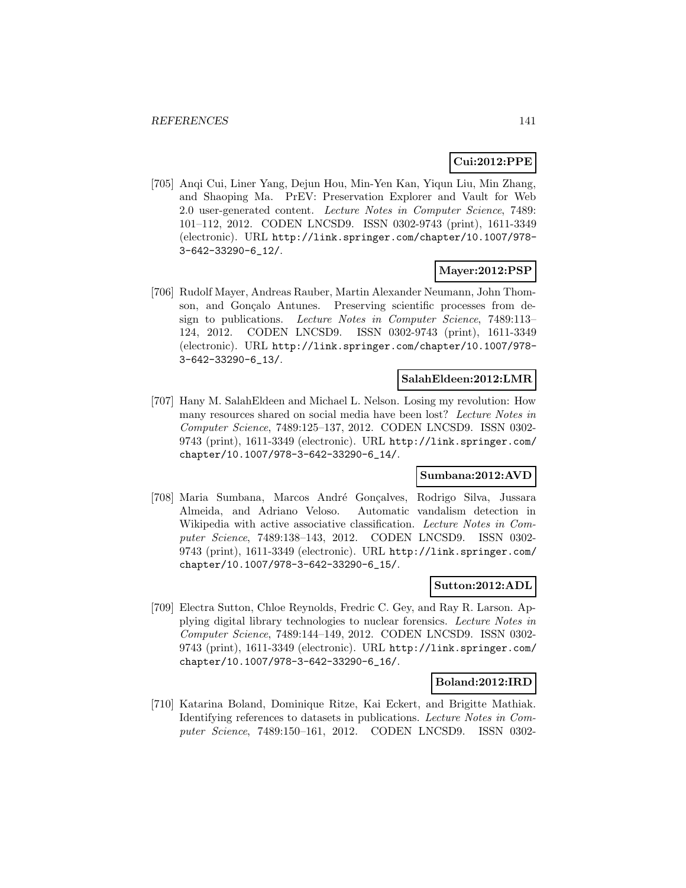**Cui:2012:PPE**

[705] Anqi Cui, Liner Yang, Dejun Hou, Min-Yen Kan, Yiqun Liu, Min Zhang, and Shaoping Ma. PrEV: Preservation Explorer and Vault for Web 2.0 user-generated content. *Lecture Notes in Computer Science*, 7489: 101–112, 2012. CODEN LNCSD9. ISSN 0302-9743 (print), 1611-3349 (electronic). URL http://link.springer.com/chapter/10.1007/978-3-642-33290-6_12/.

**Mayer:2012:PSP**

[706] Rudolf Mayer, Andreas Rauber, Martin Alexander Neumann, John Thomson, and Gonçalo Antunes. Preserving scientific processes from design to publications. *Lecture Notes in Computer Science*, 7489:113–124, 2012. CODEN LNCSD9. ISSN 0302-9743 (print), 1611-3349 (electronic). URL http://link.springer.com/chapter/10.1007/978-3-642-33290-6_13/.

**SalahEldeen:2012:LMR**

[707] Hany M. SalahEldeen and Michael L. Nelson. Losing my revolution: How many resources shared on social media have been lost? *Lecture Notes in Computer Science*, 7489:125–137, 2012. CODEN LNCSD9. ISSN 0302-9743 (print), 1611-3349 (electronic). URL http://link.springer.com/chapter/10.1007/978-3-642-33290-6_14/.

**Sumbana:2012:AVD**

[708] Maria Sumbana, Marcos André Gonçalves, Rodrigo Silva, Jussara Almeida, and Adriano Veloso. Automatic vandalism detection in Wikipedia with active associative classification. *Lecture Notes in Computer Science*, 7489:138–143, 2012. CODEN LNCSD9. ISSN 0302-9743 (print), 1611-3349 (electronic). URL http://link.springer.com/chapter/10.1007/978-3-642-33290-6_15/.

**Sutton:2012:ADL**

[709] Electra Sutton, Chloe Reynolds, Fredric C. Gey, and Ray R. Larson. Applying digital library technologies to nuclear forensics. *Lecture Notes in Computer Science*, 7489:144–149, 2012. CODEN LNCSD9. ISSN 0302-9743 (print), 1611-3349 (electronic). URL http://link.springer.com/chapter/10.1007/978-3-642-33290-6_16/.

**Boland:2012:IRD**

[710] Katarina Boland, Dominique Ritze, Kai Eckert, and Brigitte Mathiak. Identifying references to datasets in publications. *Lecture Notes in Computer Science*, 7489:150–161, 2012. CODEN LNCSD9. ISSN 0302-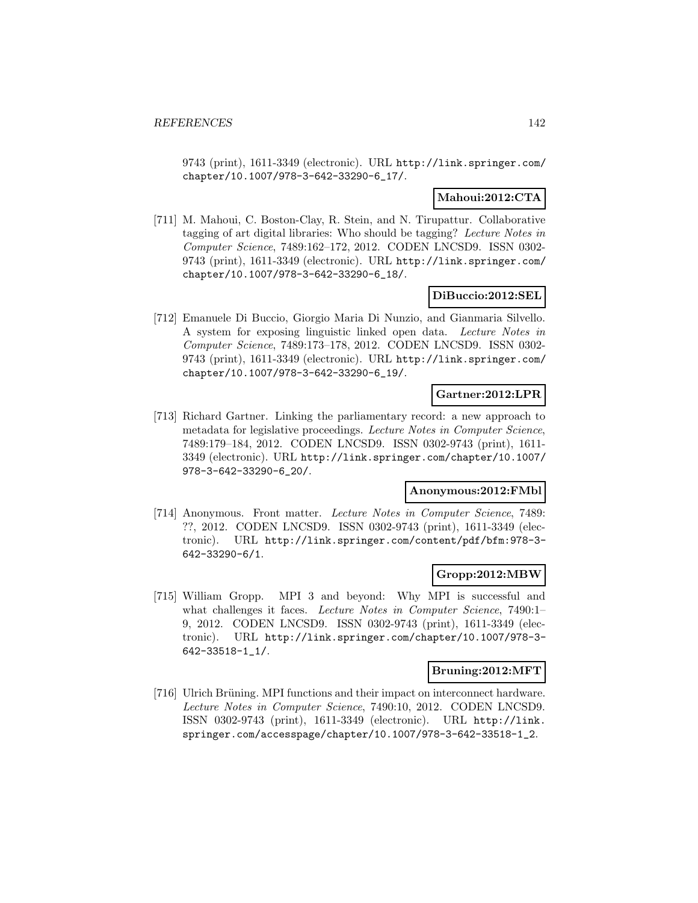9743 (print), 1611-3349 (electronic). URL http://link.springer.com/chapter/10.1007/978-3-642-33290-6_17/.

**Mahoui:2012:CTA**

[711] M. Mahoui, C. Boston-Clay, R. Stein, and N. Tirupattur. Collaborative tagging of art digital libraries: Who should be tagging? *Lecture Notes in Computer Science*, 7489:162–172, 2012. CODEN LNCSD9. ISSN 0302-9743 (print), 1611-3349 (electronic). URL http://link.springer.com/chapter/10.1007/978-3-642-33290-6_18/.

**DiBuccio:2012:SEL**

[712] Emanuele Di Buccio, Giorgio Maria Di Nunzio, and Gianmaria Silvello. A system for exposing linguistic linked open data. *Lecture Notes in Computer Science*, 7489:173–178, 2012. CODEN LNCSD9. ISSN 0302-9743 (print), 1611-3349 (electronic). URL http://link.springer.com/chapter/10.1007/978-3-642-33290-6_19/.

**Gartner:2012:LPR**

[713] Richard Gartner. Linking the parliamentary record: a new approach to metadata for legislative proceedings. *Lecture Notes in Computer Science*, 7489:179–184, 2012. CODEN LNCSD9. ISSN 0302-9743 (print), 1611-3349 (electronic). URL http://link.springer.com/chapter/10.1007/978-3-642-33290-6_20/.

**Anonymous:2012:FMbl**

[714] Anonymous. Front matter. *Lecture Notes in Computer Science*, 7489: ??, 2012. CODEN LNCSD9. ISSN 0302-9743 (print), 1611-3349 (electronic). URL http://link.springer.com/content/pdf/bfm:978-3-642-33290-6/1.

**Gropp:2012:MBW**

[715] William Gropp. MPI 3 and beyond: Why MPI is successful and what challenges it faces. *Lecture Notes in Computer Science*, 7490:1–9, 2012. CODEN LNCSD9. ISSN 0302-9743 (print), 1611-3349 (electronic). URL http://link.springer.com/chapter/10.1007/978-3-642-33518-1_1/.

**Bruning:2012:MFT**

[716] Ulrich Brüning. MPI functions and their impact on interconnect hardware. *Lecture Notes in Computer Science*, 7490:10, 2012. CODEN LNCSD9. ISSN 0302-9743 (print), 1611-3349 (electronic). URL http://link.springer.com/accesspage/chapter/10.1007/978-3-642-33518-1_2.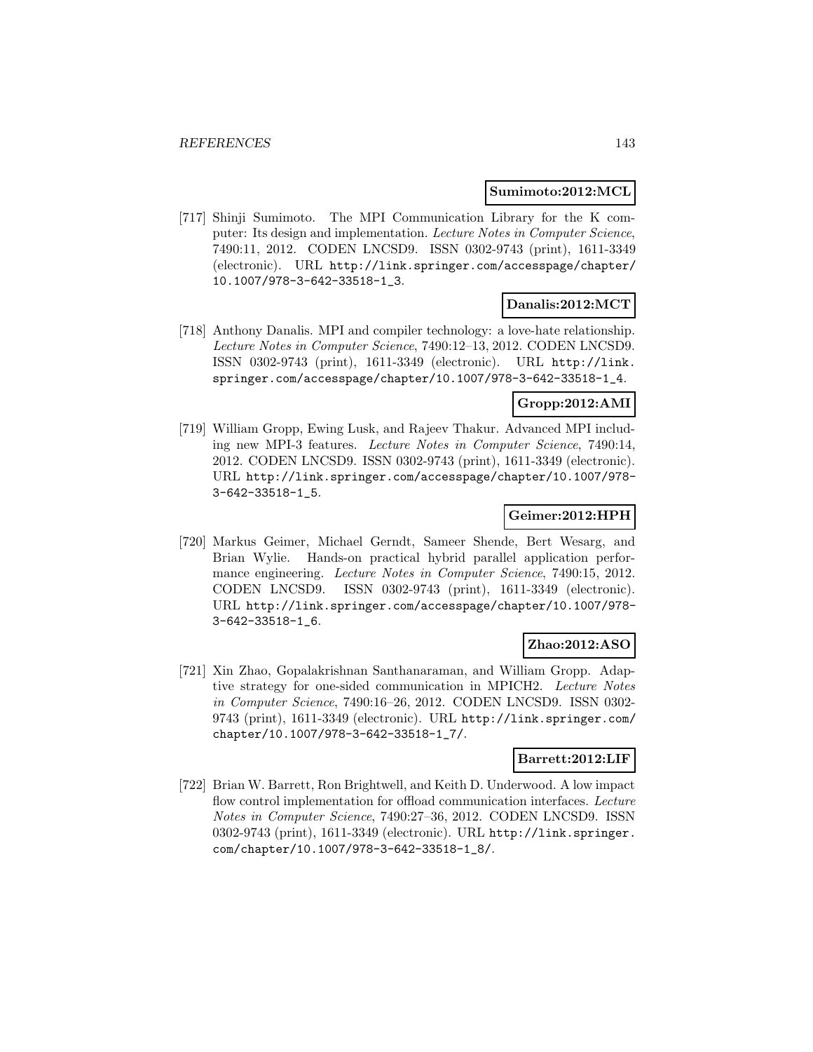**Sumimoto:2012:MCL**

[717] Shinji Sumimoto. The MPI Communication Library for the K computer: Its design and implementation. *Lecture Notes in Computer Science*, 7490:11, 2012. CODEN LNCSD9. ISSN 0302-9743 (print), 1611-3349 (electronic). URL http://link.springer.com/accesspage/chapter/10.1007/978-3-642-33518-1_3.

**Danalis:2012:MCT**

[718] Anthony Danalis. MPI and compiler technology: a love-hate relationship. *Lecture Notes in Computer Science*, 7490:12–13, 2012. CODEN LNCSD9. ISSN 0302-9743 (print), 1611-3349 (electronic). URL http://link.springer.com/accesspage/chapter/10.1007/978-3-642-33518-1_4.

**Gropp:2012:AMI**

[719] William Gropp, Ewing Lusk, and Rajeev Thakur. Advanced MPI including new MPI-3 features. *Lecture Notes in Computer Science*, 7490:14, 2012. CODEN LNCSD9. ISSN 0302-9743 (print), 1611-3349 (electronic). URL http://link.springer.com/accesspage/chapter/10.1007/978-3-642-33518-1_5.

**Geimer:2012:HPH**

[720] Markus Geimer, Michael Gerndt, Sameer Shende, Bert Wesarg, and Brian Wylie. Hands-on practical hybrid parallel application performance engineering. *Lecture Notes in Computer Science*, 7490:15, 2012. CODEN LNCSD9. ISSN 0302-9743 (print), 1611-3349 (electronic). URL http://link.springer.com/accesspage/chapter/10.1007/978-3-642-33518-1_6.

**Zhao:2012:ASO**

[721] Xin Zhao, Gopalakrishnan Santhanaraman, and William Gropp. Adaptive strategy for one-sided communication in MPICH2. *Lecture Notes in Computer Science*, 7490:16–26, 2012. CODEN LNCSD9. ISSN 0302-9743 (print), 1611-3349 (electronic). URL http://link.springer.com/chapter/10.1007/978-3-642-33518-1_7/.

**Barrett:2012:LIF**

[722] Brian W. Barrett, Ron Brightwell, and Keith D. Underwood. A low impact flow control implementation for offload communication interfaces. *Lecture Notes in Computer Science*, 7490:27–36, 2012. CODEN LNCSD9. ISSN 0302-9743 (print), 1611-3349 (electronic). URL http://link.springer.com/chapter/10.1007/978-3-642-33518-1_8/.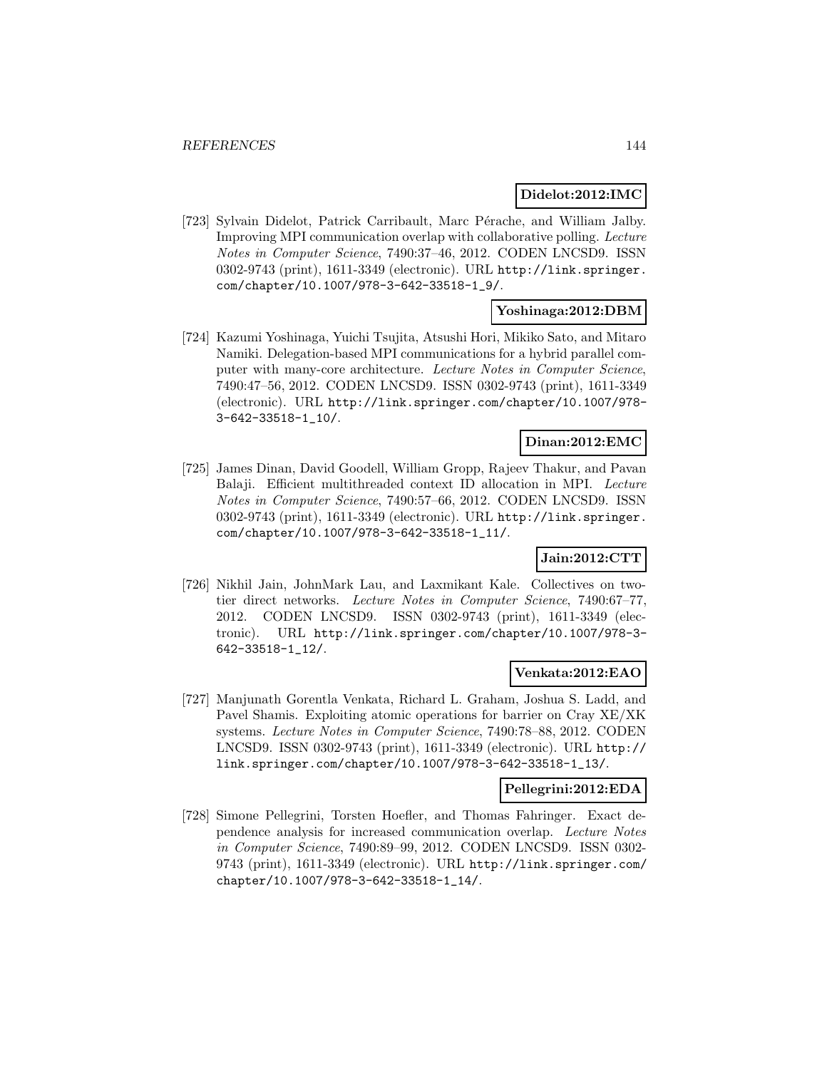**Didelot:2012:IMC**

[723] Sylvain Didelot, Patrick Carribault, Marc Pérache, and William Jalby. Improving MPI communication overlap with collaborative polling. *Lecture Notes in Computer Science*, 7490:37–46, 2012. CODEN LNCSD9. ISSN 0302-9743 (print), 1611-3349 (electronic). URL http://link.springer.com/chapter/10.1007/978-3-642-33518-1_9/.

**Yoshinaga:2012:DBM**

[724] Kazumi Yoshinaga, Yuichi Tsujita, Atsushi Hori, Mikiko Sato, and Mitaro Namiki. Delegation-based MPI communications for a hybrid parallel computer with many-core architecture. *Lecture Notes in Computer Science*, 7490:47–56, 2012. CODEN LNCSD9. ISSN 0302-9743 (print), 1611-3349 (electronic). URL http://link.springer.com/chapter/10.1007/978-3-642-33518-1_10/.

**Dinan:2012:EMC**

[725] James Dinan, David Goodell, William Gropp, Rajeev Thakur, and Pavan Balaji. Efficient multithreaded context ID allocation in MPI. *Lecture Notes in Computer Science*, 7490:57–66, 2012. CODEN LNCSD9. ISSN 0302-9743 (print), 1611-3349 (electronic). URL http://link.springer.com/chapter/10.1007/978-3-642-33518-1_11/.

**Jain:2012:CTT**

[726] Nikhil Jain, JohnMark Lau, and Laxmikant Kale. Collectives on two-tier direct networks. *Lecture Notes in Computer Science*, 7490:67–77, 2012. CODEN LNCSD9. ISSN 0302-9743 (print), 1611-3349 (electronic). URL http://link.springer.com/chapter/10.1007/978-3-642-33518-1_12/.

**Venkata:2012:EAO**

[727] Manjunath Gorentla Venkata, Richard L. Graham, Joshua S. Ladd, and Pavel Shamis. Exploiting atomic operations for barrier on Cray XE/XK systems. *Lecture Notes in Computer Science*, 7490:78–88, 2012. CODEN LNCSD9. ISSN 0302-9743 (print), 1611-3349 (electronic). URL http://link.springer.com/chapter/10.1007/978-3-642-33518-1_13/.

**Pellegrini:2012:EDA**

[728] Simone Pellegrini, Torsten Hoefler, and Thomas Fahringer. Exact dependence analysis for increased communication overlap. *Lecture Notes in Computer Science*, 7490:89–99, 2012. CODEN LNCSD9. ISSN 0302-9743 (print), 1611-3349 (electronic). URL http://link.springer.com/chapter/10.1007/978-3-642-33518-1_14/.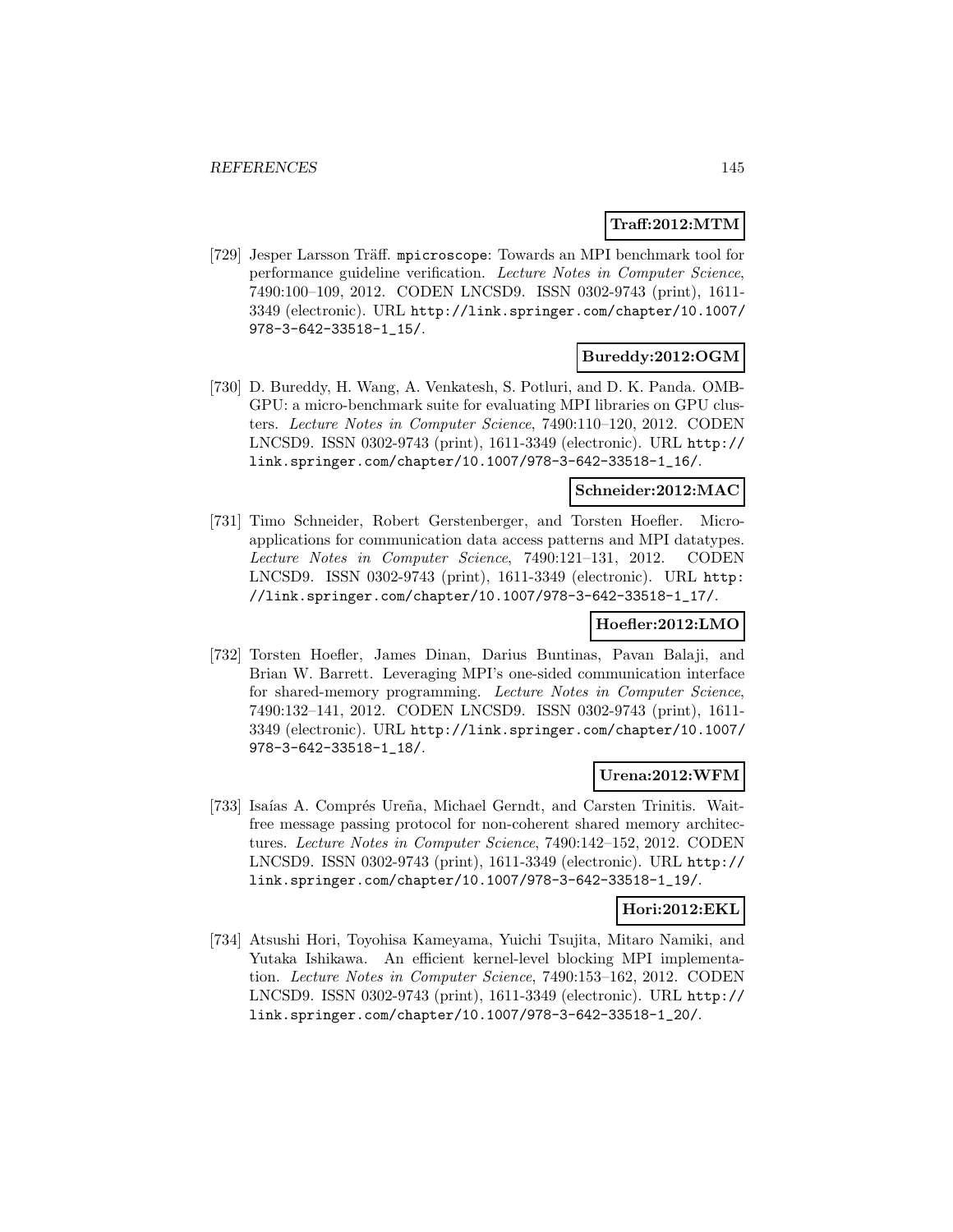**Traff:2012:MTM**

[729] Jesper Larsson Träff. `mpicroscope`: Towards an MPI benchmark tool for performance guideline verification. *Lecture Notes in Computer Science*, 7490:100–109, 2012. CODEN LNCSD9. ISSN 0302-9743 (print), 1611-3349 (electronic). URL `http://link.springer.com/chapter/10.1007/978-3-642-33518-1_15/`.

**Bureddy:2012:OGM**

[730] D. Bureddy, H. Wang, A. Venkatesh, S. Potluri, and D. K. Panda. OMB-GPU: a micro-benchmark suite for evaluating MPI libraries on GPU clusters. *Lecture Notes in Computer Science*, 7490:110–120, 2012. CODEN LNCSD9. ISSN 0302-9743 (print), 1611-3349 (electronic). URL `http://link.springer.com/chapter/10.1007/978-3-642-33518-1_16/`.

**Schneider:2012:MAC**

[731] Timo Schneider, Robert Gerstenberger, and Torsten Hoefler. Micro-applications for communication data access patterns and MPI datatypes. *Lecture Notes in Computer Science*, 7490:121–131, 2012. CODEN LNCSD9. ISSN 0302-9743 (print), 1611-3349 (electronic). URL `http://link.springer.com/chapter/10.1007/978-3-642-33518-1_17/`.

**Hoefler:2012:LMO**

[732] Torsten Hoefler, James Dinan, Darius Buntinas, Pavan Balaji, and Brian W. Barrett. Leveraging MPI's one-sided communication interface for shared-memory programming. *Lecture Notes in Computer Science*, 7490:132–141, 2012. CODEN LNCSD9. ISSN 0302-9743 (print), 1611-3349 (electronic). URL `http://link.springer.com/chapter/10.1007/978-3-642-33518-1_18/`.

**Urena:2012:WFM**

[733] Isaías A. Comprés Ureña, Michael Gerndt, and Carsten Trinitis. Wait-free message passing protocol for non-coherent shared memory architectures. *Lecture Notes in Computer Science*, 7490:142–152, 2012. CODEN LNCSD9. ISSN 0302-9743 (print), 1611-3349 (electronic). URL `http://link.springer.com/chapter/10.1007/978-3-642-33518-1_19/`.

**Hori:2012:EKL**

[734] Atsushi Hori, Toyohisa Kameyama, Yuichi Tsujita, Mitaro Namiki, and Yutaka Ishikawa. An efficient kernel-level blocking MPI implementation. *Lecture Notes in Computer Science*, 7490:153–162, 2012. CODEN LNCSD9. ISSN 0302-9743 (print), 1611-3349 (electronic). URL `http://link.springer.com/chapter/10.1007/978-3-642-33518-1_20/`.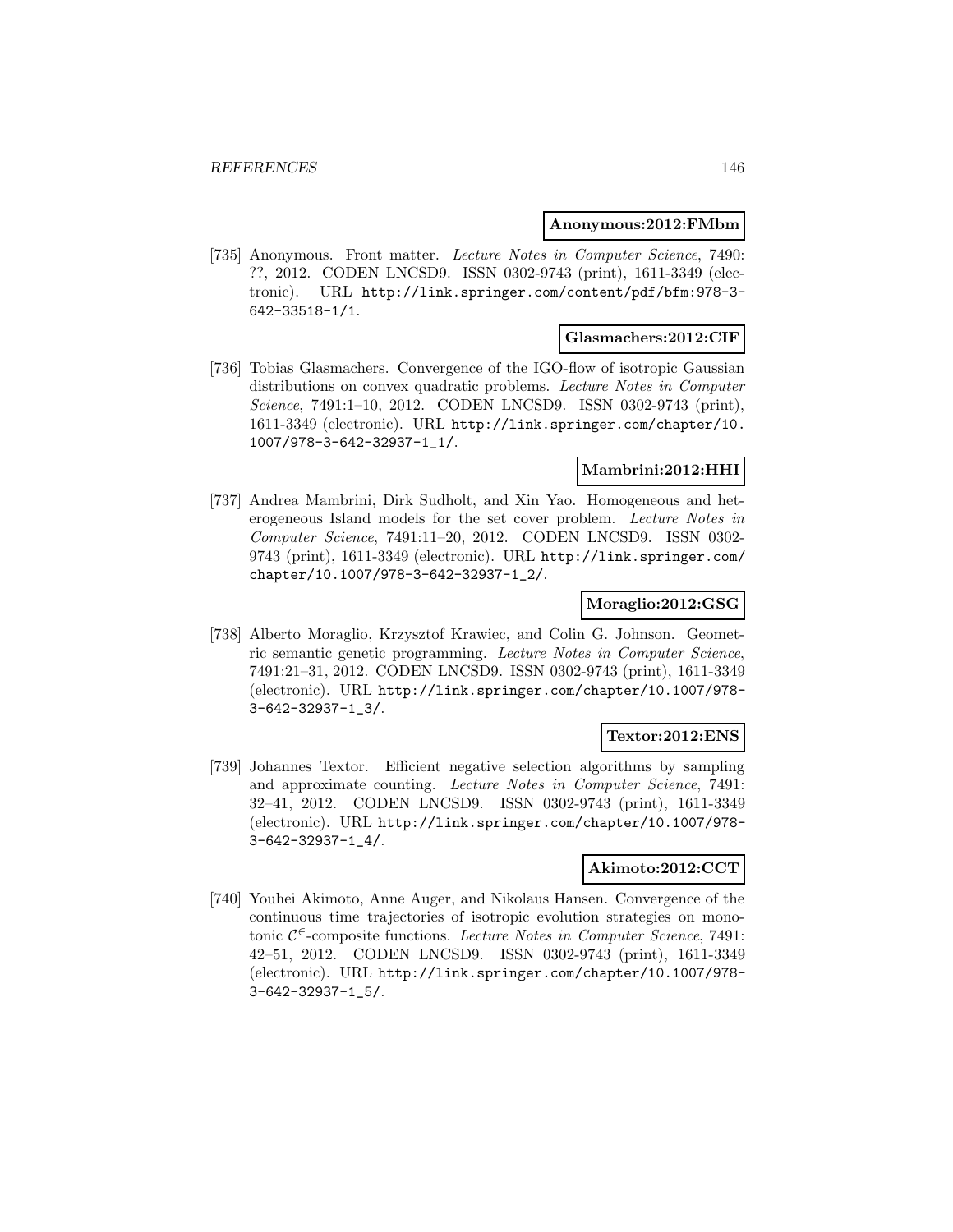**Anonymous:2012:FMbm**

[735] Anonymous. Front matter. *Lecture Notes in Computer Science*, 7490: ??, 2012. CODEN LNCSD9. ISSN 0302-9743 (print), 1611-3349 (electronic). URL http://link.springer.com/content/pdf/bfm:978-3-642-33518-1/1.

**Glasmachers:2012:CIF**

[736] Tobias Glasmachers. Convergence of the IGO-flow of isotropic Gaussian distributions on convex quadratic problems. *Lecture Notes in Computer Science*, 7491:1–10, 2012. CODEN LNCSD9. ISSN 0302-9743 (print), 1611-3349 (electronic). URL http://link.springer.com/chapter/10.1007/978-3-642-32937-1_1/.

**Mambrini:2012:HHI**

[737] Andrea Mambrini, Dirk Sudholt, and Xin Yao. Homogeneous and heterogeneous Island models for the set cover problem. *Lecture Notes in Computer Science*, 7491:11–20, 2012. CODEN LNCSD9. ISSN 0302-9743 (print), 1611-3349 (electronic). URL http://link.springer.com/chapter/10.1007/978-3-642-32937-1_2/.

**Moraglio:2012:GSG**

[738] Alberto Moraglio, Krzysztof Krawiec, and Colin G. Johnson. Geometric semantic genetic programming. *Lecture Notes in Computer Science*, 7491:21–31, 2012. CODEN LNCSD9. ISSN 0302-9743 (print), 1611-3349 (electronic). URL http://link.springer.com/chapter/10.1007/978-3-642-32937-1_3/.

**Textor:2012:ENS**

[739] Johannes Textor. Efficient negative selection algorithms by sampling and approximate counting. *Lecture Notes in Computer Science*, 7491: 32–41, 2012. CODEN LNCSD9. ISSN 0302-9743 (print), 1611-3349 (electronic). URL http://link.springer.com/chapter/10.1007/978-3-642-32937-1_4/.

**Akimoto:2012:CCT**

[740] Youhei Akimoto, Anne Auger, and Nikolaus Hansen. Convergence of the continuous time trajectories of isotropic evolution strategies on monotonic $\mathcal{C}^{\in}$-composite functions. *Lecture Notes in Computer Science*, 7491: 42–51, 2012. CODEN LNCSD9. ISSN 0302-9743 (print), 1611-3349 (electronic). URL http://link.springer.com/chapter/10.1007/978-3-642-32937-1_5/.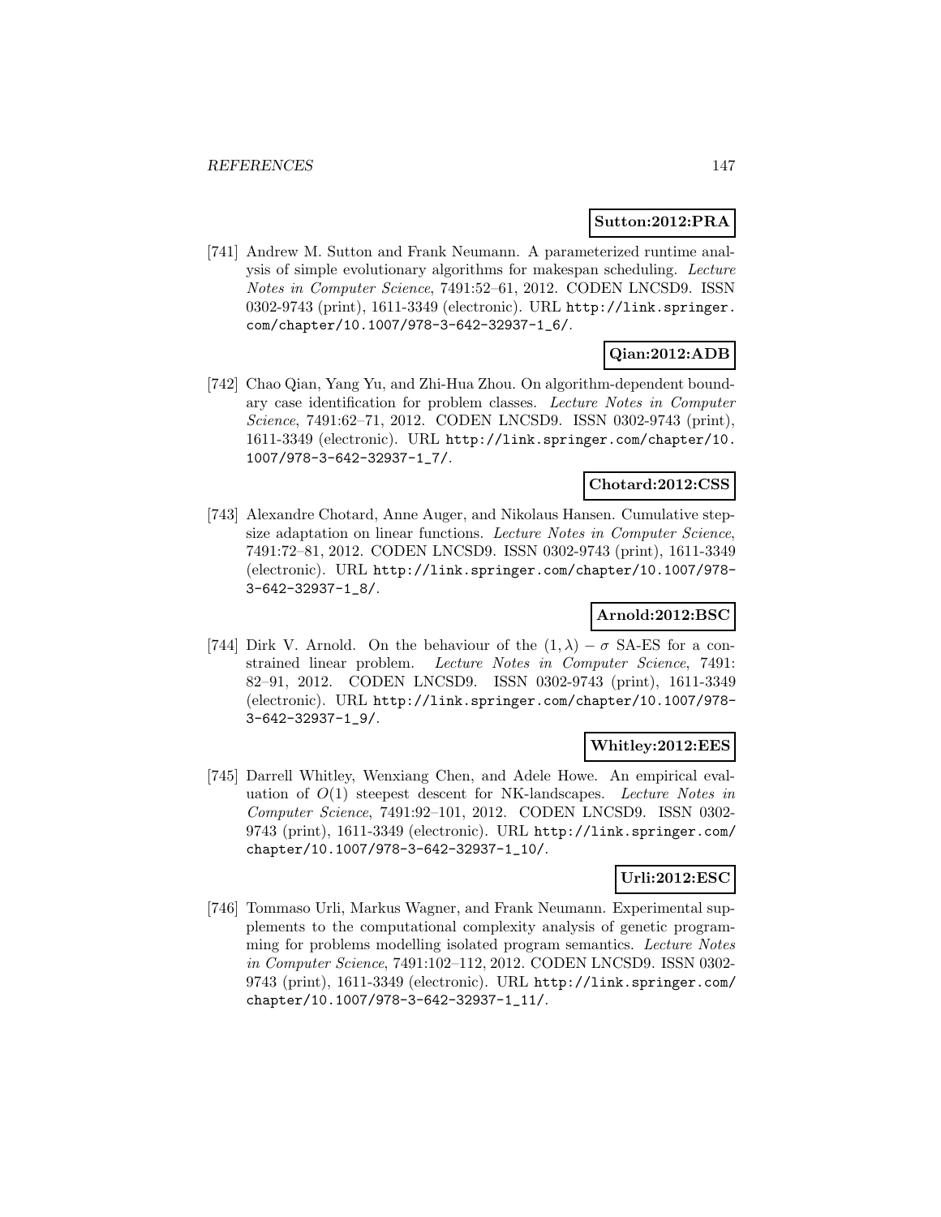**Sutton:2012:PRA**

[741] Andrew M. Sutton and Frank Neumann. A parameterized runtime analysis of simple evolutionary algorithms for makespan scheduling. *Lecture Notes in Computer Science*, 7491:52–61, 2012. CODEN LNCSD9. ISSN 0302-9743 (print), 1611-3349 (electronic). URL http://link.springer.com/chapter/10.1007/978-3-642-32937-1_6/.

**Qian:2012:ADB**

[742] Chao Qian, Yang Yu, and Zhi-Hua Zhou. On algorithm-dependent boundary case identification for problem classes. *Lecture Notes in Computer Science*, 7491:62–71, 2012. CODEN LNCSD9. ISSN 0302-9743 (print), 1611-3349 (electronic). URL http://link.springer.com/chapter/10.1007/978-3-642-32937-1_7/.

**Chotard:2012:CSS**

[743] Alexandre Chotard, Anne Auger, and Nikolaus Hansen. Cumulative step-size adaptation on linear functions. *Lecture Notes in Computer Science*, 7491:72–81, 2012. CODEN LNCSD9. ISSN 0302-9743 (print), 1611-3349 (electronic). URL http://link.springer.com/chapter/10.1007/978-3-642-32937-1_8/.

**Arnold:2012:BSC**

[744] Dirk V. Arnold. On the behaviour of the $(1, \lambda) - \sigma$ SA-ES for a constrained linear problem. *Lecture Notes in Computer Science*, 7491: 82–91, 2012. CODEN LNCSD9. ISSN 0302-9743 (print), 1611-3349 (electronic). URL http://link.springer.com/chapter/10.1007/978-3-642-32937-1_9/.

**Whitley:2012:EES**

[745] Darrell Whitley, Wenxiang Chen, and Adele Howe. An empirical evaluation of $O(1)$ steepest descent for NK-landscapes. *Lecture Notes in Computer Science*, 7491:92–101, 2012. CODEN LNCSD9. ISSN 0302-9743 (print), 1611-3349 (electronic). URL http://link.springer.com/chapter/10.1007/978-3-642-32937-1_10/.

**Urli:2012:ESC**

[746] Tommaso Urli, Markus Wagner, and Frank Neumann. Experimental supplements to the computational complexity analysis of genetic programming for problems modelling isolated program semantics. *Lecture Notes in Computer Science*, 7491:102–112, 2012. CODEN LNCSD9. ISSN 0302-9743 (print), 1611-3349 (electronic). URL http://link.springer.com/chapter/10.1007/978-3-642-32937-1_11/.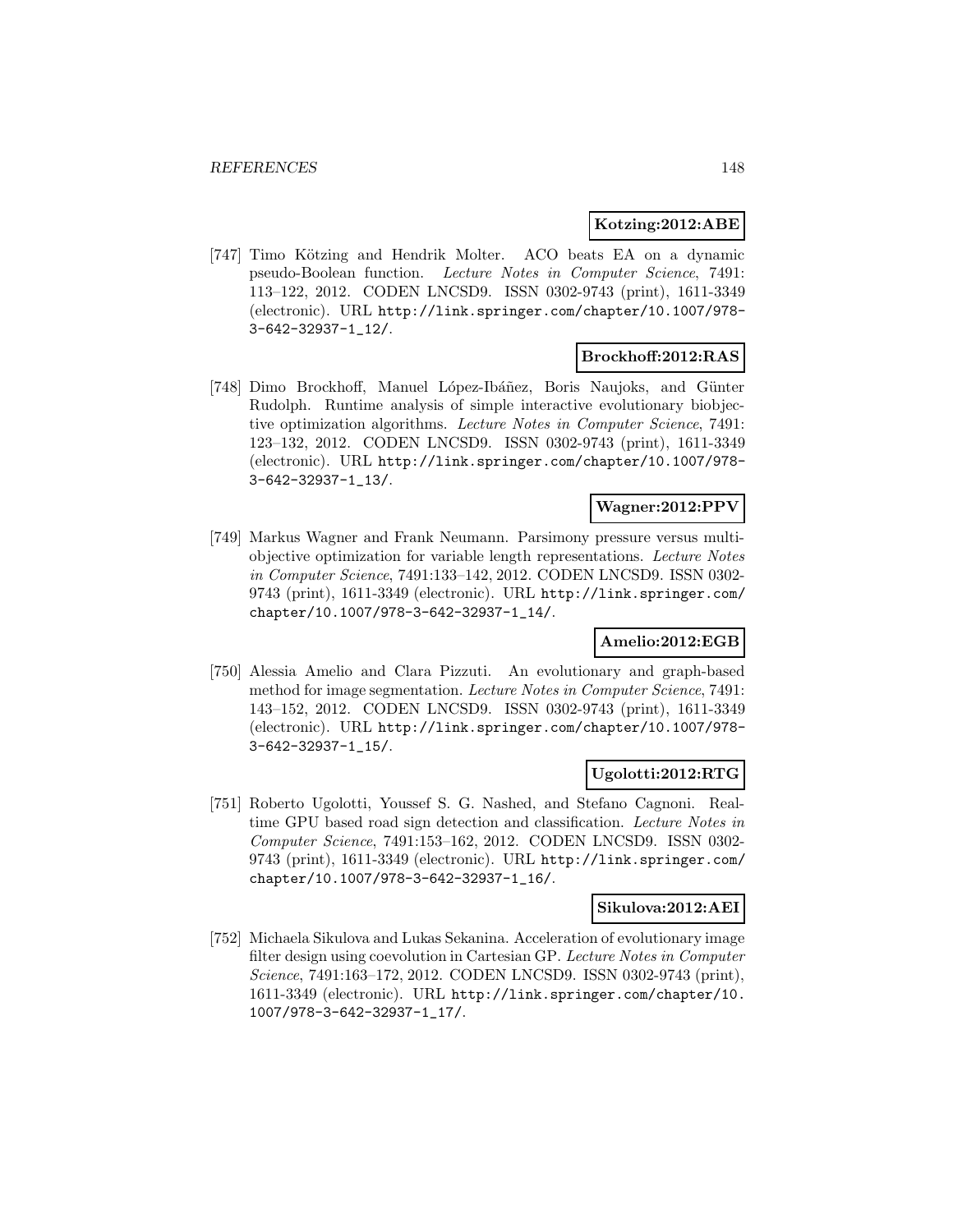**Kotzing:2012:ABE**

[747] Timo Kötzing and Hendrik Molter. ACO beats EA on a dynamic pseudo-Boolean function. *Lecture Notes in Computer Science*, 7491: 113–122, 2012. CODEN LNCSD9. ISSN 0302-9743 (print), 1611-3349 (electronic). URL http://link.springer.com/chapter/10.1007/978-3-642-32937-1_12/.

**Brockhoff:2012:RAS**

[748] Dimo Brockhoff, Manuel López-Ibáñez, Boris Naujoks, and Günter Rudolph. Runtime analysis of simple interactive evolutionary biobjective optimization algorithms. *Lecture Notes in Computer Science*, 7491: 123–132, 2012. CODEN LNCSD9. ISSN 0302-9743 (print), 1611-3349 (electronic). URL http://link.springer.com/chapter/10.1007/978-3-642-32937-1_13/.

**Wagner:2012:PPV**

[749] Markus Wagner and Frank Neumann. Parsimony pressure versus multi-objective optimization for variable length representations. *Lecture Notes in Computer Science*, 7491:133–142, 2012. CODEN LNCSD9. ISSN 0302-9743 (print), 1611-3349 (electronic). URL http://link.springer.com/chapter/10.1007/978-3-642-32937-1_14/.

**Amelio:2012:EGB**

[750] Alessia Amelio and Clara Pizzuti. An evolutionary and graph-based method for image segmentation. *Lecture Notes in Computer Science*, 7491: 143–152, 2012. CODEN LNCSD9. ISSN 0302-9743 (print), 1611-3349 (electronic). URL http://link.springer.com/chapter/10.1007/978-3-642-32937-1_15/.

**Ugolotti:2012:RTG**

[751] Roberto Ugolotti, Youssef S. G. Nashed, and Stefano Cagnoni. Real-time GPU based road sign detection and classification. *Lecture Notes in Computer Science*, 7491:153–162, 2012. CODEN LNCSD9. ISSN 0302-9743 (print), 1611-3349 (electronic). URL http://link.springer.com/chapter/10.1007/978-3-642-32937-1_16/.

**Sikulova:2012:AEI**

[752] Michaela Sikulova and Lukas Sekanina. Acceleration of evolutionary image filter design using coevolution in Cartesian GP. *Lecture Notes in Computer Science*, 7491:163–172, 2012. CODEN LNCSD9. ISSN 0302-9743 (print), 1611-3349 (electronic). URL http://link.springer.com/chapter/10.1007/978-3-642-32937-1_17/.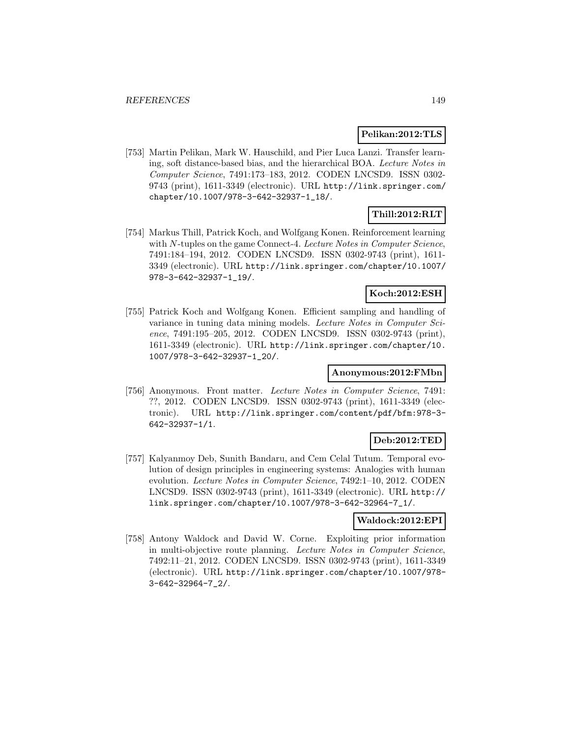**Pelikan:2012:TLS**

[753] Martin Pelikan, Mark W. Hauschild, and Pier Luca Lanzi. Transfer learning, soft distance-based bias, and the hierarchical BOA. *Lecture Notes in Computer Science*, 7491:173–183, 2012. CODEN LNCSD9. ISSN 0302-9743 (print), 1611-3349 (electronic). URL http://link.springer.com/chapter/10.1007/978-3-642-32937-1_18/.

**Thill:2012:RLT**

[754] Markus Thill, Patrick Koch, and Wolfgang Konen. Reinforcement learning with $N$-tuples on the game Connect-4. *Lecture Notes in Computer Science*, 7491:184–194, 2012. CODEN LNCSD9. ISSN 0302-9743 (print), 1611-3349 (electronic). URL http://link.springer.com/chapter/10.1007/978-3-642-32937-1_19/.

**Koch:2012:ESH**

[755] Patrick Koch and Wolfgang Konen. Efficient sampling and handling of variance in tuning data mining models. *Lecture Notes in Computer Science*, 7491:195–205, 2012. CODEN LNCSD9. ISSN 0302-9743 (print), 1611-3349 (electronic). URL http://link.springer.com/chapter/10.1007/978-3-642-32937-1_20/.

**Anonymous:2012:FMbn**

[756] Anonymous. Front matter. *Lecture Notes in Computer Science*, 7491: ??, 2012. CODEN LNCSD9. ISSN 0302-9743 (print), 1611-3349 (electronic). URL http://link.springer.com/content/pdf/bfm:978-3-642-32937-1/1.

**Deb:2012:TED**

[757] Kalyanmoy Deb, Sunith Bandaru, and Cem Celal Tutum. Temporal evolution of design principles in engineering systems: Analogies with human evolution. *Lecture Notes in Computer Science*, 7492:1–10, 2012. CODEN LNCSD9. ISSN 0302-9743 (print), 1611-3349 (electronic). URL http://link.springer.com/chapter/10.1007/978-3-642-32964-7_1/.

**Waldock:2012:EPI**

[758] Antony Waldock and David W. Corne. Exploiting prior information in multi-objective route planning. *Lecture Notes in Computer Science*, 7492:11–21, 2012. CODEN LNCSD9. ISSN 0302-9743 (print), 1611-3349 (electronic). URL http://link.springer.com/chapter/10.1007/978-3-642-32964-7_2/.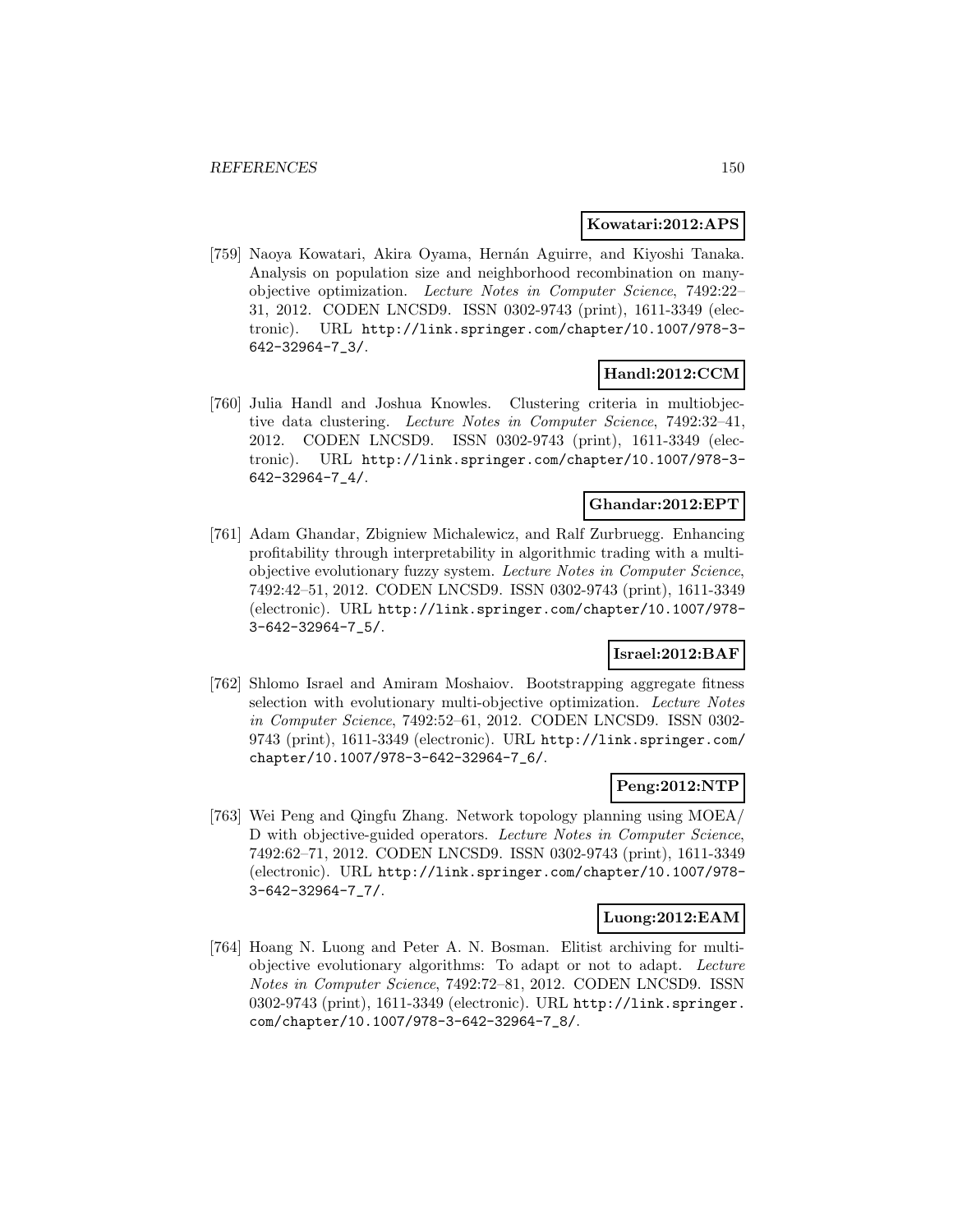**Kowatari:2012:APS**

[759] Naoya Kowatari, Akira Oyama, Hernán Aguirre, and Kiyoshi Tanaka. Analysis on population size and neighborhood recombination on many-objective optimization. *Lecture Notes in Computer Science*, 7492:22–31, 2012. CODEN LNCSD9. ISSN 0302-9743 (print), 1611-3349 (electronic). URL http://link.springer.com/chapter/10.1007/978-3-642-32964-7_3/.

**Handl:2012:CCM**

[760] Julia Handl and Joshua Knowles. Clustering criteria in multiobjective data clustering. *Lecture Notes in Computer Science*, 7492:32–41, 2012. CODEN LNCSD9. ISSN 0302-9743 (print), 1611-3349 (electronic). URL http://link.springer.com/chapter/10.1007/978-3-642-32964-7_4/.

**Ghandar:2012:EPT**

[761] Adam Ghandar, Zbigniew Michalewicz, and Ralf Zurbruegg. Enhancing profitability through interpretability in algorithmic trading with a multiobjective evolutionary fuzzy system. *Lecture Notes in Computer Science*, 7492:42–51, 2012. CODEN LNCSD9. ISSN 0302-9743 (print), 1611-3349 (electronic). URL http://link.springer.com/chapter/10.1007/978-3-642-32964-7_5/.

**Israel:2012:BAF**

[762] Shlomo Israel and Amiram Moshaiov. Bootstrapping aggregate fitness selection with evolutionary multi-objective optimization. *Lecture Notes in Computer Science*, 7492:52–61, 2012. CODEN LNCSD9. ISSN 0302-9743 (print), 1611-3349 (electronic). URL http://link.springer.com/chapter/10.1007/978-3-642-32964-7_6/.

**Peng:2012:NTP**

[763] Wei Peng and Qingfu Zhang. Network topology planning using MOEA/D with objective-guided operators. *Lecture Notes in Computer Science*, 7492:62–71, 2012. CODEN LNCSD9. ISSN 0302-9743 (print), 1611-3349 (electronic). URL http://link.springer.com/chapter/10.1007/978-3-642-32964-7_7/.

**Luong:2012:EAM**

[764] Hoang N. Luong and Peter A. N. Bosman. Elitist archiving for multiobjective evolutionary algorithms: To adapt or not to adapt. *Lecture Notes in Computer Science*, 7492:72–81, 2012. CODEN LNCSD9. ISSN 0302-9743 (print), 1611-3349 (electronic). URL http://link.springer.com/chapter/10.1007/978-3-642-32964-7_8/.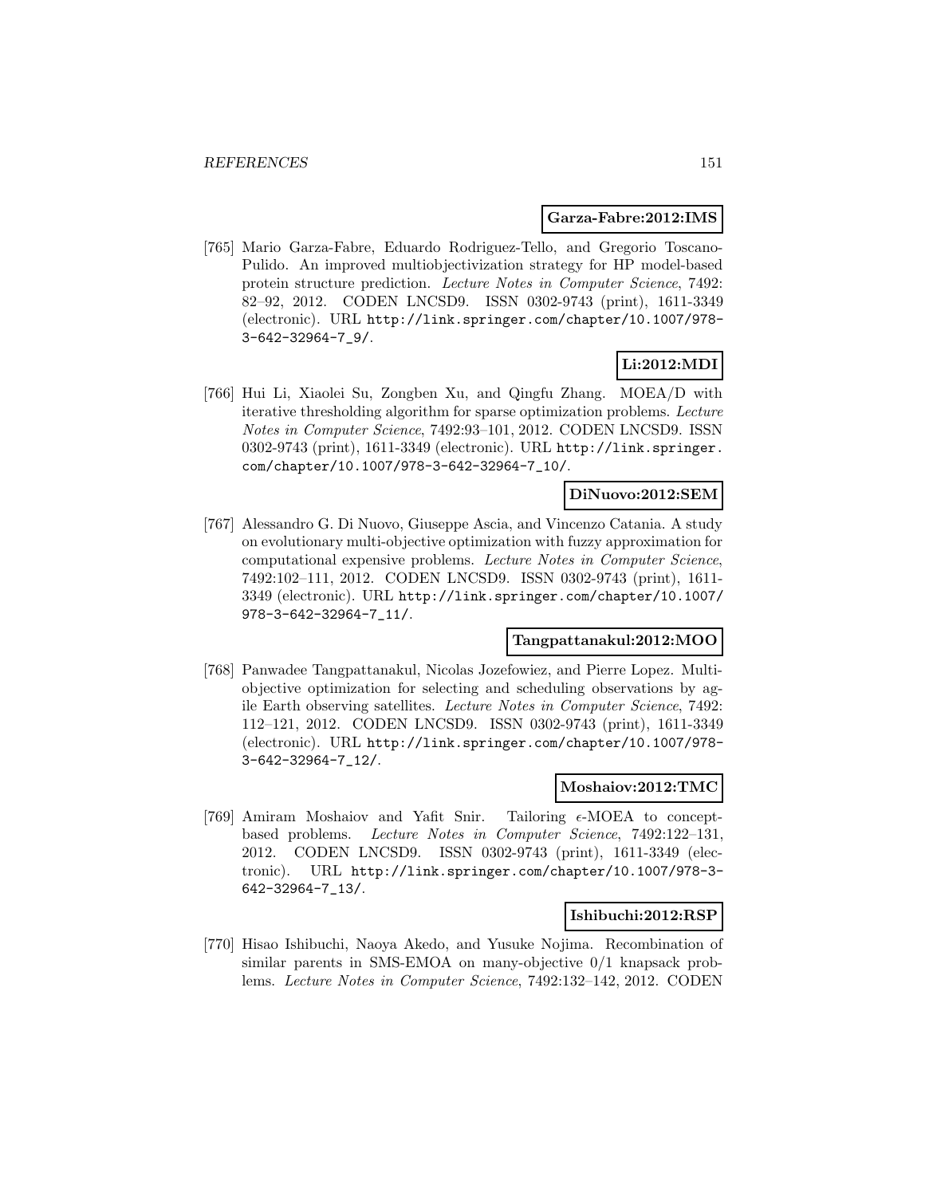**Garza-Fabre:2012:IMS**

[765] Mario Garza-Fabre, Eduardo Rodriguez-Tello, and Gregorio Toscano-Pulido. An improved multiobjectivization strategy for HP model-based protein structure prediction. *Lecture Notes in Computer Science*, 7492: 82–92, 2012. CODEN LNCSD9. ISSN 0302-9743 (print), 1611-3349 (electronic). URL http://link.springer.com/chapter/10.1007/978-3-642-32964-7_9/.

**Li:2012:MDI**

[766] Hui Li, Xiaolei Su, Zongben Xu, and Qingfu Zhang. MOEA/D with iterative thresholding algorithm for sparse optimization problems. *Lecture Notes in Computer Science*, 7492:93–101, 2012. CODEN LNCSD9. ISSN 0302-9743 (print), 1611-3349 (electronic). URL http://link.springer.com/chapter/10.1007/978-3-642-32964-7_10/.

**DiNuovo:2012:SEM**

[767] Alessandro G. Di Nuovo, Giuseppe Ascia, and Vincenzo Catania. A study on evolutionary multi-objective optimization with fuzzy approximation for computational expensive problems. *Lecture Notes in Computer Science*, 7492:102–111, 2012. CODEN LNCSD9. ISSN 0302-9743 (print), 1611-3349 (electronic). URL http://link.springer.com/chapter/10.1007/978-3-642-32964-7_11/.

**Tangpattanakul:2012:MOO**

[768] Panwadee Tangpattanakul, Nicolas Jozefowiez, and Pierre Lopez. Multi-objective optimization for selecting and scheduling observations by agile Earth observing satellites. *Lecture Notes in Computer Science*, 7492: 112–121, 2012. CODEN LNCSD9. ISSN 0302-9743 (print), 1611-3349 (electronic). URL http://link.springer.com/chapter/10.1007/978-3-642-32964-7_12/.

**Moshaiov:2012:TMC**

[769] Amiram Moshaiov and Yafit Snir. Tailoring $\epsilon$-MOEA to concept-based problems. *Lecture Notes in Computer Science*, 7492:122–131, 2012. CODEN LNCSD9. ISSN 0302-9743 (print), 1611-3349 (electronic). URL http://link.springer.com/chapter/10.1007/978-3-642-32964-7_13/.

**Ishibuchi:2012:RSP**

[770] Hisao Ishibuchi, Naoya Akedo, and Yusuke Nojima. Recombination of similar parents in SMS-EMOA on many-objective 0/1 knapsack problems. *Lecture Notes in Computer Science*, 7492:132–142, 2012. CODEN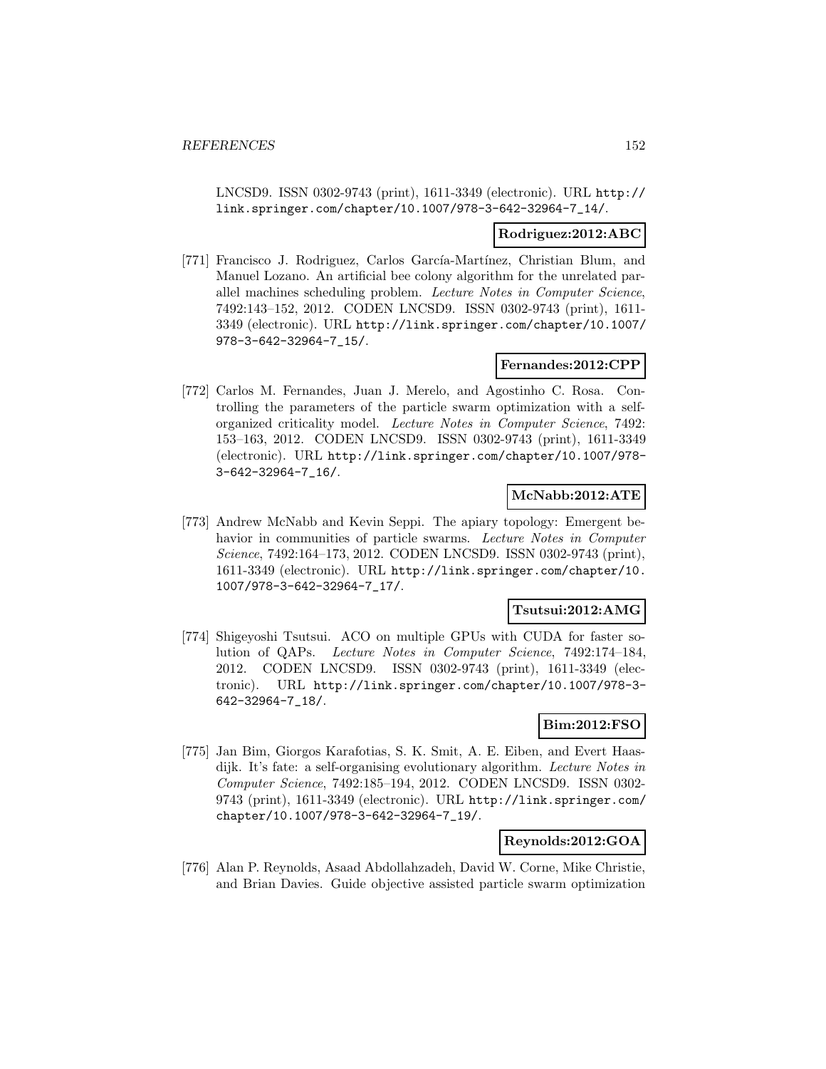LNCSD9. ISSN 0302-9743 (print), 1611-3349 (electronic). URL http://link.springer.com/chapter/10.1007/978-3-642-32964-7_14/.

**Rodriguez:2012:ABC**

[771] Francisco J. Rodriguez, Carlos García-Martínez, Christian Blum, and Manuel Lozano. An artificial bee colony algorithm for the unrelated parallel machines scheduling problem. *Lecture Notes in Computer Science*, 7492:143–152, 2012. CODEN LNCSD9. ISSN 0302-9743 (print), 1611-3349 (electronic). URL http://link.springer.com/chapter/10.1007/978-3-642-32964-7_15/.

**Fernandes:2012:CPP**

[772] Carlos M. Fernandes, Juan J. Merelo, and Agostinho C. Rosa. Controlling the parameters of the particle swarm optimization with a self-organized criticality model. *Lecture Notes in Computer Science*, 7492: 153–163, 2012. CODEN LNCSD9. ISSN 0302-9743 (print), 1611-3349 (electronic). URL http://link.springer.com/chapter/10.1007/978-3-642-32964-7_16/.

**McNabb:2012:ATE**

[773] Andrew McNabb and Kevin Seppi. The apiary topology: Emergent behavior in communities of particle swarms. *Lecture Notes in Computer Science*, 7492:164–173, 2012. CODEN LNCSD9. ISSN 0302-9743 (print), 1611-3349 (electronic). URL http://link.springer.com/chapter/10.1007/978-3-642-32964-7_17/.

**Tsutsui:2012:AMG**

[774] Shigeyoshi Tsutsui. ACO on multiple GPUs with CUDA for faster solution of QAPs. *Lecture Notes in Computer Science*, 7492:174–184, 2012. CODEN LNCSD9. ISSN 0302-9743 (print), 1611-3349 (electronic). URL http://link.springer.com/chapter/10.1007/978-3-642-32964-7_18/.

**Bim:2012:FSO**

[775] Jan Bim, Giorgos Karafotias, S. K. Smit, A. E. Eiben, and Evert Haasdijk. It's fate: a self-organising evolutionary algorithm. *Lecture Notes in Computer Science*, 7492:185–194, 2012. CODEN LNCSD9. ISSN 0302-9743 (print), 1611-3349 (electronic). URL http://link.springer.com/chapter/10.1007/978-3-642-32964-7_19/.

**Reynolds:2012:GOA**

[776] Alan P. Reynolds, Asaad Abdollahzadeh, David W. Corne, Mike Christie, and Brian Davies. Guide objective assisted particle swarm optimization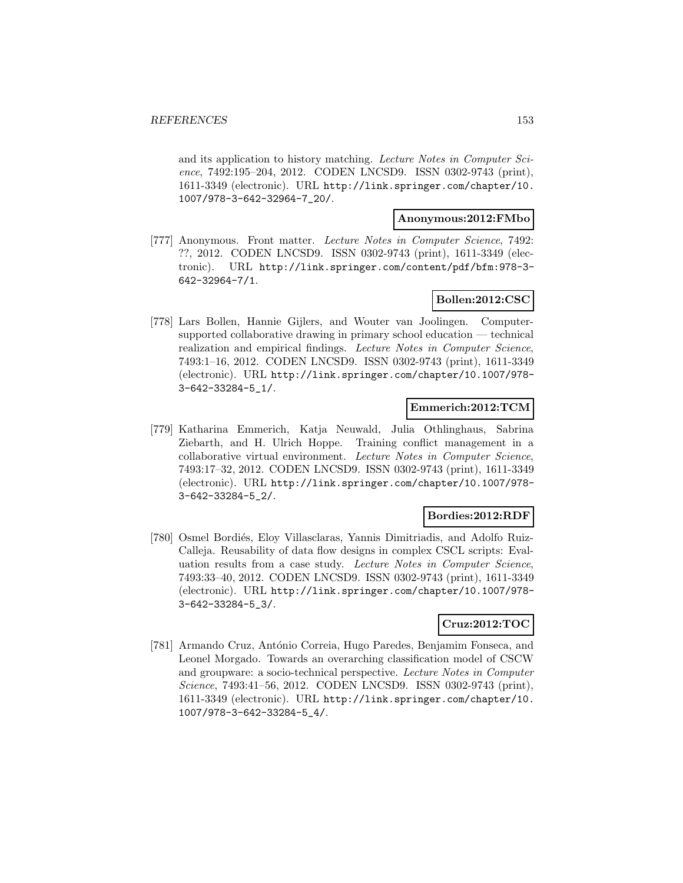and its application to history matching. *Lecture Notes in Computer Science*, 7492:195–204, 2012. CODEN LNCSD9. ISSN 0302-9743 (print), 1611-3349 (electronic). URL http://link.springer.com/chapter/10.1007/978-3-642-32964-7_20/.

**Anonymous:2012:FMbo**

[777] Anonymous. Front matter. *Lecture Notes in Computer Science*, 7492: ??, 2012. CODEN LNCSD9. ISSN 0302-9743 (print), 1611-3349 (electronic). URL http://link.springer.com/content/pdf/bfm:978-3-642-32964-7/1.

**Bollen:2012:CSC**

[778] Lars Bollen, Hannie Gijlers, and Wouter van Joolingen. Computer-supported collaborative drawing in primary school education — technical realization and empirical findings. *Lecture Notes in Computer Science*, 7493:1–16, 2012. CODEN LNCSD9. ISSN 0302-9743 (print), 1611-3349 (electronic). URL http://link.springer.com/chapter/10.1007/978-3-642-33284-5_1/.

**Emmerich:2012:TCM**

[779] Katharina Emmerich, Katja Neuwald, Julia Othlinghaus, Sabrina Ziebarth, and H. Ulrich Hoppe. Training conflict management in a collaborative virtual environment. *Lecture Notes in Computer Science*, 7493:17–32, 2012. CODEN LNCSD9. ISSN 0302-9743 (print), 1611-3349 (electronic). URL http://link.springer.com/chapter/10.1007/978-3-642-33284-5_2/.

**Bordies:2012:RDF**

[780] Osmel Bordiés, Eloy Villasclaras, Yannis Dimitriadis, and Adolfo Ruiz-Calleja. Reusability of data flow designs in complex CSCL scripts: Evaluation results from a case study. *Lecture Notes in Computer Science*, 7493:33–40, 2012. CODEN LNCSD9. ISSN 0302-9743 (print), 1611-3349 (electronic). URL http://link.springer.com/chapter/10.1007/978-3-642-33284-5_3/.

**Cruz:2012:TOC**

[781] Armando Cruz, António Correia, Hugo Paredes, Benjamim Fonseca, and Leonel Morgado. Towards an overarching classification model of CSCW and groupware: a socio-technical perspective. *Lecture Notes in Computer Science*, 7493:41–56, 2012. CODEN LNCSD9. ISSN 0302-9743 (print), 1611-3349 (electronic). URL http://link.springer.com/chapter/10.1007/978-3-642-33284-5_4/.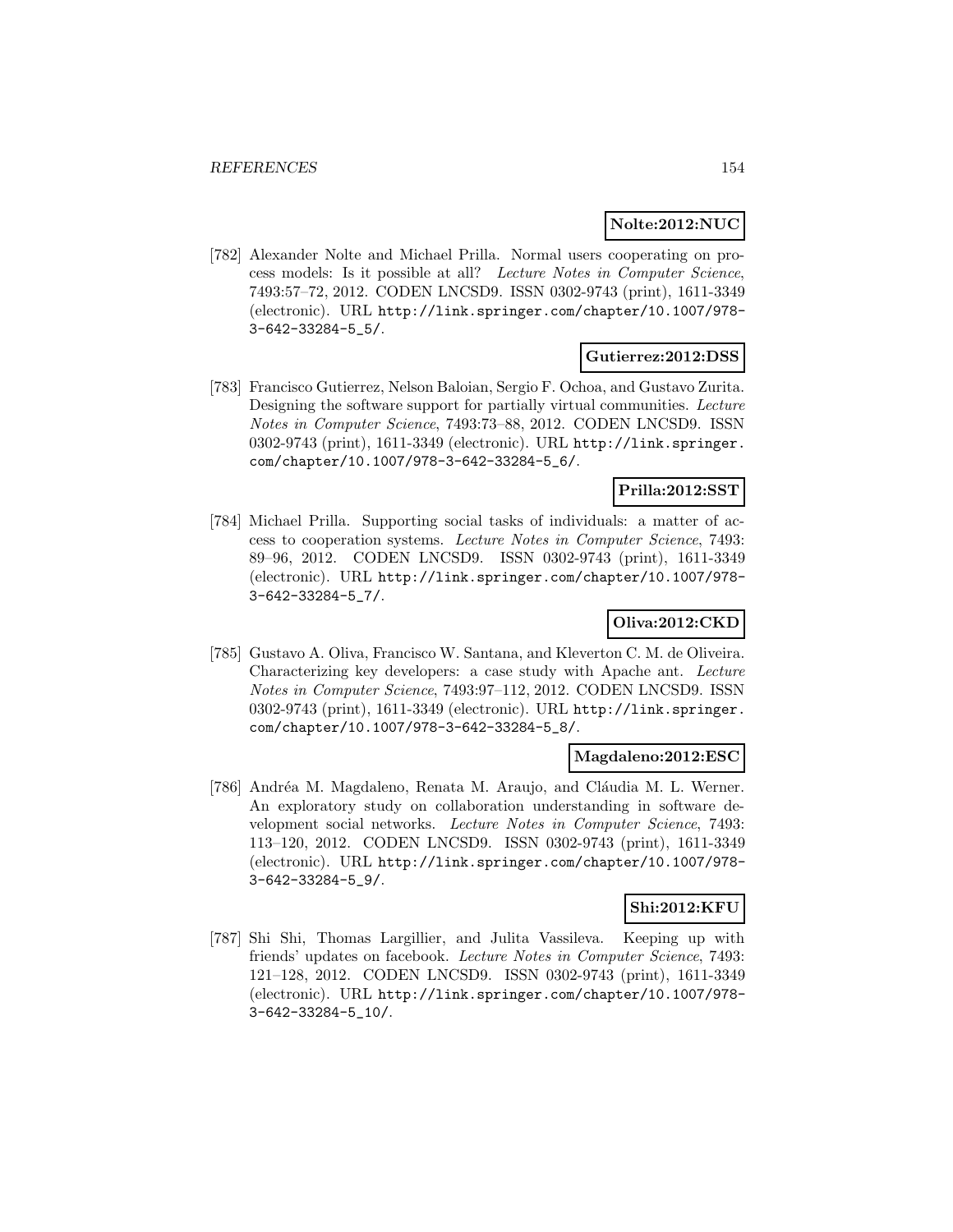**Nolte:2012:NUC**

[782] Alexander Nolte and Michael Prilla. Normal users cooperating on process models: Is it possible at all? *Lecture Notes in Computer Science*, 7493:57–72, 2012. CODEN LNCSD9. ISSN 0302-9743 (print), 1611-3349 (electronic). URL http://link.springer.com/chapter/10.1007/978-3-642-33284-5_5/.

**Gutierrez:2012:DSS**

[783] Francisco Gutierrez, Nelson Baloian, Sergio F. Ochoa, and Gustavo Zurita. Designing the software support for partially virtual communities. *Lecture Notes in Computer Science*, 7493:73–88, 2012. CODEN LNCSD9. ISSN 0302-9743 (print), 1611-3349 (electronic). URL http://link.springer.com/chapter/10.1007/978-3-642-33284-5_6/.

**Prilla:2012:SST**

[784] Michael Prilla. Supporting social tasks of individuals: a matter of access to cooperation systems. *Lecture Notes in Computer Science*, 7493: 89–96, 2012. CODEN LNCSD9. ISSN 0302-9743 (print), 1611-3349 (electronic). URL http://link.springer.com/chapter/10.1007/978-3-642-33284-5_7/.

**Oliva:2012:CKD**

[785] Gustavo A. Oliva, Francisco W. Santana, and Kleverton C. M. de Oliveira. Characterizing key developers: a case study with Apache ant. *Lecture Notes in Computer Science*, 7493:97–112, 2012. CODEN LNCSD9. ISSN 0302-9743 (print), 1611-3349 (electronic). URL http://link.springer.com/chapter/10.1007/978-3-642-33284-5_8/.

**Magdaleno:2012:ESC**

[786] Andréa M. Magdaleno, Renata M. Araujo, and Cláudia M. L. Werner. An exploratory study on collaboration understanding in software development social networks. *Lecture Notes in Computer Science*, 7493: 113–120, 2012. CODEN LNCSD9. ISSN 0302-9743 (print), 1611-3349 (electronic). URL http://link.springer.com/chapter/10.1007/978-3-642-33284-5_9/.

**Shi:2012:KFU**

[787] Shi Shi, Thomas Largillier, and Julita Vassileva. Keeping up with friends' updates on facebook. *Lecture Notes in Computer Science*, 7493: 121–128, 2012. CODEN LNCSD9. ISSN 0302-9743 (print), 1611-3349 (electronic). URL http://link.springer.com/chapter/10.1007/978-3-642-33284-5_10/.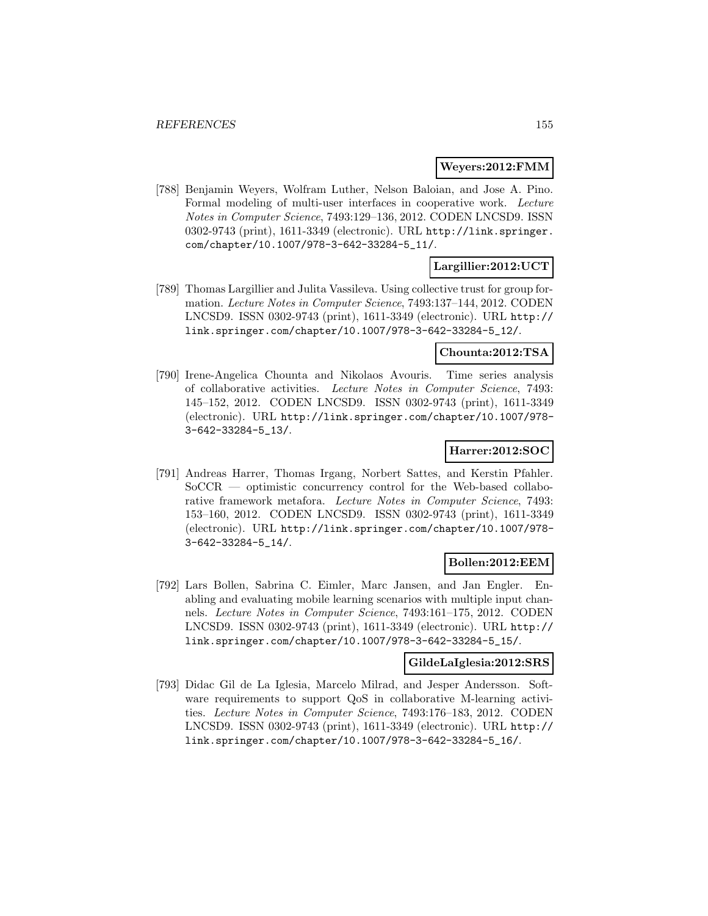**Weyers:2012:FMM**

[788] Benjamin Weyers, Wolfram Luther, Nelson Baloian, and Jose A. Pino. Formal modeling of multi-user interfaces in cooperative work. *Lecture Notes in Computer Science*, 7493:129–136, 2012. CODEN LNCSD9. ISSN 0302-9743 (print), 1611-3349 (electronic). URL http://link.springer.com/chapter/10.1007/978-3-642-33284-5_11/.

**Largillier:2012:UCT**

[789] Thomas Largillier and Julita Vassileva. Using collective trust for group formation. *Lecture Notes in Computer Science*, 7493:137–144, 2012. CODEN LNCSD9. ISSN 0302-9743 (print), 1611-3349 (electronic). URL http://link.springer.com/chapter/10.1007/978-3-642-33284-5_12/.

**Chounta:2012:TSA**

[790] Irene-Angelica Chounta and Nikolaos Avouris. Time series analysis of collaborative activities. *Lecture Notes in Computer Science*, 7493:145–152, 2012. CODEN LNCSD9. ISSN 0302-9743 (print), 1611-3349 (electronic). URL http://link.springer.com/chapter/10.1007/978-3-642-33284-5_13/.

**Harrer:2012:SOC**

[791] Andreas Harrer, Thomas Irgang, Norbert Sattes, and Kerstin Pfahler. SoCCR — optimistic concurrency control for the Web-based collaborative framework metafora. *Lecture Notes in Computer Science*, 7493:153–160, 2012. CODEN LNCSD9. ISSN 0302-9743 (print), 1611-3349 (electronic). URL http://link.springer.com/chapter/10.1007/978-3-642-33284-5_14/.

**Bollen:2012:EEM**

[792] Lars Bollen, Sabrina C. Eimler, Marc Jansen, and Jan Engler. Enabling and evaluating mobile learning scenarios with multiple input channels. *Lecture Notes in Computer Science*, 7493:161–175, 2012. CODEN LNCSD9. ISSN 0302-9743 (print), 1611-3349 (electronic). URL http://link.springer.com/chapter/10.1007/978-3-642-33284-5_15/.

**GildeLaIglesia:2012:SRS**

[793] Didac Gil de La Iglesia, Marcelo Milrad, and Jesper Andersson. Software requirements to support QoS in collaborative M-learning activities. *Lecture Notes in Computer Science*, 7493:176–183, 2012. CODEN LNCSD9. ISSN 0302-9743 (print), 1611-3349 (electronic). URL http://link.springer.com/chapter/10.1007/978-3-642-33284-5_16/.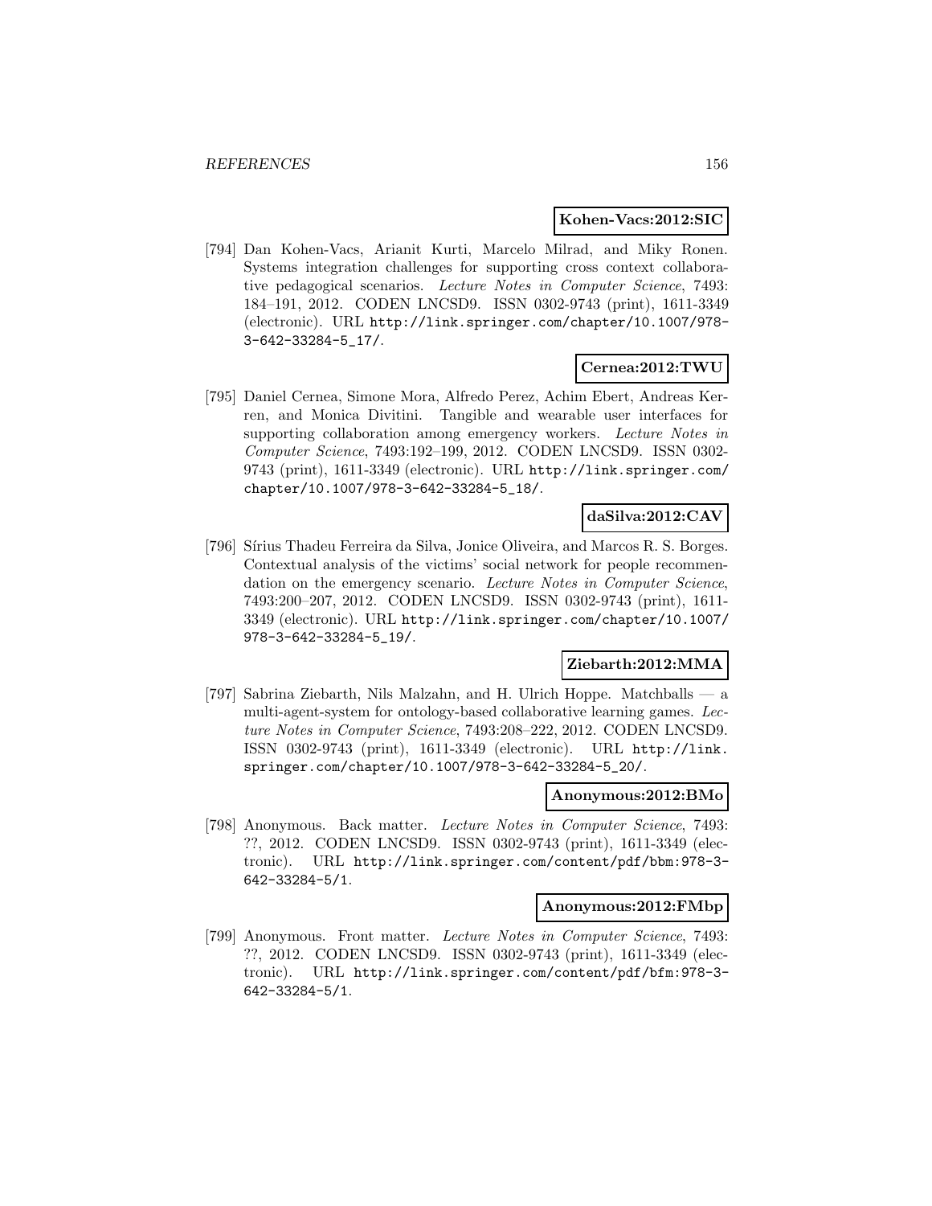**Kohen-Vacs:2012:SIC**

[794] Dan Kohen-Vacs, Arianit Kurti, Marcelo Milrad, and Miky Ronen. Systems integration challenges for supporting cross context collaborative pedagogical scenarios. *Lecture Notes in Computer Science*, 7493: 184–191, 2012. CODEN LNCSD9. ISSN 0302-9743 (print), 1611-3349 (electronic). URL http://link.springer.com/chapter/10.1007/978-3-642-33284-5_17/.

**Cernea:2012:TWU**

[795] Daniel Cernea, Simone Mora, Alfredo Perez, Achim Ebert, Andreas Kerren, and Monica Divitini. Tangible and wearable user interfaces for supporting collaboration among emergency workers. *Lecture Notes in Computer Science*, 7493:192–199, 2012. CODEN LNCSD9. ISSN 0302-9743 (print), 1611-3349 (electronic). URL http://link.springer.com/chapter/10.1007/978-3-642-33284-5_18/.

**daSilva:2012:CAV**

[796] Sírius Thadeu Ferreira da Silva, Jonice Oliveira, and Marcos R. S. Borges. Contextual analysis of the victims' social network for people recommendation on the emergency scenario. *Lecture Notes in Computer Science*, 7493:200–207, 2012. CODEN LNCSD9. ISSN 0302-9743 (print), 1611-3349 (electronic). URL http://link.springer.com/chapter/10.1007/978-3-642-33284-5_19/.

**Ziebarth:2012:MMA**

[797] Sabrina Ziebarth, Nils Malzahn, and H. Ulrich Hoppe. Matchballs — a multi-agent-system for ontology-based collaborative learning games. *Lecture Notes in Computer Science*, 7493:208–222, 2012. CODEN LNCSD9. ISSN 0302-9743 (print), 1611-3349 (electronic). URL http://link.springer.com/chapter/10.1007/978-3-642-33284-5_20/.

**Anonymous:2012:BMo**

[798] Anonymous. Back matter. *Lecture Notes in Computer Science*, 7493: ??, 2012. CODEN LNCSD9. ISSN 0302-9743 (print), 1611-3349 (electronic). URL http://link.springer.com/content/pdf/bbm:978-3-642-33284-5/1.

**Anonymous:2012:FMbp**

[799] Anonymous. Front matter. *Lecture Notes in Computer Science*, 7493: ??, 2012. CODEN LNCSD9. ISSN 0302-9743 (print), 1611-3349 (electronic). URL http://link.springer.com/content/pdf/bfm:978-3-642-33284-5/1.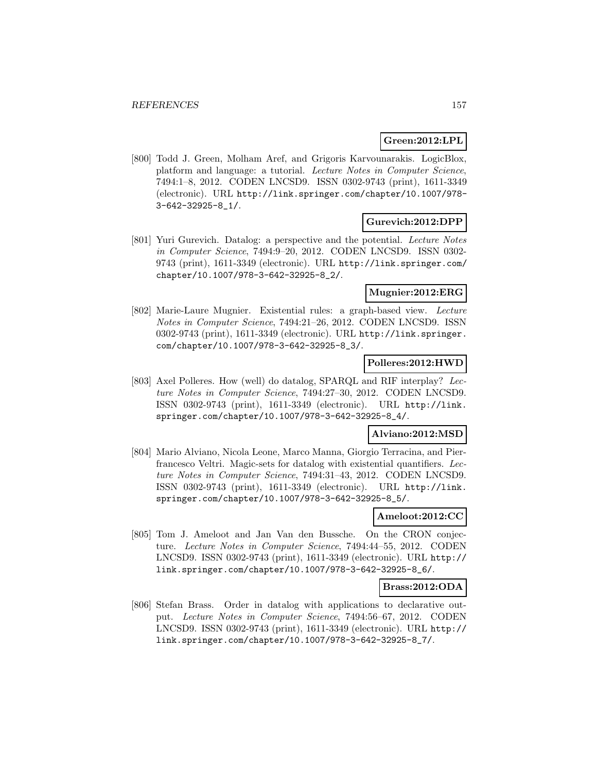**Green:2012:LPL**

[800] Todd J. Green, Molham Aref, and Grigoris Karvounarakis. LogicBlox, platform and language: a tutorial. *Lecture Notes in Computer Science*, 7494:1–8, 2012. CODEN LNCSD9. ISSN 0302-9743 (print), 1611-3349 (electronic). URL http://link.springer.com/chapter/10.1007/978-3-642-32925-8_1/.

**Gurevich:2012:DPP**

[801] Yuri Gurevich. Datalog: a perspective and the potential. *Lecture Notes in Computer Science*, 7494:9–20, 2012. CODEN LNCSD9. ISSN 0302-9743 (print), 1611-3349 (electronic). URL http://link.springer.com/chapter/10.1007/978-3-642-32925-8_2/.

**Mugnier:2012:ERG**

[802] Marie-Laure Mugnier. Existential rules: a graph-based view. *Lecture Notes in Computer Science*, 7494:21–26, 2012. CODEN LNCSD9. ISSN 0302-9743 (print), 1611-3349 (electronic). URL http://link.springer.com/chapter/10.1007/978-3-642-32925-8_3/.

**Polleres:2012:HWD**

[803] Axel Polleres. How (well) do datalog, SPARQL and RIF interplay? *Lecture Notes in Computer Science*, 7494:27–30, 2012. CODEN LNCSD9. ISSN 0302-9743 (print), 1611-3349 (electronic). URL http://link.springer.com/chapter/10.1007/978-3-642-32925-8_4/.

**Alviano:2012:MSD**

[804] Mario Alviano, Nicola Leone, Marco Manna, Giorgio Terracina, and Pierfrancesco Veltri. Magic-sets for datalog with existential quantifiers. *Lecture Notes in Computer Science*, 7494:31–43, 2012. CODEN LNCSD9. ISSN 0302-9743 (print), 1611-3349 (electronic). URL http://link.springer.com/chapter/10.1007/978-3-642-32925-8_5/.

**Ameloot:2012:CC**

[805] Tom J. Ameloot and Jan Van den Bussche. On the CRON conjecture. *Lecture Notes in Computer Science*, 7494:44–55, 2012. CODEN LNCSD9. ISSN 0302-9743 (print), 1611-3349 (electronic). URL http://link.springer.com/chapter/10.1007/978-3-642-32925-8_6/.

**Brass:2012:ODA**

[806] Stefan Brass. Order in datalog with applications to declarative output. *Lecture Notes in Computer Science*, 7494:56–67, 2012. CODEN LNCSD9. ISSN 0302-9743 (print), 1611-3349 (electronic). URL http://link.springer.com/chapter/10.1007/978-3-642-32925-8_7/.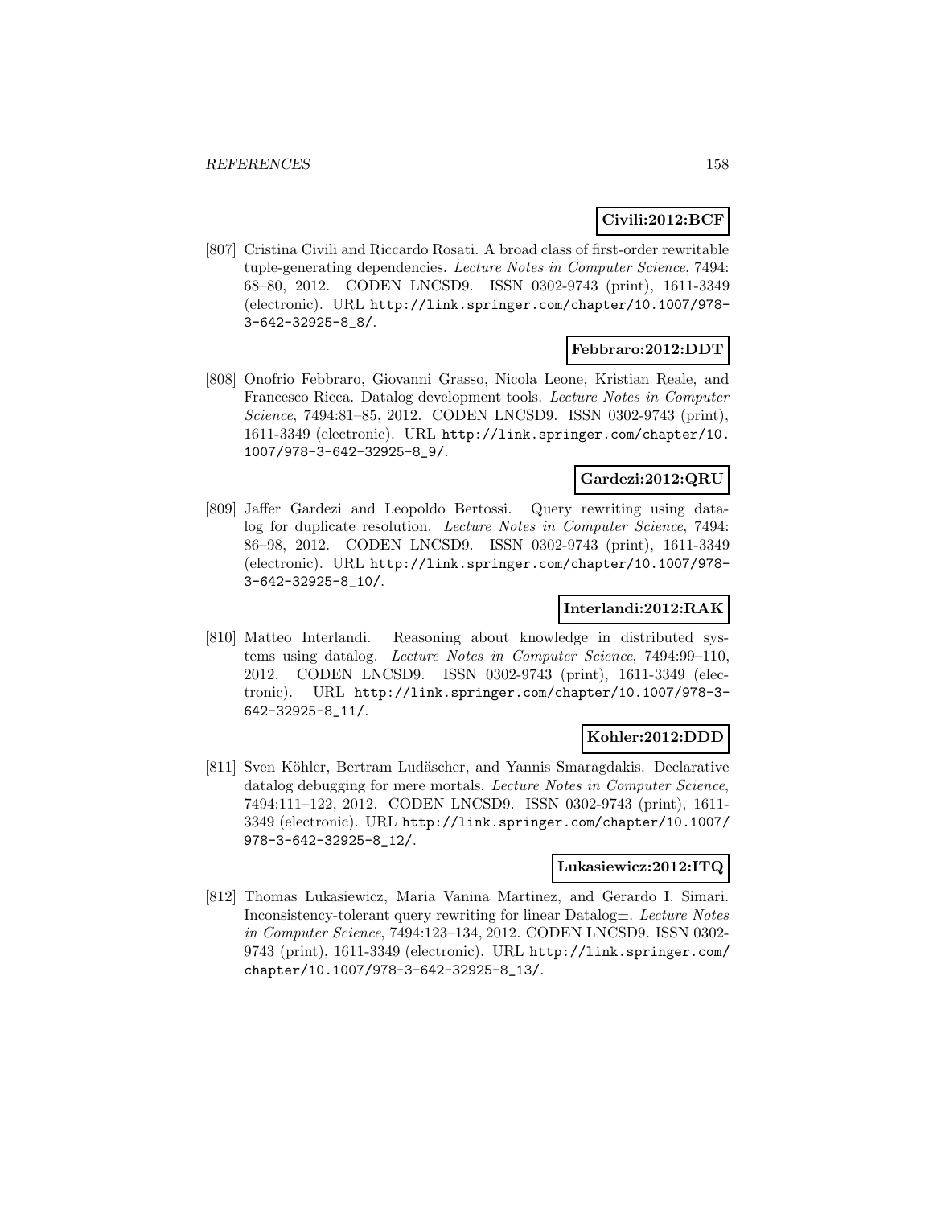**Civili:2012:BCF**

[807] Cristina Civili and Riccardo Rosati. A broad class of first-order rewritable tuple-generating dependencies. *Lecture Notes in Computer Science*, 7494: 68–80, 2012. CODEN LNCSD9. ISSN 0302-9743 (print), 1611-3349 (electronic). URL http://link.springer.com/chapter/10.1007/978-3-642-32925-8_8/.

**Febbraro:2012:DDT**

[808] Onofrio Febbraro, Giovanni Grasso, Nicola Leone, Kristian Reale, and Francesco Ricca. Datalog development tools. *Lecture Notes in Computer Science*, 7494:81–85, 2012. CODEN LNCSD9. ISSN 0302-9743 (print), 1611-3349 (electronic). URL http://link.springer.com/chapter/10.1007/978-3-642-32925-8_9/.

**Gardezi:2012:QRU**

[809] Jaffer Gardezi and Leopoldo Bertossi. Query rewriting using datalog for duplicate resolution. *Lecture Notes in Computer Science*, 7494: 86–98, 2012. CODEN LNCSD9. ISSN 0302-9743 (print), 1611-3349 (electronic). URL http://link.springer.com/chapter/10.1007/978-3-642-32925-8_10/.

**Interlandi:2012:RAK**

[810] Matteo Interlandi. Reasoning about knowledge in distributed systems using datalog. *Lecture Notes in Computer Science*, 7494:99–110, 2012. CODEN LNCSD9. ISSN 0302-9743 (print), 1611-3349 (electronic). URL http://link.springer.com/chapter/10.1007/978-3-642-32925-8_11/.

**Kohler:2012:DDD**

[811] Sven Köhler, Bertram Ludäscher, and Yannis Smaragdakis. Declarative datalog debugging for mere mortals. *Lecture Notes in Computer Science*, 7494:111–122, 2012. CODEN LNCSD9. ISSN 0302-9743 (print), 1611-3349 (electronic). URL http://link.springer.com/chapter/10.1007/978-3-642-32925-8_12/.

**Lukasiewicz:2012:ITQ**

[812] Thomas Lukasiewicz, Maria Vanina Martinez, and Gerardo I. Simari. Inconsistency-tolerant query rewriting for linear Datalog±. *Lecture Notes in Computer Science*, 7494:123–134, 2012. CODEN LNCSD9. ISSN 0302-9743 (print), 1611-3349 (electronic). URL http://link.springer.com/chapter/10.1007/978-3-642-32925-8_13/.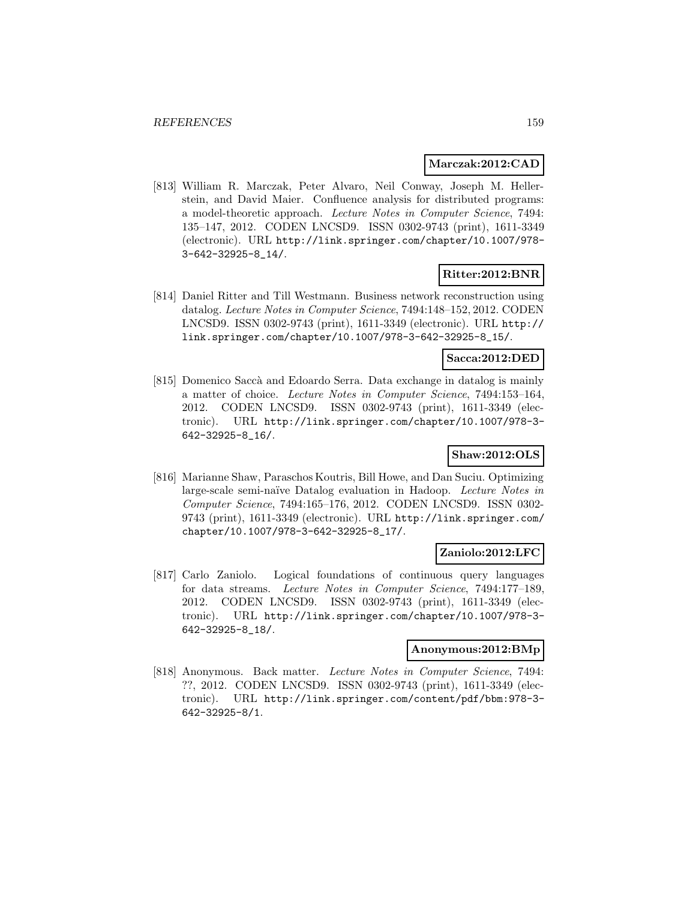**Marczak:2012:CAD**

[813] William R. Marczak, Peter Alvaro, Neil Conway, Joseph M. Hellerstein, and David Maier. Confluence analysis for distributed programs: a model-theoretic approach. *Lecture Notes in Computer Science*, 7494: 135–147, 2012. CODEN LNCSD9. ISSN 0302-9743 (print), 1611-3349 (electronic). URL http://link.springer.com/chapter/10.1007/978-3-642-32925-8_14/.

**Ritter:2012:BNR**

[814] Daniel Ritter and Till Westmann. Business network reconstruction using datalog. *Lecture Notes in Computer Science*, 7494:148–152, 2012. CODEN LNCSD9. ISSN 0302-9743 (print), 1611-3349 (electronic). URL http://link.springer.com/chapter/10.1007/978-3-642-32925-8_15/.

**Sacca:2012:DED**

[815] Domenico Saccà and Edoardo Serra. Data exchange in datalog is mainly a matter of choice. *Lecture Notes in Computer Science*, 7494:153–164, 2012. CODEN LNCSD9. ISSN 0302-9743 (print), 1611-3349 (electronic). URL http://link.springer.com/chapter/10.1007/978-3-642-32925-8_16/.

**Shaw:2012:OLS**

[816] Marianne Shaw, Paraschos Koutris, Bill Howe, and Dan Suciu. Optimizing large-scale semi-naïve Datalog evaluation in Hadoop. *Lecture Notes in Computer Science*, 7494:165–176, 2012. CODEN LNCSD9. ISSN 0302-9743 (print), 1611-3349 (electronic). URL http://link.springer.com/chapter/10.1007/978-3-642-32925-8_17/.

**Zaniolo:2012:LFC**

[817] Carlo Zaniolo. Logical foundations of continuous query languages for data streams. *Lecture Notes in Computer Science*, 7494:177–189, 2012. CODEN LNCSD9. ISSN 0302-9743 (print), 1611-3349 (electronic). URL http://link.springer.com/chapter/10.1007/978-3-642-32925-8_18/.

**Anonymous:2012:BMp**

[818] Anonymous. Back matter. *Lecture Notes in Computer Science*, 7494: ??, 2012. CODEN LNCSD9. ISSN 0302-9743 (print), 1611-3349 (electronic). URL http://link.springer.com/content/pdf/bbm:978-3-642-32925-8/1.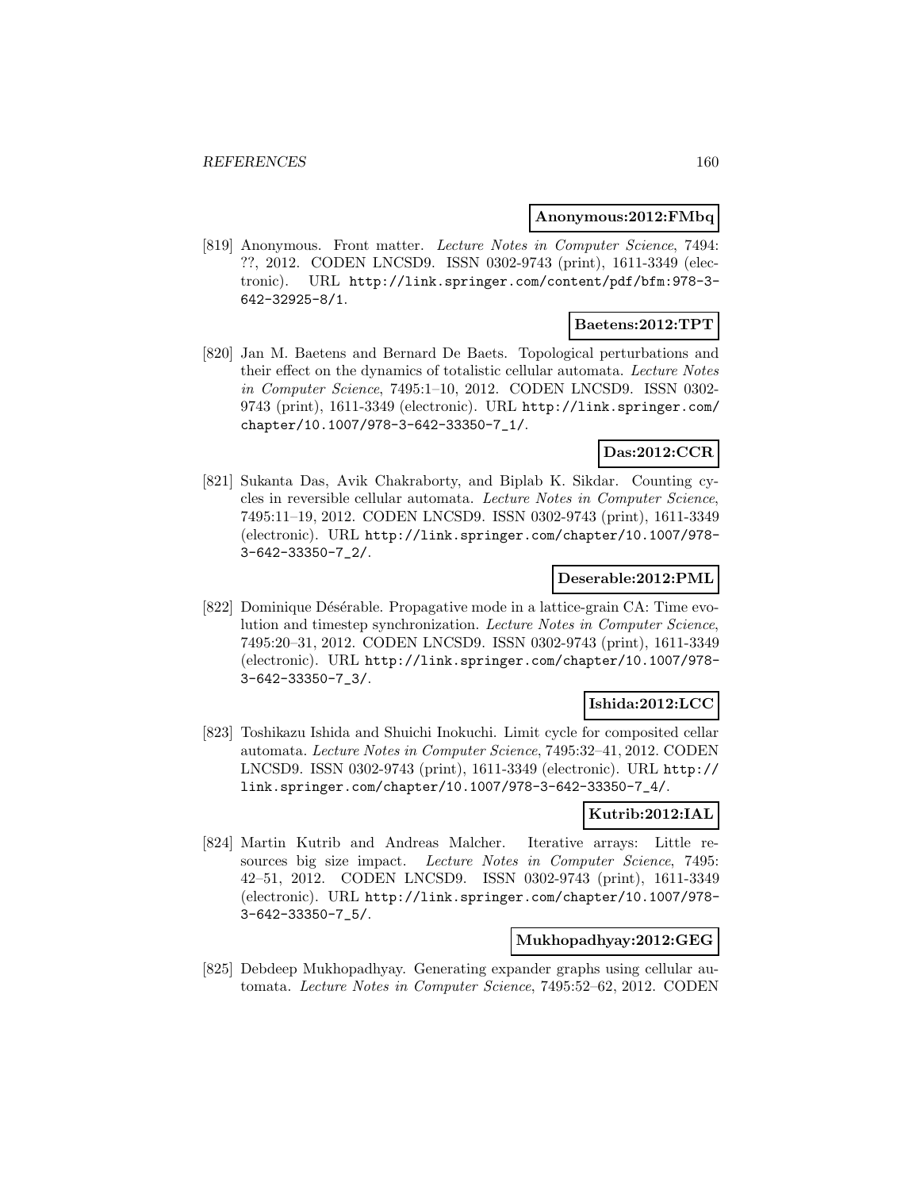**Anonymous:2012:FMbq**

[819] Anonymous. Front matter. *Lecture Notes in Computer Science*, 7494: ??, 2012. CODEN LNCSD9. ISSN 0302-9743 (print), 1611-3349 (electronic). URL http://link.springer.com/content/pdf/bfm:978-3-642-32925-8/1.

**Baetens:2012:TPT**

[820] Jan M. Baetens and Bernard De Baets. Topological perturbations and their effect on the dynamics of totalistic cellular automata. *Lecture Notes in Computer Science*, 7495:1–10, 2012. CODEN LNCSD9. ISSN 0302-9743 (print), 1611-3349 (electronic). URL http://link.springer.com/chapter/10.1007/978-3-642-33350-7_1/.

**Das:2012:CCR**

[821] Sukanta Das, Avik Chakraborty, and Biplab K. Sikdar. Counting cycles in reversible cellular automata. *Lecture Notes in Computer Science*, 7495:11–19, 2012. CODEN LNCSD9. ISSN 0302-9743 (print), 1611-3349 (electronic). URL http://link.springer.com/chapter/10.1007/978-3-642-33350-7_2/.

**Deserable:2012:PML**

[822] Dominique Désérable. Propagative mode in a lattice-grain CA: Time evolution and timestep synchronization. *Lecture Notes in Computer Science*, 7495:20–31, 2012. CODEN LNCSD9. ISSN 0302-9743 (print), 1611-3349 (electronic). URL http://link.springer.com/chapter/10.1007/978-3-642-33350-7_3/.

**Ishida:2012:LCC**

[823] Toshikazu Ishida and Shuichi Inokuchi. Limit cycle for composited cellar automata. *Lecture Notes in Computer Science*, 7495:32–41, 2012. CODEN LNCSD9. ISSN 0302-9743 (print), 1611-3349 (electronic). URL http://link.springer.com/chapter/10.1007/978-3-642-33350-7_4/.

**Kutrib:2012:IAL**

[824] Martin Kutrib and Andreas Malcher. Iterative arrays: Little resources big size impact. *Lecture Notes in Computer Science*, 7495: 42–51, 2012. CODEN LNCSD9. ISSN 0302-9743 (print), 1611-3349 (electronic). URL http://link.springer.com/chapter/10.1007/978-3-642-33350-7_5/.

**Mukhopadhyay:2012:GEG**

[825] Debdeep Mukhopadhyay. Generating expander graphs using cellular automata. *Lecture Notes in Computer Science*, 7495:52–62, 2012. CODEN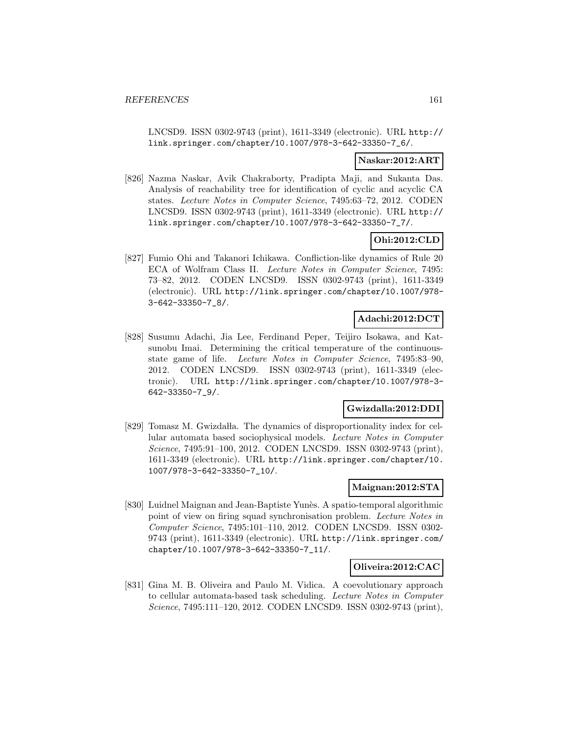LNCSD9. ISSN 0302-9743 (print), 1611-3349 (electronic). URL http://link.springer.com/chapter/10.1007/978-3-642-33350-7_6/.

**Naskar:2012:ART**

[826] Nazma Naskar, Avik Chakraborty, Pradipta Maji, and Sukanta Das. Analysis of reachability tree for identification of cyclic and acyclic CA states. *Lecture Notes in Computer Science*, 7495:63–72, 2012. CODEN LNCSD9. ISSN 0302-9743 (print), 1611-3349 (electronic). URL http://link.springer.com/chapter/10.1007/978-3-642-33350-7_7/.

**Ohi:2012:CLD**

[827] Fumio Ohi and Takanori Ichikawa. Confliction-like dynamics of Rule 20 ECA of Wolfram Class II. *Lecture Notes in Computer Science*, 7495: 73–82, 2012. CODEN LNCSD9. ISSN 0302-9743 (print), 1611-3349 (electronic). URL http://link.springer.com/chapter/10.1007/978-3-642-33350-7_8/.

**Adachi:2012:DCT**

[828] Susumu Adachi, Jia Lee, Ferdinand Peper, Teijiro Isokawa, and Katsunobu Imai. Determining the critical temperature of the continuous-state game of life. *Lecture Notes in Computer Science*, 7495:83–90, 2012. CODEN LNCSD9. ISSN 0302-9743 (print), 1611-3349 (electronic). URL http://link.springer.com/chapter/10.1007/978-3-642-33350-7_9/.

**Gwizdalla:2012:DDI**

[829] Tomasz M. Gwizdałła. The dynamics of disproportionality index for cellular automata based sociophysical models. *Lecture Notes in Computer Science*, 7495:91–100, 2012. CODEN LNCSD9. ISSN 0302-9743 (print), 1611-3349 (electronic). URL http://link.springer.com/chapter/10.1007/978-3-642-33350-7_10/.

**Maignan:2012:STA**

[830] Luidnel Maignan and Jean-Baptiste Yunès. A spatio-temporal algorithmic point of view on firing squad synchronisation problem. *Lecture Notes in Computer Science*, 7495:101–110, 2012. CODEN LNCSD9. ISSN 0302-9743 (print), 1611-3349 (electronic). URL http://link.springer.com/chapter/10.1007/978-3-642-33350-7_11/.

**Oliveira:2012:CAC**

[831] Gina M. B. Oliveira and Paulo M. Vidica. A coevolutionary approach to cellular automata-based task scheduling. *Lecture Notes in Computer Science*, 7495:111–120, 2012. CODEN LNCSD9. ISSN 0302-9743 (print),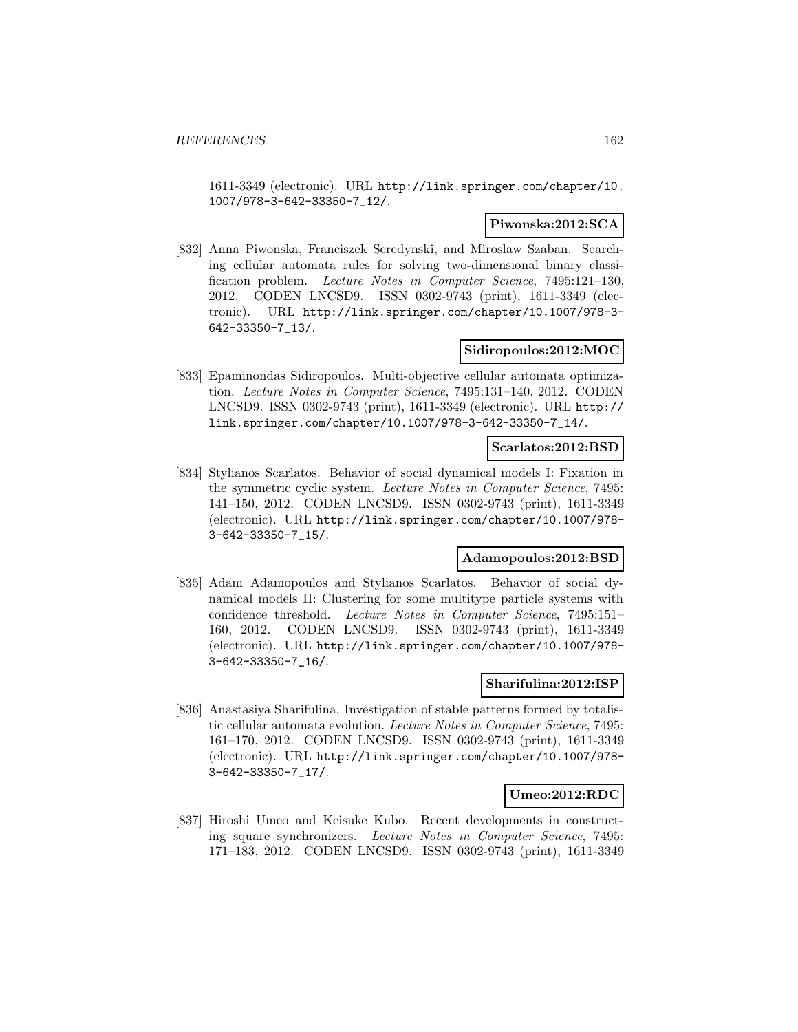1611-3349 (electronic). URL http://link.springer.com/chapter/10.1007/978-3-642-33350-7_12/.

**Piwonska:2012:SCA**

[832] Anna Piwonska, Franciszek Seredynski, and Miroslaw Szaban. Searching cellular automata rules for solving two-dimensional binary classification problem. *Lecture Notes in Computer Science*, 7495:121–130, 2012. CODEN LNCSD9. ISSN 0302-9743 (print), 1611-3349 (electronic). URL http://link.springer.com/chapter/10.1007/978-3-642-33350-7_13/.

**Sidiropoulos:2012:MOC**

[833] Epaminondas Sidiropoulos. Multi-objective cellular automata optimization. *Lecture Notes in Computer Science*, 7495:131–140, 2012. CODEN LNCSD9. ISSN 0302-9743 (print), 1611-3349 (electronic). URL http://link.springer.com/chapter/10.1007/978-3-642-33350-7_14/.

**Scarlatos:2012:BSD**

[834] Stylianos Scarlatos. Behavior of social dynamical models I: Fixation in the symmetric cyclic system. *Lecture Notes in Computer Science*, 7495: 141–150, 2012. CODEN LNCSD9. ISSN 0302-9743 (print), 1611-3349 (electronic). URL http://link.springer.com/chapter/10.1007/978-3-642-33350-7_15/.

**Adamopoulos:2012:BSD**

[835] Adam Adamopoulos and Stylianos Scarlatos. Behavior of social dynamical models II: Clustering for some multitype particle systems with confidence threshold. *Lecture Notes in Computer Science*, 7495:151–160, 2012. CODEN LNCSD9. ISSN 0302-9743 (print), 1611-3349 (electronic). URL http://link.springer.com/chapter/10.1007/978-3-642-33350-7_16/.

**Sharifulina:2012:ISP**

[836] Anastasiya Sharifulina. Investigation of stable patterns formed by totalistic cellular automata evolution. *Lecture Notes in Computer Science*, 7495: 161–170, 2012. CODEN LNCSD9. ISSN 0302-9743 (print), 1611-3349 (electronic). URL http://link.springer.com/chapter/10.1007/978-3-642-33350-7_17/.

**Umeo:2012:RDC**

[837] Hiroshi Umeo and Keisuke Kubo. Recent developments in constructing square synchronizers. *Lecture Notes in Computer Science*, 7495: 171–183, 2012. CODEN LNCSD9. ISSN 0302-9743 (print), 1611-3349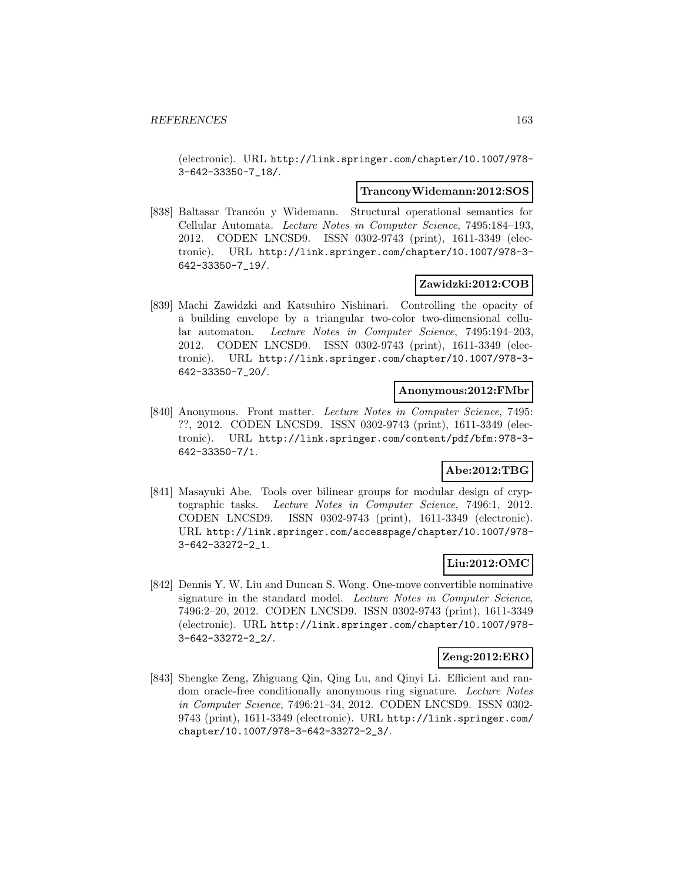(electronic). URL http://link.springer.com/chapter/10.1007/978-3-642-33350-7_18/.

**TranconyWidemann:2012:SOS**

[838] Baltasar Trancón y Widemann. Structural operational semantics for Cellular Automata. *Lecture Notes in Computer Science*, 7495:184–193, 2012. CODEN LNCSD9. ISSN 0302-9743 (print), 1611-3349 (electronic). URL http://link.springer.com/chapter/10.1007/978-3-642-33350-7_19/.

**Zawidzki:2012:COB**

[839] Machi Zawidzki and Katsuhiro Nishinari. Controlling the opacity of a building envelope by a triangular two-color two-dimensional cellular automaton. *Lecture Notes in Computer Science*, 7495:194–203, 2012. CODEN LNCSD9. ISSN 0302-9743 (print), 1611-3349 (electronic). URL http://link.springer.com/chapter/10.1007/978-3-642-33350-7_20/.

**Anonymous:2012:FMbr**

[840] Anonymous. Front matter. *Lecture Notes in Computer Science*, 7495: ??, 2012. CODEN LNCSD9. ISSN 0302-9743 (print), 1611-3349 (electronic). URL http://link.springer.com/content/pdf/bfm:978-3-642-33350-7/1.

**Abe:2012:TBG**

[841] Masayuki Abe. Tools over bilinear groups for modular design of cryptographic tasks. *Lecture Notes in Computer Science*, 7496:1, 2012. CODEN LNCSD9. ISSN 0302-9743 (print), 1611-3349 (electronic). URL http://link.springer.com/accesspage/chapter/10.1007/978-3-642-33272-2_1.

**Liu:2012:OMC**

[842] Dennis Y. W. Liu and Duncan S. Wong. One-move convertible nominative signature in the standard model. *Lecture Notes in Computer Science*, 7496:2–20, 2012. CODEN LNCSD9. ISSN 0302-9743 (print), 1611-3349 (electronic). URL http://link.springer.com/chapter/10.1007/978-3-642-33272-2_2/.

**Zeng:2012:ERO**

[843] Shengke Zeng, Zhiguang Qin, Qing Lu, and Qinyi Li. Efficient and random oracle-free conditionally anonymous ring signature. *Lecture Notes in Computer Science*, 7496:21–34, 2012. CODEN LNCSD9. ISSN 0302-9743 (print), 1611-3349 (electronic). URL http://link.springer.com/chapter/10.1007/978-3-642-33272-2_3/.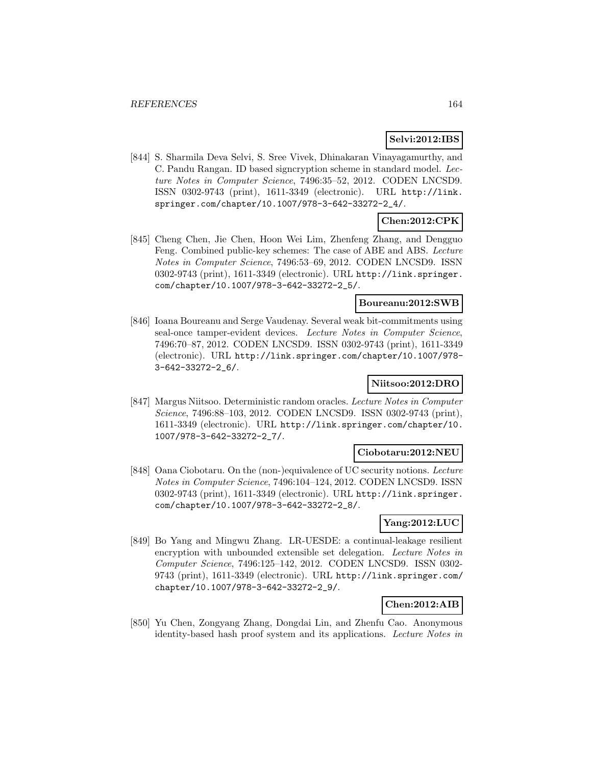**Selvi:2012:IBS**

[844] S. Sharmila Deva Selvi, S. Sree Vivek, Dhinakaran Vinayagamurthy, and C. Pandu Rangan. ID based signcryption scheme in standard model. *Lecture Notes in Computer Science*, 7496:35–52, 2012. CODEN LNCSD9. ISSN 0302-9743 (print), 1611-3349 (electronic). URL http://link.springer.com/chapter/10.1007/978-3-642-33272-2_4/.

**Chen:2012:CPK**

[845] Cheng Chen, Jie Chen, Hoon Wei Lim, Zhenfeng Zhang, and Dengguo Feng. Combined public-key schemes: The case of ABE and ABS. *Lecture Notes in Computer Science*, 7496:53–69, 2012. CODEN LNCSD9. ISSN 0302-9743 (print), 1611-3349 (electronic). URL http://link.springer.com/chapter/10.1007/978-3-642-33272-2_5/.

**Boureanu:2012:SWB**

[846] Ioana Boureanu and Serge Vaudenay. Several weak bit-commitments using seal-once tamper-evident devices. *Lecture Notes in Computer Science*, 7496:70–87, 2012. CODEN LNCSD9. ISSN 0302-9743 (print), 1611-3349 (electronic). URL http://link.springer.com/chapter/10.1007/978-3-642-33272-2_6/.

**Niitsoo:2012:DRO**

[847] Margus Niitsoo. Deterministic random oracles. *Lecture Notes in Computer Science*, 7496:88–103, 2012. CODEN LNCSD9. ISSN 0302-9743 (print), 1611-3349 (electronic). URL http://link.springer.com/chapter/10.1007/978-3-642-33272-2_7/.

**Ciobotaru:2012:NEU**

[848] Oana Ciobotaru. On the (non-)equivalence of UC security notions. *Lecture Notes in Computer Science*, 7496:104–124, 2012. CODEN LNCSD9. ISSN 0302-9743 (print), 1611-3349 (electronic). URL http://link.springer.com/chapter/10.1007/978-3-642-33272-2_8/.

**Yang:2012:LUC**

[849] Bo Yang and Mingwu Zhang. LR-UESDE: a continual-leakage resilient encryption with unbounded extensible set delegation. *Lecture Notes in Computer Science*, 7496:125–142, 2012. CODEN LNCSD9. ISSN 0302-9743 (print), 1611-3349 (electronic). URL http://link.springer.com/chapter/10.1007/978-3-642-33272-2_9/.

**Chen:2012:AIB**

[850] Yu Chen, Zongyang Zhang, Dongdai Lin, and Zhenfu Cao. Anonymous identity-based hash proof system and its applications. *Lecture Notes in*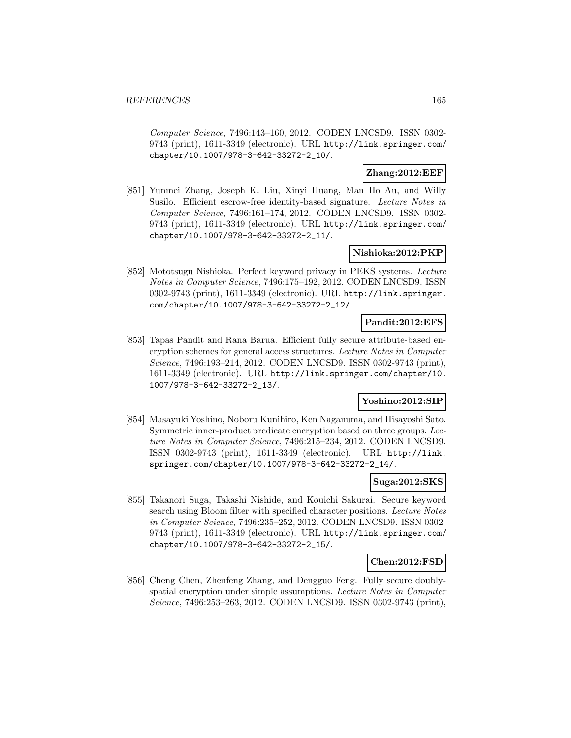*Computer Science*, 7496:143–160, 2012. CODEN LNCSD9. ISSN 0302-9743 (print), 1611-3349 (electronic). URL http://link.springer.com/chapter/10.1007/978-3-642-33272-2_10/.

**Zhang:2012:EEF**

[851] Yunmei Zhang, Joseph K. Liu, Xinyi Huang, Man Ho Au, and Willy Susilo. Efficient escrow-free identity-based signature. *Lecture Notes in Computer Science*, 7496:161–174, 2012. CODEN LNCSD9. ISSN 0302-9743 (print), 1611-3349 (electronic). URL http://link.springer.com/chapter/10.1007/978-3-642-33272-2_11/.

**Nishioka:2012:PKP**

[852] Mototsugu Nishioka. Perfect keyword privacy in PEKS systems. *Lecture Notes in Computer Science*, 7496:175–192, 2012. CODEN LNCSD9. ISSN 0302-9743 (print), 1611-3349 (electronic). URL http://link.springer.com/chapter/10.1007/978-3-642-33272-2_12/.

**Pandit:2012:EFS**

[853] Tapas Pandit and Rana Barua. Efficient fully secure attribute-based encryption schemes for general access structures. *Lecture Notes in Computer Science*, 7496:193–214, 2012. CODEN LNCSD9. ISSN 0302-9743 (print), 1611-3349 (electronic). URL http://link.springer.com/chapter/10.1007/978-3-642-33272-2_13/.

**Yoshino:2012:SIP**

[854] Masayuki Yoshino, Noboru Kunihiro, Ken Naganuma, and Hisayoshi Sato. Symmetric inner-product predicate encryption based on three groups. *Lecture Notes in Computer Science*, 7496:215–234, 2012. CODEN LNCSD9. ISSN 0302-9743 (print), 1611-3349 (electronic). URL http://link.springer.com/chapter/10.1007/978-3-642-33272-2_14/.

**Suga:2012:SKS**

[855] Takanori Suga, Takashi Nishide, and Kouichi Sakurai. Secure keyword search using Bloom filter with specified character positions. *Lecture Notes in Computer Science*, 7496:235–252, 2012. CODEN LNCSD9. ISSN 0302-9743 (print), 1611-3349 (electronic). URL http://link.springer.com/chapter/10.1007/978-3-642-33272-2_15/.

**Chen:2012:FSD**

[856] Cheng Chen, Zhenfeng Zhang, and Dengguo Feng. Fully secure doubly-spatial encryption under simple assumptions. *Lecture Notes in Computer Science*, 7496:253–263, 2012. CODEN LNCSD9. ISSN 0302-9743 (print),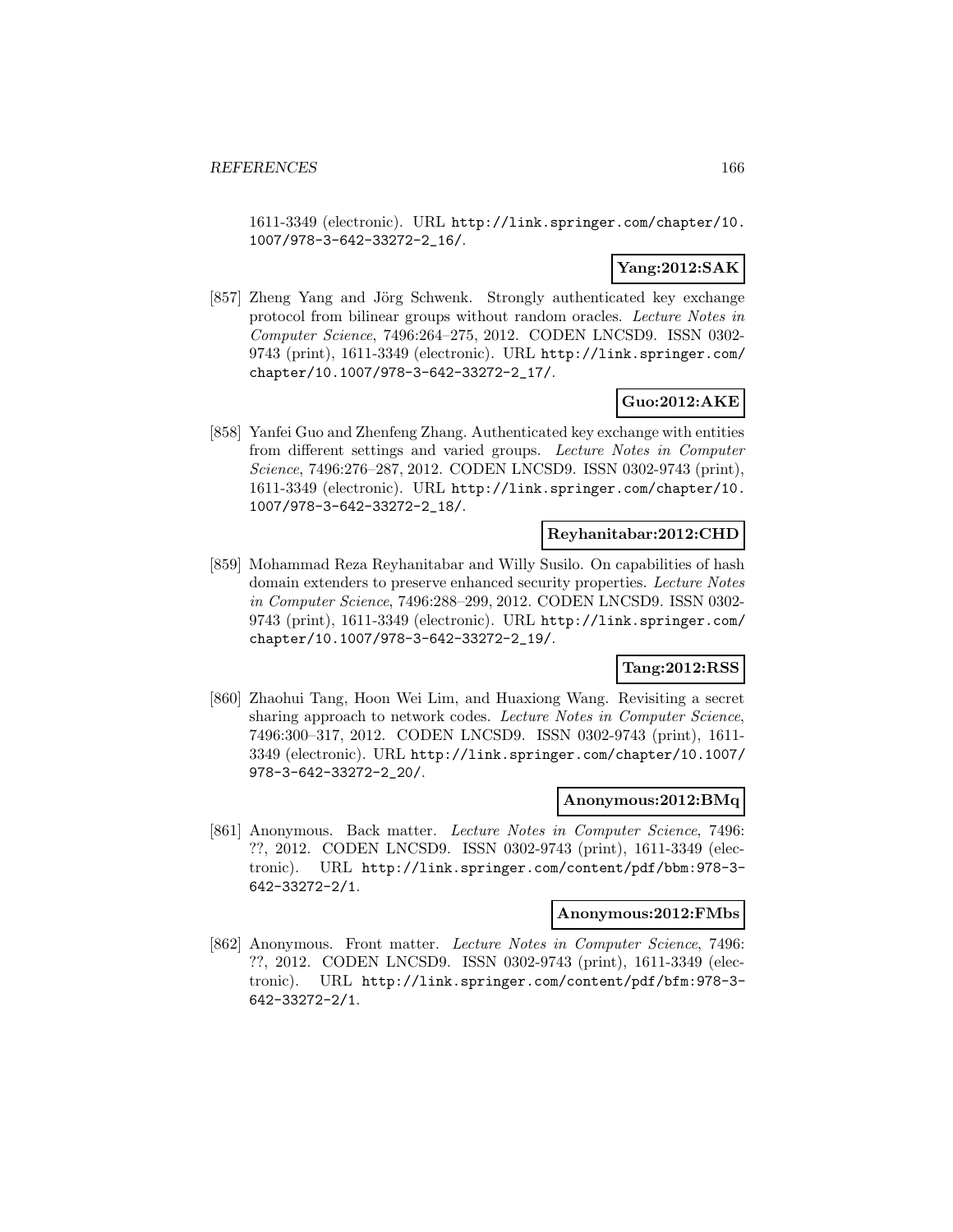1611-3349 (electronic). URL http://link.springer.com/chapter/10.1007/978-3-642-33272-2_16/.

**Yang:2012:SAK**

[857] Zheng Yang and Jörg Schwenk. Strongly authenticated key exchange protocol from bilinear groups without random oracles. *Lecture Notes in Computer Science*, 7496:264–275, 2012. CODEN LNCSD9. ISSN 0302-9743 (print), 1611-3349 (electronic). URL http://link.springer.com/chapter/10.1007/978-3-642-33272-2_17/.

**Guo:2012:AKE**

[858] Yanfei Guo and Zhenfeng Zhang. Authenticated key exchange with entities from different settings and varied groups. *Lecture Notes in Computer Science*, 7496:276–287, 2012. CODEN LNCSD9. ISSN 0302-9743 (print), 1611-3349 (electronic). URL http://link.springer.com/chapter/10.1007/978-3-642-33272-2_18/.

**Reyhanitabar:2012:CHD**

[859] Mohammad Reza Reyhanitabar and Willy Susilo. On capabilities of hash domain extenders to preserve enhanced security properties. *Lecture Notes in Computer Science*, 7496:288–299, 2012. CODEN LNCSD9. ISSN 0302-9743 (print), 1611-3349 (electronic). URL http://link.springer.com/chapter/10.1007/978-3-642-33272-2_19/.

**Tang:2012:RSS**

[860] Zhaohui Tang, Hoon Wei Lim, and Huaxiong Wang. Revisiting a secret sharing approach to network codes. *Lecture Notes in Computer Science*, 7496:300–317, 2012. CODEN LNCSD9. ISSN 0302-9743 (print), 1611-3349 (electronic). URL http://link.springer.com/chapter/10.1007/978-3-642-33272-2_20/.

**Anonymous:2012:BMq**

[861] Anonymous. Back matter. *Lecture Notes in Computer Science*, 7496: ??, 2012. CODEN LNCSD9. ISSN 0302-9743 (print), 1611-3349 (electronic). URL http://link.springer.com/content/pdf/bbm:978-3-642-33272-2/1.

**Anonymous:2012:FMbs**

[862] Anonymous. Front matter. *Lecture Notes in Computer Science*, 7496: ??, 2012. CODEN LNCSD9. ISSN 0302-9743 (print), 1611-3349 (electronic). URL http://link.springer.com/content/pdf/bfm:978-3-642-33272-2/1.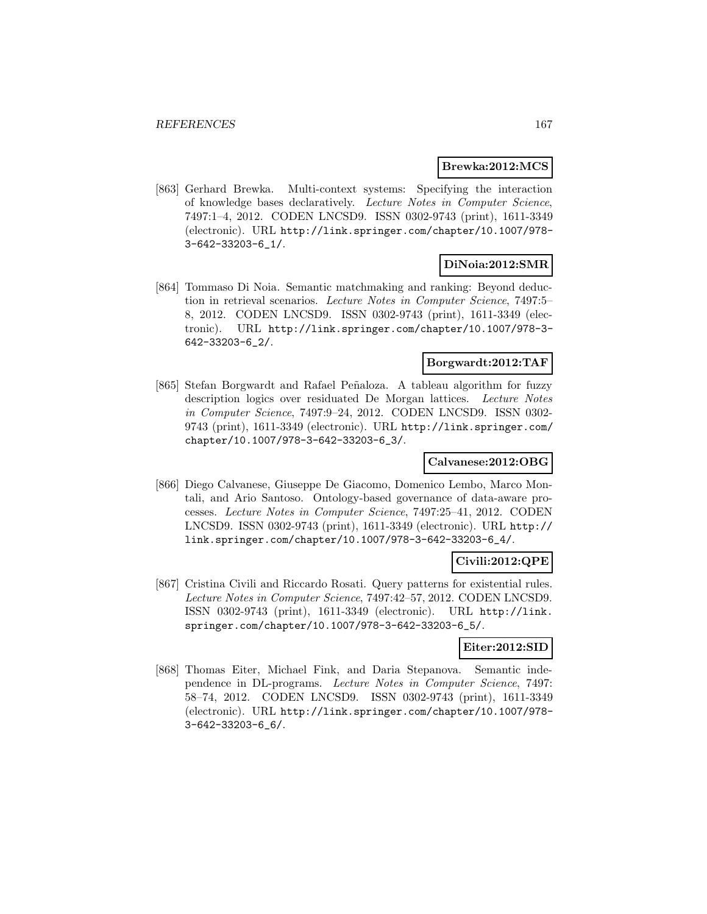**Brewka:2012:MCS**

[863] Gerhard Brewka. Multi-context systems: Specifying the interaction of knowledge bases declaratively. *Lecture Notes in Computer Science*, 7497:1–4, 2012. CODEN LNCSD9. ISSN 0302-9743 (print), 1611-3349 (electronic). URL http://link.springer.com/chapter/10.1007/978-3-642-33203-6_1/.

**DiNoia:2012:SMR**

[864] Tommaso Di Noia. Semantic matchmaking and ranking: Beyond deduction in retrieval scenarios. *Lecture Notes in Computer Science*, 7497:5–8, 2012. CODEN LNCSD9. ISSN 0302-9743 (print), 1611-3349 (electronic). URL http://link.springer.com/chapter/10.1007/978-3-642-33203-6_2/.

**Borgwardt:2012:TAF**

[865] Stefan Borgwardt and Rafael Peñaloza. A tableau algorithm for fuzzy description logics over residuated De Morgan lattices. *Lecture Notes in Computer Science*, 7497:9–24, 2012. CODEN LNCSD9. ISSN 0302-9743 (print), 1611-3349 (electronic). URL http://link.springer.com/chapter/10.1007/978-3-642-33203-6_3/.

**Calvanese:2012:OBG**

[866] Diego Calvanese, Giuseppe De Giacomo, Domenico Lembo, Marco Montali, and Ario Santoso. Ontology-based governance of data-aware processes. *Lecture Notes in Computer Science*, 7497:25–41, 2012. CODEN LNCSD9. ISSN 0302-9743 (print), 1611-3349 (electronic). URL http://link.springer.com/chapter/10.1007/978-3-642-33203-6_4/.

**Civili:2012:QPE**

[867] Cristina Civili and Riccardo Rosati. Query patterns for existential rules. *Lecture Notes in Computer Science*, 7497:42–57, 2012. CODEN LNCSD9. ISSN 0302-9743 (print), 1611-3349 (electronic). URL http://link.springer.com/chapter/10.1007/978-3-642-33203-6_5/.

**Eiter:2012:SID**

[868] Thomas Eiter, Michael Fink, and Daria Stepanova. Semantic independence in DL-programs. *Lecture Notes in Computer Science*, 7497: 58–74, 2012. CODEN LNCSD9. ISSN 0302-9743 (print), 1611-3349 (electronic). URL http://link.springer.com/chapter/10.1007/978-3-642-33203-6_6/.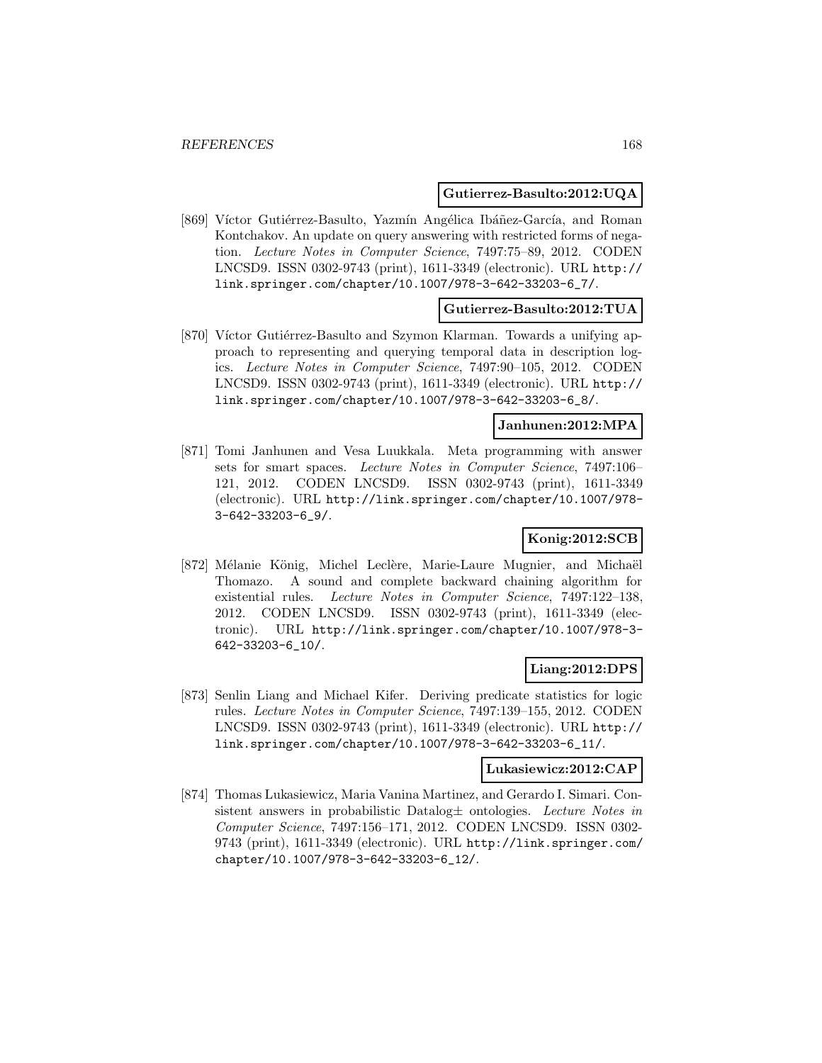**Gutierrez-Basulto:2012:UQA**

[869] Víctor Gutiérrez-Basulto, Yazmín Angélica Ibáñez-García, and Roman Kontchakov. An update on query answering with restricted forms of negation. *Lecture Notes in Computer Science*, 7497:75–89, 2012. CODEN LNCSD9. ISSN 0302-9743 (print), 1611-3349 (electronic). URL http://link.springer.com/chapter/10.1007/978-3-642-33203-6_7/.

**Gutierrez-Basulto:2012:TUA**

[870] Víctor Gutiérrez-Basulto and Szymon Klarman. Towards a unifying approach to representing and querying temporal data in description logics. *Lecture Notes in Computer Science*, 7497:90–105, 2012. CODEN LNCSD9. ISSN 0302-9743 (print), 1611-3349 (electronic). URL http://link.springer.com/chapter/10.1007/978-3-642-33203-6_8/.

**Janhunen:2012:MPA**

[871] Tomi Janhunen and Vesa Luukkala. Meta programming with answer sets for smart spaces. *Lecture Notes in Computer Science*, 7497:106–121, 2012. CODEN LNCSD9. ISSN 0302-9743 (print), 1611-3349 (electronic). URL http://link.springer.com/chapter/10.1007/978-3-642-33203-6_9/.

**Konig:2012:SCB**

[872] Mélanie König, Michel Leclère, Marie-Laure Mugnier, and Michaël Thomazo. A sound and complete backward chaining algorithm for existential rules. *Lecture Notes in Computer Science*, 7497:122–138, 2012. CODEN LNCSD9. ISSN 0302-9743 (print), 1611-3349 (electronic). URL http://link.springer.com/chapter/10.1007/978-3-642-33203-6_10/.

**Liang:2012:DPS**

[873] Senlin Liang and Michael Kifer. Deriving predicate statistics for logic rules. *Lecture Notes in Computer Science*, 7497:139–155, 2012. CODEN LNCSD9. ISSN 0302-9743 (print), 1611-3349 (electronic). URL http://link.springer.com/chapter/10.1007/978-3-642-33203-6_11/.

**Lukasiewicz:2012:CAP**

[874] Thomas Lukasiewicz, Maria Vanina Martinez, and Gerardo I. Simari. Consistent answers in probabilistic Datalog± ontologies. *Lecture Notes in Computer Science*, 7497:156–171, 2012. CODEN LNCSD9. ISSN 0302-9743 (print), 1611-3349 (electronic). URL http://link.springer.com/chapter/10.1007/978-3-642-33203-6_12/.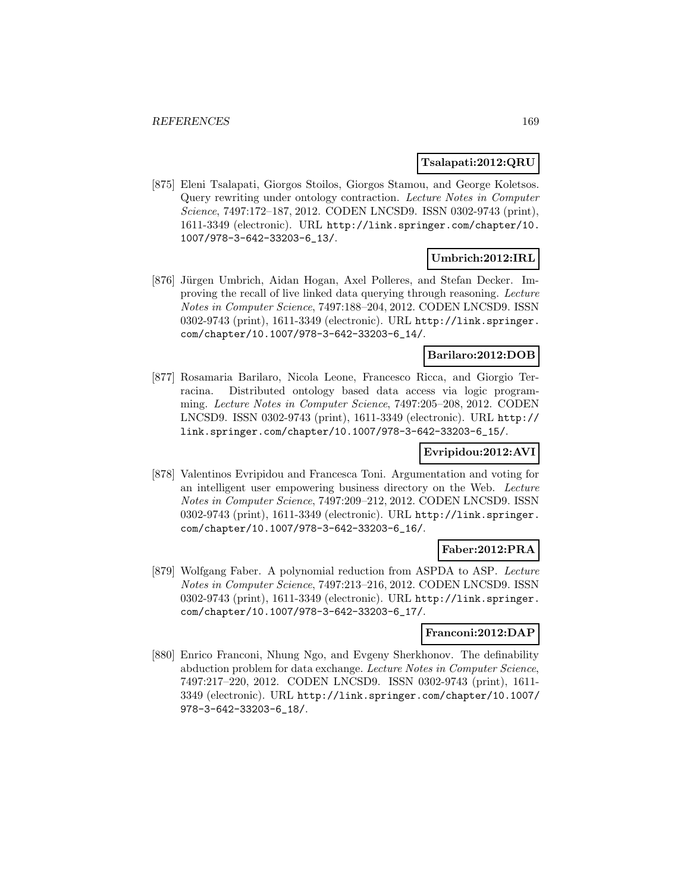**Tsalapati:2012:QRU**

[875] Eleni Tsalapati, Giorgos Stoilos, Giorgos Stamou, and George Koletsos. Query rewriting under ontology contraction. *Lecture Notes in Computer Science*, 7497:172–187, 2012. CODEN LNCSD9. ISSN 0302-9743 (print), 1611-3349 (electronic). URL http://link.springer.com/chapter/10.1007/978-3-642-33203-6_13/.

**Umbrich:2012:IRL**

[876] Jürgen Umbrich, Aidan Hogan, Axel Polleres, and Stefan Decker. Improving the recall of live linked data querying through reasoning. *Lecture Notes in Computer Science*, 7497:188–204, 2012. CODEN LNCSD9. ISSN 0302-9743 (print), 1611-3349 (electronic). URL http://link.springer.com/chapter/10.1007/978-3-642-33203-6_14/.

**Barilaro:2012:DOB**

[877] Rosamaria Barilaro, Nicola Leone, Francesco Ricca, and Giorgio Terracina. Distributed ontology based data access via logic programming. *Lecture Notes in Computer Science*, 7497:205–208, 2012. CODEN LNCSD9. ISSN 0302-9743 (print), 1611-3349 (electronic). URL http://link.springer.com/chapter/10.1007/978-3-642-33203-6_15/.

**Evripidou:2012:AVI**

[878] Valentinos Evripidou and Francesca Toni. Argumentation and voting for an intelligent user empowering business directory on the Web. *Lecture Notes in Computer Science*, 7497:209–212, 2012. CODEN LNCSD9. ISSN 0302-9743 (print), 1611-3349 (electronic). URL http://link.springer.com/chapter/10.1007/978-3-642-33203-6_16/.

**Faber:2012:PRA**

[879] Wolfgang Faber. A polynomial reduction from ASPDA to ASP. *Lecture Notes in Computer Science*, 7497:213–216, 2012. CODEN LNCSD9. ISSN 0302-9743 (print), 1611-3349 (electronic). URL http://link.springer.com/chapter/10.1007/978-3-642-33203-6_17/.

**Franconi:2012:DAP**

[880] Enrico Franconi, Nhung Ngo, and Evgeny Sherkhonov. The definability abduction problem for data exchange. *Lecture Notes in Computer Science*, 7497:217–220, 2012. CODEN LNCSD9. ISSN 0302-9743 (print), 1611-3349 (electronic). URL http://link.springer.com/chapter/10.1007/978-3-642-33203-6_18/.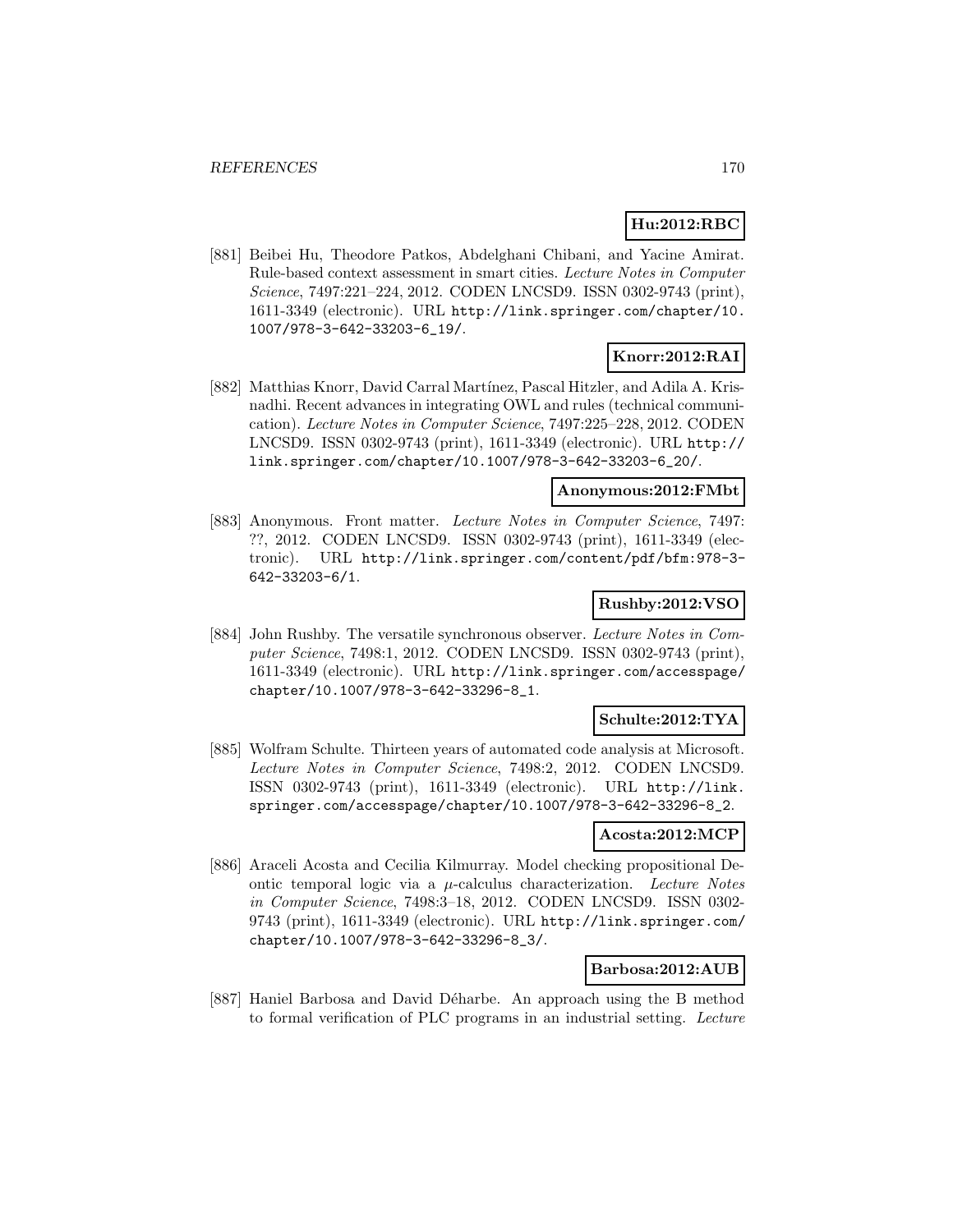**Hu:2012:RBC**

[881] Beibei Hu, Theodore Patkos, Abdelghani Chibani, and Yacine Amirat. Rule-based context assessment in smart cities. *Lecture Notes in Computer Science*, 7497:221–224, 2012. CODEN LNCSD9. ISSN 0302-9743 (print), 1611-3349 (electronic). URL http://link.springer.com/chapter/10.1007/978-3-642-33203-6_19/.

**Knorr:2012:RAI**

[882] Matthias Knorr, David Carral Martínez, Pascal Hitzler, and Adila A. Krisnadhi. Recent advances in integrating OWL and rules (technical communication). *Lecture Notes in Computer Science*, 7497:225–228, 2012. CODEN LNCSD9. ISSN 0302-9743 (print), 1611-3349 (electronic). URL http://link.springer.com/chapter/10.1007/978-3-642-33203-6_20/.

**Anonymous:2012:FMbt**

[883] Anonymous. Front matter. *Lecture Notes in Computer Science*, 7497: ??, 2012. CODEN LNCSD9. ISSN 0302-9743 (print), 1611-3349 (electronic). URL http://link.springer.com/content/pdf/bfm:978-3-642-33203-6/1.

**Rushby:2012:VSO**

[884] John Rushby. The versatile synchronous observer. *Lecture Notes in Computer Science*, 7498:1, 2012. CODEN LNCSD9. ISSN 0302-9743 (print), 1611-3349 (electronic). URL http://link.springer.com/accesspage/chapter/10.1007/978-3-642-33296-8_1.

**Schulte:2012:TYA**

[885] Wolfram Schulte. Thirteen years of automated code analysis at Microsoft. *Lecture Notes in Computer Science*, 7498:2, 2012. CODEN LNCSD9. ISSN 0302-9743 (print), 1611-3349 (electronic). URL http://link.springer.com/accesspage/chapter/10.1007/978-3-642-33296-8_2.

**Acosta:2012:MCP**

[886] Araceli Acosta and Cecilia Kilmurray. Model checking propositional Deontic temporal logic via a $\mu$-calculus characterization. *Lecture Notes in Computer Science*, 7498:3–18, 2012. CODEN LNCSD9. ISSN 0302-9743 (print), 1611-3349 (electronic). URL http://link.springer.com/chapter/10.1007/978-3-642-33296-8_3/.

**Barbosa:2012:AUB**

[887] Haniel Barbosa and David Déharbe. An approach using the B method to formal verification of PLC programs in an industrial setting. *Lecture*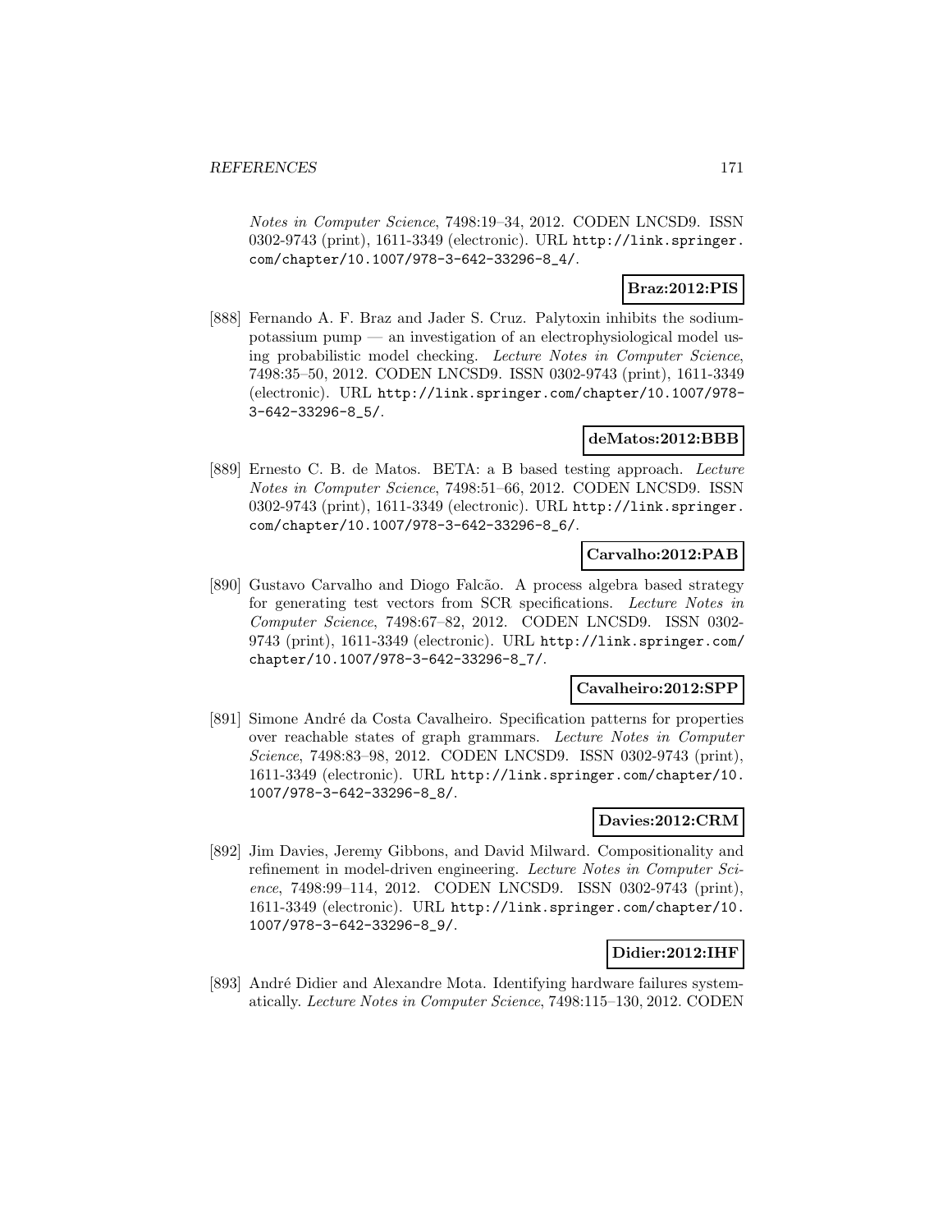*Notes in Computer Science*, 7498:19–34, 2012. CODEN LNCSD9. ISSN 0302-9743 (print), 1611-3349 (electronic). URL http://link.springer.com/chapter/10.1007/978-3-642-33296-8_4/.

**Braz:2012:PIS**

[888] Fernando A. F. Braz and Jader S. Cruz. Palytoxin inhibits the sodium-potassium pump — an investigation of an electrophysiological model using probabilistic model checking. *Lecture Notes in Computer Science*, 7498:35–50, 2012. CODEN LNCSD9. ISSN 0302-9743 (print), 1611-3349 (electronic). URL http://link.springer.com/chapter/10.1007/978-3-642-33296-8_5/.

**deMatos:2012:BBB**

[889] Ernesto C. B. de Matos. BETA: a B based testing approach. *Lecture Notes in Computer Science*, 7498:51–66, 2012. CODEN LNCSD9. ISSN 0302-9743 (print), 1611-3349 (electronic). URL http://link.springer.com/chapter/10.1007/978-3-642-33296-8_6/.

**Carvalho:2012:PAB**

[890] Gustavo Carvalho and Diogo Falcão. A process algebra based strategy for generating test vectors from SCR specifications. *Lecture Notes in Computer Science*, 7498:67–82, 2012. CODEN LNCSD9. ISSN 0302-9743 (print), 1611-3349 (electronic). URL http://link.springer.com/chapter/10.1007/978-3-642-33296-8_7/.

**Cavalheiro:2012:SPP**

[891] Simone André da Costa Cavalheiro. Specification patterns for properties over reachable states of graph grammars. *Lecture Notes in Computer Science*, 7498:83–98, 2012. CODEN LNCSD9. ISSN 0302-9743 (print), 1611-3349 (electronic). URL http://link.springer.com/chapter/10.1007/978-3-642-33296-8_8/.

**Davies:2012:CRM**

[892] Jim Davies, Jeremy Gibbons, and David Milward. Compositionality and refinement in model-driven engineering. *Lecture Notes in Computer Science*, 7498:99–114, 2012. CODEN LNCSD9. ISSN 0302-9743 (print), 1611-3349 (electronic). URL http://link.springer.com/chapter/10.1007/978-3-642-33296-8_9/.

**Didier:2012:IHF**

[893] André Didier and Alexandre Mota. Identifying hardware failures systematically. *Lecture Notes in Computer Science*, 7498:115–130, 2012. CODEN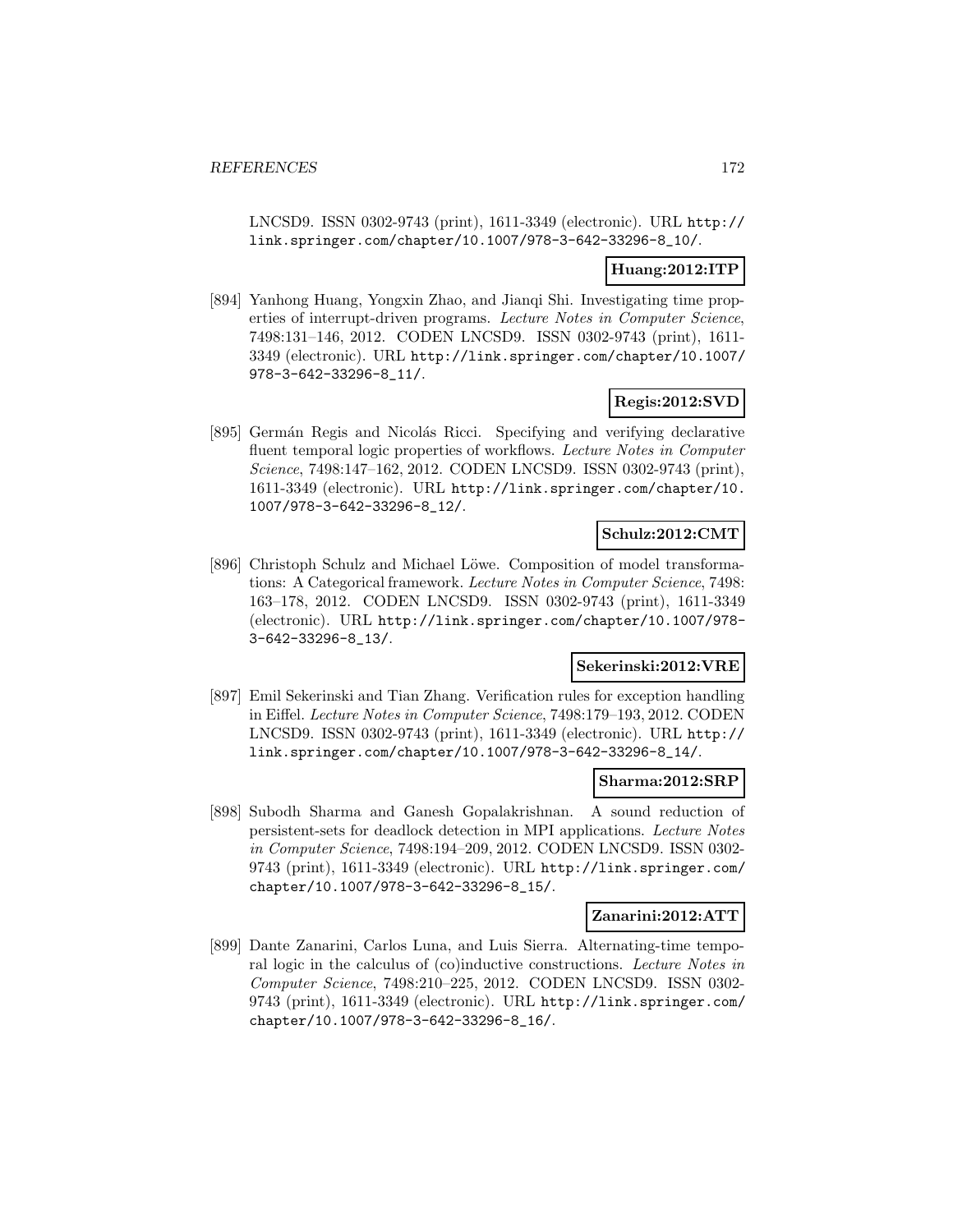LNCSD9. ISSN 0302-9743 (print), 1611-3349 (electronic). URL http://link.springer.com/chapter/10.1007/978-3-642-33296-8_10/.

**Huang:2012:ITP**

[894] Yanhong Huang, Yongxin Zhao, and Jianqi Shi. Investigating time properties of interrupt-driven programs. *Lecture Notes in Computer Science*, 7498:131–146, 2012. CODEN LNCSD9. ISSN 0302-9743 (print), 1611-3349 (electronic). URL http://link.springer.com/chapter/10.1007/978-3-642-33296-8_11/.

**Regis:2012:SVD**

[895] Germán Regis and Nicolás Ricci. Specifying and verifying declarative fluent temporal logic properties of workflows. *Lecture Notes in Computer Science*, 7498:147–162, 2012. CODEN LNCSD9. ISSN 0302-9743 (print), 1611-3349 (electronic). URL http://link.springer.com/chapter/10.1007/978-3-642-33296-8_12/.

**Schulz:2012:CMT**

[896] Christoph Schulz and Michael Löwe. Composition of model transformations: A Categorical framework. *Lecture Notes in Computer Science*, 7498: 163–178, 2012. CODEN LNCSD9. ISSN 0302-9743 (print), 1611-3349 (electronic). URL http://link.springer.com/chapter/10.1007/978-3-642-33296-8_13/.

**Sekerinski:2012:VRE**

[897] Emil Sekerinski and Tian Zhang. Verification rules for exception handling in Eiffel. *Lecture Notes in Computer Science*, 7498:179–193, 2012. CODEN LNCSD9. ISSN 0302-9743 (print), 1611-3349 (electronic). URL http://link.springer.com/chapter/10.1007/978-3-642-33296-8_14/.

**Sharma:2012:SRP**

[898] Subodh Sharma and Ganesh Gopalakrishnan. A sound reduction of persistent-sets for deadlock detection in MPI applications. *Lecture Notes in Computer Science*, 7498:194–209, 2012. CODEN LNCSD9. ISSN 0302-9743 (print), 1611-3349 (electronic). URL http://link.springer.com/chapter/10.1007/978-3-642-33296-8_15/.

**Zanarini:2012:ATT**

[899] Dante Zanarini, Carlos Luna, and Luis Sierra. Alternating-time temporal logic in the calculus of (co)inductive constructions. *Lecture Notes in Computer Science*, 7498:210–225, 2012. CODEN LNCSD9. ISSN 0302-9743 (print), 1611-3349 (electronic). URL http://link.springer.com/chapter/10.1007/978-3-642-33296-8_16/.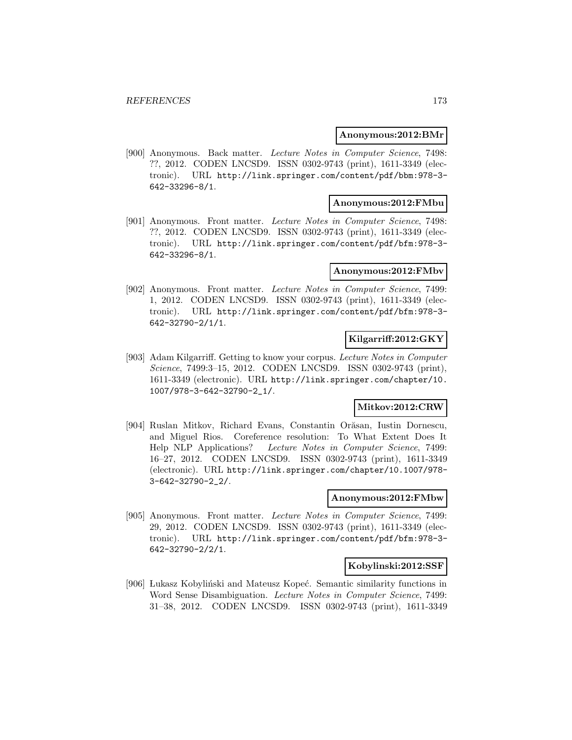**Anonymous:2012:BMr**

[900] Anonymous. Back matter. *Lecture Notes in Computer Science*, 7498: ??, 2012. CODEN LNCSD9. ISSN 0302-9743 (print), 1611-3349 (electronic). URL http://link.springer.com/content/pdf/bbm:978-3-642-33296-8/1.

**Anonymous:2012:FMbu**

[901] Anonymous. Front matter. *Lecture Notes in Computer Science*, 7498: ??, 2012. CODEN LNCSD9. ISSN 0302-9743 (print), 1611-3349 (electronic). URL http://link.springer.com/content/pdf/bfm:978-3-642-33296-8/1.

**Anonymous:2012:FMbv**

[902] Anonymous. Front matter. *Lecture Notes in Computer Science*, 7499: 1, 2012. CODEN LNCSD9. ISSN 0302-9743 (print), 1611-3349 (electronic). URL http://link.springer.com/content/pdf/bfm:978-3-642-32790-2/1/1.

**Kilgarriff:2012:GKY**

[903] Adam Kilgarriff. Getting to know your corpus. *Lecture Notes in Computer Science*, 7499:3–15, 2012. CODEN LNCSD9. ISSN 0302-9743 (print), 1611-3349 (electronic). URL http://link.springer.com/chapter/10.1007/978-3-642-32790-2_1/.

**Mitkov:2012:CRW**

[904] Ruslan Mitkov, Richard Evans, Constantin Orăsan, Iustin Dornescu, and Miguel Rios. Coreference resolution: To What Extent Does It Help NLP Applications? *Lecture Notes in Computer Science*, 7499: 16–27, 2012. CODEN LNCSD9. ISSN 0302-9743 (print), 1611-3349 (electronic). URL http://link.springer.com/chapter/10.1007/978-3-642-32790-2_2/.

**Anonymous:2012:FMbw**

[905] Anonymous. Front matter. *Lecture Notes in Computer Science*, 7499: 29, 2012. CODEN LNCSD9. ISSN 0302-9743 (print), 1611-3349 (electronic). URL http://link.springer.com/content/pdf/bfm:978-3-642-32790-2/2/1.

**Kobylinski:2012:SSF**

[906] Łukasz Kobyliński and Mateusz Kopeć. Semantic similarity functions in Word Sense Disambiguation. *Lecture Notes in Computer Science*, 7499: 31–38, 2012. CODEN LNCSD9. ISSN 0302-9743 (print), 1611-3349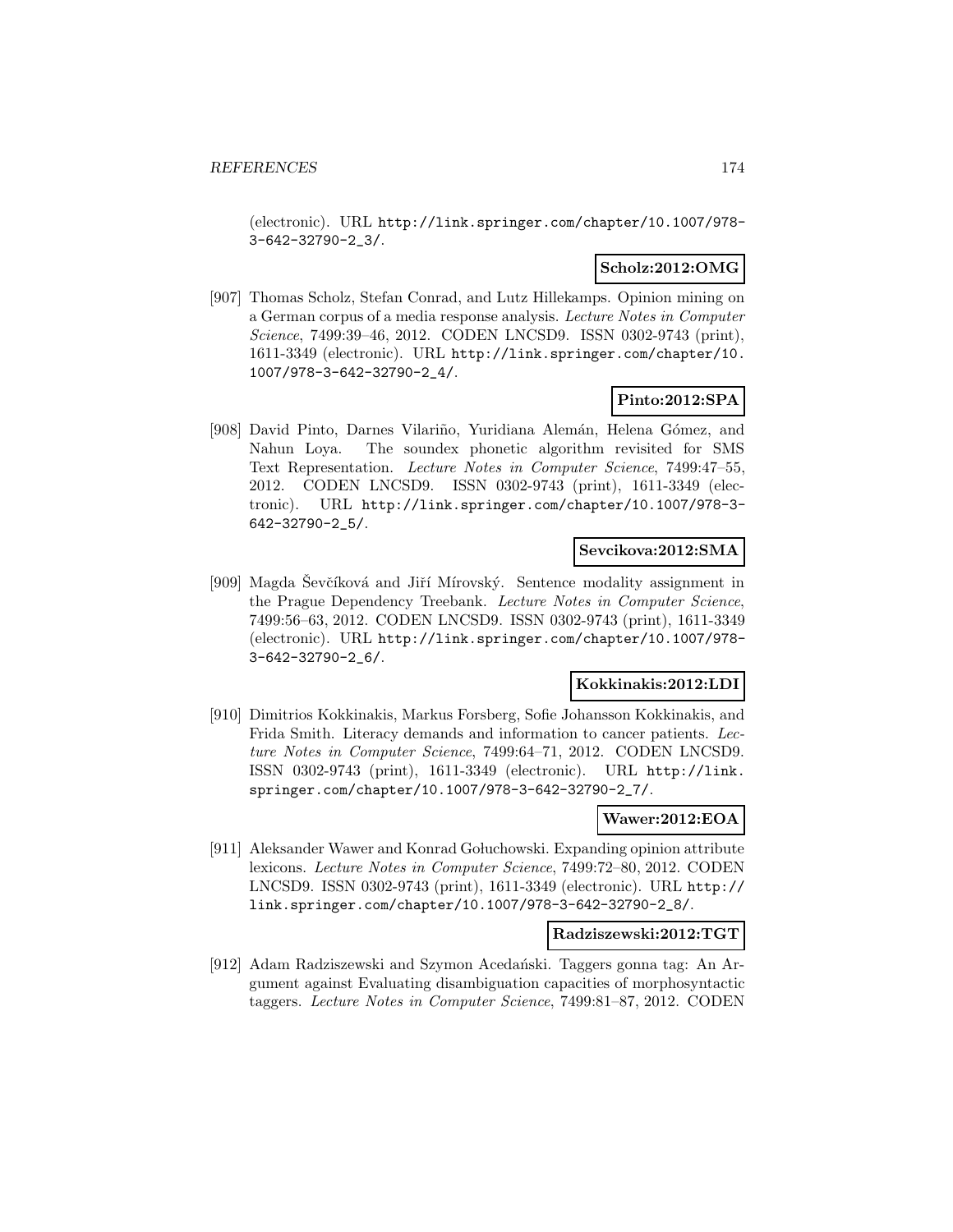(electronic). URL http://link.springer.com/chapter/10.1007/978-3-642-32790-2_3/.

**Scholz:2012:OMG**

[907] Thomas Scholz, Stefan Conrad, and Lutz Hillekamps. Opinion mining on a German corpus of a media response analysis. *Lecture Notes in Computer Science*, 7499:39–46, 2012. CODEN LNCSD9. ISSN 0302-9743 (print), 1611-3349 (electronic). URL http://link.springer.com/chapter/10.1007/978-3-642-32790-2_4/.

**Pinto:2012:SPA**

[908] David Pinto, Darnes Vilariño, Yuridiana Alemán, Helena Gómez, and Nahun Loya. The soundex phonetic algorithm revisited for SMS Text Representation. *Lecture Notes in Computer Science*, 7499:47–55, 2012. CODEN LNCSD9. ISSN 0302-9743 (print), 1611-3349 (electronic). URL http://link.springer.com/chapter/10.1007/978-3-642-32790-2_5/.

**Sevcikova:2012:SMA**

[909] Magda Ševčíková and Jiří Mírovský. Sentence modality assignment in the Prague Dependency Treebank. *Lecture Notes in Computer Science*, 7499:56–63, 2012. CODEN LNCSD9. ISSN 0302-9743 (print), 1611-3349 (electronic). URL http://link.springer.com/chapter/10.1007/978-3-642-32790-2_6/.

**Kokkinakis:2012:LDI**

[910] Dimitrios Kokkinakis, Markus Forsberg, Sofie Johansson Kokkinakis, and Frida Smith. Literacy demands and information to cancer patients. *Lecture Notes in Computer Science*, 7499:64–71, 2012. CODEN LNCSD9. ISSN 0302-9743 (print), 1611-3349 (electronic). URL http://link.springer.com/chapter/10.1007/978-3-642-32790-2_7/.

**Wawer:2012:EOA**

[911] Aleksander Wawer and Konrad Gołuchowski. Expanding opinion attribute lexicons. *Lecture Notes in Computer Science*, 7499:72–80, 2012. CODEN LNCSD9. ISSN 0302-9743 (print), 1611-3349 (electronic). URL http://link.springer.com/chapter/10.1007/978-3-642-32790-2_8/.

**Radziszewski:2012:TGT**

[912] Adam Radziszewski and Szymon Acedański. Taggers gonna tag: An Argument against Evaluating disambiguation capacities of morphosyntactic taggers. *Lecture Notes in Computer Science*, 7499:81–87, 2012. CODEN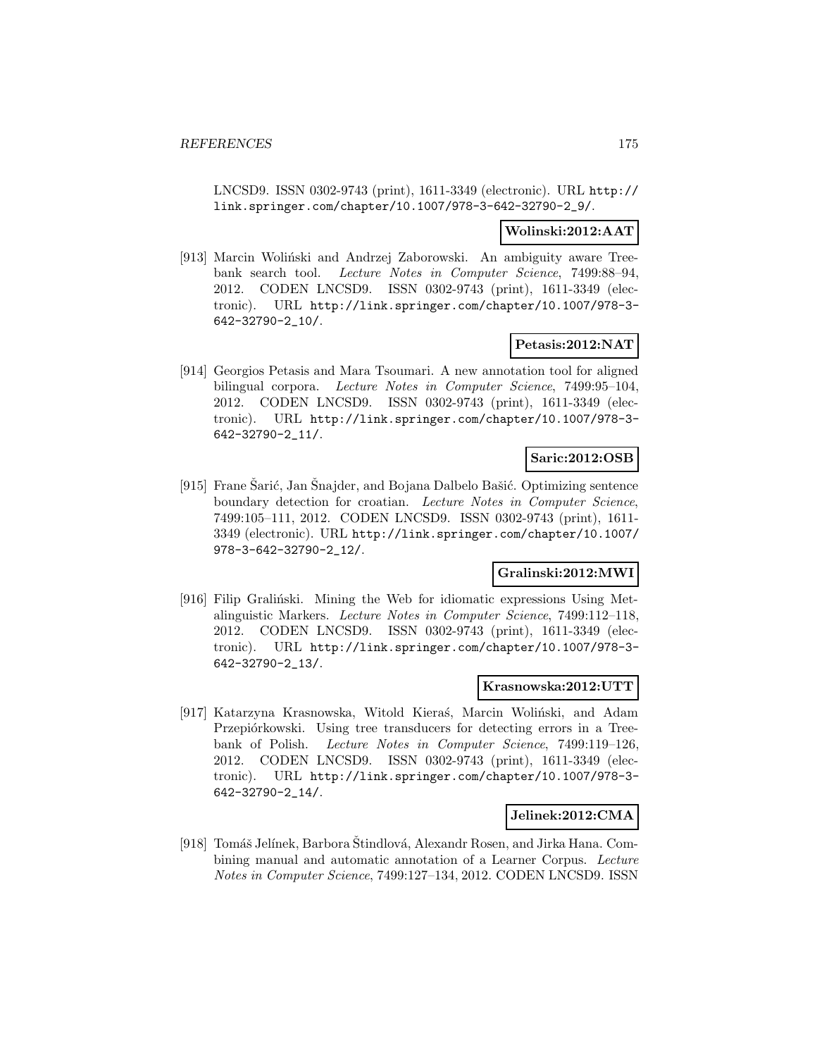LNCSD9. ISSN 0302-9743 (print), 1611-3349 (electronic). URL http://link.springer.com/chapter/10.1007/978-3-642-32790-2_9/.

**Wolinski:2012:AAT**

[913] Marcin Woliński and Andrzej Zaborowski. An ambiguity aware Treebank search tool. *Lecture Notes in Computer Science*, 7499:88–94, 2012. CODEN LNCSD9. ISSN 0302-9743 (print), 1611-3349 (electronic). URL http://link.springer.com/chapter/10.1007/978-3-642-32790-2_10/.

**Petasis:2012:NAT**

[914] Georgios Petasis and Mara Tsoumari. A new annotation tool for aligned bilingual corpora. *Lecture Notes in Computer Science*, 7499:95–104, 2012. CODEN LNCSD9. ISSN 0302-9743 (print), 1611-3349 (electronic). URL http://link.springer.com/chapter/10.1007/978-3-642-32790-2_11/.

**Saric:2012:OSB**

[915] Frane Šarić, Jan Šnajder, and Bojana Dalbelo Bašić. Optimizing sentence boundary detection for croatian. *Lecture Notes in Computer Science*, 7499:105–111, 2012. CODEN LNCSD9. ISSN 0302-9743 (print), 1611-3349 (electronic). URL http://link.springer.com/chapter/10.1007/978-3-642-32790-2_12/.

**Gralinski:2012:MWI**

[916] Filip Graliński. Mining the Web for idiomatic expressions Using Metalinguistic Markers. *Lecture Notes in Computer Science*, 7499:112–118, 2012. CODEN LNCSD9. ISSN 0302-9743 (print), 1611-3349 (electronic). URL http://link.springer.com/chapter/10.1007/978-3-642-32790-2_13/.

**Krasnowska:2012:UTT**

[917] Katarzyna Krasnowska, Witold Kieraś, Marcin Woliński, and Adam Przepiórkowski. Using tree transducers for detecting errors in a Treebank of Polish. *Lecture Notes in Computer Science*, 7499:119–126, 2012. CODEN LNCSD9. ISSN 0302-9743 (print), 1611-3349 (electronic). URL http://link.springer.com/chapter/10.1007/978-3-642-32790-2_14/.

**Jelinek:2012:CMA**

[918] Tomáš Jelínek, Barbora Štindlová, Alexandr Rosen, and Jirka Hana. Combining manual and automatic annotation of a Learner Corpus. *Lecture Notes in Computer Science*, 7499:127–134, 2012. CODEN LNCSD9. ISSN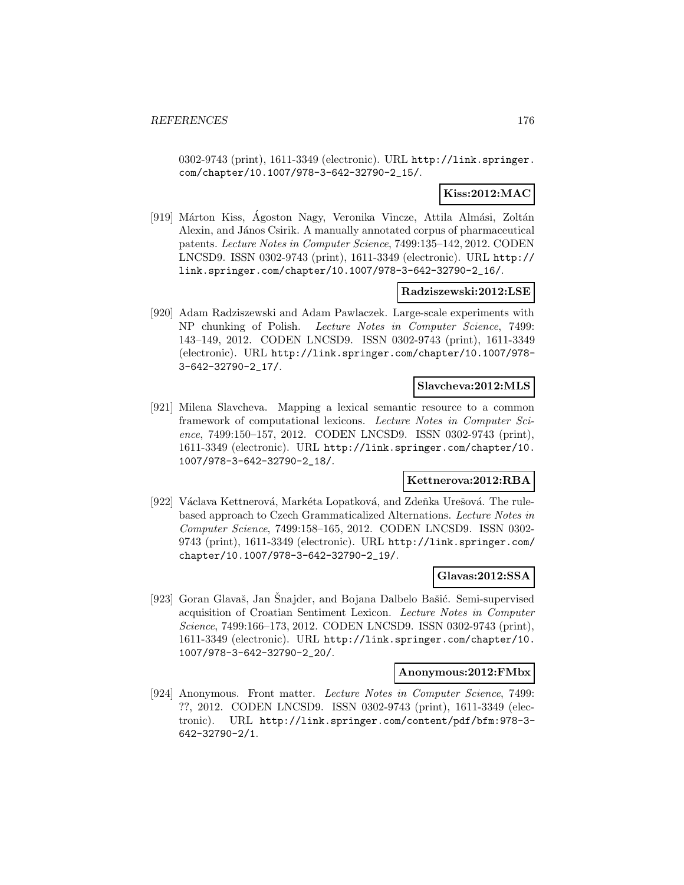0302-9743 (print), 1611-3349 (electronic). URL http://link.springer.com/chapter/10.1007/978-3-642-32790-2_15/.

**Kiss:2012:MAC**

[919] Márton Kiss, Ágoston Nagy, Veronika Vincze, Attila Almási, Zoltán Alexin, and János Csirik. A manually annotated corpus of pharmaceutical patents. *Lecture Notes in Computer Science*, 7499:135–142, 2012. CODEN LNCSD9. ISSN 0302-9743 (print), 1611-3349 (electronic). URL http://link.springer.com/chapter/10.1007/978-3-642-32790-2_16/.

**Radziszewski:2012:LSE**

[920] Adam Radziszewski and Adam Pawlaczek. Large-scale experiments with NP chunking of Polish. *Lecture Notes in Computer Science*, 7499: 143–149, 2012. CODEN LNCSD9. ISSN 0302-9743 (print), 1611-3349 (electronic). URL http://link.springer.com/chapter/10.1007/978-3-642-32790-2_17/.

**Slavcheva:2012:MLS**

[921] Milena Slavcheva. Mapping a lexical semantic resource to a common framework of computational lexicons. *Lecture Notes in Computer Science*, 7499:150–157, 2012. CODEN LNCSD9. ISSN 0302-9743 (print), 1611-3349 (electronic). URL http://link.springer.com/chapter/10.1007/978-3-642-32790-2_18/.

**Kettnerova:2012:RBA**

[922] Václava Kettnerová, Markéta Lopatková, and Zdeňka Urešová. The rule-based approach to Czech Grammaticalized Alternations. *Lecture Notes in Computer Science*, 7499:158–165, 2012. CODEN LNCSD9. ISSN 0302-9743 (print), 1611-3349 (electronic). URL http://link.springer.com/chapter/10.1007/978-3-642-32790-2_19/.

**Glavas:2012:SSA**

[923] Goran Glavaš, Jan Šnajder, and Bojana Dalbelo Bašić. Semi-supervised acquisition of Croatian Sentiment Lexicon. *Lecture Notes in Computer Science*, 7499:166–173, 2012. CODEN LNCSD9. ISSN 0302-9743 (print), 1611-3349 (electronic). URL http://link.springer.com/chapter/10.1007/978-3-642-32790-2_20/.

**Anonymous:2012:FMbx**

[924] Anonymous. Front matter. *Lecture Notes in Computer Science*, 7499: ??, 2012. CODEN LNCSD9. ISSN 0302-9743 (print), 1611-3349 (electronic). URL http://link.springer.com/content/pdf/bfm:978-3-642-32790-2/1.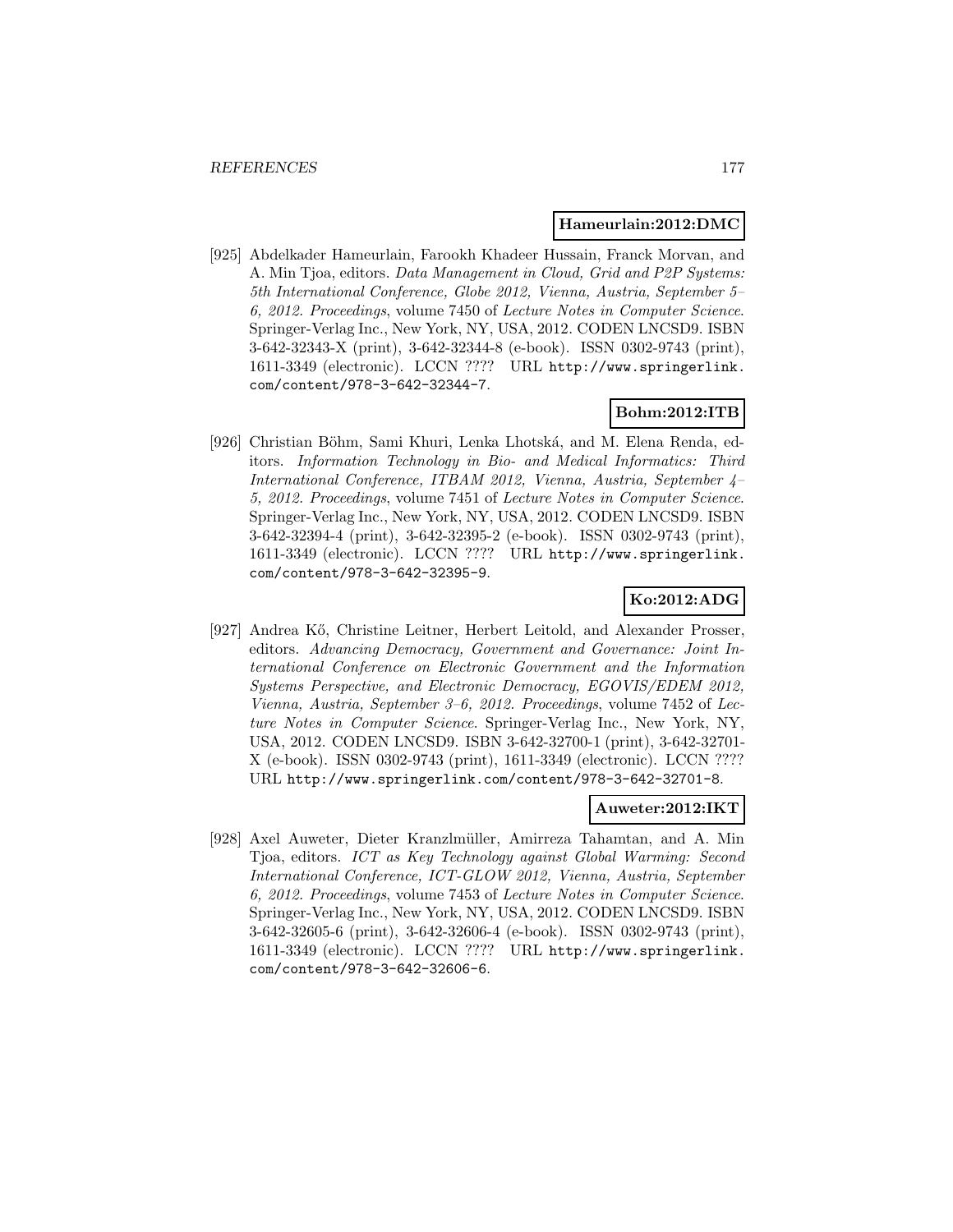**Hameurlain:2012:DMC**

[925] Abdelkader Hameurlain, Farookh Khadeer Hussain, Franck Morvan, and A. Min Tjoa, editors. *Data Management in Cloud, Grid and P2P Systems: 5th International Conference, Globe 2012, Vienna, Austria, September 5–6, 2012. Proceedings*, volume 7450 of *Lecture Notes in Computer Science*. Springer-Verlag Inc., New York, NY, USA, 2012. CODEN LNCSD9. ISBN 3-642-32343-X (print), 3-642-32344-8 (e-book). ISSN 0302-9743 (print), 1611-3349 (electronic). LCCN ???? URL http://www.springerlink.com/content/978-3-642-32344-7.

**Bohm:2012:ITB**

[926] Christian Böhm, Sami Khuri, Lenka Lhotská, and M. Elena Renda, editors. *Information Technology in Bio- and Medical Informatics: Third International Conference, ITBAM 2012, Vienna, Austria, September 4–5, 2012. Proceedings*, volume 7451 of *Lecture Notes in Computer Science*. Springer-Verlag Inc., New York, NY, USA, 2012. CODEN LNCSD9. ISBN 3-642-32394-4 (print), 3-642-32395-2 (e-book). ISSN 0302-9743 (print), 1611-3349 (electronic). LCCN ???? URL http://www.springerlink.com/content/978-3-642-32395-9.

**Ko:2012:ADG**

[927] Andrea Kő, Christine Leitner, Herbert Leitold, and Alexander Prosser, editors. *Advancing Democracy, Government and Governance: Joint International Conference on Electronic Government and the Information Systems Perspective, and Electronic Democracy, EGOVIS/EDEM 2012, Vienna, Austria, September 3–6, 2012. Proceedings*, volume 7452 of *Lecture Notes in Computer Science*. Springer-Verlag Inc., New York, NY, USA, 2012. CODEN LNCSD9. ISBN 3-642-32700-1 (print), 3-642-32701-X (e-book). ISSN 0302-9743 (print), 1611-3349 (electronic). LCCN ???? URL http://www.springerlink.com/content/978-3-642-32701-8.

**Auweter:2012:IKT**

[928] Axel Auweter, Dieter Kranzlmüller, Amirreza Tahamtan, and A. Min Tjoa, editors. *ICT as Key Technology against Global Warming: Second International Conference, ICT-GLOW 2012, Vienna, Austria, September 6, 2012. Proceedings*, volume 7453 of *Lecture Notes in Computer Science*. Springer-Verlag Inc., New York, NY, USA, 2012. CODEN LNCSD9. ISBN 3-642-32605-6 (print), 3-642-32606-4 (e-book). ISSN 0302-9743 (print), 1611-3349 (electronic). LCCN ???? URL http://www.springerlink.com/content/978-3-642-32606-6.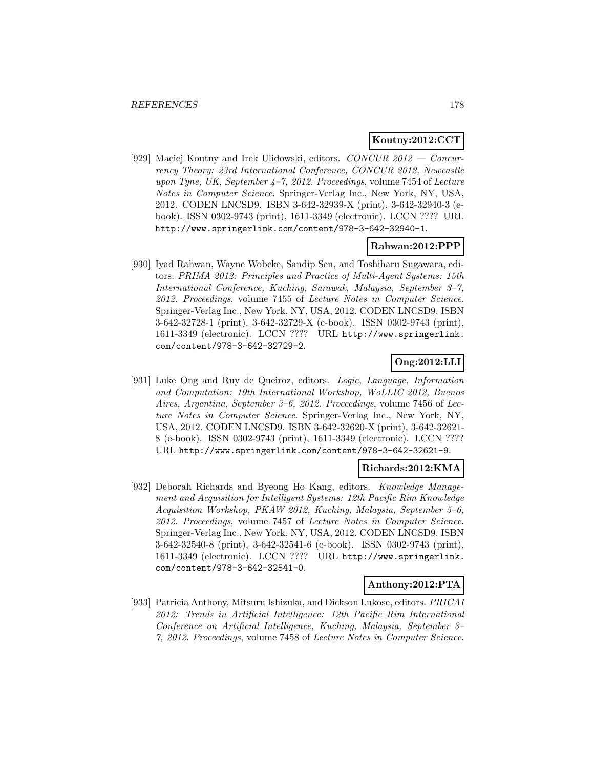**Koutny:2012:CCT**

[929] Maciej Koutny and Irek Ulidowski, editors. *CONCUR 2012 — Concurrency Theory: 23rd International Conference, CONCUR 2012, Newcastle upon Tyne, UK, September 4–7, 2012. Proceedings*, volume 7454 of *Lecture Notes in Computer Science*. Springer-Verlag Inc., New York, NY, USA, 2012. CODEN LNCSD9. ISBN 3-642-32939-X (print), 3-642-32940-3 (e-book). ISSN 0302-9743 (print), 1611-3349 (electronic). LCCN ???? URL http://www.springerlink.com/content/978-3-642-32940-1.

**Rahwan:2012:PPP**

[930] Iyad Rahwan, Wayne Wobcke, Sandip Sen, and Toshiharu Sugawara, editors. *PRIMA 2012: Principles and Practice of Multi-Agent Systems: 15th International Conference, Kuching, Sarawak, Malaysia, September 3–7, 2012. Proceedings*, volume 7455 of *Lecture Notes in Computer Science*. Springer-Verlag Inc., New York, NY, USA, 2012. CODEN LNCSD9. ISBN 3-642-32728-1 (print), 3-642-32729-X (e-book). ISSN 0302-9743 (print), 1611-3349 (electronic). LCCN ???? URL http://www.springerlink.com/content/978-3-642-32729-2.

**Ong:2012:LLI**

[931] Luke Ong and Ruy de Queiroz, editors. *Logic, Language, Information and Computation: 19th International Workshop, WoLLIC 2012, Buenos Aires, Argentina, September 3–6, 2012. Proceedings*, volume 7456 of *Lecture Notes in Computer Science*. Springer-Verlag Inc., New York, NY, USA, 2012. CODEN LNCSD9. ISBN 3-642-32620-X (print), 3-642-32621-8 (e-book). ISSN 0302-9743 (print), 1611-3349 (electronic). LCCN ???? URL http://www.springerlink.com/content/978-3-642-32621-9.

**Richards:2012:KMA**

[932] Deborah Richards and Byeong Ho Kang, editors. *Knowledge Management and Acquisition for Intelligent Systems: 12th Pacific Rim Knowledge Acquisition Workshop, PKAW 2012, Kuching, Malaysia, September 5–6, 2012. Proceedings*, volume 7457 of *Lecture Notes in Computer Science*. Springer-Verlag Inc., New York, NY, USA, 2012. CODEN LNCSD9. ISBN 3-642-32540-8 (print), 3-642-32541-6 (e-book). ISSN 0302-9743 (print), 1611-3349 (electronic). LCCN ???? URL http://www.springerlink.com/content/978-3-642-32541-0.

**Anthony:2012:PTA**

[933] Patricia Anthony, Mitsuru Ishizuka, and Dickson Lukose, editors. *PRICAI 2012: Trends in Artificial Intelligence: 12th Pacific Rim International Conference on Artificial Intelligence, Kuching, Malaysia, September 3–7, 2012. Proceedings*, volume 7458 of *Lecture Notes in Computer Science*.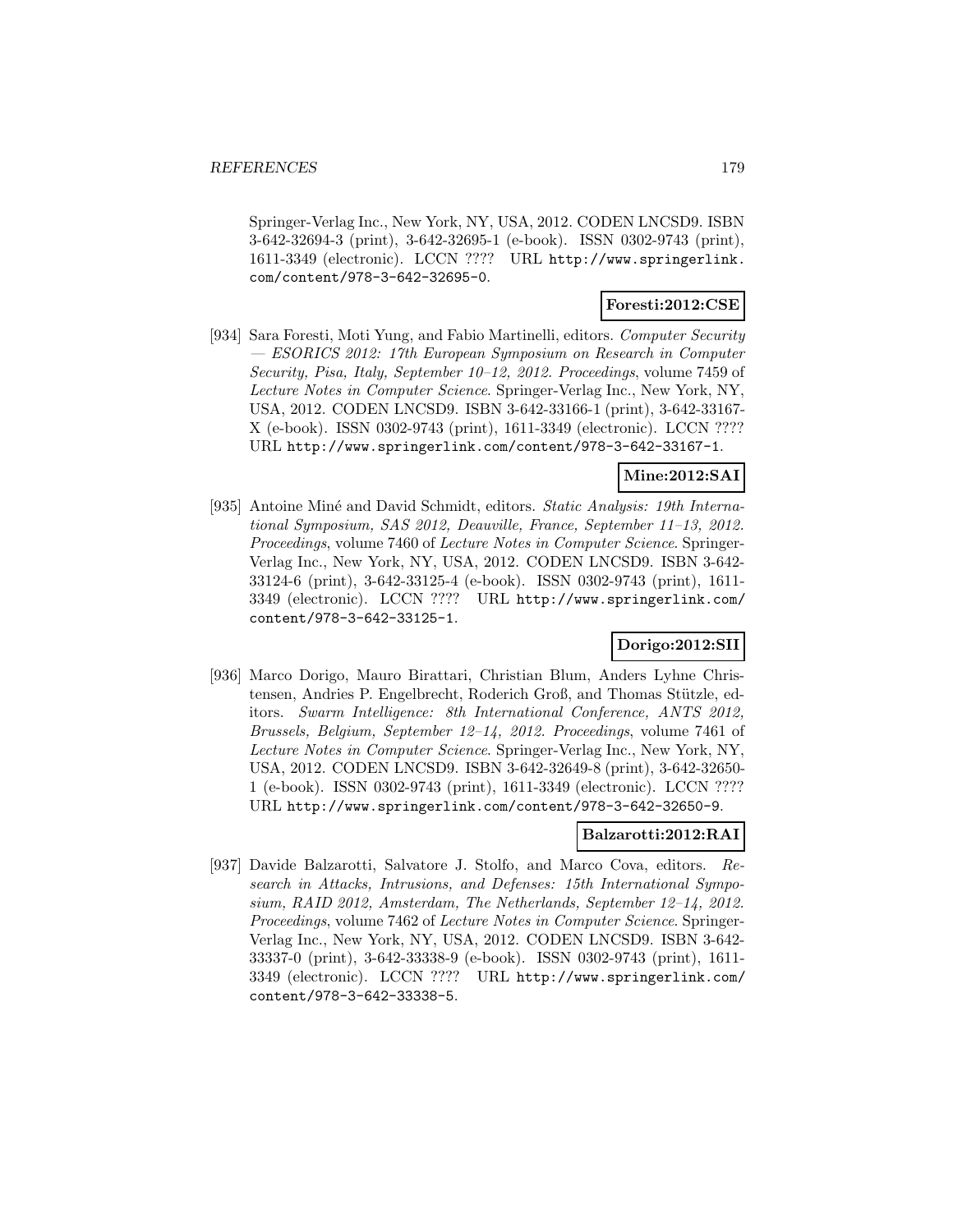Springer-Verlag Inc., New York, NY, USA, 2012. CODEN LNCSD9. ISBN 3-642-32694-3 (print), 3-642-32695-1 (e-book). ISSN 0302-9743 (print), 1611-3349 (electronic). LCCN ???? URL http://www.springerlink.com/content/978-3-642-32695-0.

**Foresti:2012:CSE**

[934] Sara Foresti, Moti Yung, and Fabio Martinelli, editors. *Computer Security — ESORICS 2012: 17th European Symposium on Research in Computer Security, Pisa, Italy, September 10–12, 2012. Proceedings*, volume 7459 of *Lecture Notes in Computer Science*. Springer-Verlag Inc., New York, NY, USA, 2012. CODEN LNCSD9. ISBN 3-642-33166-1 (print), 3-642-33167-X (e-book). ISSN 0302-9743 (print), 1611-3349 (electronic). LCCN ???? URL http://www.springerlink.com/content/978-3-642-33167-1.

**Mine:2012:SAI**

[935] Antoine Miné and David Schmidt, editors. *Static Analysis: 19th International Symposium, SAS 2012, Deauville, France, September 11–13, 2012. Proceedings*, volume 7460 of *Lecture Notes in Computer Science*. Springer-Verlag Inc., New York, NY, USA, 2012. CODEN LNCSD9. ISBN 3-642-33124-6 (print), 3-642-33125-4 (e-book). ISSN 0302-9743 (print), 1611-3349 (electronic). LCCN ???? URL http://www.springerlink.com/content/978-3-642-33125-1.

**Dorigo:2012:SII**

[936] Marco Dorigo, Mauro Birattari, Christian Blum, Anders Lyhne Christensen, Andries P. Engelbrecht, Roderich Groß, and Thomas Stützle, editors. *Swarm Intelligence: 8th International Conference, ANTS 2012, Brussels, Belgium, September 12–14, 2012. Proceedings*, volume 7461 of *Lecture Notes in Computer Science*. Springer-Verlag Inc., New York, NY, USA, 2012. CODEN LNCSD9. ISBN 3-642-32649-8 (print), 3-642-32650-1 (e-book). ISSN 0302-9743 (print), 1611-3349 (electronic). LCCN ???? URL http://www.springerlink.com/content/978-3-642-32650-9.

**Balzarotti:2012:RAI**

[937] Davide Balzarotti, Salvatore J. Stolfo, and Marco Cova, editors. *Research in Attacks, Intrusions, and Defenses: 15th International Symposium, RAID 2012, Amsterdam, The Netherlands, September 12–14, 2012. Proceedings*, volume 7462 of *Lecture Notes in Computer Science*. Springer-Verlag Inc., New York, NY, USA, 2012. CODEN LNCSD9. ISBN 3-642-33337-0 (print), 3-642-33338-9 (e-book). ISSN 0302-9743 (print), 1611-3349 (electronic). LCCN ???? URL http://www.springerlink.com/content/978-3-642-33338-5.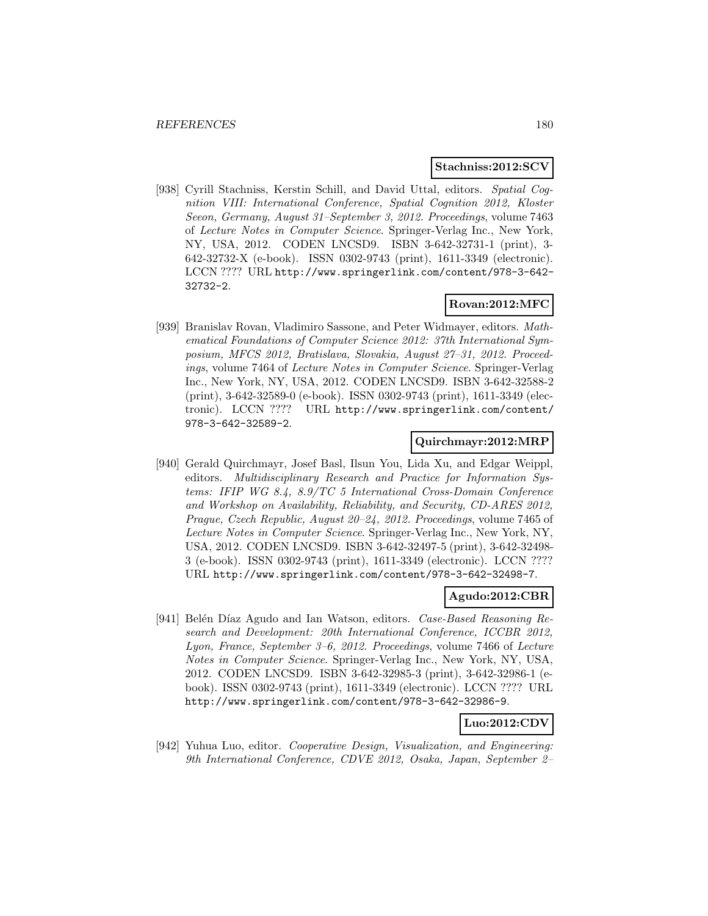**Stachniss:2012:SCV**

[938] Cyrill Stachniss, Kerstin Schill, and David Uttal, editors. *Spatial Cognition VIII: International Conference, Spatial Cognition 2012, Kloster Seeon, Germany, August 31–September 3, 2012. Proceedings*, volume 7463 of *Lecture Notes in Computer Science*. Springer-Verlag Inc., New York, NY, USA, 2012. CODEN LNCSD9. ISBN 3-642-32731-1 (print), 3-642-32732-X (e-book). ISSN 0302-9743 (print), 1611-3349 (electronic). LCCN ???? URL http://www.springerlink.com/content/978-3-642-32732-2.

**Rovan:2012:MFC**

[939] Branislav Rovan, Vladimiro Sassone, and Peter Widmayer, editors. *Mathematical Foundations of Computer Science 2012: 37th International Symposium, MFCS 2012, Bratislava, Slovakia, August 27–31, 2012. Proceedings*, volume 7464 of *Lecture Notes in Computer Science*. Springer-Verlag Inc., New York, NY, USA, 2012. CODEN LNCSD9. ISBN 3-642-32588-2 (print), 3-642-32589-0 (e-book). ISSN 0302-9743 (print), 1611-3349 (electronic). LCCN ???? URL http://www.springerlink.com/content/978-3-642-32589-2.

**Quirchmayr:2012:MRP**

[940] Gerald Quirchmayr, Josef Basl, Ilsun You, Lida Xu, and Edgar Weippl, editors. *Multidisciplinary Research and Practice for Information Systems: IFIP WG 8.4, 8.9/TC 5 International Cross-Domain Conference and Workshop on Availability, Reliability, and Security, CD-ARES 2012, Prague, Czech Republic, August 20–24, 2012. Proceedings*, volume 7465 of *Lecture Notes in Computer Science*. Springer-Verlag Inc., New York, NY, USA, 2012. CODEN LNCSD9. ISBN 3-642-32497-5 (print), 3-642-32498-3 (e-book). ISSN 0302-9743 (print), 1611-3349 (electronic). LCCN ???? URL http://www.springerlink.com/content/978-3-642-32498-7.

**Agudo:2012:CBR**

[941] Belén Díaz Agudo and Ian Watson, editors. *Case-Based Reasoning Research and Development: 20th International Conference, ICCBR 2012, Lyon, France, September 3–6, 2012. Proceedings*, volume 7466 of *Lecture Notes in Computer Science*. Springer-Verlag Inc., New York, NY, USA, 2012. CODEN LNCSD9. ISBN 3-642-32985-3 (print), 3-642-32986-1 (e-book). ISSN 0302-9743 (print), 1611-3349 (electronic). LCCN ???? URL http://www.springerlink.com/content/978-3-642-32986-9.

**Luo:2012:CDV**

[942] Yuhua Luo, editor. *Cooperative Design, Visualization, and Engineering: 9th International Conference, CDVE 2012, Osaka, Japan, September 2–*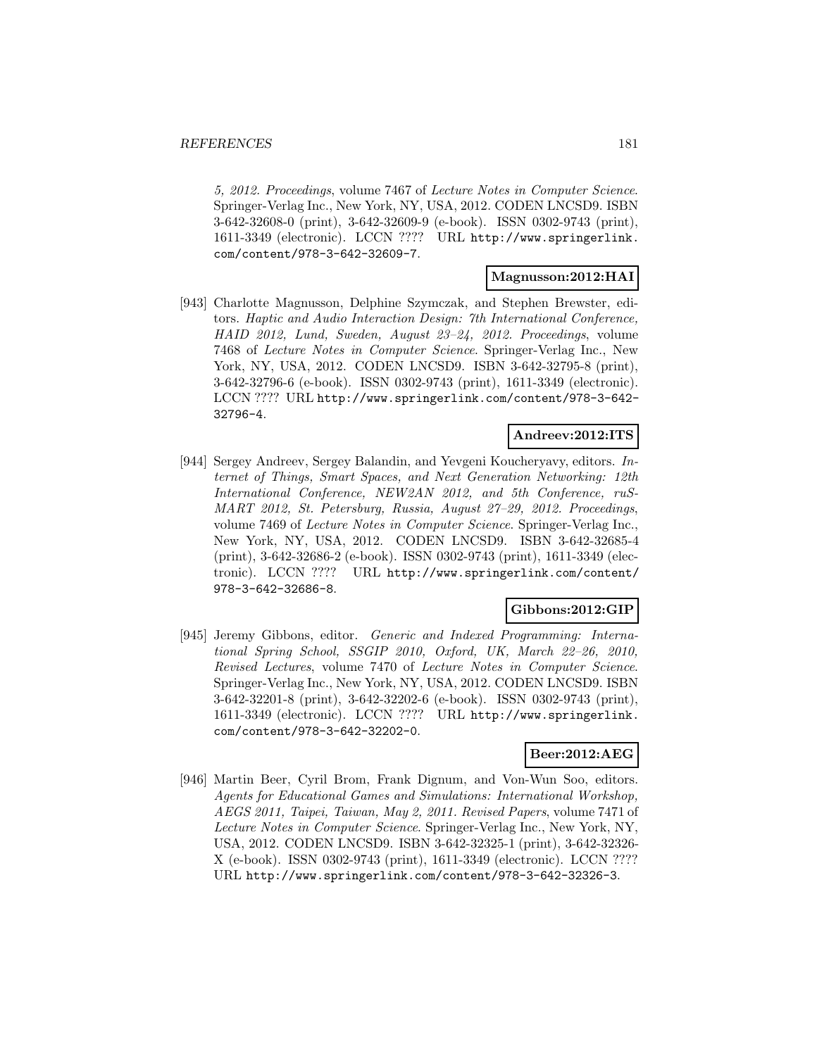5, 2012. Proceedings, volume 7467 of *Lecture Notes in Computer Science*. Springer-Verlag Inc., New York, NY, USA, 2012. CODEN LNCSD9. ISBN 3-642-32608-0 (print), 3-642-32609-9 (e-book). ISSN 0302-9743 (print), 1611-3349 (electronic). LCCN ???? URL http://www.springerlink.com/content/978-3-642-32609-7.

**Magnusson:2012:HAI**

[943] Charlotte Magnusson, Delphine Szymczak, and Stephen Brewster, editors. *Haptic and Audio Interaction Design: 7th International Conference, HAID 2012, Lund, Sweden, August 23–24, 2012. Proceedings*, volume 7468 of *Lecture Notes in Computer Science*. Springer-Verlag Inc., New York, NY, USA, 2012. CODEN LNCSD9. ISBN 3-642-32795-8 (print), 3-642-32796-6 (e-book). ISSN 0302-9743 (print), 1611-3349 (electronic). LCCN ???? URL http://www.springerlink.com/content/978-3-642-32796-4.

**Andreev:2012:ITS**

[944] Sergey Andreev, Sergey Balandin, and Yevgeni Koucheryavy, editors. *Internet of Things, Smart Spaces, and Next Generation Networking: 12th International Conference, NEW2AN 2012, and 5th Conference, ruSMART 2012, St. Petersburg, Russia, August 27–29, 2012. Proceedings*, volume 7469 of *Lecture Notes in Computer Science*. Springer-Verlag Inc., New York, NY, USA, 2012. CODEN LNCSD9. ISBN 3-642-32685-4 (print), 3-642-32686-2 (e-book). ISSN 0302-9743 (print), 1611-3349 (electronic). LCCN ???? URL http://www.springerlink.com/content/978-3-642-32686-8.

**Gibbons:2012:GIP**

[945] Jeremy Gibbons, editor. *Generic and Indexed Programming: International Spring School, SSGIP 2010, Oxford, UK, March 22–26, 2010, Revised Lectures*, volume 7470 of *Lecture Notes in Computer Science*. Springer-Verlag Inc., New York, NY, USA, 2012. CODEN LNCSD9. ISBN 3-642-32201-8 (print), 3-642-32202-6 (e-book). ISSN 0302-9743 (print), 1611-3349 (electronic). LCCN ???? URL http://www.springerlink.com/content/978-3-642-32202-0.

**Beer:2012:AEG**

[946] Martin Beer, Cyril Brom, Frank Dignum, and Von-Wun Soo, editors. *Agents for Educational Games and Simulations: International Workshop, AEGS 2011, Taipei, Taiwan, May 2, 2011. Revised Papers*, volume 7471 of *Lecture Notes in Computer Science*. Springer-Verlag Inc., New York, NY, USA, 2012. CODEN LNCSD9. ISBN 3-642-32325-1 (print), 3-642-32326-X (e-book). ISSN 0302-9743 (print), 1611-3349 (electronic). LCCN ???? URL http://www.springerlink.com/content/978-3-642-32326-3.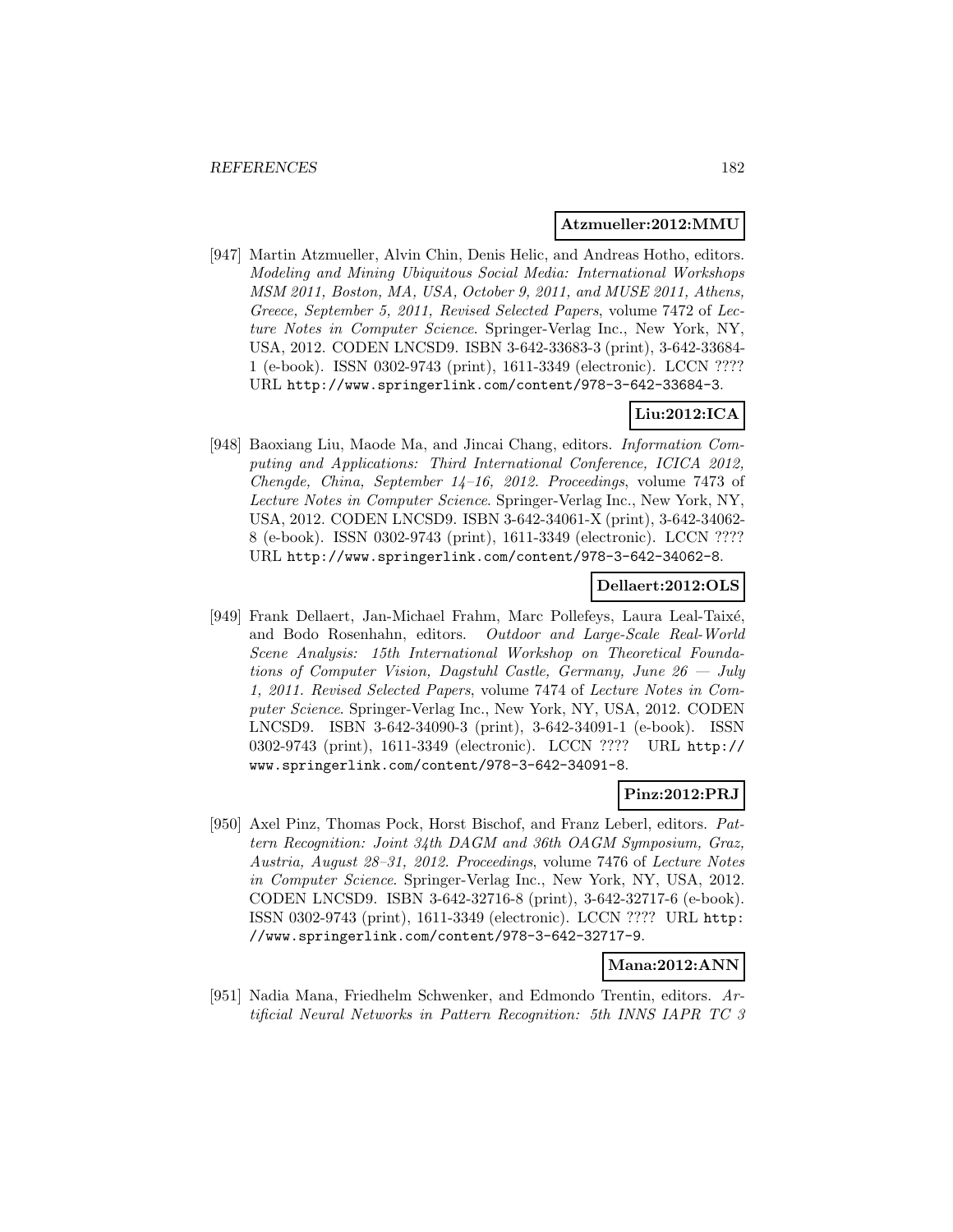**Atzmueller:2012:MMU**

[947] Martin Atzmueller, Alvin Chin, Denis Helic, and Andreas Hotho, editors. *Modeling and Mining Ubiquitous Social Media: International Workshops MSM 2011, Boston, MA, USA, October 9, 2011, and MUSE 2011, Athens, Greece, September 5, 2011, Revised Selected Papers*, volume 7472 of *Lecture Notes in Computer Science*. Springer-Verlag Inc., New York, NY, USA, 2012. CODEN LNCSD9. ISBN 3-642-33683-3 (print), 3-642-33684-1 (e-book). ISSN 0302-9743 (print), 1611-3349 (electronic). LCCN ???? URL http://www.springerlink.com/content/978-3-642-33684-3.

**Liu:2012:ICA**

[948] Baoxiang Liu, Maode Ma, and Jincai Chang, editors. *Information Computing and Applications: Third International Conference, ICICA 2012, Chengde, China, September 14–16, 2012. Proceedings*, volume 7473 of *Lecture Notes in Computer Science*. Springer-Verlag Inc., New York, NY, USA, 2012. CODEN LNCSD9. ISBN 3-642-34061-X (print), 3-642-34062-8 (e-book). ISSN 0302-9743 (print), 1611-3349 (electronic). LCCN ???? URL http://www.springerlink.com/content/978-3-642-34062-8.

**Dellaert:2012:OLS**

[949] Frank Dellaert, Jan-Michael Frahm, Marc Pollefeys, Laura Leal-Taixé, and Bodo Rosenhahn, editors. *Outdoor and Large-Scale Real-World Scene Analysis: 15th International Workshop on Theoretical Foundations of Computer Vision, Dagstuhl Castle, Germany, June 26 — July 1, 2011. Revised Selected Papers*, volume 7474 of *Lecture Notes in Computer Science*. Springer-Verlag Inc., New York, NY, USA, 2012. CODEN LNCSD9. ISBN 3-642-34090-3 (print), 3-642-34091-1 (e-book). ISSN 0302-9743 (print), 1611-3349 (electronic). LCCN ???? URL http://www.springerlink.com/content/978-3-642-34091-8.

**Pinz:2012:PRJ**

[950] Axel Pinz, Thomas Pock, Horst Bischof, and Franz Leberl, editors. *Pattern Recognition: Joint 34th DAGM and 36th OAGM Symposium, Graz, Austria, August 28–31, 2012. Proceedings*, volume 7476 of *Lecture Notes in Computer Science*. Springer-Verlag Inc., New York, NY, USA, 2012. CODEN LNCSD9. ISBN 3-642-32716-8 (print), 3-642-32717-6 (e-book). ISSN 0302-9743 (print), 1611-3349 (electronic). LCCN ???? URL http://www.springerlink.com/content/978-3-642-32717-9.

**Mana:2012:ANN**

[951] Nadia Mana, Friedhelm Schwenker, and Edmondo Trentin, editors. *Artificial Neural Networks in Pattern Recognition: 5th INNS IAPR TC 3*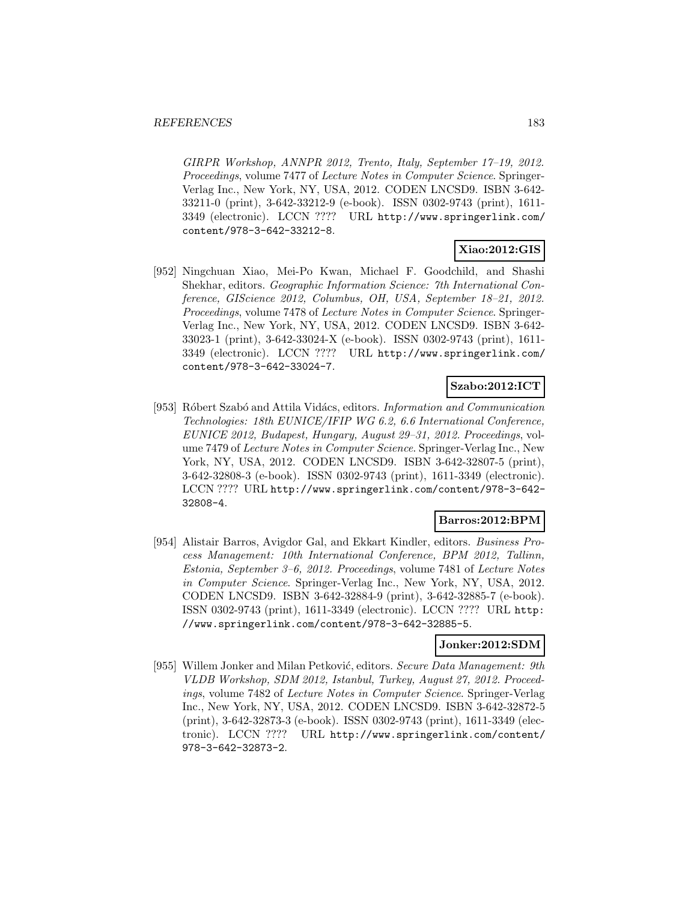*GIRPR Workshop, ANNPR 2012, Trento, Italy, September 17–19, 2012. Proceedings*, volume 7477 of *Lecture Notes in Computer Science*. Springer-Verlag Inc., New York, NY, USA, 2012. CODEN LNCSD9. ISBN 3-642-33211-0 (print), 3-642-33212-9 (e-book). ISSN 0302-9743 (print), 1611-3349 (electronic). LCCN ???? URL http://www.springerlink.com/content/978-3-642-33212-8.

**Xiao:2012:GIS**

[952] Ningchuan Xiao, Mei-Po Kwan, Michael F. Goodchild, and Shashi Shekhar, editors. *Geographic Information Science: 7th International Conference, GIScience 2012, Columbus, OH, USA, September 18–21, 2012. Proceedings*, volume 7478 of *Lecture Notes in Computer Science*. Springer-Verlag Inc., New York, NY, USA, 2012. CODEN LNCSD9. ISBN 3-642-33023-1 (print), 3-642-33024-X (e-book). ISSN 0302-9743 (print), 1611-3349 (electronic). LCCN ???? URL http://www.springerlink.com/content/978-3-642-33024-7.

**Szabo:2012:ICT**

[953] Róbert Szabó and Attila Vidács, editors. *Information and Communication Technologies: 18th EUNICE/IFIP WG 6.2, 6.6 International Conference, EUNICE 2012, Budapest, Hungary, August 29–31, 2012. Proceedings*, volume 7479 of *Lecture Notes in Computer Science*. Springer-Verlag Inc., New York, NY, USA, 2012. CODEN LNCSD9. ISBN 3-642-32807-5 (print), 3-642-32808-3 (e-book). ISSN 0302-9743 (print), 1611-3349 (electronic). LCCN ???? URL http://www.springerlink.com/content/978-3-642-32808-4.

**Barros:2012:BPM**

[954] Alistair Barros, Avigdor Gal, and Ekkart Kindler, editors. *Business Process Management: 10th International Conference, BPM 2012, Tallinn, Estonia, September 3–6, 2012. Proceedings*, volume 7481 of *Lecture Notes in Computer Science*. Springer-Verlag Inc., New York, NY, USA, 2012. CODEN LNCSD9. ISBN 3-642-32884-9 (print), 3-642-32885-7 (e-book). ISSN 0302-9743 (print), 1611-3349 (electronic). LCCN ???? URL http://www.springerlink.com/content/978-3-642-32885-5.

**Jonker:2012:SDM**

[955] Willem Jonker and Milan Petković, editors. *Secure Data Management: 9th VLDB Workshop, SDM 2012, Istanbul, Turkey, August 27, 2012. Proceedings*, volume 7482 of *Lecture Notes in Computer Science*. Springer-Verlag Inc., New York, NY, USA, 2012. CODEN LNCSD9. ISBN 3-642-32872-5 (print), 3-642-32873-3 (e-book). ISSN 0302-9743 (print), 1611-3349 (electronic). LCCN ???? URL http://www.springerlink.com/content/978-3-642-32873-2.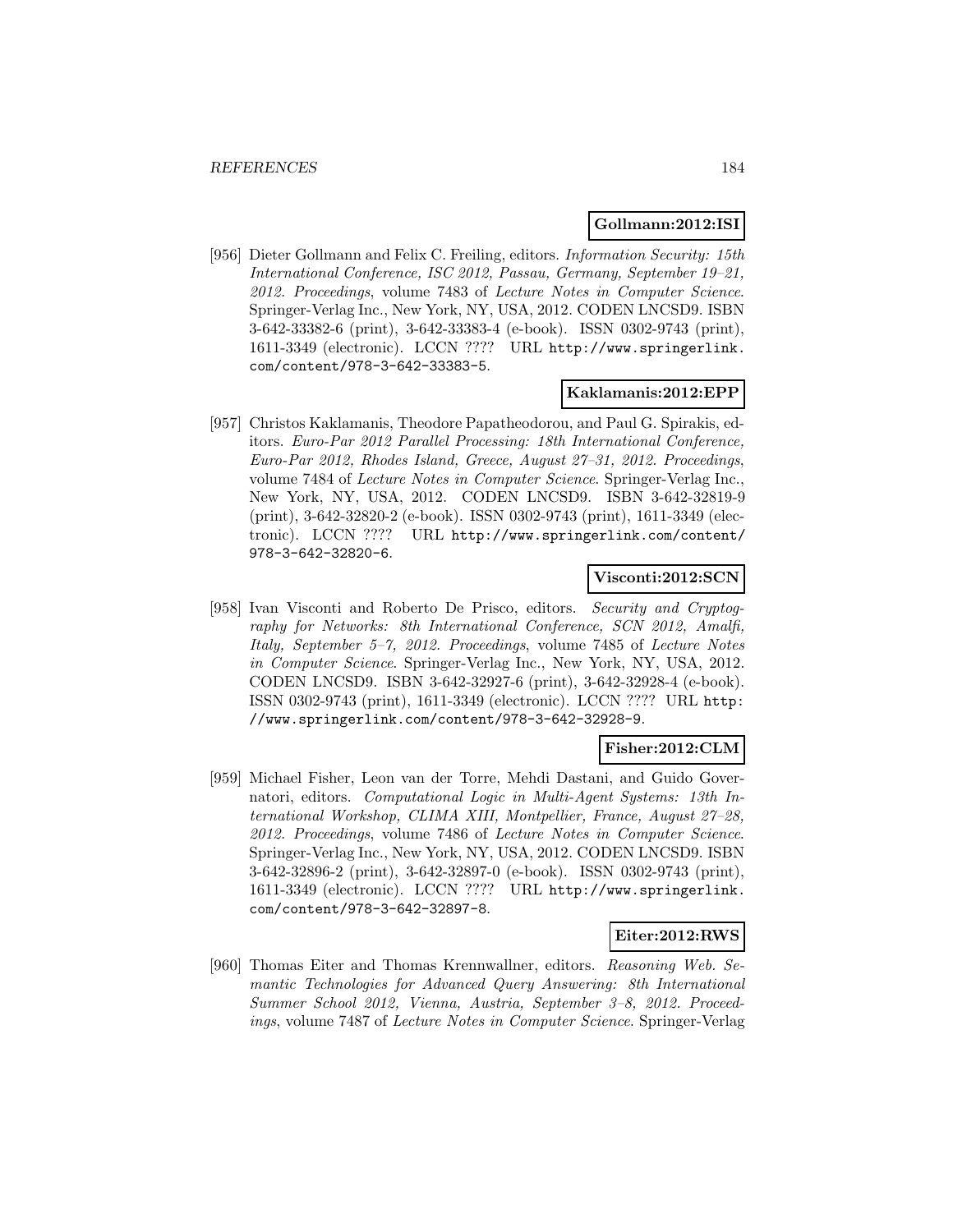**Gollmann:2012:ISI**

[956] Dieter Gollmann and Felix C. Freiling, editors. *Information Security: 15th International Conference, ISC 2012, Passau, Germany, September 19–21, 2012. Proceedings*, volume 7483 of *Lecture Notes in Computer Science*. Springer-Verlag Inc., New York, NY, USA, 2012. CODEN LNCSD9. ISBN 3-642-33382-6 (print), 3-642-33383-4 (e-book). ISSN 0302-9743 (print), 1611-3349 (electronic). LCCN ???? URL http://www.springerlink.com/content/978-3-642-33383-5.

**Kaklamanis:2012:EPP**

[957] Christos Kaklamanis, Theodore Papatheodorou, and Paul G. Spirakis, editors. *Euro-Par 2012 Parallel Processing: 18th International Conference, Euro-Par 2012, Rhodes Island, Greece, August 27–31, 2012. Proceedings*, volume 7484 of *Lecture Notes in Computer Science*. Springer-Verlag Inc., New York, NY, USA, 2012. CODEN LNCSD9. ISBN 3-642-32819-9 (print), 3-642-32820-2 (e-book). ISSN 0302-9743 (print), 1611-3349 (electronic). LCCN ???? URL http://www.springerlink.com/content/978-3-642-32820-6.

**Visconti:2012:SCN**

[958] Ivan Visconti and Roberto De Prisco, editors. *Security and Cryptography for Networks: 8th International Conference, SCN 2012, Amalfi, Italy, September 5–7, 2012. Proceedings*, volume 7485 of *Lecture Notes in Computer Science*. Springer-Verlag Inc., New York, NY, USA, 2012. CODEN LNCSD9. ISBN 3-642-32927-6 (print), 3-642-32928-4 (e-book). ISSN 0302-9743 (print), 1611-3349 (electronic). LCCN ???? URL http://www.springerlink.com/content/978-3-642-32928-9.

**Fisher:2012:CLM**

[959] Michael Fisher, Leon van der Torre, Mehdi Dastani, and Guido Governatori, editors. *Computational Logic in Multi-Agent Systems: 13th International Workshop, CLIMA XIII, Montpellier, France, August 27–28, 2012. Proceedings*, volume 7486 of *Lecture Notes in Computer Science*. Springer-Verlag Inc., New York, NY, USA, 2012. CODEN LNCSD9. ISBN 3-642-32896-2 (print), 3-642-32897-0 (e-book). ISSN 0302-9743 (print), 1611-3349 (electronic). LCCN ???? URL http://www.springerlink.com/content/978-3-642-32897-8.

**Eiter:2012:RWS**

[960] Thomas Eiter and Thomas Krennwallner, editors. *Reasoning Web. Semantic Technologies for Advanced Query Answering: 8th International Summer School 2012, Vienna, Austria, September 3–8, 2012. Proceedings*, volume 7487 of *Lecture Notes in Computer Science*. Springer-Verlag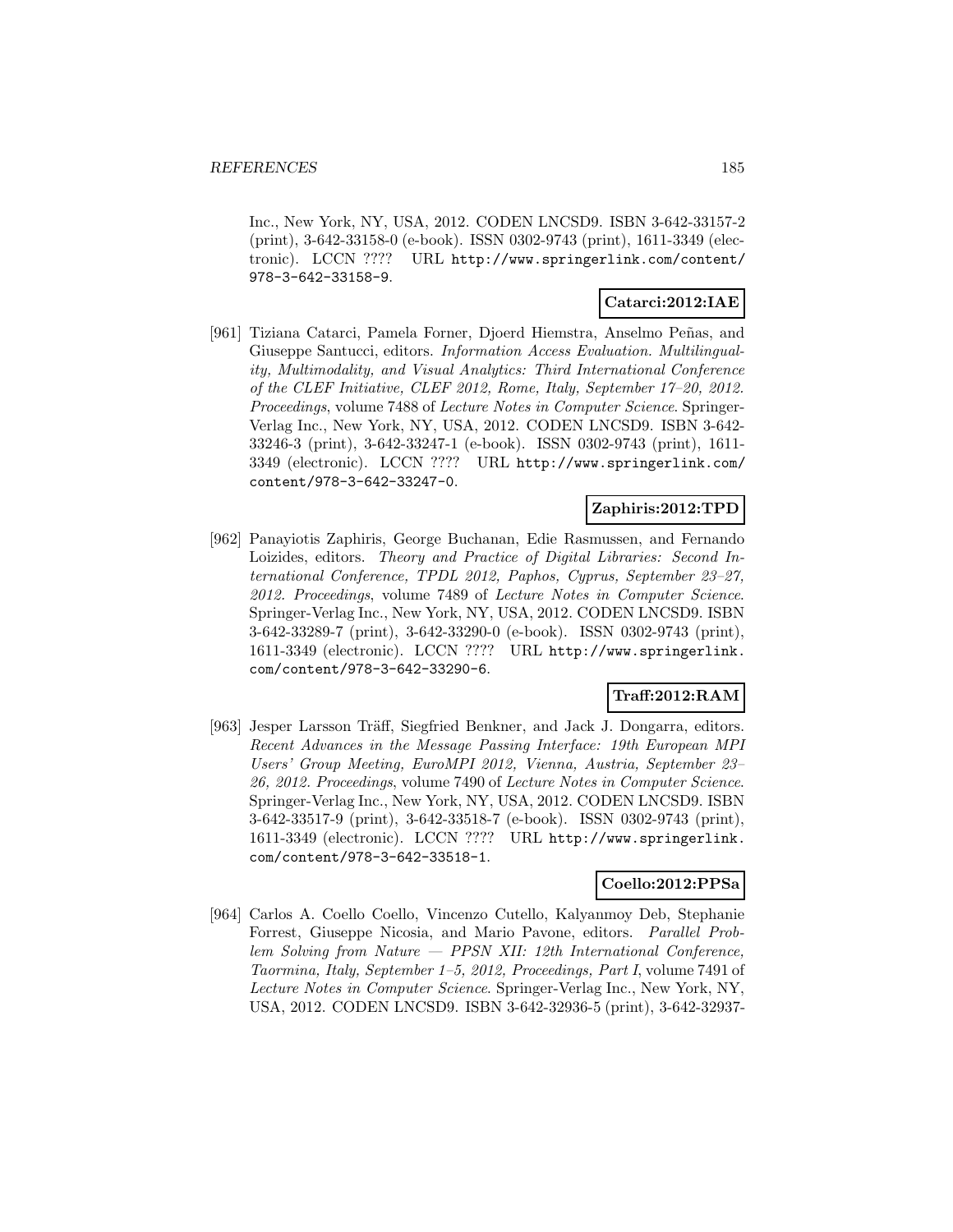Inc., New York, NY, USA, 2012. CODEN LNCSD9. ISBN 3-642-33157-2 (print), 3-642-33158-0 (e-book). ISSN 0302-9743 (print), 1611-3349 (electronic). LCCN ???? URL http://www.springerlink.com/content/978-3-642-33158-9.

**Catarci:2012:IAE**

[961] Tiziana Catarci, Pamela Forner, Djoerd Hiemstra, Anselmo Peñas, and Giuseppe Santucci, editors. *Information Access Evaluation. Multilinguality, Multimodality, and Visual Analytics: Third International Conference of the CLEF Initiative, CLEF 2012, Rome, Italy, September 17–20, 2012. Proceedings*, volume 7488 of *Lecture Notes in Computer Science*. Springer-Verlag Inc., New York, NY, USA, 2012. CODEN LNCSD9. ISBN 3-642-33246-3 (print), 3-642-33247-1 (e-book). ISSN 0302-9743 (print), 1611-3349 (electronic). LCCN ???? URL http://www.springerlink.com/content/978-3-642-33247-0.

**Zaphiris:2012:TPD**

[962] Panayiotis Zaphiris, George Buchanan, Edie Rasmussen, and Fernando Loizides, editors. *Theory and Practice of Digital Libraries: Second International Conference, TPDL 2012, Paphos, Cyprus, September 23–27, 2012. Proceedings*, volume 7489 of *Lecture Notes in Computer Science*. Springer-Verlag Inc., New York, NY, USA, 2012. CODEN LNCSD9. ISBN 3-642-33289-7 (print), 3-642-33290-0 (e-book). ISSN 0302-9743 (print), 1611-3349 (electronic). LCCN ???? URL http://www.springerlink.com/content/978-3-642-33290-6.

**Traff:2012:RAM**

[963] Jesper Larsson Träff, Siegfried Benkner, and Jack J. Dongarra, editors. *Recent Advances in the Message Passing Interface: 19th European MPI Users' Group Meeting, EuroMPI 2012, Vienna, Austria, September 23–26, 2012. Proceedings*, volume 7490 of *Lecture Notes in Computer Science*. Springer-Verlag Inc., New York, NY, USA, 2012. CODEN LNCSD9. ISBN 3-642-33517-9 (print), 3-642-33518-7 (e-book). ISSN 0302-9743 (print), 1611-3349 (electronic). LCCN ???? URL http://www.springerlink.com/content/978-3-642-33518-1.

**Coello:2012:PPSa**

[964] Carlos A. Coello Coello, Vincenzo Cutello, Kalyanmoy Deb, Stephanie Forrest, Giuseppe Nicosia, and Mario Pavone, editors. *Parallel Problem Solving from Nature — PPSN XII: 12th International Conference, Taormina, Italy, September 1–5, 2012, Proceedings, Part I*, volume 7491 of *Lecture Notes in Computer Science*. Springer-Verlag Inc., New York, NY, USA, 2012. CODEN LNCSD9. ISBN 3-642-32936-5 (print), 3-642-32937-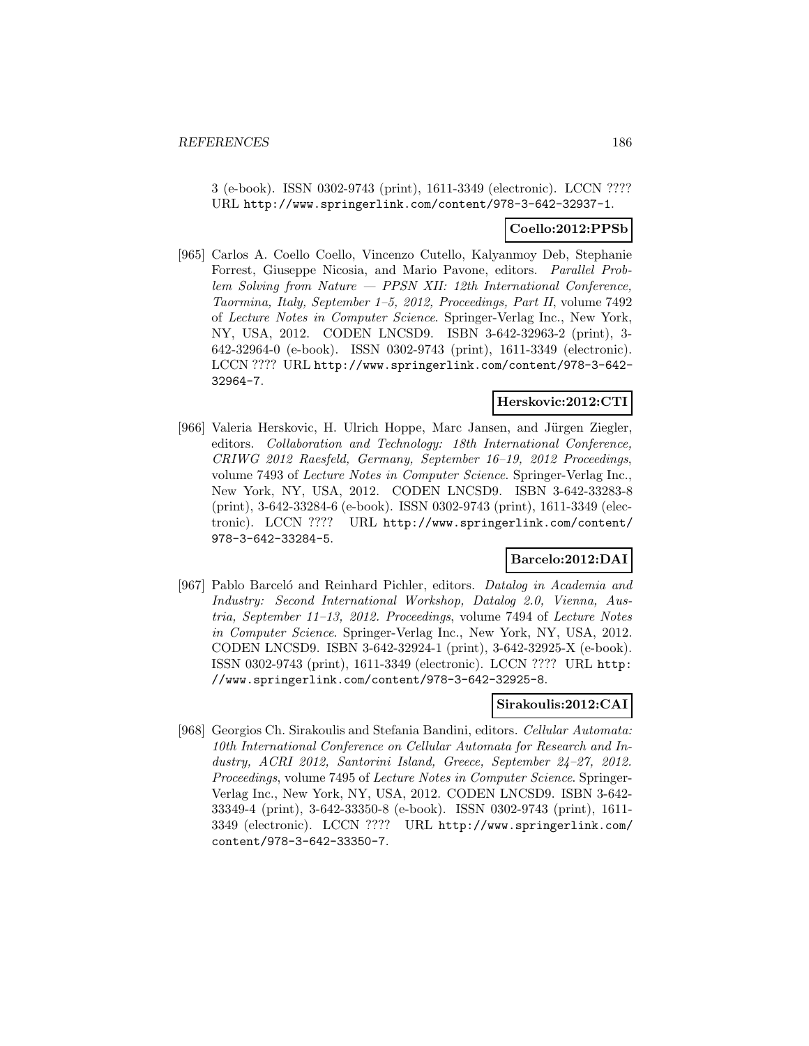3 (e-book). ISSN 0302-9743 (print), 1611-3349 (electronic). LCCN ???? URL http://www.springerlink.com/content/978-3-642-32937-1.

**Coello:2012:PPSb**

[965] Carlos A. Coello Coello, Vincenzo Cutello, Kalyanmoy Deb, Stephanie Forrest, Giuseppe Nicosia, and Mario Pavone, editors. *Parallel Problem Solving from Nature — PPSN XII: 12th International Conference, Taormina, Italy, September 1–5, 2012, Proceedings, Part II*, volume 7492 of *Lecture Notes in Computer Science*. Springer-Verlag Inc., New York, NY, USA, 2012. CODEN LNCSD9. ISBN 3-642-32963-2 (print), 3-642-32964-0 (e-book). ISSN 0302-9743 (print), 1611-3349 (electronic). LCCN ???? URL http://www.springerlink.com/content/978-3-642-32964-7.

**Herskovic:2012:CTI**

[966] Valeria Herskovic, H. Ulrich Hoppe, Marc Jansen, and Jürgen Ziegler, editors. *Collaboration and Technology: 18th International Conference, CRIWG 2012 Raesfeld, Germany, September 16–19, 2012 Proceedings*, volume 7493 of *Lecture Notes in Computer Science*. Springer-Verlag Inc., New York, NY, USA, 2012. CODEN LNCSD9. ISBN 3-642-33283-8 (print), 3-642-33284-6 (e-book). ISSN 0302-9743 (print), 1611-3349 (electronic). LCCN ???? URL http://www.springerlink.com/content/978-3-642-33284-5.

**Barcelo:2012:DAI**

[967] Pablo Barceló and Reinhard Pichler, editors. *Datalog in Academia and Industry: Second International Workshop, Datalog 2.0, Vienna, Austria, September 11–13, 2012. Proceedings*, volume 7494 of *Lecture Notes in Computer Science*. Springer-Verlag Inc., New York, NY, USA, 2012. CODEN LNCSD9. ISBN 3-642-32924-1 (print), 3-642-32925-X (e-book). ISSN 0302-9743 (print), 1611-3349 (electronic). LCCN ???? URL http://www.springerlink.com/content/978-3-642-32925-8.

**Sirakoulis:2012:CAI**

[968] Georgios Ch. Sirakoulis and Stefania Bandini, editors. *Cellular Automata: 10th International Conference on Cellular Automata for Research and Industry, ACRI 2012, Santorini Island, Greece, September 24–27, 2012. Proceedings*, volume 7495 of *Lecture Notes in Computer Science*. Springer-Verlag Inc., New York, NY, USA, 2012. CODEN LNCSD9. ISBN 3-642-33349-4 (print), 3-642-33350-8 (e-book). ISSN 0302-9743 (print), 1611-3349 (electronic). LCCN ???? URL http://www.springerlink.com/content/978-3-642-33350-7.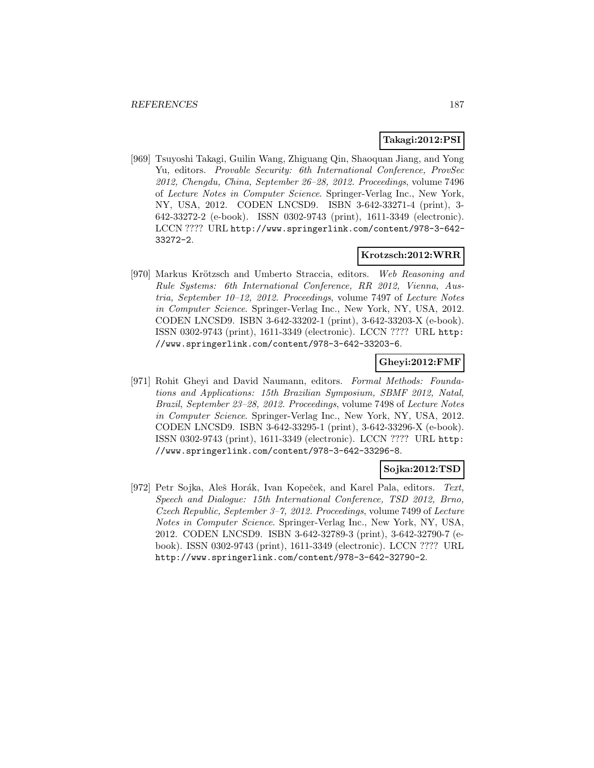**Takagi:2012:PSI**

[969] Tsuyoshi Takagi, Guilin Wang, Zhiguang Qin, Shaoquan Jiang, and Yong Yu, editors. *Provable Security: 6th International Conference, ProvSec 2012, Chengdu, China, September 26–28, 2012. Proceedings*, volume 7496 of *Lecture Notes in Computer Science*. Springer-Verlag Inc., New York, NY, USA, 2012. CODEN LNCSD9. ISBN 3-642-33271-4 (print), 3-642-33272-2 (e-book). ISSN 0302-9743 (print), 1611-3349 (electronic). LCCN ???? URL http://www.springerlink.com/content/978-3-642-33272-2.

**Krotzsch:2012:WRR**

[970] Markus Krötzsch and Umberto Straccia, editors. *Web Reasoning and Rule Systems: 6th International Conference, RR 2012, Vienna, Austria, September 10–12, 2012. Proceedings*, volume 7497 of *Lecture Notes in Computer Science*. Springer-Verlag Inc., New York, NY, USA, 2012. CODEN LNCSD9. ISBN 3-642-33202-1 (print), 3-642-33203-X (e-book). ISSN 0302-9743 (print), 1611-3349 (electronic). LCCN ???? URL http://www.springerlink.com/content/978-3-642-33203-6.

**Gheyi:2012:FMF**

[971] Rohit Gheyi and David Naumann, editors. *Formal Methods: Foundations and Applications: 15th Brazilian Symposium, SBMF 2012, Natal, Brazil, September 23–28, 2012. Proceedings*, volume 7498 of *Lecture Notes in Computer Science*. Springer-Verlag Inc., New York, NY, USA, 2012. CODEN LNCSD9. ISBN 3-642-33295-1 (print), 3-642-33296-X (e-book). ISSN 0302-9743 (print), 1611-3349 (electronic). LCCN ???? URL http://www.springerlink.com/content/978-3-642-33296-8.

**Sojka:2012:TSD**

[972] Petr Sojka, Aleš Horák, Ivan Kopeček, and Karel Pala, editors. *Text, Speech and Dialogue: 15th International Conference, TSD 2012, Brno, Czech Republic, September 3–7, 2012. Proceedings*, volume 7499 of *Lecture Notes in Computer Science*. Springer-Verlag Inc., New York, NY, USA, 2012. CODEN LNCSD9. ISBN 3-642-32789-3 (print), 3-642-32790-7 (e-book). ISSN 0302-9743 (print), 1611-3349 (electronic). LCCN ???? URL http://www.springerlink.com/content/978-3-642-32790-2.